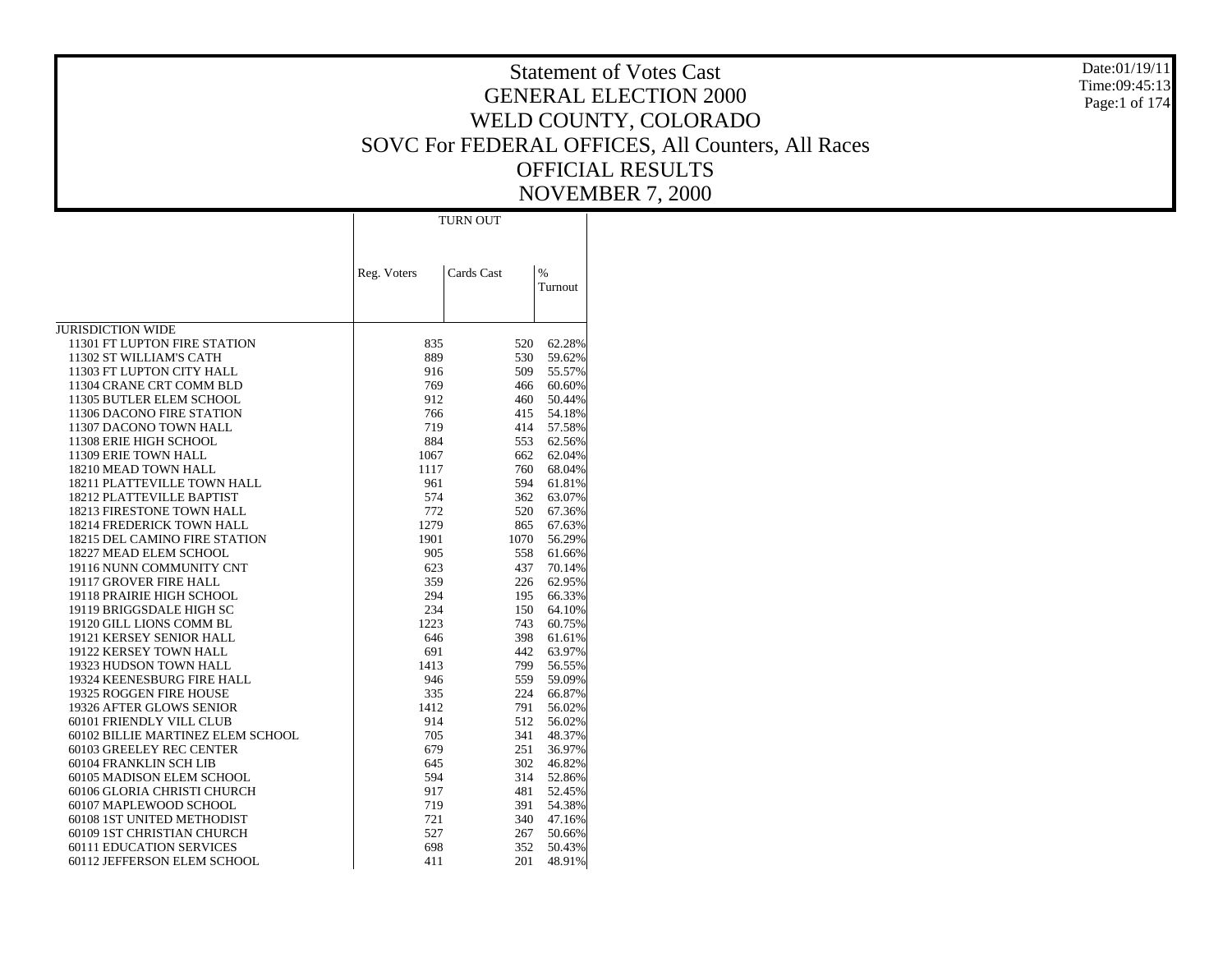# Statement of Votes Cast
## GENERAL ELECTION 2000
## WELD COUNTY, COLORADO
## SOVC For FEDERAL OFFICES, All Counters, All Races
## OFFICIAL RESULTS
## NOVEMBER 7, 2000

Date:01/19/11
Time:09:45:13

| | TURN OUT | | |
|---|---|---|---|
| | Reg. Voters | Cards Cast | % Turnout |
| JURISDICTION WIDE | | | |
| 11301 FT LUPTON FIRE STATION | 835 | 520 | 62.28% |
| 11302 ST WILLIAM'S CATH | 889 | 530 | 59.62% |
| 11303 FT LUPTON CITY HALL | 916 | 509 | 55.57% |
| 11304 CRANE CRT COMM BLD | 769 | 466 | 60.60% |
| 11305 BUTLER ELEM SCHOOL | 912 | 460 | 50.44% |
| 11306 DACONO FIRE STATION | 766 | 415 | 54.18% |
| 11307 DACONO TOWN HALL | 719 | 414 | 57.58% |
| 11308 ERIE HIGH SCHOOL | 884 | 553 | 62.56% |
| 11309 ERIE TOWN HALL | 1067 | 662 | 62.04% |
| 18210 MEAD TOWN HALL | 1117 | 760 | 68.04% |
| 18211 PLATTEVILLE TOWN HALL | 961 | 594 | 61.81% |
| 18212 PLATTEVILLE BAPTIST | 574 | 362 | 63.07% |
| 18213 FIRESTONE TOWN HALL | 772 | 520 | 67.36% |
| 18214 FREDERICK TOWN HALL | 1279 | 865 | 67.63% |
| 18215 DEL CAMINO FIRE STATION | 1901 | 1070 | 56.29% |
| 18227 MEAD ELEM SCHOOL | 905 | 558 | 61.66% |
| 19116 NUNN COMMUNITY CNT | 623 | 437 | 70.14% |
| 19117 GROVER FIRE HALL | 359 | 226 | 62.95% |
| 19118 PRAIRIE HIGH SCHOOL | 294 | 195 | 66.33% |
| 19119 BRIGGSDALE HIGH SC | 234 | 150 | 64.10% |
| 19120 GILL LIONS COMM BL | 1223 | 743 | 60.75% |
| 19121 KERSEY SENIOR HALL | 646 | 398 | 61.61% |
| 19122 KERSEY TOWN HALL | 691 | 442 | 63.97% |
| 19323 HUDSON TOWN HALL | 1413 | 799 | 56.55% |
| 19324 KEENESBURG FIRE HALL | 946 | 559 | 59.09% |
| 19325 ROGGEN FIRE HOUSE | 335 | 224 | 66.87% |
| 19326 AFTER GLOWS SENIOR | 1412 | 791 | 56.02% |
| 60101 FRIENDLY VILL CLUB | 914 | 512 | 56.02% |
| 60102 BILLIE MARTINEZ ELEM SCHOOL | 705 | 341 | 48.37% |
| 60103 GREELEY REC CENTER | 679 | 251 | 36.97% |
| 60104 FRANKLIN SCH LIB | 645 | 302 | 46.82% |
| 60105 MADISON ELEM SCHOOL | 594 | 314 | 52.86% |
| 60106 GLORIA CHRISTI CHURCH | 917 | 481 | 52.45% |
| 60107 MAPLEWOOD SCHOOL | 719 | 391 | 54.38% |
| 60108 1ST UNITED METHODIST | 721 | 340 | 47.16% |
| 60109 1ST CHRISTIAN CHURCH | 527 | 267 | 50.66% |
| 60111 EDUCATION SERVICES | 698 | 352 | 50.43% |
| 60112 JEFFERSON ELEM SCHOOL | 411 | 201 | 48.91% |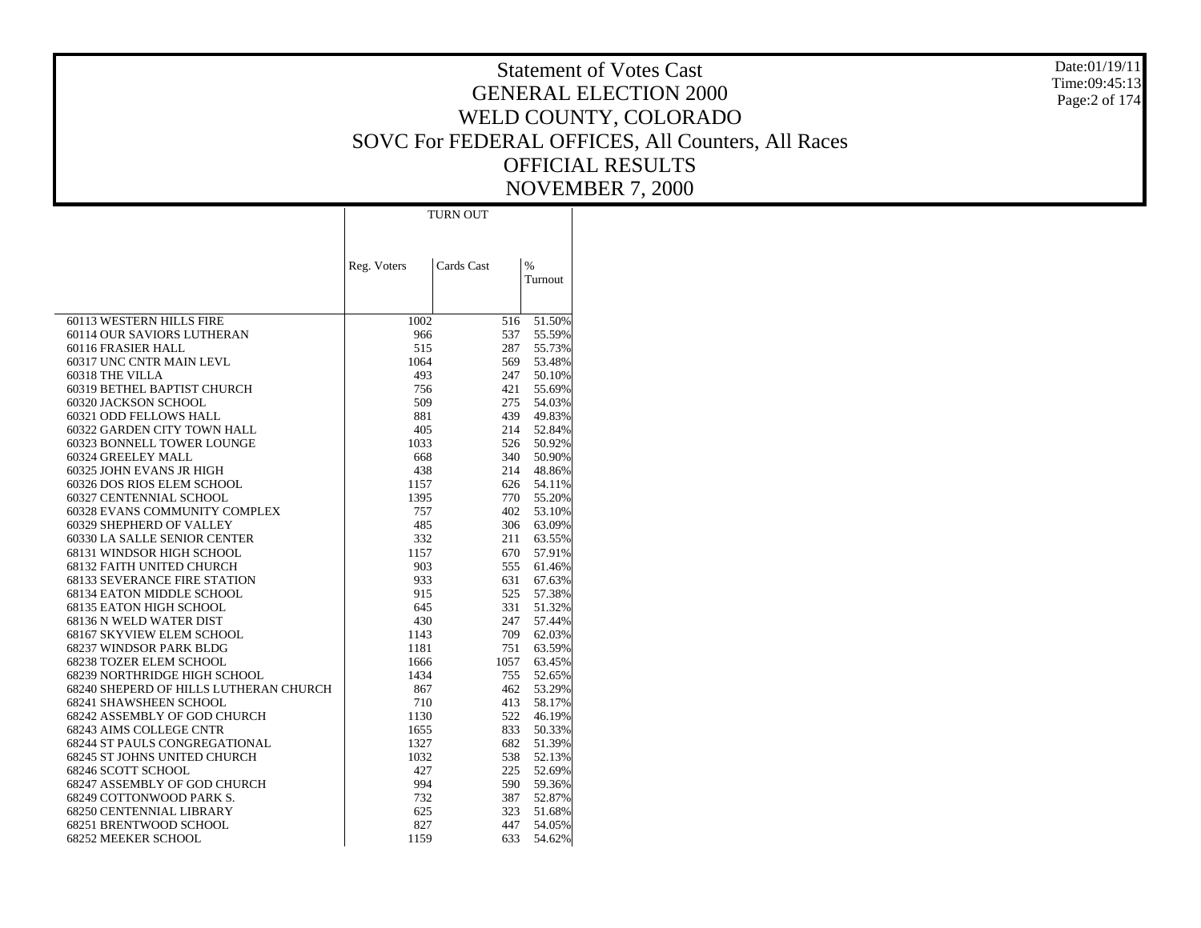# Statement of Votes Cast
## GENERAL ELECTION 2000
## WELD COUNTY, COLORADO
## SOVC For FEDERAL OFFICES, All Counters, All Races
## OFFICIAL RESULTS
## NOVEMBER 7, 2000

Date:01/19/11
Time:09:45:13

| | TURN OUT | | |
|---|---|---|---|
| | Reg. Voters | Cards Cast | % Turnout |
| 60113 WESTERN HILLS FIRE | 1002 | 516 | 51.50% |
| 60114 OUR SAVIORS LUTHERAN | 966 | 537 | 55.59% |
| 60116 FRASIER HALL | 515 | 287 | 55.73% |
| 60317 UNC CNTR MAIN LEVL | 1064 | 569 | 53.48% |
| 60318 THE VILLA | 493 | 247 | 50.10% |
| 60319 BETHEL BAPTIST CHURCH | 756 | 421 | 55.69% |
| 60320 JACKSON SCHOOL | 509 | 275 | 54.03% |
| 60321 ODD FELLOWS HALL | 881 | 439 | 49.83% |
| 60322 GARDEN CITY TOWN HALL | 405 | 214 | 52.84% |
| 60323 BONNELL TOWER LOUNGE | 1033 | 526 | 50.92% |
| 60324 GREELEY MALL | 668 | 340 | 50.90% |
| 60325 JOHN EVANS JR HIGH | 438 | 214 | 48.86% |
| 60326 DOS RIOS ELEM SCHOOL | 1157 | 626 | 54.11% |
| 60327 CENTENNIAL SCHOOL | 1395 | 770 | 55.20% |
| 60328 EVANS COMMUNITY COMPLEX | 757 | 402 | 53.10% |
| 60329 SHEPHERD OF VALLEY | 485 | 306 | 63.09% |
| 60330 LA SALLE SENIOR CENTER | 332 | 211 | 63.55% |
| 68131 WINDSOR HIGH SCHOOL | 1157 | 670 | 57.91% |
| 68132 FAITH UNITED CHURCH | 903 | 555 | 61.46% |
| 68133 SEVERANCE FIRE STATION | 933 | 631 | 67.63% |
| 68134 EATON MIDDLE SCHOOL | 915 | 525 | 57.38% |
| 68135 EATON HIGH SCHOOL | 645 | 331 | 51.32% |
| 68136 N WELD WATER DIST | 430 | 247 | 57.44% |
| 68167 SKYVIEW ELEM SCHOOL | 1143 | 709 | 62.03% |
| 68237 WINDSOR PARK BLDG | 1181 | 751 | 63.59% |
| 68238 TOZER ELEM SCHOOL | 1666 | 1057 | 63.45% |
| 68239 NORTHRIDGE HIGH SCHOOL | 1434 | 755 | 52.65% |
| 68240 SHEPERD OF HILLS LUTHERAN CHURCH | 867 | 462 | 53.29% |
| 68241 SHAWSHEEN SCHOOL | 710 | 413 | 58.17% |
| 68242 ASSEMBLY OF GOD CHURCH | 1130 | 522 | 46.19% |
| 68243 AIMS COLLEGE CNTR | 1655 | 833 | 50.33% |
| 68244 ST PAULS CONGREGATIONAL | 1327 | 682 | 51.39% |
| 68245 ST JOHNS UNITED CHURCH | 1032 | 538 | 52.13% |
| 68246 SCOTT SCHOOL | 427 | 225 | 52.69% |
| 68247 ASSEMBLY OF GOD CHURCH | 994 | 590 | 59.36% |
| 68249 COTTONWOOD PARK S. | 732 | 387 | 52.87% |
| 68250 CENTENNIAL LIBRARY | 625 | 323 | 51.68% |
| 68251 BRENTWOOD SCHOOL | 827 | 447 | 54.05% |
| 68252 MEEKER SCHOOL | 1159 | 633 | 54.62% |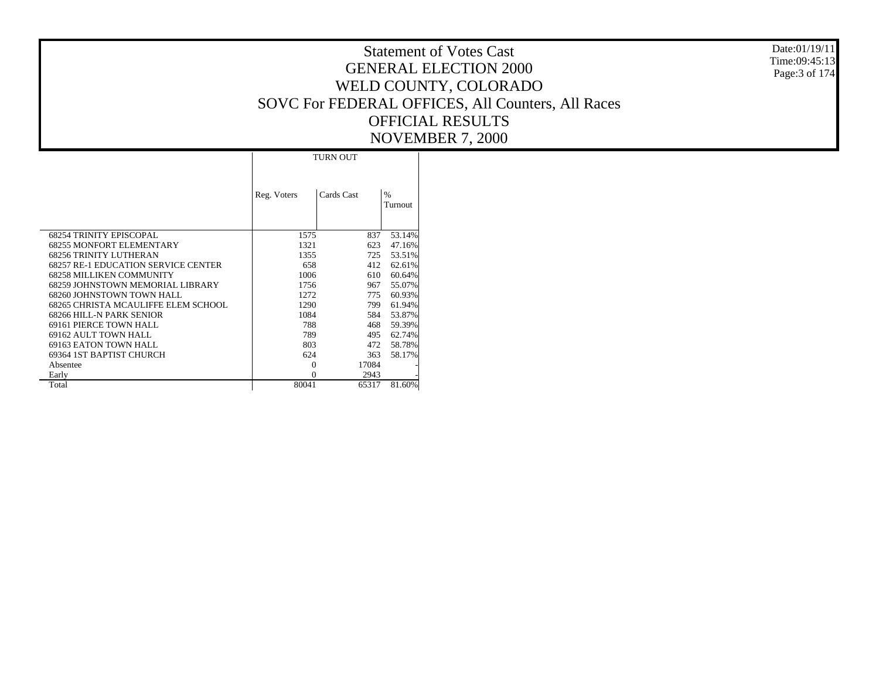# Statement of Votes Cast
# GENERAL ELECTION 2000
# WELD COUNTY, COLORADO
# SOVC For FEDERAL OFFICES, All Counters, All Races
# OFFICIAL RESULTS
# NOVEMBER 7, 2000

| | TURN OUT | | |
|---|---|---|---|
| | Reg. Voters | Cards Cast | % Turnout |
| 68254 TRINITY EPISCOPAL | 1575 | 837 | 53.14% |
| 68255 MONFORT ELEMENTARY | 1321 | 623 | 47.16% |
| 68256 TRINITY LUTHERAN | 1355 | 725 | 53.51% |
| 68257 RE-1 EDUCATION SERVICE CENTER | 658 | 412 | 62.61% |
| 68258 MILLIKEN COMMUNITY | 1006 | 610 | 60.64% |
| 68259 JOHNSTOWN MEMORIAL LIBRARY | 1756 | 967 | 55.07% |
| 68260 JOHNSTOWN TOWN HALL | 1272 | 775 | 60.93% |
| 68265 CHRISTA MCAULIFFE ELEM SCHOOL | 1290 | 799 | 61.94% |
| 68266 HILL-N PARK SENIOR | 1084 | 584 | 53.87% |
| 69161 PIERCE TOWN HALL | 788 | 468 | 59.39% |
| 69162 AULT TOWN HALL | 789 | 495 | 62.74% |
| 69163 EATON TOWN HALL | 803 | 472 | 58.78% |
| 69364 1ST BAPTIST CHURCH | 624 | 363 | 58.17% |
| Absentee | 0 | 17084 | - |
| Early | 0 | 2943 | - |
| Total | 80041 | 65317 | 81.60% |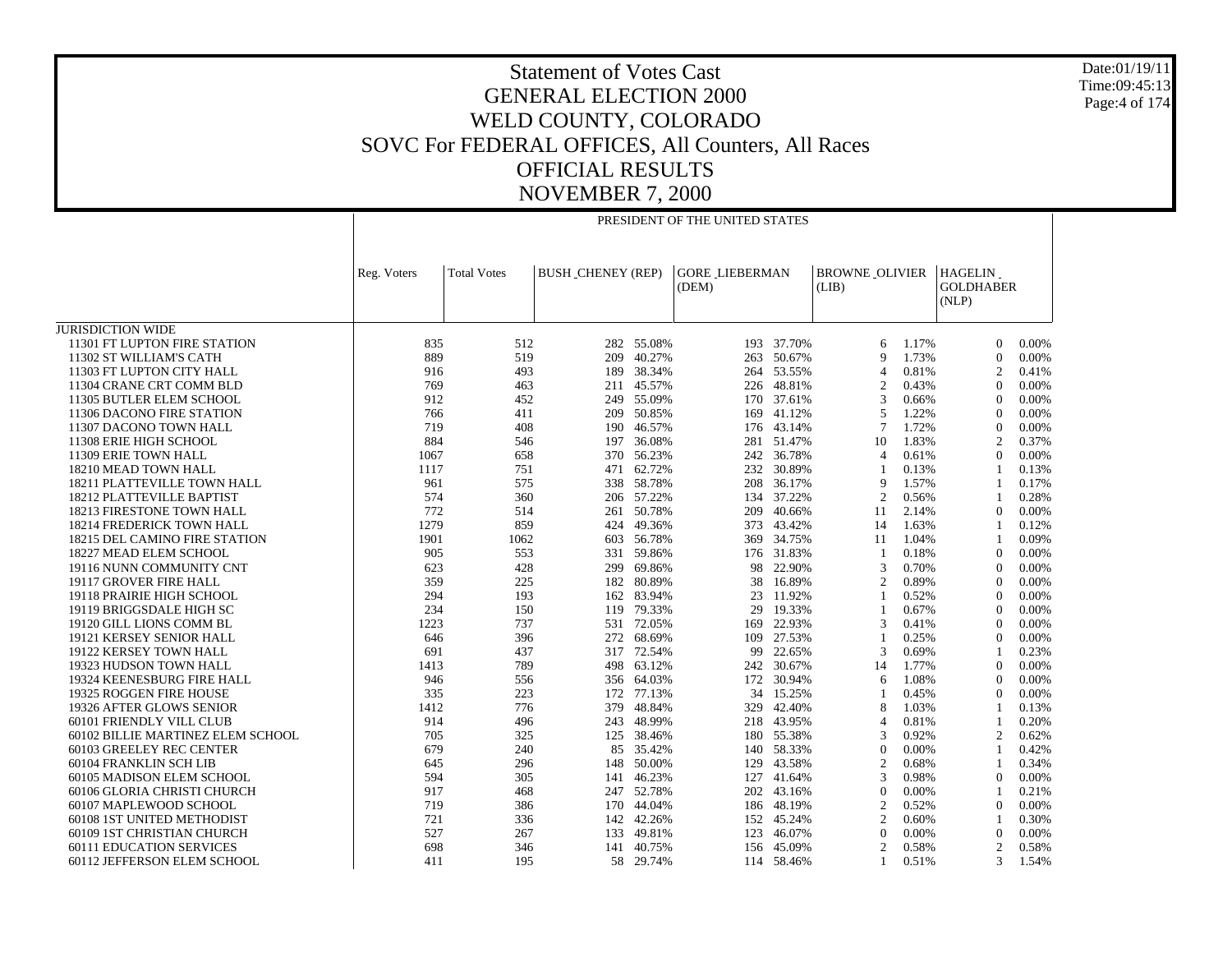# Statement of Votes Cast
## GENERAL ELECTION 2000
## WELD COUNTY, COLORADO
## SOVC For FEDERAL OFFICES, All Counters, All Races
## OFFICIAL RESULTS
## NOVEMBER 7, 2000

Date:01/19/11
Time:09:45:13

PRESIDENT OF THE UNITED STATES

| | Reg. Voters | Total Votes | BUSH_CHENEY (REP) | | GORE_LIEBERMAN (DEM) | | BROWNE_OLIVIER (LIB) | | HAGELIN_GOLDHABER (NLP) | |
|---|---|---|---|---|---|---|---|---|---|---|
| JURISDICTION WIDE | | | | | | | | | | |
| 11301 FT LUPTON FIRE STATION | 835 | 512 | 282 | 55.08% | 193 | 37.70% | 6 | 1.17% | 0 | 0.00% |
| 11302 ST WILLIAM'S CATH | 889 | 519 | 209 | 40.27% | 263 | 50.67% | 9 | 1.73% | 0 | 0.00% |
| 11303 FT LUPTON CITY HALL | 916 | 493 | 189 | 38.34% | 264 | 53.55% | 4 | 0.81% | 2 | 0.41% |
| 11304 CRANE CRT COMM BLD | 769 | 463 | 211 | 45.57% | 226 | 48.81% | 2 | 0.43% | 0 | 0.00% |
| 11305 BUTLER ELEM SCHOOL | 912 | 452 | 249 | 55.09% | 170 | 37.61% | 3 | 0.66% | 0 | 0.00% |
| 11306 DACONO FIRE STATION | 766 | 411 | 209 | 50.85% | 169 | 41.12% | 5 | 1.22% | 0 | 0.00% |
| 11307 DACONO TOWN HALL | 719 | 408 | 190 | 46.57% | 176 | 43.14% | 7 | 1.72% | 0 | 0.00% |
| 11308 ERIE HIGH SCHOOL | 884 | 546 | 197 | 36.08% | 281 | 51.47% | 10 | 1.83% | 2 | 0.37% |
| 11309 ERIE TOWN HALL | 1067 | 658 | 370 | 56.23% | 242 | 36.78% | 4 | 0.61% | 0 | 0.00% |
| 18210 MEAD TOWN HALL | 1117 | 751 | 471 | 62.72% | 232 | 30.89% | 1 | 0.13% | 1 | 0.13% |
| 18211 PLATTEVILLE TOWN HALL | 961 | 575 | 338 | 58.78% | 208 | 36.17% | 9 | 1.57% | 1 | 0.17% |
| 18212 PLATTEVILLE BAPTIST | 574 | 360 | 206 | 57.22% | 134 | 37.22% | 2 | 0.56% | 1 | 0.28% |
| 18213 FIRESTONE TOWN HALL | 772 | 514 | 261 | 50.78% | 209 | 40.66% | 11 | 2.14% | 0 | 0.00% |
| 18214 FREDERICK TOWN HALL | 1279 | 859 | 424 | 49.36% | 373 | 43.42% | 14 | 1.63% | 1 | 0.12% |
| 18215 DEL CAMINO FIRE STATION | 1901 | 1062 | 603 | 56.78% | 369 | 34.75% | 11 | 1.04% | 1 | 0.09% |
| 18227 MEAD ELEM SCHOOL | 905 | 553 | 331 | 59.86% | 176 | 31.83% | 1 | 0.18% | 0 | 0.00% |
| 19116 NUNN COMMUNITY CNT | 623 | 428 | 299 | 69.86% | 98 | 22.90% | 3 | 0.70% | 0 | 0.00% |
| 19117 GROVER FIRE HALL | 359 | 225 | 182 | 80.89% | 38 | 16.89% | 2 | 0.89% | 0 | 0.00% |
| 19118 PRAIRIE HIGH SCHOOL | 294 | 193 | 162 | 83.94% | 23 | 11.92% | 1 | 0.52% | 0 | 0.00% |
| 19119 BRIGGSDALE HIGH SC | 234 | 150 | 119 | 79.33% | 29 | 19.33% | 1 | 0.67% | 0 | 0.00% |
| 19120 GILL LIONS COMM BL | 1223 | 737 | 531 | 72.05% | 169 | 22.93% | 3 | 0.41% | 0 | 0.00% |
| 19121 KERSEY SENIOR HALL | 646 | 396 | 272 | 68.69% | 109 | 27.53% | 1 | 0.25% | 0 | 0.00% |
| 19122 KERSEY TOWN HALL | 691 | 437 | 317 | 72.54% | 99 | 22.65% | 3 | 0.69% | 1 | 0.23% |
| 19323 HUDSON TOWN HALL | 1413 | 789 | 498 | 63.12% | 242 | 30.67% | 14 | 1.77% | 0 | 0.00% |
| 19324 KEENESBURG FIRE HALL | 946 | 556 | 356 | 64.03% | 172 | 30.94% | 6 | 1.08% | 0 | 0.00% |
| 19325 ROGGEN FIRE HOUSE | 335 | 223 | 172 | 77.13% | 34 | 15.25% | 1 | 0.45% | 0 | 0.00% |
| 19326 AFTER GLOWS SENIOR | 1412 | 776 | 379 | 48.84% | 329 | 42.40% | 8 | 1.03% | 1 | 0.13% |
| 60101 FRIENDLY VILL CLUB | 914 | 496 | 243 | 48.99% | 218 | 43.95% | 4 | 0.81% | 1 | 0.20% |
| 60102 BILLIE MARTINEZ ELEM SCHOOL | 705 | 325 | 125 | 38.46% | 180 | 55.38% | 3 | 0.92% | 2 | 0.62% |
| 60103 GREELEY REC CENTER | 679 | 240 | 85 | 35.42% | 140 | 58.33% | 0 | 0.00% | 1 | 0.42% |
| 60104 FRANKLIN SCH LIB | 645 | 296 | 148 | 50.00% | 129 | 43.58% | 2 | 0.68% | 1 | 0.34% |
| 60105 MADISON ELEM SCHOOL | 594 | 305 | 141 | 46.23% | 127 | 41.64% | 3 | 0.98% | 0 | 0.00% |
| 60106 GLORIA CHRISTI CHURCH | 917 | 468 | 247 | 52.78% | 202 | 43.16% | 0 | 0.00% | 1 | 0.21% |
| 60107 MAPLEWOOD SCHOOL | 719 | 386 | 170 | 44.04% | 186 | 48.19% | 2 | 0.52% | 0 | 0.00% |
| 60108 1ST UNITED METHODIST | 721 | 336 | 142 | 42.26% | 152 | 45.24% | 2 | 0.60% | 1 | 0.30% |
| 60109 1ST CHRISTIAN CHURCH | 527 | 267 | 133 | 49.81% | 123 | 46.07% | 0 | 0.00% | 0 | 0.00% |
| 60111 EDUCATION SERVICES | 698 | 346 | 141 | 40.75% | 156 | 45.09% | 2 | 0.58% | 2 | 0.58% |
| 60112 JEFFERSON ELEM SCHOOL | 411 | 195 | 58 | 29.74% | 114 | 58.46% | 1 | 0.51% | 3 | 1.54% |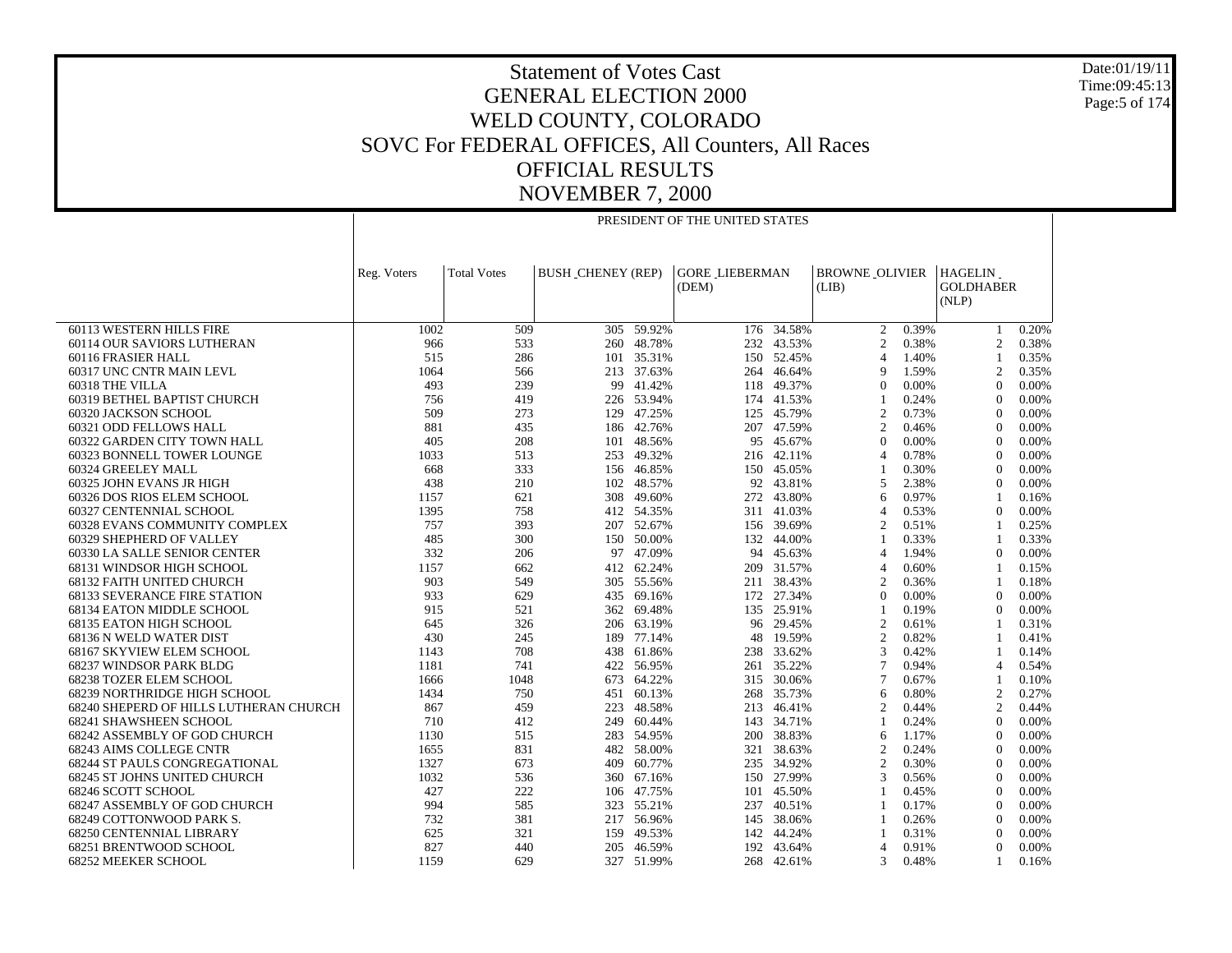# Statement of Votes Cast
# GENERAL ELECTION 2000
# WELD COUNTY, COLORADO
# SOVC For FEDERAL OFFICES, All Counters, All Races
# OFFICIAL RESULTS
# NOVEMBER 7, 2000

Date:01/19/11
Time:09:45:13

PRESIDENT OF THE UNITED STATES

| | Reg. Voters | Total Votes | BUSH _CHENEY (REP) | | GORE _LIEBERMAN (DEM) | | BROWNE _OLIVIER (LIB) | | HAGELIN _ GOLDHABER (NLP) | |
|---|---|---|---|---|---|---|---|---|---|---|
| 60113 WESTERN HILLS FIRE | 1002 | 509 | 305 | 59.92% | 176 | 34.58% | 2 | 0.39% | 1 | 0.20% |
| 60114 OUR SAVIORS LUTHERAN | 966 | 533 | 260 | 48.78% | 232 | 43.53% | 2 | 0.38% | 2 | 0.38% |
| 60116 FRASIER HALL | 515 | 286 | 101 | 35.31% | 150 | 52.45% | 4 | 1.40% | 1 | 0.35% |
| 60317 UNC CNTR MAIN LEVL | 1064 | 566 | 213 | 37.63% | 264 | 46.64% | 9 | 1.59% | 2 | 0.35% |
| 60318 THE VILLA | 493 | 239 | 99 | 41.42% | 118 | 49.37% | 0 | 0.00% | 0 | 0.00% |
| 60319 BETHEL BAPTIST CHURCH | 756 | 419 | 226 | 53.94% | 174 | 41.53% | 1 | 0.24% | 0 | 0.00% |
| 60320 JACKSON SCHOOL | 509 | 273 | 129 | 47.25% | 125 | 45.79% | 2 | 0.73% | 0 | 0.00% |
| 60321 ODD FELLOWS HALL | 881 | 435 | 186 | 42.76% | 207 | 47.59% | 2 | 0.46% | 0 | 0.00% |
| 60322 GARDEN CITY TOWN HALL | 405 | 208 | 101 | 48.56% | 95 | 45.67% | 0 | 0.00% | 0 | 0.00% |
| 60323 BONNELL TOWER LOUNGE | 1033 | 513 | 253 | 49.32% | 216 | 42.11% | 4 | 0.78% | 0 | 0.00% |
| 60324 GREELEY MALL | 668 | 333 | 156 | 46.85% | 150 | 45.05% | 1 | 0.30% | 0 | 0.00% |
| 60325 JOHN EVANS JR HIGH | 438 | 210 | 102 | 48.57% | 92 | 43.81% | 5 | 2.38% | 0 | 0.00% |
| 60326 DOS RIOS ELEM SCHOOL | 1157 | 621 | 308 | 49.60% | 272 | 43.80% | 6 | 0.97% | 1 | 0.16% |
| 60327 CENTENNIAL SCHOOL | 1395 | 758 | 412 | 54.35% | 311 | 41.03% | 4 | 0.53% | 0 | 0.00% |
| 60328 EVANS COMMUNITY COMPLEX | 757 | 393 | 207 | 52.67% | 156 | 39.69% | 2 | 0.51% | 1 | 0.25% |
| 60329 SHEPHERD OF VALLEY | 485 | 300 | 150 | 50.00% | 132 | 44.00% | 1 | 0.33% | 1 | 0.33% |
| 60330 LA SALLE SENIOR CENTER | 332 | 206 | 97 | 47.09% | 94 | 45.63% | 4 | 1.94% | 0 | 0.00% |
| 68131 WINDSOR HIGH SCHOOL | 1157 | 662 | 412 | 62.24% | 209 | 31.57% | 4 | 0.60% | 1 | 0.15% |
| 68132 FAITH UNITED CHURCH | 903 | 549 | 305 | 55.56% | 211 | 38.43% | 2 | 0.36% | 1 | 0.18% |
| 68133 SEVERANCE FIRE STATION | 933 | 629 | 435 | 69.16% | 172 | 27.34% | 0 | 0.00% | 0 | 0.00% |
| 68134 EATON MIDDLE SCHOOL | 915 | 521 | 362 | 69.48% | 135 | 25.91% | 1 | 0.19% | 0 | 0.00% |
| 68135 EATON HIGH SCHOOL | 645 | 326 | 206 | 63.19% | 96 | 29.45% | 2 | 0.61% | 1 | 0.31% |
| 68136 N WELD WATER DIST | 430 | 245 | 189 | 77.14% | 48 | 19.59% | 2 | 0.82% | 1 | 0.41% |
| 68167 SKYVIEW ELEM SCHOOL | 1143 | 708 | 438 | 61.86% | 238 | 33.62% | 3 | 0.42% | 1 | 0.14% |
| 68237 WINDSOR PARK BLDG | 1181 | 741 | 422 | 56.95% | 261 | 35.22% | 7 | 0.94% | 4 | 0.54% |
| 68238 TOZER ELEM SCHOOL | 1666 | 1048 | 673 | 64.22% | 315 | 30.06% | 7 | 0.67% | 1 | 0.10% |
| 68239 NORTHRIDGE HIGH SCHOOL | 1434 | 750 | 451 | 60.13% | 268 | 35.73% | 6 | 0.80% | 2 | 0.27% |
| 68240 SHEPERD OF HILLS LUTHERAN CHURCH | 867 | 459 | 223 | 48.58% | 213 | 46.41% | 2 | 0.44% | 2 | 0.44% |
| 68241 SHAWSHEEN SCHOOL | 710 | 412 | 249 | 60.44% | 143 | 34.71% | 1 | 0.24% | 0 | 0.00% |
| 68242 ASSEMBLY OF GOD CHURCH | 1130 | 515 | 283 | 54.95% | 200 | 38.83% | 6 | 1.17% | 0 | 0.00% |
| 68243 AIMS COLLEGE CNTR | 1655 | 831 | 482 | 58.00% | 321 | 38.63% | 2 | 0.24% | 0 | 0.00% |
| 68244 ST PAULS CONGREGATIONAL | 1327 | 673 | 409 | 60.77% | 235 | 34.92% | 2 | 0.30% | 0 | 0.00% |
| 68245 ST JOHNS UNITED CHURCH | 1032 | 536 | 360 | 67.16% | 150 | 27.99% | 3 | 0.56% | 0 | 0.00% |
| 68246 SCOTT SCHOOL | 427 | 222 | 106 | 47.75% | 101 | 45.50% | 1 | 0.45% | 0 | 0.00% |
| 68247 ASSEMBLY OF GOD CHURCH | 994 | 585 | 323 | 55.21% | 237 | 40.51% | 1 | 0.17% | 0 | 0.00% |
| 68249 COTTONWOOD PARK S. | 732 | 381 | 217 | 56.96% | 145 | 38.06% | 1 | 0.26% | 0 | 0.00% |
| 68250 CENTENNIAL LIBRARY | 625 | 321 | 159 | 49.53% | 142 | 44.24% | 1 | 0.31% | 0 | 0.00% |
| 68251 BRENTWOOD SCHOOL | 827 | 440 | 205 | 46.59% | 192 | 43.64% | 4 | 0.91% | 0 | 0.00% |
| 68252 MEEKER SCHOOL | 1159 | 629 | 327 | 51.99% | 268 | 42.61% | 3 | 0.48% | 1 | 0.16% |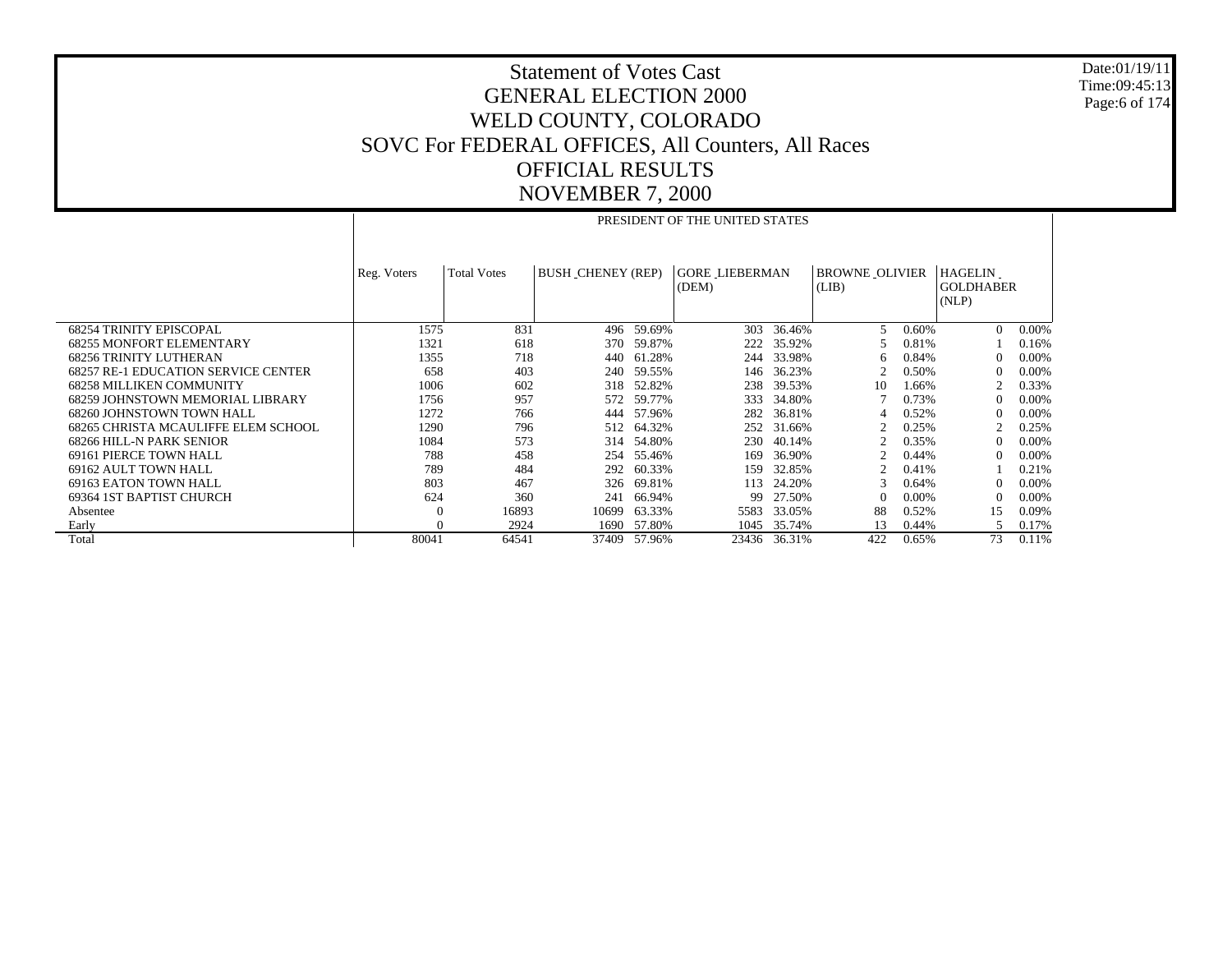# Statement of Votes Cast
# GENERAL ELECTION 2000
# WELD COUNTY, COLORADO
# SOVC For FEDERAL OFFICES, All Counters, All Races
# OFFICIAL RESULTS
# NOVEMBER 7, 2000

Date:01/19/11
Time:09:45:13

PRESIDENT OF THE UNITED STATES

| | Reg. Voters | Total Votes | BUSH _CHENEY (REP) | | GORE _LIEBERMAN (DEM) | | BROWNE _OLIVIER (LIB) | | HAGELIN _ GOLDHABER (NLP) | |
|---|---|---|---|---|---|---|---|---|---|---|
| 68254 TRINITY EPISCOPAL | 1575 | 831 | 496 | 59.69% | 303 | 36.46% | 5 | 0.60% | 0 | 0.00% |
| 68255 MONFORT ELEMENTARY | 1321 | 618 | 370 | 59.87% | 222 | 35.92% | 5 | 0.81% | 1 | 0.16% |
| 68256 TRINITY LUTHERAN | 1355 | 718 | 440 | 61.28% | 244 | 33.98% | 6 | 0.84% | 0 | 0.00% |
| 68257 RE-1 EDUCATION SERVICE CENTER | 658 | 403 | 240 | 59.55% | 146 | 36.23% | 2 | 0.50% | 0 | 0.00% |
| 68258 MILLIKEN COMMUNITY | 1006 | 602 | 318 | 52.82% | 238 | 39.53% | 10 | 1.66% | 2 | 0.33% |
| 68259 JOHNSTOWN MEMORIAL LIBRARY | 1756 | 957 | 572 | 59.77% | 333 | 34.80% | 7 | 0.73% | 0 | 0.00% |
| 68260 JOHNSTOWN TOWN HALL | 1272 | 766 | 444 | 57.96% | 282 | 36.81% | 4 | 0.52% | 0 | 0.00% |
| 68265 CHRISTA MCAULIFFE ELEM SCHOOL | 1290 | 796 | 512 | 64.32% | 252 | 31.66% | 2 | 0.25% | 2 | 0.25% |
| 68266 HILL-N PARK SENIOR | 1084 | 573 | 314 | 54.80% | 230 | 40.14% | 2 | 0.35% | 0 | 0.00% |
| 69161 PIERCE TOWN HALL | 788 | 458 | 254 | 55.46% | 169 | 36.90% | 2 | 0.44% | 0 | 0.00% |
| 69162 AULT TOWN HALL | 789 | 484 | 292 | 60.33% | 159 | 32.85% | 2 | 0.41% | 1 | 0.21% |
| 69163 EATON TOWN HALL | 803 | 467 | 326 | 69.81% | 113 | 24.20% | 3 | 0.64% | 0 | 0.00% |
| 69364 1ST BAPTIST CHURCH | 624 | 360 | 241 | 66.94% | 99 | 27.50% | 0 | 0.00% | 0 | 0.00% |
| Absentee | 0 | 16893 | 10699 | 63.33% | 5583 | 33.05% | 88 | 0.52% | 15 | 0.09% |
| Early | 0 | 2924 | 1690 | 57.80% | 1045 | 35.74% | 13 | 0.44% | 5 | 0.17% |
| Total | 80041 | 64541 | 37409 | 57.96% | 23436 | 36.31% | 422 | 0.65% | 73 | 0.11% |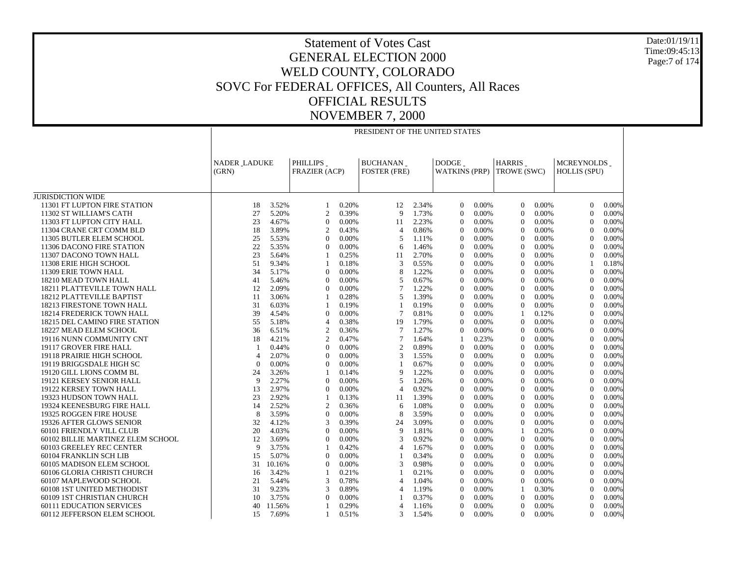# Statement of Votes Cast
# GENERAL ELECTION 2000
# WELD COUNTY, COLORADO
# SOVC For FEDERAL OFFICES, All Counters, All Races
# OFFICIAL RESULTS
# NOVEMBER 7, 2000

Date:01/19/11
Time:09:45:13

## PRESIDENT OF THE UNITED STATES

| | NADER_LADUKE (GRN) | | PHILLIPS_FRAZIER (ACP) | | BUCHANAN_FOSTER (FRE) | | DODGE_WATKINS (PRP) | | HARRIS_TROWE (SWC) | | MCREYNOLDS_HOLLIS (SPU) | |
|---|---|---|---|---|---|---|---|---|---|---|---|---|
| JURISDICTION WIDE | | | | | | | | | | | | |
| 11301 FT LUPTON FIRE STATION | 18 | 3.52% | 1 | 0.20% | 12 | 2.34% | 0 | 0.00% | 0 | 0.00% | 0 | 0.00% |
| 11302 ST WILLIAM'S CATH | 27 | 5.20% | 2 | 0.39% | 9 | 1.73% | 0 | 0.00% | 0 | 0.00% | 0 | 0.00% |
| 11303 FT LUPTON CITY HALL | 23 | 4.67% | 0 | 0.00% | 11 | 2.23% | 0 | 0.00% | 0 | 0.00% | 0 | 0.00% |
| 11304 CRANE CRT COMM BLD | 18 | 3.89% | 2 | 0.43% | 4 | 0.86% | 0 | 0.00% | 0 | 0.00% | 0 | 0.00% |
| 11305 BUTLER ELEM SCHOOL | 25 | 5.53% | 0 | 0.00% | 5 | 1.11% | 0 | 0.00% | 0 | 0.00% | 0 | 0.00% |
| 11306 DACONO FIRE STATION | 22 | 5.35% | 0 | 0.00% | 6 | 1.46% | 0 | 0.00% | 0 | 0.00% | 0 | 0.00% |
| 11307 DACONO TOWN HALL | 23 | 5.64% | 1 | 0.25% | 11 | 2.70% | 0 | 0.00% | 0 | 0.00% | 0 | 0.00% |
| 11308 ERIE HIGH SCHOOL | 51 | 9.34% | 1 | 0.18% | 3 | 0.55% | 0 | 0.00% | 0 | 0.00% | 1 | 0.18% |
| 11309 ERIE TOWN HALL | 34 | 5.17% | 0 | 0.00% | 8 | 1.22% | 0 | 0.00% | 0 | 0.00% | 0 | 0.00% |
| 18210 MEAD TOWN HALL | 41 | 5.46% | 0 | 0.00% | 5 | 0.67% | 0 | 0.00% | 0 | 0.00% | 0 | 0.00% |
| 18211 PLATTEVILLE TOWN HALL | 12 | 2.09% | 0 | 0.00% | 7 | 1.22% | 0 | 0.00% | 0 | 0.00% | 0 | 0.00% |
| 18212 PLATTEVILLE BAPTIST | 11 | 3.06% | 1 | 0.28% | 5 | 1.39% | 0 | 0.00% | 0 | 0.00% | 0 | 0.00% |
| 18213 FIRESTONE TOWN HALL | 31 | 6.03% | 1 | 0.19% | 1 | 0.19% | 0 | 0.00% | 0 | 0.00% | 0 | 0.00% |
| 18214 FREDERICK TOWN HALL | 39 | 4.54% | 0 | 0.00% | 7 | 0.81% | 0 | 0.00% | 1 | 0.12% | 0 | 0.00% |
| 18215 DEL CAMINO FIRE STATION | 55 | 5.18% | 4 | 0.38% | 19 | 1.79% | 0 | 0.00% | 0 | 0.00% | 0 | 0.00% |
| 18227 MEAD ELEM SCHOOL | 36 | 6.51% | 2 | 0.36% | 7 | 1.27% | 0 | 0.00% | 0 | 0.00% | 0 | 0.00% |
| 19116 NUNN COMMUNITY CNT | 18 | 4.21% | 2 | 0.47% | 7 | 1.64% | 1 | 0.23% | 0 | 0.00% | 0 | 0.00% |
| 19117 GROVER FIRE HALL | 1 | 0.44% | 0 | 0.00% | 2 | 0.89% | 0 | 0.00% | 0 | 0.00% | 0 | 0.00% |
| 19118 PRAIRIE HIGH SCHOOL | 4 | 2.07% | 0 | 0.00% | 3 | 1.55% | 0 | 0.00% | 0 | 0.00% | 0 | 0.00% |
| 19119 BRIGGSDALE HIGH SC | 0 | 0.00% | 0 | 0.00% | 1 | 0.67% | 0 | 0.00% | 0 | 0.00% | 0 | 0.00% |
| 19120 GILL LIONS COMM BL | 24 | 3.26% | 1 | 0.14% | 9 | 1.22% | 0 | 0.00% | 0 | 0.00% | 0 | 0.00% |
| 19121 KERSEY SENIOR HALL | 9 | 2.27% | 0 | 0.00% | 5 | 1.26% | 0 | 0.00% | 0 | 0.00% | 0 | 0.00% |
| 19122 KERSEY TOWN HALL | 13 | 2.97% | 0 | 0.00% | 4 | 0.92% | 0 | 0.00% | 0 | 0.00% | 0 | 0.00% |
| 19323 HUDSON TOWN HALL | 23 | 2.92% | 1 | 0.13% | 11 | 1.39% | 0 | 0.00% | 0 | 0.00% | 0 | 0.00% |
| 19324 KEENESBURG FIRE HALL | 14 | 2.52% | 2 | 0.36% | 6 | 1.08% | 0 | 0.00% | 0 | 0.00% | 0 | 0.00% |
| 19325 ROGGEN FIRE HOUSE | 8 | 3.59% | 0 | 0.00% | 8 | 3.59% | 0 | 0.00% | 0 | 0.00% | 0 | 0.00% |
| 19326 AFTER GLOWS SENIOR | 32 | 4.12% | 3 | 0.39% | 24 | 3.09% | 0 | 0.00% | 0 | 0.00% | 0 | 0.00% |
| 60101 FRIENDLY VILL CLUB | 20 | 4.03% | 0 | 0.00% | 9 | 1.81% | 0 | 0.00% | 1 | 0.20% | 0 | 0.00% |
| 60102 BILLIE MARTINEZ ELEM SCHOOL | 12 | 3.69% | 0 | 0.00% | 3 | 0.92% | 0 | 0.00% | 0 | 0.00% | 0 | 0.00% |
| 60103 GREELEY REC CENTER | 9 | 3.75% | 1 | 0.42% | 4 | 1.67% | 0 | 0.00% | 0 | 0.00% | 0 | 0.00% |
| 60104 FRANKLIN SCH LIB | 15 | 5.07% | 0 | 0.00% | 1 | 0.34% | 0 | 0.00% | 0 | 0.00% | 0 | 0.00% |
| 60105 MADISON ELEM SCHOOL | 31 | 10.16% | 0 | 0.00% | 3 | 0.98% | 0 | 0.00% | 0 | 0.00% | 0 | 0.00% |
| 60106 GLORIA CHRISTI CHURCH | 16 | 3.42% | 1 | 0.21% | 1 | 0.21% | 0 | 0.00% | 0 | 0.00% | 0 | 0.00% |
| 60107 MAPLEWOOD SCHOOL | 21 | 5.44% | 3 | 0.78% | 4 | 1.04% | 0 | 0.00% | 0 | 0.00% | 0 | 0.00% |
| 60108 1ST UNITED METHODIST | 31 | 9.23% | 3 | 0.89% | 4 | 1.19% | 0 | 0.00% | 1 | 0.30% | 0 | 0.00% |
| 60109 1ST CHRISTIAN CHURCH | 10 | 3.75% | 0 | 0.00% | 1 | 0.37% | 0 | 0.00% | 0 | 0.00% | 0 | 0.00% |
| 60111 EDUCATION SERVICES | 40 | 11.56% | 1 | 0.29% | 4 | 1.16% | 0 | 0.00% | 0 | 0.00% | 0 | 0.00% |
| 60112 JEFFERSON ELEM SCHOOL | 15 | 7.69% | 1 | 0.51% | 3 | 1.54% | 0 | 0.00% | 0 | 0.00% | 0 | 0.00% |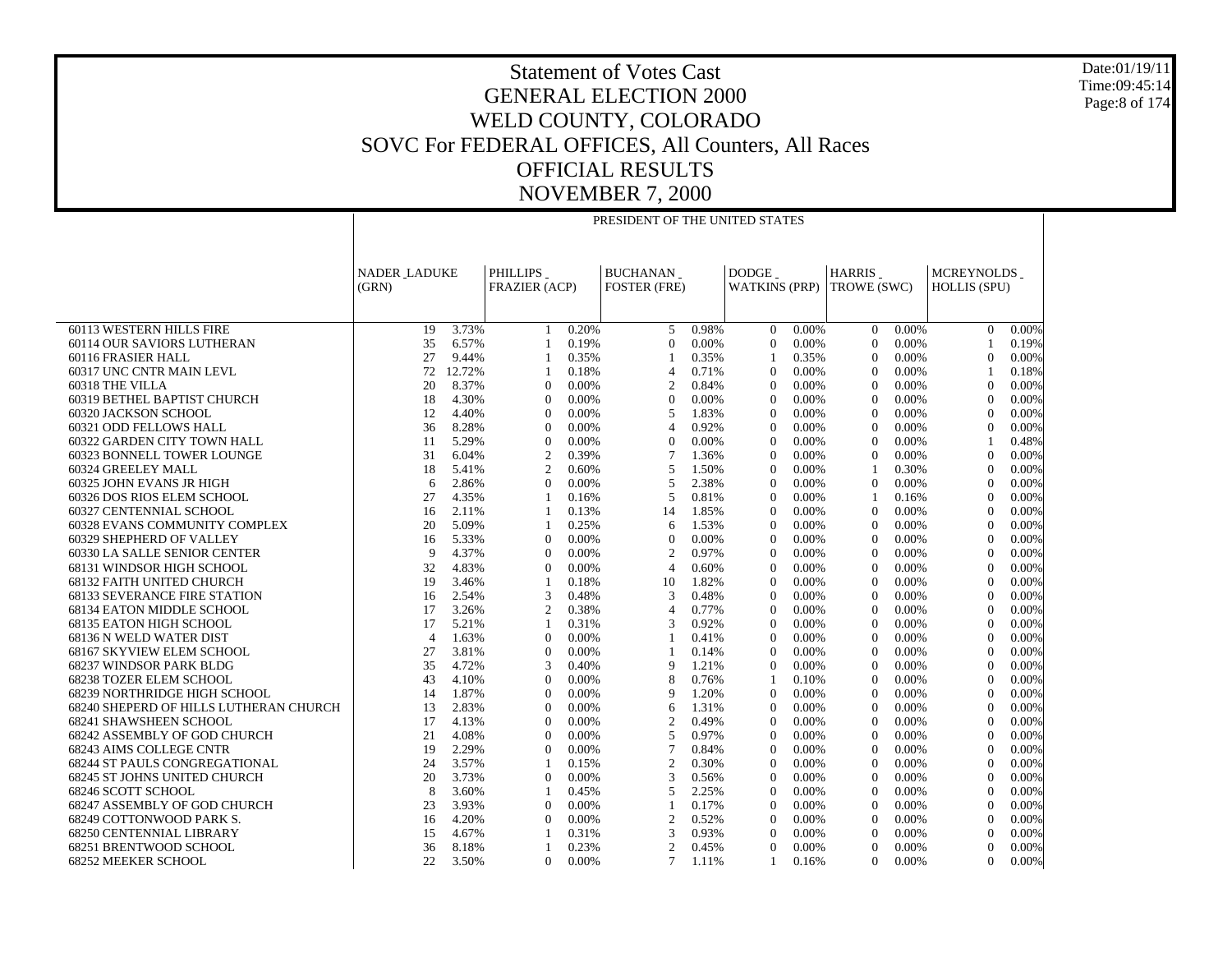# Statement of Votes Cast
## GENERAL ELECTION 2000
## WELD COUNTY, COLORADO
## SOVC For FEDERAL OFFICES, All Counters, All Races
## OFFICIAL RESULTS
## NOVEMBER 7, 2000

Date:01/19/11
Time:09:45:14

PRESIDENT OF THE UNITED STATES

| | NADER_LADUKE (GRN) | | PHILLIPS_ FRAZIER (ACP) | | BUCHANAN_ FOSTER (FRE) | | DODGE_ WATKINS (PRP) | | HARRIS_ TROWE (SWC) | | MCREYNOLDS_ HOLLIS (SPU) | |
|---|---|---|---|---|---|---|---|---|---|---|---|---|
| 60113 WESTERN HILLS FIRE | 19 | 3.73% | 1 | 0.20% | 5 | 0.98% | 0 | 0.00% | 0 | 0.00% | 0 | 0.00% |
| 60114 OUR SAVIORS LUTHERAN | 35 | 6.57% | 1 | 0.19% | 0 | 0.00% | 0 | 0.00% | 0 | 0.00% | 1 | 0.19% |
| 60116 FRASIER HALL | 27 | 9.44% | 1 | 0.35% | 1 | 0.35% | 1 | 0.35% | 0 | 0.00% | 0 | 0.00% |
| 60317 UNC CNTR MAIN LEVL | 72 | 12.72% | 1 | 0.18% | 4 | 0.71% | 0 | 0.00% | 0 | 0.00% | 1 | 0.18% |
| 60318 THE VILLA | 20 | 8.37% | 0 | 0.00% | 2 | 0.84% | 0 | 0.00% | 0 | 0.00% | 0 | 0.00% |
| 60319 BETHEL BAPTIST CHURCH | 18 | 4.30% | 0 | 0.00% | 0 | 0.00% | 0 | 0.00% | 0 | 0.00% | 0 | 0.00% |
| 60320 JACKSON SCHOOL | 12 | 4.40% | 0 | 0.00% | 5 | 1.83% | 0 | 0.00% | 0 | 0.00% | 0 | 0.00% |
| 60321 ODD FELLOWS HALL | 36 | 8.28% | 0 | 0.00% | 4 | 0.92% | 0 | 0.00% | 0 | 0.00% | 0 | 0.00% |
| 60322 GARDEN CITY TOWN HALL | 11 | 5.29% | 0 | 0.00% | 0 | 0.00% | 0 | 0.00% | 0 | 0.00% | 1 | 0.48% |
| 60323 BONNELL TOWER LOUNGE | 31 | 6.04% | 2 | 0.39% | 7 | 1.36% | 0 | 0.00% | 0 | 0.00% | 0 | 0.00% |
| 60324 GREELEY MALL | 18 | 5.41% | 2 | 0.60% | 5 | 1.50% | 0 | 0.00% | 1 | 0.30% | 0 | 0.00% |
| 60325 JOHN EVANS JR HIGH | 6 | 2.86% | 0 | 0.00% | 5 | 2.38% | 0 | 0.00% | 0 | 0.00% | 0 | 0.00% |
| 60326 DOS RIOS ELEM SCHOOL | 27 | 4.35% | 1 | 0.16% | 5 | 0.81% | 0 | 0.00% | 1 | 0.16% | 0 | 0.00% |
| 60327 CENTENNIAL SCHOOL | 16 | 2.11% | 1 | 0.13% | 14 | 1.85% | 0 | 0.00% | 0 | 0.00% | 0 | 0.00% |
| 60328 EVANS COMMUNITY COMPLEX | 20 | 5.09% | 1 | 0.25% | 6 | 1.53% | 0 | 0.00% | 0 | 0.00% | 0 | 0.00% |
| 60329 SHEPHERD OF VALLEY | 16 | 5.33% | 0 | 0.00% | 0 | 0.00% | 0 | 0.00% | 0 | 0.00% | 0 | 0.00% |
| 60330 LA SALLE SENIOR CENTER | 9 | 4.37% | 0 | 0.00% | 2 | 0.97% | 0 | 0.00% | 0 | 0.00% | 0 | 0.00% |
| 68131 WINDSOR HIGH SCHOOL | 32 | 4.83% | 0 | 0.00% | 4 | 0.60% | 0 | 0.00% | 0 | 0.00% | 0 | 0.00% |
| 68132 FAITH UNITED CHURCH | 19 | 3.46% | 1 | 0.18% | 10 | 1.82% | 0 | 0.00% | 0 | 0.00% | 0 | 0.00% |
| 68133 SEVERANCE FIRE STATION | 16 | 2.54% | 3 | 0.48% | 3 | 0.48% | 0 | 0.00% | 0 | 0.00% | 0 | 0.00% |
| 68134 EATON MIDDLE SCHOOL | 17 | 3.26% | 2 | 0.38% | 4 | 0.77% | 0 | 0.00% | 0 | 0.00% | 0 | 0.00% |
| 68135 EATON HIGH SCHOOL | 17 | 5.21% | 1 | 0.31% | 3 | 0.92% | 0 | 0.00% | 0 | 0.00% | 0 | 0.00% |
| 68136 N WELD WATER DIST | 4 | 1.63% | 0 | 0.00% | 1 | 0.41% | 0 | 0.00% | 0 | 0.00% | 0 | 0.00% |
| 68167 SKYVIEW ELEM SCHOOL | 27 | 3.81% | 0 | 0.00% | 1 | 0.14% | 0 | 0.00% | 0 | 0.00% | 0 | 0.00% |
| 68237 WINDSOR PARK BLDG | 35 | 4.72% | 3 | 0.40% | 9 | 1.21% | 0 | 0.00% | 0 | 0.00% | 0 | 0.00% |
| 68238 TOZER ELEM SCHOOL | 43 | 4.10% | 0 | 0.00% | 8 | 0.76% | 1 | 0.10% | 0 | 0.00% | 0 | 0.00% |
| 68239 NORTHRIDGE HIGH SCHOOL | 14 | 1.87% | 0 | 0.00% | 9 | 1.20% | 0 | 0.00% | 0 | 0.00% | 0 | 0.00% |
| 68240 SHEPERD OF HILLS LUTHERAN CHURCH | 13 | 2.83% | 0 | 0.00% | 6 | 1.31% | 0 | 0.00% | 0 | 0.00% | 0 | 0.00% |
| 68241 SHAWSHEEN SCHOOL | 17 | 4.13% | 0 | 0.00% | 2 | 0.49% | 0 | 0.00% | 0 | 0.00% | 0 | 0.00% |
| 68242 ASSEMBLY OF GOD CHURCH | 21 | 4.08% | 0 | 0.00% | 5 | 0.97% | 0 | 0.00% | 0 | 0.00% | 0 | 0.00% |
| 68243 AIMS COLLEGE CNTR | 19 | 2.29% | 0 | 0.00% | 7 | 0.84% | 0 | 0.00% | 0 | 0.00% | 0 | 0.00% |
| 68244 ST PAULS CONGREGATIONAL | 24 | 3.57% | 1 | 0.15% | 2 | 0.30% | 0 | 0.00% | 0 | 0.00% | 0 | 0.00% |
| 68245 ST JOHNS UNITED CHURCH | 20 | 3.73% | 0 | 0.00% | 3 | 0.56% | 0 | 0.00% | 0 | 0.00% | 0 | 0.00% |
| 68246 SCOTT SCHOOL | 8 | 3.60% | 1 | 0.45% | 5 | 2.25% | 0 | 0.00% | 0 | 0.00% | 0 | 0.00% |
| 68247 ASSEMBLY OF GOD CHURCH | 23 | 3.93% | 0 | 0.00% | 1 | 0.17% | 0 | 0.00% | 0 | 0.00% | 0 | 0.00% |
| 68249 COTTONWOOD PARK S. | 16 | 4.20% | 0 | 0.00% | 2 | 0.52% | 0 | 0.00% | 0 | 0.00% | 0 | 0.00% |
| 68250 CENTENNIAL LIBRARY | 15 | 4.67% | 1 | 0.31% | 3 | 0.93% | 0 | 0.00% | 0 | 0.00% | 0 | 0.00% |
| 68251 BRENTWOOD SCHOOL | 36 | 8.18% | 1 | 0.23% | 2 | 0.45% | 0 | 0.00% | 0 | 0.00% | 0 | 0.00% |
| 68252 MEEKER SCHOOL | 22 | 3.50% | 0 | 0.00% | 7 | 1.11% | 1 | 0.16% | 0 | 0.00% | 0 | 0.00% |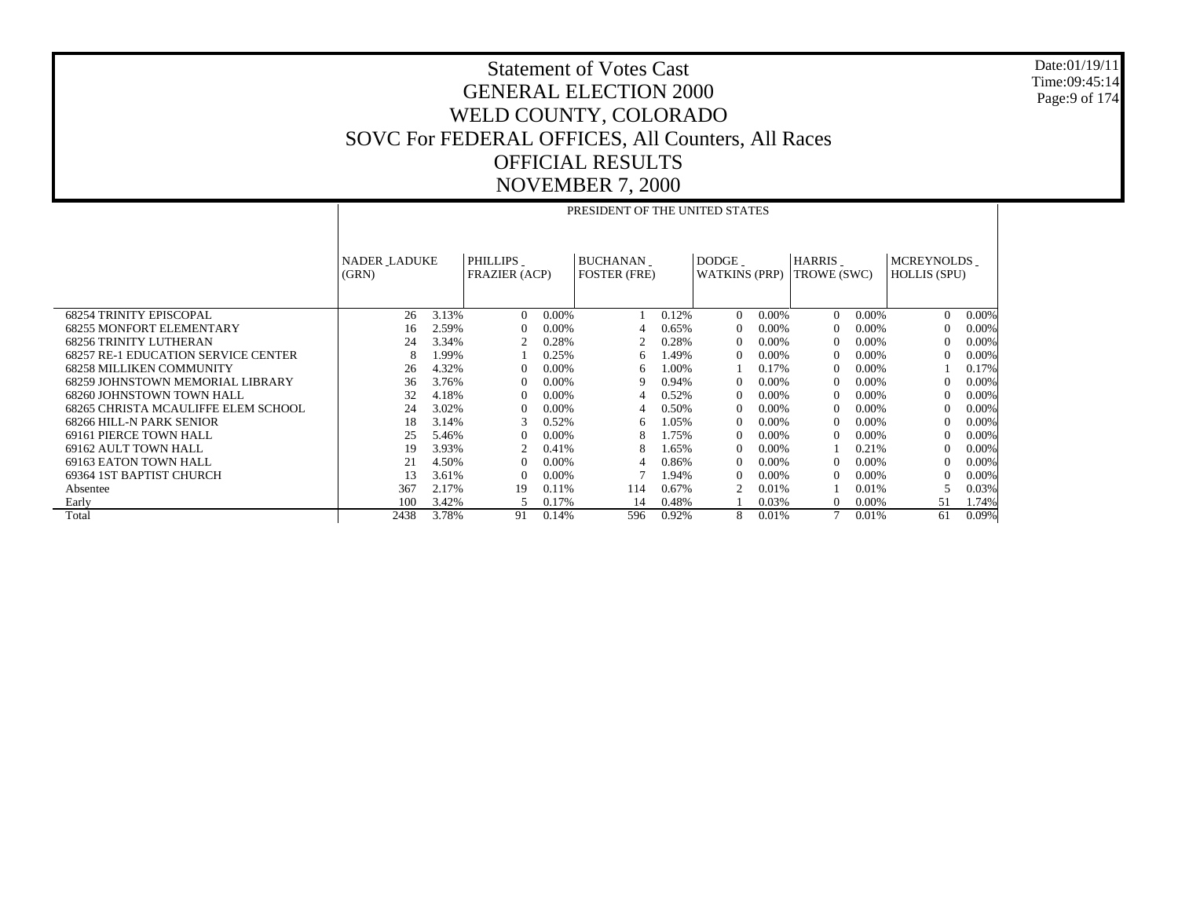# Statement of Votes Cast
# GENERAL ELECTION 2000
# WELD COUNTY, COLORADO
# SOVC For FEDERAL OFFICES, All Counters, All Races
# OFFICIAL RESULTS
# NOVEMBER 7, 2000

Date:01/19/11
Time:09:45:14

| | PRESIDENT OF THE UNITED STATES | | | | | | | | | | | |
|---|---|---|---|---|---|---|---|---|---|---|---|---|
| | NADER _LADUKE (GRN) | | PHILLIPS _ FRAZIER (ACP) | | BUCHANAN _ FOSTER (FRE) | | DODGE _ WATKINS (PRP) | | HARRIS _ TROWE (SWC) | | MCREYNOLDS _ HOLLIS (SPU) | |
| 68254 TRINITY EPISCOPAL | 26 | 3.13% | 0 | 0.00% | 1 | 0.12% | 0 | 0.00% | 0 | 0.00% | 0 | 0.00% |
| 68255 MONFORT ELEMENTARY | 16 | 2.59% | 0 | 0.00% | 4 | 0.65% | 0 | 0.00% | 0 | 0.00% | 0 | 0.00% |
| 68256 TRINITY LUTHERAN | 24 | 3.34% | 2 | 0.28% | 2 | 0.28% | 0 | 0.00% | 0 | 0.00% | 0 | 0.00% |
| 68257 RE-1 EDUCATION SERVICE CENTER | 8 | 1.99% | 1 | 0.25% | 6 | 1.49% | 0 | 0.00% | 0 | 0.00% | 0 | 0.00% |
| 68258 MILLIKEN COMMUNITY | 26 | 4.32% | 0 | 0.00% | 6 | 1.00% | 1 | 0.17% | 0 | 0.00% | 1 | 0.17% |
| 68259 JOHNSTOWN MEMORIAL LIBRARY | 36 | 3.76% | 0 | 0.00% | 9 | 0.94% | 0 | 0.00% | 0 | 0.00% | 0 | 0.00% |
| 68260 JOHNSTOWN TOWN HALL | 32 | 4.18% | 0 | 0.00% | 4 | 0.52% | 0 | 0.00% | 0 | 0.00% | 0 | 0.00% |
| 68265 CHRISTA MCAULIFFE ELEM SCHOOL | 24 | 3.02% | 0 | 0.00% | 4 | 0.50% | 0 | 0.00% | 0 | 0.00% | 0 | 0.00% |
| 68266 HILL-N PARK SENIOR | 18 | 3.14% | 3 | 0.52% | 6 | 1.05% | 0 | 0.00% | 0 | 0.00% | 0 | 0.00% |
| 69161 PIERCE TOWN HALL | 25 | 5.46% | 0 | 0.00% | 8 | 1.75% | 0 | 0.00% | 0 | 0.00% | 0 | 0.00% |
| 69162 AULT TOWN HALL | 19 | 3.93% | 2 | 0.41% | 8 | 1.65% | 0 | 0.00% | 1 | 0.21% | 0 | 0.00% |
| 69163 EATON TOWN HALL | 21 | 4.50% | 0 | 0.00% | 4 | 0.86% | 0 | 0.00% | 0 | 0.00% | 0 | 0.00% |
| 69364 1ST BAPTIST CHURCH | 13 | 3.61% | 0 | 0.00% | 7 | 1.94% | 0 | 0.00% | 0 | 0.00% | 0 | 0.00% |
| Absentee | 367 | 2.17% | 19 | 0.11% | 114 | 0.67% | 2 | 0.01% | 1 | 0.01% | 5 | 0.03% |
| Early | 100 | 3.42% | 5 | 0.17% | 14 | 0.48% | 1 | 0.03% | 0 | 0.00% | 51 | 1.74% |
| Total | 2438 | 3.78% | 91 | 0.14% | 596 | 0.92% | 8 | 0.01% | 7 | 0.01% | 61 | 0.09% |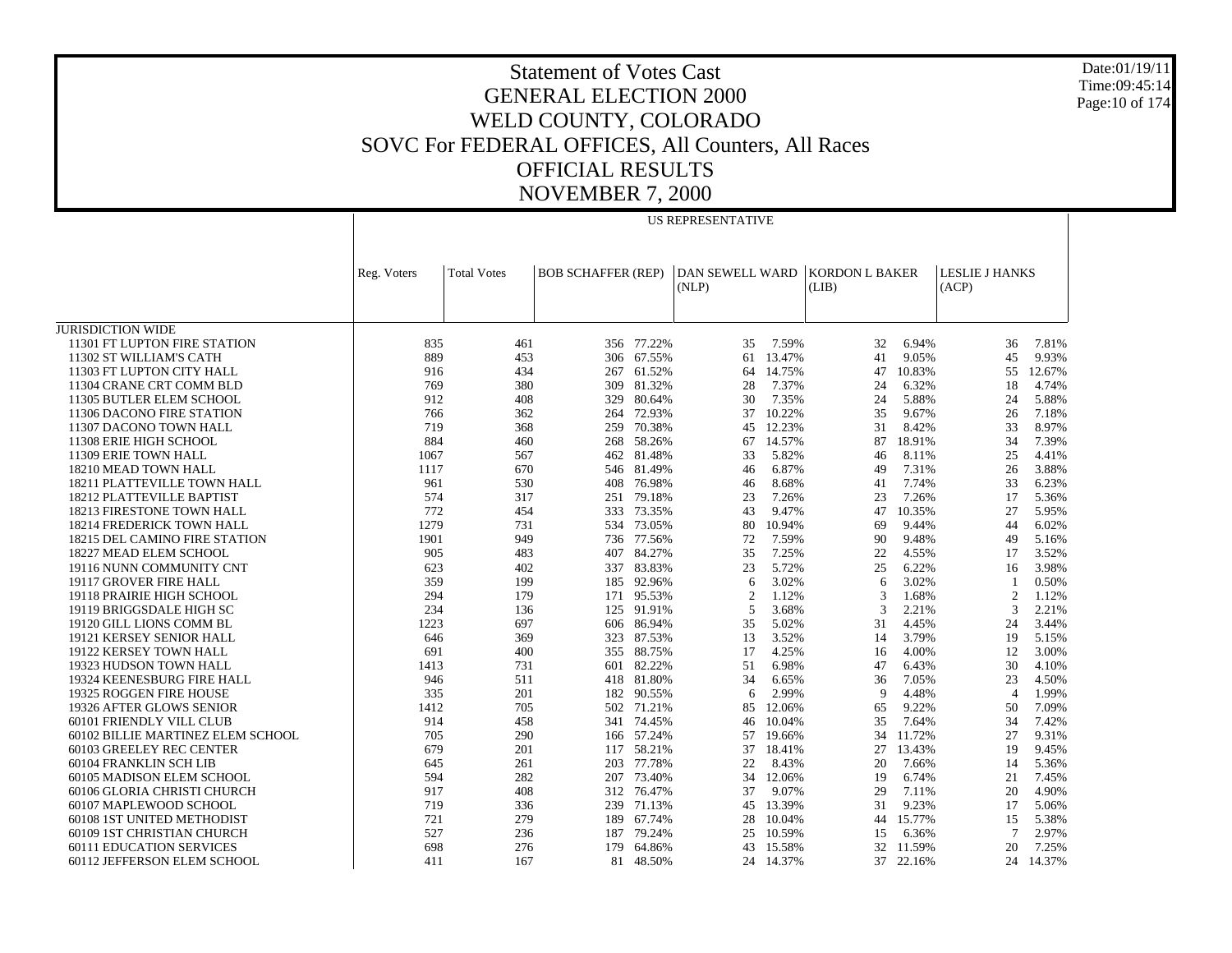# Statement of Votes Cast
## GENERAL ELECTION 2000
## WELD COUNTY, COLORADO
## SOVC For FEDERAL OFFICES, All Counters, All Races
## OFFICIAL RESULTS
## NOVEMBER 7, 2000

Date:01/19/11
Time:09:45:14

| | US REPRESENTATIVE | | | | | | | | | | |
|---|---|---|---|---|---|---|---|---|---|---|---|
| | Reg. Voters | Total Votes | BOB SCHAFFER (REP) | | DAN SEWELL WARD (NLP) | | KORDON L BAKER (LIB) | | LESLIE J HANKS (ACP) | | |
| JURISDICTION WIDE | | | | | | | | | | | |
| 11301 FT LUPTON FIRE STATION | 835 | 461 | 356 | 77.22% | 35 | 7.59% | 32 | 6.94% | 36 | 7.81% | |
| 11302 ST WILLIAM'S CATH | 889 | 453 | 306 | 67.55% | 61 | 13.47% | 41 | 9.05% | 45 | 9.93% | |
| 11303 FT LUPTON CITY HALL | 916 | 434 | 267 | 61.52% | 64 | 14.75% | 47 | 10.83% | 55 | 12.67% | |
| 11304 CRANE CRT COMM BLD | 769 | 380 | 309 | 81.32% | 28 | 7.37% | 24 | 6.32% | 18 | 4.74% | |
| 11305 BUTLER ELEM SCHOOL | 912 | 408 | 329 | 80.64% | 30 | 7.35% | 24 | 5.88% | 24 | 5.88% | |
| 11306 DACONO FIRE STATION | 766 | 362 | 264 | 72.93% | 37 | 10.22% | 35 | 9.67% | 26 | 7.18% | |
| 11307 DACONO TOWN HALL | 719 | 368 | 259 | 70.38% | 45 | 12.23% | 31 | 8.42% | 33 | 8.97% | |
| 11308 ERIE HIGH SCHOOL | 884 | 460 | 268 | 58.26% | 67 | 14.57% | 87 | 18.91% | 34 | 7.39% | |
| 11309 ERIE TOWN HALL | 1067 | 567 | 462 | 81.48% | 33 | 5.82% | 46 | 8.11% | 25 | 4.41% | |
| 18210 MEAD TOWN HALL | 1117 | 670 | 546 | 81.49% | 46 | 6.87% | 49 | 7.31% | 26 | 3.88% | |
| 18211 PLATTEVILLE TOWN HALL | 961 | 530 | 408 | 76.98% | 46 | 8.68% | 41 | 7.74% | 33 | 6.23% | |
| 18212 PLATTEVILLE BAPTIST | 574 | 317 | 251 | 79.18% | 23 | 7.26% | 23 | 7.26% | 17 | 5.36% | |
| 18213 FIRESTONE TOWN HALL | 772 | 454 | 333 | 73.35% | 43 | 9.47% | 47 | 10.35% | 27 | 5.95% | |
| 18214 FREDERICK TOWN HALL | 1279 | 731 | 534 | 73.05% | 80 | 10.94% | 69 | 9.44% | 44 | 6.02% | |
| 18215 DEL CAMINO FIRE STATION | 1901 | 949 | 736 | 77.56% | 72 | 7.59% | 90 | 9.48% | 49 | 5.16% | |
| 18227 MEAD ELEM SCHOOL | 905 | 483 | 407 | 84.27% | 35 | 7.25% | 22 | 4.55% | 17 | 3.52% | |
| 19116 NUNN COMMUNITY CNT | 623 | 402 | 337 | 83.83% | 23 | 5.72% | 25 | 6.22% | 16 | 3.98% | |
| 19117 GROVER FIRE HALL | 359 | 199 | 185 | 92.96% | 6 | 3.02% | 6 | 3.02% | 1 | 0.50% | |
| 19118 PRAIRIE HIGH SCHOOL | 294 | 179 | 171 | 95.53% | 2 | 1.12% | 3 | 1.68% | 2 | 1.12% | |
| 19119 BRIGGSDALE HIGH SC | 234 | 136 | 125 | 91.91% | 5 | 3.68% | 3 | 2.21% | 3 | 2.21% | |
| 19120 GILL LIONS COMM BL | 1223 | 697 | 606 | 86.94% | 35 | 5.02% | 31 | 4.45% | 24 | 3.44% | |
| 19121 KERSEY SENIOR HALL | 646 | 369 | 323 | 87.53% | 13 | 3.52% | 14 | 3.79% | 19 | 5.15% | |
| 19122 KERSEY TOWN HALL | 691 | 400 | 355 | 88.75% | 17 | 4.25% | 16 | 4.00% | 12 | 3.00% | |
| 19323 HUDSON TOWN HALL | 1413 | 731 | 601 | 82.22% | 51 | 6.98% | 47 | 6.43% | 30 | 4.10% | |
| 19324 KEENESBURG FIRE HALL | 946 | 511 | 418 | 81.80% | 34 | 6.65% | 36 | 7.05% | 23 | 4.50% | |
| 19325 ROGGEN FIRE HOUSE | 335 | 201 | 182 | 90.55% | 6 | 2.99% | 9 | 4.48% | 4 | 1.99% | |
| 19326 AFTER GLOWS SENIOR | 1412 | 705 | 502 | 71.21% | 85 | 12.06% | 65 | 9.22% | 50 | 7.09% | |
| 60101 FRIENDLY VILL CLUB | 914 | 458 | 341 | 74.45% | 46 | 10.04% | 35 | 7.64% | 34 | 7.42% | |
| 60102 BILLIE MARTINEZ ELEM SCHOOL | 705 | 290 | 166 | 57.24% | 57 | 19.66% | 34 | 11.72% | 27 | 9.31% | |
| 60103 GREELEY REC CENTER | 679 | 201 | 117 | 58.21% | 37 | 18.41% | 27 | 13.43% | 19 | 9.45% | |
| 60104 FRANKLIN SCH LIB | 645 | 261 | 203 | 77.78% | 22 | 8.43% | 20 | 7.66% | 14 | 5.36% | |
| 60105 MADISON ELEM SCHOOL | 594 | 282 | 207 | 73.40% | 34 | 12.06% | 19 | 6.74% | 21 | 7.45% | |
| 60106 GLORIA CHRISTI CHURCH | 917 | 408 | 312 | 76.47% | 37 | 9.07% | 29 | 7.11% | 20 | 4.90% | |
| 60107 MAPLEWOOD SCHOOL | 719 | 336 | 239 | 71.13% | 45 | 13.39% | 31 | 9.23% | 17 | 5.06% | |
| 60108 1ST UNITED METHODIST | 721 | 279 | 189 | 67.74% | 28 | 10.04% | 44 | 15.77% | 15 | 5.38% | |
| 60109 1ST CHRISTIAN CHURCH | 527 | 236 | 187 | 79.24% | 25 | 10.59% | 15 | 6.36% | 7 | 2.97% | |
| 60111 EDUCATION SERVICES | 698 | 276 | 179 | 64.86% | 43 | 15.58% | 32 | 11.59% | 20 | 7.25% | |
| 60112 JEFFERSON ELEM SCHOOL | 411 | 167 | 81 | 48.50% | 24 | 14.37% | 37 | 22.16% | 24 | 14.37% | |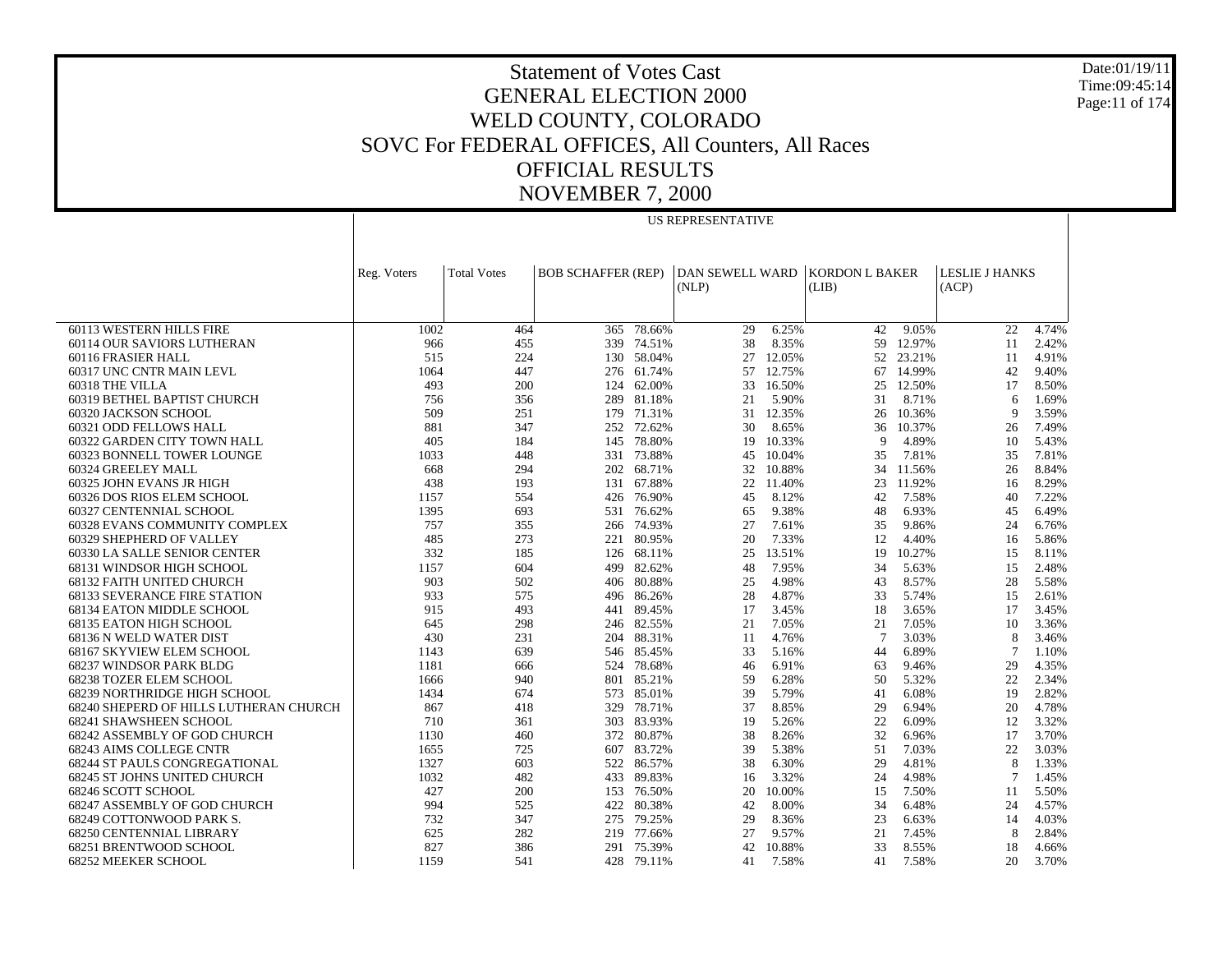# Statement of Votes Cast
# GENERAL ELECTION 2000
# WELD COUNTY, COLORADO
# SOVC For FEDERAL OFFICES, All Counters, All Races
# OFFICIAL RESULTS
# NOVEMBER 7, 2000

Date:01/19/11
Time:09:45:14

| | US REPRESENTATIVE | | | | | | | | | | | |
|---|---|---|---|---|---|---|---|---|---|---|---|---|
| | Reg. Voters | Total Votes | BOB SCHAFFER (REP) | | DAN SEWELL WARD (NLP) | | KORDON L BAKER (LIB) | | LESLIE J HANKS (ACP) | | | |
| 60113 WESTERN HILLS FIRE | 1002 | 464 | 365 | 78.66% | 29 | 6.25% | 42 | 9.05% | 22 | 4.74% | | |
| 60114 OUR SAVIORS LUTHERAN | 966 | 455 | 339 | 74.51% | 38 | 8.35% | 59 | 12.97% | 11 | 2.42% | | |
| 60116 FRASIER HALL | 515 | 224 | 130 | 58.04% | 27 | 12.05% | 52 | 23.21% | 11 | 4.91% | | |
| 60317 UNC CNTR MAIN LEVL | 1064 | 447 | 276 | 61.74% | 57 | 12.75% | 67 | 14.99% | 42 | 9.40% | | |
| 60318 THE VILLA | 493 | 200 | 124 | 62.00% | 33 | 16.50% | 25 | 12.50% | 17 | 8.50% | | |
| 60319 BETHEL BAPTIST CHURCH | 756 | 356 | 289 | 81.18% | 21 | 5.90% | 31 | 8.71% | 6 | 1.69% | | |
| 60320 JACKSON SCHOOL | 509 | 251 | 179 | 71.31% | 31 | 12.35% | 26 | 10.36% | 9 | 3.59% | | |
| 60321 ODD FELLOWS HALL | 881 | 347 | 252 | 72.62% | 30 | 8.65% | 36 | 10.37% | 26 | 7.49% | | |
| 60322 GARDEN CITY TOWN HALL | 405 | 184 | 145 | 78.80% | 19 | 10.33% | 9 | 4.89% | 10 | 5.43% | | |
| 60323 BONNELL TOWER LOUNGE | 1033 | 448 | 331 | 73.88% | 45 | 10.04% | 35 | 7.81% | 35 | 7.81% | | |
| 60324 GREELEY MALL | 668 | 294 | 202 | 68.71% | 32 | 10.88% | 34 | 11.56% | 26 | 8.84% | | |
| 60325 JOHN EVANS JR HIGH | 438 | 193 | 131 | 67.88% | 22 | 11.40% | 23 | 11.92% | 16 | 8.29% | | |
| 60326 DOS RIOS ELEM SCHOOL | 1157 | 554 | 426 | 76.90% | 45 | 8.12% | 42 | 7.58% | 40 | 7.22% | | |
| 60327 CENTENNIAL SCHOOL | 1395 | 693 | 531 | 76.62% | 65 | 9.38% | 48 | 6.93% | 45 | 6.49% | | |
| 60328 EVANS COMMUNITY COMPLEX | 757 | 355 | 266 | 74.93% | 27 | 7.61% | 35 | 9.86% | 24 | 6.76% | | |
| 60329 SHEPHERD OF VALLEY | 485 | 273 | 221 | 80.95% | 20 | 7.33% | 12 | 4.40% | 16 | 5.86% | | |
| 60330 LA SALLE SENIOR CENTER | 332 | 185 | 126 | 68.11% | 25 | 13.51% | 19 | 10.27% | 15 | 8.11% | | |
| 68131 WINDSOR HIGH SCHOOL | 1157 | 604 | 499 | 82.62% | 48 | 7.95% | 34 | 5.63% | 15 | 2.48% | | |
| 68132 FAITH UNITED CHURCH | 903 | 502 | 406 | 80.88% | 25 | 4.98% | 43 | 8.57% | 28 | 5.58% | | |
| 68133 SEVERANCE FIRE STATION | 933 | 575 | 496 | 86.26% | 28 | 4.87% | 33 | 5.74% | 15 | 2.61% | | |
| 68134 EATON MIDDLE SCHOOL | 915 | 493 | 441 | 89.45% | 17 | 3.45% | 18 | 3.65% | 17 | 3.45% | | |
| 68135 EATON HIGH SCHOOL | 645 | 298 | 246 | 82.55% | 21 | 7.05% | 21 | 7.05% | 10 | 3.36% | | |
| 68136 N WELD WATER DIST | 430 | 231 | 204 | 88.31% | 11 | 4.76% | 7 | 3.03% | 8 | 3.46% | | |
| 68167 SKYVIEW ELEM SCHOOL | 1143 | 639 | 546 | 85.45% | 33 | 5.16% | 44 | 6.89% | 7 | 1.10% | | |
| 68237 WINDSOR PARK BLDG | 1181 | 666 | 524 | 78.68% | 46 | 6.91% | 63 | 9.46% | 29 | 4.35% | | |
| 68238 TOZER ELEM SCHOOL | 1666 | 940 | 801 | 85.21% | 59 | 6.28% | 50 | 5.32% | 22 | 2.34% | | |
| 68239 NORTHRIDGE HIGH SCHOOL | 1434 | 674 | 573 | 85.01% | 39 | 5.79% | 41 | 6.08% | 19 | 2.82% | | |
| 68240 SHEPERD OF HILLS LUTHERAN CHURCH | 867 | 418 | 329 | 78.71% | 37 | 8.85% | 29 | 6.94% | 20 | 4.78% | | |
| 68241 SHAWSHEEN SCHOOL | 710 | 361 | 303 | 83.93% | 19 | 5.26% | 22 | 6.09% | 12 | 3.32% | | |
| 68242 ASSEMBLY OF GOD CHURCH | 1130 | 460 | 372 | 80.87% | 38 | 8.26% | 32 | 6.96% | 17 | 3.70% | | |
| 68243 AIMS COLLEGE CNTR | 1655 | 725 | 607 | 83.72% | 39 | 5.38% | 51 | 7.03% | 22 | 3.03% | | |
| 68244 ST PAULS CONGREGATIONAL | 1327 | 603 | 522 | 86.57% | 38 | 6.30% | 29 | 4.81% | 8 | 1.33% | | |
| 68245 ST JOHNS UNITED CHURCH | 1032 | 482 | 433 | 89.83% | 16 | 3.32% | 24 | 4.98% | 7 | 1.45% | | |
| 68246 SCOTT SCHOOL | 427 | 200 | 153 | 76.50% | 20 | 10.00% | 15 | 7.50% | 11 | 5.50% | | |
| 68247 ASSEMBLY OF GOD CHURCH | 994 | 525 | 422 | 80.38% | 42 | 8.00% | 34 | 6.48% | 24 | 4.57% | | |
| 68249 COTTONWOOD PARK S. | 732 | 347 | 275 | 79.25% | 29 | 8.36% | 23 | 6.63% | 14 | 4.03% | | |
| 68250 CENTENNIAL LIBRARY | 625 | 282 | 219 | 77.66% | 27 | 9.57% | 21 | 7.45% | 8 | 2.84% | | |
| 68251 BRENTWOOD SCHOOL | 827 | 386 | 291 | 75.39% | 42 | 10.88% | 33 | 8.55% | 18 | 4.66% | | |
| 68252 MEEKER SCHOOL | 1159 | 541 | 428 | 79.11% | 41 | 7.58% | 41 | 7.58% | 20 | 3.70% | | |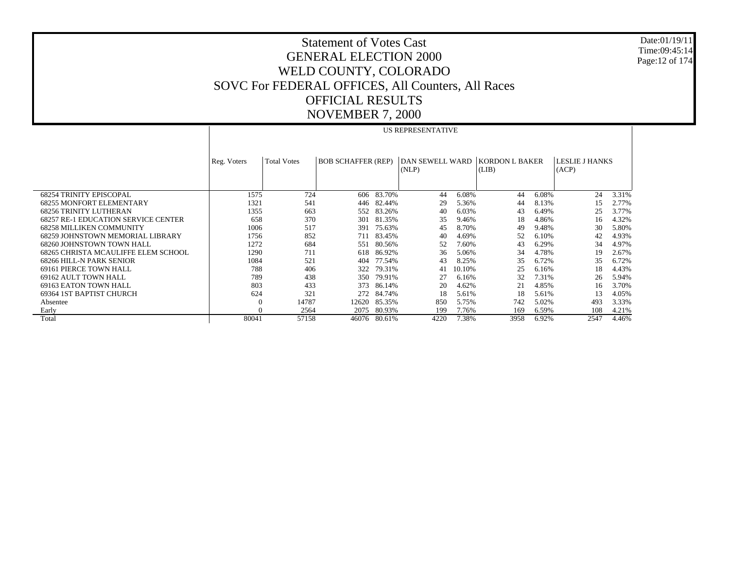# Statement of Votes Cast
# GENERAL ELECTION 2000
# WELD COUNTY, COLORADO
# SOVC For FEDERAL OFFICES, All Counters, All Races
# OFFICIAL RESULTS
# NOVEMBER 7, 2000

Date:01/19/11
Time:09:45:14

| | US REPRESENTATIVE | | | | | | | | | | |
|---|---|---|---|---|---|---|---|---|---|---|---|
| | Reg. Voters | Total Votes | BOB SCHAFFER (REP) | | DAN SEWELL WARD (NLP) | | KORDON L BAKER (LIB) | | LESLIE J HANKS (ACP) | | |
| 68254 TRINITY EPISCOPAL | 1575 | 724 | 606 | 83.70% | 44 | 6.08% | 44 | 6.08% | 24 | 3.31% | |
| 68255 MONFORT ELEMENTARY | 1321 | 541 | 446 | 82.44% | 29 | 5.36% | 44 | 8.13% | 15 | 2.77% | |
| 68256 TRINITY LUTHERAN | 1355 | 663 | 552 | 83.26% | 40 | 6.03% | 43 | 6.49% | 25 | 3.77% | |
| 68257 RE-1 EDUCATION SERVICE CENTER | 658 | 370 | 301 | 81.35% | 35 | 9.46% | 18 | 4.86% | 16 | 4.32% | |
| 68258 MILLIKEN COMMUNITY | 1006 | 517 | 391 | 75.63% | 45 | 8.70% | 49 | 9.48% | 30 | 5.80% | |
| 68259 JOHNSTOWN MEMORIAL LIBRARY | 1756 | 852 | 711 | 83.45% | 40 | 4.69% | 52 | 6.10% | 42 | 4.93% | |
| 68260 JOHNSTOWN TOWN HALL | 1272 | 684 | 551 | 80.56% | 52 | 7.60% | 43 | 6.29% | 34 | 4.97% | |
| 68265 CHRISTA MCAULIFFE ELEM SCHOOL | 1290 | 711 | 618 | 86.92% | 36 | 5.06% | 34 | 4.78% | 19 | 2.67% | |
| 68266 HILL-N PARK SENIOR | 1084 | 521 | 404 | 77.54% | 43 | 8.25% | 35 | 6.72% | 35 | 6.72% | |
| 69161 PIERCE TOWN HALL | 788 | 406 | 322 | 79.31% | 41 | 10.10% | 25 | 6.16% | 18 | 4.43% | |
| 69162 AULT TOWN HALL | 789 | 438 | 350 | 79.91% | 27 | 6.16% | 32 | 7.31% | 26 | 5.94% | |
| 69163 EATON TOWN HALL | 803 | 433 | 373 | 86.14% | 20 | 4.62% | 21 | 4.85% | 16 | 3.70% | |
| 69364 1ST BAPTIST CHURCH | 624 | 321 | 272 | 84.74% | 18 | 5.61% | 18 | 5.61% | 13 | 4.05% | |
| Absentee | 0 | 14787 | 12620 | 85.35% | 850 | 5.75% | 742 | 5.02% | 493 | 3.33% | |
| Early | 0 | 2564 | 2075 | 80.93% | 199 | 7.76% | 169 | 6.59% | 108 | 4.21% | |
| Total | 80041 | 57158 | 46076 | 80.61% | 4220 | 7.38% | 3958 | 6.92% | 2547 | 4.46% | |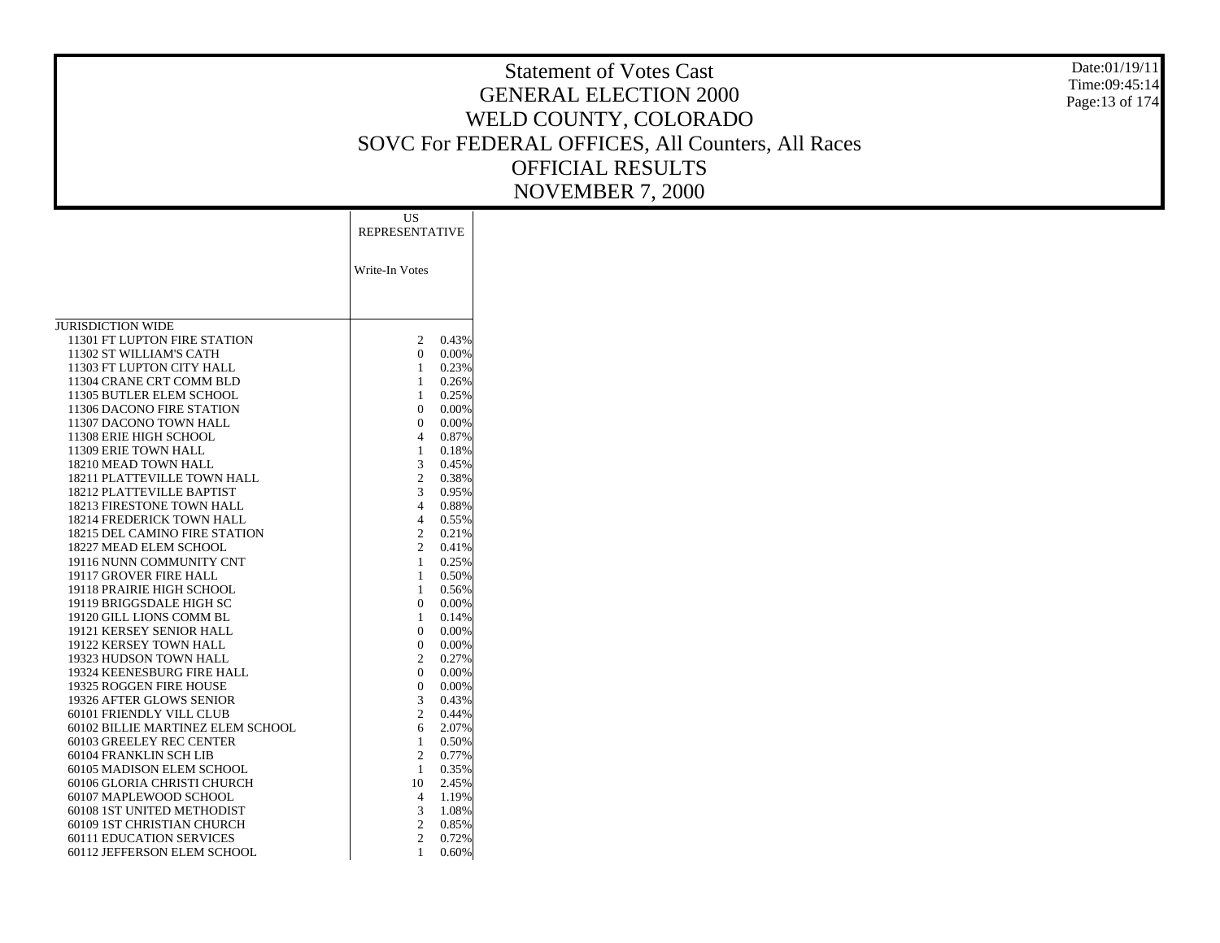# Statement of Votes Cast
## GENERAL ELECTION 2000
## WELD COUNTY, COLORADO
## SOVC For FEDERAL OFFICES, All Counters, All Races
## OFFICIAL RESULTS
## NOVEMBER 7, 2000

Date:01/19/11
Time:09:45:14

| | US REPRESENTATIVE | |
|---|---|---|
| | Write-In Votes | |
| JURISDICTION WIDE | | |
| 11301 FT LUPTON FIRE STATION | 2 | 0.43% |
| 11302 ST WILLIAM'S CATH | 0 | 0.00% |
| 11303 FT LUPTON CITY HALL | 1 | 0.23% |
| 11304 CRANE CRT COMM BLD | 1 | 0.26% |
| 11305 BUTLER ELEM SCHOOL | 1 | 0.25% |
| 11306 DACONO FIRE STATION | 0 | 0.00% |
| 11307 DACONO TOWN HALL | 0 | 0.00% |
| 11308 ERIE HIGH SCHOOL | 4 | 0.87% |
| 11309 ERIE TOWN HALL | 1 | 0.18% |
| 18210 MEAD TOWN HALL | 3 | 0.45% |
| 18211 PLATTEVILLE TOWN HALL | 2 | 0.38% |
| 18212 PLATTEVILLE BAPTIST | 3 | 0.95% |
| 18213 FIRESTONE TOWN HALL | 4 | 0.88% |
| 18214 FREDERICK TOWN HALL | 4 | 0.55% |
| 18215 DEL CAMINO FIRE STATION | 2 | 0.21% |
| 18227 MEAD ELEM SCHOOL | 2 | 0.41% |
| 19116 NUNN COMMUNITY CNT | 1 | 0.25% |
| 19117 GROVER FIRE HALL | 1 | 0.50% |
| 19118 PRAIRIE HIGH SCHOOL | 1 | 0.56% |
| 19119 BRIGGSDALE HIGH SC | 0 | 0.00% |
| 19120 GILL LIONS COMM BL | 1 | 0.14% |
| 19121 KERSEY SENIOR HALL | 0 | 0.00% |
| 19122 KERSEY TOWN HALL | 0 | 0.00% |
| 19323 HUDSON TOWN HALL | 2 | 0.27% |
| 19324 KEENESBURG FIRE HALL | 0 | 0.00% |
| 19325 ROGGEN FIRE HOUSE | 0 | 0.00% |
| 19326 AFTER GLOWS SENIOR | 3 | 0.43% |
| 60101 FRIENDLY VILL CLUB | 2 | 0.44% |
| 60102 BILLIE MARTINEZ ELEM SCHOOL | 6 | 2.07% |
| 60103 GREELEY REC CENTER | 1 | 0.50% |
| 60104 FRANKLIN SCH LIB | 2 | 0.77% |
| 60105 MADISON ELEM SCHOOL | 1 | 0.35% |
| 60106 GLORIA CHRISTI CHURCH | 10 | 2.45% |
| 60107 MAPLEWOOD SCHOOL | 4 | 1.19% |
| 60108 1ST UNITED METHODIST | 3 | 1.08% |
| 60109 1ST CHRISTIAN CHURCH | 2 | 0.85% |
| 60111 EDUCATION SERVICES | 2 | 0.72% |
| 60112 JEFFERSON ELEM SCHOOL | 1 | 0.60% |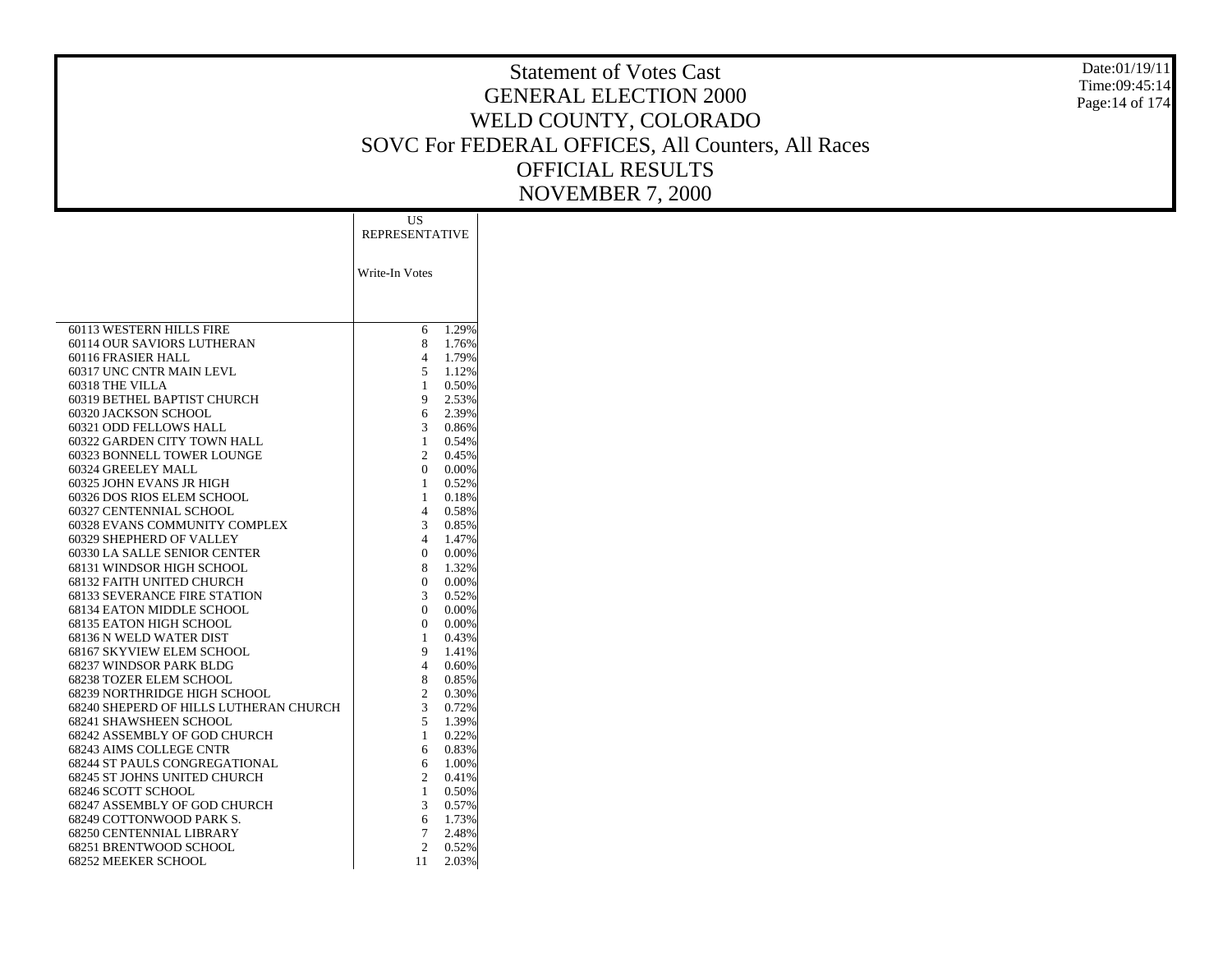# Statement of Votes Cast
# GENERAL ELECTION 2000
# WELD COUNTY, COLORADO
# SOVC For FEDERAL OFFICES, All Counters, All Races
# OFFICIAL RESULTS
# NOVEMBER 7, 2000

| | US REPRESENTATIVE | |
|---|---|---|
| | Write-In Votes | |
| 60113 WESTERN HILLS FIRE | 6 | 1.29% |
| 60114 OUR SAVIORS LUTHERAN | 8 | 1.76% |
| 60116 FRASIER HALL | 4 | 1.79% |
| 60317 UNC CNTR MAIN LEVL | 5 | 1.12% |
| 60318 THE VILLA | 1 | 0.50% |
| 60319 BETHEL BAPTIST CHURCH | 9 | 2.53% |
| 60320 JACKSON SCHOOL | 6 | 2.39% |
| 60321 ODD FELLOWS HALL | 3 | 0.86% |
| 60322 GARDEN CITY TOWN HALL | 1 | 0.54% |
| 60323 BONNELL TOWER LOUNGE | 2 | 0.45% |
| 60324 GREELEY MALL | 0 | 0.00% |
| 60325 JOHN EVANS JR HIGH | 1 | 0.52% |
| 60326 DOS RIOS ELEM SCHOOL | 1 | 0.18% |
| 60327 CENTENNIAL SCHOOL | 4 | 0.58% |
| 60328 EVANS COMMUNITY COMPLEX | 3 | 0.85% |
| 60329 SHEPHERD OF VALLEY | 4 | 1.47% |
| 60330 LA SALLE SENIOR CENTER | 0 | 0.00% |
| 68131 WINDSOR HIGH SCHOOL | 8 | 1.32% |
| 68132 FAITH UNITED CHURCH | 0 | 0.00% |
| 68133 SEVERANCE FIRE STATION | 3 | 0.52% |
| 68134 EATON MIDDLE SCHOOL | 0 | 0.00% |
| 68135 EATON HIGH SCHOOL | 0 | 0.00% |
| 68136 N WELD WATER DIST | 1 | 0.43% |
| 68167 SKYVIEW ELEM SCHOOL | 9 | 1.41% |
| 68237 WINDSOR PARK BLDG | 4 | 0.60% |
| 68238 TOZER ELEM SCHOOL | 8 | 0.85% |
| 68239 NORTHRIDGE HIGH SCHOOL | 2 | 0.30% |
| 68240 SHEPERD OF HILLS LUTHERAN CHURCH | 3 | 0.72% |
| 68241 SHAWSHEEN SCHOOL | 5 | 1.39% |
| 68242 ASSEMBLY OF GOD CHURCH | 1 | 0.22% |
| 68243 AIMS COLLEGE CNTR | 6 | 0.83% |
| 68244 ST PAULS CONGREGATIONAL | 6 | 1.00% |
| 68245 ST JOHNS UNITED CHURCH | 2 | 0.41% |
| 68246 SCOTT SCHOOL | 1 | 0.50% |
| 68247 ASSEMBLY OF GOD CHURCH | 3 | 0.57% |
| 68249 COTTONWOOD PARK S. | 6 | 1.73% |
| 68250 CENTENNIAL LIBRARY | 7 | 2.48% |
| 68251 BRENTWOOD SCHOOL | 2 | 0.52% |
| 68252 MEEKER SCHOOL | 11 | 2.03% |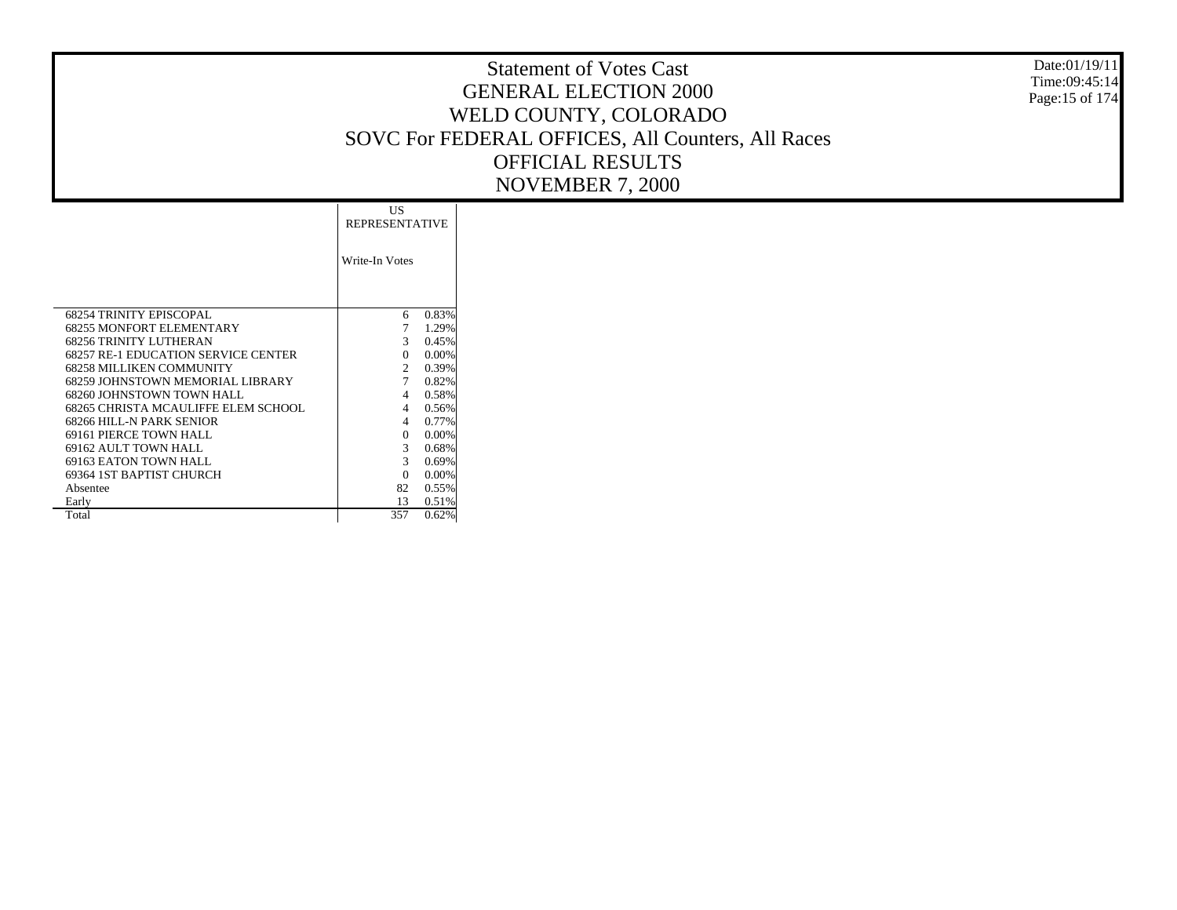# Statement of Votes Cast
## GENERAL ELECTION 2000
## WELD COUNTY, COLORADO
## SOVC For FEDERAL OFFICES, All Counters, All Races
## OFFICIAL RESULTS
## NOVEMBER 7, 2000

| | US REPRESENTATIVE | |
|---|---|---|
| | Write-In Votes | |
| 68254 TRINITY EPISCOPAL | 6 | 0.83% |
| 68255 MONFORT ELEMENTARY | 7 | 1.29% |
| 68256 TRINITY LUTHERAN | 3 | 0.45% |
| 68257 RE-1 EDUCATION SERVICE CENTER | 0 | 0.00% |
| 68258 MILLIKEN COMMUNITY | 2 | 0.39% |
| 68259 JOHNSTOWN MEMORIAL LIBRARY | 7 | 0.82% |
| 68260 JOHNSTOWN TOWN HALL | 4 | 0.58% |
| 68265 CHRISTA MCAULIFFE ELEM SCHOOL | 4 | 0.56% |
| 68266 HILL-N PARK SENIOR | 4 | 0.77% |
| 69161 PIERCE TOWN HALL | 0 | 0.00% |
| 69162 AULT TOWN HALL | 3 | 0.68% |
| 69163 EATON TOWN HALL | 3 | 0.69% |
| 69364 1ST BAPTIST CHURCH | 0 | 0.00% |
| Absentee | 82 | 0.55% |
| Early | 13 | 0.51% |
| Total | 357 | 0.62% |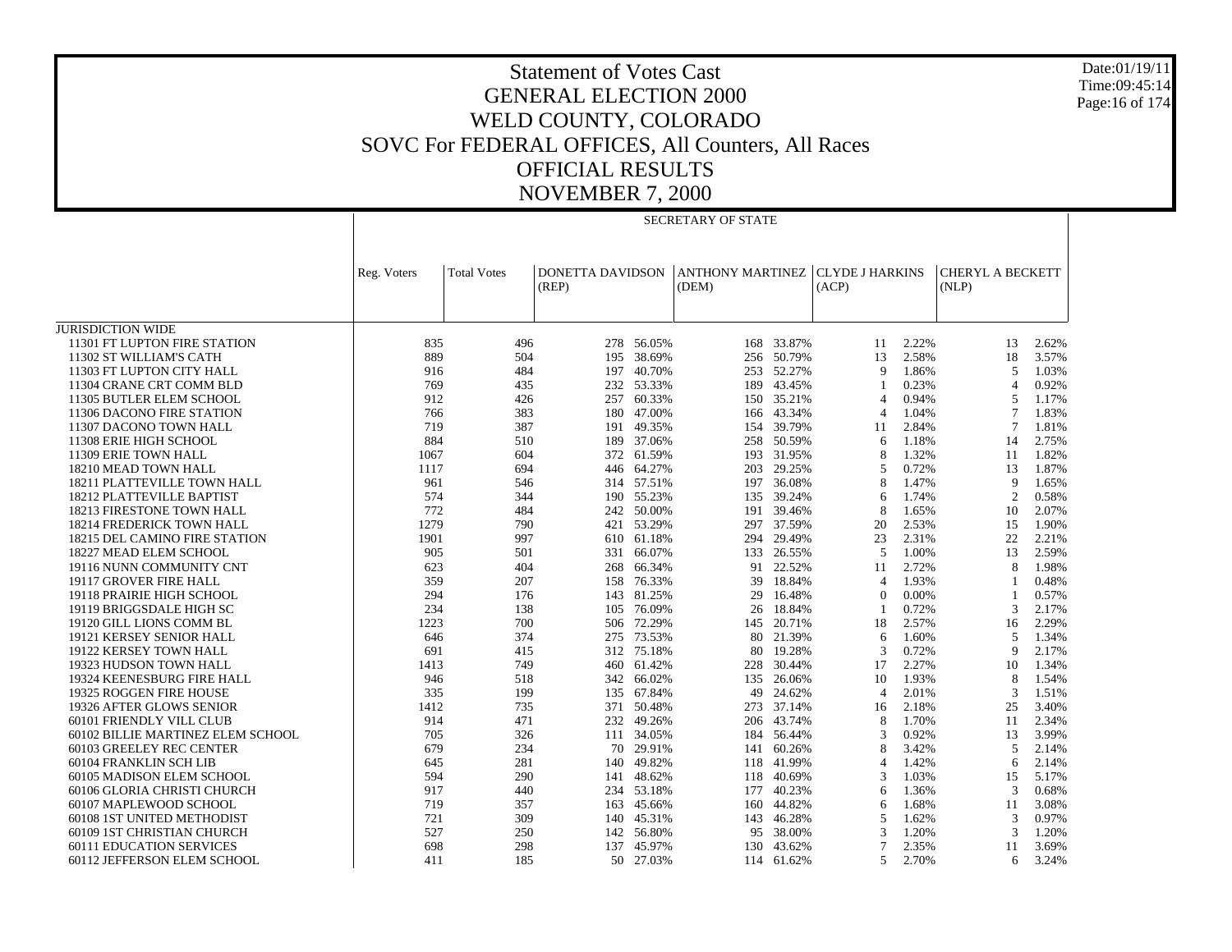# Statement of Votes Cast
## GENERAL ELECTION 2000
## WELD COUNTY, COLORADO
## SOVC For FEDERAL OFFICES, All Counters, All Races
## OFFICIAL RESULTS
## NOVEMBER 7, 2000

Date:01/19/11
Time:09:45:14

SECRETARY OF STATE

| | Reg. Voters | Total Votes | DONETTA DAVIDSON (REP) | | ANTHONY MARTINEZ (DEM) | | CLYDE J HARKINS (ACP) | | CHERYL A BECKETT (NLP) | |
|---|---|---|---|---|---|---|---|---|---|---|
| JURISDICTION WIDE | | | | | | | | | | |
| 11301 FT LUPTON FIRE STATION | 835 | 496 | 278 | 56.05% | 168 | 33.87% | 11 | 2.22% | 13 | 2.62% |
| 11302 ST WILLIAM'S CATH | 889 | 504 | 195 | 38.69% | 256 | 50.79% | 13 | 2.58% | 18 | 3.57% |
| 11303 FT LUPTON CITY HALL | 916 | 484 | 197 | 40.70% | 253 | 52.27% | 9 | 1.86% | 5 | 1.03% |
| 11304 CRANE CRT COMM BLD | 769 | 435 | 232 | 53.33% | 189 | 43.45% | 1 | 0.23% | 4 | 0.92% |
| 11305 BUTLER ELEM SCHOOL | 912 | 426 | 257 | 60.33% | 150 | 35.21% | 4 | 0.94% | 5 | 1.17% |
| 11306 DACONO FIRE STATION | 766 | 383 | 180 | 47.00% | 166 | 43.34% | 4 | 1.04% | 7 | 1.83% |
| 11307 DACONO TOWN HALL | 719 | 387 | 191 | 49.35% | 154 | 39.79% | 11 | 2.84% | 7 | 1.81% |
| 11308 ERIE HIGH SCHOOL | 884 | 510 | 189 | 37.06% | 258 | 50.59% | 6 | 1.18% | 14 | 2.75% |
| 11309 ERIE TOWN HALL | 1067 | 604 | 372 | 61.59% | 193 | 31.95% | 8 | 1.32% | 11 | 1.82% |
| 18210 MEAD TOWN HALL | 1117 | 694 | 446 | 64.27% | 203 | 29.25% | 5 | 0.72% | 13 | 1.87% |
| 18211 PLATTEVILLE TOWN HALL | 961 | 546 | 314 | 57.51% | 197 | 36.08% | 8 | 1.47% | 9 | 1.65% |
| 18212 PLATTEVILLE BAPTIST | 574 | 344 | 190 | 55.23% | 135 | 39.24% | 6 | 1.74% | 2 | 0.58% |
| 18213 FIRESTONE TOWN HALL | 772 | 484 | 242 | 50.00% | 191 | 39.46% | 8 | 1.65% | 10 | 2.07% |
| 18214 FREDERICK TOWN HALL | 1279 | 790 | 421 | 53.29% | 297 | 37.59% | 20 | 2.53% | 15 | 1.90% |
| 18215 DEL CAMINO FIRE STATION | 1901 | 997 | 610 | 61.18% | 294 | 29.49% | 23 | 2.31% | 22 | 2.21% |
| 18227 MEAD ELEM SCHOOL | 905 | 501 | 331 | 66.07% | 133 | 26.55% | 5 | 1.00% | 13 | 2.59% |
| 19116 NUNN COMMUNITY CNT | 623 | 404 | 268 | 66.34% | 91 | 22.52% | 11 | 2.72% | 8 | 1.98% |
| 19117 GROVER FIRE HALL | 359 | 207 | 158 | 76.33% | 39 | 18.84% | 4 | 1.93% | 1 | 0.48% |
| 19118 PRAIRIE HIGH SCHOOL | 294 | 176 | 143 | 81.25% | 29 | 16.48% | 0 | 0.00% | 1 | 0.57% |
| 19119 BRIGGSDALE HIGH SC | 234 | 138 | 105 | 76.09% | 26 | 18.84% | 1 | 0.72% | 3 | 2.17% |
| 19120 GILL LIONS COMM BL | 1223 | 700 | 506 | 72.29% | 145 | 20.71% | 18 | 2.57% | 16 | 2.29% |
| 19121 KERSEY SENIOR HALL | 646 | 374 | 275 | 73.53% | 80 | 21.39% | 6 | 1.60% | 5 | 1.34% |
| 19122 KERSEY TOWN HALL | 691 | 415 | 312 | 75.18% | 80 | 19.28% | 3 | 0.72% | 9 | 2.17% |
| 19323 HUDSON TOWN HALL | 1413 | 749 | 460 | 61.42% | 228 | 30.44% | 17 | 2.27% | 10 | 1.34% |
| 19324 KEENESBURG FIRE HALL | 946 | 518 | 342 | 66.02% | 135 | 26.06% | 10 | 1.93% | 8 | 1.54% |
| 19325 ROGGEN FIRE HOUSE | 335 | 199 | 135 | 67.84% | 49 | 24.62% | 4 | 2.01% | 3 | 1.51% |
| 19326 AFTER GLOWS SENIOR | 1412 | 735 | 371 | 50.48% | 273 | 37.14% | 16 | 2.18% | 25 | 3.40% |
| 60101 FRIENDLY VILL CLUB | 914 | 471 | 232 | 49.26% | 206 | 43.74% | 8 | 1.70% | 11 | 2.34% |
| 60102 BILLIE MARTINEZ ELEM SCHOOL | 705 | 326 | 111 | 34.05% | 184 | 56.44% | 3 | 0.92% | 13 | 3.99% |
| 60103 GREELEY REC CENTER | 679 | 234 | 70 | 29.91% | 141 | 60.26% | 8 | 3.42% | 5 | 2.14% |
| 60104 FRANKLIN SCH LIB | 645 | 281 | 140 | 49.82% | 118 | 41.99% | 4 | 1.42% | 6 | 2.14% |
| 60105 MADISON ELEM SCHOOL | 594 | 290 | 141 | 48.62% | 118 | 40.69% | 3 | 1.03% | 15 | 5.17% |
| 60106 GLORIA CHRISTI CHURCH | 917 | 440 | 234 | 53.18% | 177 | 40.23% | 6 | 1.36% | 3 | 0.68% |
| 60107 MAPLEWOOD SCHOOL | 719 | 357 | 163 | 45.66% | 160 | 44.82% | 6 | 1.68% | 11 | 3.08% |
| 60108 1ST UNITED METHODIST | 721 | 309 | 140 | 45.31% | 143 | 46.28% | 5 | 1.62% | 3 | 0.97% |
| 60109 1ST CHRISTIAN CHURCH | 527 | 250 | 142 | 56.80% | 95 | 38.00% | 3 | 1.20% | 3 | 1.20% |
| 60111 EDUCATION SERVICES | 698 | 298 | 137 | 45.97% | 130 | 43.62% | 7 | 2.35% | 11 | 3.69% |
| 60112 JEFFERSON ELEM SCHOOL | 411 | 185 | 50 | 27.03% | 114 | 61.62% | 5 | 2.70% | 6 | 3.24% |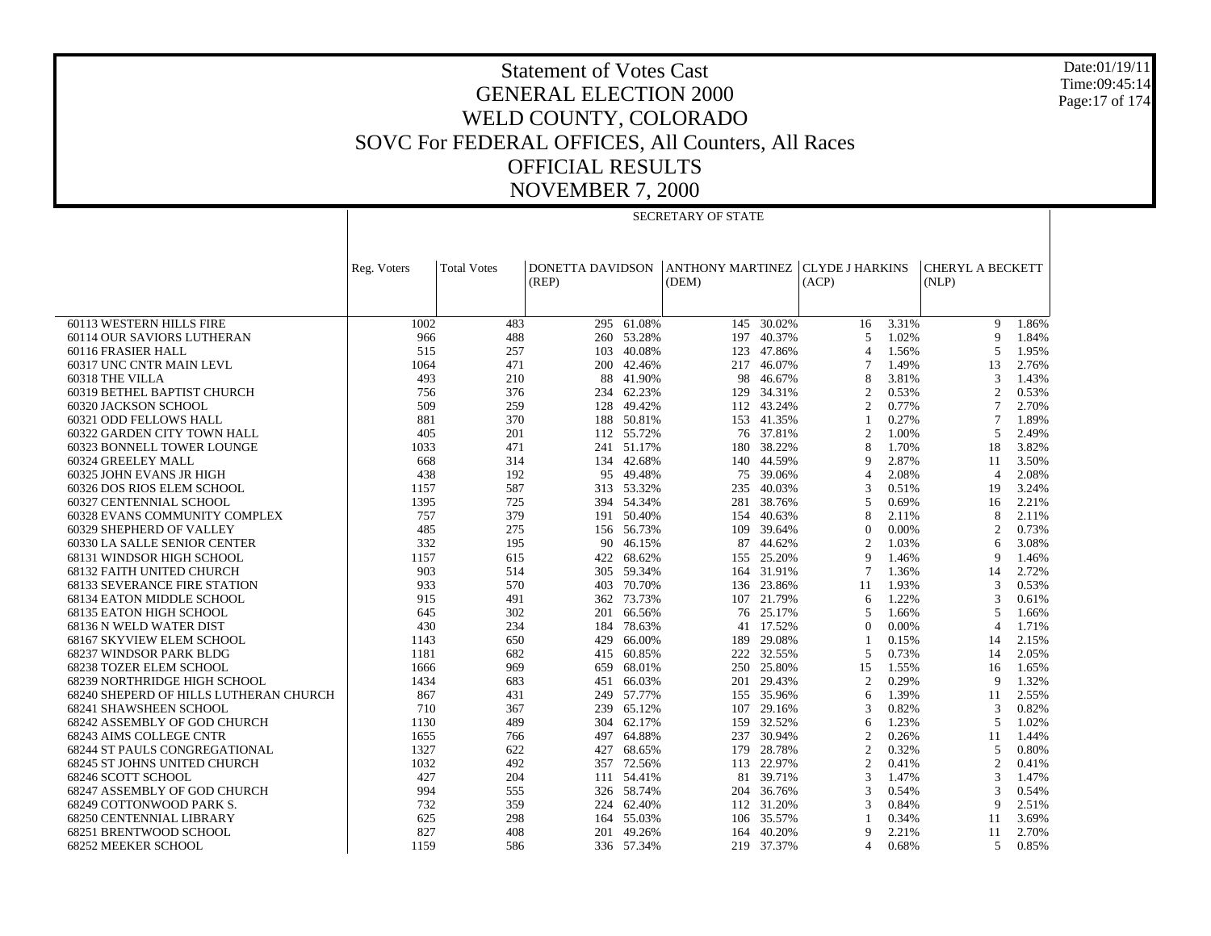# Statement of Votes Cast
# GENERAL ELECTION 2000
# WELD COUNTY, COLORADO
# SOVC For FEDERAL OFFICES, All Counters, All Races
# OFFICIAL RESULTS
# NOVEMBER 7, 2000

Date:01/19/11
Time:09:45:14

| | SECRETARY OF STATE | | | | | | | | | |
|---|---|---|---|---|---|---|---|---|---|---|
| | Reg. Voters | Total Votes | DONETTA DAVIDSON (REP) | | ANTHONY MARTINEZ (DEM) | | CLYDE J HARKINS (ACP) | | CHERYL A BECKETT (NLP) | |
| 60113 WESTERN HILLS FIRE | 1002 | 483 | 295 | 61.08% | 145 | 30.02% | 16 | 3.31% | 9 | 1.86% |
| 60114 OUR SAVIORS LUTHERAN | 966 | 488 | 260 | 53.28% | 197 | 40.37% | 5 | 1.02% | 9 | 1.84% |
| 60116 FRASIER HALL | 515 | 257 | 103 | 40.08% | 123 | 47.86% | 4 | 1.56% | 5 | 1.95% |
| 60317 UNC CNTR MAIN LEVL | 1064 | 471 | 200 | 42.46% | 217 | 46.07% | 7 | 1.49% | 13 | 2.76% |
| 60318 THE VILLA | 493 | 210 | 88 | 41.90% | 98 | 46.67% | 8 | 3.81% | 3 | 1.43% |
| 60319 BETHEL BAPTIST CHURCH | 756 | 376 | 234 | 62.23% | 129 | 34.31% | 2 | 0.53% | 2 | 0.53% |
| 60320 JACKSON SCHOOL | 509 | 259 | 128 | 49.42% | 112 | 43.24% | 2 | 0.77% | 7 | 2.70% |
| 60321 ODD FELLOWS HALL | 881 | 370 | 188 | 50.81% | 153 | 41.35% | 1 | 0.27% | 7 | 1.89% |
| 60322 GARDEN CITY TOWN HALL | 405 | 201 | 112 | 55.72% | 76 | 37.81% | 2 | 1.00% | 5 | 2.49% |
| 60323 BONNELL TOWER LOUNGE | 1033 | 471 | 241 | 51.17% | 180 | 38.22% | 8 | 1.70% | 18 | 3.82% |
| 60324 GREELEY MALL | 668 | 314 | 134 | 42.68% | 140 | 44.59% | 9 | 2.87% | 11 | 3.50% |
| 60325 JOHN EVANS JR HIGH | 438 | 192 | 95 | 49.48% | 75 | 39.06% | 4 | 2.08% | 4 | 2.08% |
| 60326 DOS RIOS ELEM SCHOOL | 1157 | 587 | 313 | 53.32% | 235 | 40.03% | 3 | 0.51% | 19 | 3.24% |
| 60327 CENTENNIAL SCHOOL | 1395 | 725 | 394 | 54.34% | 281 | 38.76% | 5 | 0.69% | 16 | 2.21% |
| 60328 EVANS COMMUNITY COMPLEX | 757 | 379 | 191 | 50.40% | 154 | 40.63% | 8 | 2.11% | 8 | 2.11% |
| 60329 SHEPHERD OF VALLEY | 485 | 275 | 156 | 56.73% | 109 | 39.64% | 0 | 0.00% | 2 | 0.73% |
| 60330 LA SALLE SENIOR CENTER | 332 | 195 | 90 | 46.15% | 87 | 44.62% | 2 | 1.03% | 6 | 3.08% |
| 68131 WINDSOR HIGH SCHOOL | 1157 | 615 | 422 | 68.62% | 155 | 25.20% | 9 | 1.46% | 9 | 1.46% |
| 68132 FAITH UNITED CHURCH | 903 | 514 | 305 | 59.34% | 164 | 31.91% | 7 | 1.36% | 14 | 2.72% |
| 68133 SEVERANCE FIRE STATION | 933 | 570 | 403 | 70.70% | 136 | 23.86% | 11 | 1.93% | 3 | 0.53% |
| 68134 EATON MIDDLE SCHOOL | 915 | 491 | 362 | 73.73% | 107 | 21.79% | 6 | 1.22% | 3 | 0.61% |
| 68135 EATON HIGH SCHOOL | 645 | 302 | 201 | 66.56% | 76 | 25.17% | 5 | 1.66% | 5 | 1.66% |
| 68136 N WELD WATER DIST | 430 | 234 | 184 | 78.63% | 41 | 17.52% | 0 | 0.00% | 4 | 1.71% |
| 68167 SKYVIEW ELEM SCHOOL | 1143 | 650 | 429 | 66.00% | 189 | 29.08% | 1 | 0.15% | 14 | 2.15% |
| 68237 WINDSOR PARK BLDG | 1181 | 682 | 415 | 60.85% | 222 | 32.55% | 5 | 0.73% | 14 | 2.05% |
| 68238 TOZER ELEM SCHOOL | 1666 | 969 | 659 | 68.01% | 250 | 25.80% | 15 | 1.55% | 16 | 1.65% |
| 68239 NORTHRIDGE HIGH SCHOOL | 1434 | 683 | 451 | 66.03% | 201 | 29.43% | 2 | 0.29% | 9 | 1.32% |
| 68240 SHEPERD OF HILLS LUTHERAN CHURCH | 867 | 431 | 249 | 57.77% | 155 | 35.96% | 6 | 1.39% | 11 | 2.55% |
| 68241 SHAWSHEEN SCHOOL | 710 | 367 | 239 | 65.12% | 107 | 29.16% | 3 | 0.82% | 3 | 0.82% |
| 68242 ASSEMBLY OF GOD CHURCH | 1130 | 489 | 304 | 62.17% | 159 | 32.52% | 6 | 1.23% | 5 | 1.02% |
| 68243 AIMS COLLEGE CNTR | 1655 | 766 | 497 | 64.88% | 237 | 30.94% | 2 | 0.26% | 11 | 1.44% |
| 68244 ST PAULS CONGREGATIONAL | 1327 | 622 | 427 | 68.65% | 179 | 28.78% | 2 | 0.32% | 5 | 0.80% |
| 68245 ST JOHNS UNITED CHURCH | 1032 | 492 | 357 | 72.56% | 113 | 22.97% | 2 | 0.41% | 2 | 0.41% |
| 68246 SCOTT SCHOOL | 427 | 204 | 111 | 54.41% | 81 | 39.71% | 3 | 1.47% | 3 | 1.47% |
| 68247 ASSEMBLY OF GOD CHURCH | 994 | 555 | 326 | 58.74% | 204 | 36.76% | 3 | 0.54% | 3 | 0.54% |
| 68249 COTTONWOOD PARK S. | 732 | 359 | 224 | 62.40% | 112 | 31.20% | 3 | 0.84% | 9 | 2.51% |
| 68250 CENTENNIAL LIBRARY | 625 | 298 | 164 | 55.03% | 106 | 35.57% | 1 | 0.34% | 11 | 3.69% |
| 68251 BRENTWOOD SCHOOL | 827 | 408 | 201 | 49.26% | 164 | 40.20% | 9 | 2.21% | 11 | 2.70% |
| 68252 MEEKER SCHOOL | 1159 | 586 | 336 | 57.34% | 219 | 37.37% | 4 | 0.68% | 5 | 0.85% |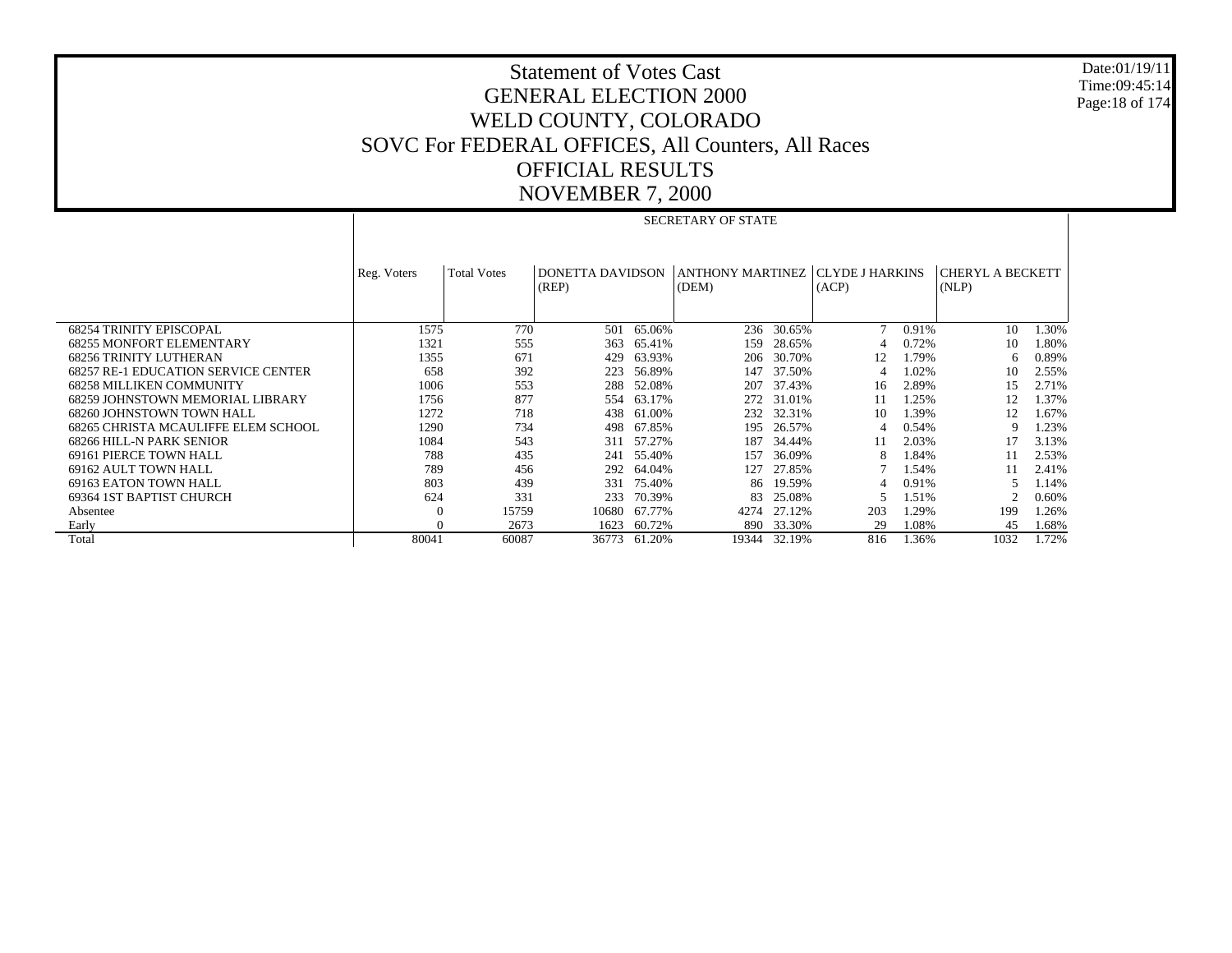# Statement of Votes Cast
## GENERAL ELECTION 2000
## WELD COUNTY, COLORADO
## SOVC For FEDERAL OFFICES, All Counters, All Races
## OFFICIAL RESULTS
## NOVEMBER 7, 2000

Date:01/19/11
Time:09:45:14

| | SECRETARY OF STATE | | | | | | | | | | |
|---|---|---|---|---|---|---|---|---|---|---|---|
| | Reg. Voters | Total Votes | DONETTA DAVIDSON (REP) | | ANTHONY MARTINEZ (DEM) | | CLYDE J HARKINS (ACP) | | CHERYL A BECKETT (NLP) | |
| 68254 TRINITY EPISCOPAL | 1575 | 770 | 501 | 65.06% | 236 | 30.65% | 7 | 0.91% | 10 | 1.30% |
| 68255 MONFORT ELEMENTARY | 1321 | 555 | 363 | 65.41% | 159 | 28.65% | 4 | 0.72% | 10 | 1.80% |
| 68256 TRINITY LUTHERAN | 1355 | 671 | 429 | 63.93% | 206 | 30.70% | 12 | 1.79% | 6 | 0.89% |
| 68257 RE-1 EDUCATION SERVICE CENTER | 658 | 392 | 223 | 56.89% | 147 | 37.50% | 4 | 1.02% | 10 | 2.55% |
| 68258 MILLIKEN COMMUNITY | 1006 | 553 | 288 | 52.08% | 207 | 37.43% | 16 | 2.89% | 15 | 2.71% |
| 68259 JOHNSTOWN MEMORIAL LIBRARY | 1756 | 877 | 554 | 63.17% | 272 | 31.01% | 11 | 1.25% | 12 | 1.37% |
| 68260 JOHNSTOWN TOWN HALL | 1272 | 718 | 438 | 61.00% | 232 | 32.31% | 10 | 1.39% | 12 | 1.67% |
| 68265 CHRISTA MCAULIFFE ELEM SCHOOL | 1290 | 734 | 498 | 67.85% | 195 | 26.57% | 4 | 0.54% | 9 | 1.23% |
| 68266 HILL-N PARK SENIOR | 1084 | 543 | 311 | 57.27% | 187 | 34.44% | 11 | 2.03% | 17 | 3.13% |
| 69161 PIERCE TOWN HALL | 788 | 435 | 241 | 55.40% | 157 | 36.09% | 8 | 1.84% | 11 | 2.53% |
| 69162 AULT TOWN HALL | 789 | 456 | 292 | 64.04% | 127 | 27.85% | 7 | 1.54% | 11 | 2.41% |
| 69163 EATON TOWN HALL | 803 | 439 | 331 | 75.40% | 86 | 19.59% | 4 | 0.91% | 5 | 1.14% |
| 69364 1ST BAPTIST CHURCH | 624 | 331 | 233 | 70.39% | 83 | 25.08% | 5 | 1.51% | 2 | 0.60% |
| Absentee | 0 | 15759 | 10680 | 67.77% | 4274 | 27.12% | 203 | 1.29% | 199 | 1.26% |
| Early | 0 | 2673 | 1623 | 60.72% | 890 | 33.30% | 29 | 1.08% | 45 | 1.68% |
| Total | 80041 | 60087 | 36773 | 61.20% | 19344 | 32.19% | 816 | 1.36% | 1032 | 1.72% |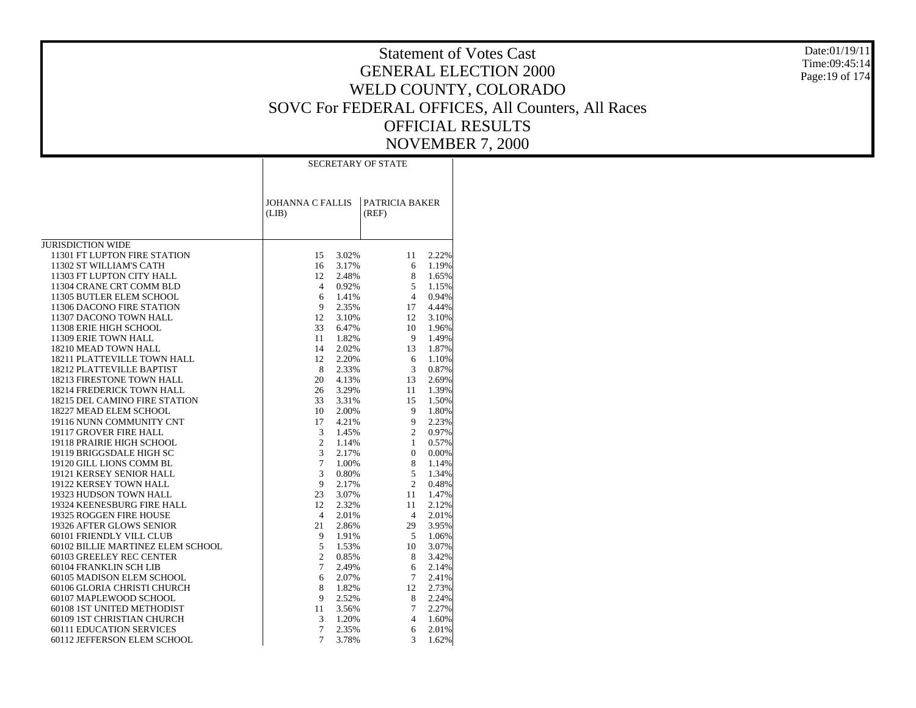# Statement of Votes Cast
## GENERAL ELECTION 2000
## WELD COUNTY, COLORADO
## SOVC For FEDERAL OFFICES, All Counters, All Races
## OFFICIAL RESULTS
## NOVEMBER 7, 2000

Date:01/19/11
Time:09:45:14

| | SECRETARY OF STATE | | | |
|---|---|---|---|---|
| | JOHANNA C FALLIS (LIB) | | PATRICIA BAKER (REF) | |
| JURISDICTION WIDE | | | | |
| 11301 FT LUPTON FIRE STATION | 15 | 3.02% | 11 | 2.22% |
| 11302 ST WILLIAM'S CATH | 16 | 3.17% | 6 | 1.19% |
| 11303 FT LUPTON CITY HALL | 12 | 2.48% | 8 | 1.65% |
| 11304 CRANE CRT COMM BLD | 4 | 0.92% | 5 | 1.15% |
| 11305 BUTLER ELEM SCHOOL | 6 | 1.41% | 4 | 0.94% |
| 11306 DACONO FIRE STATION | 9 | 2.35% | 17 | 4.44% |
| 11307 DACONO TOWN HALL | 12 | 3.10% | 12 | 3.10% |
| 11308 ERIE HIGH SCHOOL | 33 | 6.47% | 10 | 1.96% |
| 11309 ERIE TOWN HALL | 11 | 1.82% | 9 | 1.49% |
| 18210 MEAD TOWN HALL | 14 | 2.02% | 13 | 1.87% |
| 18211 PLATTEVILLE TOWN HALL | 12 | 2.20% | 6 | 1.10% |
| 18212 PLATTEVILLE BAPTIST | 8 | 2.33% | 3 | 0.87% |
| 18213 FIRESTONE TOWN HALL | 20 | 4.13% | 13 | 2.69% |
| 18214 FREDERICK TOWN HALL | 26 | 3.29% | 11 | 1.39% |
| 18215 DEL CAMINO FIRE STATION | 33 | 3.31% | 15 | 1.50% |
| 18227 MEAD ELEM SCHOOL | 10 | 2.00% | 9 | 1.80% |
| 19116 NUNN COMMUNITY CNT | 17 | 4.21% | 9 | 2.23% |
| 19117 GROVER FIRE HALL | 3 | 1.45% | 2 | 0.97% |
| 19118 PRAIRIE HIGH SCHOOL | 2 | 1.14% | 1 | 0.57% |
| 19119 BRIGGSDALE HIGH SC | 3 | 2.17% | 0 | 0.00% |
| 19120 GILL LIONS COMM BL | 7 | 1.00% | 8 | 1.14% |
| 19121 KERSEY SENIOR HALL | 3 | 0.80% | 5 | 1.34% |
| 19122 KERSEY TOWN HALL | 9 | 2.17% | 2 | 0.48% |
| 19323 HUDSON TOWN HALL | 23 | 3.07% | 11 | 1.47% |
| 19324 KEENESBURG FIRE HALL | 12 | 2.32% | 11 | 2.12% |
| 19325 ROGGEN FIRE HOUSE | 4 | 2.01% | 4 | 2.01% |
| 19326 AFTER GLOWS SENIOR | 21 | 2.86% | 29 | 3.95% |
| 60101 FRIENDLY VILL CLUB | 9 | 1.91% | 5 | 1.06% |
| 60102 BILLIE MARTINEZ ELEM SCHOOL | 5 | 1.53% | 10 | 3.07% |
| 60103 GREELEY REC CENTER | 2 | 0.85% | 8 | 3.42% |
| 60104 FRANKLIN SCH LIB | 7 | 2.49% | 6 | 2.14% |
| 60105 MADISON ELEM SCHOOL | 6 | 2.07% | 7 | 2.41% |
| 60106 GLORIA CHRISTI CHURCH | 8 | 1.82% | 12 | 2.73% |
| 60107 MAPLEWOOD SCHOOL | 9 | 2.52% | 8 | 2.24% |
| 60108 1ST UNITED METHODIST | 11 | 3.56% | 7 | 2.27% |
| 60109 1ST CHRISTIAN CHURCH | 3 | 1.20% | 4 | 1.60% |
| 60111 EDUCATION SERVICES | 7 | 2.35% | 6 | 2.01% |
| 60112 JEFFERSON ELEM SCHOOL | 7 | 3.78% | 3 | 1.62% |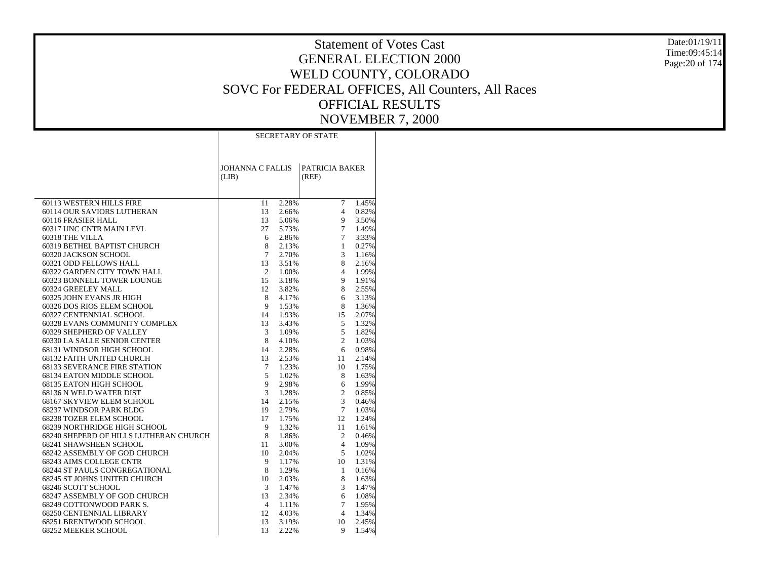# Statement of Votes Cast
# GENERAL ELECTION 2000
# WELD COUNTY, COLORADO
# SOVC For FEDERAL OFFICES, All Counters, All Races
# OFFICIAL RESULTS
# NOVEMBER 7, 2000

| | SECRETARY OF STATE | | | |
|---|---|---|---|---|
| | JOHANNA C FALLIS (LIB) | | PATRICIA BAKER (REF) | |
| 60113 WESTERN HILLS FIRE | 11 | 2.28% | 7 | 1.45% |
| 60114 OUR SAVIORS LUTHERAN | 13 | 2.66% | 4 | 0.82% |
| 60116 FRASIER HALL | 13 | 5.06% | 9 | 3.50% |
| 60317 UNC CNTR MAIN LEVL | 27 | 5.73% | 7 | 1.49% |
| 60318 THE VILLA | 6 | 2.86% | 7 | 3.33% |
| 60319 BETHEL BAPTIST CHURCH | 8 | 2.13% | 1 | 0.27% |
| 60320 JACKSON SCHOOL | 7 | 2.70% | 3 | 1.16% |
| 60321 ODD FELLOWS HALL | 13 | 3.51% | 8 | 2.16% |
| 60322 GARDEN CITY TOWN HALL | 2 | 1.00% | 4 | 1.99% |
| 60323 BONNELL TOWER LOUNGE | 15 | 3.18% | 9 | 1.91% |
| 60324 GREELEY MALL | 12 | 3.82% | 8 | 2.55% |
| 60325 JOHN EVANS JR HIGH | 8 | 4.17% | 6 | 3.13% |
| 60326 DOS RIOS ELEM SCHOOL | 9 | 1.53% | 8 | 1.36% |
| 60327 CENTENNIAL SCHOOL | 14 | 1.93% | 15 | 2.07% |
| 60328 EVANS COMMUNITY COMPLEX | 13 | 3.43% | 5 | 1.32% |
| 60329 SHEPHERD OF VALLEY | 3 | 1.09% | 5 | 1.82% |
| 60330 LA SALLE SENIOR CENTER | 8 | 4.10% | 2 | 1.03% |
| 68131 WINDSOR HIGH SCHOOL | 14 | 2.28% | 6 | 0.98% |
| 68132 FAITH UNITED CHURCH | 13 | 2.53% | 11 | 2.14% |
| 68133 SEVERANCE FIRE STATION | 7 | 1.23% | 10 | 1.75% |
| 68134 EATON MIDDLE SCHOOL | 5 | 1.02% | 8 | 1.63% |
| 68135 EATON HIGH SCHOOL | 9 | 2.98% | 6 | 1.99% |
| 68136 N WELD WATER DIST | 3 | 1.28% | 2 | 0.85% |
| 68167 SKYVIEW ELEM SCHOOL | 14 | 2.15% | 3 | 0.46% |
| 68237 WINDSOR PARK BLDG | 19 | 2.79% | 7 | 1.03% |
| 68238 TOZER ELEM SCHOOL | 17 | 1.75% | 12 | 1.24% |
| 68239 NORTHRIDGE HIGH SCHOOL | 9 | 1.32% | 11 | 1.61% |
| 68240 SHEPERD OF HILLS LUTHERAN CHURCH | 8 | 1.86% | 2 | 0.46% |
| 68241 SHAWSHEEN SCHOOL | 11 | 3.00% | 4 | 1.09% |
| 68242 ASSEMBLY OF GOD CHURCH | 10 | 2.04% | 5 | 1.02% |
| 68243 AIMS COLLEGE CNTR | 9 | 1.17% | 10 | 1.31% |
| 68244 ST PAULS CONGREGATIONAL | 8 | 1.29% | 1 | 0.16% |
| 68245 ST JOHNS UNITED CHURCH | 10 | 2.03% | 8 | 1.63% |
| 68246 SCOTT SCHOOL | 3 | 1.47% | 3 | 1.47% |
| 68247 ASSEMBLY OF GOD CHURCH | 13 | 2.34% | 6 | 1.08% |
| 68249 COTTONWOOD PARK S. | 4 | 1.11% | 7 | 1.95% |
| 68250 CENTENNIAL LIBRARY | 12 | 4.03% | 4 | 1.34% |
| 68251 BRENTWOOD SCHOOL | 13 | 3.19% | 10 | 2.45% |
| 68252 MEEKER SCHOOL | 13 | 2.22% | 9 | 1.54% |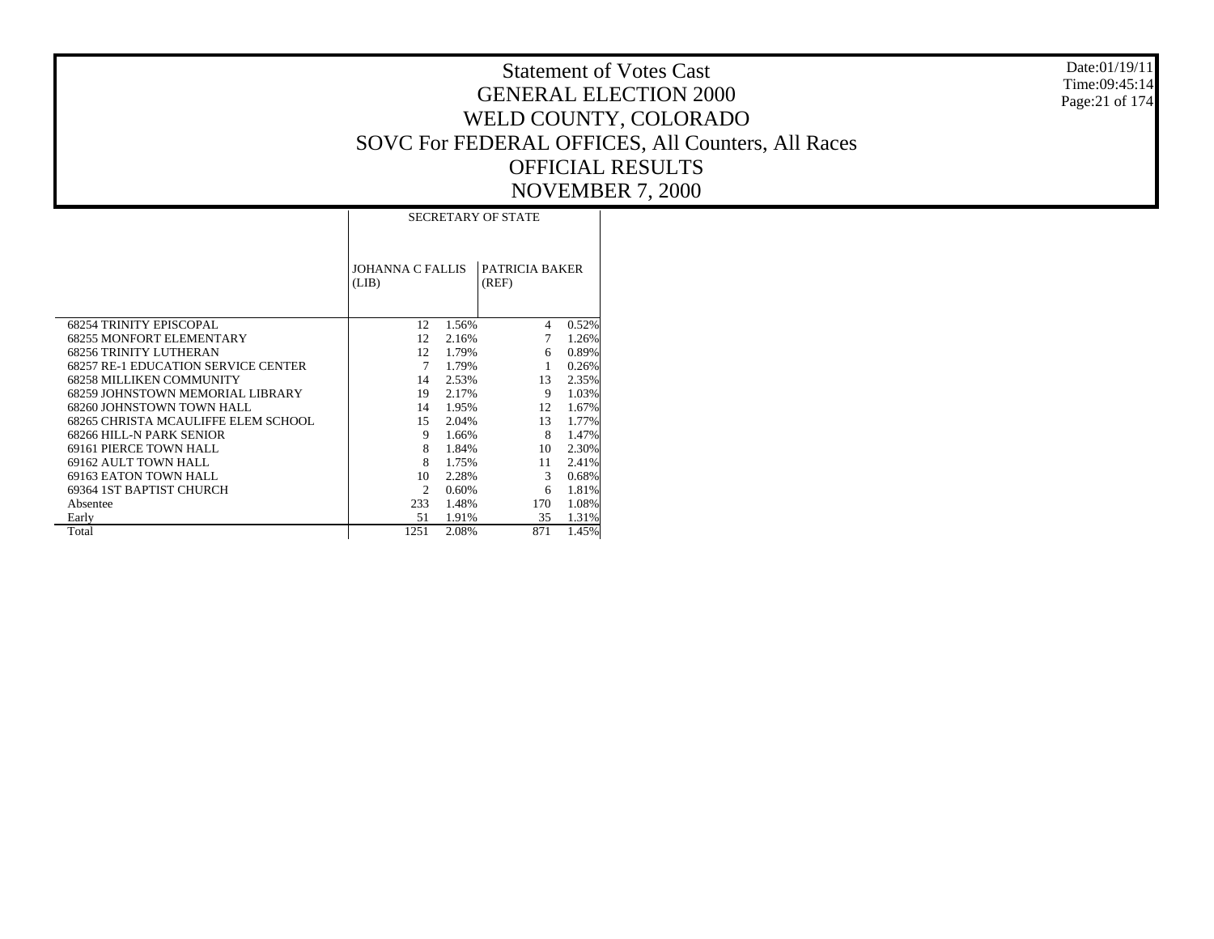# Statement of Votes Cast
# GENERAL ELECTION 2000
# WELD COUNTY, COLORADO
# SOVC For FEDERAL OFFICES, All Counters, All Races
# OFFICIAL RESULTS
# NOVEMBER 7, 2000

| | SECRETARY OF STATE | | | |
|---|---|---|---|---|
| | JOHANNA C FALLIS (LIB) | | PATRICIA BAKER (REF) | |
| 68254 TRINITY EPISCOPAL | 12 | 1.56% | 4 | 0.52% |
| 68255 MONFORT ELEMENTARY | 12 | 2.16% | 7 | 1.26% |
| 68256 TRINITY LUTHERAN | 12 | 1.79% | 6 | 0.89% |
| 68257 RE-1 EDUCATION SERVICE CENTER | 7 | 1.79% | 1 | 0.26% |
| 68258 MILLIKEN COMMUNITY | 14 | 2.53% | 13 | 2.35% |
| 68259 JOHNSTOWN MEMORIAL LIBRARY | 19 | 2.17% | 9 | 1.03% |
| 68260 JOHNSTOWN TOWN HALL | 14 | 1.95% | 12 | 1.67% |
| 68265 CHRISTA MCAULIFFE ELEM SCHOOL | 15 | 2.04% | 13 | 1.77% |
| 68266 HILL-N PARK SENIOR | 9 | 1.66% | 8 | 1.47% |
| 69161 PIERCE TOWN HALL | 8 | 1.84% | 10 | 2.30% |
| 69162 AULT TOWN HALL | 8 | 1.75% | 11 | 2.41% |
| 69163 EATON TOWN HALL | 10 | 2.28% | 3 | 0.68% |
| 69364 1ST BAPTIST CHURCH | 2 | 0.60% | 6 | 1.81% |
| Absentee | 233 | 1.48% | 170 | 1.08% |
| Early | 51 | 1.91% | 35 | 1.31% |
| Total | 1251 | 2.08% | 871 | 1.45% |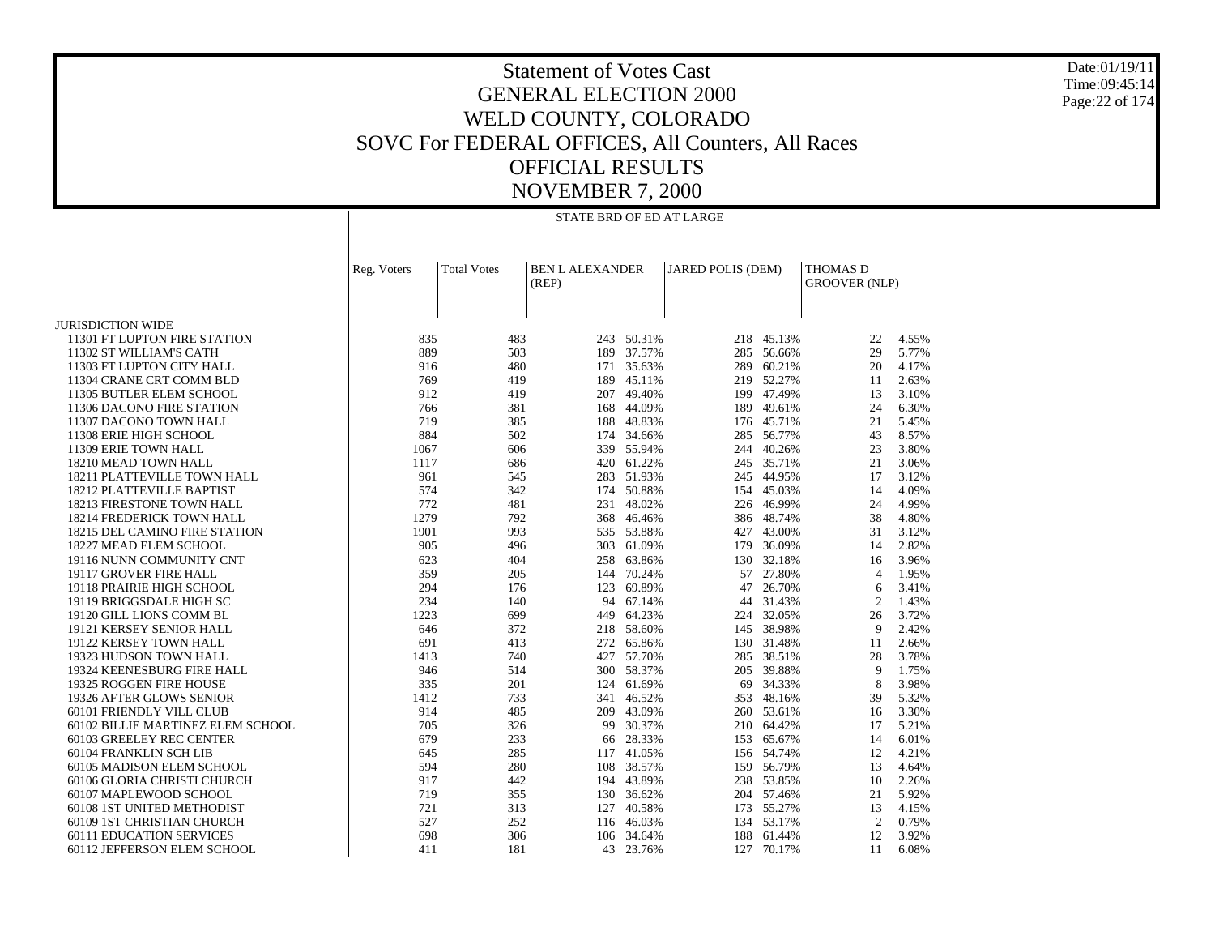# Statement of Votes Cast
## GENERAL ELECTION 2000
## WELD COUNTY, COLORADO
## SOVC For FEDERAL OFFICES, All Counters, All Races
## OFFICIAL RESULTS
## NOVEMBER 7, 2000

Date:01/19/11
Time:09:45:14

| | STATE BRD OF ED AT LARGE | | | | | | | |
|---|---|---|---|---|---|---|---|---|
| | Reg. Voters | Total Votes | BEN L ALEXANDER (REP) | | JARED POLIS (DEM) | | THOMAS D GROOVER (NLP) | |
| JURISDICTION WIDE | | | | | | | | |
| 11301 FT LUPTON FIRE STATION | 835 | 483 | 243 | 50.31% | 218 | 45.13% | 22 | 4.55% |
| 11302 ST WILLIAM'S CATH | 889 | 503 | 189 | 37.57% | 285 | 56.66% | 29 | 5.77% |
| 11303 FT LUPTON CITY HALL | 916 | 480 | 171 | 35.63% | 289 | 60.21% | 20 | 4.17% |
| 11304 CRANE CRT COMM BLD | 769 | 419 | 189 | 45.11% | 219 | 52.27% | 11 | 2.63% |
| 11305 BUTLER ELEM SCHOOL | 912 | 419 | 207 | 49.40% | 199 | 47.49% | 13 | 3.10% |
| 11306 DACONO FIRE STATION | 766 | 381 | 168 | 44.09% | 189 | 49.61% | 24 | 6.30% |
| 11307 DACONO TOWN HALL | 719 | 385 | 188 | 48.83% | 176 | 45.71% | 21 | 5.45% |
| 11308 ERIE HIGH SCHOOL | 884 | 502 | 174 | 34.66% | 285 | 56.77% | 43 | 8.57% |
| 11309 ERIE TOWN HALL | 1067 | 606 | 339 | 55.94% | 244 | 40.26% | 23 | 3.80% |
| 18210 MEAD TOWN HALL | 1117 | 686 | 420 | 61.22% | 245 | 35.71% | 21 | 3.06% |
| 18211 PLATTEVILLE TOWN HALL | 961 | 545 | 283 | 51.93% | 245 | 44.95% | 17 | 3.12% |
| 18212 PLATTEVILLE BAPTIST | 574 | 342 | 174 | 50.88% | 154 | 45.03% | 14 | 4.09% |
| 18213 FIRESTONE TOWN HALL | 772 | 481 | 231 | 48.02% | 226 | 46.99% | 24 | 4.99% |
| 18214 FREDERICK TOWN HALL | 1279 | 792 | 368 | 46.46% | 386 | 48.74% | 38 | 4.80% |
| 18215 DEL CAMINO FIRE STATION | 1901 | 993 | 535 | 53.88% | 427 | 43.00% | 31 | 3.12% |
| 18227 MEAD ELEM SCHOOL | 905 | 496 | 303 | 61.09% | 179 | 36.09% | 14 | 2.82% |
| 19116 NUNN COMMUNITY CNT | 623 | 404 | 258 | 63.86% | 130 | 32.18% | 16 | 3.96% |
| 19117 GROVER FIRE HALL | 359 | 205 | 144 | 70.24% | 57 | 27.80% | 4 | 1.95% |
| 19118 PRAIRIE HIGH SCHOOL | 294 | 176 | 123 | 69.89% | 47 | 26.70% | 6 | 3.41% |
| 19119 BRIGGSDALE HIGH SC | 234 | 140 | 94 | 67.14% | 44 | 31.43% | 2 | 1.43% |
| 19120 GILL LIONS COMM BL | 1223 | 699 | 449 | 64.23% | 224 | 32.05% | 26 | 3.72% |
| 19121 KERSEY SENIOR HALL | 646 | 372 | 218 | 58.60% | 145 | 38.98% | 9 | 2.42% |
| 19122 KERSEY TOWN HALL | 691 | 413 | 272 | 65.86% | 130 | 31.48% | 11 | 2.66% |
| 19323 HUDSON TOWN HALL | 1413 | 740 | 427 | 57.70% | 285 | 38.51% | 28 | 3.78% |
| 19324 KEENESBURG FIRE HALL | 946 | 514 | 300 | 58.37% | 205 | 39.88% | 9 | 1.75% |
| 19325 ROGGEN FIRE HOUSE | 335 | 201 | 124 | 61.69% | 69 | 34.33% | 8 | 3.98% |
| 19326 AFTER GLOWS SENIOR | 1412 | 733 | 341 | 46.52% | 353 | 48.16% | 39 | 5.32% |
| 60101 FRIENDLY VILL CLUB | 914 | 485 | 209 | 43.09% | 260 | 53.61% | 16 | 3.30% |
| 60102 BILLIE MARTINEZ ELEM SCHOOL | 705 | 326 | 99 | 30.37% | 210 | 64.42% | 17 | 5.21% |
| 60103 GREELEY REC CENTER | 679 | 233 | 66 | 28.33% | 153 | 65.67% | 14 | 6.01% |
| 60104 FRANKLIN SCH LIB | 645 | 285 | 117 | 41.05% | 156 | 54.74% | 12 | 4.21% |
| 60105 MADISON ELEM SCHOOL | 594 | 280 | 108 | 38.57% | 159 | 56.79% | 13 | 4.64% |
| 60106 GLORIA CHRISTI CHURCH | 917 | 442 | 194 | 43.89% | 238 | 53.85% | 10 | 2.26% |
| 60107 MAPLEWOOD SCHOOL | 719 | 355 | 130 | 36.62% | 204 | 57.46% | 21 | 5.92% |
| 60108 1ST UNITED METHODIST | 721 | 313 | 127 | 40.58% | 173 | 55.27% | 13 | 4.15% |
| 60109 1ST CHRISTIAN CHURCH | 527 | 252 | 116 | 46.03% | 134 | 53.17% | 2 | 0.79% |
| 60111 EDUCATION SERVICES | 698 | 306 | 106 | 34.64% | 188 | 61.44% | 12 | 3.92% |
| 60112 JEFFERSON ELEM SCHOOL | 411 | 181 | 43 | 23.76% | 127 | 70.17% | 11 | 6.08% |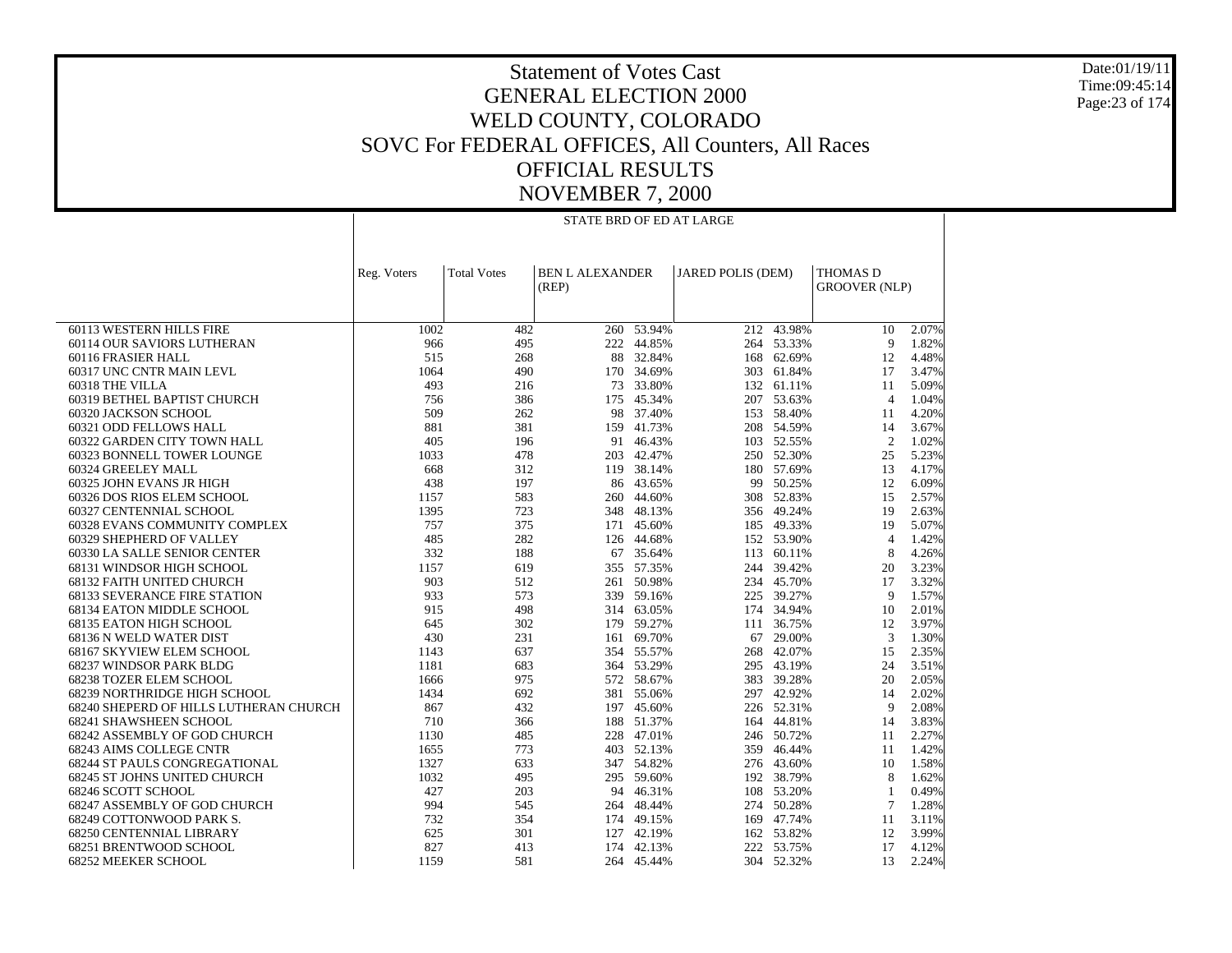# Statement of Votes Cast

## GENERAL ELECTION 2000

## WELD COUNTY, COLORADO

## SOVC For FEDERAL OFFICES, All Counters, All Races

## OFFICIAL RESULTS

## NOVEMBER 7, 2000

Date:01/19/11
Time:09:45:14

| | STATE BRD OF ED AT LARGE | | | | | | | |
|---|---|---|---|---|---|---|---|---|
| | Reg. Voters | Total Votes | BEN L ALEXANDER (REP) | | JARED POLIS (DEM) | | THOMAS D GROOVER (NLP) | |
| 60113 WESTERN HILLS FIRE | 1002 | 482 | 260 | 53.94% | 212 | 43.98% | 10 | 2.07% |
| 60114 OUR SAVIORS LUTHERAN | 966 | 495 | 222 | 44.85% | 264 | 53.33% | 9 | 1.82% |
| 60116 FRASIER HALL | 515 | 268 | 88 | 32.84% | 168 | 62.69% | 12 | 4.48% |
| 60317 UNC CNTR MAIN LEVL | 1064 | 490 | 170 | 34.69% | 303 | 61.84% | 17 | 3.47% |
| 60318 THE VILLA | 493 | 216 | 73 | 33.80% | 132 | 61.11% | 11 | 5.09% |
| 60319 BETHEL BAPTIST CHURCH | 756 | 386 | 175 | 45.34% | 207 | 53.63% | 4 | 1.04% |
| 60320 JACKSON SCHOOL | 509 | 262 | 98 | 37.40% | 153 | 58.40% | 11 | 4.20% |
| 60321 ODD FELLOWS HALL | 881 | 381 | 159 | 41.73% | 208 | 54.59% | 14 | 3.67% |
| 60322 GARDEN CITY TOWN HALL | 405 | 196 | 91 | 46.43% | 103 | 52.55% | 2 | 1.02% |
| 60323 BONNELL TOWER LOUNGE | 1033 | 478 | 203 | 42.47% | 250 | 52.30% | 25 | 5.23% |
| 60324 GREELEY MALL | 668 | 312 | 119 | 38.14% | 180 | 57.69% | 13 | 4.17% |
| 60325 JOHN EVANS JR HIGH | 438 | 197 | 86 | 43.65% | 99 | 50.25% | 12 | 6.09% |
| 60326 DOS RIOS ELEM SCHOOL | 1157 | 583 | 260 | 44.60% | 308 | 52.83% | 15 | 2.57% |
| 60327 CENTENNIAL SCHOOL | 1395 | 723 | 348 | 48.13% | 356 | 49.24% | 19 | 2.63% |
| 60328 EVANS COMMUNITY COMPLEX | 757 | 375 | 171 | 45.60% | 185 | 49.33% | 19 | 5.07% |
| 60329 SHEPHERD OF VALLEY | 485 | 282 | 126 | 44.68% | 152 | 53.90% | 4 | 1.42% |
| 60330 LA SALLE SENIOR CENTER | 332 | 188 | 67 | 35.64% | 113 | 60.11% | 8 | 4.26% |
| 68131 WINDSOR HIGH SCHOOL | 1157 | 619 | 355 | 57.35% | 244 | 39.42% | 20 | 3.23% |
| 68132 FAITH UNITED CHURCH | 903 | 512 | 261 | 50.98% | 234 | 45.70% | 17 | 3.32% |
| 68133 SEVERANCE FIRE STATION | 933 | 573 | 339 | 59.16% | 225 | 39.27% | 9 | 1.57% |
| 68134 EATON MIDDLE SCHOOL | 915 | 498 | 314 | 63.05% | 174 | 34.94% | 10 | 2.01% |
| 68135 EATON HIGH SCHOOL | 645 | 302 | 179 | 59.27% | 111 | 36.75% | 12 | 3.97% |
| 68136 N WELD WATER DIST | 430 | 231 | 161 | 69.70% | 67 | 29.00% | 3 | 1.30% |
| 68167 SKYVIEW ELEM SCHOOL | 1143 | 637 | 354 | 55.57% | 268 | 42.07% | 15 | 2.35% |
| 68237 WINDSOR PARK BLDG | 1181 | 683 | 364 | 53.29% | 295 | 43.19% | 24 | 3.51% |
| 68238 TOZER ELEM SCHOOL | 1666 | 975 | 572 | 58.67% | 383 | 39.28% | 20 | 2.05% |
| 68239 NORTHRIDGE HIGH SCHOOL | 1434 | 692 | 381 | 55.06% | 297 | 42.92% | 14 | 2.02% |
| 68240 SHEPERD OF HILLS LUTHERAN CHURCH | 867 | 432 | 197 | 45.60% | 226 | 52.31% | 9 | 2.08% |
| 68241 SHAWSHEEN SCHOOL | 710 | 366 | 188 | 51.37% | 164 | 44.81% | 14 | 3.83% |
| 68242 ASSEMBLY OF GOD CHURCH | 1130 | 485 | 228 | 47.01% | 246 | 50.72% | 11 | 2.27% |
| 68243 AIMS COLLEGE CNTR | 1655 | 773 | 403 | 52.13% | 359 | 46.44% | 11 | 1.42% |
| 68244 ST PAULS CONGREGATIONAL | 1327 | 633 | 347 | 54.82% | 276 | 43.60% | 10 | 1.58% |
| 68245 ST JOHNS UNITED CHURCH | 1032 | 495 | 295 | 59.60% | 192 | 38.79% | 8 | 1.62% |
| 68246 SCOTT SCHOOL | 427 | 203 | 94 | 46.31% | 108 | 53.20% | 1 | 0.49% |
| 68247 ASSEMBLY OF GOD CHURCH | 994 | 545 | 264 | 48.44% | 274 | 50.28% | 7 | 1.28% |
| 68249 COTTONWOOD PARK S. | 732 | 354 | 174 | 49.15% | 169 | 47.74% | 11 | 3.11% |
| 68250 CENTENNIAL LIBRARY | 625 | 301 | 127 | 42.19% | 162 | 53.82% | 12 | 3.99% |
| 68251 BRENTWOOD SCHOOL | 827 | 413 | 174 | 42.13% | 222 | 53.75% | 17 | 4.12% |
| 68252 MEEKER SCHOOL | 1159 | 581 | 264 | 45.44% | 304 | 52.32% | 13 | 2.24% |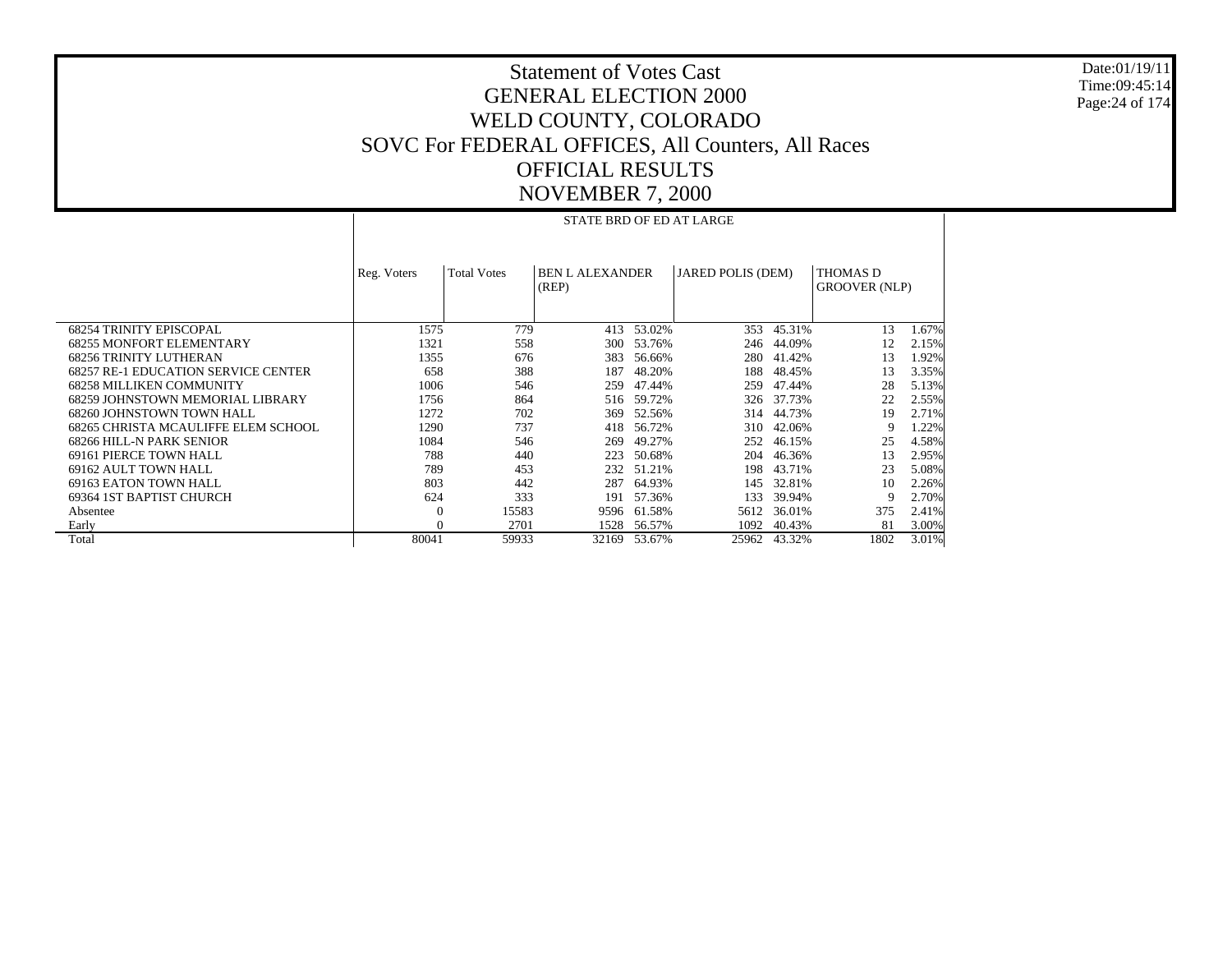# Statement of Votes Cast
# GENERAL ELECTION 2000
# WELD COUNTY, COLORADO
# SOVC For FEDERAL OFFICES, All Counters, All Races
# OFFICIAL RESULTS
# NOVEMBER 7, 2000

Date:01/19/11
Time:09:45:14

| | STATE BRD OF ED AT LARGE | | | | | | | |
|---|---|---|---|---|---|---|---|---|
| | Reg. Voters | Total Votes | BEN L ALEXANDER (REP) | | JARED POLIS (DEM) | | THOMAS D GROOVER (NLP) | |
| 68254 TRINITY EPISCOPAL | 1575 | 779 | 413 | 53.02% | 353 | 45.31% | 13 | 1.67% |
| 68255 MONFORT ELEMENTARY | 1321 | 558 | 300 | 53.76% | 246 | 44.09% | 12 | 2.15% |
| 68256 TRINITY LUTHERAN | 1355 | 676 | 383 | 56.66% | 280 | 41.42% | 13 | 1.92% |
| 68257 RE-1 EDUCATION SERVICE CENTER | 658 | 388 | 187 | 48.20% | 188 | 48.45% | 13 | 3.35% |
| 68258 MILLIKEN COMMUNITY | 1006 | 546 | 259 | 47.44% | 259 | 47.44% | 28 | 5.13% |
| 68259 JOHNSTOWN MEMORIAL LIBRARY | 1756 | 864 | 516 | 59.72% | 326 | 37.73% | 22 | 2.55% |
| 68260 JOHNSTOWN TOWN HALL | 1272 | 702 | 369 | 52.56% | 314 | 44.73% | 19 | 2.71% |
| 68265 CHRISTA MCAULIFFE ELEM SCHOOL | 1290 | 737 | 418 | 56.72% | 310 | 42.06% | 9 | 1.22% |
| 68266 HILL-N PARK SENIOR | 1084 | 546 | 269 | 49.27% | 252 | 46.15% | 25 | 4.58% |
| 69161 PIERCE TOWN HALL | 788 | 440 | 223 | 50.68% | 204 | 46.36% | 13 | 2.95% |
| 69162 AULT TOWN HALL | 789 | 453 | 232 | 51.21% | 198 | 43.71% | 23 | 5.08% |
| 69163 EATON TOWN HALL | 803 | 442 | 287 | 64.93% | 145 | 32.81% | 10 | 2.26% |
| 69364 1ST BAPTIST CHURCH | 624 | 333 | 191 | 57.36% | 133 | 39.94% | 9 | 2.70% |
| Absentee | 0 | 15583 | 9596 | 61.58% | 5612 | 36.01% | 375 | 2.41% |
| Early | 0 | 2701 | 1528 | 56.57% | 1092 | 40.43% | 81 | 3.00% |
| Total | 80041 | 59933 | 32169 | 53.67% | 25962 | 43.32% | 1802 | 3.01% |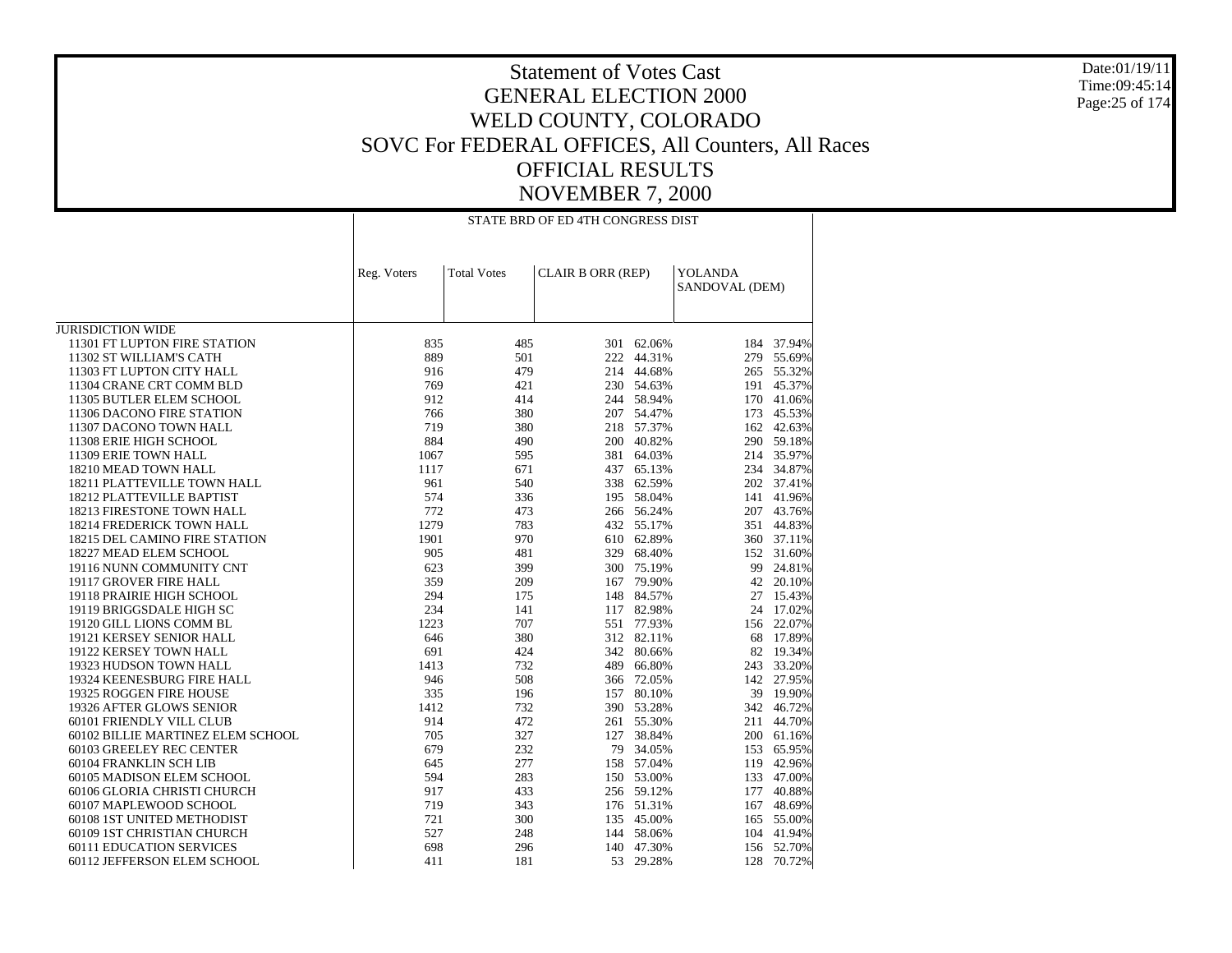# Statement of Votes Cast
## GENERAL ELECTION 2000
## WELD COUNTY, COLORADO
## SOVC For FEDERAL OFFICES, All Counters, All Races
## OFFICIAL RESULTS
## NOVEMBER 7, 2000

STATE BRD OF ED 4TH CONGRESS DIST

| | Reg. Voters | Total Votes | CLAIR B ORR (REP) | | YOLANDA SANDOVAL (DEM) | |
|---|---|---|---|---|---|---|
| JURISDICTION WIDE | | | | | | |
| 11301 FT LUPTON FIRE STATION | 835 | 485 | 301 | 62.06% | 184 | 37.94% |
| 11302 ST WILLIAM'S CATH | 889 | 501 | 222 | 44.31% | 279 | 55.69% |
| 11303 FT LUPTON CITY HALL | 916 | 479 | 214 | 44.68% | 265 | 55.32% |
| 11304 CRANE CRT COMM BLD | 769 | 421 | 230 | 54.63% | 191 | 45.37% |
| 11305 BUTLER ELEM SCHOOL | 912 | 414 | 244 | 58.94% | 170 | 41.06% |
| 11306 DACONO FIRE STATION | 766 | 380 | 207 | 54.47% | 173 | 45.53% |
| 11307 DACONO TOWN HALL | 719 | 380 | 218 | 57.37% | 162 | 42.63% |
| 11308 ERIE HIGH SCHOOL | 884 | 490 | 200 | 40.82% | 290 | 59.18% |
| 11309 ERIE TOWN HALL | 1067 | 595 | 381 | 64.03% | 214 | 35.97% |
| 18210 MEAD TOWN HALL | 1117 | 671 | 437 | 65.13% | 234 | 34.87% |
| 18211 PLATTEVILLE TOWN HALL | 961 | 540 | 338 | 62.59% | 202 | 37.41% |
| 18212 PLATTEVILLE BAPTIST | 574 | 336 | 195 | 58.04% | 141 | 41.96% |
| 18213 FIRESTONE TOWN HALL | 772 | 473 | 266 | 56.24% | 207 | 43.76% |
| 18214 FREDERICK TOWN HALL | 1279 | 783 | 432 | 55.17% | 351 | 44.83% |
| 18215 DEL CAMINO FIRE STATION | 1901 | 970 | 610 | 62.89% | 360 | 37.11% |
| 18227 MEAD ELEM SCHOOL | 905 | 481 | 329 | 68.40% | 152 | 31.60% |
| 19116 NUNN COMMUNITY CNT | 623 | 399 | 300 | 75.19% | 99 | 24.81% |
| 19117 GROVER FIRE HALL | 359 | 209 | 167 | 79.90% | 42 | 20.10% |
| 19118 PRAIRIE HIGH SCHOOL | 294 | 175 | 148 | 84.57% | 27 | 15.43% |
| 19119 BRIGGSDALE HIGH SC | 234 | 141 | 117 | 82.98% | 24 | 17.02% |
| 19120 GILL LIONS COMM BL | 1223 | 707 | 551 | 77.93% | 156 | 22.07% |
| 19121 KERSEY SENIOR HALL | 646 | 380 | 312 | 82.11% | 68 | 17.89% |
| 19122 KERSEY TOWN HALL | 691 | 424 | 342 | 80.66% | 82 | 19.34% |
| 19323 HUDSON TOWN HALL | 1413 | 732 | 489 | 66.80% | 243 | 33.20% |
| 19324 KEENESBURG FIRE HALL | 946 | 508 | 366 | 72.05% | 142 | 27.95% |
| 19325 ROGGEN FIRE HOUSE | 335 | 196 | 157 | 80.10% | 39 | 19.90% |
| 19326 AFTER GLOWS SENIOR | 1412 | 732 | 390 | 53.28% | 342 | 46.72% |
| 60101 FRIENDLY VILL CLUB | 914 | 472 | 261 | 55.30% | 211 | 44.70% |
| 60102 BILLIE MARTINEZ ELEM SCHOOL | 705 | 327 | 127 | 38.84% | 200 | 61.16% |
| 60103 GREELEY REC CENTER | 679 | 232 | 79 | 34.05% | 153 | 65.95% |
| 60104 FRANKLIN SCH LIB | 645 | 277 | 158 | 57.04% | 119 | 42.96% |
| 60105 MADISON ELEM SCHOOL | 594 | 283 | 150 | 53.00% | 133 | 47.00% |
| 60106 GLORIA CHRISTI CHURCH | 917 | 433 | 256 | 59.12% | 177 | 40.88% |
| 60107 MAPLEWOOD SCHOOL | 719 | 343 | 176 | 51.31% | 167 | 48.69% |
| 60108 1ST UNITED METHODIST | 721 | 300 | 135 | 45.00% | 165 | 55.00% |
| 60109 1ST CHRISTIAN CHURCH | 527 | 248 | 144 | 58.06% | 104 | 41.94% |
| 60111 EDUCATION SERVICES | 698 | 296 | 140 | 47.30% | 156 | 52.70% |
| 60112 JEFFERSON ELEM SCHOOL | 411 | 181 | 53 | 29.28% | 128 | 70.72% |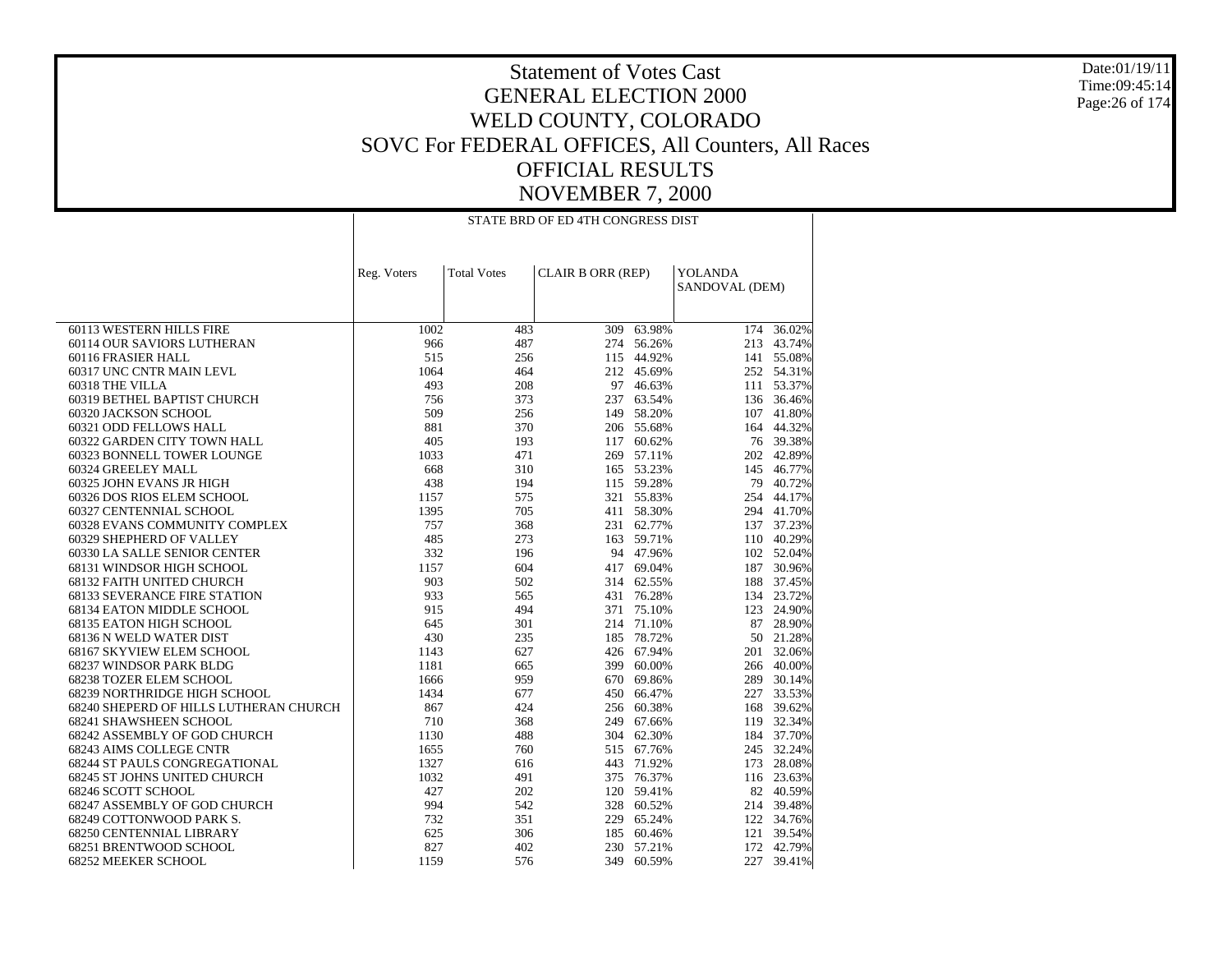# Statement of Votes Cast
# GENERAL ELECTION 2000
# WELD COUNTY, COLORADO
# SOVC For FEDERAL OFFICES, All Counters, All Races
# OFFICIAL RESULTS
# NOVEMBER 7, 2000

Date:01/19/11
Time:09:45:14

STATE BRD OF ED 4TH CONGRESS DIST

| | Reg. Voters | Total Votes | CLAIR B ORR (REP) | | YOLANDA SANDOVAL (DEM) | |
|---|---|---|---|---|---|---|
| 60113 WESTERN HILLS FIRE | 1002 | 483 | 309 | 63.98% | 174 | 36.02% |
| 60114 OUR SAVIORS LUTHERAN | 966 | 487 | 274 | 56.26% | 213 | 43.74% |
| 60116 FRASIER HALL | 515 | 256 | 115 | 44.92% | 141 | 55.08% |
| 60317 UNC CNTR MAIN LEVL | 1064 | 464 | 212 | 45.69% | 252 | 54.31% |
| 60318 THE VILLA | 493 | 208 | 97 | 46.63% | 111 | 53.37% |
| 60319 BETHEL BAPTIST CHURCH | 756 | 373 | 237 | 63.54% | 136 | 36.46% |
| 60320 JACKSON SCHOOL | 509 | 256 | 149 | 58.20% | 107 | 41.80% |
| 60321 ODD FELLOWS HALL | 881 | 370 | 206 | 55.68% | 164 | 44.32% |
| 60322 GARDEN CITY TOWN HALL | 405 | 193 | 117 | 60.62% | 76 | 39.38% |
| 60323 BONNELL TOWER LOUNGE | 1033 | 471 | 269 | 57.11% | 202 | 42.89% |
| 60324 GREELEY MALL | 668 | 310 | 165 | 53.23% | 145 | 46.77% |
| 60325 JOHN EVANS JR HIGH | 438 | 194 | 115 | 59.28% | 79 | 40.72% |
| 60326 DOS RIOS ELEM SCHOOL | 1157 | 575 | 321 | 55.83% | 254 | 44.17% |
| 60327 CENTENNIAL SCHOOL | 1395 | 705 | 411 | 58.30% | 294 | 41.70% |
| 60328 EVANS COMMUNITY COMPLEX | 757 | 368 | 231 | 62.77% | 137 | 37.23% |
| 60329 SHEPHERD OF VALLEY | 485 | 273 | 163 | 59.71% | 110 | 40.29% |
| 60330 LA SALLE SENIOR CENTER | 332 | 196 | 94 | 47.96% | 102 | 52.04% |
| 68131 WINDSOR HIGH SCHOOL | 1157 | 604 | 417 | 69.04% | 187 | 30.96% |
| 68132 FAITH UNITED CHURCH | 903 | 502 | 314 | 62.55% | 188 | 37.45% |
| 68133 SEVERANCE FIRE STATION | 933 | 565 | 431 | 76.28% | 134 | 23.72% |
| 68134 EATON MIDDLE SCHOOL | 915 | 494 | 371 | 75.10% | 123 | 24.90% |
| 68135 EATON HIGH SCHOOL | 645 | 301 | 214 | 71.10% | 87 | 28.90% |
| 68136 N WELD WATER DIST | 430 | 235 | 185 | 78.72% | 50 | 21.28% |
| 68167 SKYVIEW ELEM SCHOOL | 1143 | 627 | 426 | 67.94% | 201 | 32.06% |
| 68237 WINDSOR PARK BLDG | 1181 | 665 | 399 | 60.00% | 266 | 40.00% |
| 68238 TOZER ELEM SCHOOL | 1666 | 959 | 670 | 69.86% | 289 | 30.14% |
| 68239 NORTHRIDGE HIGH SCHOOL | 1434 | 677 | 450 | 66.47% | 227 | 33.53% |
| 68240 SHEPERD OF HILLS LUTHERAN CHURCH | 867 | 424 | 256 | 60.38% | 168 | 39.62% |
| 68241 SHAWSHEEN SCHOOL | 710 | 368 | 249 | 67.66% | 119 | 32.34% |
| 68242 ASSEMBLY OF GOD CHURCH | 1130 | 488 | 304 | 62.30% | 184 | 37.70% |
| 68243 AIMS COLLEGE CNTR | 1655 | 760 | 515 | 67.76% | 245 | 32.24% |
| 68244 ST PAULS CONGREGATIONAL | 1327 | 616 | 443 | 71.92% | 173 | 28.08% |
| 68245 ST JOHNS UNITED CHURCH | 1032 | 491 | 375 | 76.37% | 116 | 23.63% |
| 68246 SCOTT SCHOOL | 427 | 202 | 120 | 59.41% | 82 | 40.59% |
| 68247 ASSEMBLY OF GOD CHURCH | 994 | 542 | 328 | 60.52% | 214 | 39.48% |
| 68249 COTTONWOOD PARK S. | 732 | 351 | 229 | 65.24% | 122 | 34.76% |
| 68250 CENTENNIAL LIBRARY | 625 | 306 | 185 | 60.46% | 121 | 39.54% |
| 68251 BRENTWOOD SCHOOL | 827 | 402 | 230 | 57.21% | 172 | 42.79% |
| 68252 MEEKER SCHOOL | 1159 | 576 | 349 | 60.59% | 227 | 39.41% |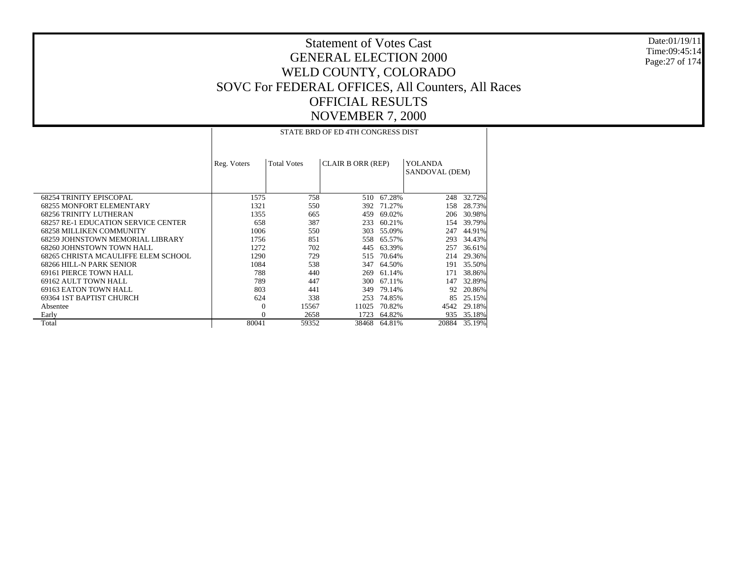# Statement of Votes Cast
# GENERAL ELECTION 2000
# WELD COUNTY, COLORADO
# SOVC For FEDERAL OFFICES, All Counters, All Races
# OFFICIAL RESULTS
# NOVEMBER 7, 2000

Date:01/19/11
Time:09:45:14

| | STATE BRD OF ED 4TH CONGRESS DIST | | | | | |
|---|---|---|---|---|---|---|
| | Reg. Voters | Total Votes | CLAIR B ORR (REP) | | YOLANDA SANDOVAL (DEM) | |
| 68254 TRINITY EPISCOPAL | 1575 | 758 | 510 | 67.28% | 248 | 32.72% |
| 68255 MONFORT ELEMENTARY | 1321 | 550 | 392 | 71.27% | 158 | 28.73% |
| 68256 TRINITY LUTHERAN | 1355 | 665 | 459 | 69.02% | 206 | 30.98% |
| 68257 RE-1 EDUCATION SERVICE CENTER | 658 | 387 | 233 | 60.21% | 154 | 39.79% |
| 68258 MILLIKEN COMMUNITY | 1006 | 550 | 303 | 55.09% | 247 | 44.91% |
| 68259 JOHNSTOWN MEMORIAL LIBRARY | 1756 | 851 | 558 | 65.57% | 293 | 34.43% |
| 68260 JOHNSTOWN TOWN HALL | 1272 | 702 | 445 | 63.39% | 257 | 36.61% |
| 68265 CHRISTA MCAULIFFE ELEM SCHOOL | 1290 | 729 | 515 | 70.64% | 214 | 29.36% |
| 68266 HILL-N PARK SENIOR | 1084 | 538 | 347 | 64.50% | 191 | 35.50% |
| 69161 PIERCE TOWN HALL | 788 | 440 | 269 | 61.14% | 171 | 38.86% |
| 69162 AULT TOWN HALL | 789 | 447 | 300 | 67.11% | 147 | 32.89% |
| 69163 EATON TOWN HALL | 803 | 441 | 349 | 79.14% | 92 | 20.86% |
| 69364 1ST BAPTIST CHURCH | 624 | 338 | 253 | 74.85% | 85 | 25.15% |
| Absentee | 0 | 15567 | 11025 | 70.82% | 4542 | 29.18% |
| Early | 0 | 2658 | 1723 | 64.82% | 935 | 35.18% |
| Total | 80041 | 59352 | 38468 | 64.81% | 20884 | 35.19% |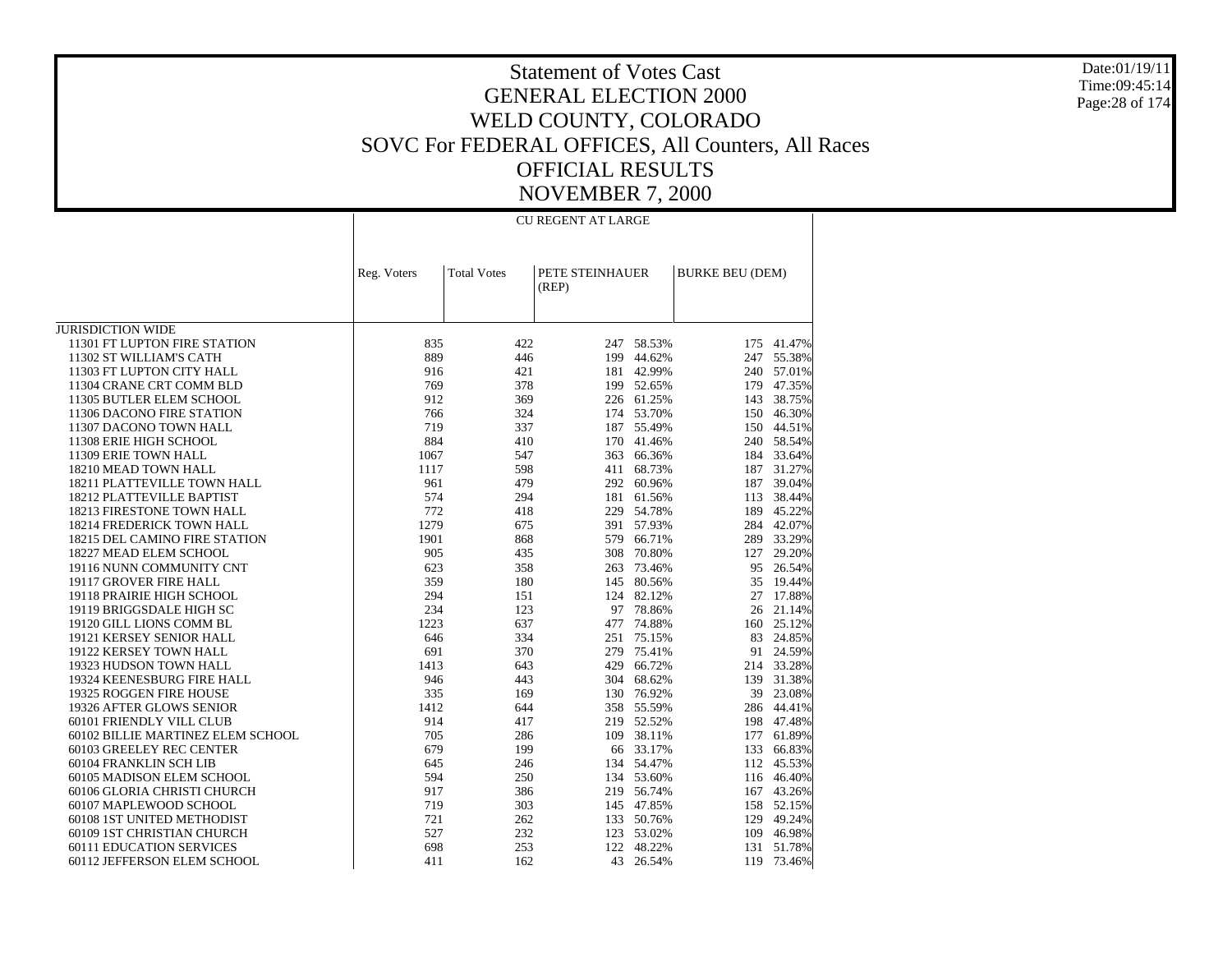# Statement of Votes Cast
## GENERAL ELECTION 2000
## WELD COUNTY, COLORADO
## SOVC For FEDERAL OFFICES, All Counters, All Races
## OFFICIAL RESULTS
## NOVEMBER 7, 2000

| | | | CU REGENT AT LARGE | | | |
|---|---|---|---|---|---|---|
| | Reg. Voters | Total Votes | PETE STEINHAUER (REP) | | BURKE BEU (DEM) | |
| JURISDICTION WIDE | | | | | | |
| 11301 FT LUPTON FIRE STATION | 835 | 422 | 247 | 58.53% | 175 | 41.47% |
| 11302 ST WILLIAM'S CATH | 889 | 446 | 199 | 44.62% | 247 | 55.38% |
| 11303 FT LUPTON CITY HALL | 916 | 421 | 181 | 42.99% | 240 | 57.01% |
| 11304 CRANE CRT COMM BLD | 769 | 378 | 199 | 52.65% | 179 | 47.35% |
| 11305 BUTLER ELEM SCHOOL | 912 | 369 | 226 | 61.25% | 143 | 38.75% |
| 11306 DACONO FIRE STATION | 766 | 324 | 174 | 53.70% | 150 | 46.30% |
| 11307 DACONO TOWN HALL | 719 | 337 | 187 | 55.49% | 150 | 44.51% |
| 11308 ERIE HIGH SCHOOL | 884 | 410 | 170 | 41.46% | 240 | 58.54% |
| 11309 ERIE TOWN HALL | 1067 | 547 | 363 | 66.36% | 184 | 33.64% |
| 18210 MEAD TOWN HALL | 1117 | 598 | 411 | 68.73% | 187 | 31.27% |
| 18211 PLATTEVILLE TOWN HALL | 961 | 479 | 292 | 60.96% | 187 | 39.04% |
| 18212 PLATTEVILLE BAPTIST | 574 | 294 | 181 | 61.56% | 113 | 38.44% |
| 18213 FIRESTONE TOWN HALL | 772 | 418 | 229 | 54.78% | 189 | 45.22% |
| 18214 FREDERICK TOWN HALL | 1279 | 675 | 391 | 57.93% | 284 | 42.07% |
| 18215 DEL CAMINO FIRE STATION | 1901 | 868 | 579 | 66.71% | 289 | 33.29% |
| 18227 MEAD ELEM SCHOOL | 905 | 435 | 308 | 70.80% | 127 | 29.20% |
| 19116 NUNN COMMUNITY CNT | 623 | 358 | 263 | 73.46% | 95 | 26.54% |
| 19117 GROVER FIRE HALL | 359 | 180 | 145 | 80.56% | 35 | 19.44% |
| 19118 PRAIRIE HIGH SCHOOL | 294 | 151 | 124 | 82.12% | 27 | 17.88% |
| 19119 BRIGGSDALE HIGH SC | 234 | 123 | 97 | 78.86% | 26 | 21.14% |
| 19120 GILL LIONS COMM BL | 1223 | 637 | 477 | 74.88% | 160 | 25.12% |
| 19121 KERSEY SENIOR HALL | 646 | 334 | 251 | 75.15% | 83 | 24.85% |
| 19122 KERSEY TOWN HALL | 691 | 370 | 279 | 75.41% | 91 | 24.59% |
| 19323 HUDSON TOWN HALL | 1413 | 643 | 429 | 66.72% | 214 | 33.28% |
| 19324 KEENESBURG FIRE HALL | 946 | 443 | 304 | 68.62% | 139 | 31.38% |
| 19325 ROGGEN FIRE HOUSE | 335 | 169 | 130 | 76.92% | 39 | 23.08% |
| 19326 AFTER GLOWS SENIOR | 1412 | 644 | 358 | 55.59% | 286 | 44.41% |
| 60101 FRIENDLY VILL CLUB | 914 | 417 | 219 | 52.52% | 198 | 47.48% |
| 60102 BILLIE MARTINEZ ELEM SCHOOL | 705 | 286 | 109 | 38.11% | 177 | 61.89% |
| 60103 GREELEY REC CENTER | 679 | 199 | 66 | 33.17% | 133 | 66.83% |
| 60104 FRANKLIN SCH LIB | 645 | 246 | 134 | 54.47% | 112 | 45.53% |
| 60105 MADISON ELEM SCHOOL | 594 | 250 | 134 | 53.60% | 116 | 46.40% |
| 60106 GLORIA CHRISTI CHURCH | 917 | 386 | 219 | 56.74% | 167 | 43.26% |
| 60107 MAPLEWOOD SCHOOL | 719 | 303 | 145 | 47.85% | 158 | 52.15% |
| 60108 1ST UNITED METHODIST | 721 | 262 | 133 | 50.76% | 129 | 49.24% |
| 60109 1ST CHRISTIAN CHURCH | 527 | 232 | 123 | 53.02% | 109 | 46.98% |
| 60111 EDUCATION SERVICES | 698 | 253 | 122 | 48.22% | 131 | 51.78% |
| 60112 JEFFERSON ELEM SCHOOL | 411 | 162 | 43 | 26.54% | 119 | 73.46% |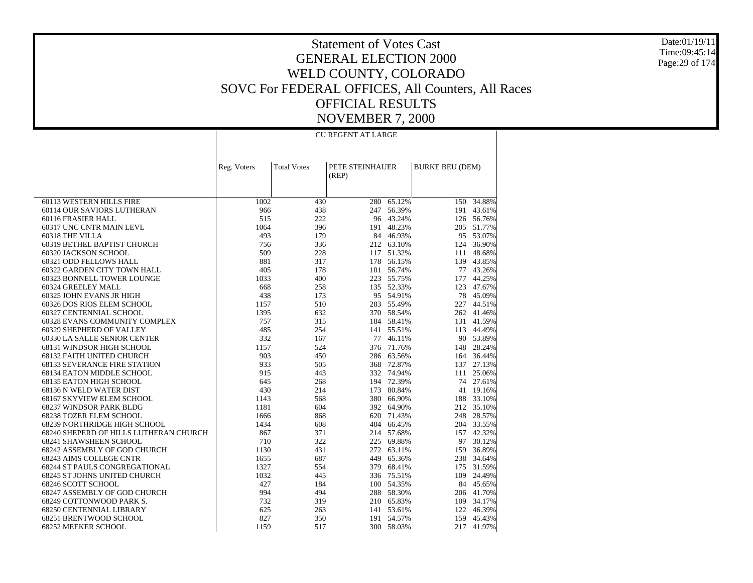# Statement of Votes Cast
## GENERAL ELECTION 2000
## WELD COUNTY, COLORADO
## SOVC For FEDERAL OFFICES, All Counters, All Races
## OFFICIAL RESULTS
## NOVEMBER 7, 2000

Date:01/19/11
Time:09:45:14

| | CU REGENT AT LARGE | | | | | |
|---|---|---|---|---|---|---|
| | Reg. Voters | Total Votes | PETE STEINHAUER (REP) | | BURKE BEU (DEM) | |
| 60113 WESTERN HILLS FIRE | 1002 | 430 | 280 | 65.12% | 150 | 34.88% |
| 60114 OUR SAVIORS LUTHERAN | 966 | 438 | 247 | 56.39% | 191 | 43.61% |
| 60116 FRASIER HALL | 515 | 222 | 96 | 43.24% | 126 | 56.76% |
| 60317 UNC CNTR MAIN LEVL | 1064 | 396 | 191 | 48.23% | 205 | 51.77% |
| 60318 THE VILLA | 493 | 179 | 84 | 46.93% | 95 | 53.07% |
| 60319 BETHEL BAPTIST CHURCH | 756 | 336 | 212 | 63.10% | 124 | 36.90% |
| 60320 JACKSON SCHOOL | 509 | 228 | 117 | 51.32% | 111 | 48.68% |
| 60321 ODD FELLOWS HALL | 881 | 317 | 178 | 56.15% | 139 | 43.85% |
| 60322 GARDEN CITY TOWN HALL | 405 | 178 | 101 | 56.74% | 77 | 43.26% |
| 60323 BONNELL TOWER LOUNGE | 1033 | 400 | 223 | 55.75% | 177 | 44.25% |
| 60324 GREELEY MALL | 668 | 258 | 135 | 52.33% | 123 | 47.67% |
| 60325 JOHN EVANS JR HIGH | 438 | 173 | 95 | 54.91% | 78 | 45.09% |
| 60326 DOS RIOS ELEM SCHOOL | 1157 | 510 | 283 | 55.49% | 227 | 44.51% |
| 60327 CENTENNIAL SCHOOL | 1395 | 632 | 370 | 58.54% | 262 | 41.46% |
| 60328 EVANS COMMUNITY COMPLEX | 757 | 315 | 184 | 58.41% | 131 | 41.59% |
| 60329 SHEPHERD OF VALLEY | 485 | 254 | 141 | 55.51% | 113 | 44.49% |
| 60330 LA SALLE SENIOR CENTER | 332 | 167 | 77 | 46.11% | 90 | 53.89% |
| 68131 WINDSOR HIGH SCHOOL | 1157 | 524 | 376 | 71.76% | 148 | 28.24% |
| 68132 FAITH UNITED CHURCH | 903 | 450 | 286 | 63.56% | 164 | 36.44% |
| 68133 SEVERANCE FIRE STATION | 933 | 505 | 368 | 72.87% | 137 | 27.13% |
| 68134 EATON MIDDLE SCHOOL | 915 | 443 | 332 | 74.94% | 111 | 25.06% |
| 68135 EATON HIGH SCHOOL | 645 | 268 | 194 | 72.39% | 74 | 27.61% |
| 68136 N WELD WATER DIST | 430 | 214 | 173 | 80.84% | 41 | 19.16% |
| 68167 SKYVIEW ELEM SCHOOL | 1143 | 568 | 380 | 66.90% | 188 | 33.10% |
| 68237 WINDSOR PARK BLDG | 1181 | 604 | 392 | 64.90% | 212 | 35.10% |
| 68238 TOZER ELEM SCHOOL | 1666 | 868 | 620 | 71.43% | 248 | 28.57% |
| 68239 NORTHRIDGE HIGH SCHOOL | 1434 | 608 | 404 | 66.45% | 204 | 33.55% |
| 68240 SHEPERD OF HILLS LUTHERAN CHURCH | 867 | 371 | 214 | 57.68% | 157 | 42.32% |
| 68241 SHAWSHEEN SCHOOL | 710 | 322 | 225 | 69.88% | 97 | 30.12% |
| 68242 ASSEMBLY OF GOD CHURCH | 1130 | 431 | 272 | 63.11% | 159 | 36.89% |
| 68243 AIMS COLLEGE CNTR | 1655 | 687 | 449 | 65.36% | 238 | 34.64% |
| 68244 ST PAULS CONGREGATIONAL | 1327 | 554 | 379 | 68.41% | 175 | 31.59% |
| 68245 ST JOHNS UNITED CHURCH | 1032 | 445 | 336 | 75.51% | 109 | 24.49% |
| 68246 SCOTT SCHOOL | 427 | 184 | 100 | 54.35% | 84 | 45.65% |
| 68247 ASSEMBLY OF GOD CHURCH | 994 | 494 | 288 | 58.30% | 206 | 41.70% |
| 68249 COTTONWOOD PARK S. | 732 | 319 | 210 | 65.83% | 109 | 34.17% |
| 68250 CENTENNIAL LIBRARY | 625 | 263 | 141 | 53.61% | 122 | 46.39% |
| 68251 BRENTWOOD SCHOOL | 827 | 350 | 191 | 54.57% | 159 | 45.43% |
| 68252 MEEKER SCHOOL | 1159 | 517 | 300 | 58.03% | 217 | 41.97% |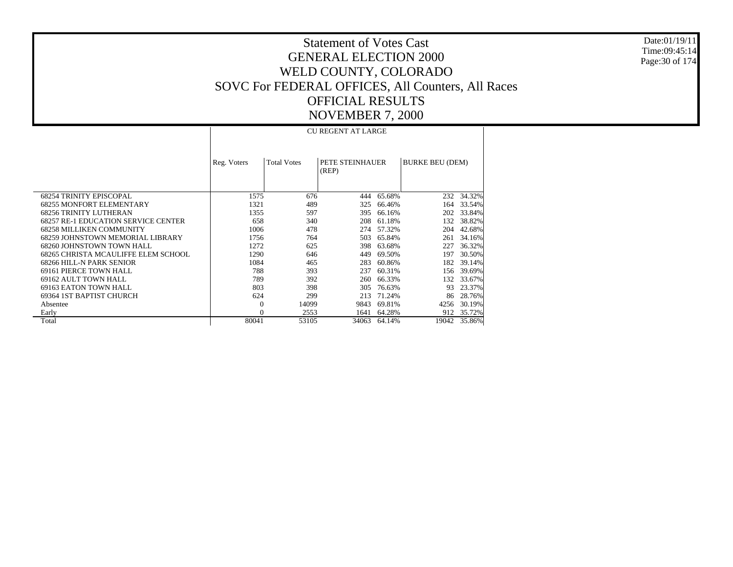# Statement of Votes Cast
# GENERAL ELECTION 2000
# WELD COUNTY, COLORADO
# SOVC For FEDERAL OFFICES, All Counters, All Races
# OFFICIAL RESULTS
# NOVEMBER 7, 2000

Date:01/19/11
Time:09:45:14

| | | | CU REGENT AT LARGE | | | |
|---|---|---|---|---|---|---|
| | Reg. Voters | Total Votes | PETE STEINHAUER (REP) | | BURKE BEU (DEM) | |
| 68254 TRINITY EPISCOPAL | 1575 | 676 | 444 | 65.68% | 232 | 34.32% |
| 68255 MONFORT ELEMENTARY | 1321 | 489 | 325 | 66.46% | 164 | 33.54% |
| 68256 TRINITY LUTHERAN | 1355 | 597 | 395 | 66.16% | 202 | 33.84% |
| 68257 RE-1 EDUCATION SERVICE CENTER | 658 | 340 | 208 | 61.18% | 132 | 38.82% |
| 68258 MILLIKEN COMMUNITY | 1006 | 478 | 274 | 57.32% | 204 | 42.68% |
| 68259 JOHNSTOWN MEMORIAL LIBRARY | 1756 | 764 | 503 | 65.84% | 261 | 34.16% |
| 68260 JOHNSTOWN TOWN HALL | 1272 | 625 | 398 | 63.68% | 227 | 36.32% |
| 68265 CHRISTA MCAULIFFE ELEM SCHOOL | 1290 | 646 | 449 | 69.50% | 197 | 30.50% |
| 68266 HILL-N PARK SENIOR | 1084 | 465 | 283 | 60.86% | 182 | 39.14% |
| 69161 PIERCE TOWN HALL | 788 | 393 | 237 | 60.31% | 156 | 39.69% |
| 69162 AULT TOWN HALL | 789 | 392 | 260 | 66.33% | 132 | 33.67% |
| 69163 EATON TOWN HALL | 803 | 398 | 305 | 76.63% | 93 | 23.37% |
| 69364 1ST BAPTIST CHURCH | 624 | 299 | 213 | 71.24% | 86 | 28.76% |
| Absentee | 0 | 14099 | 9843 | 69.81% | 4256 | 30.19% |
| Early | 0 | 2553 | 1641 | 64.28% | 912 | 35.72% |
| Total | 80041 | 53105 | 34063 | 64.14% | 19042 | 35.86% |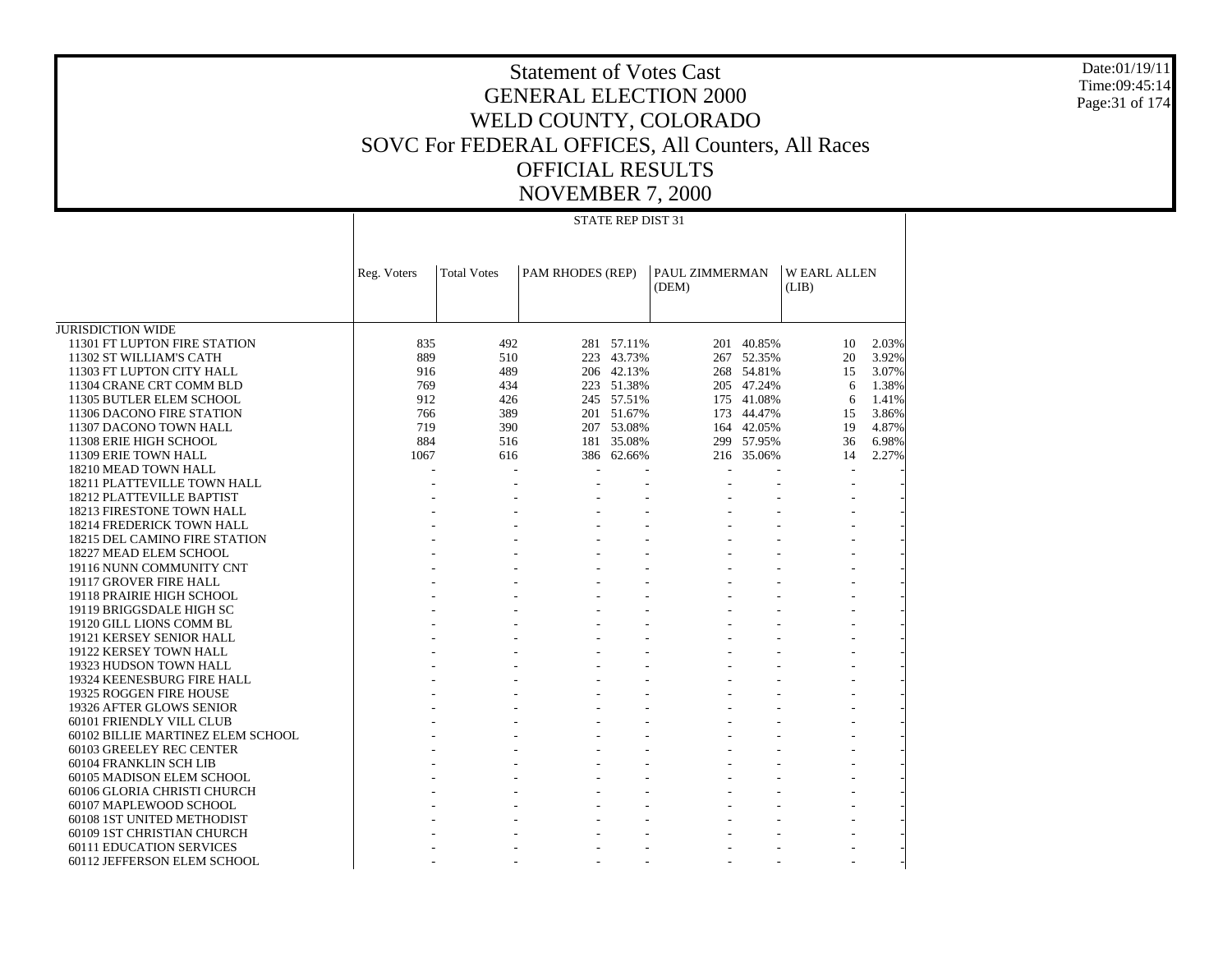# Statement of Votes Cast
## GENERAL ELECTION 2000
## WELD COUNTY, COLORADO
## SOVC For FEDERAL OFFICES, All Counters, All Races
## OFFICIAL RESULTS
## NOVEMBER 7, 2000

STATE REP DIST 31

| | Reg. Voters | Total Votes | PAM RHODES (REP) | | PAUL ZIMMERMAN (DEM) | | W EARL ALLEN (LIB) | |
|---|---|---|---|---|---|---|---|---|
| JURISDICTION WIDE | | | | | | | | |
| 11301 FT LUPTON FIRE STATION | 835 | 492 | 281 | 57.11% | 201 | 40.85% | 10 | 2.03% |
| 11302 ST WILLIAM'S CATH | 889 | 510 | 223 | 43.73% | 267 | 52.35% | 20 | 3.92% |
| 11303 FT LUPTON CITY HALL | 916 | 489 | 206 | 42.13% | 268 | 54.81% | 15 | 3.07% |
| 11304 CRANE CRT COMM BLD | 769 | 434 | 223 | 51.38% | 205 | 47.24% | 6 | 1.38% |
| 11305 BUTLER ELEM SCHOOL | 912 | 426 | 245 | 57.51% | 175 | 41.08% | 6 | 1.41% |
| 11306 DACONO FIRE STATION | 766 | 389 | 201 | 51.67% | 173 | 44.47% | 15 | 3.86% |
| 11307 DACONO TOWN HALL | 719 | 390 | 207 | 53.08% | 164 | 42.05% | 19 | 4.87% |
| 11308 ERIE HIGH SCHOOL | 884 | 516 | 181 | 35.08% | 299 | 57.95% | 36 | 6.98% |
| 11309 ERIE TOWN HALL | 1067 | 616 | 386 | 62.66% | 216 | 35.06% | 14 | 2.27% |
| 18210 MEAD TOWN HALL | - | - | - | - | - | - | - | - |
| 18211 PLATTEVILLE TOWN HALL | - | - | - | - | - | - | - | - |
| 18212 PLATTEVILLE BAPTIST | - | - | - | - | - | - | - | - |
| 18213 FIRESTONE TOWN HALL | - | - | - | - | - | - | - | - |
| 18214 FREDERICK TOWN HALL | - | - | - | - | - | - | - | - |
| 18215 DEL CAMINO FIRE STATION | - | - | - | - | - | - | - | - |
| 18227 MEAD ELEM SCHOOL | - | - | - | - | - | - | - | - |
| 19116 NUNN COMMUNITY CNT | - | - | - | - | - | - | - | - |
| 19117 GROVER FIRE HALL | - | - | - | - | - | - | - | - |
| 19118 PRAIRIE HIGH SCHOOL | - | - | - | - | - | - | - | - |
| 19119 BRIGGSDALE HIGH SC | - | - | - | - | - | - | - | - |
| 19120 GILL LIONS COMM BL | - | - | - | - | - | - | - | - |
| 19121 KERSEY SENIOR HALL | - | - | - | - | - | - | - | - |
| 19122 KERSEY TOWN HALL | - | - | - | - | - | - | - | - |
| 19323 HUDSON TOWN HALL | - | - | - | - | - | - | - | - |
| 19324 KEENESBURG FIRE HALL | - | - | - | - | - | - | - | - |
| 19325 ROGGEN FIRE HOUSE | - | - | - | - | - | - | - | - |
| 19326 AFTER GLOWS SENIOR | - | - | - | - | - | - | - | - |
| 60101 FRIENDLY VILL CLUB | - | - | - | - | - | - | - | - |
| 60102 BILLIE MARTINEZ ELEM SCHOOL | - | - | - | - | - | - | - | - |
| 60103 GREELEY REC CENTER | - | - | - | - | - | - | - | - |
| 60104 FRANKLIN SCH LIB | - | - | - | - | - | - | - | - |
| 60105 MADISON ELEM SCHOOL | - | - | - | - | - | - | - | - |
| 60106 GLORIA CHRISTI CHURCH | - | - | - | - | - | - | - | - |
| 60107 MAPLEWOOD SCHOOL | - | - | - | - | - | - | - | - |
| 60108 1ST UNITED METHODIST | - | - | - | - | - | - | - | - |
| 60109 1ST CHRISTIAN CHURCH | - | - | - | - | - | - | - | - |
| 60111 EDUCATION SERVICES | - | - | - | - | - | - | - | - |
| 60112 JEFFERSON ELEM SCHOOL | - | - | - | - | - | - | - | - |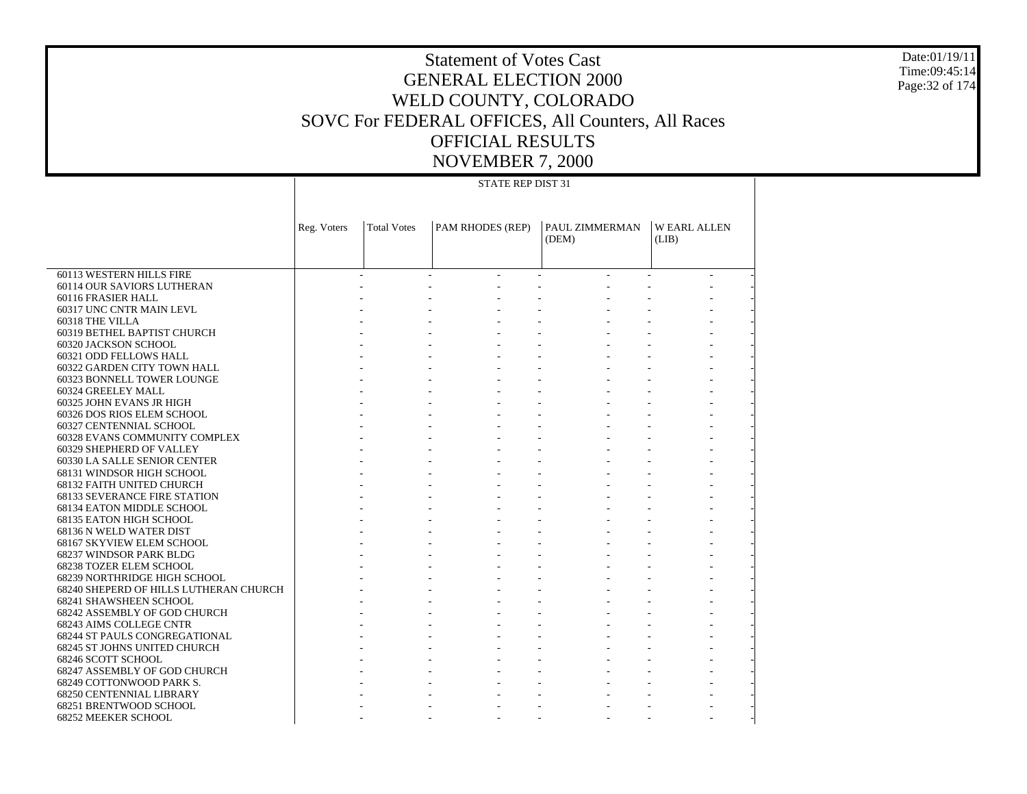# Statement of Votes Cast
# GENERAL ELECTION 2000
# WELD COUNTY, COLORADO
# SOVC For FEDERAL OFFICES, All Counters, All Races
# OFFICIAL RESULTS
# NOVEMBER 7, 2000

| | STATE REP DIST 31 | | | | |
|---|---|---|---|---|---|
| | Reg. Voters | Total Votes | PAM RHODES (REP) | PAUL ZIMMERMAN (DEM) | W EARL ALLEN (LIB) |
| 60113 WESTERN HILLS FIRE | - | - | - | - | - |
| 60114 OUR SAVIORS LUTHERAN | - | - | - | - | - |
| 60116 FRASIER HALL | - | - | - | - | - |
| 60317 UNC CNTR MAIN LEVL | - | - | - | - | - |
| 60318 THE VILLA | - | - | - | - | - |
| 60319 BETHEL BAPTIST CHURCH | - | - | - | - | - |
| 60320 JACKSON SCHOOL | - | - | - | - | - |
| 60321 ODD FELLOWS HALL | - | - | - | - | - |
| 60322 GARDEN CITY TOWN HALL | - | - | - | - | - |
| 60323 BONNELL TOWER LOUNGE | - | - | - | - | - |
| 60324 GREELEY MALL | - | - | - | - | - |
| 60325 JOHN EVANS JR HIGH | - | - | - | - | - |
| 60326 DOS RIOS ELEM SCHOOL | - | - | - | - | - |
| 60327 CENTENNIAL SCHOOL | - | - | - | - | - |
| 60328 EVANS COMMUNITY COMPLEX | - | - | - | - | - |
| 60329 SHEPHERD OF VALLEY | - | - | - | - | - |
| 60330 LA SALLE SENIOR CENTER | - | - | - | - | - |
| 68131 WINDSOR HIGH SCHOOL | - | - | - | - | - |
| 68132 FAITH UNITED CHURCH | - | - | - | - | - |
| 68133 SEVERANCE FIRE STATION | - | - | - | - | - |
| 68134 EATON MIDDLE SCHOOL | - | - | - | - | - |
| 68135 EATON HIGH SCHOOL | - | - | - | - | - |
| 68136 N WELD WATER DIST | - | - | - | - | - |
| 68167 SKYVIEW ELEM SCHOOL | - | - | - | - | - |
| 68237 WINDSOR PARK BLDG | - | - | - | - | - |
| 68238 TOZER ELEM SCHOOL | - | - | - | - | - |
| 68239 NORTHRIDGE HIGH SCHOOL | - | - | - | - | - |
| 68240 SHEPERD OF HILLS LUTHERAN CHURCH | - | - | - | - | - |
| 68241 SHAWSHEEN SCHOOL | - | - | - | - | - |
| 68242 ASSEMBLY OF GOD CHURCH | - | - | - | - | - |
| 68243 AIMS COLLEGE CNTR | - | - | - | - | - |
| 68244 ST PAULS CONGREGATIONAL | - | - | - | - | - |
| 68245 ST JOHNS UNITED CHURCH | - | - | - | - | - |
| 68246 SCOTT SCHOOL | - | - | - | - | - |
| 68247 ASSEMBLY OF GOD CHURCH | - | - | - | - | - |
| 68249 COTTONWOOD PARK S. | - | - | - | - | - |
| 68250 CENTENNIAL LIBRARY | - | - | - | - | - |
| 68251 BRENTWOOD SCHOOL | - | - | - | - | - |
| 68252 MEEKER SCHOOL | - | - | - | - | - |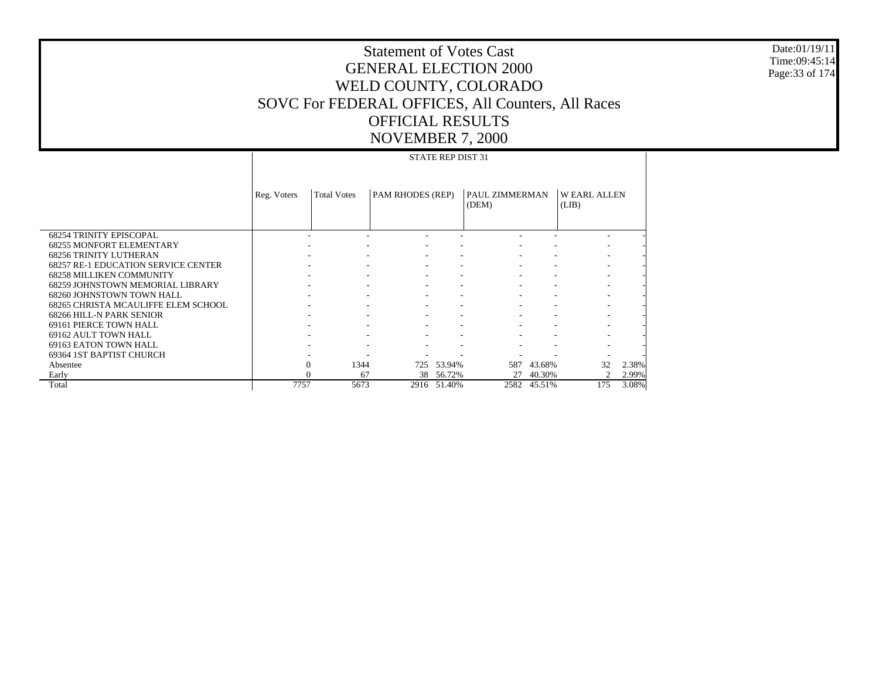# Statement of Votes Cast
# GENERAL ELECTION 2000
# WELD COUNTY, COLORADO
# SOVC For FEDERAL OFFICES, All Counters, All Races
# OFFICIAL RESULTS
# NOVEMBER 7, 2000

Date:01/19/11
Time:09:45:14

| | STATE REP DIST 31 | | | | | | | |
|---|---|---|---|---|---|---|---|---|
| | Reg. Voters | Total Votes | PAM RHODES (REP) | | PAUL ZIMMERMAN (DEM) | | W EARL ALLEN (LIB) | |
| 68254 TRINITY EPISCOPAL | - | - | - | - | - | - | - | - |
| 68255 MONFORT ELEMENTARY | - | - | - | - | - | - | - | - |
| 68256 TRINITY LUTHERAN | - | - | - | - | - | - | - | - |
| 68257 RE-1 EDUCATION SERVICE CENTER | - | - | - | - | - | - | - | - |
| 68258 MILLIKEN COMMUNITY | - | - | - | - | - | - | - | - |
| 68259 JOHNSTOWN MEMORIAL LIBRARY | - | - | - | - | - | - | - | - |
| 68260 JOHNSTOWN TOWN HALL | - | - | - | - | - | - | - | - |
| 68265 CHRISTA MCAULIFFE ELEM SCHOOL | - | - | - | - | - | - | - | - |
| 68266 HILL-N PARK SENIOR | - | - | - | - | - | - | - | - |
| 69161 PIERCE TOWN HALL | - | - | - | - | - | - | - | - |
| 69162 AULT TOWN HALL | - | - | - | - | - | - | - | - |
| 69163 EATON TOWN HALL | - | - | - | - | - | - | - | - |
| 69364 1ST BAPTIST CHURCH | - | - | - | - | - | - | - | - |
| Absentee | 0 | 1344 | 725 | 53.94% | 587 | 43.68% | 32 | 2.38% |
| Early | 0 | 67 | 38 | 56.72% | 27 | 40.30% | 2 | 2.99% |
| Total | 7757 | 5673 | 2916 | 51.40% | 2582 | 45.51% | 175 | 3.08% |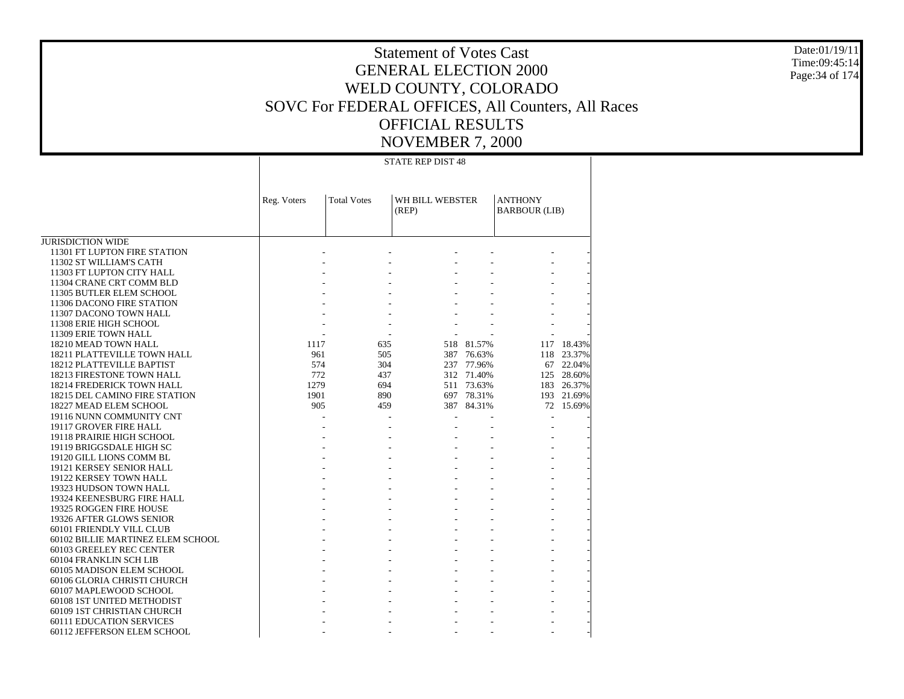# Statement of Votes Cast
# GENERAL ELECTION 2000
# WELD COUNTY, COLORADO
# SOVC For FEDERAL OFFICES, All Counters, All Races
# OFFICIAL RESULTS
# NOVEMBER 7, 2000

Date:01/19/11
Time:09:45:14

| | STATE REP DIST 48 | | | | | |
|---|---|---|---|---|---|---|
| | Reg. Voters | Total Votes | WH BILL WEBSTER (REP) | | ANTHONY BARBOUR (LIB) | |
| JURISDICTION WIDE | | | | | | |
| 11301 FT LUPTON FIRE STATION | - | - | - | - | - | - |
| 11302 ST WILLIAM'S CATH | - | - | - | - | - | - |
| 11303 FT LUPTON CITY HALL | - | - | - | - | - | - |
| 11304 CRANE CRT COMM BLD | - | - | - | - | - | - |
| 11305 BUTLER ELEM SCHOOL | - | - | - | - | - | - |
| 11306 DACONO FIRE STATION | - | - | - | - | - | - |
| 11307 DACONO TOWN HALL | - | - | - | - | - | - |
| 11308 ERIE HIGH SCHOOL | - | - | - | - | - | - |
| 11309 ERIE TOWN HALL | - | - | - | - | - | - |
| 18210 MEAD TOWN HALL | 1117 | 635 | 518 | 81.57% | 117 | 18.43% |
| 18211 PLATTEVILLE TOWN HALL | 961 | 505 | 387 | 76.63% | 118 | 23.37% |
| 18212 PLATTEVILLE BAPTIST | 574 | 304 | 237 | 77.96% | 67 | 22.04% |
| 18213 FIRESTONE TOWN HALL | 772 | 437 | 312 | 71.40% | 125 | 28.60% |
| 18214 FREDERICK TOWN HALL | 1279 | 694 | 511 | 73.63% | 183 | 26.37% |
| 18215 DEL CAMINO FIRE STATION | 1901 | 890 | 697 | 78.31% | 193 | 21.69% |
| 18227 MEAD ELEM SCHOOL | 905 | 459 | 387 | 84.31% | 72 | 15.69% |
| 19116 NUNN COMMUNITY CNT | - | - | - | - | - | - |
| 19117 GROVER FIRE HALL | - | - | - | - | - | - |
| 19118 PRAIRIE HIGH SCHOOL | - | - | - | - | - | - |
| 19119 BRIGGSDALE HIGH SC | - | - | - | - | - | - |
| 19120 GILL LIONS COMM BL | - | - | - | - | - | - |
| 19121 KERSEY SENIOR HALL | - | - | - | - | - | - |
| 19122 KERSEY TOWN HALL | - | - | - | - | - | - |
| 19323 HUDSON TOWN HALL | - | - | - | - | - | - |
| 19324 KEENESBURG FIRE HALL | - | - | - | - | - | - |
| 19325 ROGGEN FIRE HOUSE | - | - | - | - | - | - |
| 19326 AFTER GLOWS SENIOR | - | - | - | - | - | - |
| 60101 FRIENDLY VILL CLUB | - | - | - | - | - | - |
| 60102 BILLIE MARTINEZ ELEM SCHOOL | - | - | - | - | - | - |
| 60103 GREELEY REC CENTER | - | - | - | - | - | - |
| 60104 FRANKLIN SCH LIB | - | - | - | - | - | - |
| 60105 MADISON ELEM SCHOOL | - | - | - | - | - | - |
| 60106 GLORIA CHRISTI CHURCH | - | - | - | - | - | - |
| 60107 MAPLEWOOD SCHOOL | - | - | - | - | - | - |
| 60108 1ST UNITED METHODIST | - | - | - | - | - | - |
| 60109 1ST CHRISTIAN CHURCH | - | - | - | - | - | - |
| 60111 EDUCATION SERVICES | - | - | - | - | - | - |
| 60112 JEFFERSON ELEM SCHOOL | - | - | - | - | - | - |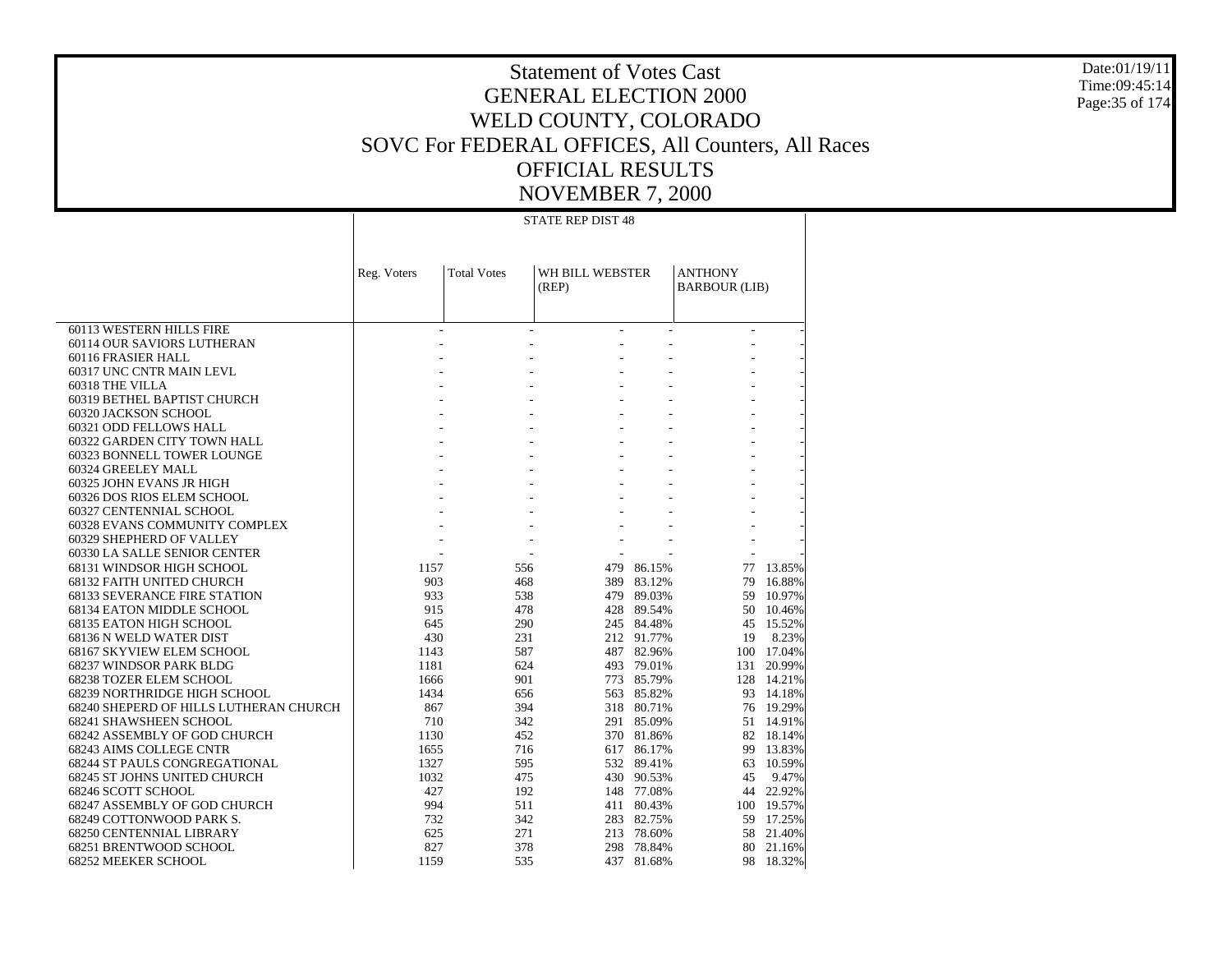# Statement of Votes Cast
# GENERAL ELECTION 2000
# WELD COUNTY, COLORADO
# SOVC For FEDERAL OFFICES, All Counters, All Races
# OFFICIAL RESULTS
# NOVEMBER 7, 2000

| | STATE REP DIST 48 | | | | | |
|---|---|---|---|---|---|---|
| | Reg. Voters | Total Votes | WH BILL WEBSTER (REP) | | ANTHONY BARBOUR (LIB) | |
| 60113 WESTERN HILLS FIRE | - | - | - | - | - | - |
| 60114 OUR SAVIORS LUTHERAN | - | - | - | - | - | - |
| 60116 FRASIER HALL | - | - | - | - | - | - |
| 60317 UNC CNTR MAIN LEVL | - | - | - | - | - | - |
| 60318 THE VILLA | - | - | - | - | - | - |
| 60319 BETHEL BAPTIST CHURCH | - | - | - | - | - | - |
| 60320 JACKSON SCHOOL | - | - | - | - | - | - |
| 60321 ODD FELLOWS HALL | - | - | - | - | - | - |
| 60322 GARDEN CITY TOWN HALL | - | - | - | - | - | - |
| 60323 BONNELL TOWER LOUNGE | - | - | - | - | - | - |
| 60324 GREELEY MALL | - | - | - | - | - | - |
| 60325 JOHN EVANS JR HIGH | - | - | - | - | - | - |
| 60326 DOS RIOS ELEM SCHOOL | - | - | - | - | - | - |
| 60327 CENTENNIAL SCHOOL | - | - | - | - | - | - |
| 60328 EVANS COMMUNITY COMPLEX | - | - | - | - | - | - |
| 60329 SHEPHERD OF VALLEY | - | - | - | - | - | - |
| 60330 LA SALLE SENIOR CENTER | - | - | - | - | - | - |
| 68131 WINDSOR HIGH SCHOOL | 1157 | 556 | 479 | 86.15% | 77 | 13.85% |
| 68132 FAITH UNITED CHURCH | 903 | 468 | 389 | 83.12% | 79 | 16.88% |
| 68133 SEVERANCE FIRE STATION | 933 | 538 | 479 | 89.03% | 59 | 10.97% |
| 68134 EATON MIDDLE SCHOOL | 915 | 478 | 428 | 89.54% | 50 | 10.46% |
| 68135 EATON HIGH SCHOOL | 645 | 290 | 245 | 84.48% | 45 | 15.52% |
| 68136 N WELD WATER DIST | 430 | 231 | 212 | 91.77% | 19 | 8.23% |
| 68167 SKYVIEW ELEM SCHOOL | 1143 | 587 | 487 | 82.96% | 100 | 17.04% |
| 68237 WINDSOR PARK BLDG | 1181 | 624 | 493 | 79.01% | 131 | 20.99% |
| 68238 TOZER ELEM SCHOOL | 1666 | 901 | 773 | 85.79% | 128 | 14.21% |
| 68239 NORTHRIDGE HIGH SCHOOL | 1434 | 656 | 563 | 85.82% | 93 | 14.18% |
| 68240 SHEPERD OF HILLS LUTHERAN CHURCH | 867 | 394 | 318 | 80.71% | 76 | 19.29% |
| 68241 SHAWSHEEN SCHOOL | 710 | 342 | 291 | 85.09% | 51 | 14.91% |
| 68242 ASSEMBLY OF GOD CHURCH | 1130 | 452 | 370 | 81.86% | 82 | 18.14% |
| 68243 AIMS COLLEGE CNTR | 1655 | 716 | 617 | 86.17% | 99 | 13.83% |
| 68244 ST PAULS CONGREGATIONAL | 1327 | 595 | 532 | 89.41% | 63 | 10.59% |
| 68245 ST JOHNS UNITED CHURCH | 1032 | 475 | 430 | 90.53% | 45 | 9.47% |
| 68246 SCOTT SCHOOL | 427 | 192 | 148 | 77.08% | 44 | 22.92% |
| 68247 ASSEMBLY OF GOD CHURCH | 994 | 511 | 411 | 80.43% | 100 | 19.57% |
| 68249 COTTONWOOD PARK S. | 732 | 342 | 283 | 82.75% | 59 | 17.25% |
| 68250 CENTENNIAL LIBRARY | 625 | 271 | 213 | 78.60% | 58 | 21.40% |
| 68251 BRENTWOOD SCHOOL | 827 | 378 | 298 | 78.84% | 80 | 21.16% |
| 68252 MEEKER SCHOOL | 1159 | 535 | 437 | 81.68% | 98 | 18.32% |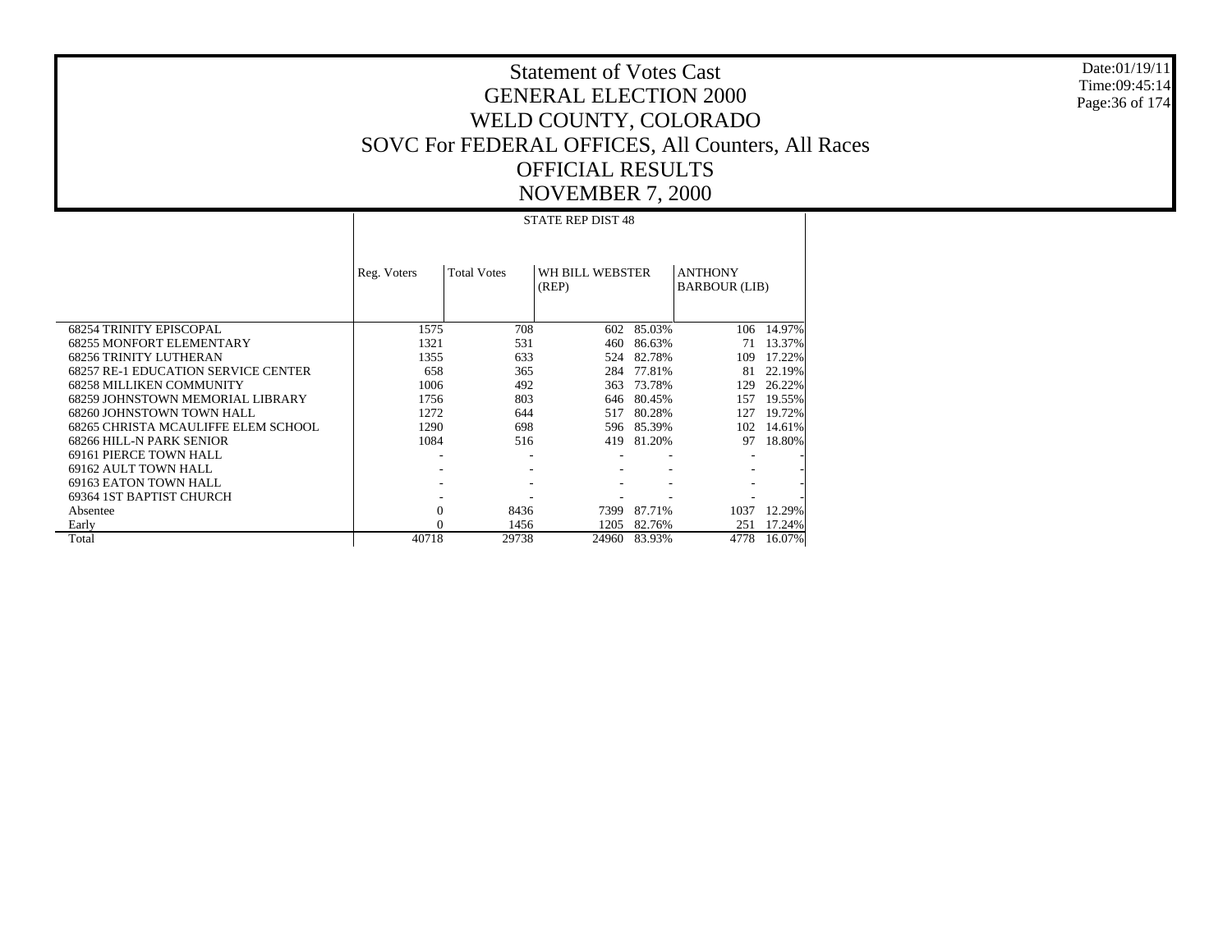# Statement of Votes Cast
# GENERAL ELECTION 2000
# WELD COUNTY, COLORADO
# SOVC For FEDERAL OFFICES, All Counters, All Races
# OFFICIAL RESULTS
# NOVEMBER 7, 2000

Date:01/19/11
Time:09:45:14

STATE REP DIST 48

| | Reg. Voters | Total Votes | WH BILL WEBSTER (REP) | | ANTHONY BARBOUR (LIB) | |
|---|---|---|---|---|---|---|
| 68254 TRINITY EPISCOPAL | 1575 | 708 | 602 | 85.03% | 106 | 14.97% |
| 68255 MONFORT ELEMENTARY | 1321 | 531 | 460 | 86.63% | 71 | 13.37% |
| 68256 TRINITY LUTHERAN | 1355 | 633 | 524 | 82.78% | 109 | 17.22% |
| 68257 RE-1 EDUCATION SERVICE CENTER | 658 | 365 | 284 | 77.81% | 81 | 22.19% |
| 68258 MILLIKEN COMMUNITY | 1006 | 492 | 363 | 73.78% | 129 | 26.22% |
| 68259 JOHNSTOWN MEMORIAL LIBRARY | 1756 | 803 | 646 | 80.45% | 157 | 19.55% |
| 68260 JOHNSTOWN TOWN HALL | 1272 | 644 | 517 | 80.28% | 127 | 19.72% |
| 68265 CHRISTA MCAULIFFE ELEM SCHOOL | 1290 | 698 | 596 | 85.39% | 102 | 14.61% |
| 68266 HILL-N PARK SENIOR | 1084 | 516 | 419 | 81.20% | 97 | 18.80% |
| 69161 PIERCE TOWN HALL | - | - | - | - | - | - |
| 69162 AULT TOWN HALL | - | - | - | - | - | - |
| 69163 EATON TOWN HALL | - | - | - | - | - | - |
| 69364 1ST BAPTIST CHURCH | - | - | - | - | - | - |
| Absentee | 0 | 8436 | 7399 | 87.71% | 1037 | 12.29% |
| Early | 0 | 1456 | 1205 | 82.76% | 251 | 17.24% |
| Total | 40718 | 29738 | 24960 | 83.93% | 4778 | 16.07% |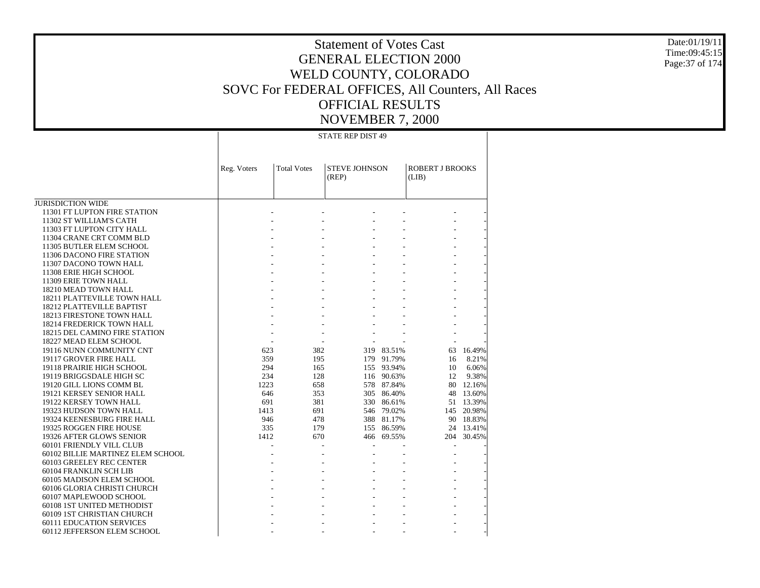# Statement of Votes Cast
# GENERAL ELECTION 2000
# WELD COUNTY, COLORADO
# SOVC For FEDERAL OFFICES, All Counters, All Races
# OFFICIAL RESULTS
# NOVEMBER 7, 2000

| | STATE REP DIST 49 | | | | | |
|---|---|---|---|---|---|---|
| | Reg. Voters | Total Votes | STEVE JOHNSON (REP) | | ROBERT J BROOKS (LIB) | |
| JURISDICTION WIDE | | | | | | |
| 11301 FT LUPTON FIRE STATION | - | - | - | - | - | - |
| 11302 ST WILLIAM'S CATH | - | - | - | - | - | - |
| 11303 FT LUPTON CITY HALL | - | - | - | - | - | - |
| 11304 CRANE CRT COMM BLD | - | - | - | - | - | - |
| 11305 BUTLER ELEM SCHOOL | - | - | - | - | - | - |
| 11306 DACONO FIRE STATION | - | - | - | - | - | - |
| 11307 DACONO TOWN HALL | - | - | - | - | - | - |
| 11308 ERIE HIGH SCHOOL | - | - | - | - | - | - |
| 11309 ERIE TOWN HALL | - | - | - | - | - | - |
| 18210 MEAD TOWN HALL | - | - | - | - | - | - |
| 18211 PLATTEVILLE TOWN HALL | - | - | - | - | - | - |
| 18212 PLATTEVILLE BAPTIST | - | - | - | - | - | - |
| 18213 FIRESTONE TOWN HALL | - | - | - | - | - | - |
| 18214 FREDERICK TOWN HALL | - | - | - | - | - | - |
| 18215 DEL CAMINO FIRE STATION | - | - | - | - | - | - |
| 18227 MEAD ELEM SCHOOL | - | - | - | - | - | - |
| 19116 NUNN COMMUNITY CNT | 623 | 382 | 319 | 83.51% | 63 | 16.49% |
| 19117 GROVER FIRE HALL | 359 | 195 | 179 | 91.79% | 16 | 8.21% |
| 19118 PRAIRIE HIGH SCHOOL | 294 | 165 | 155 | 93.94% | 10 | 6.06% |
| 19119 BRIGGSDALE HIGH SC | 234 | 128 | 116 | 90.63% | 12 | 9.38% |
| 19120 GILL LIONS COMM BL | 1223 | 658 | 578 | 87.84% | 80 | 12.16% |
| 19121 KERSEY SENIOR HALL | 646 | 353 | 305 | 86.40% | 48 | 13.60% |
| 19122 KERSEY TOWN HALL | 691 | 381 | 330 | 86.61% | 51 | 13.39% |
| 19323 HUDSON TOWN HALL | 1413 | 691 | 546 | 79.02% | 145 | 20.98% |
| 19324 KEENESBURG FIRE HALL | 946 | 478 | 388 | 81.17% | 90 | 18.83% |
| 19325 ROGGEN FIRE HOUSE | 335 | 179 | 155 | 86.59% | 24 | 13.41% |
| 19326 AFTER GLOWS SENIOR | 1412 | 670 | 466 | 69.55% | 204 | 30.45% |
| 60101 FRIENDLY VILL CLUB | - | - | - | - | - | - |
| 60102 BILLIE MARTINEZ ELEM SCHOOL | - | - | - | - | - | - |
| 60103 GREELEY REC CENTER | - | - | - | - | - | - |
| 60104 FRANKLIN SCH LIB | - | - | - | - | - | - |
| 60105 MADISON ELEM SCHOOL | - | - | - | - | - | - |
| 60106 GLORIA CHRISTI CHURCH | - | - | - | - | - | - |
| 60107 MAPLEWOOD SCHOOL | - | - | - | - | - | - |
| 60108 1ST UNITED METHODIST | - | - | - | - | - | - |
| 60109 1ST CHRISTIAN CHURCH | - | - | - | - | - | - |
| 60111 EDUCATION SERVICES | - | - | - | - | - | - |
| 60112 JEFFERSON ELEM SCHOOL | - | - | - | - | - | - |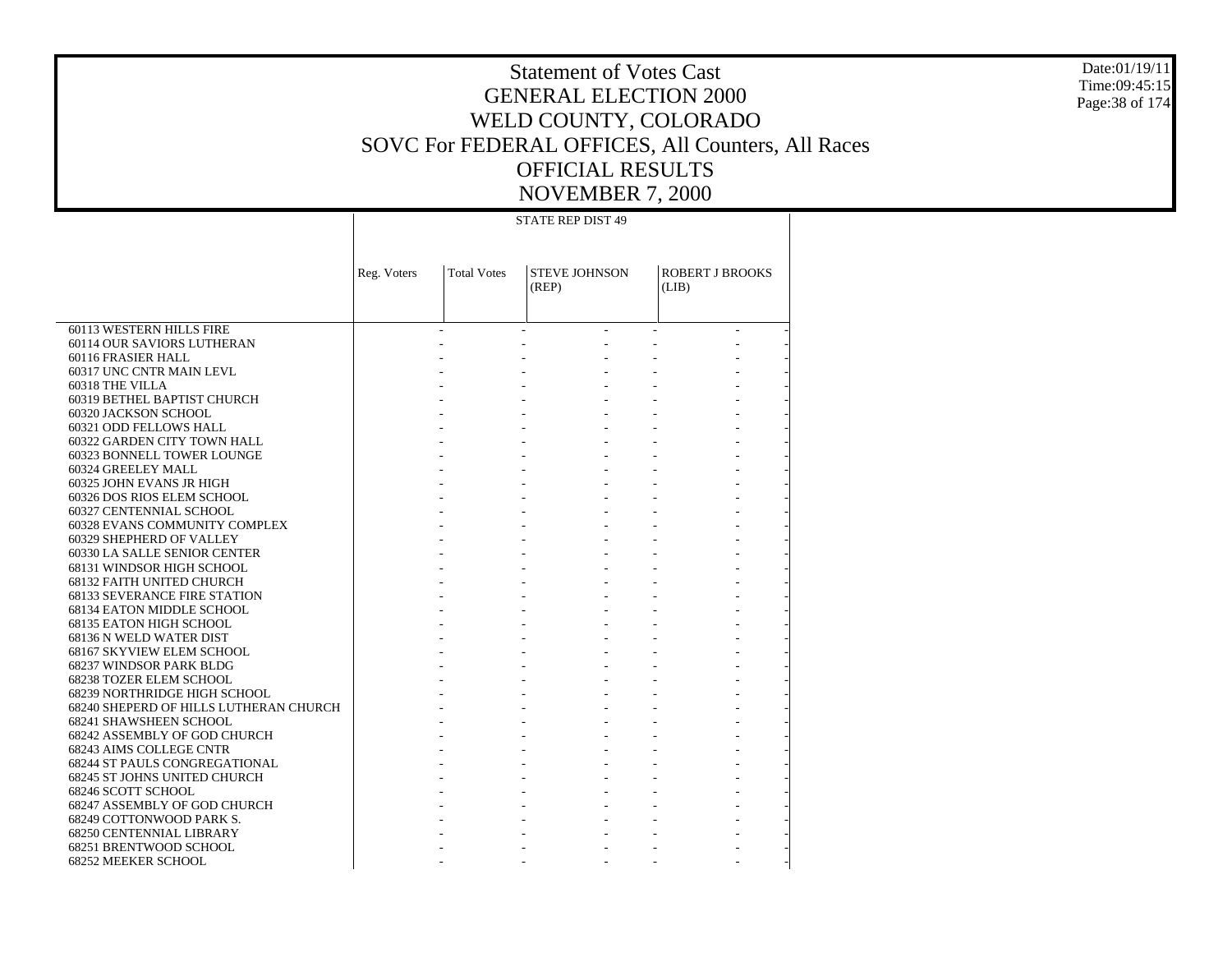# Statement of Votes Cast
## GENERAL ELECTION 2000
## WELD COUNTY, COLORADO
## SOVC For FEDERAL OFFICES, All Counters, All Races
## OFFICIAL RESULTS
## NOVEMBER 7, 2000

| | STATE REP DIST 49 | | | | | |
|---|---|---|---|---|---|---|
| | Reg. Voters | Total Votes | STEVE JOHNSON (REP) | | ROBERT J BROOKS (LIB) | |
| 60113 WESTERN HILLS FIRE | - | - | - | - | - | - |
| 60114 OUR SAVIORS LUTHERAN | - | - | - | - | - | - |
| 60116 FRASIER HALL | - | - | - | - | - | - |
| 60317 UNC CNTR MAIN LEVL | - | - | - | - | - | - |
| 60318 THE VILLA | - | - | - | - | - | - |
| 60319 BETHEL BAPTIST CHURCH | - | - | - | - | - | - |
| 60320 JACKSON SCHOOL | - | - | - | - | - | - |
| 60321 ODD FELLOWS HALL | - | - | - | - | - | - |
| 60322 GARDEN CITY TOWN HALL | - | - | - | - | - | - |
| 60323 BONNELL TOWER LOUNGE | - | - | - | - | - | - |
| 60324 GREELEY MALL | - | - | - | - | - | - |
| 60325 JOHN EVANS JR HIGH | - | - | - | - | - | - |
| 60326 DOS RIOS ELEM SCHOOL | - | - | - | - | - | - |
| 60327 CENTENNIAL SCHOOL | - | - | - | - | - | - |
| 60328 EVANS COMMUNITY COMPLEX | - | - | - | - | - | - |
| 60329 SHEPHERD OF VALLEY | - | - | - | - | - | - |
| 60330 LA SALLE SENIOR CENTER | - | - | - | - | - | - |
| 68131 WINDSOR HIGH SCHOOL | - | - | - | - | - | - |
| 68132 FAITH UNITED CHURCH | - | - | - | - | - | - |
| 68133 SEVERANCE FIRE STATION | - | - | - | - | - | - |
| 68134 EATON MIDDLE SCHOOL | - | - | - | - | - | - |
| 68135 EATON HIGH SCHOOL | - | - | - | - | - | - |
| 68136 N WELD WATER DIST | - | - | - | - | - | - |
| 68167 SKYVIEW ELEM SCHOOL | - | - | - | - | - | - |
| 68237 WINDSOR PARK BLDG | - | - | - | - | - | - |
| 68238 TOZER ELEM SCHOOL | - | - | - | - | - | - |
| 68239 NORTHRIDGE HIGH SCHOOL | - | - | - | - | - | - |
| 68240 SHEPERD OF HILLS LUTHERAN CHURCH | - | - | - | - | - | - |
| 68241 SHAWSHEEN SCHOOL | - | - | - | - | - | - |
| 68242 ASSEMBLY OF GOD CHURCH | - | - | - | - | - | - |
| 68243 AIMS COLLEGE CNTR | - | - | - | - | - | - |
| 68244 ST PAULS CONGREGATIONAL | - | - | - | - | - | - |
| 68245 ST JOHNS UNITED CHURCH | - | - | - | - | - | - |
| 68246 SCOTT SCHOOL | - | - | - | - | - | - |
| 68247 ASSEMBLY OF GOD CHURCH | - | - | - | - | - | - |
| 68249 COTTONWOOD PARK S. | - | - | - | - | - | - |
| 68250 CENTENNIAL LIBRARY | - | - | - | - | - | - |
| 68251 BRENTWOOD SCHOOL | - | - | - | - | - | - |
| 68252 MEEKER SCHOOL | - | - | - | - | - | - |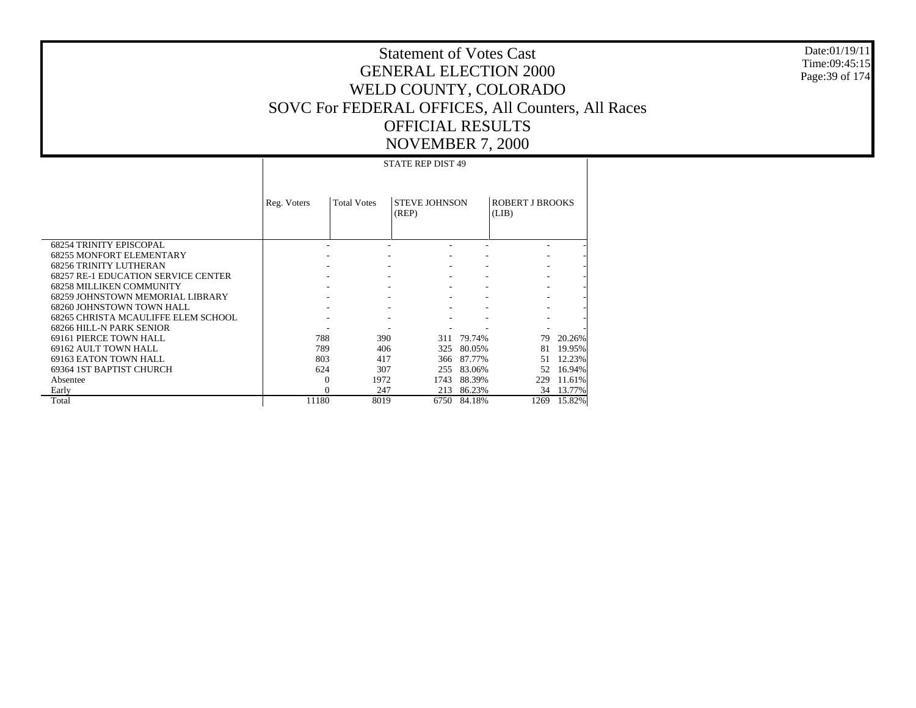# Statement of Votes Cast
# GENERAL ELECTION 2000
# WELD COUNTY, COLORADO
# SOVC For FEDERAL OFFICES, All Counters, All Races
# OFFICIAL RESULTS
# NOVEMBER 7, 2000

Date:01/19/11
Time:09:45:15

STATE REP DIST 49

| | Reg. Voters | Total Votes | STEVE JOHNSON (REP) | | ROBERT J BROOKS (LIB) | |
|---|---|---|---|---|---|---|
| 68254 TRINITY EPISCOPAL | - | - | - | - | - | - |
| 68255 MONFORT ELEMENTARY | - | - | - | - | - | - |
| 68256 TRINITY LUTHERAN | - | - | - | - | - | - |
| 68257 RE-1 EDUCATION SERVICE CENTER | - | - | - | - | - | - |
| 68258 MILLIKEN COMMUNITY | - | - | - | - | - | - |
| 68259 JOHNSTOWN MEMORIAL LIBRARY | - | - | - | - | - | - |
| 68260 JOHNSTOWN TOWN HALL | - | - | - | - | - | - |
| 68265 CHRISTA MCAULIFFE ELEM SCHOOL | - | - | - | - | - | - |
| 68266 HILL-N PARK SENIOR | - | - | - | - | - | - |
| 69161 PIERCE TOWN HALL | 788 | 390 | 311 | 79.74% | 79 | 20.26% |
| 69162 AULT TOWN HALL | 789 | 406 | 325 | 80.05% | 81 | 19.95% |
| 69163 EATON TOWN HALL | 803 | 417 | 366 | 87.77% | 51 | 12.23% |
| 69364 1ST BAPTIST CHURCH | 624 | 307 | 255 | 83.06% | 52 | 16.94% |
| Absentee | 0 | 1972 | 1743 | 88.39% | 229 | 11.61% |
| Early | 0 | 247 | 213 | 86.23% | 34 | 13.77% |
| Total | 11180 | 8019 | 6750 | 84.18% | 1269 | 15.82% |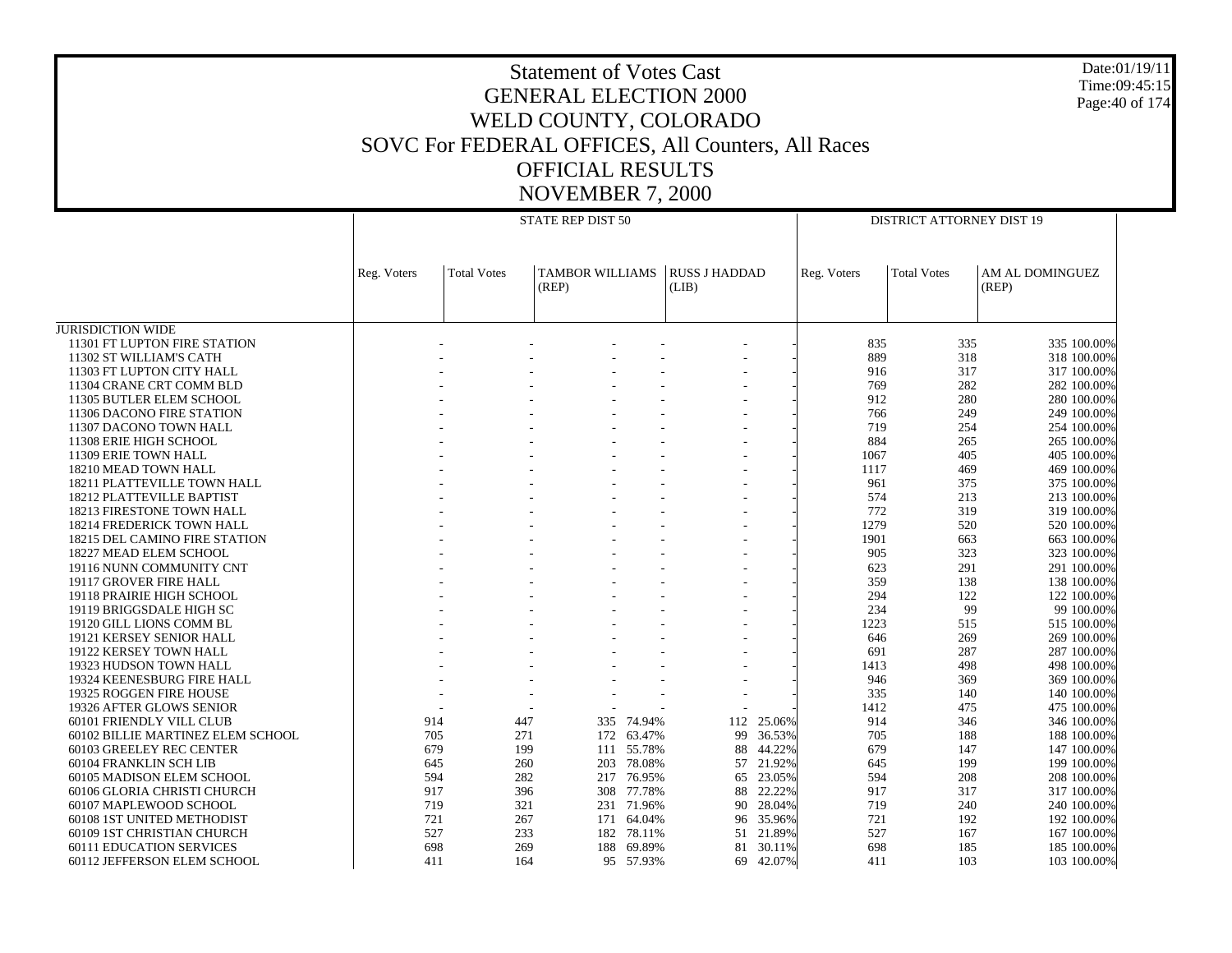# Statement of Votes Cast
## GENERAL ELECTION 2000
## WELD COUNTY, COLORADO
## SOVC For FEDERAL OFFICES, All Counters, All Races
## OFFICIAL RESULTS
## NOVEMBER 7, 2000

Date:01/19/11
Time:09:45:15

| | STATE REP DIST 50 | | | | | | DISTRICT ATTORNEY DIST 19 | | | |
|---|---|---|---|---|---|---|---|---|---|---|
| | Reg. Voters | Total Votes | TAMBOR WILLIAMS (REP) | | RUSS J HADDAD (LIB) | | Reg. Voters | Total Votes | AM AL DOMINGUEZ (REP) | |
| JURISDICTION WIDE | | | | | | | | | | |
| 11301 FT LUPTON FIRE STATION | - | - | - | - | - | - | 835 | 335 | 335 | 100.00% |
| 11302 ST WILLIAM'S CATH | - | - | - | - | - | - | 889 | 318 | 318 | 100.00% |
| 11303 FT LUPTON CITY HALL | - | - | - | - | - | - | 916 | 317 | 317 | 100.00% |
| 11304 CRANE CRT COMM BLD | - | - | - | - | - | - | 769 | 282 | 282 | 100.00% |
| 11305 BUTLER ELEM SCHOOL | - | - | - | - | - | - | 912 | 280 | 280 | 100.00% |
| 11306 DACONO FIRE STATION | - | - | - | - | - | - | 766 | 249 | 249 | 100.00% |
| 11307 DACONO TOWN HALL | - | - | - | - | - | - | 719 | 254 | 254 | 100.00% |
| 11308 ERIE HIGH SCHOOL | - | - | - | - | - | - | 884 | 265 | 265 | 100.00% |
| 11309 ERIE TOWN HALL | - | - | - | - | - | - | 1067 | 405 | 405 | 100.00% |
| 18210 MEAD TOWN HALL | - | - | - | - | - | - | 1117 | 469 | 469 | 100.00% |
| 18211 PLATTEVILLE TOWN HALL | - | - | - | - | - | - | 961 | 375 | 375 | 100.00% |
| 18212 PLATTEVILLE BAPTIST | - | - | - | - | - | - | 574 | 213 | 213 | 100.00% |
| 18213 FIRESTONE TOWN HALL | - | - | - | - | - | - | 772 | 319 | 319 | 100.00% |
| 18214 FREDERICK TOWN HALL | - | - | - | - | - | - | 1279 | 520 | 520 | 100.00% |
| 18215 DEL CAMINO FIRE STATION | - | - | - | - | - | - | 1901 | 663 | 663 | 100.00% |
| 18227 MEAD ELEM SCHOOL | - | - | - | - | - | - | 905 | 323 | 323 | 100.00% |
| 19116 NUNN COMMUNITY CNT | - | - | - | - | - | - | 623 | 291 | 291 | 100.00% |
| 19117 GROVER FIRE HALL | - | - | - | - | - | - | 359 | 138 | 138 | 100.00% |
| 19118 PRAIRIE HIGH SCHOOL | - | - | - | - | - | - | 294 | 122 | 122 | 100.00% |
| 19119 BRIGGSDALE HIGH SC | - | - | - | - | - | - | 234 | 99 | 99 | 100.00% |
| 19120 GILL LIONS COMM BL | - | - | - | - | - | - | 1223 | 515 | 515 | 100.00% |
| 19121 KERSEY SENIOR HALL | - | - | - | - | - | - | 646 | 269 | 269 | 100.00% |
| 19122 KERSEY TOWN HALL | - | - | - | - | - | - | 691 | 287 | 287 | 100.00% |
| 19323 HUDSON TOWN HALL | - | - | - | - | - | - | 1413 | 498 | 498 | 100.00% |
| 19324 KEENESBURG FIRE HALL | - | - | - | - | - | - | 946 | 369 | 369 | 100.00% |
| 19325 ROGGEN FIRE HOUSE | - | - | - | - | - | - | 335 | 140 | 140 | 100.00% |
| 19326 AFTER GLOWS SENIOR | - | - | - | - | - | - | 1412 | 475 | 475 | 100.00% |
| 60101 FRIENDLY VILL CLUB | 914 | 447 | 335 | 74.94% | 112 | 25.06% | 914 | 346 | 346 | 100.00% |
| 60102 BILLIE MARTINEZ ELEM SCHOOL | 705 | 271 | 172 | 63.47% | 99 | 36.53% | 705 | 188 | 188 | 100.00% |
| 60103 GREELEY REC CENTER | 679 | 199 | 111 | 55.78% | 88 | 44.22% | 679 | 147 | 147 | 100.00% |
| 60104 FRANKLIN SCH LIB | 645 | 260 | 203 | 78.08% | 57 | 21.92% | 645 | 199 | 199 | 100.00% |
| 60105 MADISON ELEM SCHOOL | 594 | 282 | 217 | 76.95% | 65 | 23.05% | 594 | 208 | 208 | 100.00% |
| 60106 GLORIA CHRISTI CHURCH | 917 | 396 | 308 | 77.78% | 88 | 22.22% | 917 | 317 | 317 | 100.00% |
| 60107 MAPLEWOOD SCHOOL | 719 | 321 | 231 | 71.96% | 90 | 28.04% | 719 | 240 | 240 | 100.00% |
| 60108 1ST UNITED METHODIST | 721 | 267 | 171 | 64.04% | 96 | 35.96% | 721 | 192 | 192 | 100.00% |
| 60109 1ST CHRISTIAN CHURCH | 527 | 233 | 182 | 78.11% | 51 | 21.89% | 527 | 167 | 167 | 100.00% |
| 60111 EDUCATION SERVICES | 698 | 269 | 188 | 69.89% | 81 | 30.11% | 698 | 185 | 185 | 100.00% |
| 60112 JEFFERSON ELEM SCHOOL | 411 | 164 | 95 | 57.93% | 69 | 42.07% | 411 | 103 | 103 | 100.00% |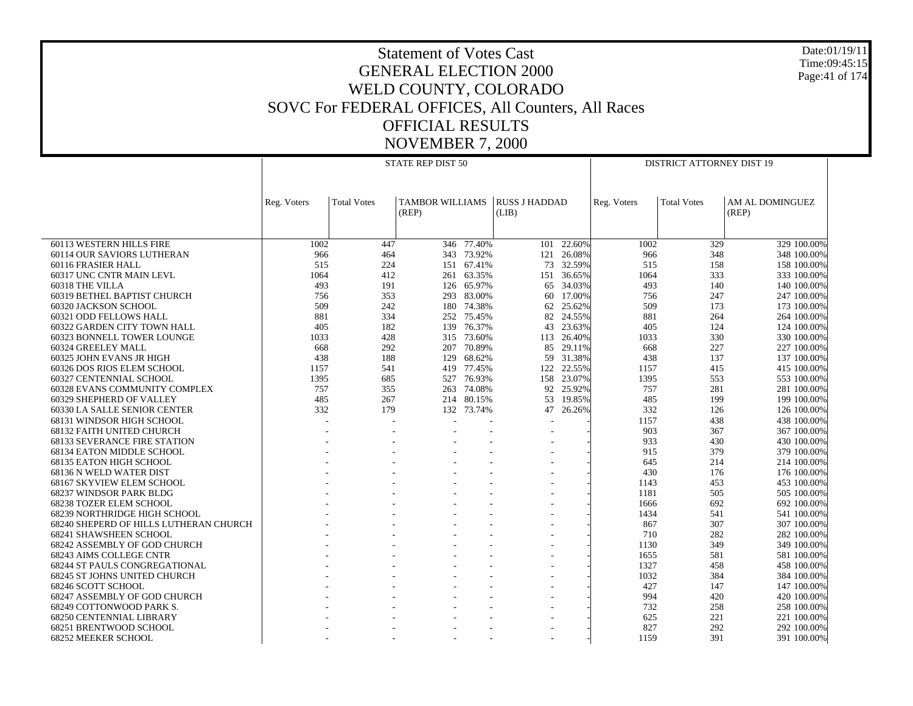# Statement of Votes Cast
## GENERAL ELECTION 2000
## WELD COUNTY, COLORADO
## SOVC For FEDERAL OFFICES, All Counters, All Races
## OFFICIAL RESULTS
## NOVEMBER 7, 2000

Date:01/19/11
Time:09:45:15

| | STATE REP DIST 50 | | | | | | DISTRICT ATTORNEY DIST 19 | | | |
|---|---|---|---|---|---|---|---|---|---|---|
| | Reg. Voters | Total Votes | TAMBOR WILLIAMS (REP) | | RUSS J HADDAD (LIB) | | Reg. Voters | Total Votes | AM AL DOMINGUEZ (REP) | |
| 60113 WESTERN HILLS FIRE | 1002 | 447 | 346 | 77.40% | 101 | 22.60% | 1002 | 329 | 329 | 100.00% |
| 60114 OUR SAVIORS LUTHERAN | 966 | 464 | 343 | 73.92% | 121 | 26.08% | 966 | 348 | 348 | 100.00% |
| 60116 FRASIER HALL | 515 | 224 | 151 | 67.41% | 73 | 32.59% | 515 | 158 | 158 | 100.00% |
| 60317 UNC CNTR MAIN LEVL | 1064 | 412 | 261 | 63.35% | 151 | 36.65% | 1064 | 333 | 333 | 100.00% |
| 60318 THE VILLA | 493 | 191 | 126 | 65.97% | 65 | 34.03% | 493 | 140 | 140 | 100.00% |
| 60319 BETHEL BAPTIST CHURCH | 756 | 353 | 293 | 83.00% | 60 | 17.00% | 756 | 247 | 247 | 100.00% |
| 60320 JACKSON SCHOOL | 509 | 242 | 180 | 74.38% | 62 | 25.62% | 509 | 173 | 173 | 100.00% |
| 60321 ODD FELLOWS HALL | 881 | 334 | 252 | 75.45% | 82 | 24.55% | 881 | 264 | 264 | 100.00% |
| 60322 GARDEN CITY TOWN HALL | 405 | 182 | 139 | 76.37% | 43 | 23.63% | 405 | 124 | 124 | 100.00% |
| 60323 BONNELL TOWER LOUNGE | 1033 | 428 | 315 | 73.60% | 113 | 26.40% | 1033 | 330 | 330 | 100.00% |
| 60324 GREELEY MALL | 668 | 292 | 207 | 70.89% | 85 | 29.11% | 668 | 227 | 227 | 100.00% |
| 60325 JOHN EVANS JR HIGH | 438 | 188 | 129 | 68.62% | 59 | 31.38% | 438 | 137 | 137 | 100.00% |
| 60326 DOS RIOS ELEM SCHOOL | 1157 | 541 | 419 | 77.45% | 122 | 22.55% | 1157 | 415 | 415 | 100.00% |
| 60327 CENTENNIAL SCHOOL | 1395 | 685 | 527 | 76.93% | 158 | 23.07% | 1395 | 553 | 553 | 100.00% |
| 60328 EVANS COMMUNITY COMPLEX | 757 | 355 | 263 | 74.08% | 92 | 25.92% | 757 | 281 | 281 | 100.00% |
| 60329 SHEPHERD OF VALLEY | 485 | 267 | 214 | 80.15% | 53 | 19.85% | 485 | 199 | 199 | 100.00% |
| 60330 LA SALLE SENIOR CENTER | 332 | 179 | 132 | 73.74% | 47 | 26.26% | 332 | 126 | 126 | 100.00% |
| 68131 WINDSOR HIGH SCHOOL | - | - | - | - | - | - | 1157 | 438 | 438 | 100.00% |
| 68132 FAITH UNITED CHURCH | - | - | - | - | - | - | 903 | 367 | 367 | 100.00% |
| 68133 SEVERANCE FIRE STATION | - | - | - | - | - | - | 933 | 430 | 430 | 100.00% |
| 68134 EATON MIDDLE SCHOOL | - | - | - | - | - | - | 915 | 379 | 379 | 100.00% |
| 68135 EATON HIGH SCHOOL | - | - | - | - | - | - | 645 | 214 | 214 | 100.00% |
| 68136 N WELD WATER DIST | - | - | - | - | - | - | 430 | 176 | 176 | 100.00% |
| 68167 SKYVIEW ELEM SCHOOL | - | - | - | - | - | - | 1143 | 453 | 453 | 100.00% |
| 68237 WINDSOR PARK BLDG | - | - | - | - | - | - | 1181 | 505 | 505 | 100.00% |
| 68238 TOZER ELEM SCHOOL | - | - | - | - | - | - | 1666 | 692 | 692 | 100.00% |
| 68239 NORTHRIDGE HIGH SCHOOL | - | - | - | - | - | - | 1434 | 541 | 541 | 100.00% |
| 68240 SHEPERD OF HILLS LUTHERAN CHURCH | - | - | - | - | - | - | 867 | 307 | 307 | 100.00% |
| 68241 SHAWSHEEN SCHOOL | - | - | - | - | - | - | 710 | 282 | 282 | 100.00% |
| 68242 ASSEMBLY OF GOD CHURCH | - | - | - | - | - | - | 1130 | 349 | 349 | 100.00% |
| 68243 AIMS COLLEGE CNTR | - | - | - | - | - | - | 1655 | 581 | 581 | 100.00% |
| 68244 ST PAULS CONGREGATIONAL | - | - | - | - | - | - | 1327 | 458 | 458 | 100.00% |
| 68245 ST JOHNS UNITED CHURCH | - | - | - | - | - | - | 1032 | 384 | 384 | 100.00% |
| 68246 SCOTT SCHOOL | - | - | - | - | - | - | 427 | 147 | 147 | 100.00% |
| 68247 ASSEMBLY OF GOD CHURCH | - | - | - | - | - | - | 994 | 420 | 420 | 100.00% |
| 68249 COTTONWOOD PARK S. | - | - | - | - | - | - | 732 | 258 | 258 | 100.00% |
| 68250 CENTENNIAL LIBRARY | - | - | - | - | - | - | 625 | 221 | 221 | 100.00% |
| 68251 BRENTWOOD SCHOOL | - | - | - | - | - | - | 827 | 292 | 292 | 100.00% |
| 68252 MEEKER SCHOOL | - | - | - | - | - | - | 1159 | 391 | 391 | 100.00% |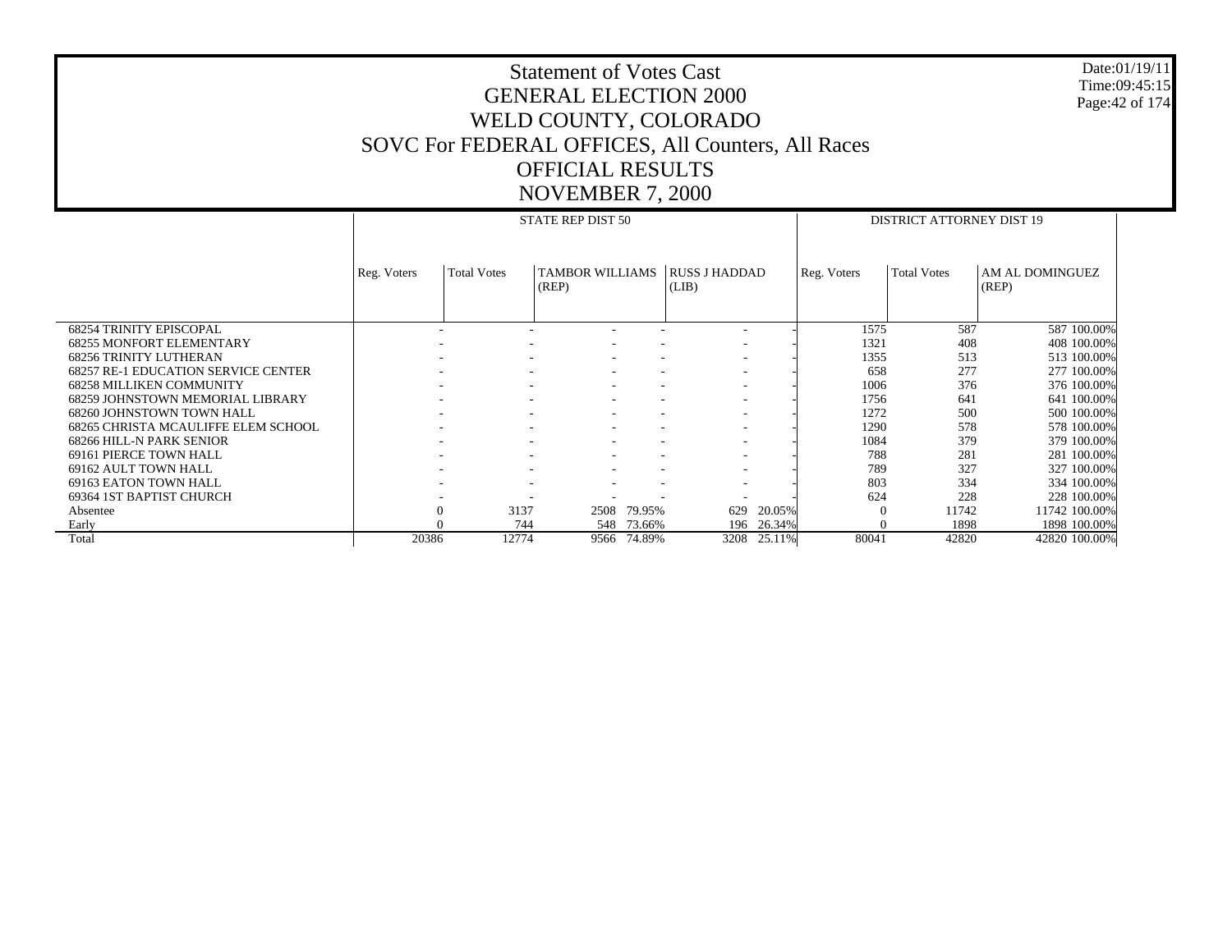# Statement of Votes Cast
# GENERAL ELECTION 2000
# WELD COUNTY, COLORADO
# SOVC For FEDERAL OFFICES, All Counters, All Races
# OFFICIAL RESULTS
# NOVEMBER 7, 2000

Date:01/19/11
Time:09:45:15

| | STATE REP DIST 50 | | | | | | | DISTRICT ATTORNEY DIST 19 | | | |
|---|---|---|---|---|---|---|---|---|---|---|---|
| | Reg. Voters | Total Votes | TAMBOR WILLIAMS (REP) | | RUSS J HADDAD (LIB) | | | Reg. Voters | Total Votes | AM AL DOMINGUEZ (REP) | |
| 68254 TRINITY EPISCOPAL | - | - | - | - | - | - | | 1575 | 587 | 587 | 100.00% |
| 68255 MONFORT ELEMENTARY | - | - | - | - | - | - | | 1321 | 408 | 408 | 100.00% |
| 68256 TRINITY LUTHERAN | - | - | - | - | - | - | | 1355 | 513 | 513 | 100.00% |
| 68257 RE-1 EDUCATION SERVICE CENTER | - | - | - | - | - | - | | 658 | 277 | 277 | 100.00% |
| 68258 MILLIKEN COMMUNITY | - | - | - | - | - | - | | 1006 | 376 | 376 | 100.00% |
| 68259 JOHNSTOWN MEMORIAL LIBRARY | - | - | - | - | - | - | | 1756 | 641 | 641 | 100.00% |
| 68260 JOHNSTOWN TOWN HALL | - | - | - | - | - | - | | 1272 | 500 | 500 | 100.00% |
| 68265 CHRISTA MCAULIFFE ELEM SCHOOL | - | - | - | - | - | - | | 1290 | 578 | 578 | 100.00% |
| 68266 HILL-N PARK SENIOR | - | - | - | - | - | - | | 1084 | 379 | 379 | 100.00% |
| 69161 PIERCE TOWN HALL | - | - | - | - | - | - | | 788 | 281 | 281 | 100.00% |
| 69162 AULT TOWN HALL | - | - | - | - | - | - | | 789 | 327 | 327 | 100.00% |
| 69163 EATON TOWN HALL | - | - | - | - | - | - | | 803 | 334 | 334 | 100.00% |
| 69364 1ST BAPTIST CHURCH | - | - | - | - | - | - | | 624 | 228 | 228 | 100.00% |
| Absentee | 0 | 3137 | 2508 | 79.95% | 629 | 20.05% | | 0 | 11742 | 11742 | 100.00% |
| Early | 0 | 744 | 548 | 73.66% | 196 | 26.34% | | 0 | 1898 | 1898 | 100.00% |
| Total | 20386 | 12774 | 9566 | 74.89% | 3208 | 25.11% | | 80041 | 42820 | 42820 | 100.00% |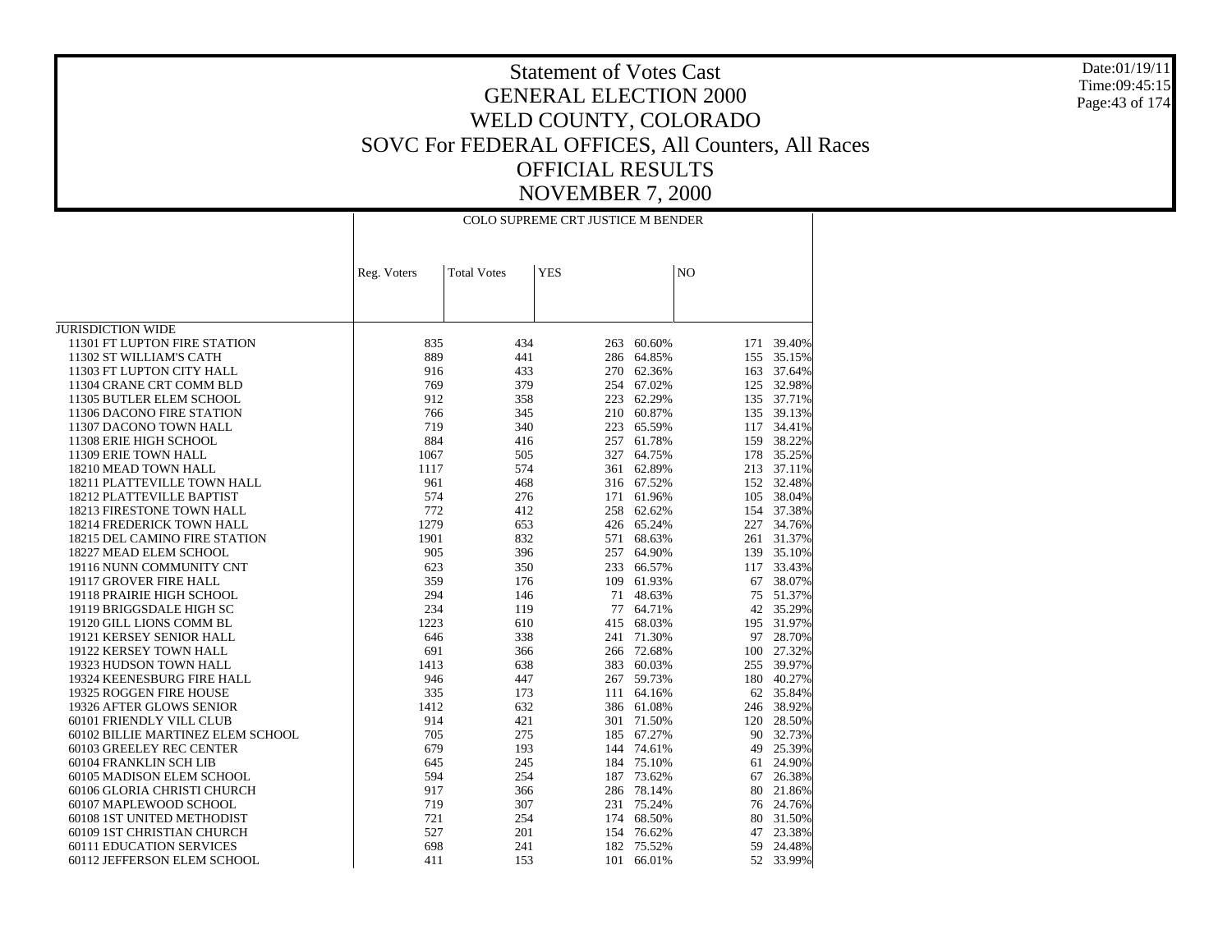# Statement of Votes Cast
# GENERAL ELECTION 2000
# WELD COUNTY, COLORADO
# SOVC For FEDERAL OFFICES, All Counters, All Races
# OFFICIAL RESULTS
# NOVEMBER 7, 2000

Date:01/19/11
Time:09:45:15

| | COLO SUPREME CRT JUSTICE M BENDER | | | | | |
|---|---|---|---|---|---|---|
| | Reg. Voters | Total Votes | YES | | NO | |
| JURISDICTION WIDE | | | | | | |
| 11301 FT LUPTON FIRE STATION | 835 | 434 | 263 | 60.60% | 171 | 39.40% |
| 11302 ST WILLIAM'S CATH | 889 | 441 | 286 | 64.85% | 155 | 35.15% |
| 11303 FT LUPTON CITY HALL | 916 | 433 | 270 | 62.36% | 163 | 37.64% |
| 11304 CRANE CRT COMM BLD | 769 | 379 | 254 | 67.02% | 125 | 32.98% |
| 11305 BUTLER ELEM SCHOOL | 912 | 358 | 223 | 62.29% | 135 | 37.71% |
| 11306 DACONO FIRE STATION | 766 | 345 | 210 | 60.87% | 135 | 39.13% |
| 11307 DACONO TOWN HALL | 719 | 340 | 223 | 65.59% | 117 | 34.41% |
| 11308 ERIE HIGH SCHOOL | 884 | 416 | 257 | 61.78% | 159 | 38.22% |
| 11309 ERIE TOWN HALL | 1067 | 505 | 327 | 64.75% | 178 | 35.25% |
| 18210 MEAD TOWN HALL | 1117 | 574 | 361 | 62.89% | 213 | 37.11% |
| 18211 PLATTEVILLE TOWN HALL | 961 | 468 | 316 | 67.52% | 152 | 32.48% |
| 18212 PLATTEVILLE BAPTIST | 574 | 276 | 171 | 61.96% | 105 | 38.04% |
| 18213 FIRESTONE TOWN HALL | 772 | 412 | 258 | 62.62% | 154 | 37.38% |
| 18214 FREDERICK TOWN HALL | 1279 | 653 | 426 | 65.24% | 227 | 34.76% |
| 18215 DEL CAMINO FIRE STATION | 1901 | 832 | 571 | 68.63% | 261 | 31.37% |
| 18227 MEAD ELEM SCHOOL | 905 | 396 | 257 | 64.90% | 139 | 35.10% |
| 19116 NUNN COMMUNITY CNT | 623 | 350 | 233 | 66.57% | 117 | 33.43% |
| 19117 GROVER FIRE HALL | 359 | 176 | 109 | 61.93% | 67 | 38.07% |
| 19118 PRAIRIE HIGH SCHOOL | 294 | 146 | 71 | 48.63% | 75 | 51.37% |
| 19119 BRIGGSDALE HIGH SC | 234 | 119 | 77 | 64.71% | 42 | 35.29% |
| 19120 GILL LIONS COMM BL | 1223 | 610 | 415 | 68.03% | 195 | 31.97% |
| 19121 KERSEY SENIOR HALL | 646 | 338 | 241 | 71.30% | 97 | 28.70% |
| 19122 KERSEY TOWN HALL | 691 | 366 | 266 | 72.68% | 100 | 27.32% |
| 19323 HUDSON TOWN HALL | 1413 | 638 | 383 | 60.03% | 255 | 39.97% |
| 19324 KEENESBURG FIRE HALL | 946 | 447 | 267 | 59.73% | 180 | 40.27% |
| 19325 ROGGEN FIRE HOUSE | 335 | 173 | 111 | 64.16% | 62 | 35.84% |
| 19326 AFTER GLOWS SENIOR | 1412 | 632 | 386 | 61.08% | 246 | 38.92% |
| 60101 FRIENDLY VILL CLUB | 914 | 421 | 301 | 71.50% | 120 | 28.50% |
| 60102 BILLIE MARTINEZ ELEM SCHOOL | 705 | 275 | 185 | 67.27% | 90 | 32.73% |
| 60103 GREELEY REC CENTER | 679 | 193 | 144 | 74.61% | 49 | 25.39% |
| 60104 FRANKLIN SCH LIB | 645 | 245 | 184 | 75.10% | 61 | 24.90% |
| 60105 MADISON ELEM SCHOOL | 594 | 254 | 187 | 73.62% | 67 | 26.38% |
| 60106 GLORIA CHRISTI CHURCH | 917 | 366 | 286 | 78.14% | 80 | 21.86% |
| 60107 MAPLEWOOD SCHOOL | 719 | 307 | 231 | 75.24% | 76 | 24.76% |
| 60108 1ST UNITED METHODIST | 721 | 254 | 174 | 68.50% | 80 | 31.50% |
| 60109 1ST CHRISTIAN CHURCH | 527 | 201 | 154 | 76.62% | 47 | 23.38% |
| 60111 EDUCATION SERVICES | 698 | 241 | 182 | 75.52% | 59 | 24.48% |
| 60112 JEFFERSON ELEM SCHOOL | 411 | 153 | 101 | 66.01% | 52 | 33.99% |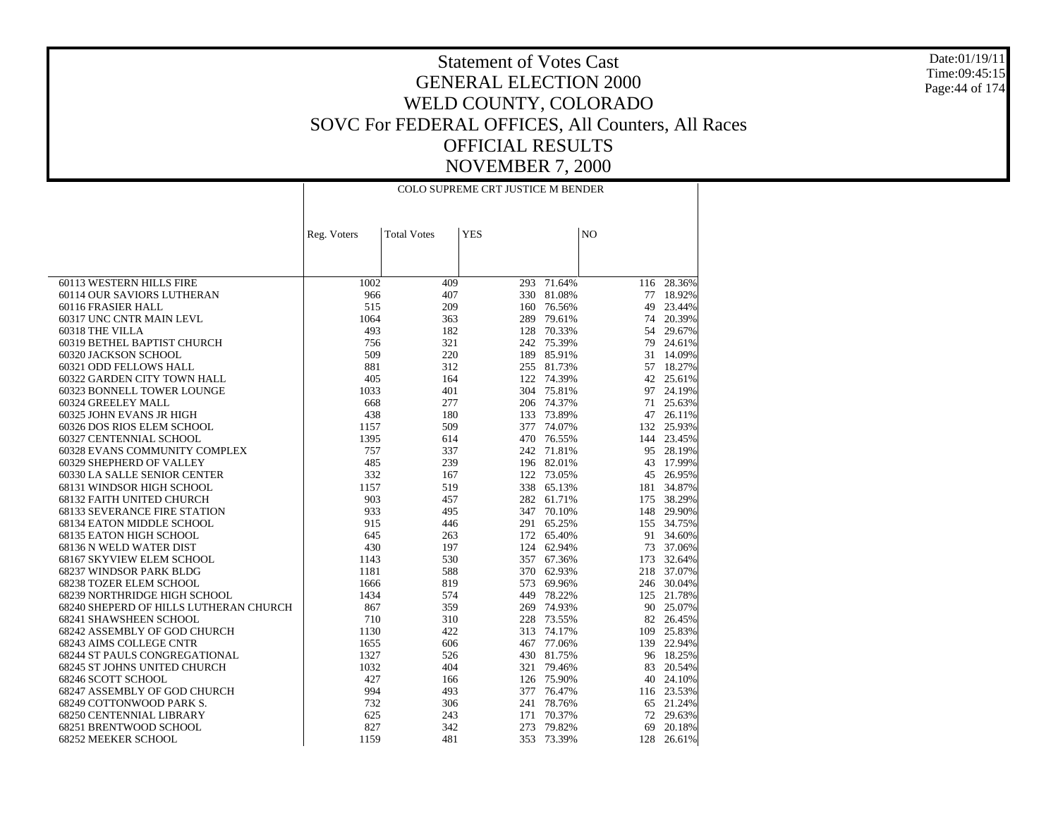# Statement of Votes Cast
## GENERAL ELECTION 2000
## WELD COUNTY, COLORADO
## SOVC For FEDERAL OFFICES, All Counters, All Races
## OFFICIAL RESULTS
## NOVEMBER 7, 2000

Date:01/19/11
Time:09:45:15

| | COLO SUPREME CRT JUSTICE M BENDER | | | | | |
|---|---|---|---|---|---|---|
| | Reg. Voters | Total Votes | YES | | NO | |
| 60113 WESTERN HILLS FIRE | 1002 | 409 | 293 | 71.64% | 116 | 28.36% |
| 60114 OUR SAVIORS LUTHERAN | 966 | 407 | 330 | 81.08% | 77 | 18.92% |
| 60116 FRASIER HALL | 515 | 209 | 160 | 76.56% | 49 | 23.44% |
| 60317 UNC CNTR MAIN LEVL | 1064 | 363 | 289 | 79.61% | 74 | 20.39% |
| 60318 THE VILLA | 493 | 182 | 128 | 70.33% | 54 | 29.67% |
| 60319 BETHEL BAPTIST CHURCH | 756 | 321 | 242 | 75.39% | 79 | 24.61% |
| 60320 JACKSON SCHOOL | 509 | 220 | 189 | 85.91% | 31 | 14.09% |
| 60321 ODD FELLOWS HALL | 881 | 312 | 255 | 81.73% | 57 | 18.27% |
| 60322 GARDEN CITY TOWN HALL | 405 | 164 | 122 | 74.39% | 42 | 25.61% |
| 60323 BONNELL TOWER LOUNGE | 1033 | 401 | 304 | 75.81% | 97 | 24.19% |
| 60324 GREELEY MALL | 668 | 277 | 206 | 74.37% | 71 | 25.63% |
| 60325 JOHN EVANS JR HIGH | 438 | 180 | 133 | 73.89% | 47 | 26.11% |
| 60326 DOS RIOS ELEM SCHOOL | 1157 | 509 | 377 | 74.07% | 132 | 25.93% |
| 60327 CENTENNIAL SCHOOL | 1395 | 614 | 470 | 76.55% | 144 | 23.45% |
| 60328 EVANS COMMUNITY COMPLEX | 757 | 337 | 242 | 71.81% | 95 | 28.19% |
| 60329 SHEPHERD OF VALLEY | 485 | 239 | 196 | 82.01% | 43 | 17.99% |
| 60330 LA SALLE SENIOR CENTER | 332 | 167 | 122 | 73.05% | 45 | 26.95% |
| 68131 WINDSOR HIGH SCHOOL | 1157 | 519 | 338 | 65.13% | 181 | 34.87% |
| 68132 FAITH UNITED CHURCH | 903 | 457 | 282 | 61.71% | 175 | 38.29% |
| 68133 SEVERANCE FIRE STATION | 933 | 495 | 347 | 70.10% | 148 | 29.90% |
| 68134 EATON MIDDLE SCHOOL | 915 | 446 | 291 | 65.25% | 155 | 34.75% |
| 68135 EATON HIGH SCHOOL | 645 | 263 | 172 | 65.40% | 91 | 34.60% |
| 68136 N WELD WATER DIST | 430 | 197 | 124 | 62.94% | 73 | 37.06% |
| 68167 SKYVIEW ELEM SCHOOL | 1143 | 530 | 357 | 67.36% | 173 | 32.64% |
| 68237 WINDSOR PARK BLDG | 1181 | 588 | 370 | 62.93% | 218 | 37.07% |
| 68238 TOZER ELEM SCHOOL | 1666 | 819 | 573 | 69.96% | 246 | 30.04% |
| 68239 NORTHRIDGE HIGH SCHOOL | 1434 | 574 | 449 | 78.22% | 125 | 21.78% |
| 68240 SHEPERD OF HILLS LUTHERAN CHURCH | 867 | 359 | 269 | 74.93% | 90 | 25.07% |
| 68241 SHAWSHEEN SCHOOL | 710 | 310 | 228 | 73.55% | 82 | 26.45% |
| 68242 ASSEMBLY OF GOD CHURCH | 1130 | 422 | 313 | 74.17% | 109 | 25.83% |
| 68243 AIMS COLLEGE CNTR | 1655 | 606 | 467 | 77.06% | 139 | 22.94% |
| 68244 ST PAULS CONGREGATIONAL | 1327 | 526 | 430 | 81.75% | 96 | 18.25% |
| 68245 ST JOHNS UNITED CHURCH | 1032 | 404 | 321 | 79.46% | 83 | 20.54% |
| 68246 SCOTT SCHOOL | 427 | 166 | 126 | 75.90% | 40 | 24.10% |
| 68247 ASSEMBLY OF GOD CHURCH | 994 | 493 | 377 | 76.47% | 116 | 23.53% |
| 68249 COTTONWOOD PARK S. | 732 | 306 | 241 | 78.76% | 65 | 21.24% |
| 68250 CENTENNIAL LIBRARY | 625 | 243 | 171 | 70.37% | 72 | 29.63% |
| 68251 BRENTWOOD SCHOOL | 827 | 342 | 273 | 79.82% | 69 | 20.18% |
| 68252 MEEKER SCHOOL | 1159 | 481 | 353 | 73.39% | 128 | 26.61% |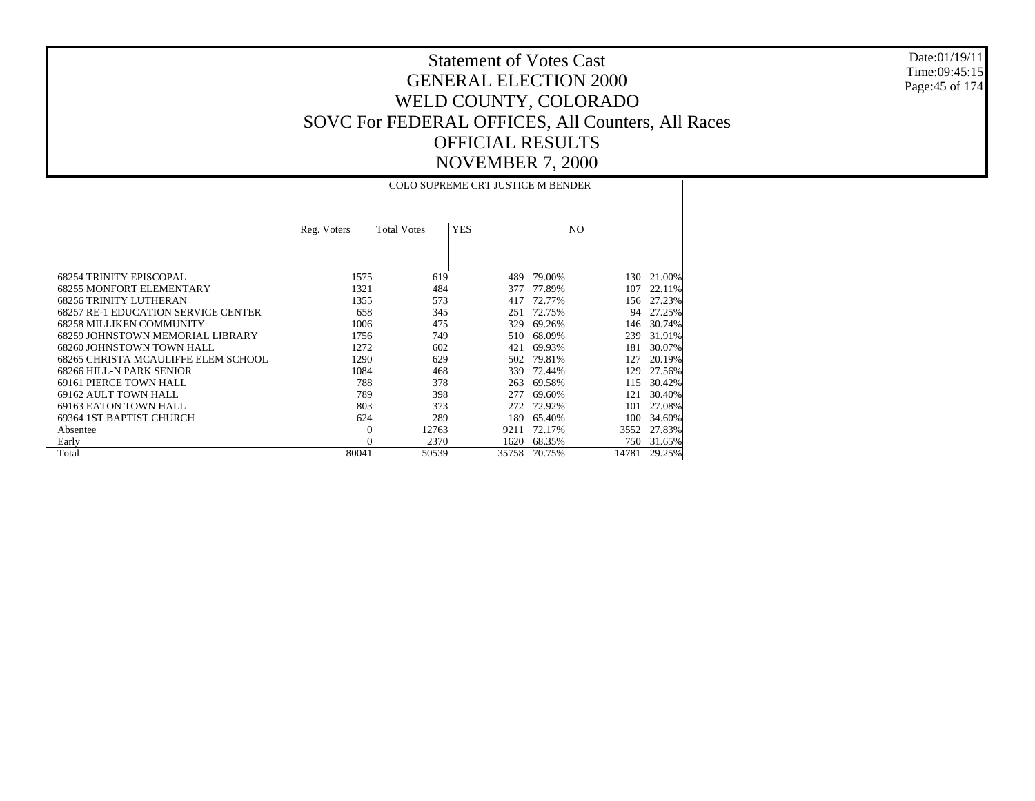# Statement of Votes Cast
# GENERAL ELECTION 2000
# WELD COUNTY, COLORADO
# SOVC For FEDERAL OFFICES, All Counters, All Races
# OFFICIAL RESULTS
# NOVEMBER 7, 2000

Date:01/19/11
Time:09:45:15

| | COLO SUPREME CRT JUSTICE M BENDER | | | | | |
|---|---|---|---|---|---|---|
| | Reg. Voters | Total Votes | YES | | NO | |
| 68254 TRINITY EPISCOPAL | 1575 | 619 | 489 | 79.00% | 130 | 21.00% |
| 68255 MONFORT ELEMENTARY | 1321 | 484 | 377 | 77.89% | 107 | 22.11% |
| 68256 TRINITY LUTHERAN | 1355 | 573 | 417 | 72.77% | 156 | 27.23% |
| 68257 RE-1 EDUCATION SERVICE CENTER | 658 | 345 | 251 | 72.75% | 94 | 27.25% |
| 68258 MILLIKEN COMMUNITY | 1006 | 475 | 329 | 69.26% | 146 | 30.74% |
| 68259 JOHNSTOWN MEMORIAL LIBRARY | 1756 | 749 | 510 | 68.09% | 239 | 31.91% |
| 68260 JOHNSTOWN TOWN HALL | 1272 | 602 | 421 | 69.93% | 181 | 30.07% |
| 68265 CHRISTA MCAULIFFE ELEM SCHOOL | 1290 | 629 | 502 | 79.81% | 127 | 20.19% |
| 68266 HILL-N PARK SENIOR | 1084 | 468 | 339 | 72.44% | 129 | 27.56% |
| 69161 PIERCE TOWN HALL | 788 | 378 | 263 | 69.58% | 115 | 30.42% |
| 69162 AULT TOWN HALL | 789 | 398 | 277 | 69.60% | 121 | 30.40% |
| 69163 EATON TOWN HALL | 803 | 373 | 272 | 72.92% | 101 | 27.08% |
| 69364 1ST BAPTIST CHURCH | 624 | 289 | 189 | 65.40% | 100 | 34.60% |
| Absentee | 0 | 12763 | 9211 | 72.17% | 3552 | 27.83% |
| Early | 0 | 2370 | 1620 | 68.35% | 750 | 31.65% |
| Total | 80041 | 50539 | 35758 | 70.75% | 14781 | 29.25% |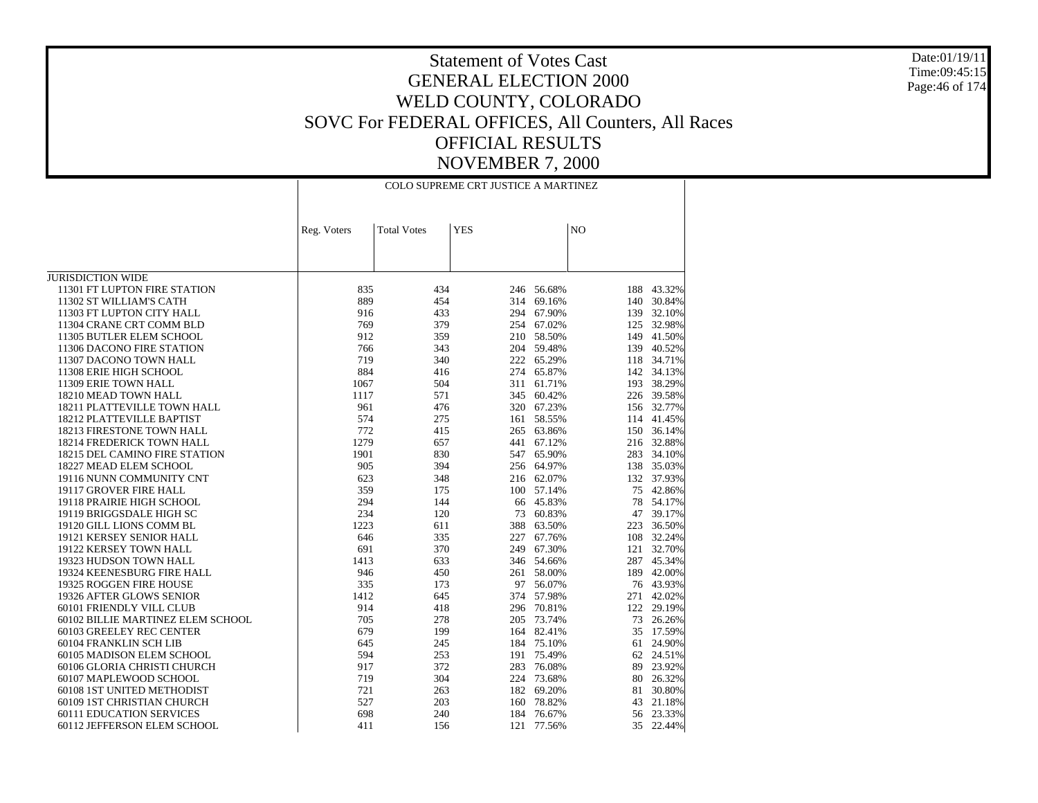# Statement of Votes Cast
## GENERAL ELECTION 2000
## WELD COUNTY, COLORADO
## SOVC For FEDERAL OFFICES, All Counters, All Races
## OFFICIAL RESULTS
## NOVEMBER 7, 2000

Date:01/19/11
Time:09:45:15

| | COLO SUPREME CRT JUSTICE A MARTINEZ | | | | | |
|---|---|---|---|---|---|---|
| | Reg. Voters | Total Votes | YES | | NO | |
| JURISDICTION WIDE | | | | | | |
| 11301 FT LUPTON FIRE STATION | 835 | 434 | 246 | 56.68% | 188 | 43.32% |
| 11302 ST WILLIAM'S CATH | 889 | 454 | 314 | 69.16% | 140 | 30.84% |
| 11303 FT LUPTON CITY HALL | 916 | 433 | 294 | 67.90% | 139 | 32.10% |
| 11304 CRANE CRT COMM BLD | 769 | 379 | 254 | 67.02% | 125 | 32.98% |
| 11305 BUTLER ELEM SCHOOL | 912 | 359 | 210 | 58.50% | 149 | 41.50% |
| 11306 DACONO FIRE STATION | 766 | 343 | 204 | 59.48% | 139 | 40.52% |
| 11307 DACONO TOWN HALL | 719 | 340 | 222 | 65.29% | 118 | 34.71% |
| 11308 ERIE HIGH SCHOOL | 884 | 416 | 274 | 65.87% | 142 | 34.13% |
| 11309 ERIE TOWN HALL | 1067 | 504 | 311 | 61.71% | 193 | 38.29% |
| 18210 MEAD TOWN HALL | 1117 | 571 | 345 | 60.42% | 226 | 39.58% |
| 18211 PLATTEVILLE TOWN HALL | 961 | 476 | 320 | 67.23% | 156 | 32.77% |
| 18212 PLATTEVILLE BAPTIST | 574 | 275 | 161 | 58.55% | 114 | 41.45% |
| 18213 FIRESTONE TOWN HALL | 772 | 415 | 265 | 63.86% | 150 | 36.14% |
| 18214 FREDERICK TOWN HALL | 1279 | 657 | 441 | 67.12% | 216 | 32.88% |
| 18215 DEL CAMINO FIRE STATION | 1901 | 830 | 547 | 65.90% | 283 | 34.10% |
| 18227 MEAD ELEM SCHOOL | 905 | 394 | 256 | 64.97% | 138 | 35.03% |
| 19116 NUNN COMMUNITY CNT | 623 | 348 | 216 | 62.07% | 132 | 37.93% |
| 19117 GROVER FIRE HALL | 359 | 175 | 100 | 57.14% | 75 | 42.86% |
| 19118 PRAIRIE HIGH SCHOOL | 294 | 144 | 66 | 45.83% | 78 | 54.17% |
| 19119 BRIGGSDALE HIGH SC | 234 | 120 | 73 | 60.83% | 47 | 39.17% |
| 19120 GILL LIONS COMM BL | 1223 | 611 | 388 | 63.50% | 223 | 36.50% |
| 19121 KERSEY SENIOR HALL | 646 | 335 | 227 | 67.76% | 108 | 32.24% |
| 19122 KERSEY TOWN HALL | 691 | 370 | 249 | 67.30% | 121 | 32.70% |
| 19323 HUDSON TOWN HALL | 1413 | 633 | 346 | 54.66% | 287 | 45.34% |
| 19324 KEENESBURG FIRE HALL | 946 | 450 | 261 | 58.00% | 189 | 42.00% |
| 19325 ROGGEN FIRE HOUSE | 335 | 173 | 97 | 56.07% | 76 | 43.93% |
| 19326 AFTER GLOWS SENIOR | 1412 | 645 | 374 | 57.98% | 271 | 42.02% |
| 60101 FRIENDLY VILL CLUB | 914 | 418 | 296 | 70.81% | 122 | 29.19% |
| 60102 BILLIE MARTINEZ ELEM SCHOOL | 705 | 278 | 205 | 73.74% | 73 | 26.26% |
| 60103 GREELEY REC CENTER | 679 | 199 | 164 | 82.41% | 35 | 17.59% |
| 60104 FRANKLIN SCH LIB | 645 | 245 | 184 | 75.10% | 61 | 24.90% |
| 60105 MADISON ELEM SCHOOL | 594 | 253 | 191 | 75.49% | 62 | 24.51% |
| 60106 GLORIA CHRISTI CHURCH | 917 | 372 | 283 | 76.08% | 89 | 23.92% |
| 60107 MAPLEWOOD SCHOOL | 719 | 304 | 224 | 73.68% | 80 | 26.32% |
| 60108 1ST UNITED METHODIST | 721 | 263 | 182 | 69.20% | 81 | 30.80% |
| 60109 1ST CHRISTIAN CHURCH | 527 | 203 | 160 | 78.82% | 43 | 21.18% |
| 60111 EDUCATION SERVICES | 698 | 240 | 184 | 76.67% | 56 | 23.33% |
| 60112 JEFFERSON ELEM SCHOOL | 411 | 156 | 121 | 77.56% | 35 | 22.44% |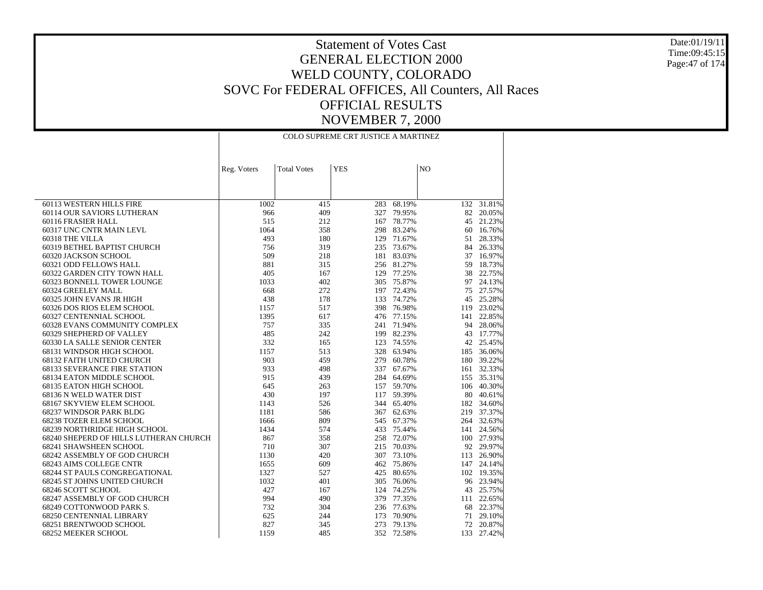# Statement of Votes Cast
# GENERAL ELECTION 2000
# WELD COUNTY, COLORADO
# SOVC For FEDERAL OFFICES, All Counters, All Races
# OFFICIAL RESULTS
# NOVEMBER 7, 2000

Date:01/19/11
Time:09:45:15

| | COLO SUPREME CRT JUSTICE A MARTINEZ | | | | | |
|---|---|---|---|---|---|---|
| | Reg. Voters | Total Votes | YES | | NO | |
| 60113 WESTERN HILLS FIRE | 1002 | 415 | 283 | 68.19% | 132 | 31.81% |
| 60114 OUR SAVIORS LUTHERAN | 966 | 409 | 327 | 79.95% | 82 | 20.05% |
| 60116 FRASIER HALL | 515 | 212 | 167 | 78.77% | 45 | 21.23% |
| 60317 UNC CNTR MAIN LEVL | 1064 | 358 | 298 | 83.24% | 60 | 16.76% |
| 60318 THE VILLA | 493 | 180 | 129 | 71.67% | 51 | 28.33% |
| 60319 BETHEL BAPTIST CHURCH | 756 | 319 | 235 | 73.67% | 84 | 26.33% |
| 60320 JACKSON SCHOOL | 509 | 218 | 181 | 83.03% | 37 | 16.97% |
| 60321 ODD FELLOWS HALL | 881 | 315 | 256 | 81.27% | 59 | 18.73% |
| 60322 GARDEN CITY TOWN HALL | 405 | 167 | 129 | 77.25% | 38 | 22.75% |
| 60323 BONNELL TOWER LOUNGE | 1033 | 402 | 305 | 75.87% | 97 | 24.13% |
| 60324 GREELEY MALL | 668 | 272 | 197 | 72.43% | 75 | 27.57% |
| 60325 JOHN EVANS JR HIGH | 438 | 178 | 133 | 74.72% | 45 | 25.28% |
| 60326 DOS RIOS ELEM SCHOOL | 1157 | 517 | 398 | 76.98% | 119 | 23.02% |
| 60327 CENTENNIAL SCHOOL | 1395 | 617 | 476 | 77.15% | 141 | 22.85% |
| 60328 EVANS COMMUNITY COMPLEX | 757 | 335 | 241 | 71.94% | 94 | 28.06% |
| 60329 SHEPHERD OF VALLEY | 485 | 242 | 199 | 82.23% | 43 | 17.77% |
| 60330 LA SALLE SENIOR CENTER | 332 | 165 | 123 | 74.55% | 42 | 25.45% |
| 68131 WINDSOR HIGH SCHOOL | 1157 | 513 | 328 | 63.94% | 185 | 36.06% |
| 68132 FAITH UNITED CHURCH | 903 | 459 | 279 | 60.78% | 180 | 39.22% |
| 68133 SEVERANCE FIRE STATION | 933 | 498 | 337 | 67.67% | 161 | 32.33% |
| 68134 EATON MIDDLE SCHOOL | 915 | 439 | 284 | 64.69% | 155 | 35.31% |
| 68135 EATON HIGH SCHOOL | 645 | 263 | 157 | 59.70% | 106 | 40.30% |
| 68136 N WELD WATER DIST | 430 | 197 | 117 | 59.39% | 80 | 40.61% |
| 68167 SKYVIEW ELEM SCHOOL | 1143 | 526 | 344 | 65.40% | 182 | 34.60% |
| 68237 WINDSOR PARK BLDG | 1181 | 586 | 367 | 62.63% | 219 | 37.37% |
| 68238 TOZER ELEM SCHOOL | 1666 | 809 | 545 | 67.37% | 264 | 32.63% |
| 68239 NORTHRIDGE HIGH SCHOOL | 1434 | 574 | 433 | 75.44% | 141 | 24.56% |
| 68240 SHEPERD OF HILLS LUTHERAN CHURCH | 867 | 358 | 258 | 72.07% | 100 | 27.93% |
| 68241 SHAWSHEEN SCHOOL | 710 | 307 | 215 | 70.03% | 92 | 29.97% |
| 68242 ASSEMBLY OF GOD CHURCH | 1130 | 420 | 307 | 73.10% | 113 | 26.90% |
| 68243 AIMS COLLEGE CNTR | 1655 | 609 | 462 | 75.86% | 147 | 24.14% |
| 68244 ST PAULS CONGREGATIONAL | 1327 | 527 | 425 | 80.65% | 102 | 19.35% |
| 68245 ST JOHNS UNITED CHURCH | 1032 | 401 | 305 | 76.06% | 96 | 23.94% |
| 68246 SCOTT SCHOOL | 427 | 167 | 124 | 74.25% | 43 | 25.75% |
| 68247 ASSEMBLY OF GOD CHURCH | 994 | 490 | 379 | 77.35% | 111 | 22.65% |
| 68249 COTTONWOOD PARK S. | 732 | 304 | 236 | 77.63% | 68 | 22.37% |
| 68250 CENTENNIAL LIBRARY | 625 | 244 | 173 | 70.90% | 71 | 29.10% |
| 68251 BRENTWOOD SCHOOL | 827 | 345 | 273 | 79.13% | 72 | 20.87% |
| 68252 MEEKER SCHOOL | 1159 | 485 | 352 | 72.58% | 133 | 27.42% |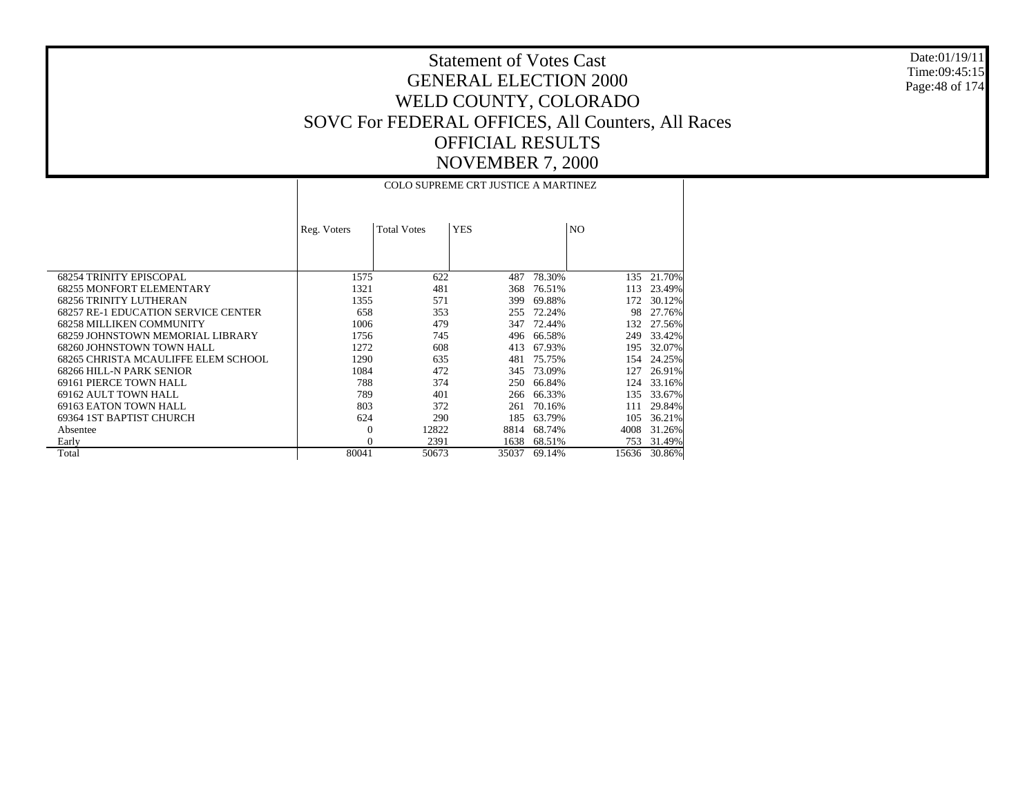# Statement of Votes Cast
## GENERAL ELECTION 2000
## WELD COUNTY, COLORADO
## SOVC For FEDERAL OFFICES, All Counters, All Races
## OFFICIAL RESULTS
## NOVEMBER 7, 2000

Date:01/19/11
Time:09:45:15

| | COLO SUPREME CRT JUSTICE A MARTINEZ | | | | | |
|---|---|---|---|---|---|---|
| | Reg. Voters | Total Votes | YES | | NO | |
| 68254 TRINITY EPISCOPAL | 1575 | 622 | 487 | 78.30% | 135 | 21.70% |
| 68255 MONFORT ELEMENTARY | 1321 | 481 | 368 | 76.51% | 113 | 23.49% |
| 68256 TRINITY LUTHERAN | 1355 | 571 | 399 | 69.88% | 172 | 30.12% |
| 68257 RE-1 EDUCATION SERVICE CENTER | 658 | 353 | 255 | 72.24% | 98 | 27.76% |
| 68258 MILLIKEN COMMUNITY | 1006 | 479 | 347 | 72.44% | 132 | 27.56% |
| 68259 JOHNSTOWN MEMORIAL LIBRARY | 1756 | 745 | 496 | 66.58% | 249 | 33.42% |
| 68260 JOHNSTOWN TOWN HALL | 1272 | 608 | 413 | 67.93% | 195 | 32.07% |
| 68265 CHRISTA MCAULIFFE ELEM SCHOOL | 1290 | 635 | 481 | 75.75% | 154 | 24.25% |
| 68266 HILL-N PARK SENIOR | 1084 | 472 | 345 | 73.09% | 127 | 26.91% |
| 69161 PIERCE TOWN HALL | 788 | 374 | 250 | 66.84% | 124 | 33.16% |
| 69162 AULT TOWN HALL | 789 | 401 | 266 | 66.33% | 135 | 33.67% |
| 69163 EATON TOWN HALL | 803 | 372 | 261 | 70.16% | 111 | 29.84% |
| 69364 1ST BAPTIST CHURCH | 624 | 290 | 185 | 63.79% | 105 | 36.21% |
| Absentee | 0 | 12822 | 8814 | 68.74% | 4008 | 31.26% |
| Early | 0 | 2391 | 1638 | 68.51% | 753 | 31.49% |
| Total | 80041 | 50673 | 35037 | 69.14% | 15636 | 30.86% |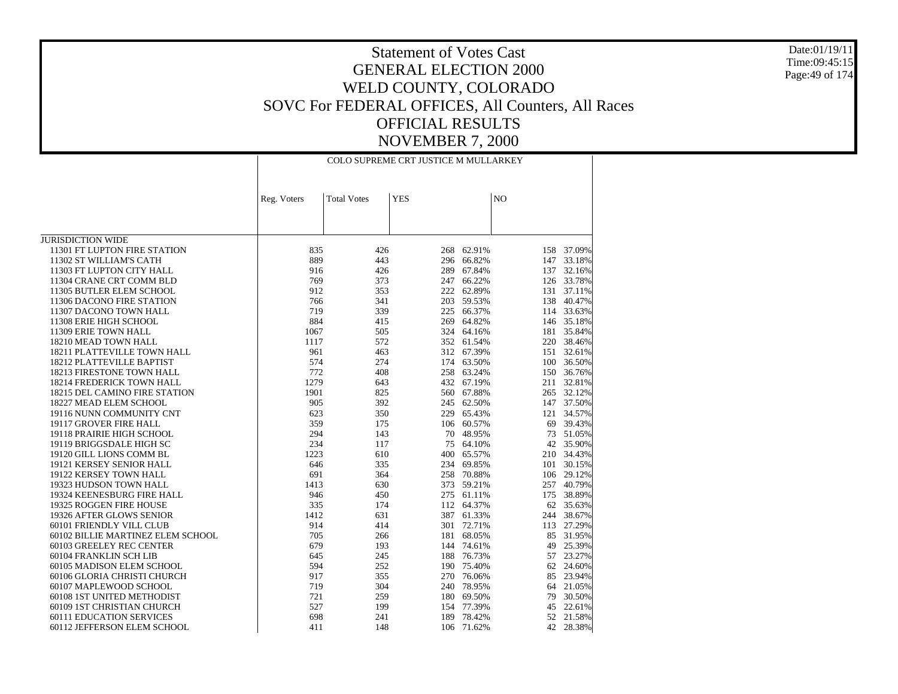# Statement of Votes Cast
# GENERAL ELECTION 2000
# WELD COUNTY, COLORADO
# SOVC For FEDERAL OFFICES, All Counters, All Races
# OFFICIAL RESULTS
# NOVEMBER 7, 2000

| | COLO SUPREME CRT JUSTICE M MULLARKEY | | | | | |
|---|---|---|---|---|---|---|
| | Reg. Voters | Total Votes | YES | | NO | |
| JURISDICTION WIDE | | | | | | |
| 11301 FT LUPTON FIRE STATION | 835 | 426 | 268 | 62.91% | 158 | 37.09% |
| 11302 ST WILLIAM'S CATH | 889 | 443 | 296 | 66.82% | 147 | 33.18% |
| 11303 FT LUPTON CITY HALL | 916 | 426 | 289 | 67.84% | 137 | 32.16% |
| 11304 CRANE CRT COMM BLD | 769 | 373 | 247 | 66.22% | 126 | 33.78% |
| 11305 BUTLER ELEM SCHOOL | 912 | 353 | 222 | 62.89% | 131 | 37.11% |
| 11306 DACONO FIRE STATION | 766 | 341 | 203 | 59.53% | 138 | 40.47% |
| 11307 DACONO TOWN HALL | 719 | 339 | 225 | 66.37% | 114 | 33.63% |
| 11308 ERIE HIGH SCHOOL | 884 | 415 | 269 | 64.82% | 146 | 35.18% |
| 11309 ERIE TOWN HALL | 1067 | 505 | 324 | 64.16% | 181 | 35.84% |
| 18210 MEAD TOWN HALL | 1117 | 572 | 352 | 61.54% | 220 | 38.46% |
| 18211 PLATTEVILLE TOWN HALL | 961 | 463 | 312 | 67.39% | 151 | 32.61% |
| 18212 PLATTEVILLE BAPTIST | 574 | 274 | 174 | 63.50% | 100 | 36.50% |
| 18213 FIRESTONE TOWN HALL | 772 | 408 | 258 | 63.24% | 150 | 36.76% |
| 18214 FREDERICK TOWN HALL | 1279 | 643 | 432 | 67.19% | 211 | 32.81% |
| 18215 DEL CAMINO FIRE STATION | 1901 | 825 | 560 | 67.88% | 265 | 32.12% |
| 18227 MEAD ELEM SCHOOL | 905 | 392 | 245 | 62.50% | 147 | 37.50% |
| 19116 NUNN COMMUNITY CNT | 623 | 350 | 229 | 65.43% | 121 | 34.57% |
| 19117 GROVER FIRE HALL | 359 | 175 | 106 | 60.57% | 69 | 39.43% |
| 19118 PRAIRIE HIGH SCHOOL | 294 | 143 | 70 | 48.95% | 73 | 51.05% |
| 19119 BRIGGSDALE HIGH SC | 234 | 117 | 75 | 64.10% | 42 | 35.90% |
| 19120 GILL LIONS COMM BL | 1223 | 610 | 400 | 65.57% | 210 | 34.43% |
| 19121 KERSEY SENIOR HALL | 646 | 335 | 234 | 69.85% | 101 | 30.15% |
| 19122 KERSEY TOWN HALL | 691 | 364 | 258 | 70.88% | 106 | 29.12% |
| 19323 HUDSON TOWN HALL | 1413 | 630 | 373 | 59.21% | 257 | 40.79% |
| 19324 KEENESBURG FIRE HALL | 946 | 450 | 275 | 61.11% | 175 | 38.89% |
| 19325 ROGGEN FIRE HOUSE | 335 | 174 | 112 | 64.37% | 62 | 35.63% |
| 19326 AFTER GLOWS SENIOR | 1412 | 631 | 387 | 61.33% | 244 | 38.67% |
| 60101 FRIENDLY VILL CLUB | 914 | 414 | 301 | 72.71% | 113 | 27.29% |
| 60102 BILLIE MARTINEZ ELEM SCHOOL | 705 | 266 | 181 | 68.05% | 85 | 31.95% |
| 60103 GREELEY REC CENTER | 679 | 193 | 144 | 74.61% | 49 | 25.39% |
| 60104 FRANKLIN SCH LIB | 645 | 245 | 188 | 76.73% | 57 | 23.27% |
| 60105 MADISON ELEM SCHOOL | 594 | 252 | 190 | 75.40% | 62 | 24.60% |
| 60106 GLORIA CHRISTI CHURCH | 917 | 355 | 270 | 76.06% | 85 | 23.94% |
| 60107 MAPLEWOOD SCHOOL | 719 | 304 | 240 | 78.95% | 64 | 21.05% |
| 60108 1ST UNITED METHODIST | 721 | 259 | 180 | 69.50% | 79 | 30.50% |
| 60109 1ST CHRISTIAN CHURCH | 527 | 199 | 154 | 77.39% | 45 | 22.61% |
| 60111 EDUCATION SERVICES | 698 | 241 | 189 | 78.42% | 52 | 21.58% |
| 60112 JEFFERSON ELEM SCHOOL | 411 | 148 | 106 | 71.62% | 42 | 28.38% |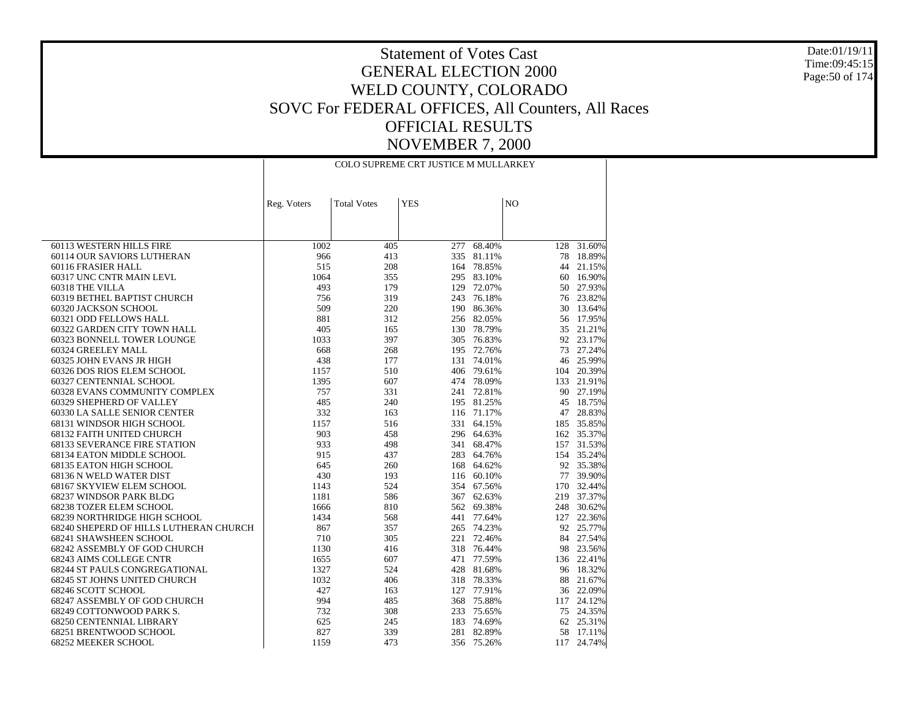# Statement of Votes Cast
# GENERAL ELECTION 2000
# WELD COUNTY, COLORADO
# SOVC For FEDERAL OFFICES, All Counters, All Races
# OFFICIAL RESULTS
# NOVEMBER 7, 2000

| | COLO SUPREME CRT JUSTICE M MULLARKEY | | | | | |
|---|---|---|---|---|---|---|
| | Reg. Voters | Total Votes | YES | | NO | |
| 60113 WESTERN HILLS FIRE | 1002 | 405 | 277 | 68.40% | 128 | 31.60% |
| 60114 OUR SAVIORS LUTHERAN | 966 | 413 | 335 | 81.11% | 78 | 18.89% |
| 60116 FRASIER HALL | 515 | 208 | 164 | 78.85% | 44 | 21.15% |
| 60317 UNC CNTR MAIN LEVL | 1064 | 355 | 295 | 83.10% | 60 | 16.90% |
| 60318 THE VILLA | 493 | 179 | 129 | 72.07% | 50 | 27.93% |
| 60319 BETHEL BAPTIST CHURCH | 756 | 319 | 243 | 76.18% | 76 | 23.82% |
| 60320 JACKSON SCHOOL | 509 | 220 | 190 | 86.36% | 30 | 13.64% |
| 60321 ODD FELLOWS HALL | 881 | 312 | 256 | 82.05% | 56 | 17.95% |
| 60322 GARDEN CITY TOWN HALL | 405 | 165 | 130 | 78.79% | 35 | 21.21% |
| 60323 BONNELL TOWER LOUNGE | 1033 | 397 | 305 | 76.83% | 92 | 23.17% |
| 60324 GREELEY MALL | 668 | 268 | 195 | 72.76% | 73 | 27.24% |
| 60325 JOHN EVANS JR HIGH | 438 | 177 | 131 | 74.01% | 46 | 25.99% |
| 60326 DOS RIOS ELEM SCHOOL | 1157 | 510 | 406 | 79.61% | 104 | 20.39% |
| 60327 CENTENNIAL SCHOOL | 1395 | 607 | 474 | 78.09% | 133 | 21.91% |
| 60328 EVANS COMMUNITY COMPLEX | 757 | 331 | 241 | 72.81% | 90 | 27.19% |
| 60329 SHEPHERD OF VALLEY | 485 | 240 | 195 | 81.25% | 45 | 18.75% |
| 60330 LA SALLE SENIOR CENTER | 332 | 163 | 116 | 71.17% | 47 | 28.83% |
| 68131 WINDSOR HIGH SCHOOL | 1157 | 516 | 331 | 64.15% | 185 | 35.85% |
| 68132 FAITH UNITED CHURCH | 903 | 458 | 296 | 64.63% | 162 | 35.37% |
| 68133 SEVERANCE FIRE STATION | 933 | 498 | 341 | 68.47% | 157 | 31.53% |
| 68134 EATON MIDDLE SCHOOL | 915 | 437 | 283 | 64.76% | 154 | 35.24% |
| 68135 EATON HIGH SCHOOL | 645 | 260 | 168 | 64.62% | 92 | 35.38% |
| 68136 N WELD WATER DIST | 430 | 193 | 116 | 60.10% | 77 | 39.90% |
| 68167 SKYVIEW ELEM SCHOOL | 1143 | 524 | 354 | 67.56% | 170 | 32.44% |
| 68237 WINDSOR PARK BLDG | 1181 | 586 | 367 | 62.63% | 219 | 37.37% |
| 68238 TOZER ELEM SCHOOL | 1666 | 810 | 562 | 69.38% | 248 | 30.62% |
| 68239 NORTHRIDGE HIGH SCHOOL | 1434 | 568 | 441 | 77.64% | 127 | 22.36% |
| 68240 SHEPERD OF HILLS LUTHERAN CHURCH | 867 | 357 | 265 | 74.23% | 92 | 25.77% |
| 68241 SHAWSHEEN SCHOOL | 710 | 305 | 221 | 72.46% | 84 | 27.54% |
| 68242 ASSEMBLY OF GOD CHURCH | 1130 | 416 | 318 | 76.44% | 98 | 23.56% |
| 68243 AIMS COLLEGE CNTR | 1655 | 607 | 471 | 77.59% | 136 | 22.41% |
| 68244 ST PAULS CONGREGATIONAL | 1327 | 524 | 428 | 81.68% | 96 | 18.32% |
| 68245 ST JOHNS UNITED CHURCH | 1032 | 406 | 318 | 78.33% | 88 | 21.67% |
| 68246 SCOTT SCHOOL | 427 | 163 | 127 | 77.91% | 36 | 22.09% |
| 68247 ASSEMBLY OF GOD CHURCH | 994 | 485 | 368 | 75.88% | 117 | 24.12% |
| 68249 COTTONWOOD PARK S. | 732 | 308 | 233 | 75.65% | 75 | 24.35% |
| 68250 CENTENNIAL LIBRARY | 625 | 245 | 183 | 74.69% | 62 | 25.31% |
| 68251 BRENTWOOD SCHOOL | 827 | 339 | 281 | 82.89% | 58 | 17.11% |
| 68252 MEEKER SCHOOL | 1159 | 473 | 356 | 75.26% | 117 | 24.74% |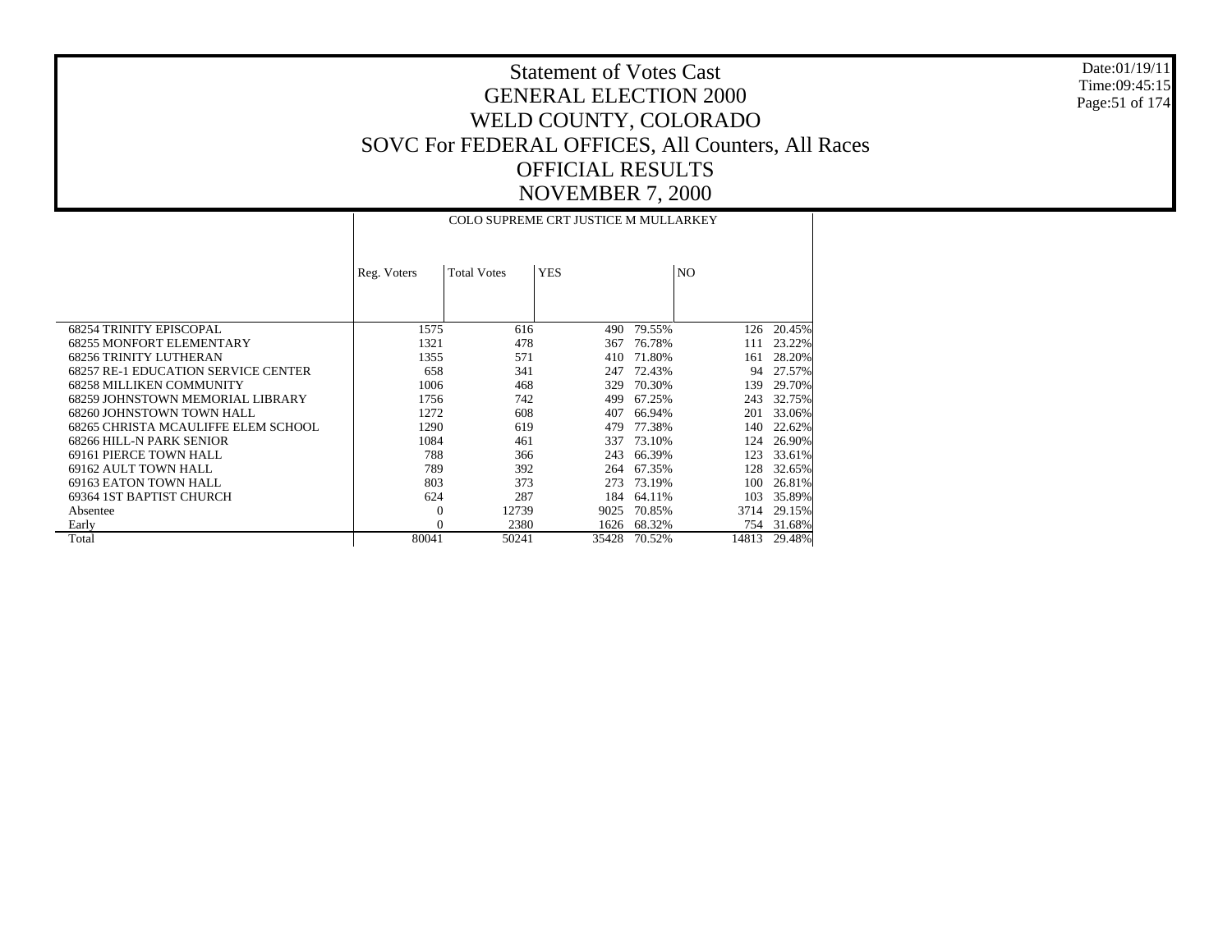# Statement of Votes Cast
# GENERAL ELECTION 2000
# WELD COUNTY, COLORADO
# SOVC For FEDERAL OFFICES, All Counters, All Races
# OFFICIAL RESULTS
# NOVEMBER 7, 2000

Date:01/19/11
Time:09:45:15

| | COLO SUPREME CRT JUSTICE M MULLARKEY | | | | | |
|---|---|---|---|---|---|---|
| | Reg. Voters | Total Votes | YES | | NO | |
| 68254 TRINITY EPISCOPAL | 1575 | 616 | 490 | 79.55% | 126 | 20.45% |
| 68255 MONFORT ELEMENTARY | 1321 | 478 | 367 | 76.78% | 111 | 23.22% |
| 68256 TRINITY LUTHERAN | 1355 | 571 | 410 | 71.80% | 161 | 28.20% |
| 68257 RE-1 EDUCATION SERVICE CENTER | 658 | 341 | 247 | 72.43% | 94 | 27.57% |
| 68258 MILLIKEN COMMUNITY | 1006 | 468 | 329 | 70.30% | 139 | 29.70% |
| 68259 JOHNSTOWN MEMORIAL LIBRARY | 1756 | 742 | 499 | 67.25% | 243 | 32.75% |
| 68260 JOHNSTOWN TOWN HALL | 1272 | 608 | 407 | 66.94% | 201 | 33.06% |
| 68265 CHRISTA MCAULIFFE ELEM SCHOOL | 1290 | 619 | 479 | 77.38% | 140 | 22.62% |
| 68266 HILL-N PARK SENIOR | 1084 | 461 | 337 | 73.10% | 124 | 26.90% |
| 69161 PIERCE TOWN HALL | 788 | 366 | 243 | 66.39% | 123 | 33.61% |
| 69162 AULT TOWN HALL | 789 | 392 | 264 | 67.35% | 128 | 32.65% |
| 69163 EATON TOWN HALL | 803 | 373 | 273 | 73.19% | 100 | 26.81% |
| 69364 1ST BAPTIST CHURCH | 624 | 287 | 184 | 64.11% | 103 | 35.89% |
| Absentee | 0 | 12739 | 9025 | 70.85% | 3714 | 29.15% |
| Early | 0 | 2380 | 1626 | 68.32% | 754 | 31.68% |
| Total | 80041 | 50241 | 35428 | 70.52% | 14813 | 29.48% |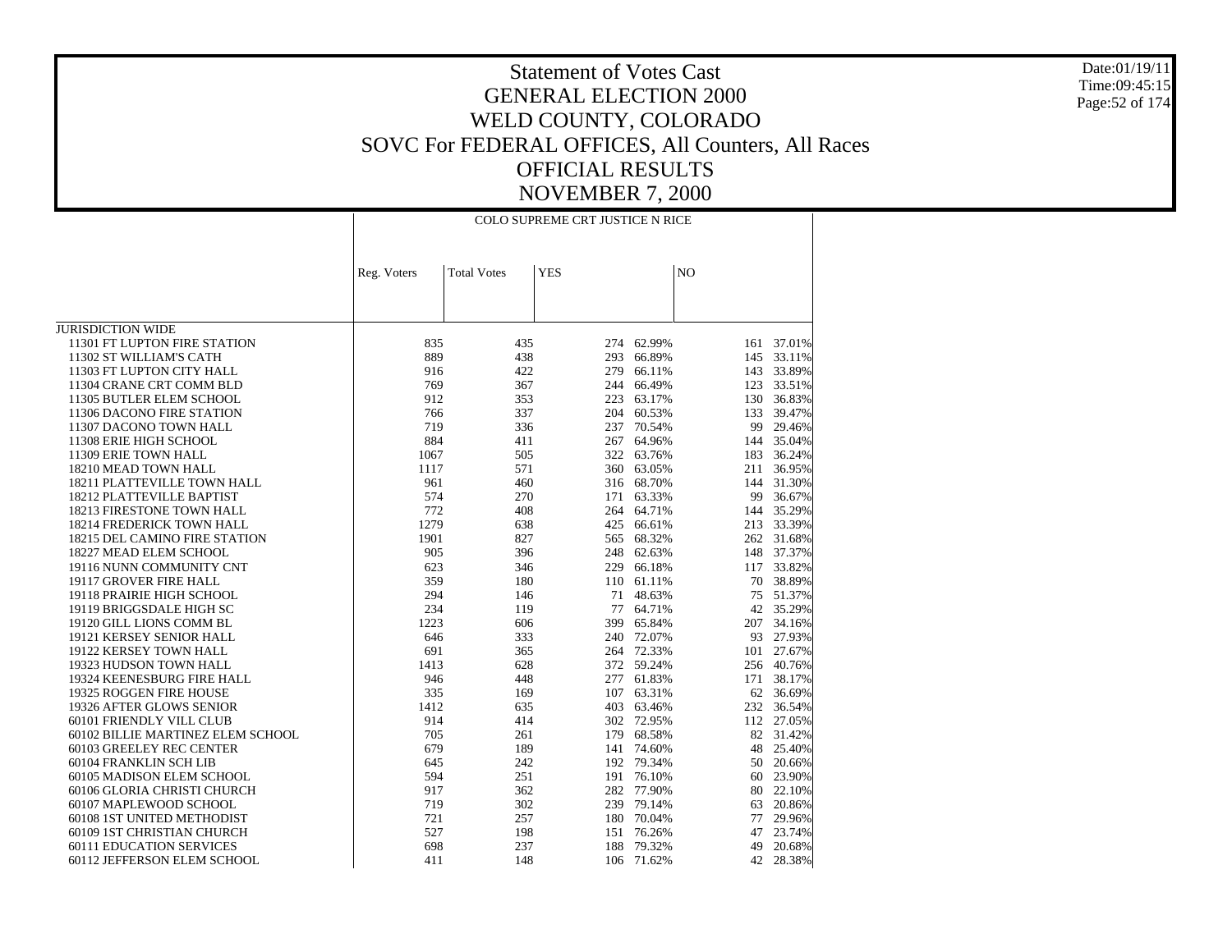# Statement of Votes Cast
# GENERAL ELECTION 2000
# WELD COUNTY, COLORADO
# SOVC For FEDERAL OFFICES, All Counters, All Races
# OFFICIAL RESULTS
# NOVEMBER 7, 2000

| | COLO SUPREME CRT JUSTICE N RICE | | | | | |
|---|---|---|---|---|---|---|
| | Reg. Voters | Total Votes | YES | | NO | |
| JURISDICTION WIDE | | | | | | |
| 11301 FT LUPTON FIRE STATION | 835 | 435 | 274 | 62.99% | 161 | 37.01% |
| 11302 ST WILLIAM'S CATH | 889 | 438 | 293 | 66.89% | 145 | 33.11% |
| 11303 FT LUPTON CITY HALL | 916 | 422 | 279 | 66.11% | 143 | 33.89% |
| 11304 CRANE CRT COMM BLD | 769 | 367 | 244 | 66.49% | 123 | 33.51% |
| 11305 BUTLER ELEM SCHOOL | 912 | 353 | 223 | 63.17% | 130 | 36.83% |
| 11306 DACONO FIRE STATION | 766 | 337 | 204 | 60.53% | 133 | 39.47% |
| 11307 DACONO TOWN HALL | 719 | 336 | 237 | 70.54% | 99 | 29.46% |
| 11308 ERIE HIGH SCHOOL | 884 | 411 | 267 | 64.96% | 144 | 35.04% |
| 11309 ERIE TOWN HALL | 1067 | 505 | 322 | 63.76% | 183 | 36.24% |
| 18210 MEAD TOWN HALL | 1117 | 571 | 360 | 63.05% | 211 | 36.95% |
| 18211 PLATTEVILLE TOWN HALL | 961 | 460 | 316 | 68.70% | 144 | 31.30% |
| 18212 PLATTEVILLE BAPTIST | 574 | 270 | 171 | 63.33% | 99 | 36.67% |
| 18213 FIRESTONE TOWN HALL | 772 | 408 | 264 | 64.71% | 144 | 35.29% |
| 18214 FREDERICK TOWN HALL | 1279 | 638 | 425 | 66.61% | 213 | 33.39% |
| 18215 DEL CAMINO FIRE STATION | 1901 | 827 | 565 | 68.32% | 262 | 31.68% |
| 18227 MEAD ELEM SCHOOL | 905 | 396 | 248 | 62.63% | 148 | 37.37% |
| 19116 NUNN COMMUNITY CNT | 623 | 346 | 229 | 66.18% | 117 | 33.82% |
| 19117 GROVER FIRE HALL | 359 | 180 | 110 | 61.11% | 70 | 38.89% |
| 19118 PRAIRIE HIGH SCHOOL | 294 | 146 | 71 | 48.63% | 75 | 51.37% |
| 19119 BRIGGSDALE HIGH SC | 234 | 119 | 77 | 64.71% | 42 | 35.29% |
| 19120 GILL LIONS COMM BL | 1223 | 606 | 399 | 65.84% | 207 | 34.16% |
| 19121 KERSEY SENIOR HALL | 646 | 333 | 240 | 72.07% | 93 | 27.93% |
| 19122 KERSEY TOWN HALL | 691 | 365 | 264 | 72.33% | 101 | 27.67% |
| 19323 HUDSON TOWN HALL | 1413 | 628 | 372 | 59.24% | 256 | 40.76% |
| 19324 KEENESBURG FIRE HALL | 946 | 448 | 277 | 61.83% | 171 | 38.17% |
| 19325 ROGGEN FIRE HOUSE | 335 | 169 | 107 | 63.31% | 62 | 36.69% |
| 19326 AFTER GLOWS SENIOR | 1412 | 635 | 403 | 63.46% | 232 | 36.54% |
| 60101 FRIENDLY VILL CLUB | 914 | 414 | 302 | 72.95% | 112 | 27.05% |
| 60102 BILLIE MARTINEZ ELEM SCHOOL | 705 | 261 | 179 | 68.58% | 82 | 31.42% |
| 60103 GREELEY REC CENTER | 679 | 189 | 141 | 74.60% | 48 | 25.40% |
| 60104 FRANKLIN SCH LIB | 645 | 242 | 192 | 79.34% | 50 | 20.66% |
| 60105 MADISON ELEM SCHOOL | 594 | 251 | 191 | 76.10% | 60 | 23.90% |
| 60106 GLORIA CHRISTI CHURCH | 917 | 362 | 282 | 77.90% | 80 | 22.10% |
| 60107 MAPLEWOOD SCHOOL | 719 | 302 | 239 | 79.14% | 63 | 20.86% |
| 60108 1ST UNITED METHODIST | 721 | 257 | 180 | 70.04% | 77 | 29.96% |
| 60109 1ST CHRISTIAN CHURCH | 527 | 198 | 151 | 76.26% | 47 | 23.74% |
| 60111 EDUCATION SERVICES | 698 | 237 | 188 | 79.32% | 49 | 20.68% |
| 60112 JEFFERSON ELEM SCHOOL | 411 | 148 | 106 | 71.62% | 42 | 28.38% |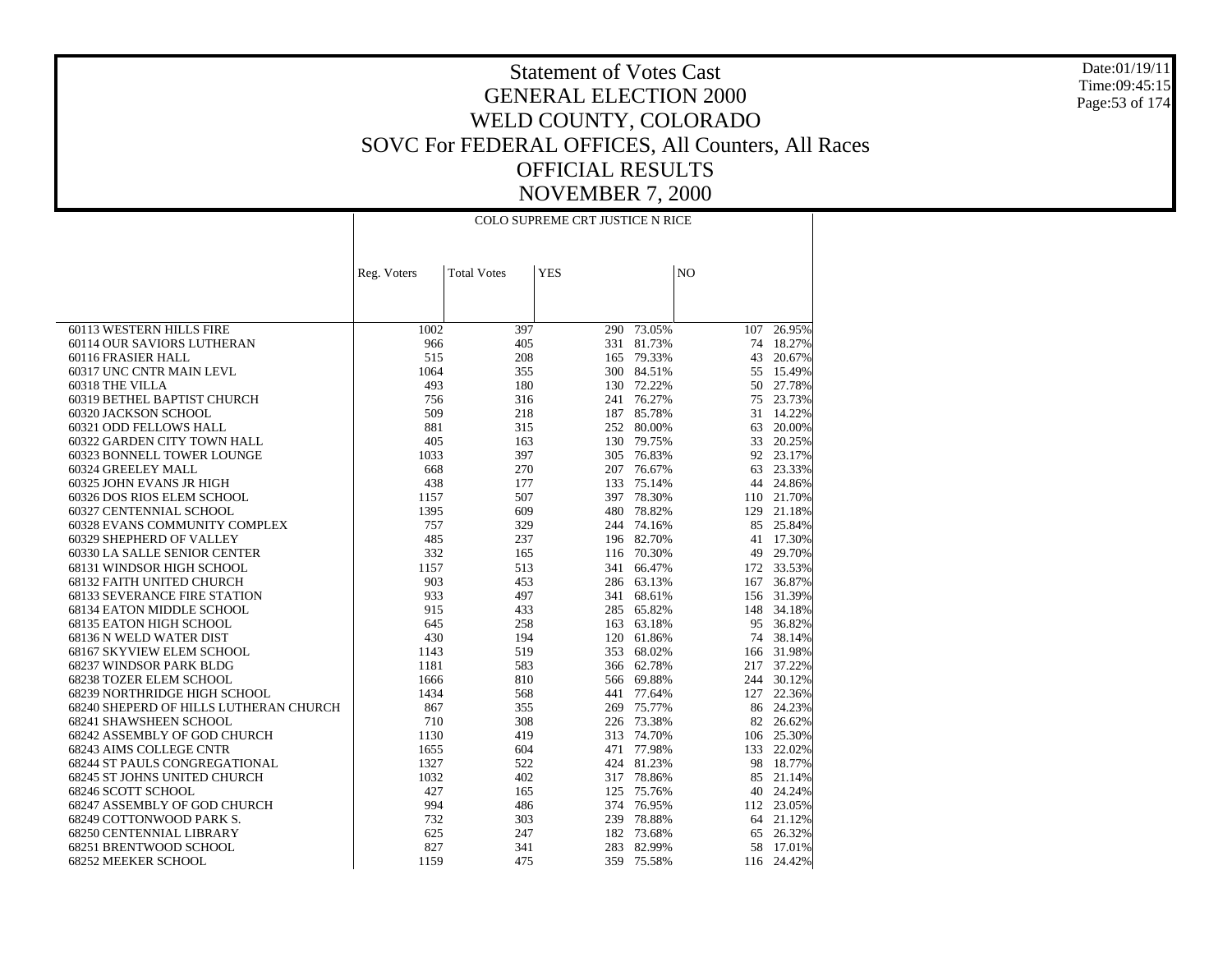# Statement of Votes Cast
## GENERAL ELECTION 2000
## WELD COUNTY, COLORADO
## SOVC For FEDERAL OFFICES, All Counters, All Races
## OFFICIAL RESULTS
## NOVEMBER 7, 2000

Date:01/19/11
Time:09:45:15

COLO SUPREME CRT JUSTICE N RICE

| | Reg. Voters | Total Votes | YES | | NO | |
|---|---|---|---|---|---|---|
| 60113 WESTERN HILLS FIRE | 1002 | 397 | 290 | 73.05% | 107 | 26.95% |
| 60114 OUR SAVIORS LUTHERAN | 966 | 405 | 331 | 81.73% | 74 | 18.27% |
| 60116 FRASIER HALL | 515 | 208 | 165 | 79.33% | 43 | 20.67% |
| 60317 UNC CNTR MAIN LEVL | 1064 | 355 | 300 | 84.51% | 55 | 15.49% |
| 60318 THE VILLA | 493 | 180 | 130 | 72.22% | 50 | 27.78% |
| 60319 BETHEL BAPTIST CHURCH | 756 | 316 | 241 | 76.27% | 75 | 23.73% |
| 60320 JACKSON SCHOOL | 509 | 218 | 187 | 85.78% | 31 | 14.22% |
| 60321 ODD FELLOWS HALL | 881 | 315 | 252 | 80.00% | 63 | 20.00% |
| 60322 GARDEN CITY TOWN HALL | 405 | 163 | 130 | 79.75% | 33 | 20.25% |
| 60323 BONNELL TOWER LOUNGE | 1033 | 397 | 305 | 76.83% | 92 | 23.17% |
| 60324 GREELEY MALL | 668 | 270 | 207 | 76.67% | 63 | 23.33% |
| 60325 JOHN EVANS JR HIGH | 438 | 177 | 133 | 75.14% | 44 | 24.86% |
| 60326 DOS RIOS ELEM SCHOOL | 1157 | 507 | 397 | 78.30% | 110 | 21.70% |
| 60327 CENTENNIAL SCHOOL | 1395 | 609 | 480 | 78.82% | 129 | 21.18% |
| 60328 EVANS COMMUNITY COMPLEX | 757 | 329 | 244 | 74.16% | 85 | 25.84% |
| 60329 SHEPHERD OF VALLEY | 485 | 237 | 196 | 82.70% | 41 | 17.30% |
| 60330 LA SALLE SENIOR CENTER | 332 | 165 | 116 | 70.30% | 49 | 29.70% |
| 68131 WINDSOR HIGH SCHOOL | 1157 | 513 | 341 | 66.47% | 172 | 33.53% |
| 68132 FAITH UNITED CHURCH | 903 | 453 | 286 | 63.13% | 167 | 36.87% |
| 68133 SEVERANCE FIRE STATION | 933 | 497 | 341 | 68.61% | 156 | 31.39% |
| 68134 EATON MIDDLE SCHOOL | 915 | 433 | 285 | 65.82% | 148 | 34.18% |
| 68135 EATON HIGH SCHOOL | 645 | 258 | 163 | 63.18% | 95 | 36.82% |
| 68136 N WELD WATER DIST | 430 | 194 | 120 | 61.86% | 74 | 38.14% |
| 68167 SKYVIEW ELEM SCHOOL | 1143 | 519 | 353 | 68.02% | 166 | 31.98% |
| 68237 WINDSOR PARK BLDG | 1181 | 583 | 366 | 62.78% | 217 | 37.22% |
| 68238 TOZER ELEM SCHOOL | 1666 | 810 | 566 | 69.88% | 244 | 30.12% |
| 68239 NORTHRIDGE HIGH SCHOOL | 1434 | 568 | 441 | 77.64% | 127 | 22.36% |
| 68240 SHEPERD OF HILLS LUTHERAN CHURCH | 867 | 355 | 269 | 75.77% | 86 | 24.23% |
| 68241 SHAWSHEEN SCHOOL | 710 | 308 | 226 | 73.38% | 82 | 26.62% |
| 68242 ASSEMBLY OF GOD CHURCH | 1130 | 419 | 313 | 74.70% | 106 | 25.30% |
| 68243 AIMS COLLEGE CNTR | 1655 | 604 | 471 | 77.98% | 133 | 22.02% |
| 68244 ST PAULS CONGREGATIONAL | 1327 | 522 | 424 | 81.23% | 98 | 18.77% |
| 68245 ST JOHNS UNITED CHURCH | 1032 | 402 | 317 | 78.86% | 85 | 21.14% |
| 68246 SCOTT SCHOOL | 427 | 165 | 125 | 75.76% | 40 | 24.24% |
| 68247 ASSEMBLY OF GOD CHURCH | 994 | 486 | 374 | 76.95% | 112 | 23.05% |
| 68249 COTTONWOOD PARK S. | 732 | 303 | 239 | 78.88% | 64 | 21.12% |
| 68250 CENTENNIAL LIBRARY | 625 | 247 | 182 | 73.68% | 65 | 26.32% |
| 68251 BRENTWOOD SCHOOL | 827 | 341 | 283 | 82.99% | 58 | 17.01% |
| 68252 MEEKER SCHOOL | 1159 | 475 | 359 | 75.58% | 116 | 24.42% |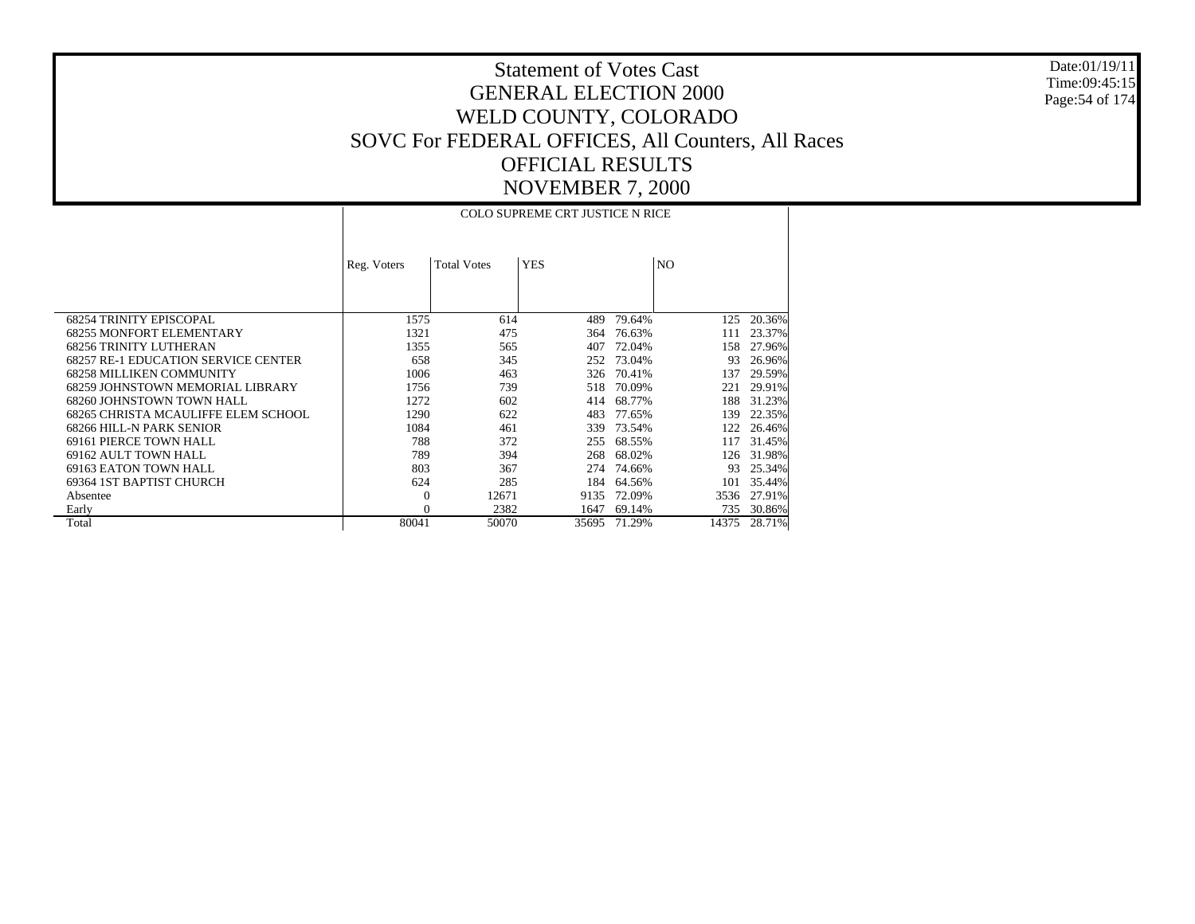# Statement of Votes Cast
# GENERAL ELECTION 2000
# WELD COUNTY, COLORADO
# SOVC For FEDERAL OFFICES, All Counters, All Races
# OFFICIAL RESULTS
# NOVEMBER 7, 2000

Date:01/19/11
Time:09:45:15

| | COLO SUPREME CRT JUSTICE N RICE | | | | | |
|---|---|---|---|---|---|---|
| | Reg. Voters | Total Votes | YES | | NO | |
| 68254 TRINITY EPISCOPAL | 1575 | 614 | 489 | 79.64% | 125 | 20.36% |
| 68255 MONFORT ELEMENTARY | 1321 | 475 | 364 | 76.63% | 111 | 23.37% |
| 68256 TRINITY LUTHERAN | 1355 | 565 | 407 | 72.04% | 158 | 27.96% |
| 68257 RE-1 EDUCATION SERVICE CENTER | 658 | 345 | 252 | 73.04% | 93 | 26.96% |
| 68258 MILLIKEN COMMUNITY | 1006 | 463 | 326 | 70.41% | 137 | 29.59% |
| 68259 JOHNSTOWN MEMORIAL LIBRARY | 1756 | 739 | 518 | 70.09% | 221 | 29.91% |
| 68260 JOHNSTOWN TOWN HALL | 1272 | 602 | 414 | 68.77% | 188 | 31.23% |
| 68265 CHRISTA MCAULIFFE ELEM SCHOOL | 1290 | 622 | 483 | 77.65% | 139 | 22.35% |
| 68266 HILL-N PARK SENIOR | 1084 | 461 | 339 | 73.54% | 122 | 26.46% |
| 69161 PIERCE TOWN HALL | 788 | 372 | 255 | 68.55% | 117 | 31.45% |
| 69162 AULT TOWN HALL | 789 | 394 | 268 | 68.02% | 126 | 31.98% |
| 69163 EATON TOWN HALL | 803 | 367 | 274 | 74.66% | 93 | 25.34% |
| 69364 1ST BAPTIST CHURCH | 624 | 285 | 184 | 64.56% | 101 | 35.44% |
| Absentee | 0 | 12671 | 9135 | 72.09% | 3536 | 27.91% |
| Early | 0 | 2382 | 1647 | 69.14% | 735 | 30.86% |
| Total | 80041 | 50070 | 35695 | 71.29% | 14375 | 28.71% |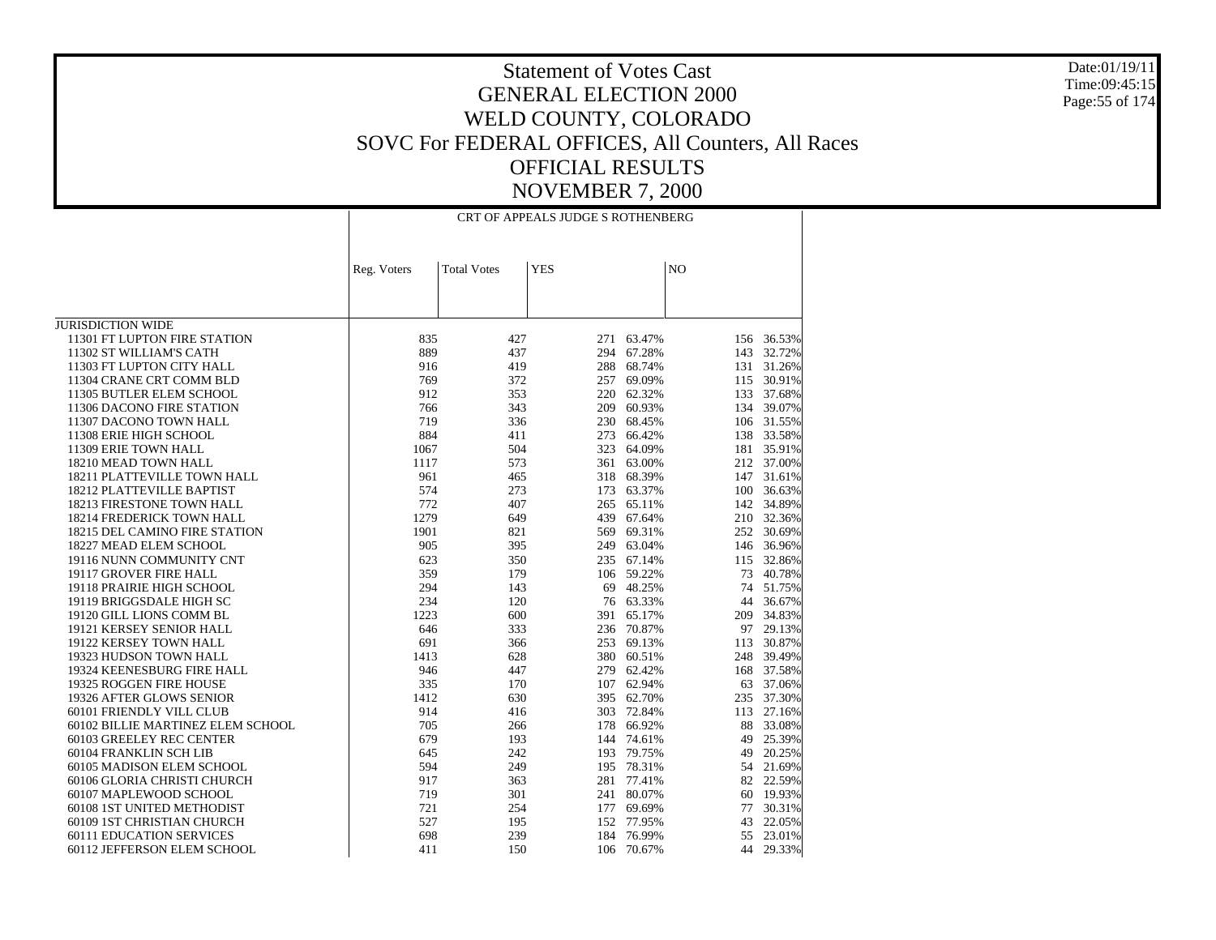# Statement of Votes Cast
# GENERAL ELECTION 2000
# WELD COUNTY, COLORADO
# SOVC For FEDERAL OFFICES, All Counters, All Races
# OFFICIAL RESULTS
# NOVEMBER 7, 2000

| | CRT OF APPEALS JUDGE S ROTHENBERG | | | | | |
|---|---|---|---|---|---|---|
| | Reg. Voters | Total Votes | YES | | NO | |
| JURISDICTION WIDE | | | | | | |
| 11301 FT LUPTON FIRE STATION | 835 | 427 | 271 | 63.47% | 156 | 36.53% |
| 11302 ST WILLIAM'S CATH | 889 | 437 | 294 | 67.28% | 143 | 32.72% |
| 11303 FT LUPTON CITY HALL | 916 | 419 | 288 | 68.74% | 131 | 31.26% |
| 11304 CRANE CRT COMM BLD | 769 | 372 | 257 | 69.09% | 115 | 30.91% |
| 11305 BUTLER ELEM SCHOOL | 912 | 353 | 220 | 62.32% | 133 | 37.68% |
| 11306 DACONO FIRE STATION | 766 | 343 | 209 | 60.93% | 134 | 39.07% |
| 11307 DACONO TOWN HALL | 719 | 336 | 230 | 68.45% | 106 | 31.55% |
| 11308 ERIE HIGH SCHOOL | 884 | 411 | 273 | 66.42% | 138 | 33.58% |
| 11309 ERIE TOWN HALL | 1067 | 504 | 323 | 64.09% | 181 | 35.91% |
| 18210 MEAD TOWN HALL | 1117 | 573 | 361 | 63.00% | 212 | 37.00% |
| 18211 PLATTEVILLE TOWN HALL | 961 | 465 | 318 | 68.39% | 147 | 31.61% |
| 18212 PLATTEVILLE BAPTIST | 574 | 273 | 173 | 63.37% | 100 | 36.63% |
| 18213 FIRESTONE TOWN HALL | 772 | 407 | 265 | 65.11% | 142 | 34.89% |
| 18214 FREDERICK TOWN HALL | 1279 | 649 | 439 | 67.64% | 210 | 32.36% |
| 18215 DEL CAMINO FIRE STATION | 1901 | 821 | 569 | 69.31% | 252 | 30.69% |
| 18227 MEAD ELEM SCHOOL | 905 | 395 | 249 | 63.04% | 146 | 36.96% |
| 19116 NUNN COMMUNITY CNT | 623 | 350 | 235 | 67.14% | 115 | 32.86% |
| 19117 GROVER FIRE HALL | 359 | 179 | 106 | 59.22% | 73 | 40.78% |
| 19118 PRAIRIE HIGH SCHOOL | 294 | 143 | 69 | 48.25% | 74 | 51.75% |
| 19119 BRIGGSDALE HIGH SC | 234 | 120 | 76 | 63.33% | 44 | 36.67% |
| 19120 GILL LIONS COMM BL | 1223 | 600 | 391 | 65.17% | 209 | 34.83% |
| 19121 KERSEY SENIOR HALL | 646 | 333 | 236 | 70.87% | 97 | 29.13% |
| 19122 KERSEY TOWN HALL | 691 | 366 | 253 | 69.13% | 113 | 30.87% |
| 19323 HUDSON TOWN HALL | 1413 | 628 | 380 | 60.51% | 248 | 39.49% |
| 19324 KEENESBURG FIRE HALL | 946 | 447 | 279 | 62.42% | 168 | 37.58% |
| 19325 ROGGEN FIRE HOUSE | 335 | 170 | 107 | 62.94% | 63 | 37.06% |
| 19326 AFTER GLOWS SENIOR | 1412 | 630 | 395 | 62.70% | 235 | 37.30% |
| 60101 FRIENDLY VILL CLUB | 914 | 416 | 303 | 72.84% | 113 | 27.16% |
| 60102 BILLIE MARTINEZ ELEM SCHOOL | 705 | 266 | 178 | 66.92% | 88 | 33.08% |
| 60103 GREELEY REC CENTER | 679 | 193 | 144 | 74.61% | 49 | 25.39% |
| 60104 FRANKLIN SCH LIB | 645 | 242 | 193 | 79.75% | 49 | 20.25% |
| 60105 MADISON ELEM SCHOOL | 594 | 249 | 195 | 78.31% | 54 | 21.69% |
| 60106 GLORIA CHRISTI CHURCH | 917 | 363 | 281 | 77.41% | 82 | 22.59% |
| 60107 MAPLEWOOD SCHOOL | 719 | 301 | 241 | 80.07% | 60 | 19.93% |
| 60108 1ST UNITED METHODIST | 721 | 254 | 177 | 69.69% | 77 | 30.31% |
| 60109 1ST CHRISTIAN CHURCH | 527 | 195 | 152 | 77.95% | 43 | 22.05% |
| 60111 EDUCATION SERVICES | 698 | 239 | 184 | 76.99% | 55 | 23.01% |
| 60112 JEFFERSON ELEM SCHOOL | 411 | 150 | 106 | 70.67% | 44 | 29.33% |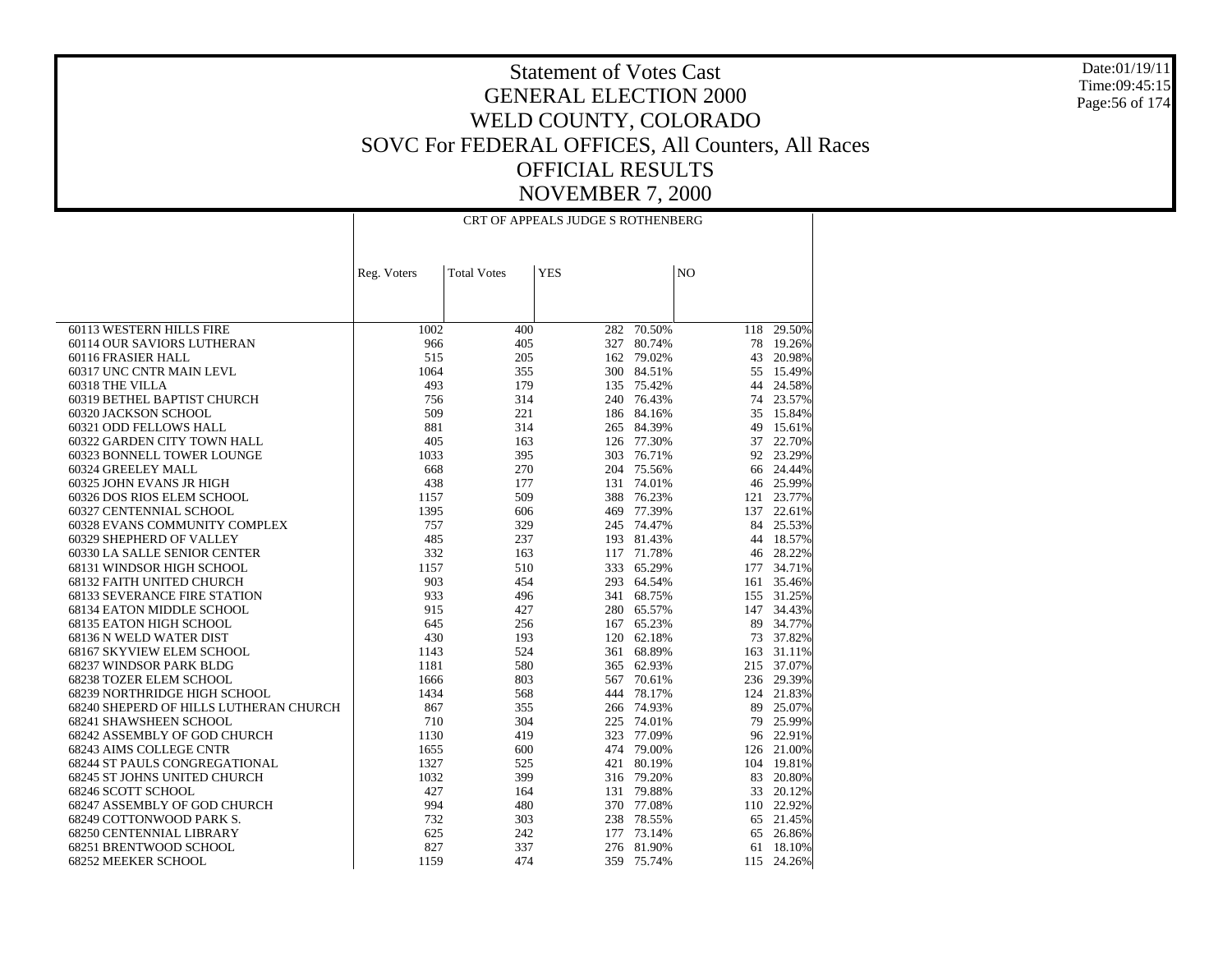# Statement of Votes Cast
## GENERAL ELECTION 2000
## WELD COUNTY, COLORADO
## SOVC For FEDERAL OFFICES, All Counters, All Races
## OFFICIAL RESULTS
## NOVEMBER 7, 2000

Date:01/19/11
Time:09:45:15

CRT OF APPEALS JUDGE S ROTHENBERG

| | Reg. Voters | Total Votes | YES | | NO | |
|---|---|---|---|---|---|---|
| 60113 WESTERN HILLS FIRE | 1002 | 400 | 282 | 70.50% | 118 | 29.50% |
| 60114 OUR SAVIORS LUTHERAN | 966 | 405 | 327 | 80.74% | 78 | 19.26% |
| 60116 FRASIER HALL | 515 | 205 | 162 | 79.02% | 43 | 20.98% |
| 60317 UNC CNTR MAIN LEVL | 1064 | 355 | 300 | 84.51% | 55 | 15.49% |
| 60318 THE VILLA | 493 | 179 | 135 | 75.42% | 44 | 24.58% |
| 60319 BETHEL BAPTIST CHURCH | 756 | 314 | 240 | 76.43% | 74 | 23.57% |
| 60320 JACKSON SCHOOL | 509 | 221 | 186 | 84.16% | 35 | 15.84% |
| 60321 ODD FELLOWS HALL | 881 | 314 | 265 | 84.39% | 49 | 15.61% |
| 60322 GARDEN CITY TOWN HALL | 405 | 163 | 126 | 77.30% | 37 | 22.70% |
| 60323 BONNELL TOWER LOUNGE | 1033 | 395 | 303 | 76.71% | 92 | 23.29% |
| 60324 GREELEY MALL | 668 | 270 | 204 | 75.56% | 66 | 24.44% |
| 60325 JOHN EVANS JR HIGH | 438 | 177 | 131 | 74.01% | 46 | 25.99% |
| 60326 DOS RIOS ELEM SCHOOL | 1157 | 509 | 388 | 76.23% | 121 | 23.77% |
| 60327 CENTENNIAL SCHOOL | 1395 | 606 | 469 | 77.39% | 137 | 22.61% |
| 60328 EVANS COMMUNITY COMPLEX | 757 | 329 | 245 | 74.47% | 84 | 25.53% |
| 60329 SHEPHERD OF VALLEY | 485 | 237 | 193 | 81.43% | 44 | 18.57% |
| 60330 LA SALLE SENIOR CENTER | 332 | 163 | 117 | 71.78% | 46 | 28.22% |
| 68131 WINDSOR HIGH SCHOOL | 1157 | 510 | 333 | 65.29% | 177 | 34.71% |
| 68132 FAITH UNITED CHURCH | 903 | 454 | 293 | 64.54% | 161 | 35.46% |
| 68133 SEVERANCE FIRE STATION | 933 | 496 | 341 | 68.75% | 155 | 31.25% |
| 68134 EATON MIDDLE SCHOOL | 915 | 427 | 280 | 65.57% | 147 | 34.43% |
| 68135 EATON HIGH SCHOOL | 645 | 256 | 167 | 65.23% | 89 | 34.77% |
| 68136 N WELD WATER DIST | 430 | 193 | 120 | 62.18% | 73 | 37.82% |
| 68167 SKYVIEW ELEM SCHOOL | 1143 | 524 | 361 | 68.89% | 163 | 31.11% |
| 68237 WINDSOR PARK BLDG | 1181 | 580 | 365 | 62.93% | 215 | 37.07% |
| 68238 TOZER ELEM SCHOOL | 1666 | 803 | 567 | 70.61% | 236 | 29.39% |
| 68239 NORTHRIDGE HIGH SCHOOL | 1434 | 568 | 444 | 78.17% | 124 | 21.83% |
| 68240 SHEPERD OF HILLS LUTHERAN CHURCH | 867 | 355 | 266 | 74.93% | 89 | 25.07% |
| 68241 SHAWSHEEN SCHOOL | 710 | 304 | 225 | 74.01% | 79 | 25.99% |
| 68242 ASSEMBLY OF GOD CHURCH | 1130 | 419 | 323 | 77.09% | 96 | 22.91% |
| 68243 AIMS COLLEGE CNTR | 1655 | 600 | 474 | 79.00% | 126 | 21.00% |
| 68244 ST PAULS CONGREGATIONAL | 1327 | 525 | 421 | 80.19% | 104 | 19.81% |
| 68245 ST JOHNS UNITED CHURCH | 1032 | 399 | 316 | 79.20% | 83 | 20.80% |
| 68246 SCOTT SCHOOL | 427 | 164 | 131 | 79.88% | 33 | 20.12% |
| 68247 ASSEMBLY OF GOD CHURCH | 994 | 480 | 370 | 77.08% | 110 | 22.92% |
| 68249 COTTONWOOD PARK S. | 732 | 303 | 238 | 78.55% | 65 | 21.45% |
| 68250 CENTENNIAL LIBRARY | 625 | 242 | 177 | 73.14% | 65 | 26.86% |
| 68251 BRENTWOOD SCHOOL | 827 | 337 | 276 | 81.90% | 61 | 18.10% |
| 68252 MEEKER SCHOOL | 1159 | 474 | 359 | 75.74% | 115 | 24.26% |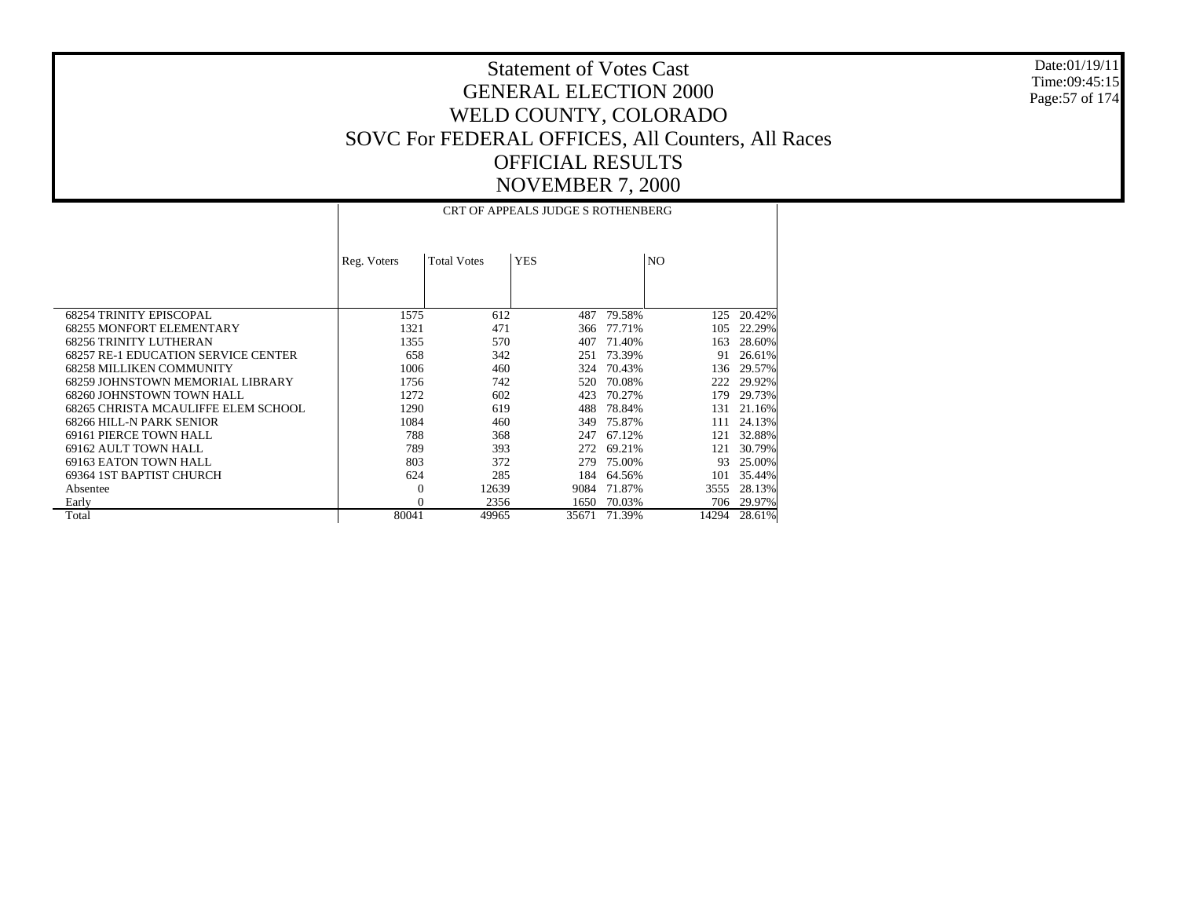# Statement of Votes Cast
# GENERAL ELECTION 2000
# WELD COUNTY, COLORADO
# SOVC For FEDERAL OFFICES, All Counters, All Races
# OFFICIAL RESULTS
# NOVEMBER 7, 2000

| | CRT OF APPEALS JUDGE S ROTHENBERG | | | | | |
|---|---|---|---|---|---|---|
| | Reg. Voters | Total Votes | YES | | NO | |
| 68254 TRINITY EPISCOPAL | 1575 | 612 | 487 | 79.58% | 125 | 20.42% |
| 68255 MONFORT ELEMENTARY | 1321 | 471 | 366 | 77.71% | 105 | 22.29% |
| 68256 TRINITY LUTHERAN | 1355 | 570 | 407 | 71.40% | 163 | 28.60% |
| 68257 RE-1 EDUCATION SERVICE CENTER | 658 | 342 | 251 | 73.39% | 91 | 26.61% |
| 68258 MILLIKEN COMMUNITY | 1006 | 460 | 324 | 70.43% | 136 | 29.57% |
| 68259 JOHNSTOWN MEMORIAL LIBRARY | 1756 | 742 | 520 | 70.08% | 222 | 29.92% |
| 68260 JOHNSTOWN TOWN HALL | 1272 | 602 | 423 | 70.27% | 179 | 29.73% |
| 68265 CHRISTA MCAULIFFE ELEM SCHOOL | 1290 | 619 | 488 | 78.84% | 131 | 21.16% |
| 68266 HILL-N PARK SENIOR | 1084 | 460 | 349 | 75.87% | 111 | 24.13% |
| 69161 PIERCE TOWN HALL | 788 | 368 | 247 | 67.12% | 121 | 32.88% |
| 69162 AULT TOWN HALL | 789 | 393 | 272 | 69.21% | 121 | 30.79% |
| 69163 EATON TOWN HALL | 803 | 372 | 279 | 75.00% | 93 | 25.00% |
| 69364 1ST BAPTIST CHURCH | 624 | 285 | 184 | 64.56% | 101 | 35.44% |
| Absentee | 0 | 12639 | 9084 | 71.87% | 3555 | 28.13% |
| Early | 0 | 2356 | 1650 | 70.03% | 706 | 29.97% |
| Total | 80041 | 49965 | 35671 | 71.39% | 14294 | 28.61% |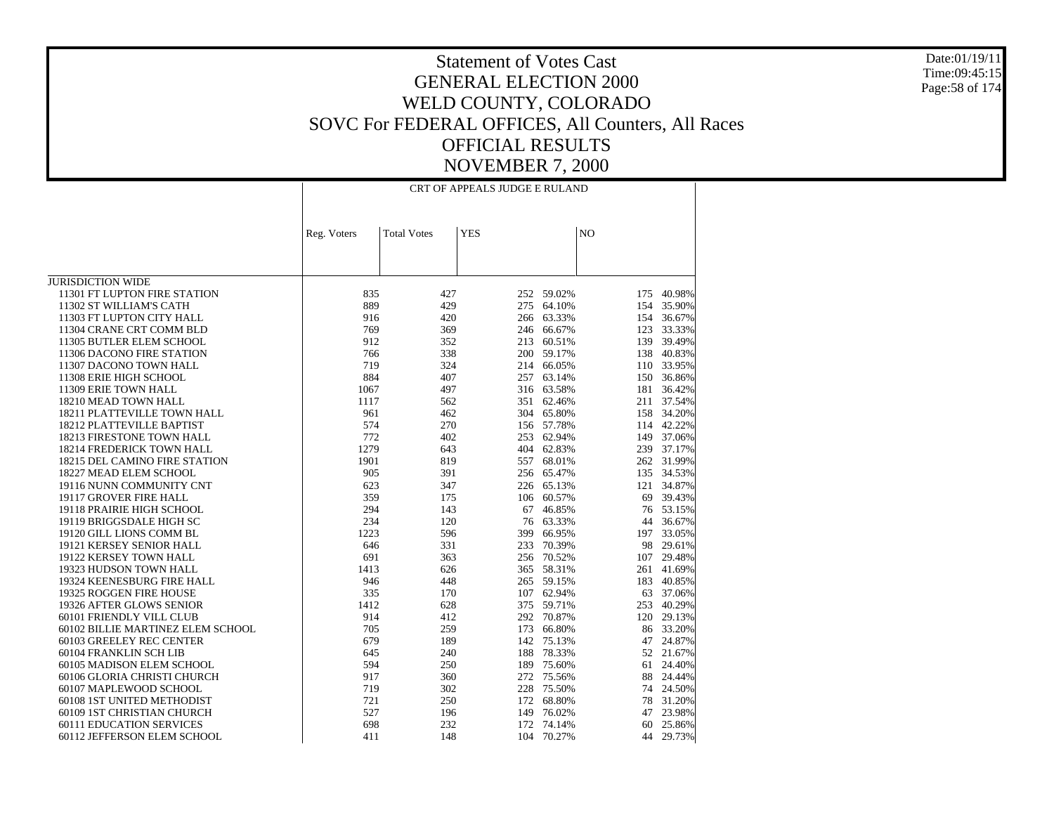# Statement of Votes Cast
## GENERAL ELECTION 2000
## WELD COUNTY, COLORADO
## SOVC For FEDERAL OFFICES, All Counters, All Races
## OFFICIAL RESULTS
## NOVEMBER 7, 2000

| | CRT OF APPEALS JUDGE E RULAND | | | | | |
|---|---|---|---|---|---|---|
| | Reg. Voters | Total Votes | YES | | NO | |
| JURISDICTION WIDE | | | | | | |
| 11301 FT LUPTON FIRE STATION | 835 | 427 | 252 | 59.02% | 175 | 40.98% |
| 11302 ST WILLIAM'S CATH | 889 | 429 | 275 | 64.10% | 154 | 35.90% |
| 11303 FT LUPTON CITY HALL | 916 | 420 | 266 | 63.33% | 154 | 36.67% |
| 11304 CRANE CRT COMM BLD | 769 | 369 | 246 | 66.67% | 123 | 33.33% |
| 11305 BUTLER ELEM SCHOOL | 912 | 352 | 213 | 60.51% | 139 | 39.49% |
| 11306 DACONO FIRE STATION | 766 | 338 | 200 | 59.17% | 138 | 40.83% |
| 11307 DACONO TOWN HALL | 719 | 324 | 214 | 66.05% | 110 | 33.95% |
| 11308 ERIE HIGH SCHOOL | 884 | 407 | 257 | 63.14% | 150 | 36.86% |
| 11309 ERIE TOWN HALL | 1067 | 497 | 316 | 63.58% | 181 | 36.42% |
| 18210 MEAD TOWN HALL | 1117 | 562 | 351 | 62.46% | 211 | 37.54% |
| 18211 PLATTEVILLE TOWN HALL | 961 | 462 | 304 | 65.80% | 158 | 34.20% |
| 18212 PLATTEVILLE BAPTIST | 574 | 270 | 156 | 57.78% | 114 | 42.22% |
| 18213 FIRESTONE TOWN HALL | 772 | 402 | 253 | 62.94% | 149 | 37.06% |
| 18214 FREDERICK TOWN HALL | 1279 | 643 | 404 | 62.83% | 239 | 37.17% |
| 18215 DEL CAMINO FIRE STATION | 1901 | 819 | 557 | 68.01% | 262 | 31.99% |
| 18227 MEAD ELEM SCHOOL | 905 | 391 | 256 | 65.47% | 135 | 34.53% |
| 19116 NUNN COMMUNITY CNT | 623 | 347 | 226 | 65.13% | 121 | 34.87% |
| 19117 GROVER FIRE HALL | 359 | 175 | 106 | 60.57% | 69 | 39.43% |
| 19118 PRAIRIE HIGH SCHOOL | 294 | 143 | 67 | 46.85% | 76 | 53.15% |
| 19119 BRIGGSDALE HIGH SC | 234 | 120 | 76 | 63.33% | 44 | 36.67% |
| 19120 GILL LIONS COMM BL | 1223 | 596 | 399 | 66.95% | 197 | 33.05% |
| 19121 KERSEY SENIOR HALL | 646 | 331 | 233 | 70.39% | 98 | 29.61% |
| 19122 KERSEY TOWN HALL | 691 | 363 | 256 | 70.52% | 107 | 29.48% |
| 19323 HUDSON TOWN HALL | 1413 | 626 | 365 | 58.31% | 261 | 41.69% |
| 19324 KEENESBURG FIRE HALL | 946 | 448 | 265 | 59.15% | 183 | 40.85% |
| 19325 ROGGEN FIRE HOUSE | 335 | 170 | 107 | 62.94% | 63 | 37.06% |
| 19326 AFTER GLOWS SENIOR | 1412 | 628 | 375 | 59.71% | 253 | 40.29% |
| 60101 FRIENDLY VILL CLUB | 914 | 412 | 292 | 70.87% | 120 | 29.13% |
| 60102 BILLIE MARTINEZ ELEM SCHOOL | 705 | 259 | 173 | 66.80% | 86 | 33.20% |
| 60103 GREELEY REC CENTER | 679 | 189 | 142 | 75.13% | 47 | 24.87% |
| 60104 FRANKLIN SCH LIB | 645 | 240 | 188 | 78.33% | 52 | 21.67% |
| 60105 MADISON ELEM SCHOOL | 594 | 250 | 189 | 75.60% | 61 | 24.40% |
| 60106 GLORIA CHRISTI CHURCH | 917 | 360 | 272 | 75.56% | 88 | 24.44% |
| 60107 MAPLEWOOD SCHOOL | 719 | 302 | 228 | 75.50% | 74 | 24.50% |
| 60108 1ST UNITED METHODIST | 721 | 250 | 172 | 68.80% | 78 | 31.20% |
| 60109 1ST CHRISTIAN CHURCH | 527 | 196 | 149 | 76.02% | 47 | 23.98% |
| 60111 EDUCATION SERVICES | 698 | 232 | 172 | 74.14% | 60 | 25.86% |
| 60112 JEFFERSON ELEM SCHOOL | 411 | 148 | 104 | 70.27% | 44 | 29.73% |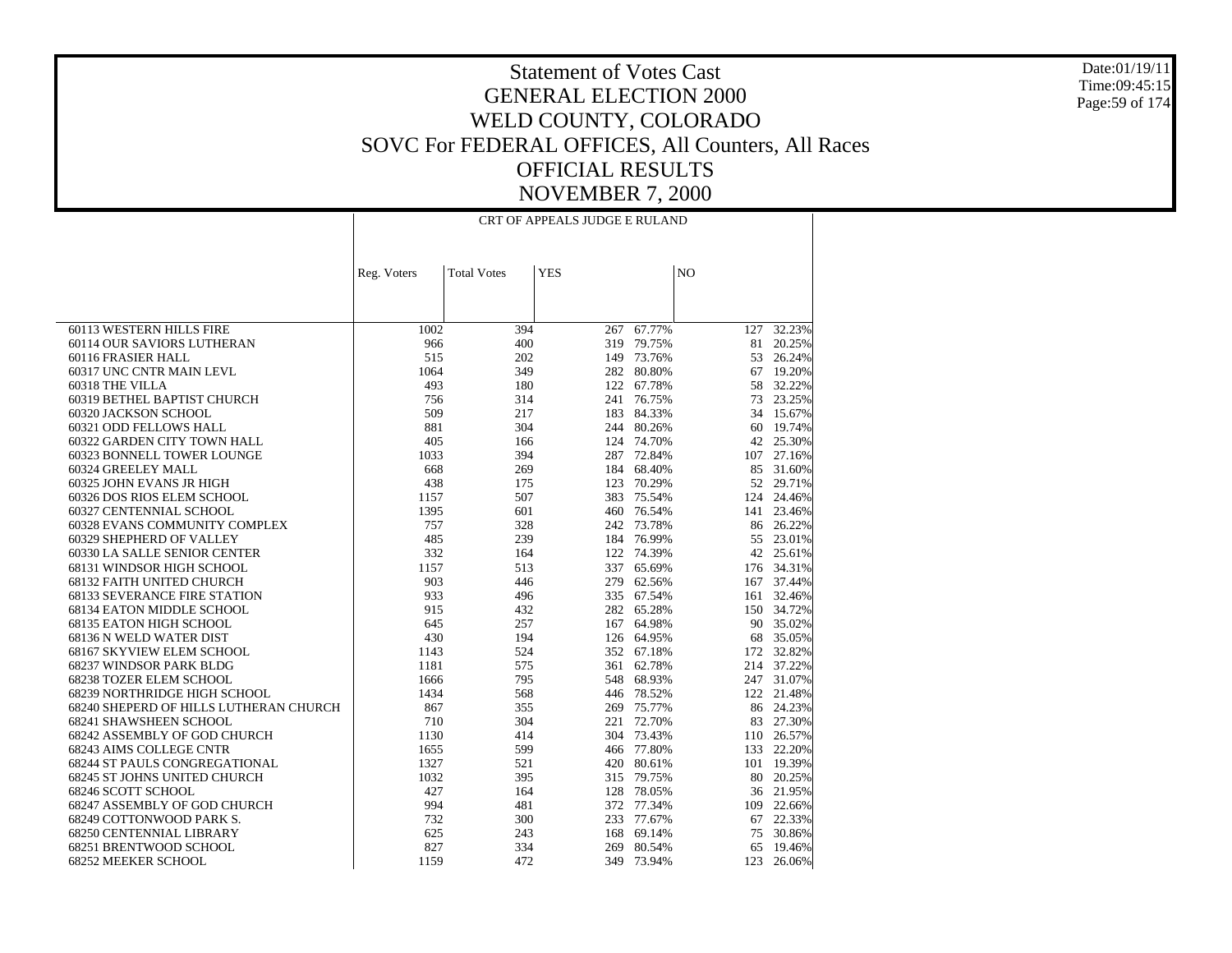# Statement of Votes Cast
# GENERAL ELECTION 2000
# WELD COUNTY, COLORADO
# SOVC For FEDERAL OFFICES, All Counters, All Races
# OFFICIAL RESULTS
# NOVEMBER 7, 2000

Date:01/19/11
Time:09:45:15

| | CRT OF APPEALS JUDGE E RULAND | | | | | |
|---|---|---|---|---|---|---|
| | Reg. Voters | Total Votes | YES | | NO | |
| 60113 WESTERN HILLS FIRE | 1002 | 394 | 267 | 67.77% | 127 | 32.23% |
| 60114 OUR SAVIORS LUTHERAN | 966 | 400 | 319 | 79.75% | 81 | 20.25% |
| 60116 FRASIER HALL | 515 | 202 | 149 | 73.76% | 53 | 26.24% |
| 60317 UNC CNTR MAIN LEVL | 1064 | 349 | 282 | 80.80% | 67 | 19.20% |
| 60318 THE VILLA | 493 | 180 | 122 | 67.78% | 58 | 32.22% |
| 60319 BETHEL BAPTIST CHURCH | 756 | 314 | 241 | 76.75% | 73 | 23.25% |
| 60320 JACKSON SCHOOL | 509 | 217 | 183 | 84.33% | 34 | 15.67% |
| 60321 ODD FELLOWS HALL | 881 | 304 | 244 | 80.26% | 60 | 19.74% |
| 60322 GARDEN CITY TOWN HALL | 405 | 166 | 124 | 74.70% | 42 | 25.30% |
| 60323 BONNELL TOWER LOUNGE | 1033 | 394 | 287 | 72.84% | 107 | 27.16% |
| 60324 GREELEY MALL | 668 | 269 | 184 | 68.40% | 85 | 31.60% |
| 60325 JOHN EVANS JR HIGH | 438 | 175 | 123 | 70.29% | 52 | 29.71% |
| 60326 DOS RIOS ELEM SCHOOL | 1157 | 507 | 383 | 75.54% | 124 | 24.46% |
| 60327 CENTENNIAL SCHOOL | 1395 | 601 | 460 | 76.54% | 141 | 23.46% |
| 60328 EVANS COMMUNITY COMPLEX | 757 | 328 | 242 | 73.78% | 86 | 26.22% |
| 60329 SHEPHERD OF VALLEY | 485 | 239 | 184 | 76.99% | 55 | 23.01% |
| 60330 LA SALLE SENIOR CENTER | 332 | 164 | 122 | 74.39% | 42 | 25.61% |
| 68131 WINDSOR HIGH SCHOOL | 1157 | 513 | 337 | 65.69% | 176 | 34.31% |
| 68132 FAITH UNITED CHURCH | 903 | 446 | 279 | 62.56% | 167 | 37.44% |
| 68133 SEVERANCE FIRE STATION | 933 | 496 | 335 | 67.54% | 161 | 32.46% |
| 68134 EATON MIDDLE SCHOOL | 915 | 432 | 282 | 65.28% | 150 | 34.72% |
| 68135 EATON HIGH SCHOOL | 645 | 257 | 167 | 64.98% | 90 | 35.02% |
| 68136 N WELD WATER DIST | 430 | 194 | 126 | 64.95% | 68 | 35.05% |
| 68167 SKYVIEW ELEM SCHOOL | 1143 | 524 | 352 | 67.18% | 172 | 32.82% |
| 68237 WINDSOR PARK BLDG | 1181 | 575 | 361 | 62.78% | 214 | 37.22% |
| 68238 TOZER ELEM SCHOOL | 1666 | 795 | 548 | 68.93% | 247 | 31.07% |
| 68239 NORTHRIDGE HIGH SCHOOL | 1434 | 568 | 446 | 78.52% | 122 | 21.48% |
| 68240 SHEPERD OF HILLS LUTHERAN CHURCH | 867 | 355 | 269 | 75.77% | 86 | 24.23% |
| 68241 SHAWSHEEN SCHOOL | 710 | 304 | 221 | 72.70% | 83 | 27.30% |
| 68242 ASSEMBLY OF GOD CHURCH | 1130 | 414 | 304 | 73.43% | 110 | 26.57% |
| 68243 AIMS COLLEGE CNTR | 1655 | 599 | 466 | 77.80% | 133 | 22.20% |
| 68244 ST PAULS CONGREGATIONAL | 1327 | 521 | 420 | 80.61% | 101 | 19.39% |
| 68245 ST JOHNS UNITED CHURCH | 1032 | 395 | 315 | 79.75% | 80 | 20.25% |
| 68246 SCOTT SCHOOL | 427 | 164 | 128 | 78.05% | 36 | 21.95% |
| 68247 ASSEMBLY OF GOD CHURCH | 994 | 481 | 372 | 77.34% | 109 | 22.66% |
| 68249 COTTONWOOD PARK S. | 732 | 300 | 233 | 77.67% | 67 | 22.33% |
| 68250 CENTENNIAL LIBRARY | 625 | 243 | 168 | 69.14% | 75 | 30.86% |
| 68251 BRENTWOOD SCHOOL | 827 | 334 | 269 | 80.54% | 65 | 19.46% |
| 68252 MEEKER SCHOOL | 1159 | 472 | 349 | 73.94% | 123 | 26.06% |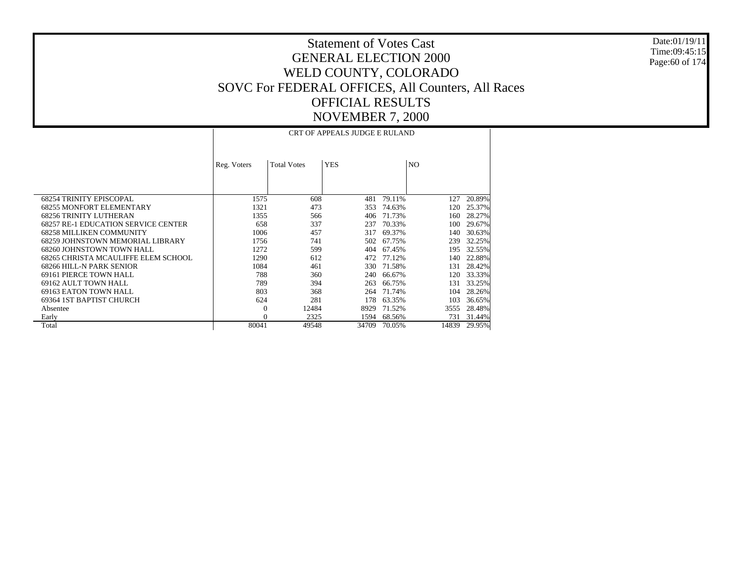# Statement of Votes Cast
# GENERAL ELECTION 2000
# WELD COUNTY, COLORADO
# SOVC For FEDERAL OFFICES, All Counters, All Races
# OFFICIAL RESULTS
# NOVEMBER 7, 2000

| | CRT OF APPEALS JUDGE E RULAND | | | | | |
|---|---|---|---|---|---|---|
| | Reg. Voters | Total Votes | YES | | NO | |
| 68254 TRINITY EPISCOPAL | 1575 | 608 | 481 | 79.11% | 127 | 20.89% |
| 68255 MONFORT ELEMENTARY | 1321 | 473 | 353 | 74.63% | 120 | 25.37% |
| 68256 TRINITY LUTHERAN | 1355 | 566 | 406 | 71.73% | 160 | 28.27% |
| 68257 RE-1 EDUCATION SERVICE CENTER | 658 | 337 | 237 | 70.33% | 100 | 29.67% |
| 68258 MILLIKEN COMMUNITY | 1006 | 457 | 317 | 69.37% | 140 | 30.63% |
| 68259 JOHNSTOWN MEMORIAL LIBRARY | 1756 | 741 | 502 | 67.75% | 239 | 32.25% |
| 68260 JOHNSTOWN TOWN HALL | 1272 | 599 | 404 | 67.45% | 195 | 32.55% |
| 68265 CHRISTA MCAULIFFE ELEM SCHOOL | 1290 | 612 | 472 | 77.12% | 140 | 22.88% |
| 68266 HILL-N PARK SENIOR | 1084 | 461 | 330 | 71.58% | 131 | 28.42% |
| 69161 PIERCE TOWN HALL | 788 | 360 | 240 | 66.67% | 120 | 33.33% |
| 69162 AULT TOWN HALL | 789 | 394 | 263 | 66.75% | 131 | 33.25% |
| 69163 EATON TOWN HALL | 803 | 368 | 264 | 71.74% | 104 | 28.26% |
| 69364 1ST BAPTIST CHURCH | 624 | 281 | 178 | 63.35% | 103 | 36.65% |
| Absentee | 0 | 12484 | 8929 | 71.52% | 3555 | 28.48% |
| Early | 0 | 2325 | 1594 | 68.56% | 731 | 31.44% |
| Total | 80041 | 49548 | 34709 | 70.05% | 14839 | 29.95% |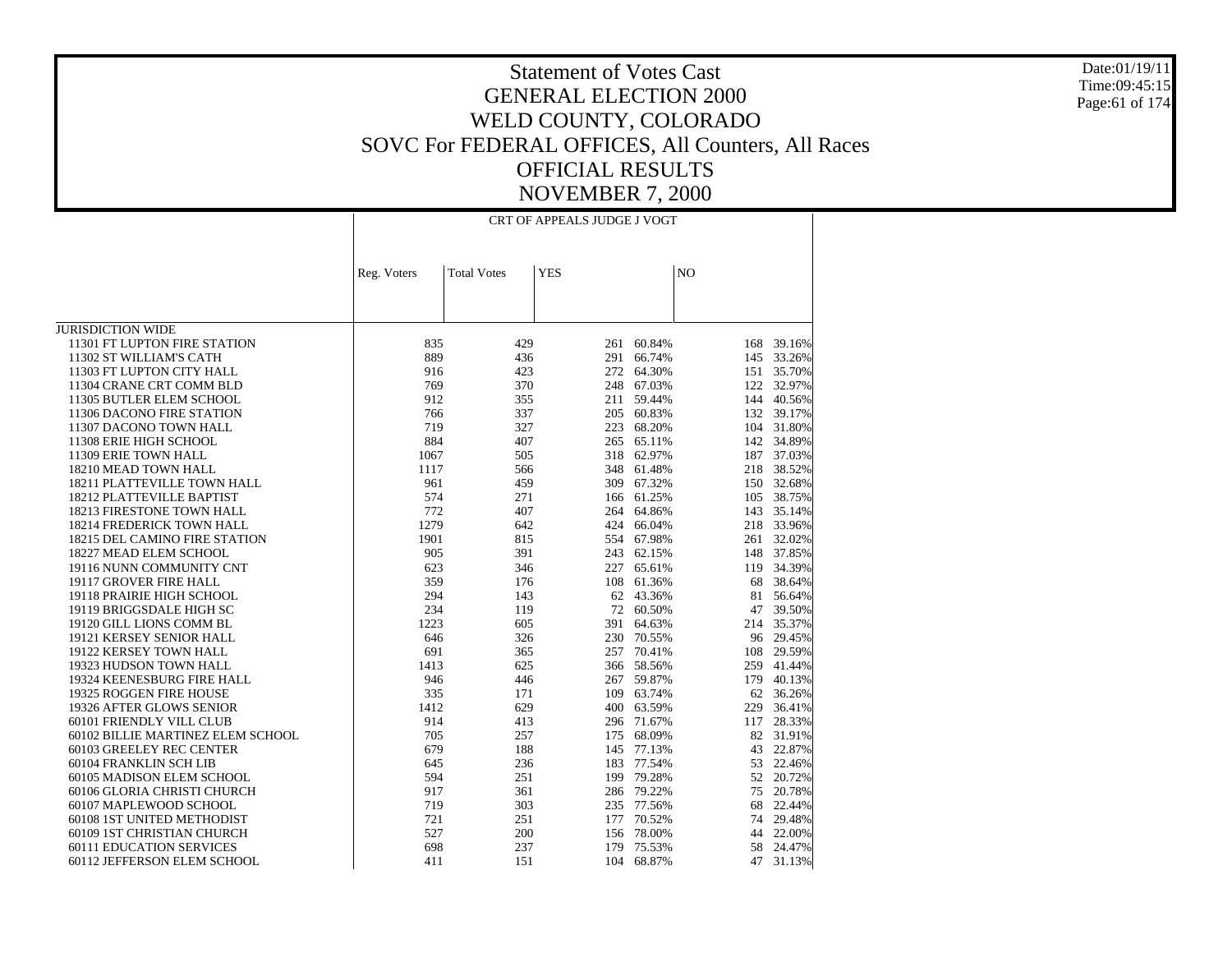# Statement of Votes Cast
## GENERAL ELECTION 2000
## WELD COUNTY, COLORADO
## SOVC For FEDERAL OFFICES, All Counters, All Races
## OFFICIAL RESULTS
## NOVEMBER 7, 2000

Date:01/19/11
Time:09:45:15

| | CRT OF APPEALS JUDGE J VOGT | | | | | |
|---|---|---|---|---|---|---|
| | Reg. Voters | Total Votes | YES | | NO | |
| JURISDICTION WIDE | | | | | | |
| 11301 FT LUPTON FIRE STATION | 835 | 429 | 261 | 60.84% | 168 | 39.16% |
| 11302 ST WILLIAM'S CATH | 889 | 436 | 291 | 66.74% | 145 | 33.26% |
| 11303 FT LUPTON CITY HALL | 916 | 423 | 272 | 64.30% | 151 | 35.70% |
| 11304 CRANE CRT COMM BLD | 769 | 370 | 248 | 67.03% | 122 | 32.97% |
| 11305 BUTLER ELEM SCHOOL | 912 | 355 | 211 | 59.44% | 144 | 40.56% |
| 11306 DACONO FIRE STATION | 766 | 337 | 205 | 60.83% | 132 | 39.17% |
| 11307 DACONO TOWN HALL | 719 | 327 | 223 | 68.20% | 104 | 31.80% |
| 11308 ERIE HIGH SCHOOL | 884 | 407 | 265 | 65.11% | 142 | 34.89% |
| 11309 ERIE TOWN HALL | 1067 | 505 | 318 | 62.97% | 187 | 37.03% |
| 18210 MEAD TOWN HALL | 1117 | 566 | 348 | 61.48% | 218 | 38.52% |
| 18211 PLATTEVILLE TOWN HALL | 961 | 459 | 309 | 67.32% | 150 | 32.68% |
| 18212 PLATTEVILLE BAPTIST | 574 | 271 | 166 | 61.25% | 105 | 38.75% |
| 18213 FIRESTONE TOWN HALL | 772 | 407 | 264 | 64.86% | 143 | 35.14% |
| 18214 FREDERICK TOWN HALL | 1279 | 642 | 424 | 66.04% | 218 | 33.96% |
| 18215 DEL CAMINO FIRE STATION | 1901 | 815 | 554 | 67.98% | 261 | 32.02% |
| 18227 MEAD ELEM SCHOOL | 905 | 391 | 243 | 62.15% | 148 | 37.85% |
| 19116 NUNN COMMUNITY CNT | 623 | 346 | 227 | 65.61% | 119 | 34.39% |
| 19117 GROVER FIRE HALL | 359 | 176 | 108 | 61.36% | 68 | 38.64% |
| 19118 PRAIRIE HIGH SCHOOL | 294 | 143 | 62 | 43.36% | 81 | 56.64% |
| 19119 BRIGGSDALE HIGH SC | 234 | 119 | 72 | 60.50% | 47 | 39.50% |
| 19120 GILL LIONS COMM BL | 1223 | 605 | 391 | 64.63% | 214 | 35.37% |
| 19121 KERSEY SENIOR HALL | 646 | 326 | 230 | 70.55% | 96 | 29.45% |
| 19122 KERSEY TOWN HALL | 691 | 365 | 257 | 70.41% | 108 | 29.59% |
| 19323 HUDSON TOWN HALL | 1413 | 625 | 366 | 58.56% | 259 | 41.44% |
| 19324 KEENESBURG FIRE HALL | 946 | 446 | 267 | 59.87% | 179 | 40.13% |
| 19325 ROGGEN FIRE HOUSE | 335 | 171 | 109 | 63.74% | 62 | 36.26% |
| 19326 AFTER GLOWS SENIOR | 1412 | 629 | 400 | 63.59% | 229 | 36.41% |
| 60101 FRIENDLY VILL CLUB | 914 | 413 | 296 | 71.67% | 117 | 28.33% |
| 60102 BILLIE MARTINEZ ELEM SCHOOL | 705 | 257 | 175 | 68.09% | 82 | 31.91% |
| 60103 GREELEY REC CENTER | 679 | 188 | 145 | 77.13% | 43 | 22.87% |
| 60104 FRANKLIN SCH LIB | 645 | 236 | 183 | 77.54% | 53 | 22.46% |
| 60105 MADISON ELEM SCHOOL | 594 | 251 | 199 | 79.28% | 52 | 20.72% |
| 60106 GLORIA CHRISTI CHURCH | 917 | 361 | 286 | 79.22% | 75 | 20.78% |
| 60107 MAPLEWOOD SCHOOL | 719 | 303 | 235 | 77.56% | 68 | 22.44% |
| 60108 1ST UNITED METHODIST | 721 | 251 | 177 | 70.52% | 74 | 29.48% |
| 60109 1ST CHRISTIAN CHURCH | 527 | 200 | 156 | 78.00% | 44 | 22.00% |
| 60111 EDUCATION SERVICES | 698 | 237 | 179 | 75.53% | 58 | 24.47% |
| 60112 JEFFERSON ELEM SCHOOL | 411 | 151 | 104 | 68.87% | 47 | 31.13% |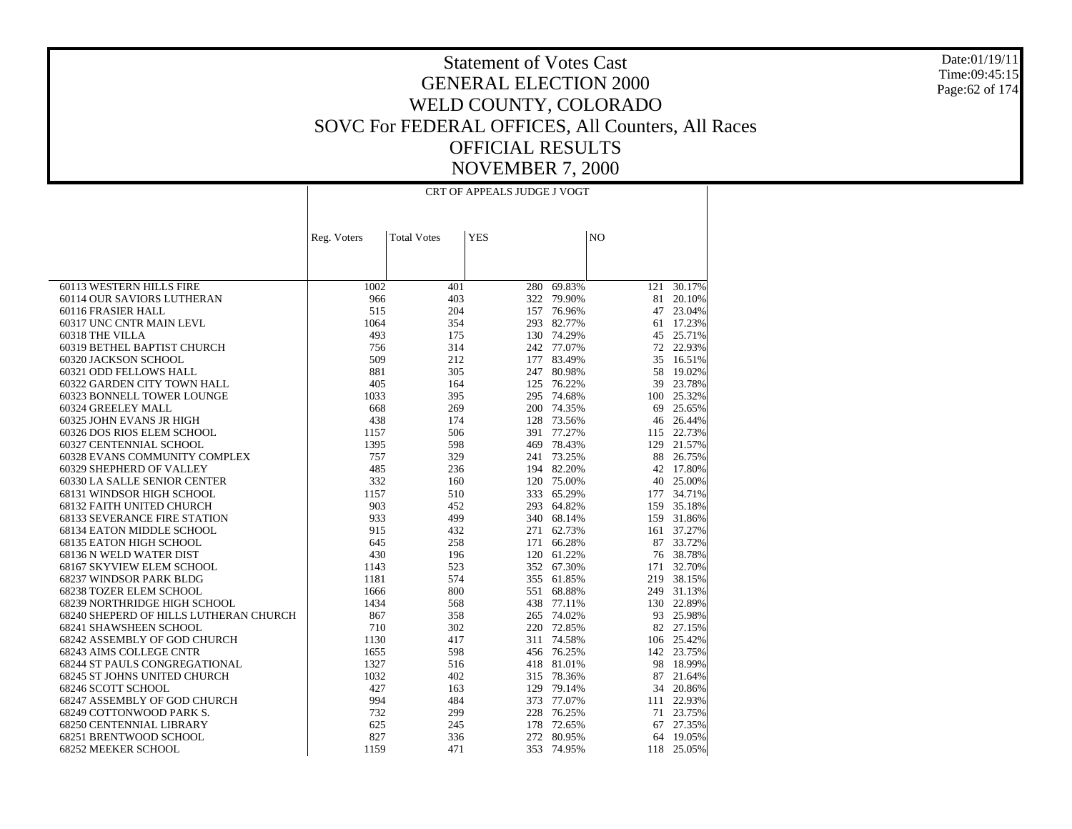# Statement of Votes Cast
## GENERAL ELECTION 2000
## WELD COUNTY, COLORADO
## SOVC For FEDERAL OFFICES, All Counters, All Races
## OFFICIAL RESULTS
## NOVEMBER 7, 2000

Date:01/19/11
Time:09:45:15

| | CRT OF APPEALS JUDGE J VOGT | | | | | |
|---|---|---|---|---|---|---|
| | Reg. Voters | Total Votes | YES | | NO | |
| 60113 WESTERN HILLS FIRE | 1002 | 401 | 280 | 69.83% | 121 | 30.17% |
| 60114 OUR SAVIORS LUTHERAN | 966 | 403 | 322 | 79.90% | 81 | 20.10% |
| 60116 FRASIER HALL | 515 | 204 | 157 | 76.96% | 47 | 23.04% |
| 60317 UNC CNTR MAIN LEVL | 1064 | 354 | 293 | 82.77% | 61 | 17.23% |
| 60318 THE VILLA | 493 | 175 | 130 | 74.29% | 45 | 25.71% |
| 60319 BETHEL BAPTIST CHURCH | 756 | 314 | 242 | 77.07% | 72 | 22.93% |
| 60320 JACKSON SCHOOL | 509 | 212 | 177 | 83.49% | 35 | 16.51% |
| 60321 ODD FELLOWS HALL | 881 | 305 | 247 | 80.98% | 58 | 19.02% |
| 60322 GARDEN CITY TOWN HALL | 405 | 164 | 125 | 76.22% | 39 | 23.78% |
| 60323 BONNELL TOWER LOUNGE | 1033 | 395 | 295 | 74.68% | 100 | 25.32% |
| 60324 GREELEY MALL | 668 | 269 | 200 | 74.35% | 69 | 25.65% |
| 60325 JOHN EVANS JR HIGH | 438 | 174 | 128 | 73.56% | 46 | 26.44% |
| 60326 DOS RIOS ELEM SCHOOL | 1157 | 506 | 391 | 77.27% | 115 | 22.73% |
| 60327 CENTENNIAL SCHOOL | 1395 | 598 | 469 | 78.43% | 129 | 21.57% |
| 60328 EVANS COMMUNITY COMPLEX | 757 | 329 | 241 | 73.25% | 88 | 26.75% |
| 60329 SHEPHERD OF VALLEY | 485 | 236 | 194 | 82.20% | 42 | 17.80% |
| 60330 LA SALLE SENIOR CENTER | 332 | 160 | 120 | 75.00% | 40 | 25.00% |
| 68131 WINDSOR HIGH SCHOOL | 1157 | 510 | 333 | 65.29% | 177 | 34.71% |
| 68132 FAITH UNITED CHURCH | 903 | 452 | 293 | 64.82% | 159 | 35.18% |
| 68133 SEVERANCE FIRE STATION | 933 | 499 | 340 | 68.14% | 159 | 31.86% |
| 68134 EATON MIDDLE SCHOOL | 915 | 432 | 271 | 62.73% | 161 | 37.27% |
| 68135 EATON HIGH SCHOOL | 645 | 258 | 171 | 66.28% | 87 | 33.72% |
| 68136 N WELD WATER DIST | 430 | 196 | 120 | 61.22% | 76 | 38.78% |
| 68167 SKYVIEW ELEM SCHOOL | 1143 | 523 | 352 | 67.30% | 171 | 32.70% |
| 68237 WINDSOR PARK BLDG | 1181 | 574 | 355 | 61.85% | 219 | 38.15% |
| 68238 TOZER ELEM SCHOOL | 1666 | 800 | 551 | 68.88% | 249 | 31.13% |
| 68239 NORTHRIDGE HIGH SCHOOL | 1434 | 568 | 438 | 77.11% | 130 | 22.89% |
| 68240 SHEPERD OF HILLS LUTHERAN CHURCH | 867 | 358 | 265 | 74.02% | 93 | 25.98% |
| 68241 SHAWSHEEN SCHOOL | 710 | 302 | 220 | 72.85% | 82 | 27.15% |
| 68242 ASSEMBLY OF GOD CHURCH | 1130 | 417 | 311 | 74.58% | 106 | 25.42% |
| 68243 AIMS COLLEGE CNTR | 1655 | 598 | 456 | 76.25% | 142 | 23.75% |
| 68244 ST PAULS CONGREGATIONAL | 1327 | 516 | 418 | 81.01% | 98 | 18.99% |
| 68245 ST JOHNS UNITED CHURCH | 1032 | 402 | 315 | 78.36% | 87 | 21.64% |
| 68246 SCOTT SCHOOL | 427 | 163 | 129 | 79.14% | 34 | 20.86% |
| 68247 ASSEMBLY OF GOD CHURCH | 994 | 484 | 373 | 77.07% | 111 | 22.93% |
| 68249 COTTONWOOD PARK S. | 732 | 299 | 228 | 76.25% | 71 | 23.75% |
| 68250 CENTENNIAL LIBRARY | 625 | 245 | 178 | 72.65% | 67 | 27.35% |
| 68251 BRENTWOOD SCHOOL | 827 | 336 | 272 | 80.95% | 64 | 19.05% |
| 68252 MEEKER SCHOOL | 1159 | 471 | 353 | 74.95% | 118 | 25.05% |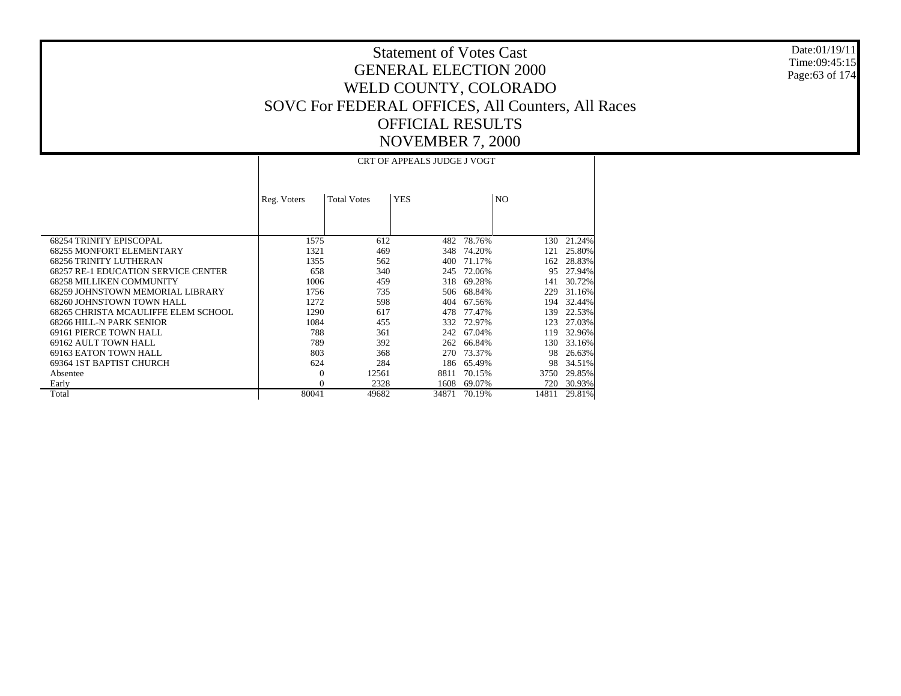# Statement of Votes Cast
# GENERAL ELECTION 2000
# WELD COUNTY, COLORADO
# SOVC For FEDERAL OFFICES, All Counters, All Races
# OFFICIAL RESULTS
# NOVEMBER 7, 2000

Date:01/19/11
Time:09:45:15

| | CRT OF APPEALS JUDGE J VOGT | | | | | |
|---|---|---|---|---|---|---|
| | Reg. Voters | Total Votes | YES | | NO | |
| 68254 TRINITY EPISCOPAL | 1575 | 612 | 482 | 78.76% | 130 | 21.24% |
| 68255 MONFORT ELEMENTARY | 1321 | 469 | 348 | 74.20% | 121 | 25.80% |
| 68256 TRINITY LUTHERAN | 1355 | 562 | 400 | 71.17% | 162 | 28.83% |
| 68257 RE-1 EDUCATION SERVICE CENTER | 658 | 340 | 245 | 72.06% | 95 | 27.94% |
| 68258 MILLIKEN COMMUNITY | 1006 | 459 | 318 | 69.28% | 141 | 30.72% |
| 68259 JOHNSTOWN MEMORIAL LIBRARY | 1756 | 735 | 506 | 68.84% | 229 | 31.16% |
| 68260 JOHNSTOWN TOWN HALL | 1272 | 598 | 404 | 67.56% | 194 | 32.44% |
| 68265 CHRISTA MCAULIFFE ELEM SCHOOL | 1290 | 617 | 478 | 77.47% | 139 | 22.53% |
| 68266 HILL-N PARK SENIOR | 1084 | 455 | 332 | 72.97% | 123 | 27.03% |
| 69161 PIERCE TOWN HALL | 788 | 361 | 242 | 67.04% | 119 | 32.96% |
| 69162 AULT TOWN HALL | 789 | 392 | 262 | 66.84% | 130 | 33.16% |
| 69163 EATON TOWN HALL | 803 | 368 | 270 | 73.37% | 98 | 26.63% |
| 69364 1ST BAPTIST CHURCH | 624 | 284 | 186 | 65.49% | 98 | 34.51% |
| Absentee | 0 | 12561 | 8811 | 70.15% | 3750 | 29.85% |
| Early | 0 | 2328 | 1608 | 69.07% | 720 | 30.93% |
| Total | 80041 | 49682 | 34871 | 70.19% | 14811 | 29.81% |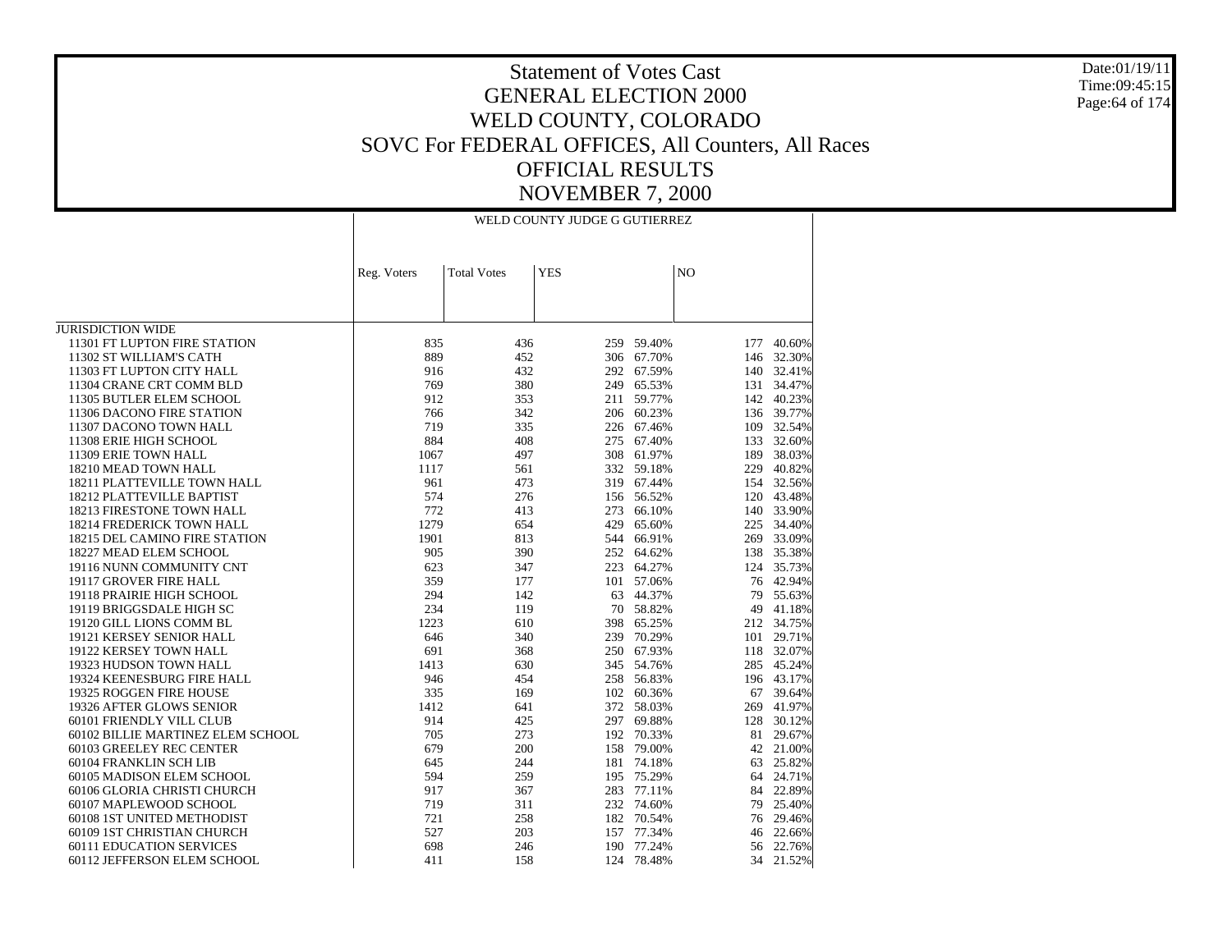# Statement of Votes Cast
# GENERAL ELECTION 2000
# WELD COUNTY, COLORADO
# SOVC For FEDERAL OFFICES, All Counters, All Races
# OFFICIAL RESULTS
# NOVEMBER 7, 2000

| | WELD COUNTY JUDGE G GUTIERREZ | | | | | |
|---|---|---|---|---|---|---|
| | Reg. Voters | Total Votes | YES | | NO | |
| JURISDICTION WIDE | | | | | | |
| 11301 FT LUPTON FIRE STATION | 835 | 436 | 259 | 59.40% | 177 | 40.60% |
| 11302 ST WILLIAM'S CATH | 889 | 452 | 306 | 67.70% | 146 | 32.30% |
| 11303 FT LUPTON CITY HALL | 916 | 432 | 292 | 67.59% | 140 | 32.41% |
| 11304 CRANE CRT COMM BLD | 769 | 380 | 249 | 65.53% | 131 | 34.47% |
| 11305 BUTLER ELEM SCHOOL | 912 | 353 | 211 | 59.77% | 142 | 40.23% |
| 11306 DACONO FIRE STATION | 766 | 342 | 206 | 60.23% | 136 | 39.77% |
| 11307 DACONO TOWN HALL | 719 | 335 | 226 | 67.46% | 109 | 32.54% |
| 11308 ERIE HIGH SCHOOL | 884 | 408 | 275 | 67.40% | 133 | 32.60% |
| 11309 ERIE TOWN HALL | 1067 | 497 | 308 | 61.97% | 189 | 38.03% |
| 18210 MEAD TOWN HALL | 1117 | 561 | 332 | 59.18% | 229 | 40.82% |
| 18211 PLATTEVILLE TOWN HALL | 961 | 473 | 319 | 67.44% | 154 | 32.56% |
| 18212 PLATTEVILLE BAPTIST | 574 | 276 | 156 | 56.52% | 120 | 43.48% |
| 18213 FIRESTONE TOWN HALL | 772 | 413 | 273 | 66.10% | 140 | 33.90% |
| 18214 FREDERICK TOWN HALL | 1279 | 654 | 429 | 65.60% | 225 | 34.40% |
| 18215 DEL CAMINO FIRE STATION | 1901 | 813 | 544 | 66.91% | 269 | 33.09% |
| 18227 MEAD ELEM SCHOOL | 905 | 390 | 252 | 64.62% | 138 | 35.38% |
| 19116 NUNN COMMUNITY CNT | 623 | 347 | 223 | 64.27% | 124 | 35.73% |
| 19117 GROVER FIRE HALL | 359 | 177 | 101 | 57.06% | 76 | 42.94% |
| 19118 PRAIRIE HIGH SCHOOL | 294 | 142 | 63 | 44.37% | 79 | 55.63% |
| 19119 BRIGGSDALE HIGH SC | 234 | 119 | 70 | 58.82% | 49 | 41.18% |
| 19120 GILL LIONS COMM BL | 1223 | 610 | 398 | 65.25% | 212 | 34.75% |
| 19121 KERSEY SENIOR HALL | 646 | 340 | 239 | 70.29% | 101 | 29.71% |
| 19122 KERSEY TOWN HALL | 691 | 368 | 250 | 67.93% | 118 | 32.07% |
| 19323 HUDSON TOWN HALL | 1413 | 630 | 345 | 54.76% | 285 | 45.24% |
| 19324 KEENESBURG FIRE HALL | 946 | 454 | 258 | 56.83% | 196 | 43.17% |
| 19325 ROGGEN FIRE HOUSE | 335 | 169 | 102 | 60.36% | 67 | 39.64% |
| 19326 AFTER GLOWS SENIOR | 1412 | 641 | 372 | 58.03% | 269 | 41.97% |
| 60101 FRIENDLY VILL CLUB | 914 | 425 | 297 | 69.88% | 128 | 30.12% |
| 60102 BILLIE MARTINEZ ELEM SCHOOL | 705 | 273 | 192 | 70.33% | 81 | 29.67% |
| 60103 GREELEY REC CENTER | 679 | 200 | 158 | 79.00% | 42 | 21.00% |
| 60104 FRANKLIN SCH LIB | 645 | 244 | 181 | 74.18% | 63 | 25.82% |
| 60105 MADISON ELEM SCHOOL | 594 | 259 | 195 | 75.29% | 64 | 24.71% |
| 60106 GLORIA CHRISTI CHURCH | 917 | 367 | 283 | 77.11% | 84 | 22.89% |
| 60107 MAPLEWOOD SCHOOL | 719 | 311 | 232 | 74.60% | 79 | 25.40% |
| 60108 1ST UNITED METHODIST | 721 | 258 | 182 | 70.54% | 76 | 29.46% |
| 60109 1ST CHRISTIAN CHURCH | 527 | 203 | 157 | 77.34% | 46 | 22.66% |
| 60111 EDUCATION SERVICES | 698 | 246 | 190 | 77.24% | 56 | 22.76% |
| 60112 JEFFERSON ELEM SCHOOL | 411 | 158 | 124 | 78.48% | 34 | 21.52% |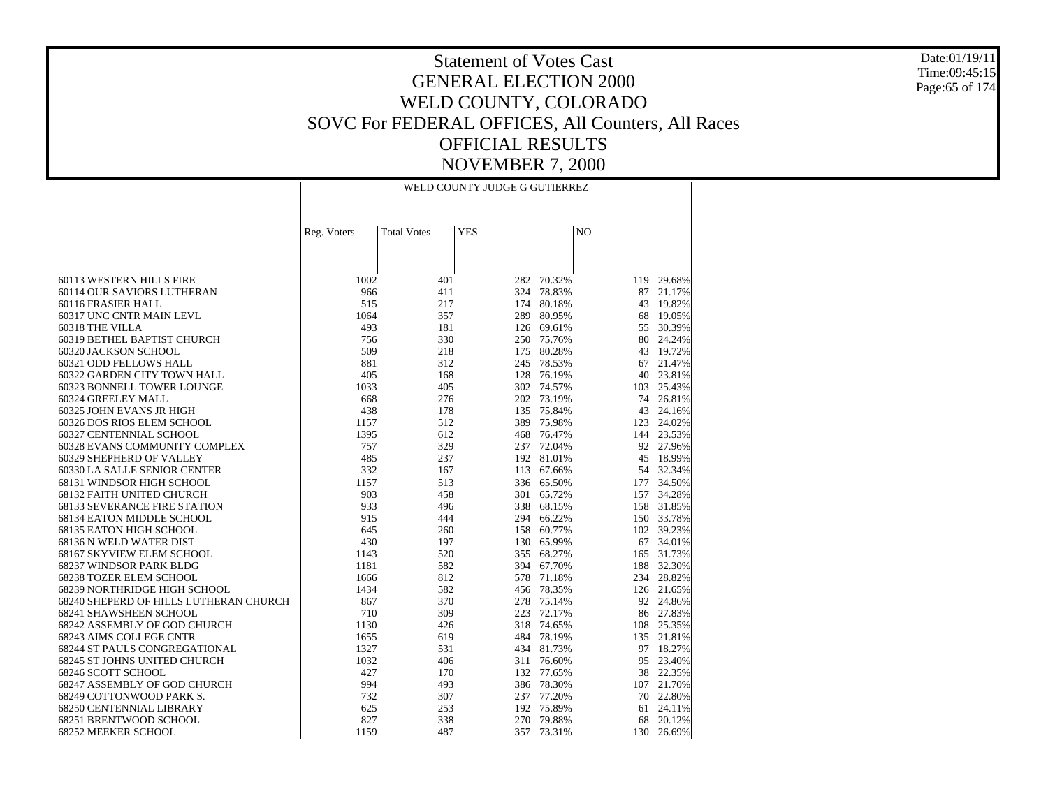# Statement of Votes Cast
## GENERAL ELECTION 2000
## WELD COUNTY, COLORADO
## SOVC For FEDERAL OFFICES, All Counters, All Races
## OFFICIAL RESULTS
## NOVEMBER 7, 2000

Date:01/19/11
Time:09:45:15

| | WELD COUNTY JUDGE G GUTIERREZ | | | | | |
|---|---|---|---|---|---|---|
| | Reg. Voters | Total Votes | YES | | NO | |
| 60113 WESTERN HILLS FIRE | 1002 | 401 | 282 | 70.32% | 119 | 29.68% |
| 60114 OUR SAVIORS LUTHERAN | 966 | 411 | 324 | 78.83% | 87 | 21.17% |
| 60116 FRASIER HALL | 515 | 217 | 174 | 80.18% | 43 | 19.82% |
| 60317 UNC CNTR MAIN LEVL | 1064 | 357 | 289 | 80.95% | 68 | 19.05% |
| 60318 THE VILLA | 493 | 181 | 126 | 69.61% | 55 | 30.39% |
| 60319 BETHEL BAPTIST CHURCH | 756 | 330 | 250 | 75.76% | 80 | 24.24% |
| 60320 JACKSON SCHOOL | 509 | 218 | 175 | 80.28% | 43 | 19.72% |
| 60321 ODD FELLOWS HALL | 881 | 312 | 245 | 78.53% | 67 | 21.47% |
| 60322 GARDEN CITY TOWN HALL | 405 | 168 | 128 | 76.19% | 40 | 23.81% |
| 60323 BONNELL TOWER LOUNGE | 1033 | 405 | 302 | 74.57% | 103 | 25.43% |
| 60324 GREELEY MALL | 668 | 276 | 202 | 73.19% | 74 | 26.81% |
| 60325 JOHN EVANS JR HIGH | 438 | 178 | 135 | 75.84% | 43 | 24.16% |
| 60326 DOS RIOS ELEM SCHOOL | 1157 | 512 | 389 | 75.98% | 123 | 24.02% |
| 60327 CENTENNIAL SCHOOL | 1395 | 612 | 468 | 76.47% | 144 | 23.53% |
| 60328 EVANS COMMUNITY COMPLEX | 757 | 329 | 237 | 72.04% | 92 | 27.96% |
| 60329 SHEPHERD OF VALLEY | 485 | 237 | 192 | 81.01% | 45 | 18.99% |
| 60330 LA SALLE SENIOR CENTER | 332 | 167 | 113 | 67.66% | 54 | 32.34% |
| 68131 WINDSOR HIGH SCHOOL | 1157 | 513 | 336 | 65.50% | 177 | 34.50% |
| 68132 FAITH UNITED CHURCH | 903 | 458 | 301 | 65.72% | 157 | 34.28% |
| 68133 SEVERANCE FIRE STATION | 933 | 496 | 338 | 68.15% | 158 | 31.85% |
| 68134 EATON MIDDLE SCHOOL | 915 | 444 | 294 | 66.22% | 150 | 33.78% |
| 68135 EATON HIGH SCHOOL | 645 | 260 | 158 | 60.77% | 102 | 39.23% |
| 68136 N WELD WATER DIST | 430 | 197 | 130 | 65.99% | 67 | 34.01% |
| 68167 SKYVIEW ELEM SCHOOL | 1143 | 520 | 355 | 68.27% | 165 | 31.73% |
| 68237 WINDSOR PARK BLDG | 1181 | 582 | 394 | 67.70% | 188 | 32.30% |
| 68238 TOZER ELEM SCHOOL | 1666 | 812 | 578 | 71.18% | 234 | 28.82% |
| 68239 NORTHRIDGE HIGH SCHOOL | 1434 | 582 | 456 | 78.35% | 126 | 21.65% |
| 68240 SHEPERD OF HILLS LUTHERAN CHURCH | 867 | 370 | 278 | 75.14% | 92 | 24.86% |
| 68241 SHAWSHEEN SCHOOL | 710 | 309 | 223 | 72.17% | 86 | 27.83% |
| 68242 ASSEMBLY OF GOD CHURCH | 1130 | 426 | 318 | 74.65% | 108 | 25.35% |
| 68243 AIMS COLLEGE CNTR | 1655 | 619 | 484 | 78.19% | 135 | 21.81% |
| 68244 ST PAULS CONGREGATIONAL | 1327 | 531 | 434 | 81.73% | 97 | 18.27% |
| 68245 ST JOHNS UNITED CHURCH | 1032 | 406 | 311 | 76.60% | 95 | 23.40% |
| 68246 SCOTT SCHOOL | 427 | 170 | 132 | 77.65% | 38 | 22.35% |
| 68247 ASSEMBLY OF GOD CHURCH | 994 | 493 | 386 | 78.30% | 107 | 21.70% |
| 68249 COTTONWOOD PARK S. | 732 | 307 | 237 | 77.20% | 70 | 22.80% |
| 68250 CENTENNIAL LIBRARY | 625 | 253 | 192 | 75.89% | 61 | 24.11% |
| 68251 BRENTWOOD SCHOOL | 827 | 338 | 270 | 79.88% | 68 | 20.12% |
| 68252 MEEKER SCHOOL | 1159 | 487 | 357 | 73.31% | 130 | 26.69% |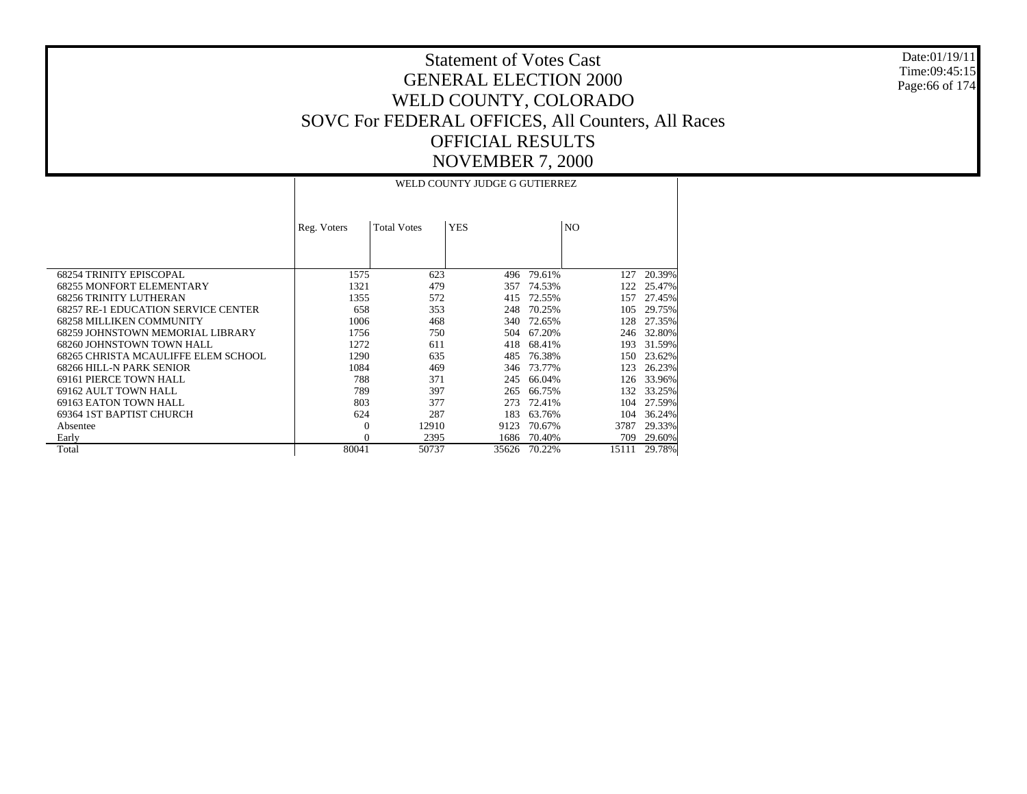# Statement of Votes Cast
## GENERAL ELECTION 2000
## WELD COUNTY, COLORADO
## SOVC For FEDERAL OFFICES, All Counters, All Races
## OFFICIAL RESULTS
## NOVEMBER 7, 2000

Date:01/19/11
Time:09:45:15

| | WELD COUNTY JUDGE G GUTIERREZ | | | | | |
|---|---|---|---|---|---|---|
| | Reg. Voters | Total Votes | YES | | NO | |
| 68254 TRINITY EPISCOPAL | 1575 | 623 | 496 | 79.61% | 127 | 20.39% |
| 68255 MONFORT ELEMENTARY | 1321 | 479 | 357 | 74.53% | 122 | 25.47% |
| 68256 TRINITY LUTHERAN | 1355 | 572 | 415 | 72.55% | 157 | 27.45% |
| 68257 RE-1 EDUCATION SERVICE CENTER | 658 | 353 | 248 | 70.25% | 105 | 29.75% |
| 68258 MILLIKEN COMMUNITY | 1006 | 468 | 340 | 72.65% | 128 | 27.35% |
| 68259 JOHNSTOWN MEMORIAL LIBRARY | 1756 | 750 | 504 | 67.20% | 246 | 32.80% |
| 68260 JOHNSTOWN TOWN HALL | 1272 | 611 | 418 | 68.41% | 193 | 31.59% |
| 68265 CHRISTA MCAULIFFE ELEM SCHOOL | 1290 | 635 | 485 | 76.38% | 150 | 23.62% |
| 68266 HILL-N PARK SENIOR | 1084 | 469 | 346 | 73.77% | 123 | 26.23% |
| 69161 PIERCE TOWN HALL | 788 | 371 | 245 | 66.04% | 126 | 33.96% |
| 69162 AULT TOWN HALL | 789 | 397 | 265 | 66.75% | 132 | 33.25% |
| 69163 EATON TOWN HALL | 803 | 377 | 273 | 72.41% | 104 | 27.59% |
| 69364 1ST BAPTIST CHURCH | 624 | 287 | 183 | 63.76% | 104 | 36.24% |
| Absentee | 0 | 12910 | 9123 | 70.67% | 3787 | 29.33% |
| Early | 0 | 2395 | 1686 | 70.40% | 709 | 29.60% |
| Total | 80041 | 50737 | 35626 | 70.22% | 15111 | 29.78% |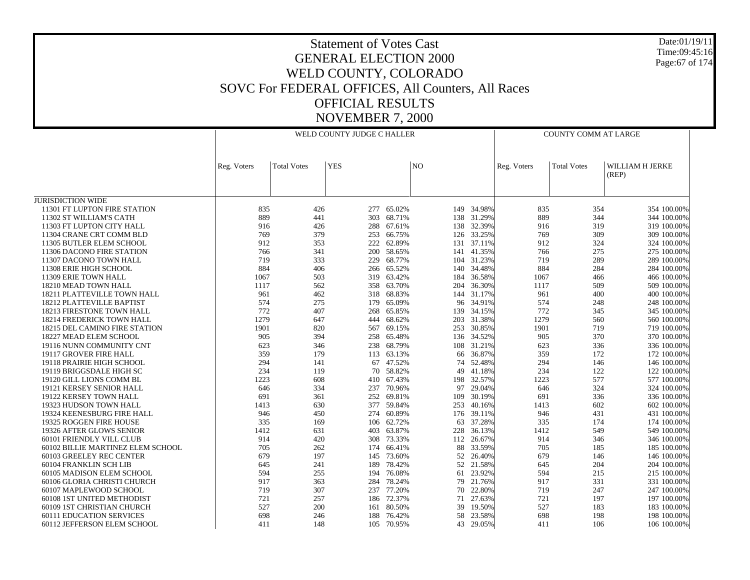# Statement of Votes Cast
# GENERAL ELECTION 2000
# WELD COUNTY, COLORADO
# SOVC For FEDERAL OFFICES, All Counters, All Races
# OFFICIAL RESULTS
# NOVEMBER 7, 2000

Date:01/19/11
Time:09:45:16

| | WELD COUNTY JUDGE C HALLER | | | | | | COUNTY COMM AT LARGE | | | |
|---|---|---|---|---|---|---|---|---|---|---|
| | Reg. Voters | Total Votes | YES | | NO | | Reg. Voters | Total Votes | WILLIAM H JERKE (REP) | |
| JURISDICTION WIDE | | | | | | | | | | |
| 11301 FT LUPTON FIRE STATION | 835 | 426 | 277 | 65.02% | 149 | 34.98% | 835 | 354 | 354 | 100.00% |
| 11302 ST WILLIAM'S CATH | 889 | 441 | 303 | 68.71% | 138 | 31.29% | 889 | 344 | 344 | 100.00% |
| 11303 FT LUPTON CITY HALL | 916 | 426 | 288 | 67.61% | 138 | 32.39% | 916 | 319 | 319 | 100.00% |
| 11304 CRANE CRT COMM BLD | 769 | 379 | 253 | 66.75% | 126 | 33.25% | 769 | 309 | 309 | 100.00% |
| 11305 BUTLER ELEM SCHOOL | 912 | 353 | 222 | 62.89% | 131 | 37.11% | 912 | 324 | 324 | 100.00% |
| 11306 DACONO FIRE STATION | 766 | 341 | 200 | 58.65% | 141 | 41.35% | 766 | 275 | 275 | 100.00% |
| 11307 DACONO TOWN HALL | 719 | 333 | 229 | 68.77% | 104 | 31.23% | 719 | 289 | 289 | 100.00% |
| 11308 ERIE HIGH SCHOOL | 884 | 406 | 266 | 65.52% | 140 | 34.48% | 884 | 284 | 284 | 100.00% |
| 11309 ERIE TOWN HALL | 1067 | 503 | 319 | 63.42% | 184 | 36.58% | 1067 | 466 | 466 | 100.00% |
| 18210 MEAD TOWN HALL | 1117 | 562 | 358 | 63.70% | 204 | 36.30% | 1117 | 509 | 509 | 100.00% |
| 18211 PLATTEVILLE TOWN HALL | 961 | 462 | 318 | 68.83% | 144 | 31.17% | 961 | 400 | 400 | 100.00% |
| 18212 PLATTEVILLE BAPTIST | 574 | 275 | 179 | 65.09% | 96 | 34.91% | 574 | 248 | 248 | 100.00% |
| 18213 FIRESTONE TOWN HALL | 772 | 407 | 268 | 65.85% | 139 | 34.15% | 772 | 345 | 345 | 100.00% |
| 18214 FREDERICK TOWN HALL | 1279 | 647 | 444 | 68.62% | 203 | 31.38% | 1279 | 560 | 560 | 100.00% |
| 18215 DEL CAMINO FIRE STATION | 1901 | 820 | 567 | 69.15% | 253 | 30.85% | 1901 | 719 | 719 | 100.00% |
| 18227 MEAD ELEM SCHOOL | 905 | 394 | 258 | 65.48% | 136 | 34.52% | 905 | 370 | 370 | 100.00% |
| 19116 NUNN COMMUNITY CNT | 623 | 346 | 238 | 68.79% | 108 | 31.21% | 623 | 336 | 336 | 100.00% |
| 19117 GROVER FIRE HALL | 359 | 179 | 113 | 63.13% | 66 | 36.87% | 359 | 172 | 172 | 100.00% |
| 19118 PRAIRIE HIGH SCHOOL | 294 | 141 | 67 | 47.52% | 74 | 52.48% | 294 | 146 | 146 | 100.00% |
| 19119 BRIGGSDALE HIGH SC | 234 | 119 | 70 | 58.82% | 49 | 41.18% | 234 | 122 | 122 | 100.00% |
| 19120 GILL LIONS COMM BL | 1223 | 608 | 410 | 67.43% | 198 | 32.57% | 1223 | 577 | 577 | 100.00% |
| 19121 KERSEY SENIOR HALL | 646 | 334 | 237 | 70.96% | 97 | 29.04% | 646 | 324 | 324 | 100.00% |
| 19122 KERSEY TOWN HALL | 691 | 361 | 252 | 69.81% | 109 | 30.19% | 691 | 336 | 336 | 100.00% |
| 19323 HUDSON TOWN HALL | 1413 | 630 | 377 | 59.84% | 253 | 40.16% | 1413 | 602 | 602 | 100.00% |
| 19324 KEENESBURG FIRE HALL | 946 | 450 | 274 | 60.89% | 176 | 39.11% | 946 | 431 | 431 | 100.00% |
| 19325 ROGGEN FIRE HOUSE | 335 | 169 | 106 | 62.72% | 63 | 37.28% | 335 | 174 | 174 | 100.00% |
| 19326 AFTER GLOWS SENIOR | 1412 | 631 | 403 | 63.87% | 228 | 36.13% | 1412 | 549 | 549 | 100.00% |
| 60101 FRIENDLY VILL CLUB | 914 | 420 | 308 | 73.33% | 112 | 26.67% | 914 | 346 | 346 | 100.00% |
| 60102 BILLIE MARTINEZ ELEM SCHOOL | 705 | 262 | 174 | 66.41% | 88 | 33.59% | 705 | 185 | 185 | 100.00% |
| 60103 GREELEY REC CENTER | 679 | 197 | 145 | 73.60% | 52 | 26.40% | 679 | 146 | 146 | 100.00% |
| 60104 FRANKLIN SCH LIB | 645 | 241 | 189 | 78.42% | 52 | 21.58% | 645 | 204 | 204 | 100.00% |
| 60105 MADISON ELEM SCHOOL | 594 | 255 | 194 | 76.08% | 61 | 23.92% | 594 | 215 | 215 | 100.00% |
| 60106 GLORIA CHRISTI CHURCH | 917 | 363 | 284 | 78.24% | 79 | 21.76% | 917 | 331 | 331 | 100.00% |
| 60107 MAPLEWOOD SCHOOL | 719 | 307 | 237 | 77.20% | 70 | 22.80% | 719 | 247 | 247 | 100.00% |
| 60108 1ST UNITED METHODIST | 721 | 257 | 186 | 72.37% | 71 | 27.63% | 721 | 197 | 197 | 100.00% |
| 60109 1ST CHRISTIAN CHURCH | 527 | 200 | 161 | 80.50% | 39 | 19.50% | 527 | 183 | 183 | 100.00% |
| 60111 EDUCATION SERVICES | 698 | 246 | 188 | 76.42% | 58 | 23.58% | 698 | 198 | 198 | 100.00% |
| 60112 JEFFERSON ELEM SCHOOL | 411 | 148 | 105 | 70.95% | 43 | 29.05% | 411 | 106 | 106 | 100.00% |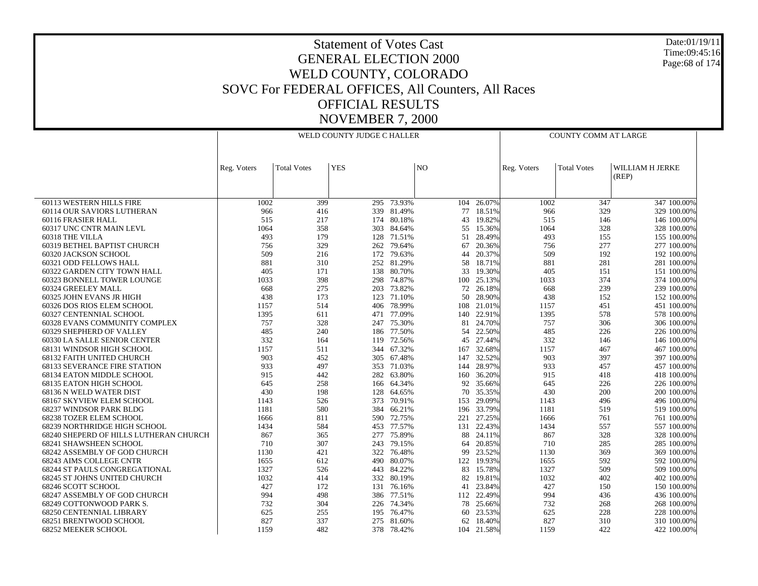# Statement of Votes Cast
# GENERAL ELECTION 2000
# WELD COUNTY, COLORADO
# SOVC For FEDERAL OFFICES, All Counters, All Races
# OFFICIAL RESULTS
# NOVEMBER 7, 2000

Date:01/19/11
Time:09:45:16

| | WELD COUNTY JUDGE C HALLER | | | | | | COUNTY COMM AT LARGE | | | |
|---|---|---|---|---|---|---|---|---|---|---|
| | Reg. Voters | Total Votes | YES | | NO | | Reg. Voters | Total Votes | WILLIAM H JERKE (REP) | |
| 60113 WESTERN HILLS FIRE | 1002 | 399 | 295 | 73.93% | 104 | 26.07% | 1002 | 347 | 347 | 100.00% |
| 60114 OUR SAVIORS LUTHERAN | 966 | 416 | 339 | 81.49% | 77 | 18.51% | 966 | 329 | 329 | 100.00% |
| 60116 FRASIER HALL | 515 | 217 | 174 | 80.18% | 43 | 19.82% | 515 | 146 | 146 | 100.00% |
| 60317 UNC CNTR MAIN LEVL | 1064 | 358 | 303 | 84.64% | 55 | 15.36% | 1064 | 328 | 328 | 100.00% |
| 60318 THE VILLA | 493 | 179 | 128 | 71.51% | 51 | 28.49% | 493 | 155 | 155 | 100.00% |
| 60319 BETHEL BAPTIST CHURCH | 756 | 329 | 262 | 79.64% | 67 | 20.36% | 756 | 277 | 277 | 100.00% |
| 60320 JACKSON SCHOOL | 509 | 216 | 172 | 79.63% | 44 | 20.37% | 509 | 192 | 192 | 100.00% |
| 60321 ODD FELLOWS HALL | 881 | 310 | 252 | 81.29% | 58 | 18.71% | 881 | 281 | 281 | 100.00% |
| 60322 GARDEN CITY TOWN HALL | 405 | 171 | 138 | 80.70% | 33 | 19.30% | 405 | 151 | 151 | 100.00% |
| 60323 BONNELL TOWER LOUNGE | 1033 | 398 | 298 | 74.87% | 100 | 25.13% | 1033 | 374 | 374 | 100.00% |
| 60324 GREELEY MALL | 668 | 275 | 203 | 73.82% | 72 | 26.18% | 668 | 239 | 239 | 100.00% |
| 60325 JOHN EVANS JR HIGH | 438 | 173 | 123 | 71.10% | 50 | 28.90% | 438 | 152 | 152 | 100.00% |
| 60326 DOS RIOS ELEM SCHOOL | 1157 | 514 | 406 | 78.99% | 108 | 21.01% | 1157 | 451 | 451 | 100.00% |
| 60327 CENTENNIAL SCHOOL | 1395 | 611 | 471 | 77.09% | 140 | 22.91% | 1395 | 578 | 578 | 100.00% |
| 60328 EVANS COMMUNITY COMPLEX | 757 | 328 | 247 | 75.30% | 81 | 24.70% | 757 | 306 | 306 | 100.00% |
| 60329 SHEPHERD OF VALLEY | 485 | 240 | 186 | 77.50% | 54 | 22.50% | 485 | 226 | 226 | 100.00% |
| 60330 LA SALLE SENIOR CENTER | 332 | 164 | 119 | 72.56% | 45 | 27.44% | 332 | 146 | 146 | 100.00% |
| 68131 WINDSOR HIGH SCHOOL | 1157 | 511 | 344 | 67.32% | 167 | 32.68% | 1157 | 467 | 467 | 100.00% |
| 68132 FAITH UNITED CHURCH | 903 | 452 | 305 | 67.48% | 147 | 32.52% | 903 | 397 | 397 | 100.00% |
| 68133 SEVERANCE FIRE STATION | 933 | 497 | 353 | 71.03% | 144 | 28.97% | 933 | 457 | 457 | 100.00% |
| 68134 EATON MIDDLE SCHOOL | 915 | 442 | 282 | 63.80% | 160 | 36.20% | 915 | 418 | 418 | 100.00% |
| 68135 EATON HIGH SCHOOL | 645 | 258 | 166 | 64.34% | 92 | 35.66% | 645 | 226 | 226 | 100.00% |
| 68136 N WELD WATER DIST | 430 | 198 | 128 | 64.65% | 70 | 35.35% | 430 | 200 | 200 | 100.00% |
| 68167 SKYVIEW ELEM SCHOOL | 1143 | 526 | 373 | 70.91% | 153 | 29.09% | 1143 | 496 | 496 | 100.00% |
| 68237 WINDSOR PARK BLDG | 1181 | 580 | 384 | 66.21% | 196 | 33.79% | 1181 | 519 | 519 | 100.00% |
| 68238 TOZER ELEM SCHOOL | 1666 | 811 | 590 | 72.75% | 221 | 27.25% | 1666 | 761 | 761 | 100.00% |
| 68239 NORTHRIDGE HIGH SCHOOL | 1434 | 584 | 453 | 77.57% | 131 | 22.43% | 1434 | 557 | 557 | 100.00% |
| 68240 SHEPERD OF HILLS LUTHERAN CHURCH | 867 | 365 | 277 | 75.89% | 88 | 24.11% | 867 | 328 | 328 | 100.00% |
| 68241 SHAWSHEEN SCHOOL | 710 | 307 | 243 | 79.15% | 64 | 20.85% | 710 | 285 | 285 | 100.00% |
| 68242 ASSEMBLY OF GOD CHURCH | 1130 | 421 | 322 | 76.48% | 99 | 23.52% | 1130 | 369 | 369 | 100.00% |
| 68243 AIMS COLLEGE CNTR | 1655 | 612 | 490 | 80.07% | 122 | 19.93% | 1655 | 592 | 592 | 100.00% |
| 68244 ST PAULS CONGREGATIONAL | 1327 | 526 | 443 | 84.22% | 83 | 15.78% | 1327 | 509 | 509 | 100.00% |
| 68245 ST JOHNS UNITED CHURCH | 1032 | 414 | 332 | 80.19% | 82 | 19.81% | 1032 | 402 | 402 | 100.00% |
| 68246 SCOTT SCHOOL | 427 | 172 | 131 | 76.16% | 41 | 23.84% | 427 | 150 | 150 | 100.00% |
| 68247 ASSEMBLY OF GOD CHURCH | 994 | 498 | 386 | 77.51% | 112 | 22.49% | 994 | 436 | 436 | 100.00% |
| 68249 COTTONWOOD PARK S. | 732 | 304 | 226 | 74.34% | 78 | 25.66% | 732 | 268 | 268 | 100.00% |
| 68250 CENTENNIAL LIBRARY | 625 | 255 | 195 | 76.47% | 60 | 23.53% | 625 | 228 | 228 | 100.00% |
| 68251 BRENTWOOD SCHOOL | 827 | 337 | 275 | 81.60% | 62 | 18.40% | 827 | 310 | 310 | 100.00% |
| 68252 MEEKER SCHOOL | 1159 | 482 | 378 | 78.42% | 104 | 21.58% | 1159 | 422 | 422 | 100.00% |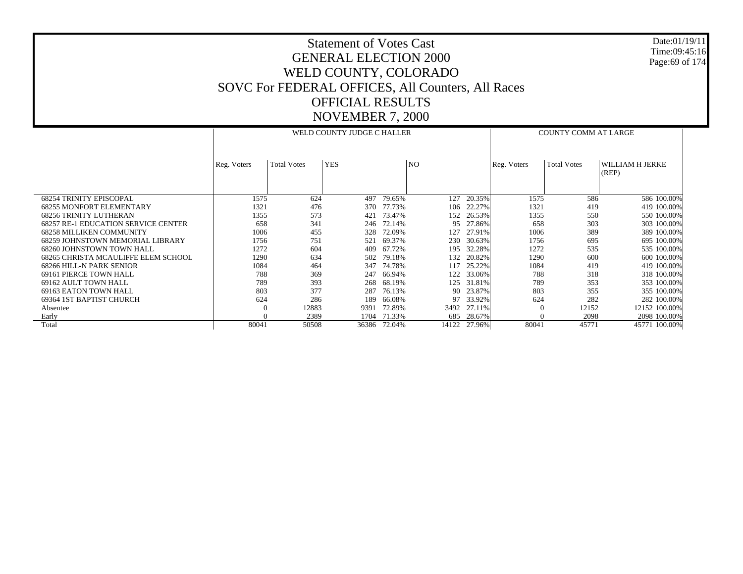# Statement of Votes Cast
## GENERAL ELECTION 2000
## WELD COUNTY, COLORADO
## SOVC For FEDERAL OFFICES, All Counters, All Races
## OFFICIAL RESULTS
## NOVEMBER 7, 2000

Date:01/19/11
Time:09:45:16

| | WELD COUNTY JUDGE C HALLER | | | | | | COUNTY COMM AT LARGE | | | |
|---|---|---|---|---|---|---|---|---|---|---|
| | Reg. Voters | Total Votes | YES | | NO | | Reg. Voters | Total Votes | WILLIAM H JERKE (REP) | |
| 68254 TRINITY EPISCOPAL | 1575 | 624 | 497 | 79.65% | 127 | 20.35% | 1575 | 586 | 586 | 100.00% |
| 68255 MONFORT ELEMENTARY | 1321 | 476 | 370 | 77.73% | 106 | 22.27% | 1321 | 419 | 419 | 100.00% |
| 68256 TRINITY LUTHERAN | 1355 | 573 | 421 | 73.47% | 152 | 26.53% | 1355 | 550 | 550 | 100.00% |
| 68257 RE-1 EDUCATION SERVICE CENTER | 658 | 341 | 246 | 72.14% | 95 | 27.86% | 658 | 303 | 303 | 100.00% |
| 68258 MILLIKEN COMMUNITY | 1006 | 455 | 328 | 72.09% | 127 | 27.91% | 1006 | 389 | 389 | 100.00% |
| 68259 JOHNSTOWN MEMORIAL LIBRARY | 1756 | 751 | 521 | 69.37% | 230 | 30.63% | 1756 | 695 | 695 | 100.00% |
| 68260 JOHNSTOWN TOWN HALL | 1272 | 604 | 409 | 67.72% | 195 | 32.28% | 1272 | 535 | 535 | 100.00% |
| 68265 CHRISTA MCAULIFFE ELEM SCHOOL | 1290 | 634 | 502 | 79.18% | 132 | 20.82% | 1290 | 600 | 600 | 100.00% |
| 68266 HILL-N PARK SENIOR | 1084 | 464 | 347 | 74.78% | 117 | 25.22% | 1084 | 419 | 419 | 100.00% |
| 69161 PIERCE TOWN HALL | 788 | 369 | 247 | 66.94% | 122 | 33.06% | 788 | 318 | 318 | 100.00% |
| 69162 AULT TOWN HALL | 789 | 393 | 268 | 68.19% | 125 | 31.81% | 789 | 353 | 353 | 100.00% |
| 69163 EATON TOWN HALL | 803 | 377 | 287 | 76.13% | 90 | 23.87% | 803 | 355 | 355 | 100.00% |
| 69364 1ST BAPTIST CHURCH | 624 | 286 | 189 | 66.08% | 97 | 33.92% | 624 | 282 | 282 | 100.00% |
| Absentee | 0 | 12883 | 9391 | 72.89% | 3492 | 27.11% | 0 | 12152 | 12152 | 100.00% |
| Early | 0 | 2389 | 1704 | 71.33% | 685 | 28.67% | 0 | 2098 | 2098 | 100.00% |
| Total | 80041 | 50508 | 36386 | 72.04% | 14122 | 27.96% | 80041 | 45771 | 45771 | 100.00% |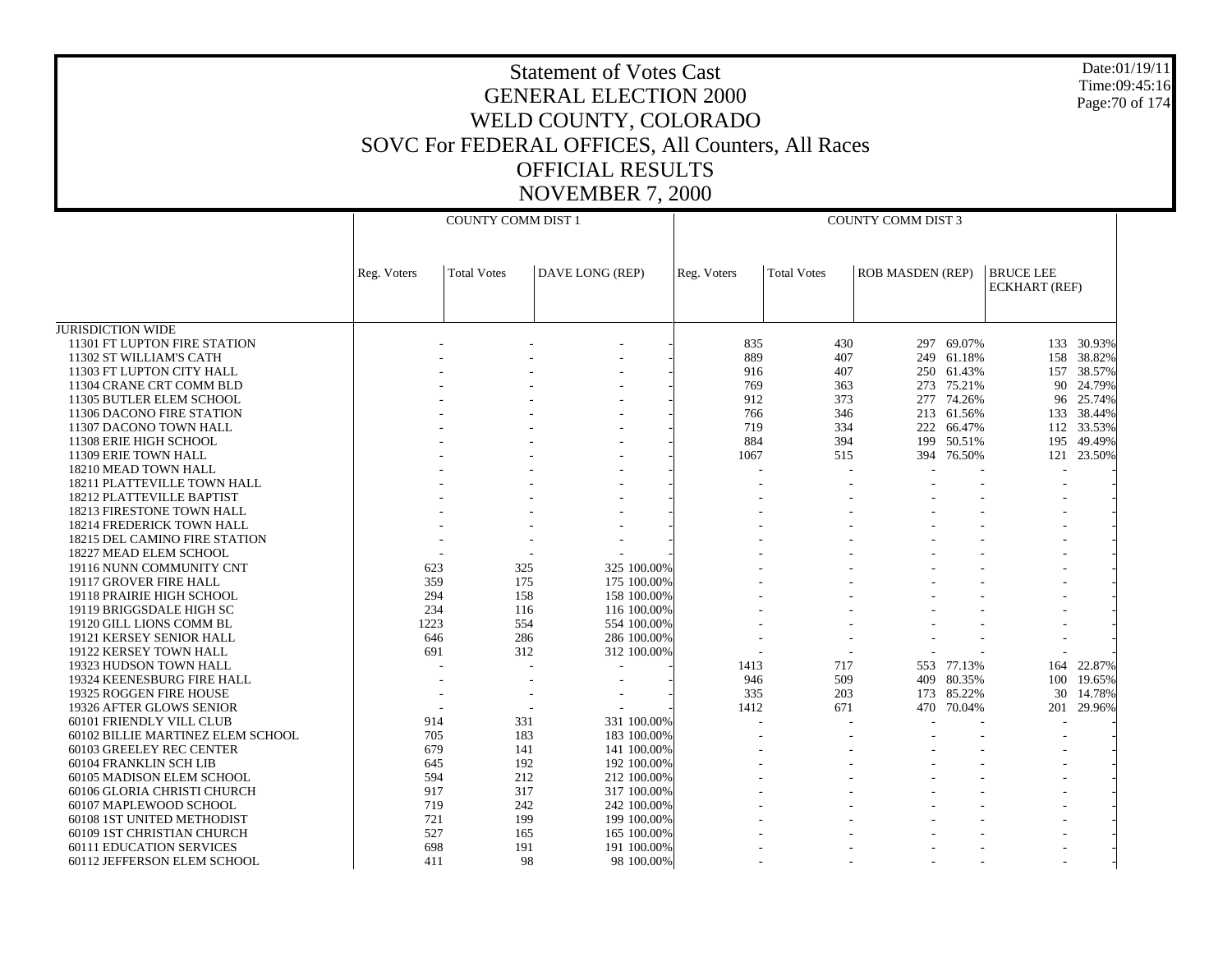# Statement of Votes Cast
## GENERAL ELECTION 2000
## WELD COUNTY, COLORADO
## SOVC For FEDERAL OFFICES, All Counters, All Races
## OFFICIAL RESULTS
## NOVEMBER 7, 2000

| | COUNTY COMM DIST 1 | | | | COUNTY COMM DIST 3 | | | | | |
|---|---|---|---|---|---|---|---|---|---|---|
| | Reg. Voters | Total Votes | DAVE LONG (REP) | | Reg. Voters | Total Votes | ROB MASDEN (REP) | | BRUCE LEE ECKHART (REF) | |
| JURISDICTION WIDE | | | | | | | | | | |
| 11301 FT LUPTON FIRE STATION | - | - | - | - | 835 | 430 | 297 | 69.07% | 133 | 30.93% |
| 11302 ST WILLIAM'S CATH | - | - | - | - | 889 | 407 | 249 | 61.18% | 158 | 38.82% |
| 11303 FT LUPTON CITY HALL | - | - | - | - | 916 | 407 | 250 | 61.43% | 157 | 38.57% |
| 11304 CRANE CRT COMM BLD | - | - | - | - | 769 | 363 | 273 | 75.21% | 90 | 24.79% |
| 11305 BUTLER ELEM SCHOOL | - | - | - | - | 912 | 373 | 277 | 74.26% | 96 | 25.74% |
| 11306 DACONO FIRE STATION | - | - | - | - | 766 | 346 | 213 | 61.56% | 133 | 38.44% |
| 11307 DACONO TOWN HALL | - | - | - | - | 719 | 334 | 222 | 66.47% | 112 | 33.53% |
| 11308 ERIE HIGH SCHOOL | - | - | - | - | 884 | 394 | 199 | 50.51% | 195 | 49.49% |
| 11309 ERIE TOWN HALL | - | - | - | - | 1067 | 515 | 394 | 76.50% | 121 | 23.50% |
| 18210 MEAD TOWN HALL | - | - | - | - | - | - | - | - | - | - |
| 18211 PLATTEVILLE TOWN HALL | - | - | - | - | - | - | - | - | - | - |
| 18212 PLATTEVILLE BAPTIST | - | - | - | - | - | - | - | - | - | - |
| 18213 FIRESTONE TOWN HALL | - | - | - | - | - | - | - | - | - | - |
| 18214 FREDERICK TOWN HALL | - | - | - | - | - | - | - | - | - | - |
| 18215 DEL CAMINO FIRE STATION | - | - | - | - | - | - | - | - | - | - |
| 18227 MEAD ELEM SCHOOL | - | - | - | - | - | - | - | - | - | - |
| 19116 NUNN COMMUNITY CNT | 623 | 325 | 325 | 100.00% | - | - | - | - | - | - |
| 19117 GROVER FIRE HALL | 359 | 175 | 175 | 100.00% | - | - | - | - | - | - |
| 19118 PRAIRIE HIGH SCHOOL | 294 | 158 | 158 | 100.00% | - | - | - | - | - | - |
| 19119 BRIGGSDALE HIGH SC | 234 | 116 | 116 | 100.00% | - | - | - | - | - | - |
| 19120 GILL LIONS COMM BL | 1223 | 554 | 554 | 100.00% | - | - | - | - | - | - |
| 19121 KERSEY SENIOR HALL | 646 | 286 | 286 | 100.00% | - | - | - | - | - | - |
| 19122 KERSEY TOWN HALL | 691 | 312 | 312 | 100.00% | - | - | - | - | - | - |
| 19323 HUDSON TOWN HALL | - | - | - | - | 1413 | 717 | 553 | 77.13% | 164 | 22.87% |
| 19324 KEENESBURG FIRE HALL | - | - | - | - | 946 | 509 | 409 | 80.35% | 100 | 19.65% |
| 19325 ROGGEN FIRE HOUSE | - | - | - | - | 335 | 203 | 173 | 85.22% | 30 | 14.78% |
| 19326 AFTER GLOWS SENIOR | - | - | - | - | 1412 | 671 | 470 | 70.04% | 201 | 29.96% |
| 60101 FRIENDLY VILL CLUB | 914 | 331 | 331 | 100.00% | - | - | - | - | - | - |
| 60102 BILLIE MARTINEZ ELEM SCHOOL | 705 | 183 | 183 | 100.00% | - | - | - | - | - | - |
| 60103 GREELEY REC CENTER | 679 | 141 | 141 | 100.00% | - | - | - | - | - | - |
| 60104 FRANKLIN SCH LIB | 645 | 192 | 192 | 100.00% | - | - | - | - | - | - |
| 60105 MADISON ELEM SCHOOL | 594 | 212 | 212 | 100.00% | - | - | - | - | - | - |
| 60106 GLORIA CHRISTI CHURCH | 917 | 317 | 317 | 100.00% | - | - | - | - | - | - |
| 60107 MAPLEWOOD SCHOOL | 719 | 242 | 242 | 100.00% | - | - | - | - | - | - |
| 60108 1ST UNITED METHODIST | 721 | 199 | 199 | 100.00% | - | - | - | - | - | - |
| 60109 1ST CHRISTIAN CHURCH | 527 | 165 | 165 | 100.00% | - | - | - | - | - | - |
| 60111 EDUCATION SERVICES | 698 | 191 | 191 | 100.00% | - | - | - | - | - | - |
| 60112 JEFFERSON ELEM SCHOOL | 411 | 98 | 98 | 100.00% | - | - | - | - | - | - |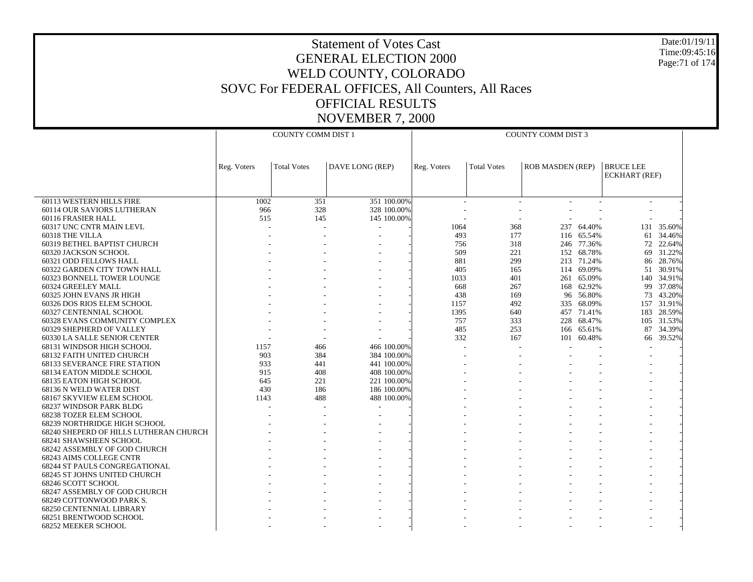# Statement of Votes Cast
# GENERAL ELECTION 2000
# WELD COUNTY, COLORADO
# SOVC For FEDERAL OFFICES, All Counters, All Races
# OFFICIAL RESULTS
# NOVEMBER 7, 2000

| | COUNTY COMM DIST 1 | | | | COUNTY COMM DIST 3 | | | | | |
|---|---|---|---|---|---|---|---|---|---|---|
| | Reg. Voters | Total Votes | DAVE LONG (REP) | | Reg. Voters | Total Votes | ROB MASDEN (REP) | | BRUCE LEE ECKHART (REF) | |
| 60113 WESTERN HILLS FIRE | 1002 | 351 | 351 | 100.00% | - | - | - | - | - | - |
| 60114 OUR SAVIORS LUTHERAN | 966 | 328 | 328 | 100.00% | - | - | - | - | - | - |
| 60116 FRASIER HALL | 515 | 145 | 145 | 100.00% | - | - | - | - | - | - |
| 60317 UNC CNTR MAIN LEVL | - | - | - | - | 1064 | 368 | 237 | 64.40% | 131 | 35.60% |
| 60318 THE VILLA | - | - | - | - | 493 | 177 | 116 | 65.54% | 61 | 34.46% |
| 60319 BETHEL BAPTIST CHURCH | - | - | - | - | 756 | 318 | 246 | 77.36% | 72 | 22.64% |
| 60320 JACKSON SCHOOL | - | - | - | - | 509 | 221 | 152 | 68.78% | 69 | 31.22% |
| 60321 ODD FELLOWS HALL | - | - | - | - | 881 | 299 | 213 | 71.24% | 86 | 28.76% |
| 60322 GARDEN CITY TOWN HALL | - | - | - | - | 405 | 165 | 114 | 69.09% | 51 | 30.91% |
| 60323 BONNELL TOWER LOUNGE | - | - | - | - | 1033 | 401 | 261 | 65.09% | 140 | 34.91% |
| 60324 GREELEY MALL | - | - | - | - | 668 | 267 | 168 | 62.92% | 99 | 37.08% |
| 60325 JOHN EVANS JR HIGH | - | - | - | - | 438 | 169 | 96 | 56.80% | 73 | 43.20% |
| 60326 DOS RIOS ELEM SCHOOL | - | - | - | - | 1157 | 492 | 335 | 68.09% | 157 | 31.91% |
| 60327 CENTENNIAL SCHOOL | - | - | - | - | 1395 | 640 | 457 | 71.41% | 183 | 28.59% |
| 60328 EVANS COMMUNITY COMPLEX | - | - | - | - | 757 | 333 | 228 | 68.47% | 105 | 31.53% |
| 60329 SHEPHERD OF VALLEY | - | - | - | - | 485 | 253 | 166 | 65.61% | 87 | 34.39% |
| 60330 LA SALLE SENIOR CENTER | - | - | - | - | 332 | 167 | 101 | 60.48% | 66 | 39.52% |
| 68131 WINDSOR HIGH SCHOOL | 1157 | 466 | 466 | 100.00% | - | - | - | - | - | - |
| 68132 FAITH UNITED CHURCH | 903 | 384 | 384 | 100.00% | - | - | - | - | - | - |
| 68133 SEVERANCE FIRE STATION | 933 | 441 | 441 | 100.00% | - | - | - | - | - | - |
| 68134 EATON MIDDLE SCHOOL | 915 | 408 | 408 | 100.00% | - | - | - | - | - | - |
| 68135 EATON HIGH SCHOOL | 645 | 221 | 221 | 100.00% | - | - | - | - | - | - |
| 68136 N WELD WATER DIST | 430 | 186 | 186 | 100.00% | - | - | - | - | - | - |
| 68167 SKYVIEW ELEM SCHOOL | 1143 | 488 | 488 | 100.00% | - | - | - | - | - | - |
| 68237 WINDSOR PARK BLDG | - | - | - | - | - | - | - | - | - | - |
| 68238 TOZER ELEM SCHOOL | - | - | - | - | - | - | - | - | - | - |
| 68239 NORTHRIDGE HIGH SCHOOL | - | - | - | - | - | - | - | - | - | - |
| 68240 SHEPERD OF HILLS LUTHERAN CHURCH | - | - | - | - | - | - | - | - | - | - |
| 68241 SHAWSHEEN SCHOOL | - | - | - | - | - | - | - | - | - | - |
| 68242 ASSEMBLY OF GOD CHURCH | - | - | - | - | - | - | - | - | - | - |
| 68243 AIMS COLLEGE CNTR | - | - | - | - | - | - | - | - | - | - |
| 68244 ST PAULS CONGREGATIONAL | - | - | - | - | - | - | - | - | - | - |
| 68245 ST JOHNS UNITED CHURCH | - | - | - | - | - | - | - | - | - | - |
| 68246 SCOTT SCHOOL | - | - | - | - | - | - | - | - | - | - |
| 68247 ASSEMBLY OF GOD CHURCH | - | - | - | - | - | - | - | - | - | - |
| 68249 COTTONWOOD PARK S. | - | - | - | - | - | - | - | - | - | - |
| 68250 CENTENNIAL LIBRARY | - | - | - | - | - | - | - | - | - | - |
| 68251 BRENTWOOD SCHOOL | - | - | - | - | - | - | - | - | - | - |
| 68252 MEEKER SCHOOL | - | - | - | - | - | - | - | - | - | - |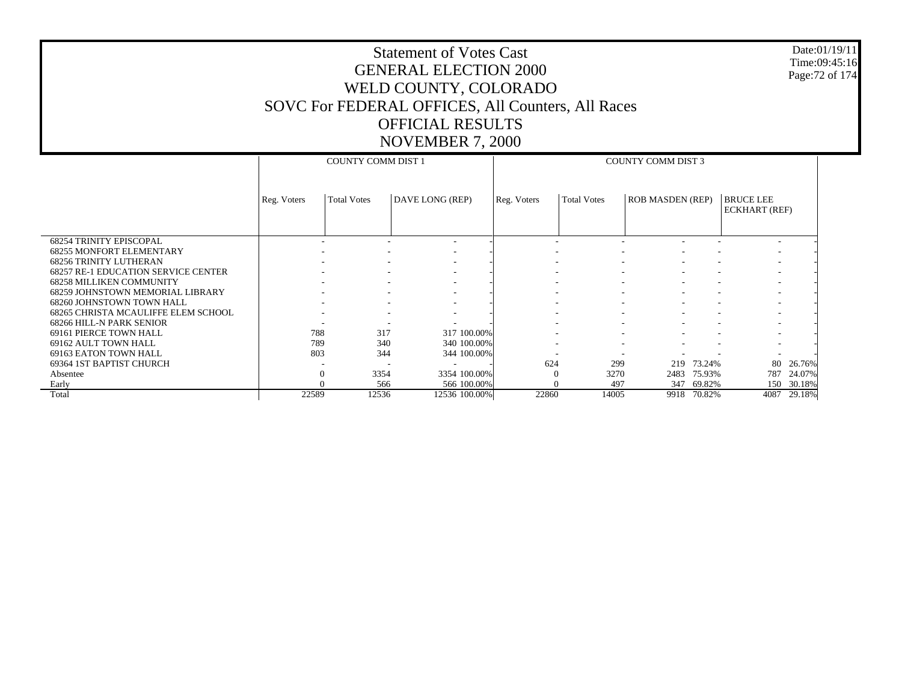# Statement of Votes Cast
# GENERAL ELECTION 2000
# WELD COUNTY, COLORADO
# SOVC For FEDERAL OFFICES, All Counters, All Races
# OFFICIAL RESULTS
# NOVEMBER 7, 2000

Date:01/19/11
Time:09:45:16

| | COUNTY COMM DIST 1 | | | | COUNTY COMM DIST 3 | | | | | |
|---|---|---|---|---|---|---|---|---|---|---|
| | Reg. Voters | Total Votes | DAVE LONG (REP) | | Reg. Voters | Total Votes | ROB MASDEN (REP) | | BRUCE LEE ECKHART (REF) | |
| 68254 TRINITY EPISCOPAL | - | - | - | - | - | - | - | - | - | - |
| 68255 MONFORT ELEMENTARY | - | - | - | - | - | - | - | - | - | - |
| 68256 TRINITY LUTHERAN | - | - | - | - | - | - | - | - | - | - |
| 68257 RE-1 EDUCATION SERVICE CENTER | - | - | - | - | - | - | - | - | - | - |
| 68258 MILLIKEN COMMUNITY | - | - | - | - | - | - | - | - | - | - |
| 68259 JOHNSTOWN MEMORIAL LIBRARY | - | - | - | - | - | - | - | - | - | - |
| 68260 JOHNSTOWN TOWN HALL | - | - | - | - | - | - | - | - | - | - |
| 68265 CHRISTA MCAULIFFE ELEM SCHOOL | - | - | - | - | - | - | - | - | - | - |
| 68266 HILL-N PARK SENIOR | - | - | - | - | - | - | - | - | - | - |
| 69161 PIERCE TOWN HALL | 788 | 317 | 317 | 100.00% | - | - | - | - | - | - |
| 69162 AULT TOWN HALL | 789 | 340 | 340 | 100.00% | - | - | - | - | - | - |
| 69163 EATON TOWN HALL | 803 | 344 | 344 | 100.00% | - | - | - | - | - | - |
| 69364 1ST BAPTIST CHURCH | - | - | - | - | 624 | 299 | 219 | 73.24% | 80 | 26.76% |
| Absentee | 0 | 3354 | 3354 | 100.00% | 0 | 3270 | 2483 | 75.93% | 787 | 24.07% |
| Early | 0 | 566 | 566 | 100.00% | 0 | 497 | 347 | 69.82% | 150 | 30.18% |
| Total | 22589 | 12536 | 12536 | 100.00% | 22860 | 14005 | 9918 | 70.82% | 4087 | 29.18% |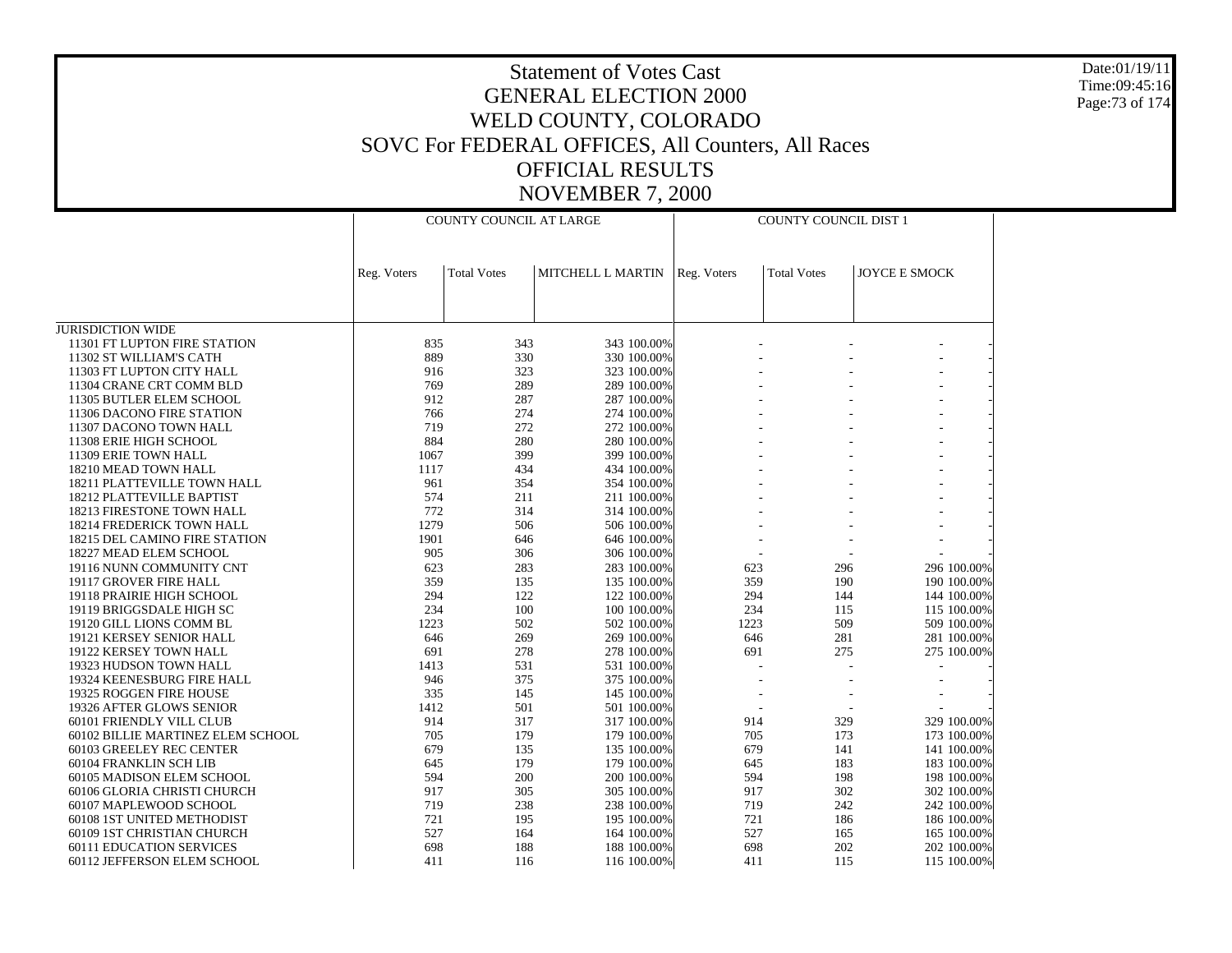# Statement of Votes Cast
# GENERAL ELECTION 2000
# WELD COUNTY, COLORADO
# SOVC For FEDERAL OFFICES, All Counters, All Races
# OFFICIAL RESULTS
# NOVEMBER 7, 2000

Date:01/19/11
Time:09:45:16

| | COUNTY COUNCIL AT LARGE | | | | COUNTY COUNCIL DIST 1 | | | |
|---|---|---|---|---|---|---|---|---|
| | Reg. Voters | Total Votes | MITCHELL L MARTIN | | Reg. Voters | Total Votes | JOYCE E SMOCK | |
| JURISDICTION WIDE | | | | | | | | |
| 11301 FT LUPTON FIRE STATION | 835 | 343 | 343 | 100.00% | - | - | - | - |
| 11302 ST WILLIAM'S CATH | 889 | 330 | 330 | 100.00% | - | - | - | - |
| 11303 FT LUPTON CITY HALL | 916 | 323 | 323 | 100.00% | - | - | - | - |
| 11304 CRANE CRT COMM BLD | 769 | 289 | 289 | 100.00% | - | - | - | - |
| 11305 BUTLER ELEM SCHOOL | 912 | 287 | 287 | 100.00% | - | - | - | - |
| 11306 DACONO FIRE STATION | 766 | 274 | 274 | 100.00% | - | - | - | - |
| 11307 DACONO TOWN HALL | 719 | 272 | 272 | 100.00% | - | - | - | - |
| 11308 ERIE HIGH SCHOOL | 884 | 280 | 280 | 100.00% | - | - | - | - |
| 11309 ERIE TOWN HALL | 1067 | 399 | 399 | 100.00% | - | - | - | - |
| 18210 MEAD TOWN HALL | 1117 | 434 | 434 | 100.00% | - | - | - | - |
| 18211 PLATTEVILLE TOWN HALL | 961 | 354 | 354 | 100.00% | - | - | - | - |
| 18212 PLATTEVILLE BAPTIST | 574 | 211 | 211 | 100.00% | - | - | - | - |
| 18213 FIRESTONE TOWN HALL | 772 | 314 | 314 | 100.00% | - | - | - | - |
| 18214 FREDERICK TOWN HALL | 1279 | 506 | 506 | 100.00% | - | - | - | - |
| 18215 DEL CAMINO FIRE STATION | 1901 | 646 | 646 | 100.00% | - | - | - | - |
| 18227 MEAD ELEM SCHOOL | 905 | 306 | 306 | 100.00% | - | - | - | - |
| 19116 NUNN COMMUNITY CNT | 623 | 283 | 283 | 100.00% | 623 | 296 | 296 | 100.00% |
| 19117 GROVER FIRE HALL | 359 | 135 | 135 | 100.00% | 359 | 190 | 190 | 100.00% |
| 19118 PRAIRIE HIGH SCHOOL | 294 | 122 | 122 | 100.00% | 294 | 144 | 144 | 100.00% |
| 19119 BRIGGSDALE HIGH SC | 234 | 100 | 100 | 100.00% | 234 | 115 | 115 | 100.00% |
| 19120 GILL LIONS COMM BL | 1223 | 502 | 502 | 100.00% | 1223 | 509 | 509 | 100.00% |
| 19121 KERSEY SENIOR HALL | 646 | 269 | 269 | 100.00% | 646 | 281 | 281 | 100.00% |
| 19122 KERSEY TOWN HALL | 691 | 278 | 278 | 100.00% | 691 | 275 | 275 | 100.00% |
| 19323 HUDSON TOWN HALL | 1413 | 531 | 531 | 100.00% | - | - | - | - |
| 19324 KEENESBURG FIRE HALL | 946 | 375 | 375 | 100.00% | - | - | - | - |
| 19325 ROGGEN FIRE HOUSE | 335 | 145 | 145 | 100.00% | - | - | - | - |
| 19326 AFTER GLOWS SENIOR | 1412 | 501 | 501 | 100.00% | - | - | - | - |
| 60101 FRIENDLY VILL CLUB | 914 | 317 | 317 | 100.00% | 914 | 329 | 329 | 100.00% |
| 60102 BILLIE MARTINEZ ELEM SCHOOL | 705 | 179 | 179 | 100.00% | 705 | 173 | 173 | 100.00% |
| 60103 GREELEY REC CENTER | 679 | 135 | 135 | 100.00% | 679 | 141 | 141 | 100.00% |
| 60104 FRANKLIN SCH LIB | 645 | 179 | 179 | 100.00% | 645 | 183 | 183 | 100.00% |
| 60105 MADISON ELEM SCHOOL | 594 | 200 | 200 | 100.00% | 594 | 198 | 198 | 100.00% |
| 60106 GLORIA CHRISTI CHURCH | 917 | 305 | 305 | 100.00% | 917 | 302 | 302 | 100.00% |
| 60107 MAPLEWOOD SCHOOL | 719 | 238 | 238 | 100.00% | 719 | 242 | 242 | 100.00% |
| 60108 1ST UNITED METHODIST | 721 | 195 | 195 | 100.00% | 721 | 186 | 186 | 100.00% |
| 60109 1ST CHRISTIAN CHURCH | 527 | 164 | 164 | 100.00% | 527 | 165 | 165 | 100.00% |
| 60111 EDUCATION SERVICES | 698 | 188 | 188 | 100.00% | 698 | 202 | 202 | 100.00% |
| 60112 JEFFERSON ELEM SCHOOL | 411 | 116 | 116 | 100.00% | 411 | 115 | 115 | 100.00% |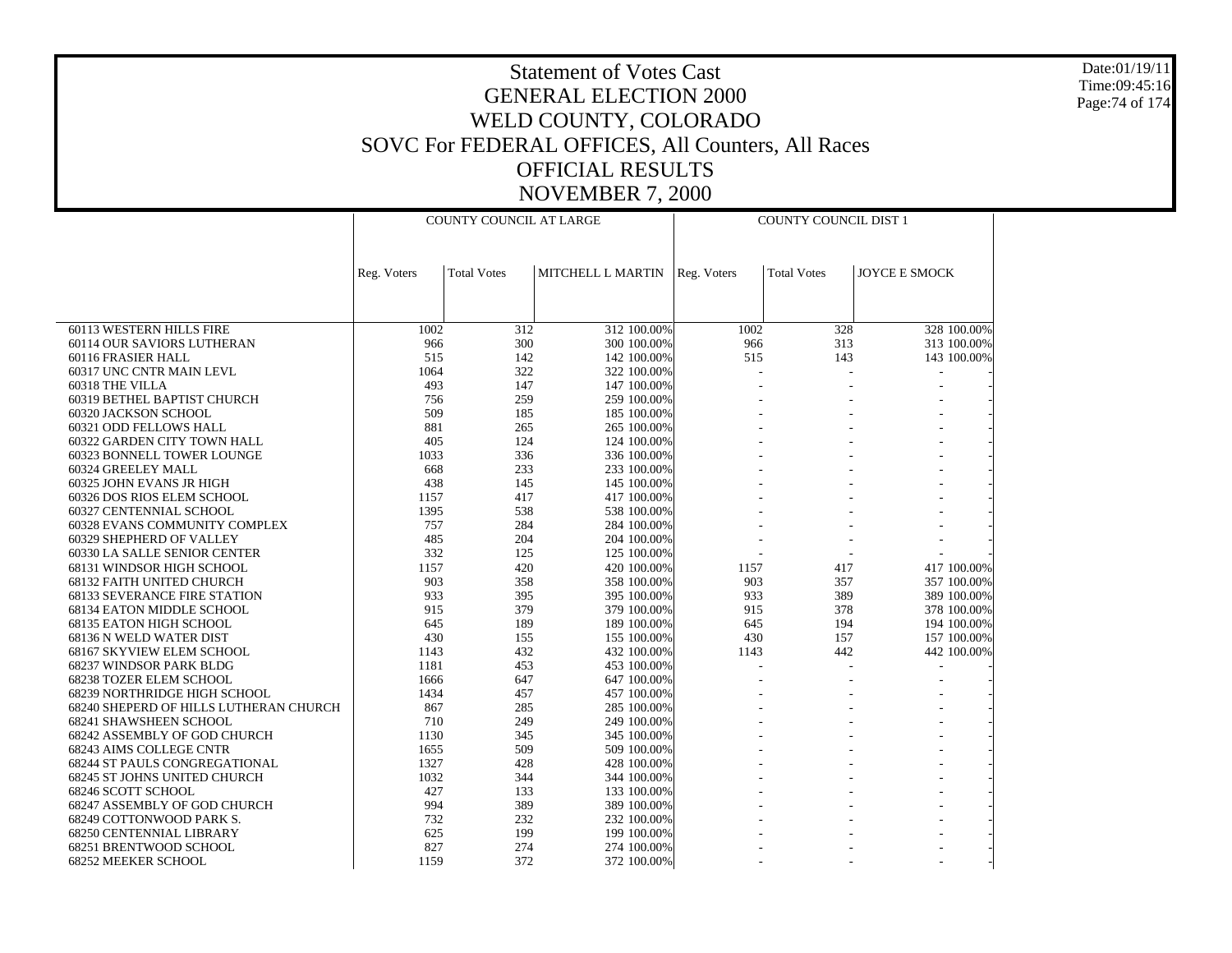# Statement of Votes Cast
# GENERAL ELECTION 2000
# WELD COUNTY, COLORADO
# SOVC For FEDERAL OFFICES, All Counters, All Races
# OFFICIAL RESULTS
# NOVEMBER 7, 2000

| | COUNTY COUNCIL AT LARGE | | | | COUNTY COUNCIL DIST 1 | | | |
|---|---|---|---|---|---|---|---|---|
| | Reg. Voters | Total Votes | MITCHELL L MARTIN | | Reg. Voters | Total Votes | JOYCE E SMOCK | |
| 60113 WESTERN HILLS FIRE | 1002 | 312 | 312 | 100.00% | 1002 | 328 | 328 | 100.00% |
| 60114 OUR SAVIORS LUTHERAN | 966 | 300 | 300 | 100.00% | 966 | 313 | 313 | 100.00% |
| 60116 FRASIER HALL | 515 | 142 | 142 | 100.00% | 515 | 143 | 143 | 100.00% |
| 60317 UNC CNTR MAIN LEVL | 1064 | 322 | 322 | 100.00% | - | - | - | - |
| 60318 THE VILLA | 493 | 147 | 147 | 100.00% | - | - | - | - |
| 60319 BETHEL BAPTIST CHURCH | 756 | 259 | 259 | 100.00% | - | - | - | - |
| 60320 JACKSON SCHOOL | 509 | 185 | 185 | 100.00% | - | - | - | - |
| 60321 ODD FELLOWS HALL | 881 | 265 | 265 | 100.00% | - | - | - | - |
| 60322 GARDEN CITY TOWN HALL | 405 | 124 | 124 | 100.00% | - | - | - | - |
| 60323 BONNELL TOWER LOUNGE | 1033 | 336 | 336 | 100.00% | - | - | - | - |
| 60324 GREELEY MALL | 668 | 233 | 233 | 100.00% | - | - | - | - |
| 60325 JOHN EVANS JR HIGH | 438 | 145 | 145 | 100.00% | - | - | - | - |
| 60326 DOS RIOS ELEM SCHOOL | 1157 | 417 | 417 | 100.00% | - | - | - | - |
| 60327 CENTENNIAL SCHOOL | 1395 | 538 | 538 | 100.00% | - | - | - | - |
| 60328 EVANS COMMUNITY COMPLEX | 757 | 284 | 284 | 100.00% | - | - | - | - |
| 60329 SHEPHERD OF VALLEY | 485 | 204 | 204 | 100.00% | - | - | - | - |
| 60330 LA SALLE SENIOR CENTER | 332 | 125 | 125 | 100.00% | - | - | - | - |
| 68131 WINDSOR HIGH SCHOOL | 1157 | 420 | 420 | 100.00% | 1157 | 417 | 417 | 100.00% |
| 68132 FAITH UNITED CHURCH | 903 | 358 | 358 | 100.00% | 903 | 357 | 357 | 100.00% |
| 68133 SEVERANCE FIRE STATION | 933 | 395 | 395 | 100.00% | 933 | 389 | 389 | 100.00% |
| 68134 EATON MIDDLE SCHOOL | 915 | 379 | 379 | 100.00% | 915 | 378 | 378 | 100.00% |
| 68135 EATON HIGH SCHOOL | 645 | 189 | 189 | 100.00% | 645 | 194 | 194 | 100.00% |
| 68136 N WELD WATER DIST | 430 | 155 | 155 | 100.00% | 430 | 157 | 157 | 100.00% |
| 68167 SKYVIEW ELEM SCHOOL | 1143 | 432 | 432 | 100.00% | 1143 | 442 | 442 | 100.00% |
| 68237 WINDSOR PARK BLDG | 1181 | 453 | 453 | 100.00% | - | - | - | - |
| 68238 TOZER ELEM SCHOOL | 1666 | 647 | 647 | 100.00% | - | - | - | - |
| 68239 NORTHRIDGE HIGH SCHOOL | 1434 | 457 | 457 | 100.00% | - | - | - | - |
| 68240 SHEPERD OF HILLS LUTHERAN CHURCH | 867 | 285 | 285 | 100.00% | - | - | - | - |
| 68241 SHAWSHEEN SCHOOL | 710 | 249 | 249 | 100.00% | - | - | - | - |
| 68242 ASSEMBLY OF GOD CHURCH | 1130 | 345 | 345 | 100.00% | - | - | - | - |
| 68243 AIMS COLLEGE CNTR | 1655 | 509 | 509 | 100.00% | - | - | - | - |
| 68244 ST PAULS CONGREGATIONAL | 1327 | 428 | 428 | 100.00% | - | - | - | - |
| 68245 ST JOHNS UNITED CHURCH | 1032 | 344 | 344 | 100.00% | - | - | - | - |
| 68246 SCOTT SCHOOL | 427 | 133 | 133 | 100.00% | - | - | - | - |
| 68247 ASSEMBLY OF GOD CHURCH | 994 | 389 | 389 | 100.00% | - | - | - | - |
| 68249 COTTONWOOD PARK S. | 732 | 232 | 232 | 100.00% | - | - | - | - |
| 68250 CENTENNIAL LIBRARY | 625 | 199 | 199 | 100.00% | - | - | - | - |
| 68251 BRENTWOOD SCHOOL | 827 | 274 | 274 | 100.00% | - | - | - | - |
| 68252 MEEKER SCHOOL | 1159 | 372 | 372 | 100.00% | - | - | - | - |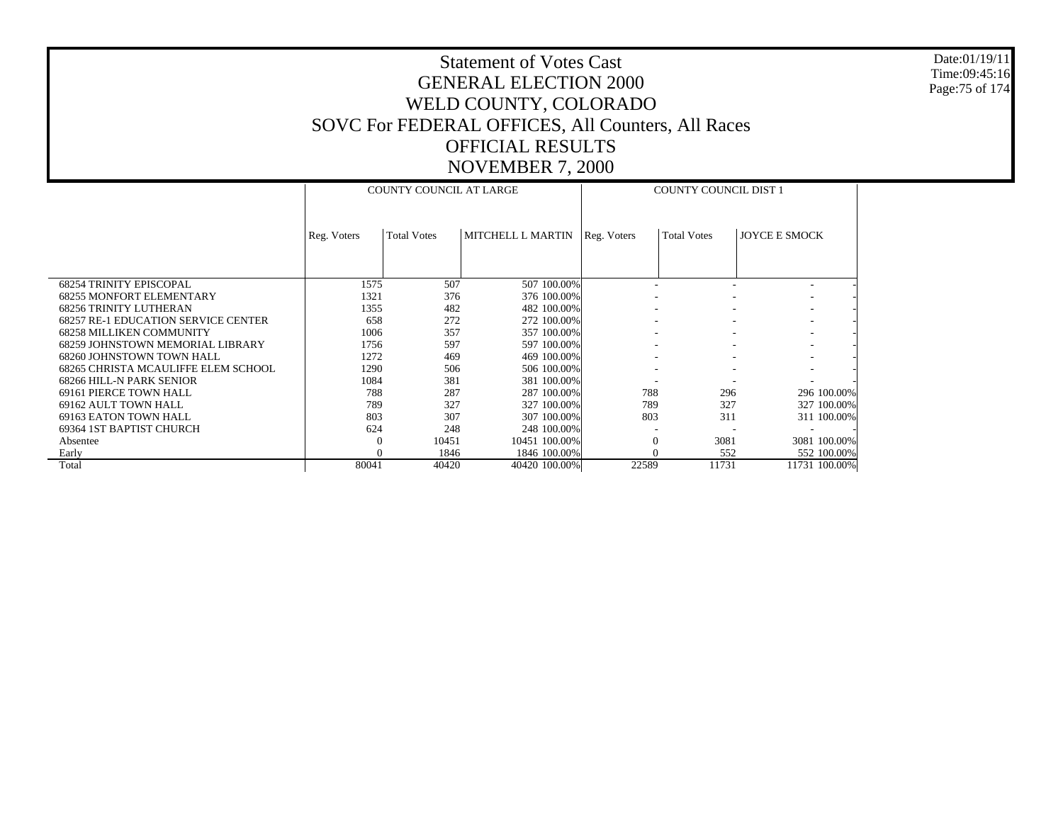# Statement of Votes Cast
# GENERAL ELECTION 2000
# WELD COUNTY, COLORADO
# SOVC For FEDERAL OFFICES, All Counters, All Races
# OFFICIAL RESULTS
# NOVEMBER 7, 2000

Date:01/19/11
Time:09:45:16

| | COUNTY COUNCIL AT LARGE | | | | COUNTY COUNCIL DIST 1 | | | |
|---|---|---|---|---|---|---|---|---|
| | Reg. Voters | Total Votes | MITCHELL L MARTIN | | Reg. Voters | Total Votes | JOYCE E SMOCK | |
| 68254 TRINITY EPISCOPAL | 1575 | 507 | 507 | 100.00% | - | - | - | - |
| 68255 MONFORT ELEMENTARY | 1321 | 376 | 376 | 100.00% | - | - | - | - |
| 68256 TRINITY LUTHERAN | 1355 | 482 | 482 | 100.00% | - | - | - | - |
| 68257 RE-1 EDUCATION SERVICE CENTER | 658 | 272 | 272 | 100.00% | - | - | - | - |
| 68258 MILLIKEN COMMUNITY | 1006 | 357 | 357 | 100.00% | - | - | - | - |
| 68259 JOHNSTOWN MEMORIAL LIBRARY | 1756 | 597 | 597 | 100.00% | - | - | - | - |
| 68260 JOHNSTOWN TOWN HALL | 1272 | 469 | 469 | 100.00% | - | - | - | - |
| 68265 CHRISTA MCAULIFFE ELEM SCHOOL | 1290 | 506 | 506 | 100.00% | - | - | - | - |
| 68266 HILL-N PARK SENIOR | 1084 | 381 | 381 | 100.00% | - | - | - | - |
| 69161 PIERCE TOWN HALL | 788 | 287 | 287 | 100.00% | 788 | 296 | 296 | 100.00% |
| 69162 AULT TOWN HALL | 789 | 327 | 327 | 100.00% | 789 | 327 | 327 | 100.00% |
| 69163 EATON TOWN HALL | 803 | 307 | 307 | 100.00% | 803 | 311 | 311 | 100.00% |
| 69364 1ST BAPTIST CHURCH | 624 | 248 | 248 | 100.00% | - | - | - | - |
| Absentee | 0 | 10451 | 10451 | 100.00% | 0 | 3081 | 3081 | 100.00% |
| Early | 0 | 1846 | 1846 | 100.00% | 0 | 552 | 552 | 100.00% |
| Total | 80041 | 40420 | 40420 | 100.00% | 22589 | 11731 | 11731 | 100.00% |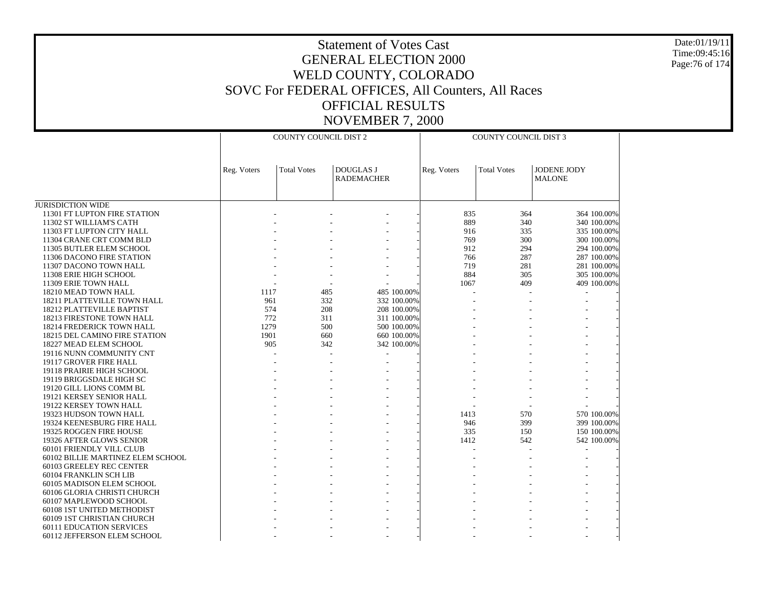# Statement of Votes Cast
## GENERAL ELECTION 2000
## WELD COUNTY, COLORADO
## SOVC For FEDERAL OFFICES, All Counters, All Races
## OFFICIAL RESULTS
## NOVEMBER 7, 2000

Date:01/19/11
Time:09:45:16

| | COUNTY COUNCIL DIST 2 | | | | COUNTY COUNCIL DIST 3 | | | |
|---|---|---|---|---|---|---|---|---|
| | Reg. Voters | Total Votes | DOUGLAS J RADEMACHER | | Reg. Voters | Total Votes | JODENE JODY MALONE | |
| JURISDICTION WIDE | | | | | | | | |
| 11301 FT LUPTON FIRE STATION | - | - | - | - | 835 | 364 | 364 | 100.00% |
| 11302 ST WILLIAM'S CATH | - | - | - | - | 889 | 340 | 340 | 100.00% |
| 11303 FT LUPTON CITY HALL | - | - | - | - | 916 | 335 | 335 | 100.00% |
| 11304 CRANE CRT COMM BLD | - | - | - | - | 769 | 300 | 300 | 100.00% |
| 11305 BUTLER ELEM SCHOOL | - | - | - | - | 912 | 294 | 294 | 100.00% |
| 11306 DACONO FIRE STATION | - | - | - | - | 766 | 287 | 287 | 100.00% |
| 11307 DACONO TOWN HALL | - | - | - | - | 719 | 281 | 281 | 100.00% |
| 11308 ERIE HIGH SCHOOL | - | - | - | - | 884 | 305 | 305 | 100.00% |
| 11309 ERIE TOWN HALL | - | - | - | - | 1067 | 409 | 409 | 100.00% |
| 18210 MEAD TOWN HALL | 1117 | 485 | 485 | 100.00% | - | - | - | - |
| 18211 PLATTEVILLE TOWN HALL | 961 | 332 | 332 | 100.00% | - | - | - | - |
| 18212 PLATTEVILLE BAPTIST | 574 | 208 | 208 | 100.00% | - | - | - | - |
| 18213 FIRESTONE TOWN HALL | 772 | 311 | 311 | 100.00% | - | - | - | - |
| 18214 FREDERICK TOWN HALL | 1279 | 500 | 500 | 100.00% | - | - | - | - |
| 18215 DEL CAMINO FIRE STATION | 1901 | 660 | 660 | 100.00% | - | - | - | - |
| 18227 MEAD ELEM SCHOOL | 905 | 342 | 342 | 100.00% | - | - | - | - |
| 19116 NUNN COMMUNITY CNT | - | - | - | - | - | - | - | - |
| 19117 GROVER FIRE HALL | - | - | - | - | - | - | - | - |
| 19118 PRAIRIE HIGH SCHOOL | - | - | - | - | - | - | - | - |
| 19119 BRIGGSDALE HIGH SC | - | - | - | - | - | - | - | - |
| 19120 GILL LIONS COMM BL | - | - | - | - | - | - | - | - |
| 19121 KERSEY SENIOR HALL | - | - | - | - | - | - | - | - |
| 19122 KERSEY TOWN HALL | - | - | - | - | - | - | - | - |
| 19323 HUDSON TOWN HALL | - | - | - | - | 1413 | 570 | 570 | 100.00% |
| 19324 KEENESBURG FIRE HALL | - | - | - | - | 946 | 399 | 399 | 100.00% |
| 19325 ROGGEN FIRE HOUSE | - | - | - | - | 335 | 150 | 150 | 100.00% |
| 19326 AFTER GLOWS SENIOR | - | - | - | - | 1412 | 542 | 542 | 100.00% |
| 60101 FRIENDLY VILL CLUB | - | - | - | - | - | - | - | - |
| 60102 BILLIE MARTINEZ ELEM SCHOOL | - | - | - | - | - | - | - | - |
| 60103 GREELEY REC CENTER | - | - | - | - | - | - | - | - |
| 60104 FRANKLIN SCH LIB | - | - | - | - | - | - | - | - |
| 60105 MADISON ELEM SCHOOL | - | - | - | - | - | - | - | - |
| 60106 GLORIA CHRISTI CHURCH | - | - | - | - | - | - | - | - |
| 60107 MAPLEWOOD SCHOOL | - | - | - | - | - | - | - | - |
| 60108 1ST UNITED METHODIST | - | - | - | - | - | - | - | - |
| 60109 1ST CHRISTIAN CHURCH | - | - | - | - | - | - | - | - |
| 60111 EDUCATION SERVICES | - | - | - | - | - | - | - | - |
| 60112 JEFFERSON ELEM SCHOOL | - | - | - | - | - | - | - | - |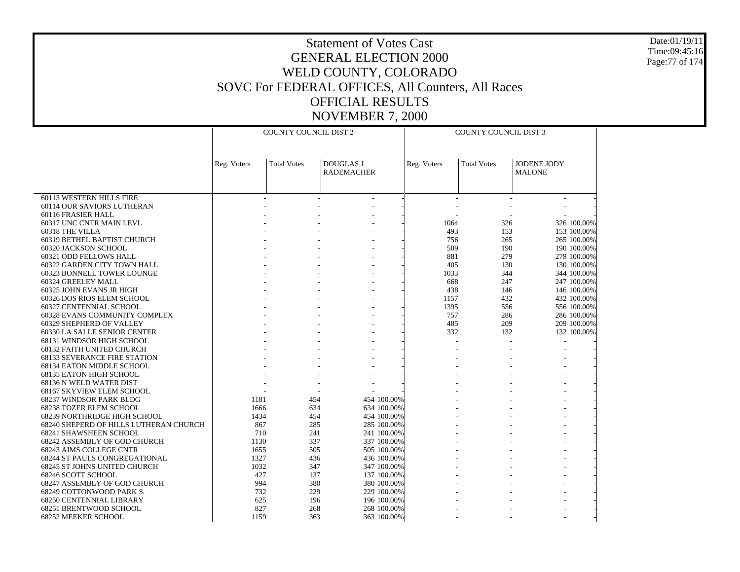# Statement of Votes Cast
## GENERAL ELECTION 2000
## WELD COUNTY, COLORADO
## SOVC For FEDERAL OFFICES, All Counters, All Races
## OFFICIAL RESULTS
## NOVEMBER 7, 2000

| | COUNTY COUNCIL DIST 2 | | | | COUNTY COUNCIL DIST 3 | | | |
|---|---|---|---|---|---|---|---|---|
| | Reg. Voters | Total Votes | DOUGLAS J RADEMACHER | | Reg. Voters | Total Votes | JODENE JODY MALONE | |
| 60113 WESTERN HILLS FIRE | - | - | - | - | - | - | - | - |
| 60114 OUR SAVIORS LUTHERAN | - | - | - | - | - | - | - | - |
| 60116 FRASIER HALL | - | - | - | - | - | - | - | - |
| 60317 UNC CNTR MAIN LEVL | - | - | - | - | 1064 | 326 | 326 | 100.00% |
| 60318 THE VILLA | - | - | - | - | 493 | 153 | 153 | 100.00% |
| 60319 BETHEL BAPTIST CHURCH | - | - | - | - | 756 | 265 | 265 | 100.00% |
| 60320 JACKSON SCHOOL | - | - | - | - | 509 | 190 | 190 | 100.00% |
| 60321 ODD FELLOWS HALL | - | - | - | - | 881 | 279 | 279 | 100.00% |
| 60322 GARDEN CITY TOWN HALL | - | - | - | - | 405 | 130 | 130 | 100.00% |
| 60323 BONNELL TOWER LOUNGE | - | - | - | - | 1033 | 344 | 344 | 100.00% |
| 60324 GREELEY MALL | - | - | - | - | 668 | 247 | 247 | 100.00% |
| 60325 JOHN EVANS JR HIGH | - | - | - | - | 438 | 146 | 146 | 100.00% |
| 60326 DOS RIOS ELEM SCHOOL | - | - | - | - | 1157 | 432 | 432 | 100.00% |
| 60327 CENTENNIAL SCHOOL | - | - | - | - | 1395 | 556 | 556 | 100.00% |
| 60328 EVANS COMMUNITY COMPLEX | - | - | - | - | 757 | 286 | 286 | 100.00% |
| 60329 SHEPHERD OF VALLEY | - | - | - | - | 485 | 209 | 209 | 100.00% |
| 60330 LA SALLE SENIOR CENTER | - | - | - | - | 332 | 132 | 132 | 100.00% |
| 68131 WINDSOR HIGH SCHOOL | - | - | - | - | - | - | - | - |
| 68132 FAITH UNITED CHURCH | - | - | - | - | - | - | - | - |
| 68133 SEVERANCE FIRE STATION | - | - | - | - | - | - | - | - |
| 68134 EATON MIDDLE SCHOOL | - | - | - | - | - | - | - | - |
| 68135 EATON HIGH SCHOOL | - | - | - | - | - | - | - | - |
| 68136 N WELD WATER DIST | - | - | - | - | - | - | - | - |
| 68167 SKYVIEW ELEM SCHOOL | - | - | - | - | - | - | - | - |
| 68237 WINDSOR PARK BLDG | 1181 | 454 | 454 | 100.00% | - | - | - | - |
| 68238 TOZER ELEM SCHOOL | 1666 | 634 | 634 | 100.00% | - | - | - | - |
| 68239 NORTHRIDGE HIGH SCHOOL | 1434 | 454 | 454 | 100.00% | - | - | - | - |
| 68240 SHEPERD OF HILLS LUTHERAN CHURCH | 867 | 285 | 285 | 100.00% | - | - | - | - |
| 68241 SHAWSHEEN SCHOOL | 710 | 241 | 241 | 100.00% | - | - | - | - |
| 68242 ASSEMBLY OF GOD CHURCH | 1130 | 337 | 337 | 100.00% | - | - | - | - |
| 68243 AIMS COLLEGE CNTR | 1655 | 505 | 505 | 100.00% | - | - | - | - |
| 68244 ST PAULS CONGREGATIONAL | 1327 | 436 | 436 | 100.00% | - | - | - | - |
| 68245 ST JOHNS UNITED CHURCH | 1032 | 347 | 347 | 100.00% | - | - | - | - |
| 68246 SCOTT SCHOOL | 427 | 137 | 137 | 100.00% | - | - | - | - |
| 68247 ASSEMBLY OF GOD CHURCH | 994 | 380 | 380 | 100.00% | - | - | - | - |
| 68249 COTTONWOOD PARK S. | 732 | 229 | 229 | 100.00% | - | - | - | - |
| 68250 CENTENNIAL LIBRARY | 625 | 196 | 196 | 100.00% | - | - | - | - |
| 68251 BRENTWOOD SCHOOL | 827 | 268 | 268 | 100.00% | - | - | - | - |
| 68252 MEEKER SCHOOL | 1159 | 363 | 363 | 100.00% | - | - | - | - |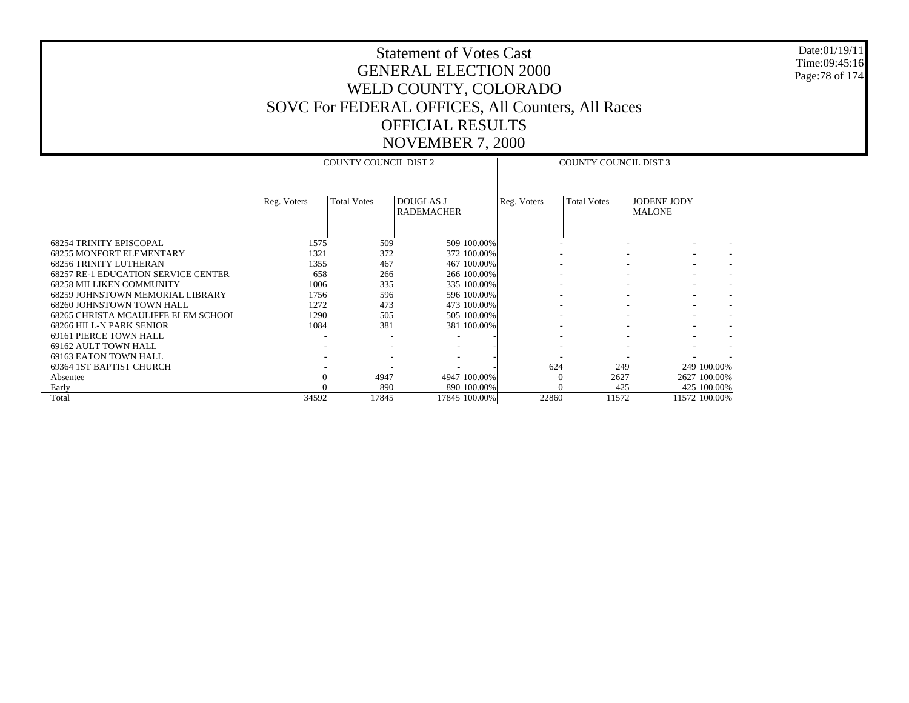# Statement of Votes Cast
# GENERAL ELECTION 2000
# WELD COUNTY, COLORADO
# SOVC For FEDERAL OFFICES, All Counters, All Races
# OFFICIAL RESULTS
# NOVEMBER 7, 2000

| | COUNTY COUNCIL DIST 2 | | | | COUNTY COUNCIL DIST 3 | | | |
|---|---|---|---|---|---|---|---|---|
| | Reg. Voters | Total Votes | DOUGLAS J RADEMACHER | | Reg. Voters | Total Votes | JODENE JODY MALONE | |
| 68254 TRINITY EPISCOPAL | 1575 | 509 | 509 | 100.00% | - | - | - | - |
| 68255 MONFORT ELEMENTARY | 1321 | 372 | 372 | 100.00% | - | - | - | - |
| 68256 TRINITY LUTHERAN | 1355 | 467 | 467 | 100.00% | - | - | - | - |
| 68257 RE-1 EDUCATION SERVICE CENTER | 658 | 266 | 266 | 100.00% | - | - | - | - |
| 68258 MILLIKEN COMMUNITY | 1006 | 335 | 335 | 100.00% | - | - | - | - |
| 68259 JOHNSTOWN MEMORIAL LIBRARY | 1756 | 596 | 596 | 100.00% | - | - | - | - |
| 68260 JOHNSTOWN TOWN HALL | 1272 | 473 | 473 | 100.00% | - | - | - | - |
| 68265 CHRISTA MCAULIFFE ELEM SCHOOL | 1290 | 505 | 505 | 100.00% | - | - | - | - |
| 68266 HILL-N PARK SENIOR | 1084 | 381 | 381 | 100.00% | - | - | - | - |
| 69161 PIERCE TOWN HALL | - | - | - | - | - | - | - | - |
| 69162 AULT TOWN HALL | - | - | - | - | - | - | - | - |
| 69163 EATON TOWN HALL | - | - | - | - | - | - | - | - |
| 69364 1ST BAPTIST CHURCH | - | - | - | - | 624 | 249 | 249 | 100.00% |
| Absentee | 0 | 4947 | 4947 | 100.00% | 0 | 2627 | 2627 | 100.00% |
| Early | 0 | 890 | 890 | 100.00% | 0 | 425 | 425 | 100.00% |
| Total | 34592 | 17845 | 17845 | 100.00% | 22860 | 11572 | 11572 | 100.00% |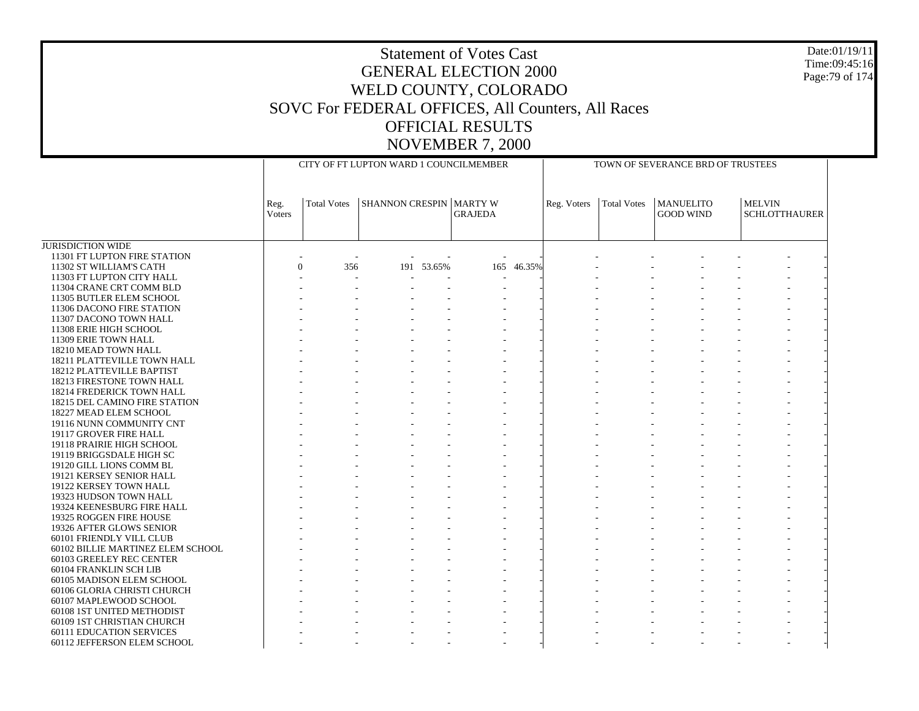# Statement of Votes Cast
# GENERAL ELECTION 2000
# WELD COUNTY, COLORADO
# SOVC For FEDERAL OFFICES, All Counters, All Races
# OFFICIAL RESULTS
# NOVEMBER 7, 2000

| | CITY OF FT LUPTON WARD 1 COUNCILMEMBER | | | | | | TOWN OF SEVERANCE BRD OF TRUSTEES | | | | | |
|---|---|---|---|---|---|---|---|---|---|---|---|---|
| | Reg. Voters | Total Votes | SHANNON CRESPIN | | MARTY W GRAJEDA | | Reg. Voters | Total Votes | MANUELITO GOOD WIND | | MELVIN SCHLOTTHAURER | |
| JURISDICTION WIDE | | | | | | | | | | | | |
| 11301 FT LUPTON FIRE STATION | - | - | - | - | - | - | - | - | - | - | - | - |
| 11302 ST WILLIAM'S CATH | 0 | 356 | 191 | 53.65% | 165 | 46.35% | - | - | - | - | - | - |
| 11303 FT LUPTON CITY HALL | - | - | - | - | - | - | - | - | - | - | - | - |
| 11304 CRANE CRT COMM BLD | - | - | - | - | - | - | - | - | - | - | - | - |
| 11305 BUTLER ELEM SCHOOL | - | - | - | - | - | - | - | - | - | - | - | - |
| 11306 DACONO FIRE STATION | - | - | - | - | - | - | - | - | - | - | - | - |
| 11307 DACONO TOWN HALL | - | - | - | - | - | - | - | - | - | - | - | - |
| 11308 ERIE HIGH SCHOOL | - | - | - | - | - | - | - | - | - | - | - | - |
| 11309 ERIE TOWN HALL | - | - | - | - | - | - | - | - | - | - | - | - |
| 18210 MEAD TOWN HALL | - | - | - | - | - | - | - | - | - | - | - | - |
| 18211 PLATTEVILLE TOWN HALL | - | - | - | - | - | - | - | - | - | - | - | - |
| 18212 PLATTEVILLE BAPTIST | - | - | - | - | - | - | - | - | - | - | - | - |
| 18213 FIRESTONE TOWN HALL | - | - | - | - | - | - | - | - | - | - | - | - |
| 18214 FREDERICK TOWN HALL | - | - | - | - | - | - | - | - | - | - | - | - |
| 18215 DEL CAMINO FIRE STATION | - | - | - | - | - | - | - | - | - | - | - | - |
| 18227 MEAD ELEM SCHOOL | - | - | - | - | - | - | - | - | - | - | - | - |
| 19116 NUNN COMMUNITY CNT | - | - | - | - | - | - | - | - | - | - | - | - |
| 19117 GROVER FIRE HALL | - | - | - | - | - | - | - | - | - | - | - | - |
| 19118 PRAIRIE HIGH SCHOOL | - | - | - | - | - | - | - | - | - | - | - | - |
| 19119 BRIGGSDALE HIGH SC | - | - | - | - | - | - | - | - | - | - | - | - |
| 19120 GILL LIONS COMM BL | - | - | - | - | - | - | - | - | - | - | - | - |
| 19121 KERSEY SENIOR HALL | - | - | - | - | - | - | - | - | - | - | - | - |
| 19122 KERSEY TOWN HALL | - | - | - | - | - | - | - | - | - | - | - | - |
| 19323 HUDSON TOWN HALL | - | - | - | - | - | - | - | - | - | - | - | - |
| 19324 KEENESBURG FIRE HALL | - | - | - | - | - | - | - | - | - | - | - | - |
| 19325 ROGGEN FIRE HOUSE | - | - | - | - | - | - | - | - | - | - | - | - |
| 19326 AFTER GLOWS SENIOR | - | - | - | - | - | - | - | - | - | - | - | - |
| 60101 FRIENDLY VILL CLUB | - | - | - | - | - | - | - | - | - | - | - | - |
| 60102 BILLIE MARTINEZ ELEM SCHOOL | - | - | - | - | - | - | - | - | - | - | - | - |
| 60103 GREELEY REC CENTER | - | - | - | - | - | - | - | - | - | - | - | - |
| 60104 FRANKLIN SCH LIB | - | - | - | - | - | - | - | - | - | - | - | - |
| 60105 MADISON ELEM SCHOOL | - | - | - | - | - | - | - | - | - | - | - | - |
| 60106 GLORIA CHRISTI CHURCH | - | - | - | - | - | - | - | - | - | - | - | - |
| 60107 MAPLEWOOD SCHOOL | - | - | - | - | - | - | - | - | - | - | - | - |
| 60108 1ST UNITED METHODIST | - | - | - | - | - | - | - | - | - | - | - | - |
| 60109 1ST CHRISTIAN CHURCH | - | - | - | - | - | - | - | - | - | - | - | - |
| 60111 EDUCATION SERVICES | - | - | - | - | - | - | - | - | - | - | - | - |
| 60112 JEFFERSON ELEM SCHOOL | - | - | - | - | - | - | - | - | - | - | - | - |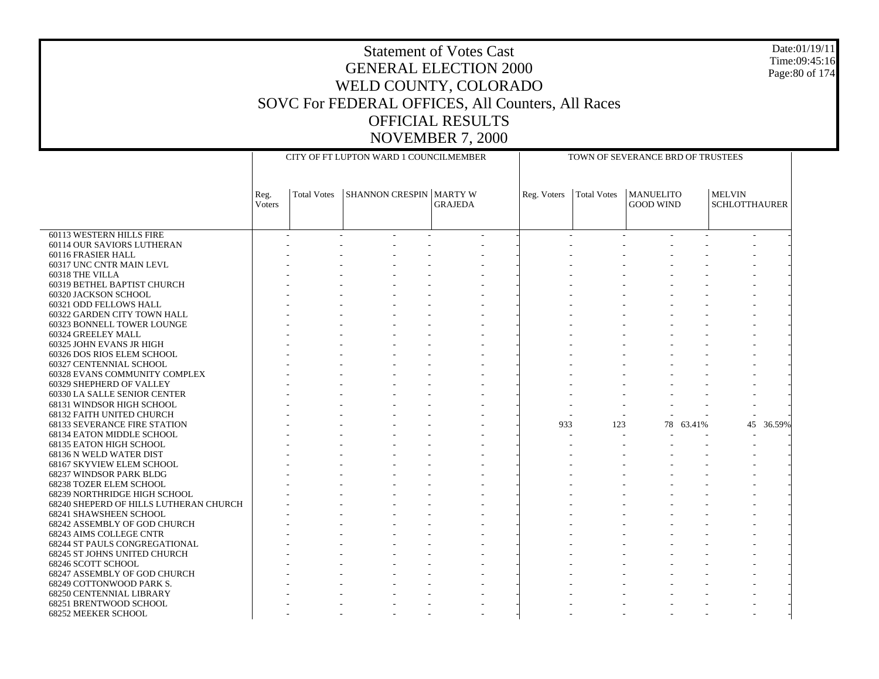# Statement of Votes Cast
## GENERAL ELECTION 2000
## WELD COUNTY, COLORADO
## SOVC For FEDERAL OFFICES, All Counters, All Races
## OFFICIAL RESULTS
## NOVEMBER 7, 2000

Date:01/19/11
Time:09:45:16

| | CITY OF FT LUPTON WARD 1 COUNCILMEMBER | | | | | | TOWN OF SEVERANCE BRD OF TRUSTEES | | | | | |
|---|---|---|---|---|---|---|---|---|---|---|---|---|
| | Reg. Voters | Total Votes | SHANNON CRESPIN | | MARTY W GRAJEDA | | Reg. Voters | Total Votes | MANUELITO GOOD WIND | | MELVIN SCHLOTTHAURER | |
| 60113 WESTERN HILLS FIRE | - | - | - | - | - | - | - | - | - | - | - | - |
| 60114 OUR SAVIORS LUTHERAN | - | - | - | - | - | - | - | - | - | - | - | - |
| 60116 FRASIER HALL | - | - | - | - | - | - | - | - | - | - | - | - |
| 60317 UNC CNTR MAIN LEVL | - | - | - | - | - | - | - | - | - | - | - | - |
| 60318 THE VILLA | - | - | - | - | - | - | - | - | - | - | - | - |
| 60319 BETHEL BAPTIST CHURCH | - | - | - | - | - | - | - | - | - | - | - | - |
| 60320 JACKSON SCHOOL | - | - | - | - | - | - | - | - | - | - | - | - |
| 60321 ODD FELLOWS HALL | - | - | - | - | - | - | - | - | - | - | - | - |
| 60322 GARDEN CITY TOWN HALL | - | - | - | - | - | - | - | - | - | - | - | - |
| 60323 BONNELL TOWER LOUNGE | - | - | - | - | - | - | - | - | - | - | - | - |
| 60324 GREELEY MALL | - | - | - | - | - | - | - | - | - | - | - | - |
| 60325 JOHN EVANS JR HIGH | - | - | - | - | - | - | - | - | - | - | - | - |
| 60326 DOS RIOS ELEM SCHOOL | - | - | - | - | - | - | - | - | - | - | - | - |
| 60327 CENTENNIAL SCHOOL | - | - | - | - | - | - | - | - | - | - | - | - |
| 60328 EVANS COMMUNITY COMPLEX | - | - | - | - | - | - | - | - | - | - | - | - |
| 60329 SHEPHERD OF VALLEY | - | - | - | - | - | - | - | - | - | - | - | - |
| 60330 LA SALLE SENIOR CENTER | - | - | - | - | - | - | - | - | - | - | - | - |
| 68131 WINDSOR HIGH SCHOOL | - | - | - | - | - | - | - | - | - | - | - | - |
| 68132 FAITH UNITED CHURCH | - | - | - | - | - | - | - | - | - | - | - | - |
| 68133 SEVERANCE FIRE STATION | - | - | - | - | - | - | 933 | 123 | 78 | 63.41% | 45 | 36.59% |
| 68134 EATON MIDDLE SCHOOL | - | - | - | - | - | - | - | - | - | - | - | - |
| 68135 EATON HIGH SCHOOL | - | - | - | - | - | - | - | - | - | - | - | - |
| 68136 N WELD WATER DIST | - | - | - | - | - | - | - | - | - | - | - | - |
| 68167 SKYVIEW ELEM SCHOOL | - | - | - | - | - | - | - | - | - | - | - | - |
| 68237 WINDSOR PARK BLDG | - | - | - | - | - | - | - | - | - | - | - | - |
| 68238 TOZER ELEM SCHOOL | - | - | - | - | - | - | - | - | - | - | - | - |
| 68239 NORTHRIDGE HIGH SCHOOL | - | - | - | - | - | - | - | - | - | - | - | - |
| 68240 SHEPERD OF HILLS LUTHERAN CHURCH | - | - | - | - | - | - | - | - | - | - | - | - |
| 68241 SHAWSHEEN SCHOOL | - | - | - | - | - | - | - | - | - | - | - | - |
| 68242 ASSEMBLY OF GOD CHURCH | - | - | - | - | - | - | - | - | - | - | - | - |
| 68243 AIMS COLLEGE CNTR | - | - | - | - | - | - | - | - | - | - | - | - |
| 68244 ST PAULS CONGREGATIONAL | - | - | - | - | - | - | - | - | - | - | - | - |
| 68245 ST JOHNS UNITED CHURCH | - | - | - | - | - | - | - | - | - | - | - | - |
| 68246 SCOTT SCHOOL | - | - | - | - | - | - | - | - | - | - | - | - |
| 68247 ASSEMBLY OF GOD CHURCH | - | - | - | - | - | - | - | - | - | - | - | - |
| 68249 COTTONWOOD PARK S. | - | - | - | - | - | - | - | - | - | - | - | - |
| 68250 CENTENNIAL LIBRARY | - | - | - | - | - | - | - | - | - | - | - | - |
| 68251 BRENTWOOD SCHOOL | - | - | - | - | - | - | - | - | - | - | - | - |
| 68252 MEEKER SCHOOL | - | - | - | - | - | - | - | - | - | - | - | - |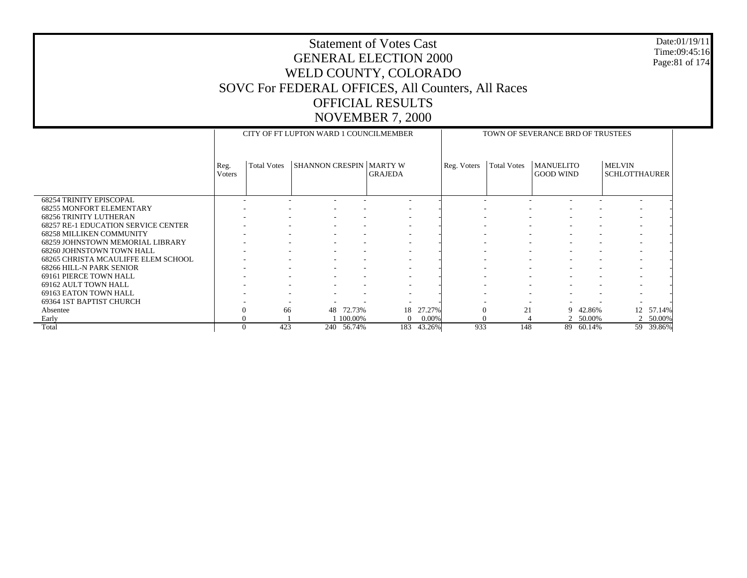# Statement of Votes Cast
# GENERAL ELECTION 2000
# WELD COUNTY, COLORADO
# SOVC For FEDERAL OFFICES, All Counters, All Races
# OFFICIAL RESULTS
# NOVEMBER 7, 2000

Date:01/19/11
Time:09:45:16

| | CITY OF FT LUPTON WARD 1 COUNCILMEMBER | | | | | | TOWN OF SEVERANCE BRD OF TRUSTEES | | | | | |
|---|---|---|---|---|---|---|---|---|---|---|---|---|
| | Reg. Voters | Total Votes | SHANNON CRESPIN | | MARTY W GRAJEDA | | Reg. Voters | Total Votes | MANUELITO GOOD WIND | | MELVIN SCHLOTTHAURER | |
| 68254 TRINITY EPISCOPAL | - | - | - | - | - | - | - | - | - | - | - | - |
| 68255 MONFORT ELEMENTARY | - | - | - | - | - | - | - | - | - | - | - | - |
| 68256 TRINITY LUTHERAN | - | - | - | - | - | - | - | - | - | - | - | - |
| 68257 RE-1 EDUCATION SERVICE CENTER | - | - | - | - | - | - | - | - | - | - | - | - |
| 68258 MILLIKEN COMMUNITY | - | - | - | - | - | - | - | - | - | - | - | - |
| 68259 JOHNSTOWN MEMORIAL LIBRARY | - | - | - | - | - | - | - | - | - | - | - | - |
| 68260 JOHNSTOWN TOWN HALL | - | - | - | - | - | - | - | - | - | - | - | - |
| 68265 CHRISTA MCAULIFFE ELEM SCHOOL | - | - | - | - | - | - | - | - | - | - | - | - |
| 68266 HILL-N PARK SENIOR | - | - | - | - | - | - | - | - | - | - | - | - |
| 69161 PIERCE TOWN HALL | - | - | - | - | - | - | - | - | - | - | - | - |
| 69162 AULT TOWN HALL | - | - | - | - | - | - | - | - | - | - | - | - |
| 69163 EATON TOWN HALL | - | - | - | - | - | - | - | - | - | - | - | - |
| 69364 1ST BAPTIST CHURCH | - | - | - | - | - | - | - | - | - | - | - | - |
| Absentee | 0 | 66 | 48 | 72.73% | 18 | 27.27% | 0 | 21 | 9 | 42.86% | 12 | 57.14% |
| Early | 0 | 1 | 1 | 100.00% | 0 | 0.00% | 0 | 4 | 2 | 50.00% | 2 | 50.00% |
| Total | 0 | 423 | 240 | 56.74% | 183 | 43.26% | 933 | 148 | 89 | 60.14% | 59 | 39.86% |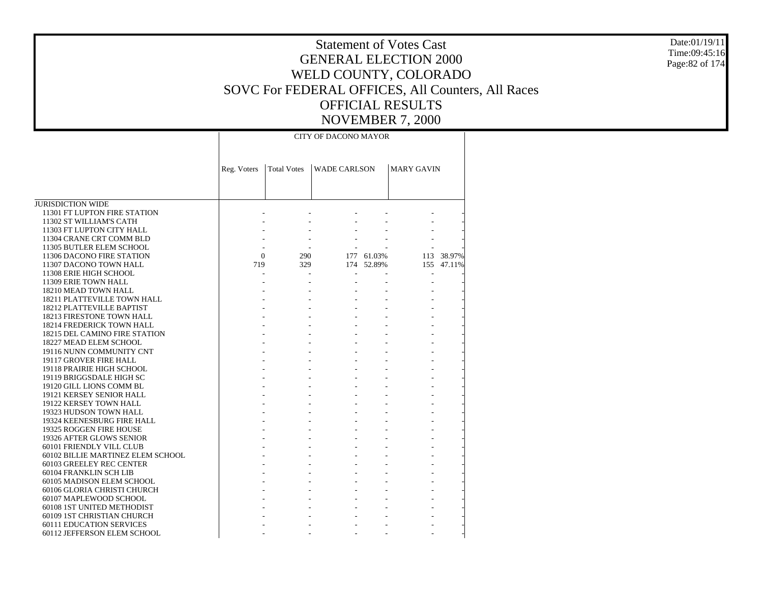# Statement of Votes Cast
# GENERAL ELECTION 2000
# WELD COUNTY, COLORADO
# SOVC For FEDERAL OFFICES, All Counters, All Races
# OFFICIAL RESULTS
# NOVEMBER 7, 2000

Date:01/19/11
Time:09:45:16

| | CITY OF DACONO MAYOR | | | | | |
|---|---|---|---|---|---|---|
| | Reg. Voters | Total Votes | WADE CARLSON | | MARY GAVIN | |
| JURISDICTION WIDE | | | | | | |
| 11301 FT LUPTON FIRE STATION | - | - | - | - | - | - |
| 11302 ST WILLIAM'S CATH | - | - | - | - | - | - |
| 11303 FT LUPTON CITY HALL | - | - | - | - | - | - |
| 11304 CRANE CRT COMM BLD | - | - | - | - | - | - |
| 11305 BUTLER ELEM SCHOOL | - | - | - | - | - | - |
| 11306 DACONO FIRE STATION | 0 | 290 | 177 | 61.03% | 113 | 38.97% |
| 11307 DACONO TOWN HALL | 719 | 329 | 174 | 52.89% | 155 | 47.11% |
| 11308 ERIE HIGH SCHOOL | - | - | - | - | - | - |
| 11309 ERIE TOWN HALL | - | - | - | - | - | - |
| 18210 MEAD TOWN HALL | - | - | - | - | - | - |
| 18211 PLATTEVILLE TOWN HALL | - | - | - | - | - | - |
| 18212 PLATTEVILLE BAPTIST | - | - | - | - | - | - |
| 18213 FIRESTONE TOWN HALL | - | - | - | - | - | - |
| 18214 FREDERICK TOWN HALL | - | - | - | - | - | - |
| 18215 DEL CAMINO FIRE STATION | - | - | - | - | - | - |
| 18227 MEAD ELEM SCHOOL | - | - | - | - | - | - |
| 19116 NUNN COMMUNITY CNT | - | - | - | - | - | - |
| 19117 GROVER FIRE HALL | - | - | - | - | - | - |
| 19118 PRAIRIE HIGH SCHOOL | - | - | - | - | - | - |
| 19119 BRIGGSDALE HIGH SC | - | - | - | - | - | - |
| 19120 GILL LIONS COMM BL | - | - | - | - | - | - |
| 19121 KERSEY SENIOR HALL | - | - | - | - | - | - |
| 19122 KERSEY TOWN HALL | - | - | - | - | - | - |
| 19323 HUDSON TOWN HALL | - | - | - | - | - | - |
| 19324 KEENESBURG FIRE HALL | - | - | - | - | - | - |
| 19325 ROGGEN FIRE HOUSE | - | - | - | - | - | - |
| 19326 AFTER GLOWS SENIOR | - | - | - | - | - | - |
| 60101 FRIENDLY VILL CLUB | - | - | - | - | - | - |
| 60102 BILLIE MARTINEZ ELEM SCHOOL | - | - | - | - | - | - |
| 60103 GREELEY REC CENTER | - | - | - | - | - | - |
| 60104 FRANKLIN SCH LIB | - | - | - | - | - | - |
| 60105 MADISON ELEM SCHOOL | - | - | - | - | - | - |
| 60106 GLORIA CHRISTI CHURCH | - | - | - | - | - | - |
| 60107 MAPLEWOOD SCHOOL | - | - | - | - | - | - |
| 60108 1ST UNITED METHODIST | - | - | - | - | - | - |
| 60109 1ST CHRISTIAN CHURCH | - | - | - | - | - | - |
| 60111 EDUCATION SERVICES | - | - | - | - | - | - |
| 60112 JEFFERSON ELEM SCHOOL | - | - | - | - | - | - |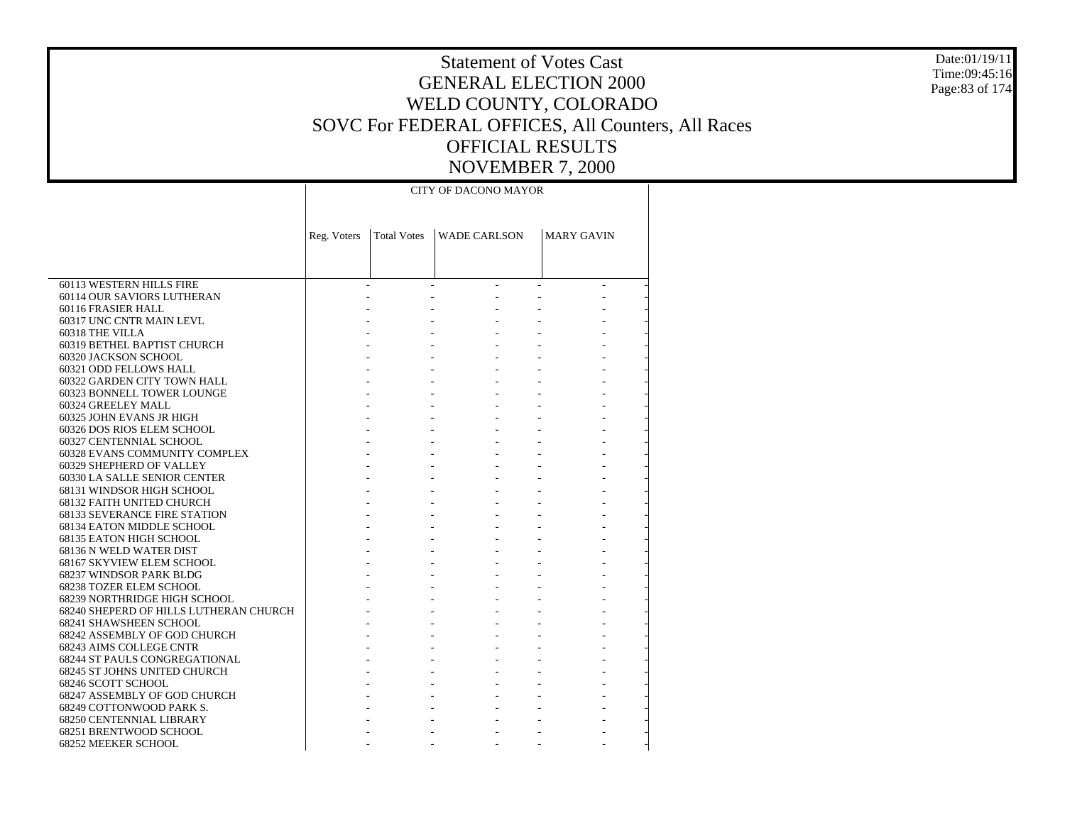# Statement of Votes Cast
# GENERAL ELECTION 2000
# WELD COUNTY, COLORADO
# SOVC For FEDERAL OFFICES, All Counters, All Races
# OFFICIAL RESULTS
# NOVEMBER 7, 2000

| | CITY OF DACONO MAYOR | | | | | |
|---|---|---|---|---|---|---|
| | Reg. Voters | Total Votes | WADE CARLSON | | MARY GAVIN | |
| 60113 WESTERN HILLS FIRE | - | - | - | - | - | - |
| 60114 OUR SAVIORS LUTHERAN | - | - | - | - | - | - |
| 60116 FRASIER HALL | - | - | - | - | - | - |
| 60317 UNC CNTR MAIN LEVL | - | - | - | - | - | - |
| 60318 THE VILLA | - | - | - | - | - | - |
| 60319 BETHEL BAPTIST CHURCH | - | - | - | - | - | - |
| 60320 JACKSON SCHOOL | - | - | - | - | - | - |
| 60321 ODD FELLOWS HALL | - | - | - | - | - | - |
| 60322 GARDEN CITY TOWN HALL | - | - | - | - | - | - |
| 60323 BONNELL TOWER LOUNGE | - | - | - | - | - | - |
| 60324 GREELEY MALL | - | - | - | - | - | - |
| 60325 JOHN EVANS JR HIGH | - | - | - | - | - | - |
| 60326 DOS RIOS ELEM SCHOOL | - | - | - | - | - | - |
| 60327 CENTENNIAL SCHOOL | - | - | - | - | - | - |
| 60328 EVANS COMMUNITY COMPLEX | - | - | - | - | - | - |
| 60329 SHEPHERD OF VALLEY | - | - | - | - | - | - |
| 60330 LA SALLE SENIOR CENTER | - | - | - | - | - | - |
| 68131 WINDSOR HIGH SCHOOL | - | - | - | - | - | - |
| 68132 FAITH UNITED CHURCH | - | - | - | - | - | - |
| 68133 SEVERANCE FIRE STATION | - | - | - | - | - | - |
| 68134 EATON MIDDLE SCHOOL | - | - | - | - | - | - |
| 68135 EATON HIGH SCHOOL | - | - | - | - | - | - |
| 68136 N WELD WATER DIST | - | - | - | - | - | - |
| 68167 SKYVIEW ELEM SCHOOL | - | - | - | - | - | - |
| 68237 WINDSOR PARK BLDG | - | - | - | - | - | - |
| 68238 TOZER ELEM SCHOOL | - | - | - | - | - | - |
| 68239 NORTHRIDGE HIGH SCHOOL | - | - | - | - | - | - |
| 68240 SHEPERD OF HILLS LUTHERAN CHURCH | - | - | - | - | - | - |
| 68241 SHAWSHEEN SCHOOL | - | - | - | - | - | - |
| 68242 ASSEMBLY OF GOD CHURCH | - | - | - | - | - | - |
| 68243 AIMS COLLEGE CNTR | - | - | - | - | - | - |
| 68244 ST PAULS CONGREGATIONAL | - | - | - | - | - | - |
| 68245 ST JOHNS UNITED CHURCH | - | - | - | - | - | - |
| 68246 SCOTT SCHOOL | - | - | - | - | - | - |
| 68247 ASSEMBLY OF GOD CHURCH | - | - | - | - | - | - |
| 68249 COTTONWOOD PARK S. | - | - | - | - | - | - |
| 68250 CENTENNIAL LIBRARY | - | - | - | - | - | - |
| 68251 BRENTWOOD SCHOOL | - | - | - | - | - | - |
| 68252 MEEKER SCHOOL | - | - | - | - | - | - |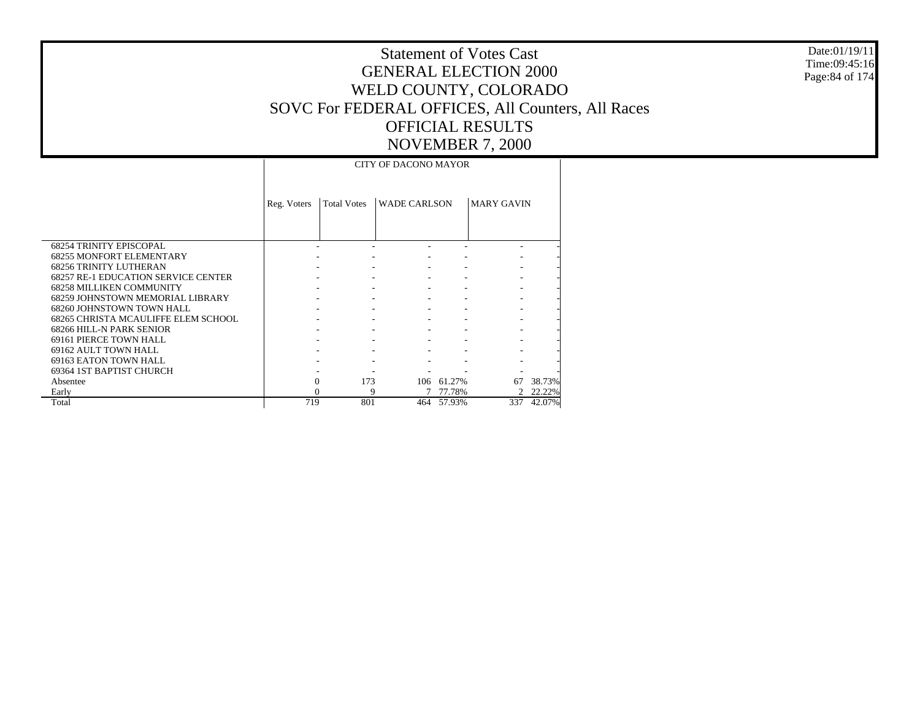# Statement of Votes Cast
## GENERAL ELECTION 2000
## WELD COUNTY, COLORADO
## SOVC For FEDERAL OFFICES, All Counters, All Races
## OFFICIAL RESULTS
## NOVEMBER 7, 2000

Date:01/19/11
Time:09:45:16

| | CITY OF DACONO MAYOR | | | | | |
|---|---|---|---|---|---|---|
| | Reg. Voters | Total Votes | WADE CARLSON | | MARY GAVIN | |
| 68254 TRINITY EPISCOPAL | - | - | - | - | - | - |
| 68255 MONFORT ELEMENTARY | - | - | - | - | - | - |
| 68256 TRINITY LUTHERAN | - | - | - | - | - | - |
| 68257 RE-1 EDUCATION SERVICE CENTER | - | - | - | - | - | - |
| 68258 MILLIKEN COMMUNITY | - | - | - | - | - | - |
| 68259 JOHNSTOWN MEMORIAL LIBRARY | - | - | - | - | - | - |
| 68260 JOHNSTOWN TOWN HALL | - | - | - | - | - | - |
| 68265 CHRISTA MCAULIFFE ELEM SCHOOL | - | - | - | - | - | - |
| 68266 HILL-N PARK SENIOR | - | - | - | - | - | - |
| 69161 PIERCE TOWN HALL | - | - | - | - | - | - |
| 69162 AULT TOWN HALL | - | - | - | - | - | - |
| 69163 EATON TOWN HALL | - | - | - | - | - | - |
| 69364 1ST BAPTIST CHURCH | - | - | - | - | - | - |
| Absentee | 0 | 173 | 106 | 61.27% | 67 | 38.73% |
| Early | 0 | 9 | 7 | 77.78% | 2 | 22.22% |
| Total | 719 | 801 | 464 | 57.93% | 337 | 42.07% |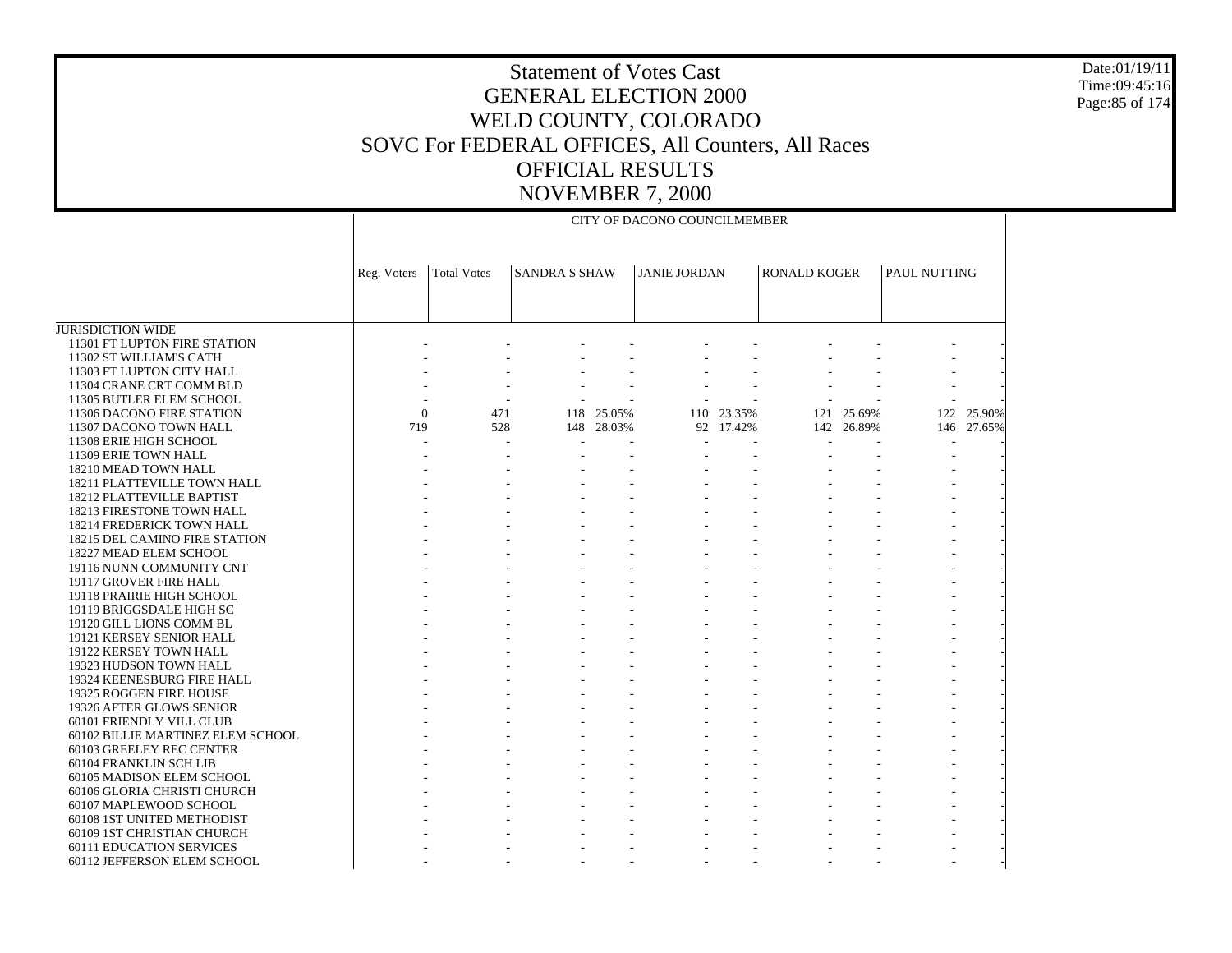# Statement of Votes Cast
# GENERAL ELECTION 2000
# WELD COUNTY, COLORADO
# SOVC For FEDERAL OFFICES, All Counters, All Races
# OFFICIAL RESULTS
# NOVEMBER 7, 2000

Date:01/19/11
Time:09:45:16

CITY OF DACONO COUNCILMEMBER

| | Reg. Voters | Total Votes | SANDRA S SHAW | | JANIE JORDAN | | RONALD KOGER | | PAUL NUTTING | |
|---|---|---|---|---|---|---|---|---|---|---|
| JURISDICTION WIDE | | | | | | | | | | |
| 11301 FT LUPTON FIRE STATION | - | - | - | - | - | - | - | - | - | - |
| 11302 ST WILLIAM'S CATH | - | - | - | - | - | - | - | - | - | - |
| 11303 FT LUPTON CITY HALL | - | - | - | - | - | - | - | - | - | - |
| 11304 CRANE CRT COMM BLD | - | - | - | - | - | - | - | - | - | - |
| 11305 BUTLER ELEM SCHOOL | - | - | - | - | - | - | - | - | - | - |
| 11306 DACONO FIRE STATION | 0 | 471 | 118 | 25.05% | 110 | 23.35% | 121 | 25.69% | 122 | 25.90% |
| 11307 DACONO TOWN HALL | 719 | 528 | 148 | 28.03% | 92 | 17.42% | 142 | 26.89% | 146 | 27.65% |
| 11308 ERIE HIGH SCHOOL | - | - | - | - | - | - | - | - | - | - |
| 11309 ERIE TOWN HALL | - | - | - | - | - | - | - | - | - | - |
| 18210 MEAD TOWN HALL | - | - | - | - | - | - | - | - | - | - |
| 18211 PLATTEVILLE TOWN HALL | - | - | - | - | - | - | - | - | - | - |
| 18212 PLATTEVILLE BAPTIST | - | - | - | - | - | - | - | - | - | - |
| 18213 FIRESTONE TOWN HALL | - | - | - | - | - | - | - | - | - | - |
| 18214 FREDERICK TOWN HALL | - | - | - | - | - | - | - | - | - | - |
| 18215 DEL CAMINO FIRE STATION | - | - | - | - | - | - | - | - | - | - |
| 18227 MEAD ELEM SCHOOL | - | - | - | - | - | - | - | - | - | - |
| 19116 NUNN COMMUNITY CNT | - | - | - | - | - | - | - | - | - | - |
| 19117 GROVER FIRE HALL | - | - | - | - | - | - | - | - | - | - |
| 19118 PRAIRIE HIGH SCHOOL | - | - | - | - | - | - | - | - | - | - |
| 19119 BRIGGSDALE HIGH SC | - | - | - | - | - | - | - | - | - | - |
| 19120 GILL LIONS COMM BL | - | - | - | - | - | - | - | - | - | - |
| 19121 KERSEY SENIOR HALL | - | - | - | - | - | - | - | - | - | - |
| 19122 KERSEY TOWN HALL | - | - | - | - | - | - | - | - | - | - |
| 19323 HUDSON TOWN HALL | - | - | - | - | - | - | - | - | - | - |
| 19324 KEENESBURG FIRE HALL | - | - | - | - | - | - | - | - | - | - |
| 19325 ROGGEN FIRE HOUSE | - | - | - | - | - | - | - | - | - | - |
| 19326 AFTER GLOWS SENIOR | - | - | - | - | - | - | - | - | - | - |
| 60101 FRIENDLY VILL CLUB | - | - | - | - | - | - | - | - | - | - |
| 60102 BILLIE MARTINEZ ELEM SCHOOL | - | - | - | - | - | - | - | - | - | - |
| 60103 GREELEY REC CENTER | - | - | - | - | - | - | - | - | - | - |
| 60104 FRANKLIN SCH LIB | - | - | - | - | - | - | - | - | - | - |
| 60105 MADISON ELEM SCHOOL | - | - | - | - | - | - | - | - | - | - |
| 60106 GLORIA CHRISTI CHURCH | - | - | - | - | - | - | - | - | - | - |
| 60107 MAPLEWOOD SCHOOL | - | - | - | - | - | - | - | - | - | - |
| 60108 1ST UNITED METHODIST | - | - | - | - | - | - | - | - | - | - |
| 60109 1ST CHRISTIAN CHURCH | - | - | - | - | - | - | - | - | - | - |
| 60111 EDUCATION SERVICES | - | - | - | - | - | - | - | - | - | - |
| 60112 JEFFERSON ELEM SCHOOL | - | - | - | - | - | - | - | - | - | - |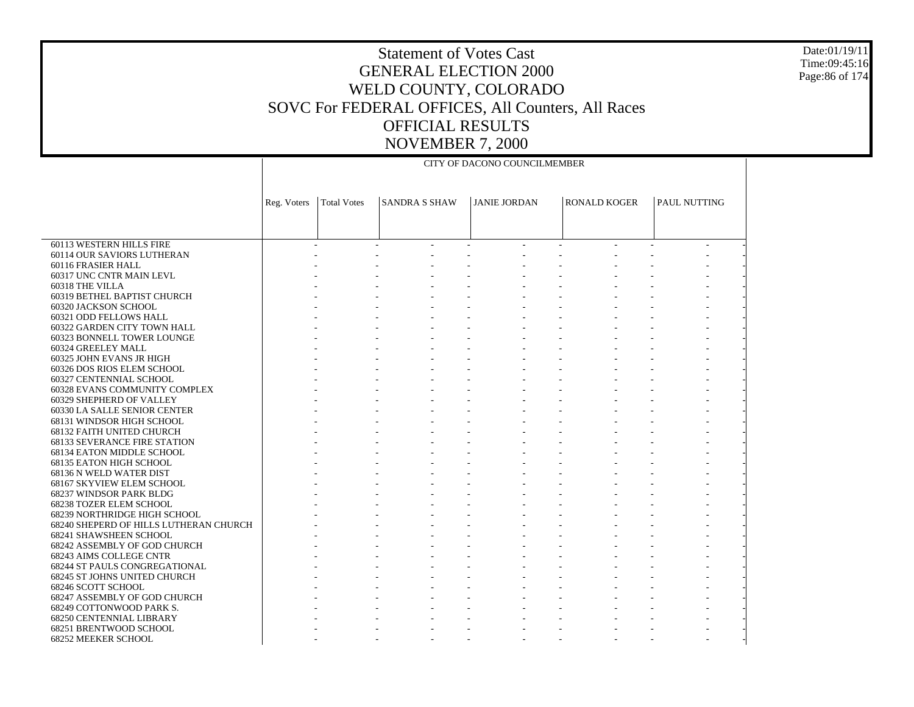# Statement of Votes Cast
## GENERAL ELECTION 2000
## WELD COUNTY, COLORADO
## SOVC For FEDERAL OFFICES, All Counters, All Races
## OFFICIAL RESULTS
## NOVEMBER 7, 2000

Date:01/19/11
Time:09:45:16

| | CITY OF DACONO COUNCILMEMBER | | | | | |
|---|---|---|---|---|---|---|
| | Reg. Voters | Total Votes | SANDRA S SHAW | JANIE JORDAN | RONALD KOGER | PAUL NUTTING |
| 60113 WESTERN HILLS FIRE | - | - | - | - | - | - |
| 60114 OUR SAVIORS LUTHERAN | - | - | - | - | - | - |
| 60116 FRASIER HALL | - | - | - | - | - | - |
| 60317 UNC CNTR MAIN LEVL | - | - | - | - | - | - |
| 60318 THE VILLA | - | - | - | - | - | - |
| 60319 BETHEL BAPTIST CHURCH | - | - | - | - | - | - |
| 60320 JACKSON SCHOOL | - | - | - | - | - | - |
| 60321 ODD FELLOWS HALL | - | - | - | - | - | - |
| 60322 GARDEN CITY TOWN HALL | - | - | - | - | - | - |
| 60323 BONNELL TOWER LOUNGE | - | - | - | - | - | - |
| 60324 GREELEY MALL | - | - | - | - | - | - |
| 60325 JOHN EVANS JR HIGH | - | - | - | - | - | - |
| 60326 DOS RIOS ELEM SCHOOL | - | - | - | - | - | - |
| 60327 CENTENNIAL SCHOOL | - | - | - | - | - | - |
| 60328 EVANS COMMUNITY COMPLEX | - | - | - | - | - | - |
| 60329 SHEPHERD OF VALLEY | - | - | - | - | - | - |
| 60330 LA SALLE SENIOR CENTER | - | - | - | - | - | - |
| 68131 WINDSOR HIGH SCHOOL | - | - | - | - | - | - |
| 68132 FAITH UNITED CHURCH | - | - | - | - | - | - |
| 68133 SEVERANCE FIRE STATION | - | - | - | - | - | - |
| 68134 EATON MIDDLE SCHOOL | - | - | - | - | - | - |
| 68135 EATON HIGH SCHOOL | - | - | - | - | - | - |
| 68136 N WELD WATER DIST | - | - | - | - | - | - |
| 68167 SKYVIEW ELEM SCHOOL | - | - | - | - | - | - |
| 68237 WINDSOR PARK BLDG | - | - | - | - | - | - |
| 68238 TOZER ELEM SCHOOL | - | - | - | - | - | - |
| 68239 NORTHRIDGE HIGH SCHOOL | - | - | - | - | - | - |
| 68240 SHEPERD OF HILLS LUTHERAN CHURCH | - | - | - | - | - | - |
| 68241 SHAWSHEEN SCHOOL | - | - | - | - | - | - |
| 68242 ASSEMBLY OF GOD CHURCH | - | - | - | - | - | - |
| 68243 AIMS COLLEGE CNTR | - | - | - | - | - | - |
| 68244 ST PAULS CONGREGATIONAL | - | - | - | - | - | - |
| 68245 ST JOHNS UNITED CHURCH | - | - | - | - | - | - |
| 68246 SCOTT SCHOOL | - | - | - | - | - | - |
| 68247 ASSEMBLY OF GOD CHURCH | - | - | - | - | - | - |
| 68249 COTTONWOOD PARK S. | - | - | - | - | - | - |
| 68250 CENTENNIAL LIBRARY | - | - | - | - | - | - |
| 68251 BRENTWOOD SCHOOL | - | - | - | - | - | - |
| 68252 MEEKER SCHOOL | - | - | - | - | - | - |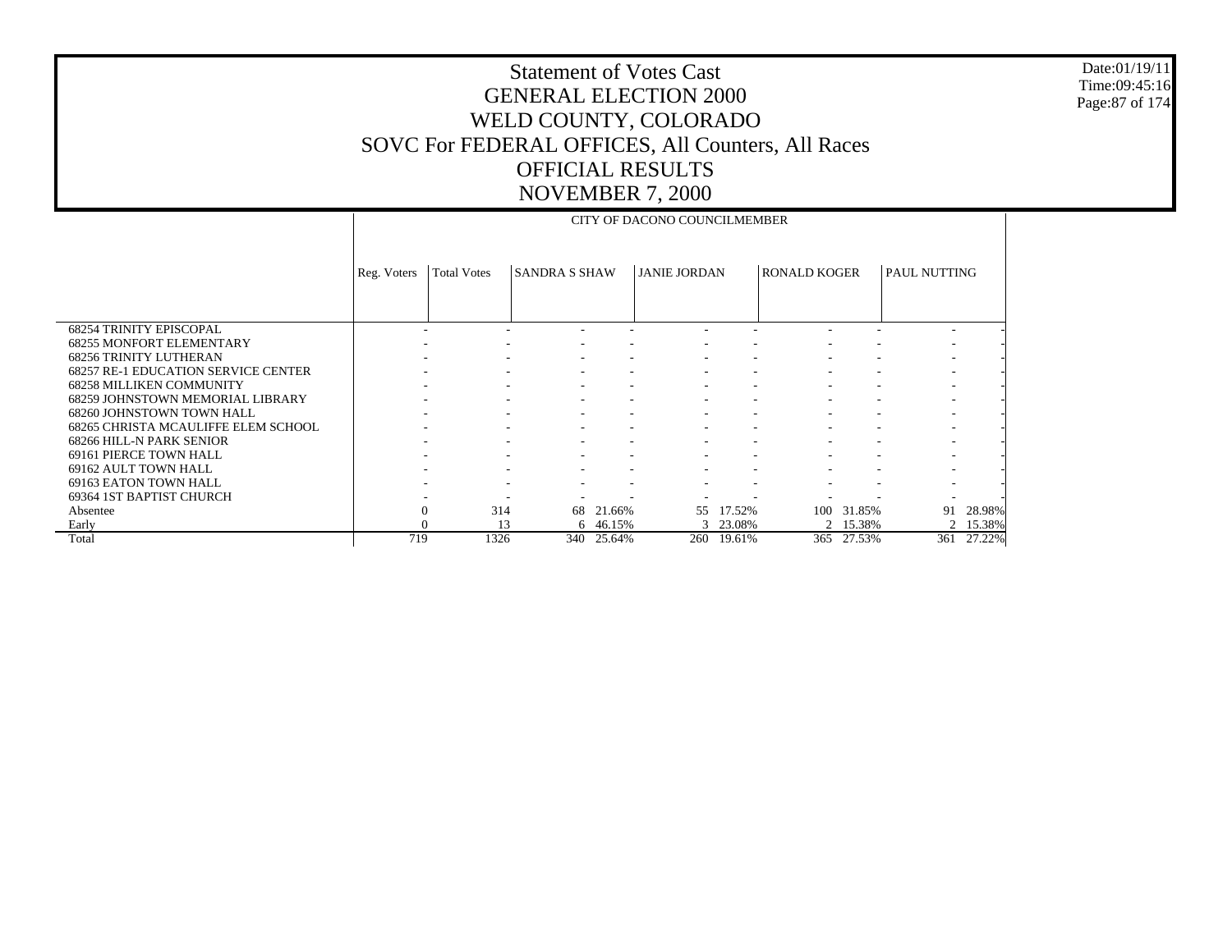# Statement of Votes Cast
# GENERAL ELECTION 2000
# WELD COUNTY, COLORADO
# SOVC For FEDERAL OFFICES, All Counters, All Races
# OFFICIAL RESULTS
# NOVEMBER 7, 2000

Date:01/19/11
Time:09:45:16

| | CITY OF DACONO COUNCILMEMBER | | | | | | | | | |
|---|---|---|---|---|---|---|---|---|---|---|
| | Reg. Voters | Total Votes | SANDRA S SHAW | | JANIE JORDAN | | RONALD KOGER | | PAUL NUTTING | |
| 68254 TRINITY EPISCOPAL | - | - | - | - | - | - | - | - | - | - |
| 68255 MONFORT ELEMENTARY | - | - | - | - | - | - | - | - | - | - |
| 68256 TRINITY LUTHERAN | - | - | - | - | - | - | - | - | - | - |
| 68257 RE-1 EDUCATION SERVICE CENTER | - | - | - | - | - | - | - | - | - | - |
| 68258 MILLIKEN COMMUNITY | - | - | - | - | - | - | - | - | - | - |
| 68259 JOHNSTOWN MEMORIAL LIBRARY | - | - | - | - | - | - | - | - | - | - |
| 68260 JOHNSTOWN TOWN HALL | - | - | - | - | - | - | - | - | - | - |
| 68265 CHRISTA MCAULIFFE ELEM SCHOOL | - | - | - | - | - | - | - | - | - | - |
| 68266 HILL-N PARK SENIOR | - | - | - | - | - | - | - | - | - | - |
| 69161 PIERCE TOWN HALL | - | - | - | - | - | - | - | - | - | - |
| 69162 AULT TOWN HALL | - | - | - | - | - | - | - | - | - | - |
| 69163 EATON TOWN HALL | - | - | - | - | - | - | - | - | - | - |
| 69364 1ST BAPTIST CHURCH | - | - | - | - | - | - | - | - | - | - |
| Absentee | 0 | 314 | 68 | 21.66% | 55 | 17.52% | 100 | 31.85% | 91 | 28.98% |
| Early | 0 | 13 | 6 | 46.15% | 3 | 23.08% | 2 | 15.38% | 2 | 15.38% |
| Total | 719 | 1326 | 340 | 25.64% | 260 | 19.61% | 365 | 27.53% | 361 | 27.22% |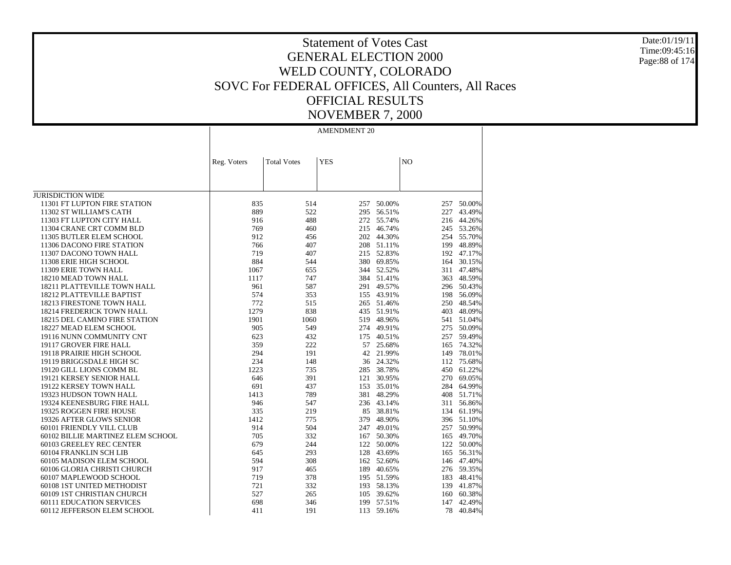# Statement of Votes Cast
# GENERAL ELECTION 2000
# WELD COUNTY, COLORADO
# SOVC For FEDERAL OFFICES, All Counters, All Races
# OFFICIAL RESULTS
# NOVEMBER 7, 2000

| | AMENDMENT 20 | | | | | |
|---|---|---|---|---|---|---|
| | Reg. Voters | Total Votes | YES | | NO | |
| JURISDICTION WIDE | | | | | | |
| 11301 FT LUPTON FIRE STATION | 835 | 514 | 257 | 50.00% | 257 | 50.00% |
| 11302 ST WILLIAM'S CATH | 889 | 522 | 295 | 56.51% | 227 | 43.49% |
| 11303 FT LUPTON CITY HALL | 916 | 488 | 272 | 55.74% | 216 | 44.26% |
| 11304 CRANE CRT COMM BLD | 769 | 460 | 215 | 46.74% | 245 | 53.26% |
| 11305 BUTLER ELEM SCHOOL | 912 | 456 | 202 | 44.30% | 254 | 55.70% |
| 11306 DACONO FIRE STATION | 766 | 407 | 208 | 51.11% | 199 | 48.89% |
| 11307 DACONO TOWN HALL | 719 | 407 | 215 | 52.83% | 192 | 47.17% |
| 11308 ERIE HIGH SCHOOL | 884 | 544 | 380 | 69.85% | 164 | 30.15% |
| 11309 ERIE TOWN HALL | 1067 | 655 | 344 | 52.52% | 311 | 47.48% |
| 18210 MEAD TOWN HALL | 1117 | 747 | 384 | 51.41% | 363 | 48.59% |
| 18211 PLATTEVILLE TOWN HALL | 961 | 587 | 291 | 49.57% | 296 | 50.43% |
| 18212 PLATTEVILLE BAPTIST | 574 | 353 | 155 | 43.91% | 198 | 56.09% |
| 18213 FIRESTONE TOWN HALL | 772 | 515 | 265 | 51.46% | 250 | 48.54% |
| 18214 FREDERICK TOWN HALL | 1279 | 838 | 435 | 51.91% | 403 | 48.09% |
| 18215 DEL CAMINO FIRE STATION | 1901 | 1060 | 519 | 48.96% | 541 | 51.04% |
| 18227 MEAD ELEM SCHOOL | 905 | 549 | 274 | 49.91% | 275 | 50.09% |
| 19116 NUNN COMMUNITY CNT | 623 | 432 | 175 | 40.51% | 257 | 59.49% |
| 19117 GROVER FIRE HALL | 359 | 222 | 57 | 25.68% | 165 | 74.32% |
| 19118 PRAIRIE HIGH SCHOOL | 294 | 191 | 42 | 21.99% | 149 | 78.01% |
| 19119 BRIGGSDALE HIGH SC | 234 | 148 | 36 | 24.32% | 112 | 75.68% |
| 19120 GILL LIONS COMM BL | 1223 | 735 | 285 | 38.78% | 450 | 61.22% |
| 19121 KERSEY SENIOR HALL | 646 | 391 | 121 | 30.95% | 270 | 69.05% |
| 19122 KERSEY TOWN HALL | 691 | 437 | 153 | 35.01% | 284 | 64.99% |
| 19323 HUDSON TOWN HALL | 1413 | 789 | 381 | 48.29% | 408 | 51.71% |
| 19324 KEENESBURG FIRE HALL | 946 | 547 | 236 | 43.14% | 311 | 56.86% |
| 19325 ROGGEN FIRE HOUSE | 335 | 219 | 85 | 38.81% | 134 | 61.19% |
| 19326 AFTER GLOWS SENIOR | 1412 | 775 | 379 | 48.90% | 396 | 51.10% |
| 60101 FRIENDLY VILL CLUB | 914 | 504 | 247 | 49.01% | 257 | 50.99% |
| 60102 BILLIE MARTINEZ ELEM SCHOOL | 705 | 332 | 167 | 50.30% | 165 | 49.70% |
| 60103 GREELEY REC CENTER | 679 | 244 | 122 | 50.00% | 122 | 50.00% |
| 60104 FRANKLIN SCH LIB | 645 | 293 | 128 | 43.69% | 165 | 56.31% |
| 60105 MADISON ELEM SCHOOL | 594 | 308 | 162 | 52.60% | 146 | 47.40% |
| 60106 GLORIA CHRISTI CHURCH | 917 | 465 | 189 | 40.65% | 276 | 59.35% |
| 60107 MAPLEWOOD SCHOOL | 719 | 378 | 195 | 51.59% | 183 | 48.41% |
| 60108 1ST UNITED METHODIST | 721 | 332 | 193 | 58.13% | 139 | 41.87% |
| 60109 1ST CHRISTIAN CHURCH | 527 | 265 | 105 | 39.62% | 160 | 60.38% |
| 60111 EDUCATION SERVICES | 698 | 346 | 199 | 57.51% | 147 | 42.49% |
| 60112 JEFFERSON ELEM SCHOOL | 411 | 191 | 113 | 59.16% | 78 | 40.84% |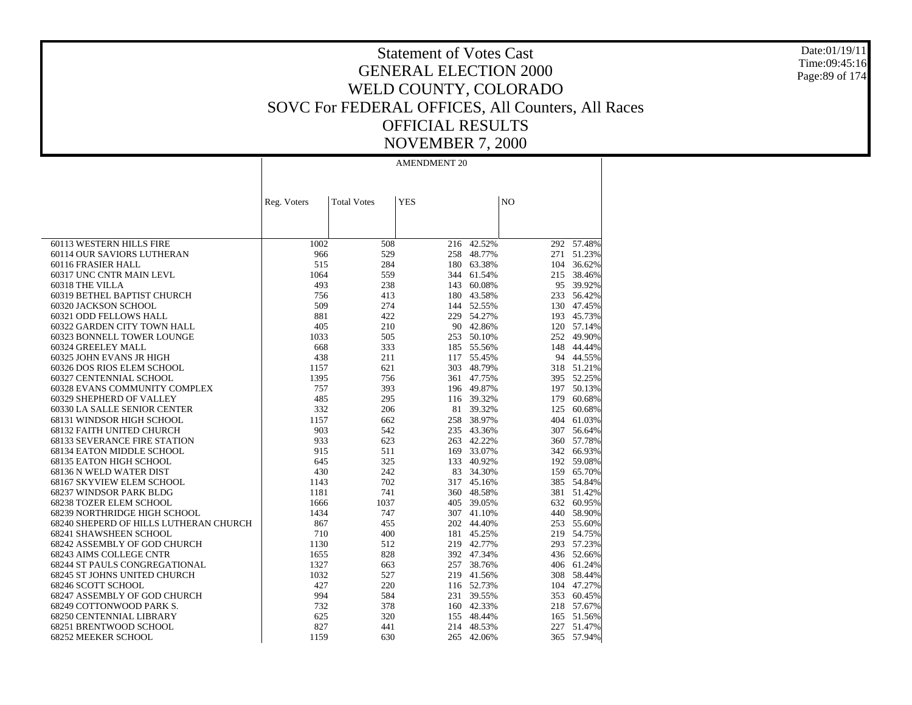# Statement of Votes Cast
## GENERAL ELECTION 2000
## WELD COUNTY, COLORADO
## SOVC For FEDERAL OFFICES, All Counters, All Races
## OFFICIAL RESULTS
## NOVEMBER 7, 2000

Date:01/19/11
Time:09:45:16

| | AMENDMENT 20 | | | | | |
|---|---|---|---|---|---|---|
| | Reg. Voters | Total Votes | YES | | NO | |
| 60113 WESTERN HILLS FIRE | 1002 | 508 | 216 | 42.52% | 292 | 57.48% |
| 60114 OUR SAVIORS LUTHERAN | 966 | 529 | 258 | 48.77% | 271 | 51.23% |
| 60116 FRASIER HALL | 515 | 284 | 180 | 63.38% | 104 | 36.62% |
| 60317 UNC CNTR MAIN LEVL | 1064 | 559 | 344 | 61.54% | 215 | 38.46% |
| 60318 THE VILLA | 493 | 238 | 143 | 60.08% | 95 | 39.92% |
| 60319 BETHEL BAPTIST CHURCH | 756 | 413 | 180 | 43.58% | 233 | 56.42% |
| 60320 JACKSON SCHOOL | 509 | 274 | 144 | 52.55% | 130 | 47.45% |
| 60321 ODD FELLOWS HALL | 881 | 422 | 229 | 54.27% | 193 | 45.73% |
| 60322 GARDEN CITY TOWN HALL | 405 | 210 | 90 | 42.86% | 120 | 57.14% |
| 60323 BONNELL TOWER LOUNGE | 1033 | 505 | 253 | 50.10% | 252 | 49.90% |
| 60324 GREELEY MALL | 668 | 333 | 185 | 55.56% | 148 | 44.44% |
| 60325 JOHN EVANS JR HIGH | 438 | 211 | 117 | 55.45% | 94 | 44.55% |
| 60326 DOS RIOS ELEM SCHOOL | 1157 | 621 | 303 | 48.79% | 318 | 51.21% |
| 60327 CENTENNIAL SCHOOL | 1395 | 756 | 361 | 47.75% | 395 | 52.25% |
| 60328 EVANS COMMUNITY COMPLEX | 757 | 393 | 196 | 49.87% | 197 | 50.13% |
| 60329 SHEPHERD OF VALLEY | 485 | 295 | 116 | 39.32% | 179 | 60.68% |
| 60330 LA SALLE SENIOR CENTER | 332 | 206 | 81 | 39.32% | 125 | 60.68% |
| 68131 WINDSOR HIGH SCHOOL | 1157 | 662 | 258 | 38.97% | 404 | 61.03% |
| 68132 FAITH UNITED CHURCH | 903 | 542 | 235 | 43.36% | 307 | 56.64% |
| 68133 SEVERANCE FIRE STATION | 933 | 623 | 263 | 42.22% | 360 | 57.78% |
| 68134 EATON MIDDLE SCHOOL | 915 | 511 | 169 | 33.07% | 342 | 66.93% |
| 68135 EATON HIGH SCHOOL | 645 | 325 | 133 | 40.92% | 192 | 59.08% |
| 68136 N WELD WATER DIST | 430 | 242 | 83 | 34.30% | 159 | 65.70% |
| 68167 SKYVIEW ELEM SCHOOL | 1143 | 702 | 317 | 45.16% | 385 | 54.84% |
| 68237 WINDSOR PARK BLDG | 1181 | 741 | 360 | 48.58% | 381 | 51.42% |
| 68238 TOZER ELEM SCHOOL | 1666 | 1037 | 405 | 39.05% | 632 | 60.95% |
| 68239 NORTHRIDGE HIGH SCHOOL | 1434 | 747 | 307 | 41.10% | 440 | 58.90% |
| 68240 SHEPERD OF HILLS LUTHERAN CHURCH | 867 | 455 | 202 | 44.40% | 253 | 55.60% |
| 68241 SHAWSHEEN SCHOOL | 710 | 400 | 181 | 45.25% | 219 | 54.75% |
| 68242 ASSEMBLY OF GOD CHURCH | 1130 | 512 | 219 | 42.77% | 293 | 57.23% |
| 68243 AIMS COLLEGE CNTR | 1655 | 828 | 392 | 47.34% | 436 | 52.66% |
| 68244 ST PAULS CONGREGATIONAL | 1327 | 663 | 257 | 38.76% | 406 | 61.24% |
| 68245 ST JOHNS UNITED CHURCH | 1032 | 527 | 219 | 41.56% | 308 | 58.44% |
| 68246 SCOTT SCHOOL | 427 | 220 | 116 | 52.73% | 104 | 47.27% |
| 68247 ASSEMBLY OF GOD CHURCH | 994 | 584 | 231 | 39.55% | 353 | 60.45% |
| 68249 COTTONWOOD PARK S. | 732 | 378 | 160 | 42.33% | 218 | 57.67% |
| 68250 CENTENNIAL LIBRARY | 625 | 320 | 155 | 48.44% | 165 | 51.56% |
| 68251 BRENTWOOD SCHOOL | 827 | 441 | 214 | 48.53% | 227 | 51.47% |
| 68252 MEEKER SCHOOL | 1159 | 630 | 265 | 42.06% | 365 | 57.94% |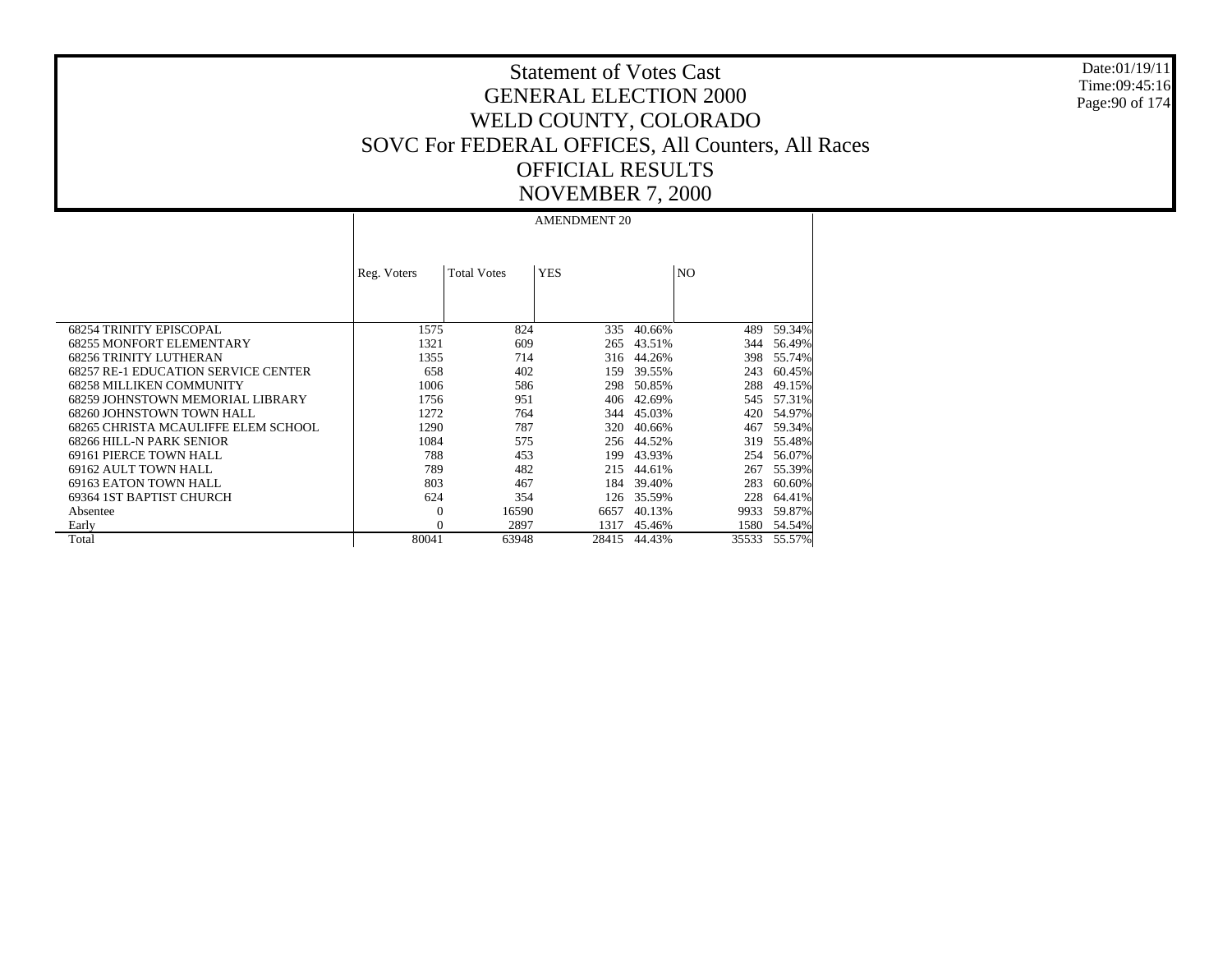# Statement of Votes Cast
## GENERAL ELECTION 2000
## WELD COUNTY, COLORADO
## SOVC For FEDERAL OFFICES, All Counters, All Races
## OFFICIAL RESULTS
## NOVEMBER 7, 2000

| | AMENDMENT 20 | | | | | |
|---|---|---|---|---|---|---|
| | Reg. Voters | Total Votes | YES | | NO | |
| 68254 TRINITY EPISCOPAL | 1575 | 824 | 335 | 40.66% | 489 | 59.34% |
| 68255 MONFORT ELEMENTARY | 1321 | 609 | 265 | 43.51% | 344 | 56.49% |
| 68256 TRINITY LUTHERAN | 1355 | 714 | 316 | 44.26% | 398 | 55.74% |
| 68257 RE-1 EDUCATION SERVICE CENTER | 658 | 402 | 159 | 39.55% | 243 | 60.45% |
| 68258 MILLIKEN COMMUNITY | 1006 | 586 | 298 | 50.85% | 288 | 49.15% |
| 68259 JOHNSTOWN MEMORIAL LIBRARY | 1756 | 951 | 406 | 42.69% | 545 | 57.31% |
| 68260 JOHNSTOWN TOWN HALL | 1272 | 764 | 344 | 45.03% | 420 | 54.97% |
| 68265 CHRISTA MCAULIFFE ELEM SCHOOL | 1290 | 787 | 320 | 40.66% | 467 | 59.34% |
| 68266 HILL-N PARK SENIOR | 1084 | 575 | 256 | 44.52% | 319 | 55.48% |
| 69161 PIERCE TOWN HALL | 788 | 453 | 199 | 43.93% | 254 | 56.07% |
| 69162 AULT TOWN HALL | 789 | 482 | 215 | 44.61% | 267 | 55.39% |
| 69163 EATON TOWN HALL | 803 | 467 | 184 | 39.40% | 283 | 60.60% |
| 69364 1ST BAPTIST CHURCH | 624 | 354 | 126 | 35.59% | 228 | 64.41% |
| Absentee | 0 | 16590 | 6657 | 40.13% | 9933 | 59.87% |
| Early | 0 | 2897 | 1317 | 45.46% | 1580 | 54.54% |
| Total | 80041 | 63948 | 28415 | 44.43% | 35533 | 55.57% |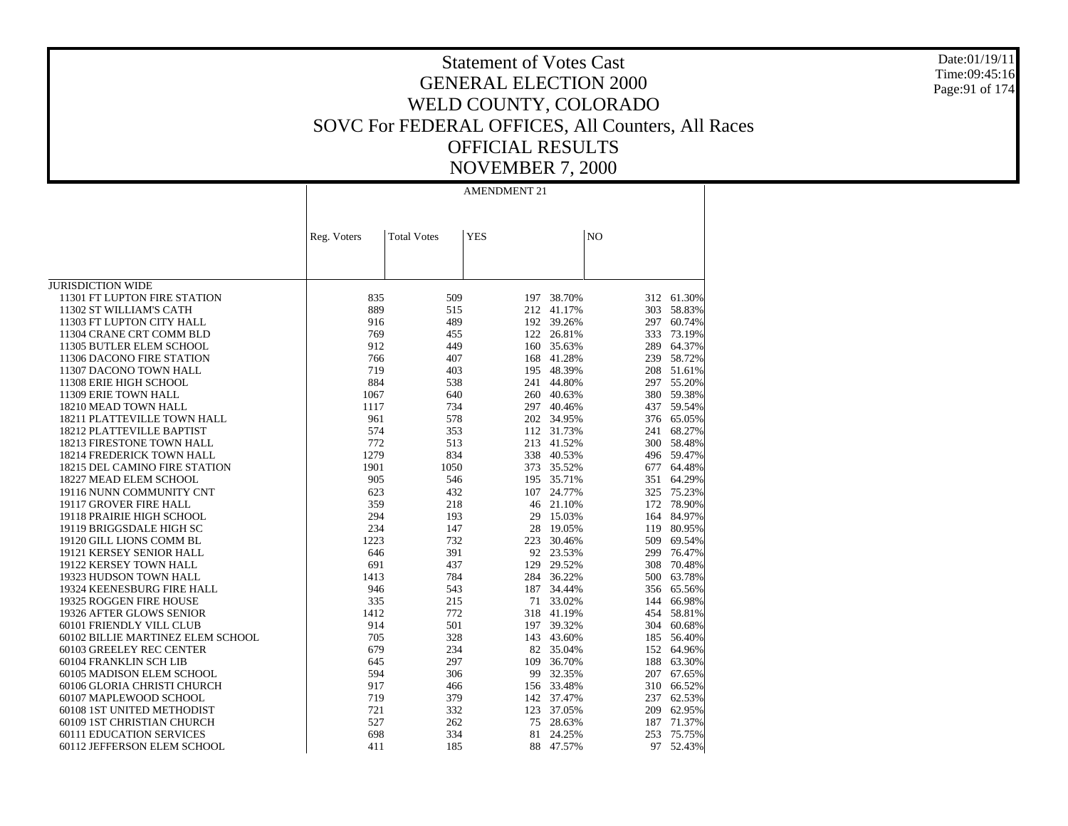# Statement of Votes Cast
## GENERAL ELECTION 2000
## WELD COUNTY, COLORADO
## SOVC For FEDERAL OFFICES, All Counters, All Races
## OFFICIAL RESULTS
## NOVEMBER 7, 2000

| | AMENDMENT 21 | | | | | |
|---|---|---|---|---|---|---|
| | Reg. Voters | Total Votes | YES | | NO | |
| JURISDICTION WIDE | | | | | | |
| 11301 FT LUPTON FIRE STATION | 835 | 509 | 197 | 38.70% | 312 | 61.30% |
| 11302 ST WILLIAM'S CATH | 889 | 515 | 212 | 41.17% | 303 | 58.83% |
| 11303 FT LUPTON CITY HALL | 916 | 489 | 192 | 39.26% | 297 | 60.74% |
| 11304 CRANE CRT COMM BLD | 769 | 455 | 122 | 26.81% | 333 | 73.19% |
| 11305 BUTLER ELEM SCHOOL | 912 | 449 | 160 | 35.63% | 289 | 64.37% |
| 11306 DACONO FIRE STATION | 766 | 407 | 168 | 41.28% | 239 | 58.72% |
| 11307 DACONO TOWN HALL | 719 | 403 | 195 | 48.39% | 208 | 51.61% |
| 11308 ERIE HIGH SCHOOL | 884 | 538 | 241 | 44.80% | 297 | 55.20% |
| 11309 ERIE TOWN HALL | 1067 | 640 | 260 | 40.63% | 380 | 59.38% |
| 18210 MEAD TOWN HALL | 1117 | 734 | 297 | 40.46% | 437 | 59.54% |
| 18211 PLATTEVILLE TOWN HALL | 961 | 578 | 202 | 34.95% | 376 | 65.05% |
| 18212 PLATTEVILLE BAPTIST | 574 | 353 | 112 | 31.73% | 241 | 68.27% |
| 18213 FIRESTONE TOWN HALL | 772 | 513 | 213 | 41.52% | 300 | 58.48% |
| 18214 FREDERICK TOWN HALL | 1279 | 834 | 338 | 40.53% | 496 | 59.47% |
| 18215 DEL CAMINO FIRE STATION | 1901 | 1050 | 373 | 35.52% | 677 | 64.48% |
| 18227 MEAD ELEM SCHOOL | 905 | 546 | 195 | 35.71% | 351 | 64.29% |
| 19116 NUNN COMMUNITY CNT | 623 | 432 | 107 | 24.77% | 325 | 75.23% |
| 19117 GROVER FIRE HALL | 359 | 218 | 46 | 21.10% | 172 | 78.90% |
| 19118 PRAIRIE HIGH SCHOOL | 294 | 193 | 29 | 15.03% | 164 | 84.97% |
| 19119 BRIGGSDALE HIGH SC | 234 | 147 | 28 | 19.05% | 119 | 80.95% |
| 19120 GILL LIONS COMM BL | 1223 | 732 | 223 | 30.46% | 509 | 69.54% |
| 19121 KERSEY SENIOR HALL | 646 | 391 | 92 | 23.53% | 299 | 76.47% |
| 19122 KERSEY TOWN HALL | 691 | 437 | 129 | 29.52% | 308 | 70.48% |
| 19323 HUDSON TOWN HALL | 1413 | 784 | 284 | 36.22% | 500 | 63.78% |
| 19324 KEENESBURG FIRE HALL | 946 | 543 | 187 | 34.44% | 356 | 65.56% |
| 19325 ROGGEN FIRE HOUSE | 335 | 215 | 71 | 33.02% | 144 | 66.98% |
| 19326 AFTER GLOWS SENIOR | 1412 | 772 | 318 | 41.19% | 454 | 58.81% |
| 60101 FRIENDLY VILL CLUB | 914 | 501 | 197 | 39.32% | 304 | 60.68% |
| 60102 BILLIE MARTINEZ ELEM SCHOOL | 705 | 328 | 143 | 43.60% | 185 | 56.40% |
| 60103 GREELEY REC CENTER | 679 | 234 | 82 | 35.04% | 152 | 64.96% |
| 60104 FRANKLIN SCH LIB | 645 | 297 | 109 | 36.70% | 188 | 63.30% |
| 60105 MADISON ELEM SCHOOL | 594 | 306 | 99 | 32.35% | 207 | 67.65% |
| 60106 GLORIA CHRISTI CHURCH | 917 | 466 | 156 | 33.48% | 310 | 66.52% |
| 60107 MAPLEWOOD SCHOOL | 719 | 379 | 142 | 37.47% | 237 | 62.53% |
| 60108 1ST UNITED METHODIST | 721 | 332 | 123 | 37.05% | 209 | 62.95% |
| 60109 1ST CHRISTIAN CHURCH | 527 | 262 | 75 | 28.63% | 187 | 71.37% |
| 60111 EDUCATION SERVICES | 698 | 334 | 81 | 24.25% | 253 | 75.75% |
| 60112 JEFFERSON ELEM SCHOOL | 411 | 185 | 88 | 47.57% | 97 | 52.43% |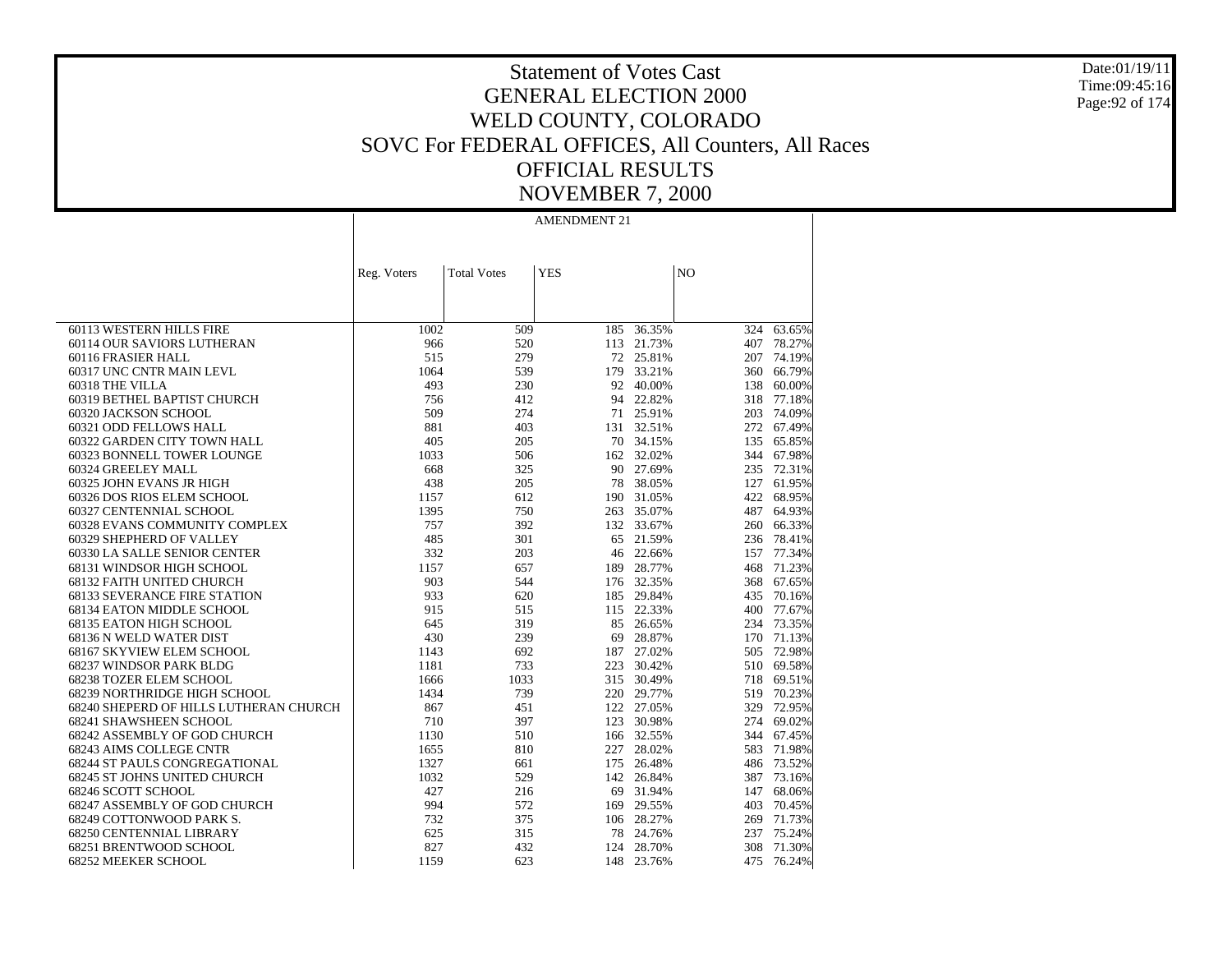# Statement of Votes Cast
# GENERAL ELECTION 2000
# WELD COUNTY, COLORADO
# SOVC For FEDERAL OFFICES, All Counters, All Races
# OFFICIAL RESULTS
# NOVEMBER 7, 2000

Date:01/19/11
Time:09:45:16

| | AMENDMENT 21 | | | | | |
|---|---|---|---|---|---|---|
| | Reg. Voters | Total Votes | YES | | NO | |
| 60113 WESTERN HILLS FIRE | 1002 | 509 | 185 | 36.35% | 324 | 63.65% |
| 60114 OUR SAVIORS LUTHERAN | 966 | 520 | 113 | 21.73% | 407 | 78.27% |
| 60116 FRASIER HALL | 515 | 279 | 72 | 25.81% | 207 | 74.19% |
| 60317 UNC CNTR MAIN LEVL | 1064 | 539 | 179 | 33.21% | 360 | 66.79% |
| 60318 THE VILLA | 493 | 230 | 92 | 40.00% | 138 | 60.00% |
| 60319 BETHEL BAPTIST CHURCH | 756 | 412 | 94 | 22.82% | 318 | 77.18% |
| 60320 JACKSON SCHOOL | 509 | 274 | 71 | 25.91% | 203 | 74.09% |
| 60321 ODD FELLOWS HALL | 881 | 403 | 131 | 32.51% | 272 | 67.49% |
| 60322 GARDEN CITY TOWN HALL | 405 | 205 | 70 | 34.15% | 135 | 65.85% |
| 60323 BONNELL TOWER LOUNGE | 1033 | 506 | 162 | 32.02% | 344 | 67.98% |
| 60324 GREELEY MALL | 668 | 325 | 90 | 27.69% | 235 | 72.31% |
| 60325 JOHN EVANS JR HIGH | 438 | 205 | 78 | 38.05% | 127 | 61.95% |
| 60326 DOS RIOS ELEM SCHOOL | 1157 | 612 | 190 | 31.05% | 422 | 68.95% |
| 60327 CENTENNIAL SCHOOL | 1395 | 750 | 263 | 35.07% | 487 | 64.93% |
| 60328 EVANS COMMUNITY COMPLEX | 757 | 392 | 132 | 33.67% | 260 | 66.33% |
| 60329 SHEPHERD OF VALLEY | 485 | 301 | 65 | 21.59% | 236 | 78.41% |
| 60330 LA SALLE SENIOR CENTER | 332 | 203 | 46 | 22.66% | 157 | 77.34% |
| 68131 WINDSOR HIGH SCHOOL | 1157 | 657 | 189 | 28.77% | 468 | 71.23% |
| 68132 FAITH UNITED CHURCH | 903 | 544 | 176 | 32.35% | 368 | 67.65% |
| 68133 SEVERANCE FIRE STATION | 933 | 620 | 185 | 29.84% | 435 | 70.16% |
| 68134 EATON MIDDLE SCHOOL | 915 | 515 | 115 | 22.33% | 400 | 77.67% |
| 68135 EATON HIGH SCHOOL | 645 | 319 | 85 | 26.65% | 234 | 73.35% |
| 68136 N WELD WATER DIST | 430 | 239 | 69 | 28.87% | 170 | 71.13% |
| 68167 SKYVIEW ELEM SCHOOL | 1143 | 692 | 187 | 27.02% | 505 | 72.98% |
| 68237 WINDSOR PARK BLDG | 1181 | 733 | 223 | 30.42% | 510 | 69.58% |
| 68238 TOZER ELEM SCHOOL | 1666 | 1033 | 315 | 30.49% | 718 | 69.51% |
| 68239 NORTHRIDGE HIGH SCHOOL | 1434 | 739 | 220 | 29.77% | 519 | 70.23% |
| 68240 SHEPERD OF HILLS LUTHERAN CHURCH | 867 | 451 | 122 | 27.05% | 329 | 72.95% |
| 68241 SHAWSHEEN SCHOOL | 710 | 397 | 123 | 30.98% | 274 | 69.02% |
| 68242 ASSEMBLY OF GOD CHURCH | 1130 | 510 | 166 | 32.55% | 344 | 67.45% |
| 68243 AIMS COLLEGE CNTR | 1655 | 810 | 227 | 28.02% | 583 | 71.98% |
| 68244 ST PAULS CONGREGATIONAL | 1327 | 661 | 175 | 26.48% | 486 | 73.52% |
| 68245 ST JOHNS UNITED CHURCH | 1032 | 529 | 142 | 26.84% | 387 | 73.16% |
| 68246 SCOTT SCHOOL | 427 | 216 | 69 | 31.94% | 147 | 68.06% |
| 68247 ASSEMBLY OF GOD CHURCH | 994 | 572 | 169 | 29.55% | 403 | 70.45% |
| 68249 COTTONWOOD PARK S. | 732 | 375 | 106 | 28.27% | 269 | 71.73% |
| 68250 CENTENNIAL LIBRARY | 625 | 315 | 78 | 24.76% | 237 | 75.24% |
| 68251 BRENTWOOD SCHOOL | 827 | 432 | 124 | 28.70% | 308 | 71.30% |
| 68252 MEEKER SCHOOL | 1159 | 623 | 148 | 23.76% | 475 | 76.24% |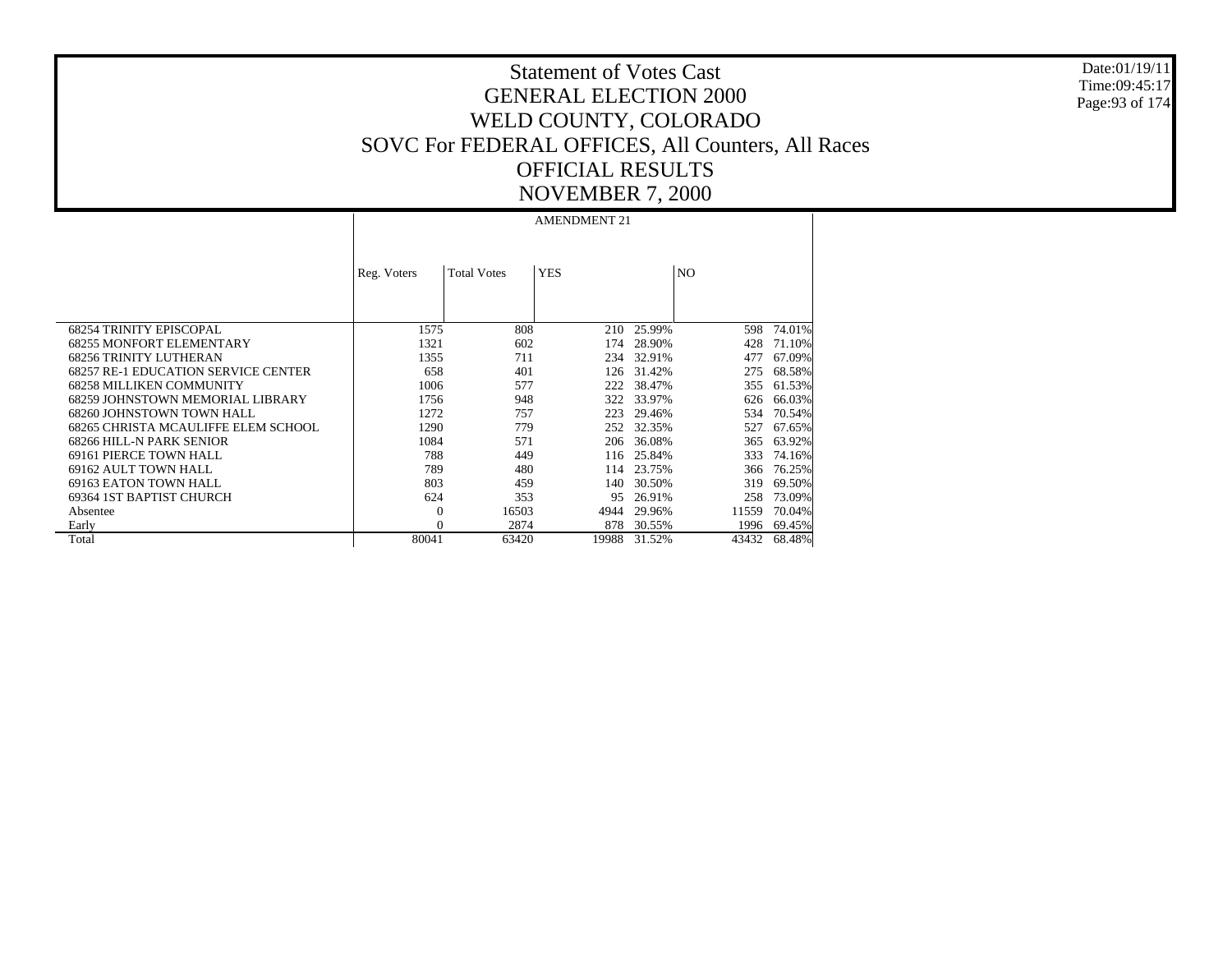# Statement of Votes Cast
# GENERAL ELECTION 2000
# WELD COUNTY, COLORADO
# SOVC For FEDERAL OFFICES, All Counters, All Races
# OFFICIAL RESULTS
# NOVEMBER 7, 2000

Date:01/19/11
Time:09:45:17

| | AMENDMENT 21 | | | | | |
|---|---|---|---|---|---|---|
| | Reg. Voters | Total Votes | YES | | NO | |
| 68254 TRINITY EPISCOPAL | 1575 | 808 | 210 | 25.99% | 598 | 74.01% |
| 68255 MONFORT ELEMENTARY | 1321 | 602 | 174 | 28.90% | 428 | 71.10% |
| 68256 TRINITY LUTHERAN | 1355 | 711 | 234 | 32.91% | 477 | 67.09% |
| 68257 RE-1 EDUCATION SERVICE CENTER | 658 | 401 | 126 | 31.42% | 275 | 68.58% |
| 68258 MILLIKEN COMMUNITY | 1006 | 577 | 222 | 38.47% | 355 | 61.53% |
| 68259 JOHNSTOWN MEMORIAL LIBRARY | 1756 | 948 | 322 | 33.97% | 626 | 66.03% |
| 68260 JOHNSTOWN TOWN HALL | 1272 | 757 | 223 | 29.46% | 534 | 70.54% |
| 68265 CHRISTA MCAULIFFE ELEM SCHOOL | 1290 | 779 | 252 | 32.35% | 527 | 67.65% |
| 68266 HILL-N PARK SENIOR | 1084 | 571 | 206 | 36.08% | 365 | 63.92% |
| 69161 PIERCE TOWN HALL | 788 | 449 | 116 | 25.84% | 333 | 74.16% |
| 69162 AULT TOWN HALL | 789 | 480 | 114 | 23.75% | 366 | 76.25% |
| 69163 EATON TOWN HALL | 803 | 459 | 140 | 30.50% | 319 | 69.50% |
| 69364 1ST BAPTIST CHURCH | 624 | 353 | 95 | 26.91% | 258 | 73.09% |
| Absentee | 0 | 16503 | 4944 | 29.96% | 11559 | 70.04% |
| Early | 0 | 2874 | 878 | 30.55% | 1996 | 69.45% |
| Total | 80041 | 63420 | 19988 | 31.52% | 43432 | 68.48% |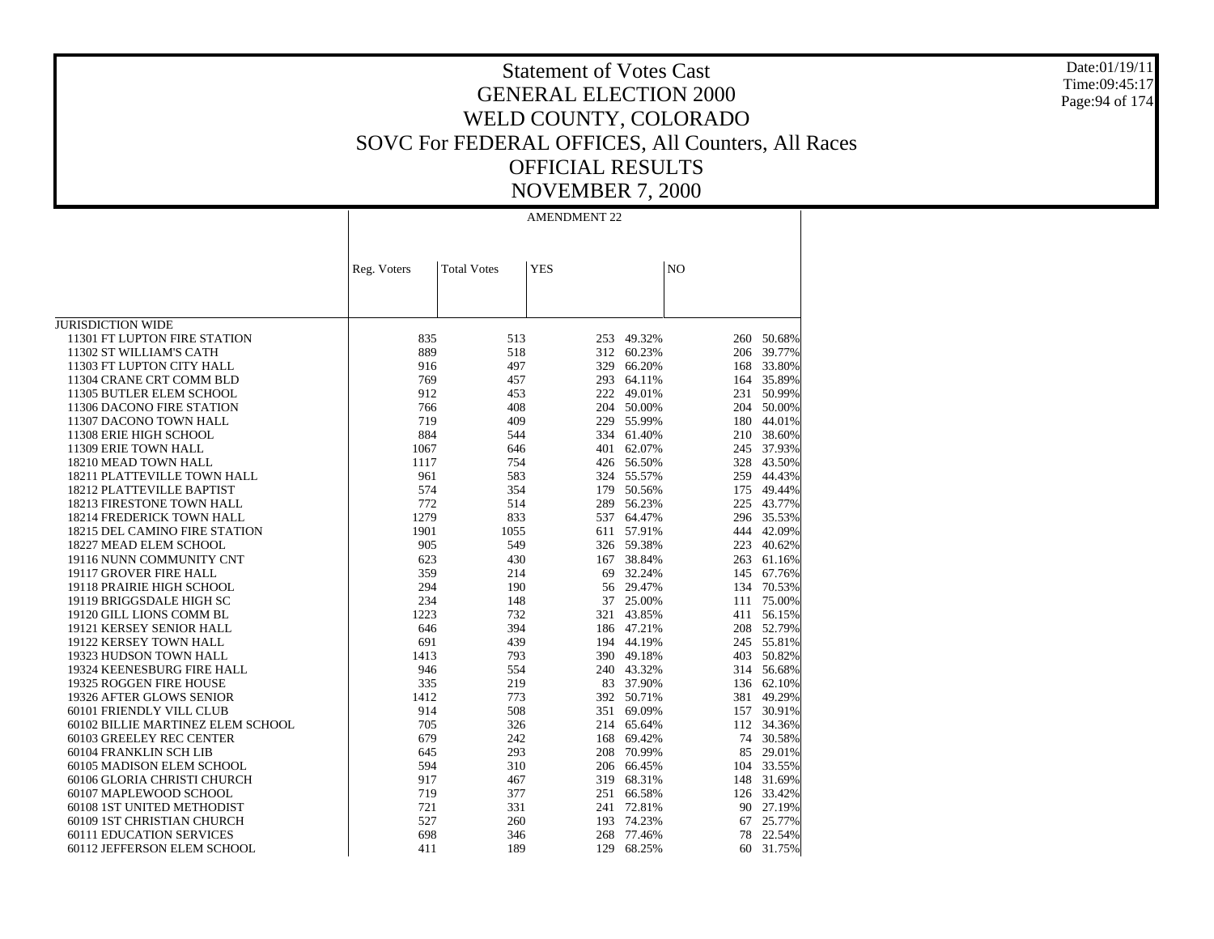# Statement of Votes Cast
## GENERAL ELECTION 2000
## WELD COUNTY, COLORADO
## SOVC For FEDERAL OFFICES, All Counters, All Races
## OFFICIAL RESULTS
## NOVEMBER 7, 2000

| | AMENDMENT 22 | | | | | |
|---|---|---|---|---|---|---|
| | Reg. Voters | Total Votes | YES | | NO | |
| JURISDICTION WIDE | | | | | | |
| 11301 FT LUPTON FIRE STATION | 835 | 513 | 253 | 49.32% | 260 | 50.68% |
| 11302 ST WILLIAM'S CATH | 889 | 518 | 312 | 60.23% | 206 | 39.77% |
| 11303 FT LUPTON CITY HALL | 916 | 497 | 329 | 66.20% | 168 | 33.80% |
| 11304 CRANE CRT COMM BLD | 769 | 457 | 293 | 64.11% | 164 | 35.89% |
| 11305 BUTLER ELEM SCHOOL | 912 | 453 | 222 | 49.01% | 231 | 50.99% |
| 11306 DACONO FIRE STATION | 766 | 408 | 204 | 50.00% | 204 | 50.00% |
| 11307 DACONO TOWN HALL | 719 | 409 | 229 | 55.99% | 180 | 44.01% |
| 11308 ERIE HIGH SCHOOL | 884 | 544 | 334 | 61.40% | 210 | 38.60% |
| 11309 ERIE TOWN HALL | 1067 | 646 | 401 | 62.07% | 245 | 37.93% |
| 18210 MEAD TOWN HALL | 1117 | 754 | 426 | 56.50% | 328 | 43.50% |
| 18211 PLATTEVILLE TOWN HALL | 961 | 583 | 324 | 55.57% | 259 | 44.43% |
| 18212 PLATTEVILLE BAPTIST | 574 | 354 | 179 | 50.56% | 175 | 49.44% |
| 18213 FIRESTONE TOWN HALL | 772 | 514 | 289 | 56.23% | 225 | 43.77% |
| 18214 FREDERICK TOWN HALL | 1279 | 833 | 537 | 64.47% | 296 | 35.53% |
| 18215 DEL CAMINO FIRE STATION | 1901 | 1055 | 611 | 57.91% | 444 | 42.09% |
| 18227 MEAD ELEM SCHOOL | 905 | 549 | 326 | 59.38% | 223 | 40.62% |
| 19116 NUNN COMMUNITY CNT | 623 | 430 | 167 | 38.84% | 263 | 61.16% |
| 19117 GROVER FIRE HALL | 359 | 214 | 69 | 32.24% | 145 | 67.76% |
| 19118 PRAIRIE HIGH SCHOOL | 294 | 190 | 56 | 29.47% | 134 | 70.53% |
| 19119 BRIGGSDALE HIGH SC | 234 | 148 | 37 | 25.00% | 111 | 75.00% |
| 19120 GILL LIONS COMM BL | 1223 | 732 | 321 | 43.85% | 411 | 56.15% |
| 19121 KERSEY SENIOR HALL | 646 | 394 | 186 | 47.21% | 208 | 52.79% |
| 19122 KERSEY TOWN HALL | 691 | 439 | 194 | 44.19% | 245 | 55.81% |
| 19323 HUDSON TOWN HALL | 1413 | 793 | 390 | 49.18% | 403 | 50.82% |
| 19324 KEENESBURG FIRE HALL | 946 | 554 | 240 | 43.32% | 314 | 56.68% |
| 19325 ROGGEN FIRE HOUSE | 335 | 219 | 83 | 37.90% | 136 | 62.10% |
| 19326 AFTER GLOWS SENIOR | 1412 | 773 | 392 | 50.71% | 381 | 49.29% |
| 60101 FRIENDLY VILL CLUB | 914 | 508 | 351 | 69.09% | 157 | 30.91% |
| 60102 BILLIE MARTINEZ ELEM SCHOOL | 705 | 326 | 214 | 65.64% | 112 | 34.36% |
| 60103 GREELEY REC CENTER | 679 | 242 | 168 | 69.42% | 74 | 30.58% |
| 60104 FRANKLIN SCH LIB | 645 | 293 | 208 | 70.99% | 85 | 29.01% |
| 60105 MADISON ELEM SCHOOL | 594 | 310 | 206 | 66.45% | 104 | 33.55% |
| 60106 GLORIA CHRISTI CHURCH | 917 | 467 | 319 | 68.31% | 148 | 31.69% |
| 60107 MAPLEWOOD SCHOOL | 719 | 377 | 251 | 66.58% | 126 | 33.42% |
| 60108 1ST UNITED METHODIST | 721 | 331 | 241 | 72.81% | 90 | 27.19% |
| 60109 1ST CHRISTIAN CHURCH | 527 | 260 | 193 | 74.23% | 67 | 25.77% |
| 60111 EDUCATION SERVICES | 698 | 346 | 268 | 77.46% | 78 | 22.54% |
| 60112 JEFFERSON ELEM SCHOOL | 411 | 189 | 129 | 68.25% | 60 | 31.75% |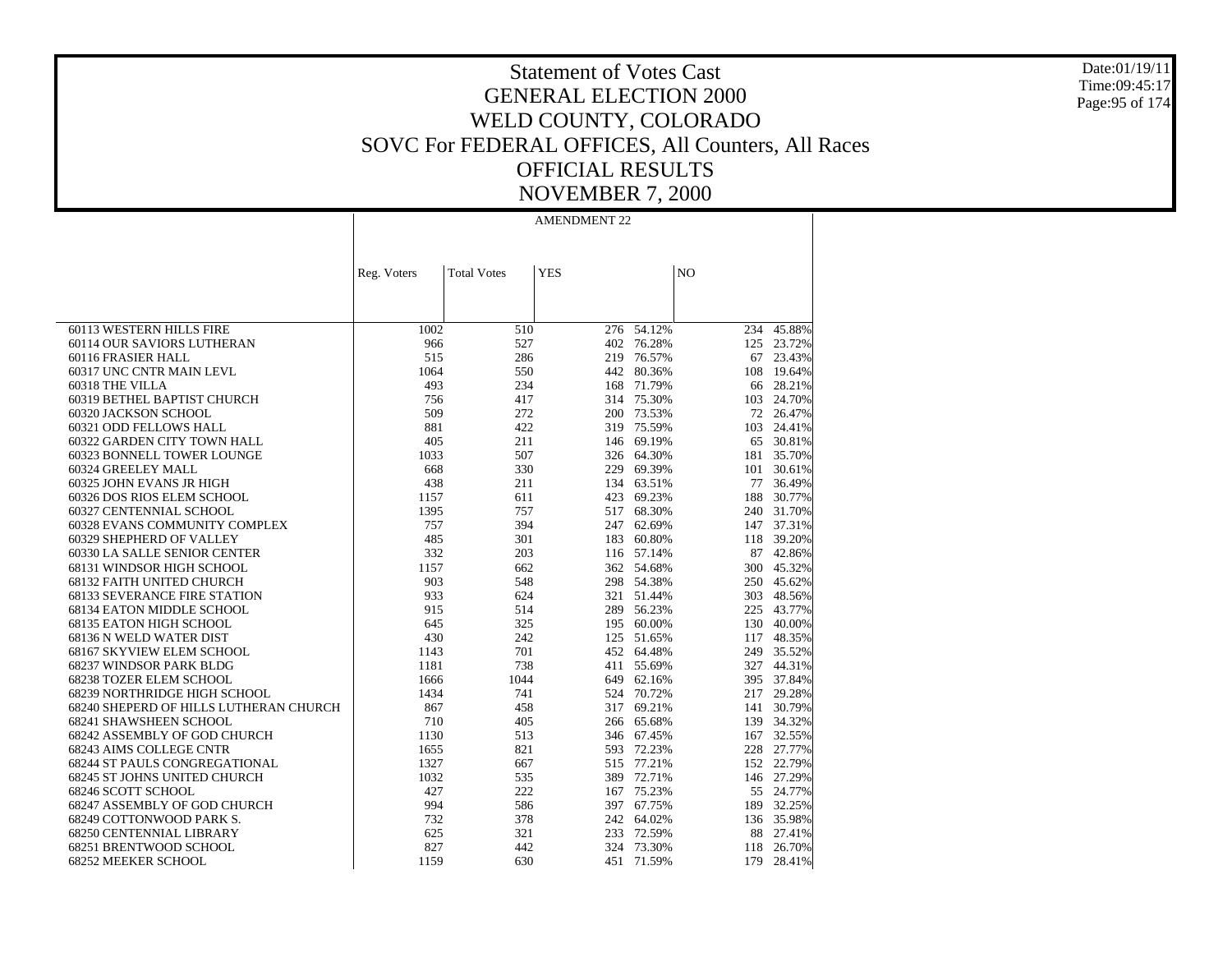# Statement of Votes Cast
## GENERAL ELECTION 2000
## WELD COUNTY, COLORADO
## SOVC For FEDERAL OFFICES, All Counters, All Races
## OFFICIAL RESULTS
## NOVEMBER 7, 2000

Date:01/19/11
Time:09:45:17

| | AMENDMENT 22 | | | | | |
|---|---|---|---|---|---|---|
| | Reg. Voters | Total Votes | YES | | NO | |
| 60113 WESTERN HILLS FIRE | 1002 | 510 | 276 | 54.12% | 234 | 45.88% |
| 60114 OUR SAVIORS LUTHERAN | 966 | 527 | 402 | 76.28% | 125 | 23.72% |
| 60116 FRASIER HALL | 515 | 286 | 219 | 76.57% | 67 | 23.43% |
| 60317 UNC CNTR MAIN LEVL | 1064 | 550 | 442 | 80.36% | 108 | 19.64% |
| 60318 THE VILLA | 493 | 234 | 168 | 71.79% | 66 | 28.21% |
| 60319 BETHEL BAPTIST CHURCH | 756 | 417 | 314 | 75.30% | 103 | 24.70% |
| 60320 JACKSON SCHOOL | 509 | 272 | 200 | 73.53% | 72 | 26.47% |
| 60321 ODD FELLOWS HALL | 881 | 422 | 319 | 75.59% | 103 | 24.41% |
| 60322 GARDEN CITY TOWN HALL | 405 | 211 | 146 | 69.19% | 65 | 30.81% |
| 60323 BONNELL TOWER LOUNGE | 1033 | 507 | 326 | 64.30% | 181 | 35.70% |
| 60324 GREELEY MALL | 668 | 330 | 229 | 69.39% | 101 | 30.61% |
| 60325 JOHN EVANS JR HIGH | 438 | 211 | 134 | 63.51% | 77 | 36.49% |
| 60326 DOS RIOS ELEM SCHOOL | 1157 | 611 | 423 | 69.23% | 188 | 30.77% |
| 60327 CENTENNIAL SCHOOL | 1395 | 757 | 517 | 68.30% | 240 | 31.70% |
| 60328 EVANS COMMUNITY COMPLEX | 757 | 394 | 247 | 62.69% | 147 | 37.31% |
| 60329 SHEPHERD OF VALLEY | 485 | 301 | 183 | 60.80% | 118 | 39.20% |
| 60330 LA SALLE SENIOR CENTER | 332 | 203 | 116 | 57.14% | 87 | 42.86% |
| 68131 WINDSOR HIGH SCHOOL | 1157 | 662 | 362 | 54.68% | 300 | 45.32% |
| 68132 FAITH UNITED CHURCH | 903 | 548 | 298 | 54.38% | 250 | 45.62% |
| 68133 SEVERANCE FIRE STATION | 933 | 624 | 321 | 51.44% | 303 | 48.56% |
| 68134 EATON MIDDLE SCHOOL | 915 | 514 | 289 | 56.23% | 225 | 43.77% |
| 68135 EATON HIGH SCHOOL | 645 | 325 | 195 | 60.00% | 130 | 40.00% |
| 68136 N WELD WATER DIST | 430 | 242 | 125 | 51.65% | 117 | 48.35% |
| 68167 SKYVIEW ELEM SCHOOL | 1143 | 701 | 452 | 64.48% | 249 | 35.52% |
| 68237 WINDSOR PARK BLDG | 1181 | 738 | 411 | 55.69% | 327 | 44.31% |
| 68238 TOZER ELEM SCHOOL | 1666 | 1044 | 649 | 62.16% | 395 | 37.84% |
| 68239 NORTHRIDGE HIGH SCHOOL | 1434 | 741 | 524 | 70.72% | 217 | 29.28% |
| 68240 SHEPERD OF HILLS LUTHERAN CHURCH | 867 | 458 | 317 | 69.21% | 141 | 30.79% |
| 68241 SHAWSHEEN SCHOOL | 710 | 405 | 266 | 65.68% | 139 | 34.32% |
| 68242 ASSEMBLY OF GOD CHURCH | 1130 | 513 | 346 | 67.45% | 167 | 32.55% |
| 68243 AIMS COLLEGE CNTR | 1655 | 821 | 593 | 72.23% | 228 | 27.77% |
| 68244 ST PAULS CONGREGATIONAL | 1327 | 667 | 515 | 77.21% | 152 | 22.79% |
| 68245 ST JOHNS UNITED CHURCH | 1032 | 535 | 389 | 72.71% | 146 | 27.29% |
| 68246 SCOTT SCHOOL | 427 | 222 | 167 | 75.23% | 55 | 24.77% |
| 68247 ASSEMBLY OF GOD CHURCH | 994 | 586 | 397 | 67.75% | 189 | 32.25% |
| 68249 COTTONWOOD PARK S. | 732 | 378 | 242 | 64.02% | 136 | 35.98% |
| 68250 CENTENNIAL LIBRARY | 625 | 321 | 233 | 72.59% | 88 | 27.41% |
| 68251 BRENTWOOD SCHOOL | 827 | 442 | 324 | 73.30% | 118 | 26.70% |
| 68252 MEEKER SCHOOL | 1159 | 630 | 451 | 71.59% | 179 | 28.41% |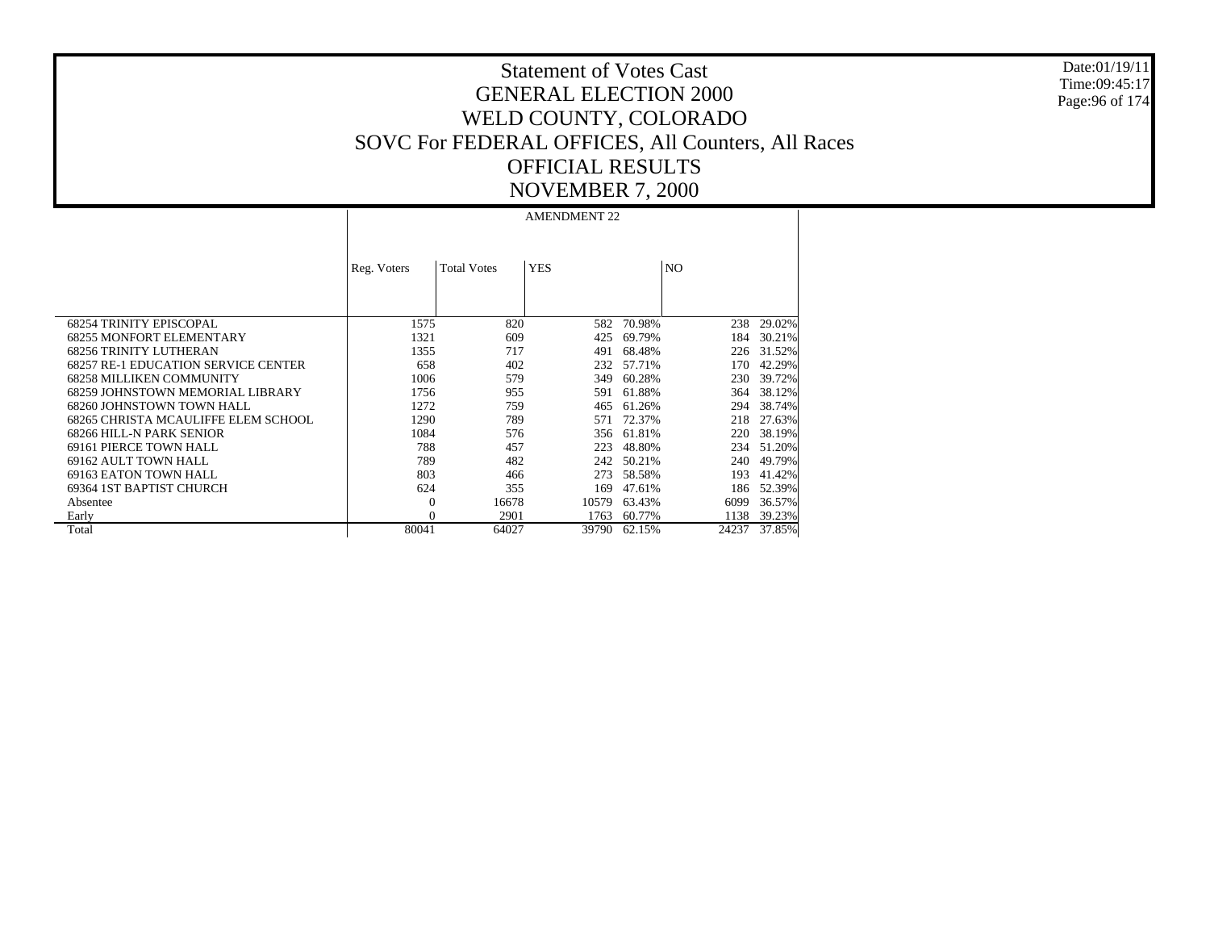# Statement of Votes Cast
# GENERAL ELECTION 2000
# WELD COUNTY, COLORADO
# SOVC For FEDERAL OFFICES, All Counters, All Races
# OFFICIAL RESULTS
# NOVEMBER 7, 2000

Date:01/19/11
Time:09:45:17

| | AMENDMENT 22 | | | | | |
|---|---|---|---|---|---|---|
| | Reg. Voters | Total Votes | YES | | NO | |
| 68254 TRINITY EPISCOPAL | 1575 | 820 | 582 | 70.98% | 238 | 29.02% |
| 68255 MONFORT ELEMENTARY | 1321 | 609 | 425 | 69.79% | 184 | 30.21% |
| 68256 TRINITY LUTHERAN | 1355 | 717 | 491 | 68.48% | 226 | 31.52% |
| 68257 RE-1 EDUCATION SERVICE CENTER | 658 | 402 | 232 | 57.71% | 170 | 42.29% |
| 68258 MILLIKEN COMMUNITY | 1006 | 579 | 349 | 60.28% | 230 | 39.72% |
| 68259 JOHNSTOWN MEMORIAL LIBRARY | 1756 | 955 | 591 | 61.88% | 364 | 38.12% |
| 68260 JOHNSTOWN TOWN HALL | 1272 | 759 | 465 | 61.26% | 294 | 38.74% |
| 68265 CHRISTA MCAULIFFE ELEM SCHOOL | 1290 | 789 | 571 | 72.37% | 218 | 27.63% |
| 68266 HILL-N PARK SENIOR | 1084 | 576 | 356 | 61.81% | 220 | 38.19% |
| 69161 PIERCE TOWN HALL | 788 | 457 | 223 | 48.80% | 234 | 51.20% |
| 69162 AULT TOWN HALL | 789 | 482 | 242 | 50.21% | 240 | 49.79% |
| 69163 EATON TOWN HALL | 803 | 466 | 273 | 58.58% | 193 | 41.42% |
| 69364 1ST BAPTIST CHURCH | 624 | 355 | 169 | 47.61% | 186 | 52.39% |
| Absentee | 0 | 16678 | 10579 | 63.43% | 6099 | 36.57% |
| Early | 0 | 2901 | 1763 | 60.77% | 1138 | 39.23% |
| Total | 80041 | 64027 | 39790 | 62.15% | 24237 | 37.85% |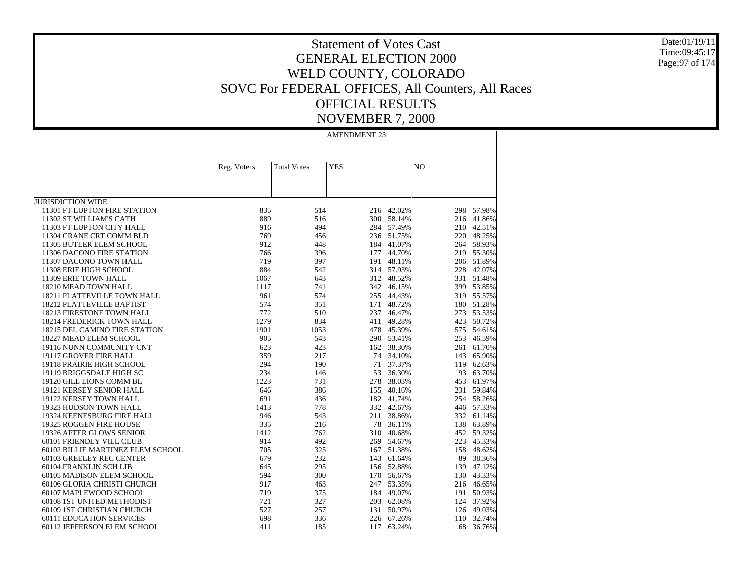# Statement of Votes Cast
# GENERAL ELECTION 2000
# WELD COUNTY, COLORADO
# SOVC For FEDERAL OFFICES, All Counters, All Races
# OFFICIAL RESULTS
# NOVEMBER 7, 2000

Date:01/19/11
Time:09:45:17

| | AMENDMENT 23 | | | | | |
|---|---|---|---|---|---|---|
| | Reg. Voters | Total Votes | YES | | NO | |
| JURISDICTION WIDE | | | | | | |
| 11301 FT LUPTON FIRE STATION | 835 | 514 | 216 | 42.02% | 298 | 57.98% |
| 11302 ST WILLIAM'S CATH | 889 | 516 | 300 | 58.14% | 216 | 41.86% |
| 11303 FT LUPTON CITY HALL | 916 | 494 | 284 | 57.49% | 210 | 42.51% |
| 11304 CRANE CRT COMM BLD | 769 | 456 | 236 | 51.75% | 220 | 48.25% |
| 11305 BUTLER ELEM SCHOOL | 912 | 448 | 184 | 41.07% | 264 | 58.93% |
| 11306 DACONO FIRE STATION | 766 | 396 | 177 | 44.70% | 219 | 55.30% |
| 11307 DACONO TOWN HALL | 719 | 397 | 191 | 48.11% | 206 | 51.89% |
| 11308 ERIE HIGH SCHOOL | 884 | 542 | 314 | 57.93% | 228 | 42.07% |
| 11309 ERIE TOWN HALL | 1067 | 643 | 312 | 48.52% | 331 | 51.48% |
| 18210 MEAD TOWN HALL | 1117 | 741 | 342 | 46.15% | 399 | 53.85% |
| 18211 PLATTEVILLE TOWN HALL | 961 | 574 | 255 | 44.43% | 319 | 55.57% |
| 18212 PLATTEVILLE BAPTIST | 574 | 351 | 171 | 48.72% | 180 | 51.28% |
| 18213 FIRESTONE TOWN HALL | 772 | 510 | 237 | 46.47% | 273 | 53.53% |
| 18214 FREDERICK TOWN HALL | 1279 | 834 | 411 | 49.28% | 423 | 50.72% |
| 18215 DEL CAMINO FIRE STATION | 1901 | 1053 | 478 | 45.39% | 575 | 54.61% |
| 18227 MEAD ELEM SCHOOL | 905 | 543 | 290 | 53.41% | 253 | 46.59% |
| 19116 NUNN COMMUNITY CNT | 623 | 423 | 162 | 38.30% | 261 | 61.70% |
| 19117 GROVER FIRE HALL | 359 | 217 | 74 | 34.10% | 143 | 65.90% |
| 19118 PRAIRIE HIGH SCHOOL | 294 | 190 | 71 | 37.37% | 119 | 62.63% |
| 19119 BRIGGSDALE HIGH SC | 234 | 146 | 53 | 36.30% | 93 | 63.70% |
| 19120 GILL LIONS COMM BL | 1223 | 731 | 278 | 38.03% | 453 | 61.97% |
| 19121 KERSEY SENIOR HALL | 646 | 386 | 155 | 40.16% | 231 | 59.84% |
| 19122 KERSEY TOWN HALL | 691 | 436 | 182 | 41.74% | 254 | 58.26% |
| 19323 HUDSON TOWN HALL | 1413 | 778 | 332 | 42.67% | 446 | 57.33% |
| 19324 KEENESBURG FIRE HALL | 946 | 543 | 211 | 38.86% | 332 | 61.14% |
| 19325 ROGGEN FIRE HOUSE | 335 | 216 | 78 | 36.11% | 138 | 63.89% |
| 19326 AFTER GLOWS SENIOR | 1412 | 762 | 310 | 40.68% | 452 | 59.32% |
| 60101 FRIENDLY VILL CLUB | 914 | 492 | 269 | 54.67% | 223 | 45.33% |
| 60102 BILLIE MARTINEZ ELEM SCHOOL | 705 | 325 | 167 | 51.38% | 158 | 48.62% |
| 60103 GREELEY REC CENTER | 679 | 232 | 143 | 61.64% | 89 | 38.36% |
| 60104 FRANKLIN SCH LIB | 645 | 295 | 156 | 52.88% | 139 | 47.12% |
| 60105 MADISON ELEM SCHOOL | 594 | 300 | 170 | 56.67% | 130 | 43.33% |
| 60106 GLORIA CHRISTI CHURCH | 917 | 463 | 247 | 53.35% | 216 | 46.65% |
| 60107 MAPLEWOOD SCHOOL | 719 | 375 | 184 | 49.07% | 191 | 50.93% |
| 60108 1ST UNITED METHODIST | 721 | 327 | 203 | 62.08% | 124 | 37.92% |
| 60109 1ST CHRISTIAN CHURCH | 527 | 257 | 131 | 50.97% | 126 | 49.03% |
| 60111 EDUCATION SERVICES | 698 | 336 | 226 | 67.26% | 110 | 32.74% |
| 60112 JEFFERSON ELEM SCHOOL | 411 | 185 | 117 | 63.24% | 68 | 36.76% |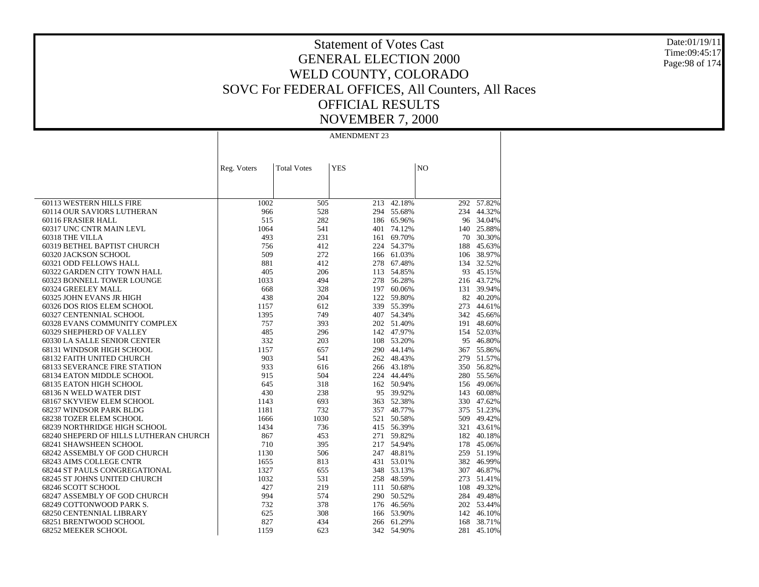# Statement of Votes Cast
# GENERAL ELECTION 2000
# WELD COUNTY, COLORADO
# SOVC For FEDERAL OFFICES, All Counters, All Races
# OFFICIAL RESULTS
# NOVEMBER 7, 2000

Date:01/19/11
Time:09:45:17

| | AMENDMENT 23 | | | | | |
|---|---|---|---|---|---|---|
| | Reg. Voters | Total Votes | YES | | NO | |
| 60113 WESTERN HILLS FIRE | 1002 | 505 | 213 | 42.18% | 292 | 57.82% |
| 60114 OUR SAVIORS LUTHERAN | 966 | 528 | 294 | 55.68% | 234 | 44.32% |
| 60116 FRASIER HALL | 515 | 282 | 186 | 65.96% | 96 | 34.04% |
| 60317 UNC CNTR MAIN LEVL | 1064 | 541 | 401 | 74.12% | 140 | 25.88% |
| 60318 THE VILLA | 493 | 231 | 161 | 69.70% | 70 | 30.30% |
| 60319 BETHEL BAPTIST CHURCH | 756 | 412 | 224 | 54.37% | 188 | 45.63% |
| 60320 JACKSON SCHOOL | 509 | 272 | 166 | 61.03% | 106 | 38.97% |
| 60321 ODD FELLOWS HALL | 881 | 412 | 278 | 67.48% | 134 | 32.52% |
| 60322 GARDEN CITY TOWN HALL | 405 | 206 | 113 | 54.85% | 93 | 45.15% |
| 60323 BONNELL TOWER LOUNGE | 1033 | 494 | 278 | 56.28% | 216 | 43.72% |
| 60324 GREELEY MALL | 668 | 328 | 197 | 60.06% | 131 | 39.94% |
| 60325 JOHN EVANS JR HIGH | 438 | 204 | 122 | 59.80% | 82 | 40.20% |
| 60326 DOS RIOS ELEM SCHOOL | 1157 | 612 | 339 | 55.39% | 273 | 44.61% |
| 60327 CENTENNIAL SCHOOL | 1395 | 749 | 407 | 54.34% | 342 | 45.66% |
| 60328 EVANS COMMUNITY COMPLEX | 757 | 393 | 202 | 51.40% | 191 | 48.60% |
| 60329 SHEPHERD OF VALLEY | 485 | 296 | 142 | 47.97% | 154 | 52.03% |
| 60330 LA SALLE SENIOR CENTER | 332 | 203 | 108 | 53.20% | 95 | 46.80% |
| 68131 WINDSOR HIGH SCHOOL | 1157 | 657 | 290 | 44.14% | 367 | 55.86% |
| 68132 FAITH UNITED CHURCH | 903 | 541 | 262 | 48.43% | 279 | 51.57% |
| 68133 SEVERANCE FIRE STATION | 933 | 616 | 266 | 43.18% | 350 | 56.82% |
| 68134 EATON MIDDLE SCHOOL | 915 | 504 | 224 | 44.44% | 280 | 55.56% |
| 68135 EATON HIGH SCHOOL | 645 | 318 | 162 | 50.94% | 156 | 49.06% |
| 68136 N WELD WATER DIST | 430 | 238 | 95 | 39.92% | 143 | 60.08% |
| 68167 SKYVIEW ELEM SCHOOL | 1143 | 693 | 363 | 52.38% | 330 | 47.62% |
| 68237 WINDSOR PARK BLDG | 1181 | 732 | 357 | 48.77% | 375 | 51.23% |
| 68238 TOZER ELEM SCHOOL | 1666 | 1030 | 521 | 50.58% | 509 | 49.42% |
| 68239 NORTHRIDGE HIGH SCHOOL | 1434 | 736 | 415 | 56.39% | 321 | 43.61% |
| 68240 SHEPERD OF HILLS LUTHERAN CHURCH | 867 | 453 | 271 | 59.82% | 182 | 40.18% |
| 68241 SHAWSHEEN SCHOOL | 710 | 395 | 217 | 54.94% | 178 | 45.06% |
| 68242 ASSEMBLY OF GOD CHURCH | 1130 | 506 | 247 | 48.81% | 259 | 51.19% |
| 68243 AIMS COLLEGE CNTR | 1655 | 813 | 431 | 53.01% | 382 | 46.99% |
| 68244 ST PAULS CONGREGATIONAL | 1327 | 655 | 348 | 53.13% | 307 | 46.87% |
| 68245 ST JOHNS UNITED CHURCH | 1032 | 531 | 258 | 48.59% | 273 | 51.41% |
| 68246 SCOTT SCHOOL | 427 | 219 | 111 | 50.68% | 108 | 49.32% |
| 68247 ASSEMBLY OF GOD CHURCH | 994 | 574 | 290 | 50.52% | 284 | 49.48% |
| 68249 COTTONWOOD PARK S. | 732 | 378 | 176 | 46.56% | 202 | 53.44% |
| 68250 CENTENNIAL LIBRARY | 625 | 308 | 166 | 53.90% | 142 | 46.10% |
| 68251 BRENTWOOD SCHOOL | 827 | 434 | 266 | 61.29% | 168 | 38.71% |
| 68252 MEEKER SCHOOL | 1159 | 623 | 342 | 54.90% | 281 | 45.10% |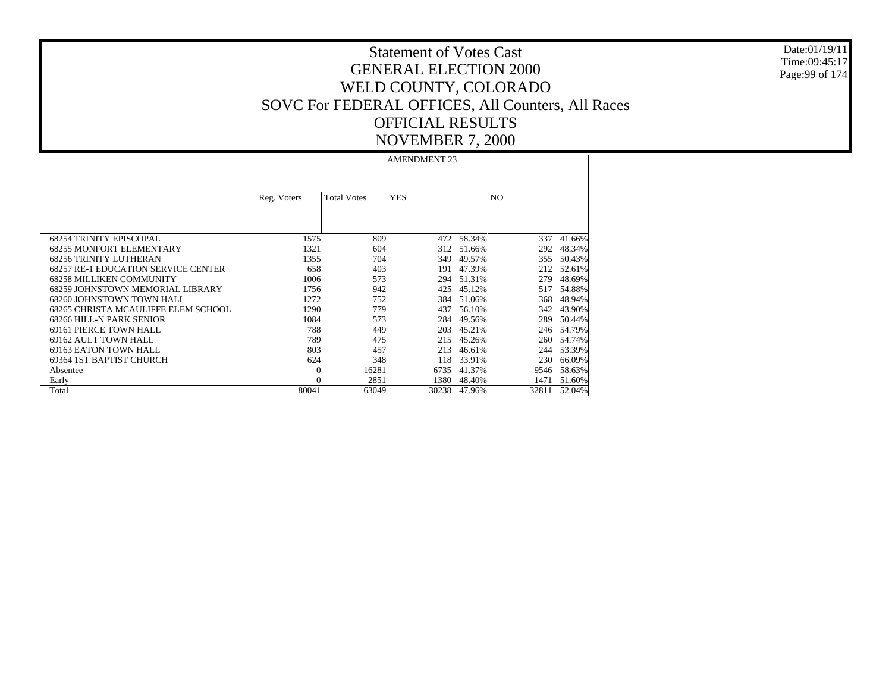# Statement of Votes Cast
# GENERAL ELECTION 2000
# WELD COUNTY, COLORADO
## SOVC For FEDERAL OFFICES, All Counters, All Races
## OFFICIAL RESULTS
## NOVEMBER 7, 2000

Date:01/19/11
Time:09:45:17

| | AMENDMENT 23 | | | | | |
|---|---|---|---|---|---|---|
| | Reg. Voters | Total Votes | YES | | NO | |
| 68254 TRINITY EPISCOPAL | 1575 | 809 | 472 | 58.34% | 337 | 41.66% |
| 68255 MONFORT ELEMENTARY | 1321 | 604 | 312 | 51.66% | 292 | 48.34% |
| 68256 TRINITY LUTHERAN | 1355 | 704 | 349 | 49.57% | 355 | 50.43% |
| 68257 RE-1 EDUCATION SERVICE CENTER | 658 | 403 | 191 | 47.39% | 212 | 52.61% |
| 68258 MILLIKEN COMMUNITY | 1006 | 573 | 294 | 51.31% | 279 | 48.69% |
| 68259 JOHNSTOWN MEMORIAL LIBRARY | 1756 | 942 | 425 | 45.12% | 517 | 54.88% |
| 68260 JOHNSTOWN TOWN HALL | 1272 | 752 | 384 | 51.06% | 368 | 48.94% |
| 68265 CHRISTA MCAULIFFE ELEM SCHOOL | 1290 | 779 | 437 | 56.10% | 342 | 43.90% |
| 68266 HILL-N PARK SENIOR | 1084 | 573 | 284 | 49.56% | 289 | 50.44% |
| 69161 PIERCE TOWN HALL | 788 | 449 | 203 | 45.21% | 246 | 54.79% |
| 69162 AULT TOWN HALL | 789 | 475 | 215 | 45.26% | 260 | 54.74% |
| 69163 EATON TOWN HALL | 803 | 457 | 213 | 46.61% | 244 | 53.39% |
| 69364 1ST BAPTIST CHURCH | 624 | 348 | 118 | 33.91% | 230 | 66.09% |
| Absentee | 0 | 16281 | 6735 | 41.37% | 9546 | 58.63% |
| Early | 0 | 2851 | 1380 | 48.40% | 1471 | 51.60% |
| Total | 80041 | 63049 | 30238 | 47.96% | 32811 | 52.04% |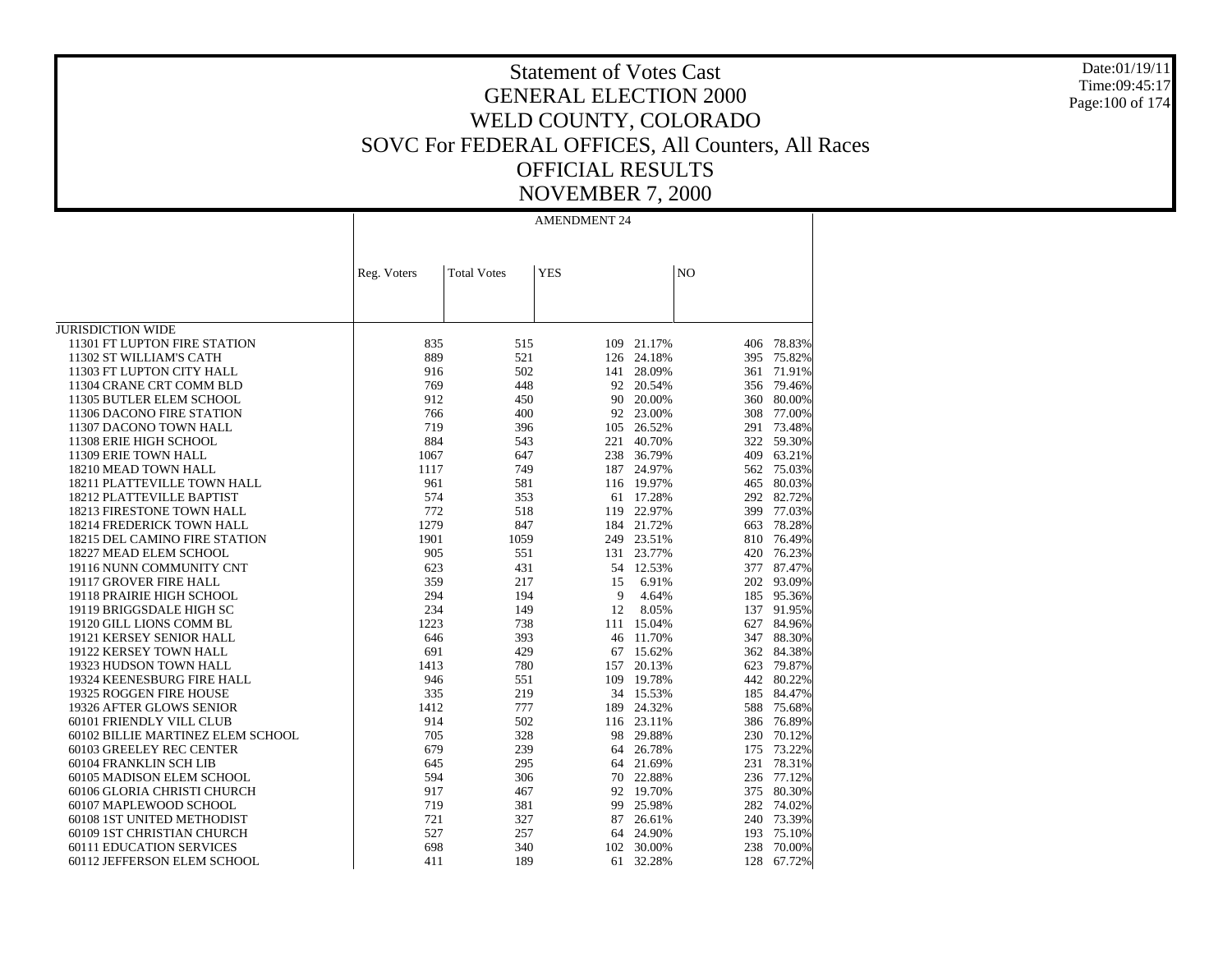# Statement of Votes Cast
# GENERAL ELECTION 2000
# WELD COUNTY, COLORADO
# SOVC For FEDERAL OFFICES, All Counters, All Races
# OFFICIAL RESULTS
# NOVEMBER 7, 2000

| | AMENDMENT 24 | | | | | |
|---|---|---|---|---|---|---|
| | Reg. Voters | Total Votes | YES | | NO | |
| JURISDICTION WIDE | | | | | | |
| 11301 FT LUPTON FIRE STATION | 835 | 515 | 109 | 21.17% | 406 | 78.83% |
| 11302 ST WILLIAM'S CATH | 889 | 521 | 126 | 24.18% | 395 | 75.82% |
| 11303 FT LUPTON CITY HALL | 916 | 502 | 141 | 28.09% | 361 | 71.91% |
| 11304 CRANE CRT COMM BLD | 769 | 448 | 92 | 20.54% | 356 | 79.46% |
| 11305 BUTLER ELEM SCHOOL | 912 | 450 | 90 | 20.00% | 360 | 80.00% |
| 11306 DACONO FIRE STATION | 766 | 400 | 92 | 23.00% | 308 | 77.00% |
| 11307 DACONO TOWN HALL | 719 | 396 | 105 | 26.52% | 291 | 73.48% |
| 11308 ERIE HIGH SCHOOL | 884 | 543 | 221 | 40.70% | 322 | 59.30% |
| 11309 ERIE TOWN HALL | 1067 | 647 | 238 | 36.79% | 409 | 63.21% |
| 18210 MEAD TOWN HALL | 1117 | 749 | 187 | 24.97% | 562 | 75.03% |
| 18211 PLATTEVILLE TOWN HALL | 961 | 581 | 116 | 19.97% | 465 | 80.03% |
| 18212 PLATTEVILLE BAPTIST | 574 | 353 | 61 | 17.28% | 292 | 82.72% |
| 18213 FIRESTONE TOWN HALL | 772 | 518 | 119 | 22.97% | 399 | 77.03% |
| 18214 FREDERICK TOWN HALL | 1279 | 847 | 184 | 21.72% | 663 | 78.28% |
| 18215 DEL CAMINO FIRE STATION | 1901 | 1059 | 249 | 23.51% | 810 | 76.49% |
| 18227 MEAD ELEM SCHOOL | 905 | 551 | 131 | 23.77% | 420 | 76.23% |
| 19116 NUNN COMMUNITY CNT | 623 | 431 | 54 | 12.53% | 377 | 87.47% |
| 19117 GROVER FIRE HALL | 359 | 217 | 15 | 6.91% | 202 | 93.09% |
| 19118 PRAIRIE HIGH SCHOOL | 294 | 194 | 9 | 4.64% | 185 | 95.36% |
| 19119 BRIGGSDALE HIGH SC | 234 | 149 | 12 | 8.05% | 137 | 91.95% |
| 19120 GILL LIONS COMM BL | 1223 | 738 | 111 | 15.04% | 627 | 84.96% |
| 19121 KERSEY SENIOR HALL | 646 | 393 | 46 | 11.70% | 347 | 88.30% |
| 19122 KERSEY TOWN HALL | 691 | 429 | 67 | 15.62% | 362 | 84.38% |
| 19323 HUDSON TOWN HALL | 1413 | 780 | 157 | 20.13% | 623 | 79.87% |
| 19324 KEENESBURG FIRE HALL | 946 | 551 | 109 | 19.78% | 442 | 80.22% |
| 19325 ROGGEN FIRE HOUSE | 335 | 219 | 34 | 15.53% | 185 | 84.47% |
| 19326 AFTER GLOWS SENIOR | 1412 | 777 | 189 | 24.32% | 588 | 75.68% |
| 60101 FRIENDLY VILL CLUB | 914 | 502 | 116 | 23.11% | 386 | 76.89% |
| 60102 BILLIE MARTINEZ ELEM SCHOOL | 705 | 328 | 98 | 29.88% | 230 | 70.12% |
| 60103 GREELEY REC CENTER | 679 | 239 | 64 | 26.78% | 175 | 73.22% |
| 60104 FRANKLIN SCH LIB | 645 | 295 | 64 | 21.69% | 231 | 78.31% |
| 60105 MADISON ELEM SCHOOL | 594 | 306 | 70 | 22.88% | 236 | 77.12% |
| 60106 GLORIA CHRISTI CHURCH | 917 | 467 | 92 | 19.70% | 375 | 80.30% |
| 60107 MAPLEWOOD SCHOOL | 719 | 381 | 99 | 25.98% | 282 | 74.02% |
| 60108 1ST UNITED METHODIST | 721 | 327 | 87 | 26.61% | 240 | 73.39% |
| 60109 1ST CHRISTIAN CHURCH | 527 | 257 | 64 | 24.90% | 193 | 75.10% |
| 60111 EDUCATION SERVICES | 698 | 340 | 102 | 30.00% | 238 | 70.00% |
| 60112 JEFFERSON ELEM SCHOOL | 411 | 189 | 61 | 32.28% | 128 | 67.72% |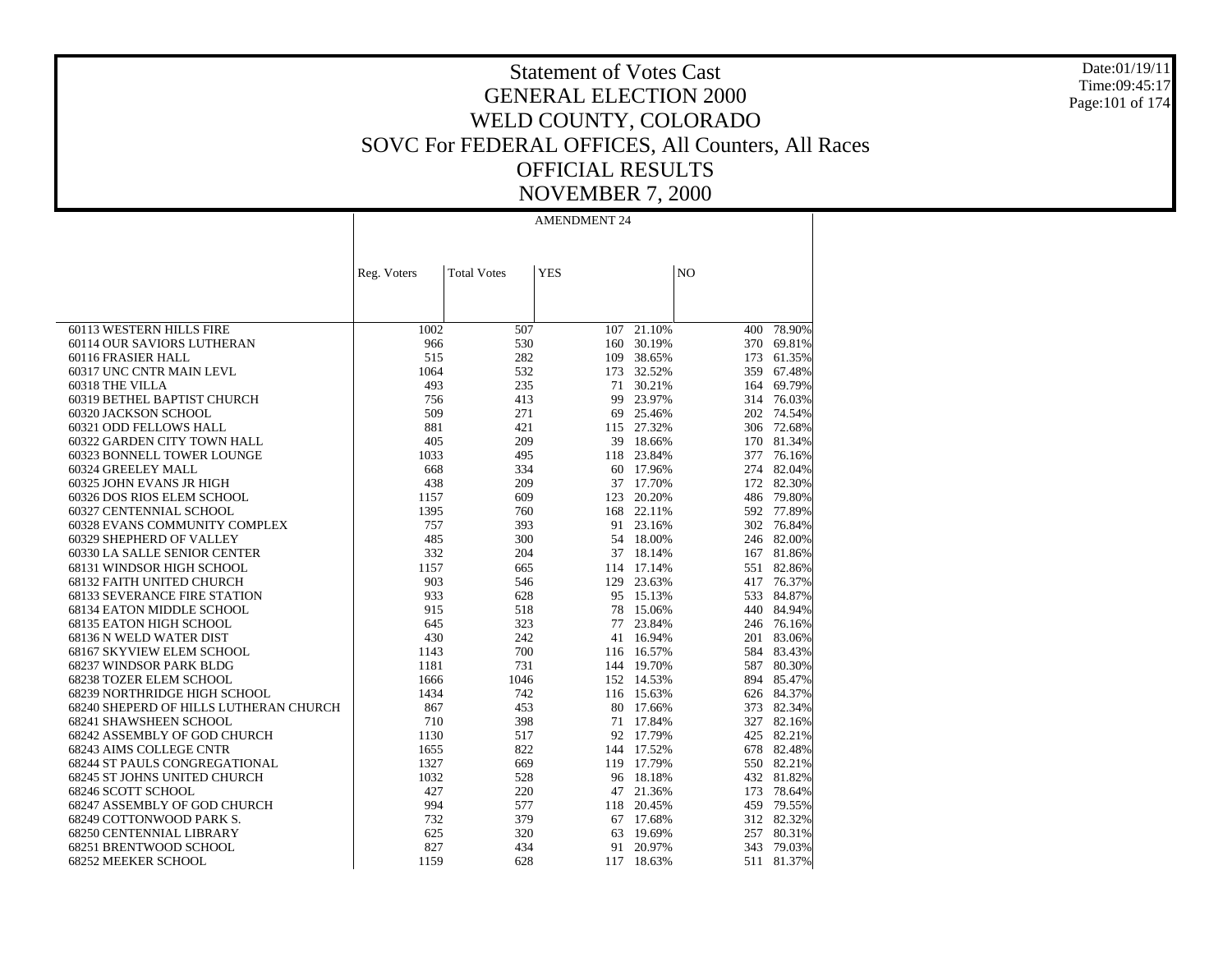# Statement of Votes Cast
## GENERAL ELECTION 2000
## WELD COUNTY, COLORADO
## SOVC For FEDERAL OFFICES, All Counters, All Races
## OFFICIAL RESULTS
## NOVEMBER 7, 2000

Date:01/19/11
Time:09:45:17

| | AMENDMENT 24 | | | | | |
|---|---|---|---|---|---|---|
| | Reg. Voters | Total Votes | YES | | NO | |
| 60113 WESTERN HILLS FIRE | 1002 | 507 | 107 | 21.10% | 400 | 78.90% |
| 60114 OUR SAVIORS LUTHERAN | 966 | 530 | 160 | 30.19% | 370 | 69.81% |
| 60116 FRASIER HALL | 515 | 282 | 109 | 38.65% | 173 | 61.35% |
| 60317 UNC CNTR MAIN LEVL | 1064 | 532 | 173 | 32.52% | 359 | 67.48% |
| 60318 THE VILLA | 493 | 235 | 71 | 30.21% | 164 | 69.79% |
| 60319 BETHEL BAPTIST CHURCH | 756 | 413 | 99 | 23.97% | 314 | 76.03% |
| 60320 JACKSON SCHOOL | 509 | 271 | 69 | 25.46% | 202 | 74.54% |
| 60321 ODD FELLOWS HALL | 881 | 421 | 115 | 27.32% | 306 | 72.68% |
| 60322 GARDEN CITY TOWN HALL | 405 | 209 | 39 | 18.66% | 170 | 81.34% |
| 60323 BONNELL TOWER LOUNGE | 1033 | 495 | 118 | 23.84% | 377 | 76.16% |
| 60324 GREELEY MALL | 668 | 334 | 60 | 17.96% | 274 | 82.04% |
| 60325 JOHN EVANS JR HIGH | 438 | 209 | 37 | 17.70% | 172 | 82.30% |
| 60326 DOS RIOS ELEM SCHOOL | 1157 | 609 | 123 | 20.20% | 486 | 79.80% |
| 60327 CENTENNIAL SCHOOL | 1395 | 760 | 168 | 22.11% | 592 | 77.89% |
| 60328 EVANS COMMUNITY COMPLEX | 757 | 393 | 91 | 23.16% | 302 | 76.84% |
| 60329 SHEPHERD OF VALLEY | 485 | 300 | 54 | 18.00% | 246 | 82.00% |
| 60330 LA SALLE SENIOR CENTER | 332 | 204 | 37 | 18.14% | 167 | 81.86% |
| 68131 WINDSOR HIGH SCHOOL | 1157 | 665 | 114 | 17.14% | 551 | 82.86% |
| 68132 FAITH UNITED CHURCH | 903 | 546 | 129 | 23.63% | 417 | 76.37% |
| 68133 SEVERANCE FIRE STATION | 933 | 628 | 95 | 15.13% | 533 | 84.87% |
| 68134 EATON MIDDLE SCHOOL | 915 | 518 | 78 | 15.06% | 440 | 84.94% |
| 68135 EATON HIGH SCHOOL | 645 | 323 | 77 | 23.84% | 246 | 76.16% |
| 68136 N WELD WATER DIST | 430 | 242 | 41 | 16.94% | 201 | 83.06% |
| 68167 SKYVIEW ELEM SCHOOL | 1143 | 700 | 116 | 16.57% | 584 | 83.43% |
| 68237 WINDSOR PARK BLDG | 1181 | 731 | 144 | 19.70% | 587 | 80.30% |
| 68238 TOZER ELEM SCHOOL | 1666 | 1046 | 152 | 14.53% | 894 | 85.47% |
| 68239 NORTHRIDGE HIGH SCHOOL | 1434 | 742 | 116 | 15.63% | 626 | 84.37% |
| 68240 SHEPERD OF HILLS LUTHERAN CHURCH | 867 | 453 | 80 | 17.66% | 373 | 82.34% |
| 68241 SHAWSHEEN SCHOOL | 710 | 398 | 71 | 17.84% | 327 | 82.16% |
| 68242 ASSEMBLY OF GOD CHURCH | 1130 | 517 | 92 | 17.79% | 425 | 82.21% |
| 68243 AIMS COLLEGE CNTR | 1655 | 822 | 144 | 17.52% | 678 | 82.48% |
| 68244 ST PAULS CONGREGATIONAL | 1327 | 669 | 119 | 17.79% | 550 | 82.21% |
| 68245 ST JOHNS UNITED CHURCH | 1032 | 528 | 96 | 18.18% | 432 | 81.82% |
| 68246 SCOTT SCHOOL | 427 | 220 | 47 | 21.36% | 173 | 78.64% |
| 68247 ASSEMBLY OF GOD CHURCH | 994 | 577 | 118 | 20.45% | 459 | 79.55% |
| 68249 COTTONWOOD PARK S. | 732 | 379 | 67 | 17.68% | 312 | 82.32% |
| 68250 CENTENNIAL LIBRARY | 625 | 320 | 63 | 19.69% | 257 | 80.31% |
| 68251 BRENTWOOD SCHOOL | 827 | 434 | 91 | 20.97% | 343 | 79.03% |
| 68252 MEEKER SCHOOL | 1159 | 628 | 117 | 18.63% | 511 | 81.37% |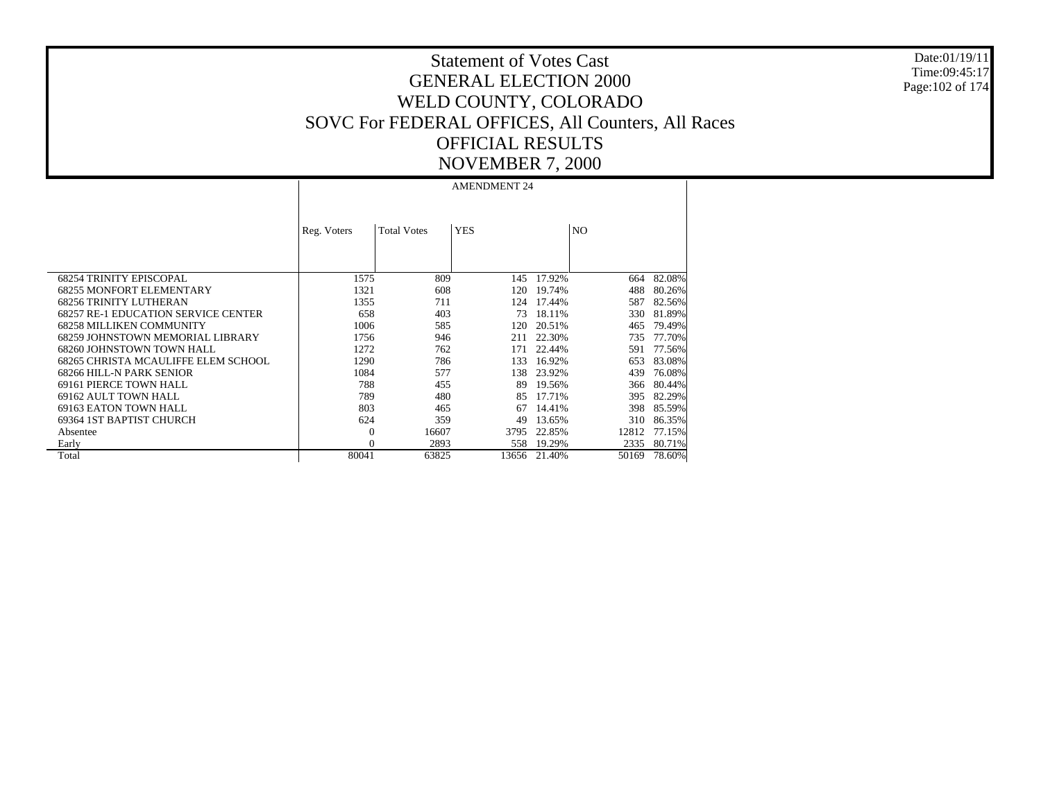# Statement of Votes Cast
# GENERAL ELECTION 2000
# WELD COUNTY, COLORADO
# SOVC For FEDERAL OFFICES, All Counters, All Races
# OFFICIAL RESULTS
# NOVEMBER 7, 2000

Date:01/19/11
Time:09:45:17

| | AMENDMENT 24 | | | | | |
|---|---|---|---|---|---|---|
| | Reg. Voters | Total Votes | YES | | NO | |
| 68254 TRINITY EPISCOPAL | 1575 | 809 | 145 | 17.92% | 664 | 82.08% |
| 68255 MONFORT ELEMENTARY | 1321 | 608 | 120 | 19.74% | 488 | 80.26% |
| 68256 TRINITY LUTHERAN | 1355 | 711 | 124 | 17.44% | 587 | 82.56% |
| 68257 RE-1 EDUCATION SERVICE CENTER | 658 | 403 | 73 | 18.11% | 330 | 81.89% |
| 68258 MILLIKEN COMMUNITY | 1006 | 585 | 120 | 20.51% | 465 | 79.49% |
| 68259 JOHNSTOWN MEMORIAL LIBRARY | 1756 | 946 | 211 | 22.30% | 735 | 77.70% |
| 68260 JOHNSTOWN TOWN HALL | 1272 | 762 | 171 | 22.44% | 591 | 77.56% |
| 68265 CHRISTA MCAULIFFE ELEM SCHOOL | 1290 | 786 | 133 | 16.92% | 653 | 83.08% |
| 68266 HILL-N PARK SENIOR | 1084 | 577 | 138 | 23.92% | 439 | 76.08% |
| 69161 PIERCE TOWN HALL | 788 | 455 | 89 | 19.56% | 366 | 80.44% |
| 69162 AULT TOWN HALL | 789 | 480 | 85 | 17.71% | 395 | 82.29% |
| 69163 EATON TOWN HALL | 803 | 465 | 67 | 14.41% | 398 | 85.59% |
| 69364 1ST BAPTIST CHURCH | 624 | 359 | 49 | 13.65% | 310 | 86.35% |
| Absentee | 0 | 16607 | 3795 | 22.85% | 12812 | 77.15% |
| Early | 0 | 2893 | 558 | 19.29% | 2335 | 80.71% |
| Total | 80041 | 63825 | 13656 | 21.40% | 50169 | 78.60% |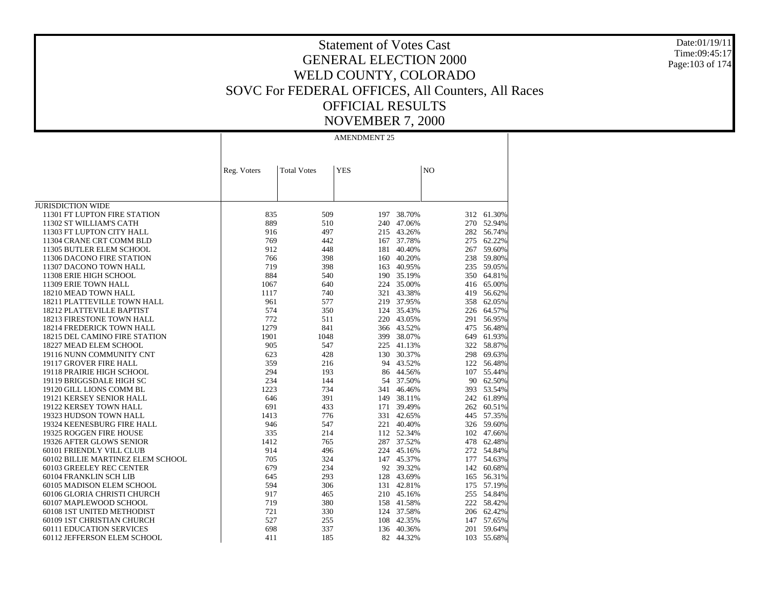# Statement of Votes Cast
## GENERAL ELECTION 2000
## WELD COUNTY, COLORADO
## SOVC For FEDERAL OFFICES, All Counters, All Races
## OFFICIAL RESULTS
## NOVEMBER 7, 2000

Date:01/19/11
Time:09:45:17

| | AMENDMENT 25 | | | | | |
|---|---|---|---|---|---|---|
| | Reg. Voters | Total Votes | YES | | NO | |
| JURISDICTION WIDE | | | | | | |
| 11301 FT LUPTON FIRE STATION | 835 | 509 | 197 | 38.70% | 312 | 61.30% |
| 11302 ST WILLIAM'S CATH | 889 | 510 | 240 | 47.06% | 270 | 52.94% |
| 11303 FT LUPTON CITY HALL | 916 | 497 | 215 | 43.26% | 282 | 56.74% |
| 11304 CRANE CRT COMM BLD | 769 | 442 | 167 | 37.78% | 275 | 62.22% |
| 11305 BUTLER ELEM SCHOOL | 912 | 448 | 181 | 40.40% | 267 | 59.60% |
| 11306 DACONO FIRE STATION | 766 | 398 | 160 | 40.20% | 238 | 59.80% |
| 11307 DACONO TOWN HALL | 719 | 398 | 163 | 40.95% | 235 | 59.05% |
| 11308 ERIE HIGH SCHOOL | 884 | 540 | 190 | 35.19% | 350 | 64.81% |
| 11309 ERIE TOWN HALL | 1067 | 640 | 224 | 35.00% | 416 | 65.00% |
| 18210 MEAD TOWN HALL | 1117 | 740 | 321 | 43.38% | 419 | 56.62% |
| 18211 PLATTEVILLE TOWN HALL | 961 | 577 | 219 | 37.95% | 358 | 62.05% |
| 18212 PLATTEVILLE BAPTIST | 574 | 350 | 124 | 35.43% | 226 | 64.57% |
| 18213 FIRESTONE TOWN HALL | 772 | 511 | 220 | 43.05% | 291 | 56.95% |
| 18214 FREDERICK TOWN HALL | 1279 | 841 | 366 | 43.52% | 475 | 56.48% |
| 18215 DEL CAMINO FIRE STATION | 1901 | 1048 | 399 | 38.07% | 649 | 61.93% |
| 18227 MEAD ELEM SCHOOL | 905 | 547 | 225 | 41.13% | 322 | 58.87% |
| 19116 NUNN COMMUNITY CNT | 623 | 428 | 130 | 30.37% | 298 | 69.63% |
| 19117 GROVER FIRE HALL | 359 | 216 | 94 | 43.52% | 122 | 56.48% |
| 19118 PRAIRIE HIGH SCHOOL | 294 | 193 | 86 | 44.56% | 107 | 55.44% |
| 19119 BRIGGSDALE HIGH SC | 234 | 144 | 54 | 37.50% | 90 | 62.50% |
| 19120 GILL LIONS COMM BL | 1223 | 734 | 341 | 46.46% | 393 | 53.54% |
| 19121 KERSEY SENIOR HALL | 646 | 391 | 149 | 38.11% | 242 | 61.89% |
| 19122 KERSEY TOWN HALL | 691 | 433 | 171 | 39.49% | 262 | 60.51% |
| 19323 HUDSON TOWN HALL | 1413 | 776 | 331 | 42.65% | 445 | 57.35% |
| 19324 KEENESBURG FIRE HALL | 946 | 547 | 221 | 40.40% | 326 | 59.60% |
| 19325 ROGGEN FIRE HOUSE | 335 | 214 | 112 | 52.34% | 102 | 47.66% |
| 19326 AFTER GLOWS SENIOR | 1412 | 765 | 287 | 37.52% | 478 | 62.48% |
| 60101 FRIENDLY VILL CLUB | 914 | 496 | 224 | 45.16% | 272 | 54.84% |
| 60102 BILLIE MARTINEZ ELEM SCHOOL | 705 | 324 | 147 | 45.37% | 177 | 54.63% |
| 60103 GREELEY REC CENTER | 679 | 234 | 92 | 39.32% | 142 | 60.68% |
| 60104 FRANKLIN SCH LIB | 645 | 293 | 128 | 43.69% | 165 | 56.31% |
| 60105 MADISON ELEM SCHOOL | 594 | 306 | 131 | 42.81% | 175 | 57.19% |
| 60106 GLORIA CHRISTI CHURCH | 917 | 465 | 210 | 45.16% | 255 | 54.84% |
| 60107 MAPLEWOOD SCHOOL | 719 | 380 | 158 | 41.58% | 222 | 58.42% |
| 60108 1ST UNITED METHODIST | 721 | 330 | 124 | 37.58% | 206 | 62.42% |
| 60109 1ST CHRISTIAN CHURCH | 527 | 255 | 108 | 42.35% | 147 | 57.65% |
| 60111 EDUCATION SERVICES | 698 | 337 | 136 | 40.36% | 201 | 59.64% |
| 60112 JEFFERSON ELEM SCHOOL | 411 | 185 | 82 | 44.32% | 103 | 55.68% |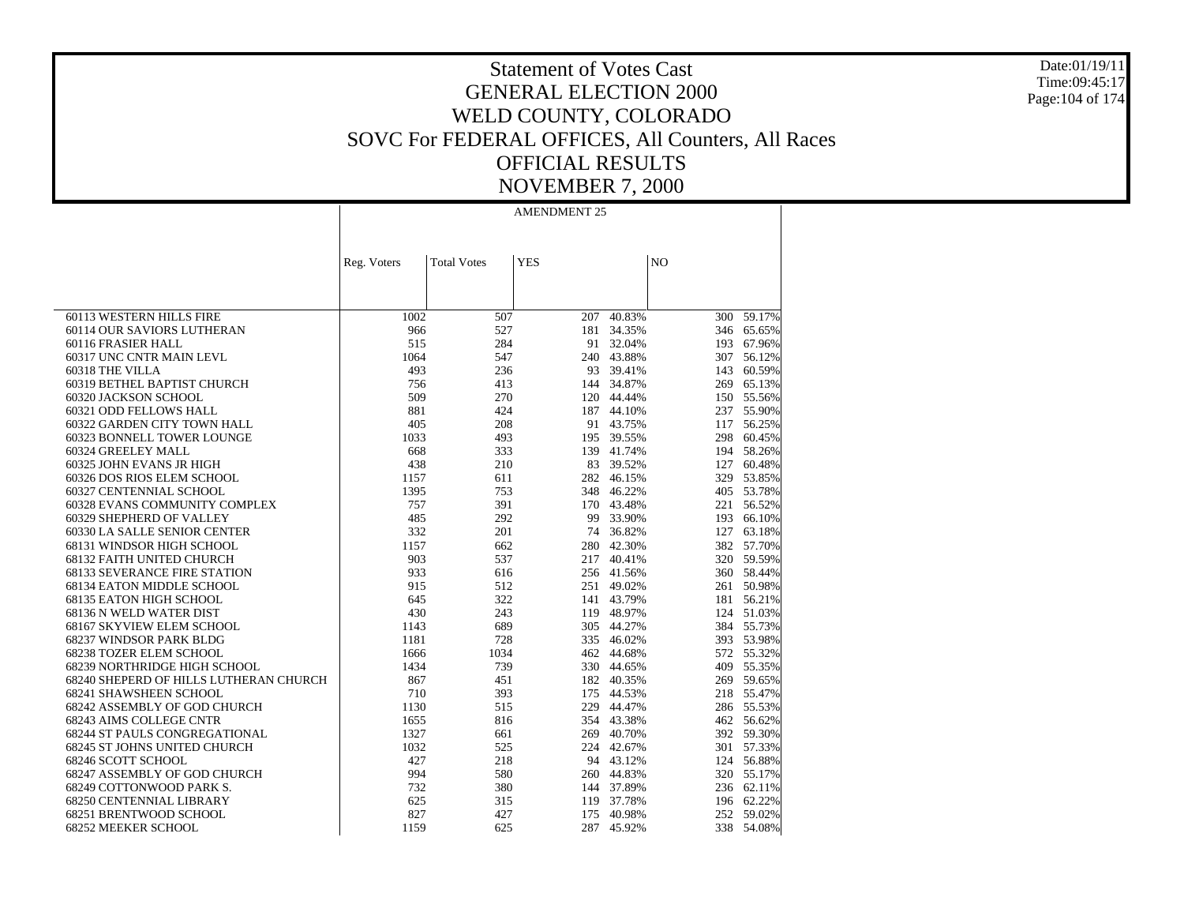# Statement of Votes Cast
# GENERAL ELECTION 2000
# WELD COUNTY, COLORADO
# SOVC For FEDERAL OFFICES, All Counters, All Races
# OFFICIAL RESULTS
# NOVEMBER 7, 2000

| | AMENDMENT 25 | | | | | |
|---|---|---|---|---|---|---|
| | Reg. Voters | Total Votes | YES | | NO | |
| 60113 WESTERN HILLS FIRE | 1002 | 507 | 207 | 40.83% | 300 | 59.17% |
| 60114 OUR SAVIORS LUTHERAN | 966 | 527 | 181 | 34.35% | 346 | 65.65% |
| 60116 FRASIER HALL | 515 | 284 | 91 | 32.04% | 193 | 67.96% |
| 60317 UNC CNTR MAIN LEVL | 1064 | 547 | 240 | 43.88% | 307 | 56.12% |
| 60318 THE VILLA | 493 | 236 | 93 | 39.41% | 143 | 60.59% |
| 60319 BETHEL BAPTIST CHURCH | 756 | 413 | 144 | 34.87% | 269 | 65.13% |
| 60320 JACKSON SCHOOL | 509 | 270 | 120 | 44.44% | 150 | 55.56% |
| 60321 ODD FELLOWS HALL | 881 | 424 | 187 | 44.10% | 237 | 55.90% |
| 60322 GARDEN CITY TOWN HALL | 405 | 208 | 91 | 43.75% | 117 | 56.25% |
| 60323 BONNELL TOWER LOUNGE | 1033 | 493 | 195 | 39.55% | 298 | 60.45% |
| 60324 GREELEY MALL | 668 | 333 | 139 | 41.74% | 194 | 58.26% |
| 60325 JOHN EVANS JR HIGH | 438 | 210 | 83 | 39.52% | 127 | 60.48% |
| 60326 DOS RIOS ELEM SCHOOL | 1157 | 611 | 282 | 46.15% | 329 | 53.85% |
| 60327 CENTENNIAL SCHOOL | 1395 | 753 | 348 | 46.22% | 405 | 53.78% |
| 60328 EVANS COMMUNITY COMPLEX | 757 | 391 | 170 | 43.48% | 221 | 56.52% |
| 60329 SHEPHERD OF VALLEY | 485 | 292 | 99 | 33.90% | 193 | 66.10% |
| 60330 LA SALLE SENIOR CENTER | 332 | 201 | 74 | 36.82% | 127 | 63.18% |
| 68131 WINDSOR HIGH SCHOOL | 1157 | 662 | 280 | 42.30% | 382 | 57.70% |
| 68132 FAITH UNITED CHURCH | 903 | 537 | 217 | 40.41% | 320 | 59.59% |
| 68133 SEVERANCE FIRE STATION | 933 | 616 | 256 | 41.56% | 360 | 58.44% |
| 68134 EATON MIDDLE SCHOOL | 915 | 512 | 251 | 49.02% | 261 | 50.98% |
| 68135 EATON HIGH SCHOOL | 645 | 322 | 141 | 43.79% | 181 | 56.21% |
| 68136 N WELD WATER DIST | 430 | 243 | 119 | 48.97% | 124 | 51.03% |
| 68167 SKYVIEW ELEM SCHOOL | 1143 | 689 | 305 | 44.27% | 384 | 55.73% |
| 68237 WINDSOR PARK BLDG | 1181 | 728 | 335 | 46.02% | 393 | 53.98% |
| 68238 TOZER ELEM SCHOOL | 1666 | 1034 | 462 | 44.68% | 572 | 55.32% |
| 68239 NORTHRIDGE HIGH SCHOOL | 1434 | 739 | 330 | 44.65% | 409 | 55.35% |
| 68240 SHEPERD OF HILLS LUTHERAN CHURCH | 867 | 451 | 182 | 40.35% | 269 | 59.65% |
| 68241 SHAWSHEEN SCHOOL | 710 | 393 | 175 | 44.53% | 218 | 55.47% |
| 68242 ASSEMBLY OF GOD CHURCH | 1130 | 515 | 229 | 44.47% | 286 | 55.53% |
| 68243 AIMS COLLEGE CNTR | 1655 | 816 | 354 | 43.38% | 462 | 56.62% |
| 68244 ST PAULS CONGREGATIONAL | 1327 | 661 | 269 | 40.70% | 392 | 59.30% |
| 68245 ST JOHNS UNITED CHURCH | 1032 | 525 | 224 | 42.67% | 301 | 57.33% |
| 68246 SCOTT SCHOOL | 427 | 218 | 94 | 43.12% | 124 | 56.88% |
| 68247 ASSEMBLY OF GOD CHURCH | 994 | 580 | 260 | 44.83% | 320 | 55.17% |
| 68249 COTTONWOOD PARK S. | 732 | 380 | 144 | 37.89% | 236 | 62.11% |
| 68250 CENTENNIAL LIBRARY | 625 | 315 | 119 | 37.78% | 196 | 62.22% |
| 68251 BRENTWOOD SCHOOL | 827 | 427 | 175 | 40.98% | 252 | 59.02% |
| 68252 MEEKER SCHOOL | 1159 | 625 | 287 | 45.92% | 338 | 54.08% |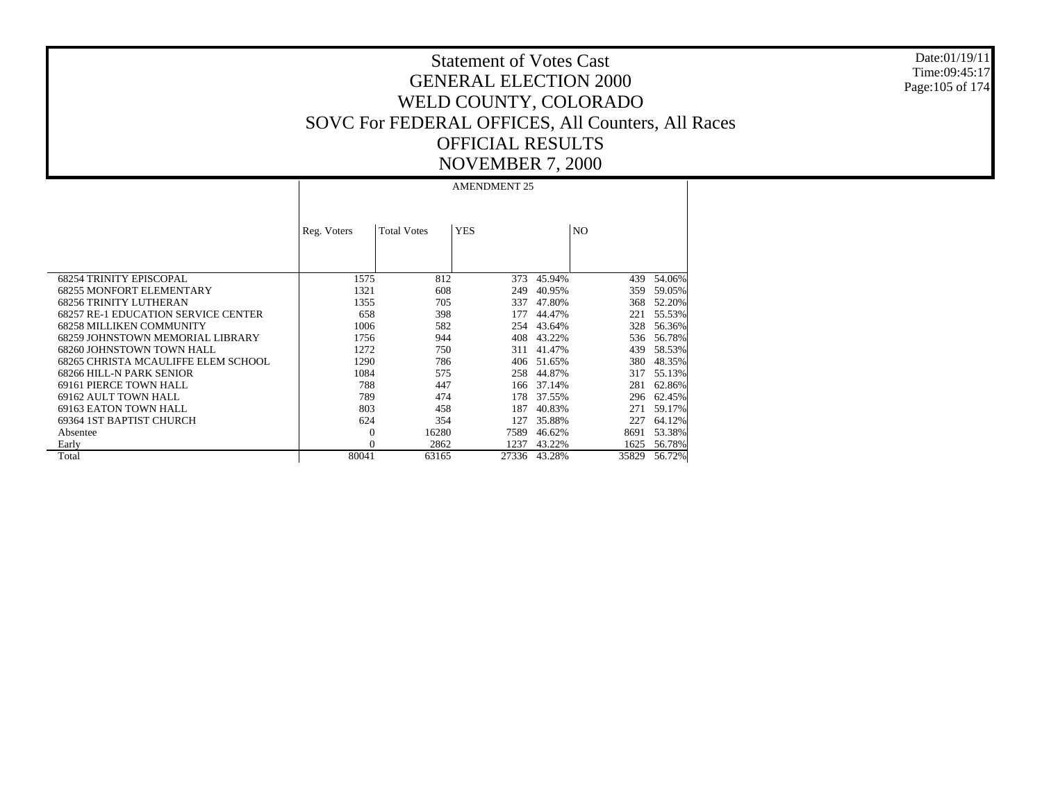# Statement of Votes Cast
# GENERAL ELECTION 2000
# WELD COUNTY, COLORADO
# SOVC For FEDERAL OFFICES, All Counters, All Races
# OFFICIAL RESULTS
# NOVEMBER 7, 2000

Date:01/19/11
Time:09:45:17

| | AMENDMENT 25 | | | | | |
|---|---|---|---|---|---|---|
| | Reg. Voters | Total Votes | YES | | NO | |
| 68254 TRINITY EPISCOPAL | 1575 | 812 | 373 | 45.94% | 439 | 54.06% |
| 68255 MONFORT ELEMENTARY | 1321 | 608 | 249 | 40.95% | 359 | 59.05% |
| 68256 TRINITY LUTHERAN | 1355 | 705 | 337 | 47.80% | 368 | 52.20% |
| 68257 RE-1 EDUCATION SERVICE CENTER | 658 | 398 | 177 | 44.47% | 221 | 55.53% |
| 68258 MILLIKEN COMMUNITY | 1006 | 582 | 254 | 43.64% | 328 | 56.36% |
| 68259 JOHNSTOWN MEMORIAL LIBRARY | 1756 | 944 | 408 | 43.22% | 536 | 56.78% |
| 68260 JOHNSTOWN TOWN HALL | 1272 | 750 | 311 | 41.47% | 439 | 58.53% |
| 68265 CHRISTA MCAULIFFE ELEM SCHOOL | 1290 | 786 | 406 | 51.65% | 380 | 48.35% |
| 68266 HILL-N PARK SENIOR | 1084 | 575 | 258 | 44.87% | 317 | 55.13% |
| 69161 PIERCE TOWN HALL | 788 | 447 | 166 | 37.14% | 281 | 62.86% |
| 69162 AULT TOWN HALL | 789 | 474 | 178 | 37.55% | 296 | 62.45% |
| 69163 EATON TOWN HALL | 803 | 458 | 187 | 40.83% | 271 | 59.17% |
| 69364 1ST BAPTIST CHURCH | 624 | 354 | 127 | 35.88% | 227 | 64.12% |
| Absentee | 0 | 16280 | 7589 | 46.62% | 8691 | 53.38% |
| Early | 0 | 2862 | 1237 | 43.22% | 1625 | 56.78% |
| Total | 80041 | 63165 | 27336 | 43.28% | 35829 | 56.72% |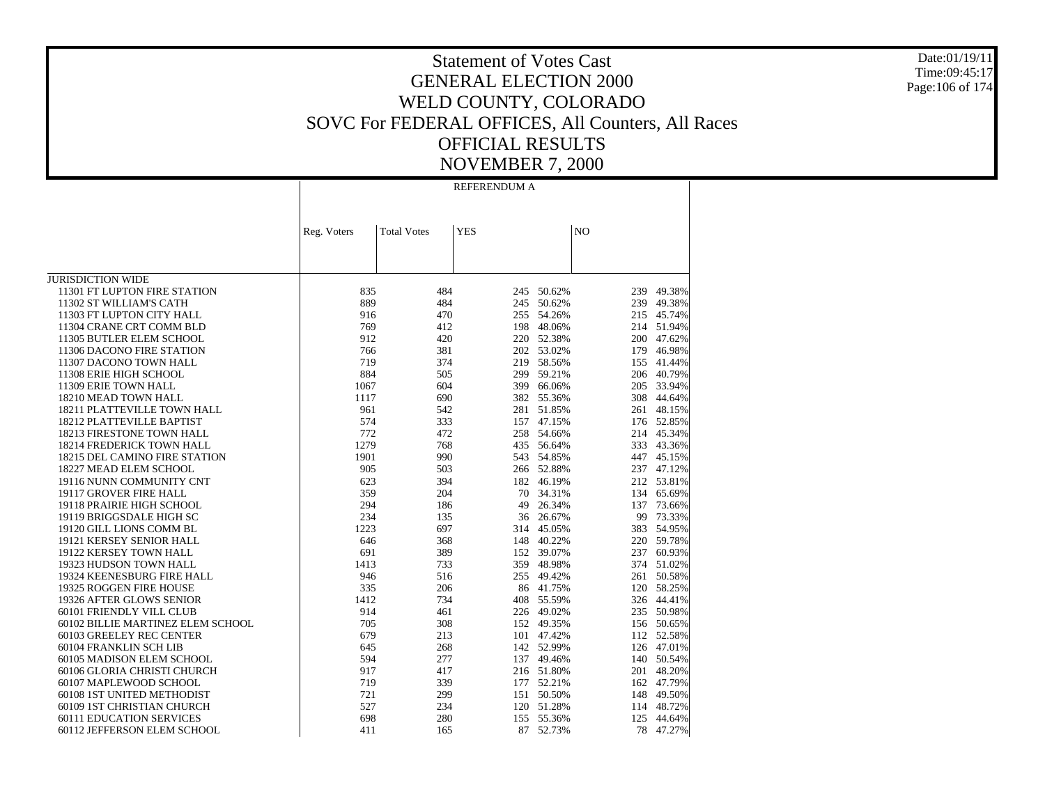# Statement of Votes Cast
# GENERAL ELECTION 2000
# WELD COUNTY, COLORADO
# SOVC For FEDERAL OFFICES, All Counters, All Races
# OFFICIAL RESULTS
# NOVEMBER 7, 2000

Date:01/19/11
Time:09:45:17

| | REFERENDUM A | | | | | |
|---|---|---|---|---|---|---|
| | Reg. Voters | Total Votes | YES | | NO | |
| JURISDICTION WIDE | | | | | | |
| 11301 FT LUPTON FIRE STATION | 835 | 484 | 245 | 50.62% | 239 | 49.38% |
| 11302 ST WILLIAM'S CATH | 889 | 484 | 245 | 50.62% | 239 | 49.38% |
| 11303 FT LUPTON CITY HALL | 916 | 470 | 255 | 54.26% | 215 | 45.74% |
| 11304 CRANE CRT COMM BLD | 769 | 412 | 198 | 48.06% | 214 | 51.94% |
| 11305 BUTLER ELEM SCHOOL | 912 | 420 | 220 | 52.38% | 200 | 47.62% |
| 11306 DACONO FIRE STATION | 766 | 381 | 202 | 53.02% | 179 | 46.98% |
| 11307 DACONO TOWN HALL | 719 | 374 | 219 | 58.56% | 155 | 41.44% |
| 11308 ERIE HIGH SCHOOL | 884 | 505 | 299 | 59.21% | 206 | 40.79% |
| 11309 ERIE TOWN HALL | 1067 | 604 | 399 | 66.06% | 205 | 33.94% |
| 18210 MEAD TOWN HALL | 1117 | 690 | 382 | 55.36% | 308 | 44.64% |
| 18211 PLATTEVILLE TOWN HALL | 961 | 542 | 281 | 51.85% | 261 | 48.15% |
| 18212 PLATTEVILLE BAPTIST | 574 | 333 | 157 | 47.15% | 176 | 52.85% |
| 18213 FIRESTONE TOWN HALL | 772 | 472 | 258 | 54.66% | 214 | 45.34% |
| 18214 FREDERICK TOWN HALL | 1279 | 768 | 435 | 56.64% | 333 | 43.36% |
| 18215 DEL CAMINO FIRE STATION | 1901 | 990 | 543 | 54.85% | 447 | 45.15% |
| 18227 MEAD ELEM SCHOOL | 905 | 503 | 266 | 52.88% | 237 | 47.12% |
| 19116 NUNN COMMUNITY CNT | 623 | 394 | 182 | 46.19% | 212 | 53.81% |
| 19117 GROVER FIRE HALL | 359 | 204 | 70 | 34.31% | 134 | 65.69% |
| 19118 PRAIRIE HIGH SCHOOL | 294 | 186 | 49 | 26.34% | 137 | 73.66% |
| 19119 BRIGGSDALE HIGH SC | 234 | 135 | 36 | 26.67% | 99 | 73.33% |
| 19120 GILL LIONS COMM BL | 1223 | 697 | 314 | 45.05% | 383 | 54.95% |
| 19121 KERSEY SENIOR HALL | 646 | 368 | 148 | 40.22% | 220 | 59.78% |
| 19122 KERSEY TOWN HALL | 691 | 389 | 152 | 39.07% | 237 | 60.93% |
| 19323 HUDSON TOWN HALL | 1413 | 733 | 359 | 48.98% | 374 | 51.02% |
| 19324 KEENESBURG FIRE HALL | 946 | 516 | 255 | 49.42% | 261 | 50.58% |
| 19325 ROGGEN FIRE HOUSE | 335 | 206 | 86 | 41.75% | 120 | 58.25% |
| 19326 AFTER GLOWS SENIOR | 1412 | 734 | 408 | 55.59% | 326 | 44.41% |
| 60101 FRIENDLY VILL CLUB | 914 | 461 | 226 | 49.02% | 235 | 50.98% |
| 60102 BILLIE MARTINEZ ELEM SCHOOL | 705 | 308 | 152 | 49.35% | 156 | 50.65% |
| 60103 GREELEY REC CENTER | 679 | 213 | 101 | 47.42% | 112 | 52.58% |
| 60104 FRANKLIN SCH LIB | 645 | 268 | 142 | 52.99% | 126 | 47.01% |
| 60105 MADISON ELEM SCHOOL | 594 | 277 | 137 | 49.46% | 140 | 50.54% |
| 60106 GLORIA CHRISTI CHURCH | 917 | 417 | 216 | 51.80% | 201 | 48.20% |
| 60107 MAPLEWOOD SCHOOL | 719 | 339 | 177 | 52.21% | 162 | 47.79% |
| 60108 1ST UNITED METHODIST | 721 | 299 | 151 | 50.50% | 148 | 49.50% |
| 60109 1ST CHRISTIAN CHURCH | 527 | 234 | 120 | 51.28% | 114 | 48.72% |
| 60111 EDUCATION SERVICES | 698 | 280 | 155 | 55.36% | 125 | 44.64% |
| 60112 JEFFERSON ELEM SCHOOL | 411 | 165 | 87 | 52.73% | 78 | 47.27% |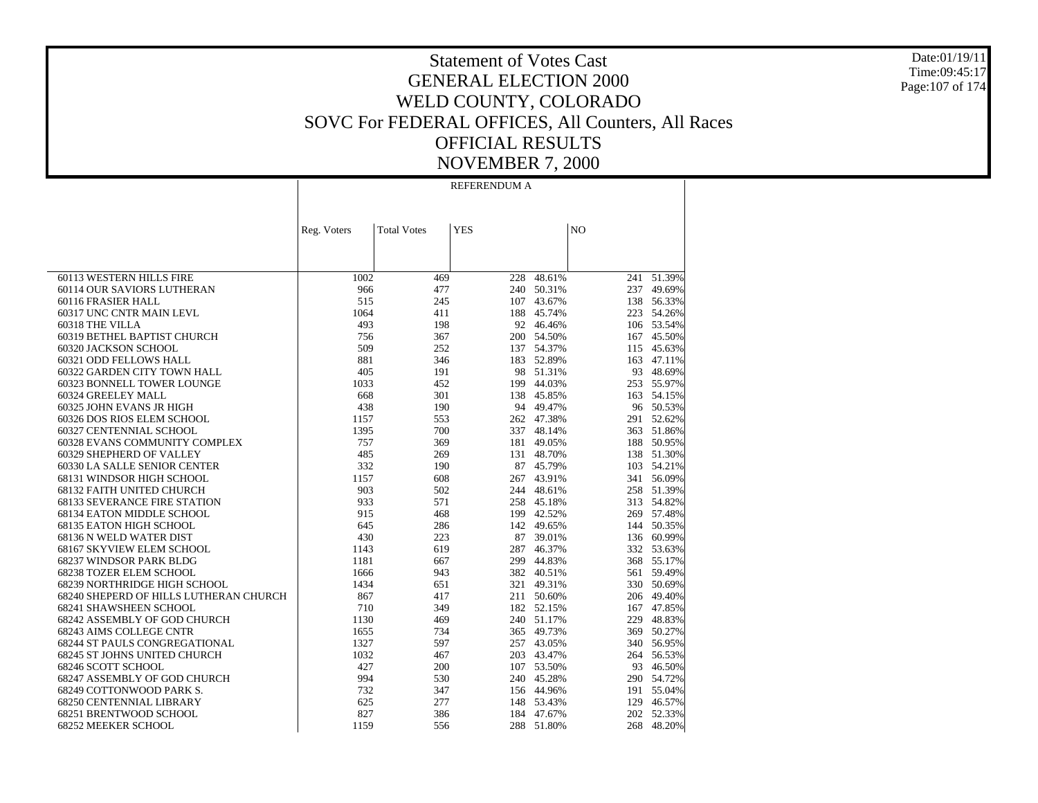# Statement of Votes Cast
## GENERAL ELECTION 2000
## WELD COUNTY, COLORADO
## SOVC For FEDERAL OFFICES, All Counters, All Races
## OFFICIAL RESULTS
## NOVEMBER 7, 2000

Date:01/19/11
Time:09:45:17

| | REFERENDUM A | | | | | |
|---|---|---|---|---|---|---|
| | Reg. Voters | Total Votes | YES | | NO | |
| 60113 WESTERN HILLS FIRE | 1002 | 469 | 228 | 48.61% | 241 | 51.39% |
| 60114 OUR SAVIORS LUTHERAN | 966 | 477 | 240 | 50.31% | 237 | 49.69% |
| 60116 FRASIER HALL | 515 | 245 | 107 | 43.67% | 138 | 56.33% |
| 60317 UNC CNTR MAIN LEVL | 1064 | 411 | 188 | 45.74% | 223 | 54.26% |
| 60318 THE VILLA | 493 | 198 | 92 | 46.46% | 106 | 53.54% |
| 60319 BETHEL BAPTIST CHURCH | 756 | 367 | 200 | 54.50% | 167 | 45.50% |
| 60320 JACKSON SCHOOL | 509 | 252 | 137 | 54.37% | 115 | 45.63% |
| 60321 ODD FELLOWS HALL | 881 | 346 | 183 | 52.89% | 163 | 47.11% |
| 60322 GARDEN CITY TOWN HALL | 405 | 191 | 98 | 51.31% | 93 | 48.69% |
| 60323 BONNELL TOWER LOUNGE | 1033 | 452 | 199 | 44.03% | 253 | 55.97% |
| 60324 GREELEY MALL | 668 | 301 | 138 | 45.85% | 163 | 54.15% |
| 60325 JOHN EVANS JR HIGH | 438 | 190 | 94 | 49.47% | 96 | 50.53% |
| 60326 DOS RIOS ELEM SCHOOL | 1157 | 553 | 262 | 47.38% | 291 | 52.62% |
| 60327 CENTENNIAL SCHOOL | 1395 | 700 | 337 | 48.14% | 363 | 51.86% |
| 60328 EVANS COMMUNITY COMPLEX | 757 | 369 | 181 | 49.05% | 188 | 50.95% |
| 60329 SHEPHERD OF VALLEY | 485 | 269 | 131 | 48.70% | 138 | 51.30% |
| 60330 LA SALLE SENIOR CENTER | 332 | 190 | 87 | 45.79% | 103 | 54.21% |
| 68131 WINDSOR HIGH SCHOOL | 1157 | 608 | 267 | 43.91% | 341 | 56.09% |
| 68132 FAITH UNITED CHURCH | 903 | 502 | 244 | 48.61% | 258 | 51.39% |
| 68133 SEVERANCE FIRE STATION | 933 | 571 | 258 | 45.18% | 313 | 54.82% |
| 68134 EATON MIDDLE SCHOOL | 915 | 468 | 199 | 42.52% | 269 | 57.48% |
| 68135 EATON HIGH SCHOOL | 645 | 286 | 142 | 49.65% | 144 | 50.35% |
| 68136 N WELD WATER DIST | 430 | 223 | 87 | 39.01% | 136 | 60.99% |
| 68167 SKYVIEW ELEM SCHOOL | 1143 | 619 | 287 | 46.37% | 332 | 53.63% |
| 68237 WINDSOR PARK BLDG | 1181 | 667 | 299 | 44.83% | 368 | 55.17% |
| 68238 TOZER ELEM SCHOOL | 1666 | 943 | 382 | 40.51% | 561 | 59.49% |
| 68239 NORTHRIDGE HIGH SCHOOL | 1434 | 651 | 321 | 49.31% | 330 | 50.69% |
| 68240 SHEPERD OF HILLS LUTHERAN CHURCH | 867 | 417 | 211 | 50.60% | 206 | 49.40% |
| 68241 SHAWSHEEN SCHOOL | 710 | 349 | 182 | 52.15% | 167 | 47.85% |
| 68242 ASSEMBLY OF GOD CHURCH | 1130 | 469 | 240 | 51.17% | 229 | 48.83% |
| 68243 AIMS COLLEGE CNTR | 1655 | 734 | 365 | 49.73% | 369 | 50.27% |
| 68244 ST PAULS CONGREGATIONAL | 1327 | 597 | 257 | 43.05% | 340 | 56.95% |
| 68245 ST JOHNS UNITED CHURCH | 1032 | 467 | 203 | 43.47% | 264 | 56.53% |
| 68246 SCOTT SCHOOL | 427 | 200 | 107 | 53.50% | 93 | 46.50% |
| 68247 ASSEMBLY OF GOD CHURCH | 994 | 530 | 240 | 45.28% | 290 | 54.72% |
| 68249 COTTONWOOD PARK S. | 732 | 347 | 156 | 44.96% | 191 | 55.04% |
| 68250 CENTENNIAL LIBRARY | 625 | 277 | 148 | 53.43% | 129 | 46.57% |
| 68251 BRENTWOOD SCHOOL | 827 | 386 | 184 | 47.67% | 202 | 52.33% |
| 68252 MEEKER SCHOOL | 1159 | 556 | 288 | 51.80% | 268 | 48.20% |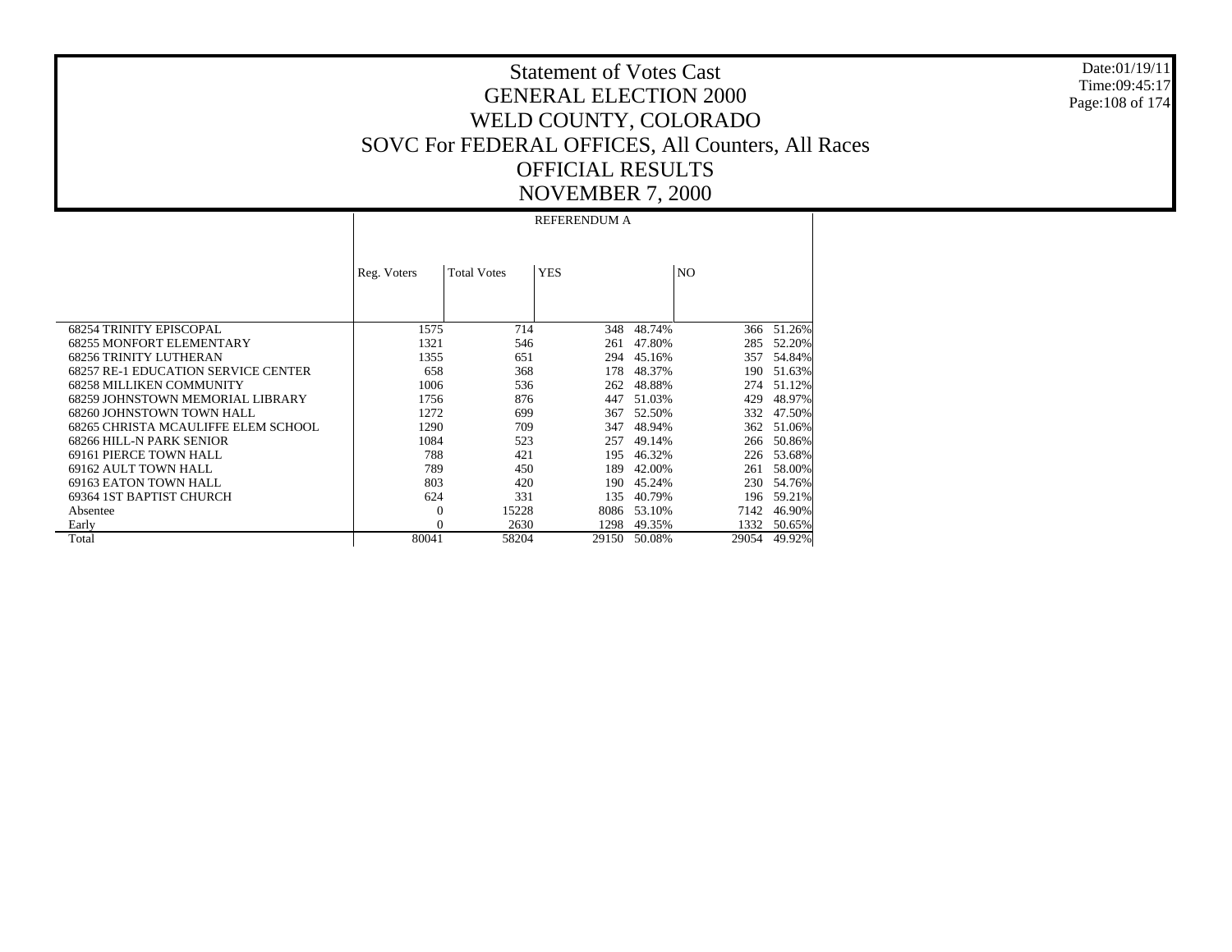# Statement of Votes Cast
## GENERAL ELECTION 2000
## WELD COUNTY, COLORADO
## SOVC For FEDERAL OFFICES, All Counters, All Races
## OFFICIAL RESULTS
## NOVEMBER 7, 2000

Date:01/19/11
Time:09:45:17

| | REFERENDUM A | | | | | |
|---|---|---|---|---|---|---|
| | Reg. Voters | Total Votes | YES | | NO | |
| 68254 TRINITY EPISCOPAL | 1575 | 714 | 348 | 48.74% | 366 | 51.26% |
| 68255 MONFORT ELEMENTARY | 1321 | 546 | 261 | 47.80% | 285 | 52.20% |
| 68256 TRINITY LUTHERAN | 1355 | 651 | 294 | 45.16% | 357 | 54.84% |
| 68257 RE-1 EDUCATION SERVICE CENTER | 658 | 368 | 178 | 48.37% | 190 | 51.63% |
| 68258 MILLIKEN COMMUNITY | 1006 | 536 | 262 | 48.88% | 274 | 51.12% |
| 68259 JOHNSTOWN MEMORIAL LIBRARY | 1756 | 876 | 447 | 51.03% | 429 | 48.97% |
| 68260 JOHNSTOWN TOWN HALL | 1272 | 699 | 367 | 52.50% | 332 | 47.50% |
| 68265 CHRISTA MCAULIFFE ELEM SCHOOL | 1290 | 709 | 347 | 48.94% | 362 | 51.06% |
| 68266 HILL-N PARK SENIOR | 1084 | 523 | 257 | 49.14% | 266 | 50.86% |
| 69161 PIERCE TOWN HALL | 788 | 421 | 195 | 46.32% | 226 | 53.68% |
| 69162 AULT TOWN HALL | 789 | 450 | 189 | 42.00% | 261 | 58.00% |
| 69163 EATON TOWN HALL | 803 | 420 | 190 | 45.24% | 230 | 54.76% |
| 69364 1ST BAPTIST CHURCH | 624 | 331 | 135 | 40.79% | 196 | 59.21% |
| Absentee | 0 | 15228 | 8086 | 53.10% | 7142 | 46.90% |
| Early | 0 | 2630 | 1298 | 49.35% | 1332 | 50.65% |
| Total | 80041 | 58204 | 29150 | 50.08% | 29054 | 49.92% |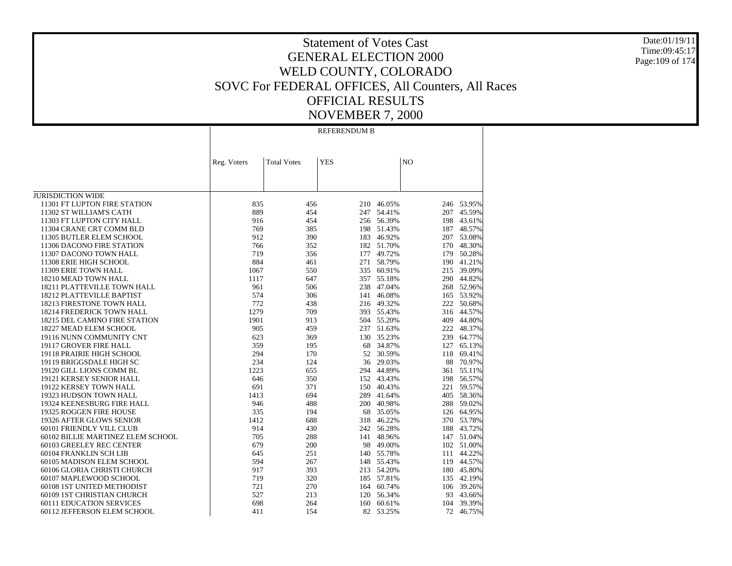# Statement of Votes Cast
# GENERAL ELECTION 2000
# WELD COUNTY, COLORADO
# SOVC For FEDERAL OFFICES, All Counters, All Races
# OFFICIAL RESULTS
# NOVEMBER 7, 2000

Date:01/19/11
Time:09:45:17

| | REFERENDUM B | | | | | |
|---|---|---|---|---|---|---|
| | Reg. Voters | Total Votes | YES | | NO | |
| JURISDICTION WIDE | | | | | | |
| 11301 FT LUPTON FIRE STATION | 835 | 456 | 210 | 46.05% | 246 | 53.95% |
| 11302 ST WILLIAM'S CATH | 889 | 454 | 247 | 54.41% | 207 | 45.59% |
| 11303 FT LUPTON CITY HALL | 916 | 454 | 256 | 56.39% | 198 | 43.61% |
| 11304 CRANE CRT COMM BLD | 769 | 385 | 198 | 51.43% | 187 | 48.57% |
| 11305 BUTLER ELEM SCHOOL | 912 | 390 | 183 | 46.92% | 207 | 53.08% |
| 11306 DACONO FIRE STATION | 766 | 352 | 182 | 51.70% | 170 | 48.30% |
| 11307 DACONO TOWN HALL | 719 | 356 | 177 | 49.72% | 179 | 50.28% |
| 11308 ERIE HIGH SCHOOL | 884 | 461 | 271 | 58.79% | 190 | 41.21% |
| 11309 ERIE TOWN HALL | 1067 | 550 | 335 | 60.91% | 215 | 39.09% |
| 18210 MEAD TOWN HALL | 1117 | 647 | 357 | 55.18% | 290 | 44.82% |
| 18211 PLATTEVILLE TOWN HALL | 961 | 506 | 238 | 47.04% | 268 | 52.96% |
| 18212 PLATTEVILLE BAPTIST | 574 | 306 | 141 | 46.08% | 165 | 53.92% |
| 18213 FIRESTONE TOWN HALL | 772 | 438 | 216 | 49.32% | 222 | 50.68% |
| 18214 FREDERICK TOWN HALL | 1279 | 709 | 393 | 55.43% | 316 | 44.57% |
| 18215 DEL CAMINO FIRE STATION | 1901 | 913 | 504 | 55.20% | 409 | 44.80% |
| 18227 MEAD ELEM SCHOOL | 905 | 459 | 237 | 51.63% | 222 | 48.37% |
| 19116 NUNN COMMUNITY CNT | 623 | 369 | 130 | 35.23% | 239 | 64.77% |
| 19117 GROVER FIRE HALL | 359 | 195 | 68 | 34.87% | 127 | 65.13% |
| 19118 PRAIRIE HIGH SCHOOL | 294 | 170 | 52 | 30.59% | 118 | 69.41% |
| 19119 BRIGGSDALE HIGH SC | 234 | 124 | 36 | 29.03% | 88 | 70.97% |
| 19120 GILL LIONS COMM BL | 1223 | 655 | 294 | 44.89% | 361 | 55.11% |
| 19121 KERSEY SENIOR HALL | 646 | 350 | 152 | 43.43% | 198 | 56.57% |
| 19122 KERSEY TOWN HALL | 691 | 371 | 150 | 40.43% | 221 | 59.57% |
| 19323 HUDSON TOWN HALL | 1413 | 694 | 289 | 41.64% | 405 | 58.36% |
| 19324 KEENESBURG FIRE HALL | 946 | 488 | 200 | 40.98% | 288 | 59.02% |
| 19325 ROGGEN FIRE HOUSE | 335 | 194 | 68 | 35.05% | 126 | 64.95% |
| 19326 AFTER GLOWS SENIOR | 1412 | 688 | 318 | 46.22% | 370 | 53.78% |
| 60101 FRIENDLY VILL CLUB | 914 | 430 | 242 | 56.28% | 188 | 43.72% |
| 60102 BILLIE MARTINEZ ELEM SCHOOL | 705 | 288 | 141 | 48.96% | 147 | 51.04% |
| 60103 GREELEY REC CENTER | 679 | 200 | 98 | 49.00% | 102 | 51.00% |
| 60104 FRANKLIN SCH LIB | 645 | 251 | 140 | 55.78% | 111 | 44.22% |
| 60105 MADISON ELEM SCHOOL | 594 | 267 | 148 | 55.43% | 119 | 44.57% |
| 60106 GLORIA CHRISTI CHURCH | 917 | 393 | 213 | 54.20% | 180 | 45.80% |
| 60107 MAPLEWOOD SCHOOL | 719 | 320 | 185 | 57.81% | 135 | 42.19% |
| 60108 1ST UNITED METHODIST | 721 | 270 | 164 | 60.74% | 106 | 39.26% |
| 60109 1ST CHRISTIAN CHURCH | 527 | 213 | 120 | 56.34% | 93 | 43.66% |
| 60111 EDUCATION SERVICES | 698 | 264 | 160 | 60.61% | 104 | 39.39% |
| 60112 JEFFERSON ELEM SCHOOL | 411 | 154 | 82 | 53.25% | 72 | 46.75% |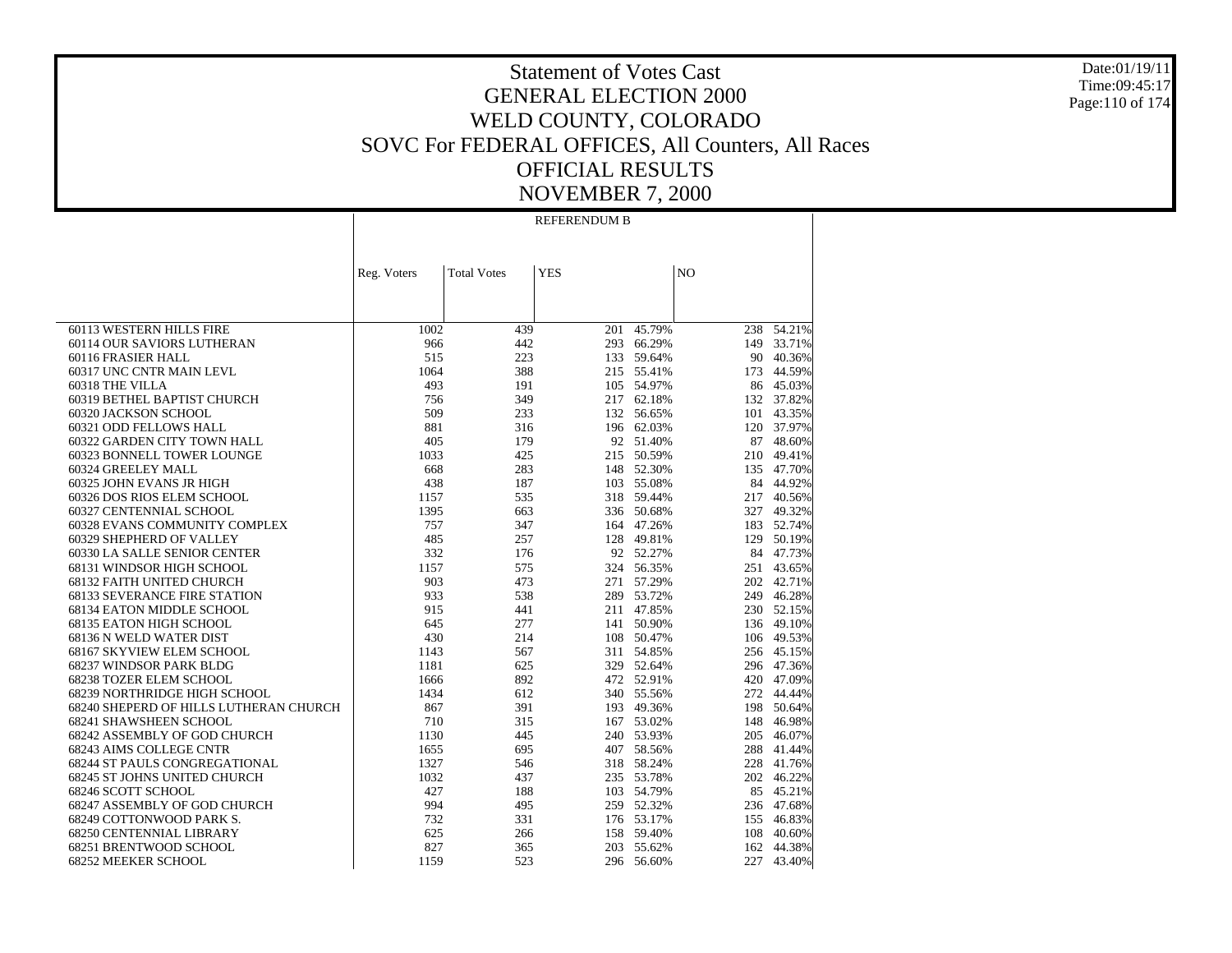# Statement of Votes Cast
# GENERAL ELECTION 2000
# WELD COUNTY, COLORADO
# SOVC For FEDERAL OFFICES, All Counters, All Races
# OFFICIAL RESULTS
# NOVEMBER 7, 2000

Date:01/19/11
Time:09:45:17

| | REFERENDUM B | | | | | |
|---|---|---|---|---|---|---|
| | Reg. Voters | Total Votes | YES | | NO | |
| 60113 WESTERN HILLS FIRE | 1002 | 439 | 201 | 45.79% | 238 | 54.21% |
| 60114 OUR SAVIORS LUTHERAN | 966 | 442 | 293 | 66.29% | 149 | 33.71% |
| 60116 FRASIER HALL | 515 | 223 | 133 | 59.64% | 90 | 40.36% |
| 60317 UNC CNTR MAIN LEVL | 1064 | 388 | 215 | 55.41% | 173 | 44.59% |
| 60318 THE VILLA | 493 | 191 | 105 | 54.97% | 86 | 45.03% |
| 60319 BETHEL BAPTIST CHURCH | 756 | 349 | 217 | 62.18% | 132 | 37.82% |
| 60320 JACKSON SCHOOL | 509 | 233 | 132 | 56.65% | 101 | 43.35% |
| 60321 ODD FELLOWS HALL | 881 | 316 | 196 | 62.03% | 120 | 37.97% |
| 60322 GARDEN CITY TOWN HALL | 405 | 179 | 92 | 51.40% | 87 | 48.60% |
| 60323 BONNELL TOWER LOUNGE | 1033 | 425 | 215 | 50.59% | 210 | 49.41% |
| 60324 GREELEY MALL | 668 | 283 | 148 | 52.30% | 135 | 47.70% |
| 60325 JOHN EVANS JR HIGH | 438 | 187 | 103 | 55.08% | 84 | 44.92% |
| 60326 DOS RIOS ELEM SCHOOL | 1157 | 535 | 318 | 59.44% | 217 | 40.56% |
| 60327 CENTENNIAL SCHOOL | 1395 | 663 | 336 | 50.68% | 327 | 49.32% |
| 60328 EVANS COMMUNITY COMPLEX | 757 | 347 | 164 | 47.26% | 183 | 52.74% |
| 60329 SHEPHERD OF VALLEY | 485 | 257 | 128 | 49.81% | 129 | 50.19% |
| 60330 LA SALLE SENIOR CENTER | 332 | 176 | 92 | 52.27% | 84 | 47.73% |
| 68131 WINDSOR HIGH SCHOOL | 1157 | 575 | 324 | 56.35% | 251 | 43.65% |
| 68132 FAITH UNITED CHURCH | 903 | 473 | 271 | 57.29% | 202 | 42.71% |
| 68133 SEVERANCE FIRE STATION | 933 | 538 | 289 | 53.72% | 249 | 46.28% |
| 68134 EATON MIDDLE SCHOOL | 915 | 441 | 211 | 47.85% | 230 | 52.15% |
| 68135 EATON HIGH SCHOOL | 645 | 277 | 141 | 50.90% | 136 | 49.10% |
| 68136 N WELD WATER DIST | 430 | 214 | 108 | 50.47% | 106 | 49.53% |
| 68167 SKYVIEW ELEM SCHOOL | 1143 | 567 | 311 | 54.85% | 256 | 45.15% |
| 68237 WINDSOR PARK BLDG | 1181 | 625 | 329 | 52.64% | 296 | 47.36% |
| 68238 TOZER ELEM SCHOOL | 1666 | 892 | 472 | 52.91% | 420 | 47.09% |
| 68239 NORTHRIDGE HIGH SCHOOL | 1434 | 612 | 340 | 55.56% | 272 | 44.44% |
| 68240 SHEPERD OF HILLS LUTHERAN CHURCH | 867 | 391 | 193 | 49.36% | 198 | 50.64% |
| 68241 SHAWSHEEN SCHOOL | 710 | 315 | 167 | 53.02% | 148 | 46.98% |
| 68242 ASSEMBLY OF GOD CHURCH | 1130 | 445 | 240 | 53.93% | 205 | 46.07% |
| 68243 AIMS COLLEGE CNTR | 1655 | 695 | 407 | 58.56% | 288 | 41.44% |
| 68244 ST PAULS CONGREGATIONAL | 1327 | 546 | 318 | 58.24% | 228 | 41.76% |
| 68245 ST JOHNS UNITED CHURCH | 1032 | 437 | 235 | 53.78% | 202 | 46.22% |
| 68246 SCOTT SCHOOL | 427 | 188 | 103 | 54.79% | 85 | 45.21% |
| 68247 ASSEMBLY OF GOD CHURCH | 994 | 495 | 259 | 52.32% | 236 | 47.68% |
| 68249 COTTONWOOD PARK S. | 732 | 331 | 176 | 53.17% | 155 | 46.83% |
| 68250 CENTENNIAL LIBRARY | 625 | 266 | 158 | 59.40% | 108 | 40.60% |
| 68251 BRENTWOOD SCHOOL | 827 | 365 | 203 | 55.62% | 162 | 44.38% |
| 68252 MEEKER SCHOOL | 1159 | 523 | 296 | 56.60% | 227 | 43.40% |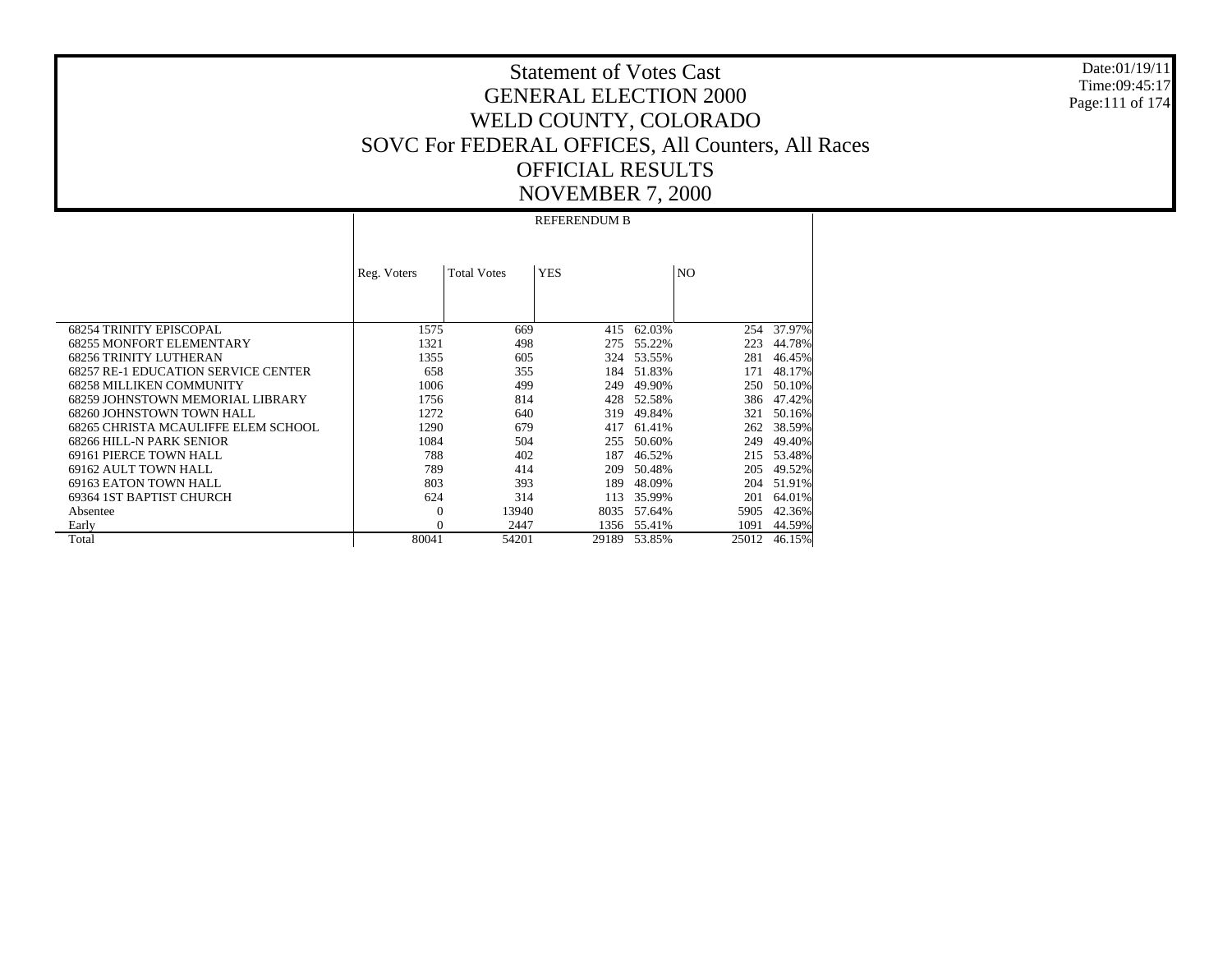# Statement of Votes Cast
# GENERAL ELECTION 2000
# WELD COUNTY, COLORADO
# SOVC For FEDERAL OFFICES, All Counters, All Races
# OFFICIAL RESULTS
# NOVEMBER 7, 2000

Date:01/19/11
Time:09:45:17

| | REFERENDUM B | | | | | |
|---|---|---|---|---|---|---|
| | Reg. Voters | Total Votes | YES | | NO | |
| 68254 TRINITY EPISCOPAL | 1575 | 669 | 415 | 62.03% | 254 | 37.97% |
| 68255 MONFORT ELEMENTARY | 1321 | 498 | 275 | 55.22% | 223 | 44.78% |
| 68256 TRINITY LUTHERAN | 1355 | 605 | 324 | 53.55% | 281 | 46.45% |
| 68257 RE-1 EDUCATION SERVICE CENTER | 658 | 355 | 184 | 51.83% | 171 | 48.17% |
| 68258 MILLIKEN COMMUNITY | 1006 | 499 | 249 | 49.90% | 250 | 50.10% |
| 68259 JOHNSTOWN MEMORIAL LIBRARY | 1756 | 814 | 428 | 52.58% | 386 | 47.42% |
| 68260 JOHNSTOWN TOWN HALL | 1272 | 640 | 319 | 49.84% | 321 | 50.16% |
| 68265 CHRISTA MCAULIFFE ELEM SCHOOL | 1290 | 679 | 417 | 61.41% | 262 | 38.59% |
| 68266 HILL-N PARK SENIOR | 1084 | 504 | 255 | 50.60% | 249 | 49.40% |
| 69161 PIERCE TOWN HALL | 788 | 402 | 187 | 46.52% | 215 | 53.48% |
| 69162 AULT TOWN HALL | 789 | 414 | 209 | 50.48% | 205 | 49.52% |
| 69163 EATON TOWN HALL | 803 | 393 | 189 | 48.09% | 204 | 51.91% |
| 69364 1ST BAPTIST CHURCH | 624 | 314 | 113 | 35.99% | 201 | 64.01% |
| Absentee | 0 | 13940 | 8035 | 57.64% | 5905 | 42.36% |
| Early | 0 | 2447 | 1356 | 55.41% | 1091 | 44.59% |
| Total | 80041 | 54201 | 29189 | 53.85% | 25012 | 46.15% |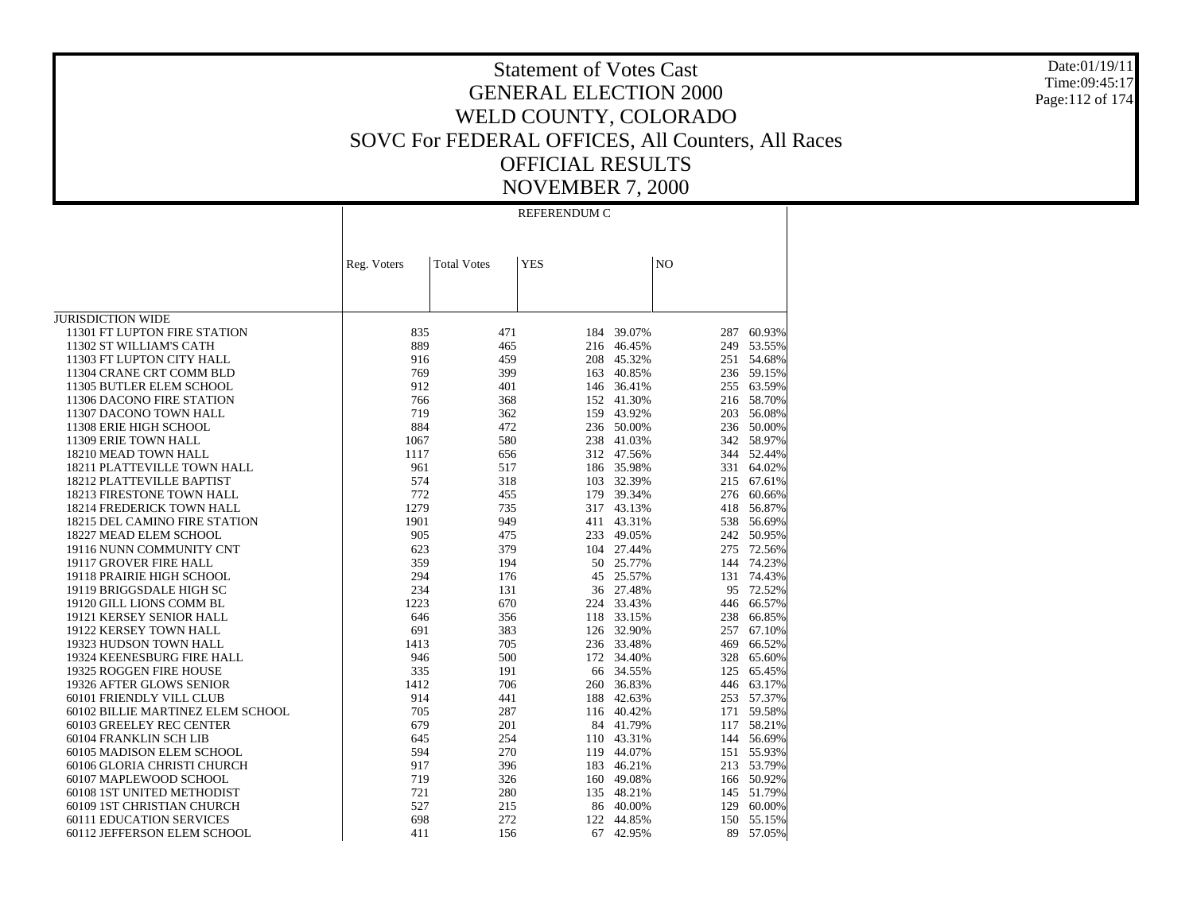# Statement of Votes Cast
# GENERAL ELECTION 2000
# WELD COUNTY, COLORADO
# SOVC For FEDERAL OFFICES, All Counters, All Races
# OFFICIAL RESULTS
# NOVEMBER 7, 2000

| | REFERENDUM C | | | | | |
|---|---|---|---|---|---|---|
| | Reg. Voters | Total Votes | YES | | NO | |
| JURISDICTION WIDE | | | | | | |
| 11301 FT LUPTON FIRE STATION | 835 | 471 | 184 | 39.07% | 287 | 60.93% |
| 11302 ST WILLIAM'S CATH | 889 | 465 | 216 | 46.45% | 249 | 53.55% |
| 11303 FT LUPTON CITY HALL | 916 | 459 | 208 | 45.32% | 251 | 54.68% |
| 11304 CRANE CRT COMM BLD | 769 | 399 | 163 | 40.85% | 236 | 59.15% |
| 11305 BUTLER ELEM SCHOOL | 912 | 401 | 146 | 36.41% | 255 | 63.59% |
| 11306 DACONO FIRE STATION | 766 | 368 | 152 | 41.30% | 216 | 58.70% |
| 11307 DACONO TOWN HALL | 719 | 362 | 159 | 43.92% | 203 | 56.08% |
| 11308 ERIE HIGH SCHOOL | 884 | 472 | 236 | 50.00% | 236 | 50.00% |
| 11309 ERIE TOWN HALL | 1067 | 580 | 238 | 41.03% | 342 | 58.97% |
| 18210 MEAD TOWN HALL | 1117 | 656 | 312 | 47.56% | 344 | 52.44% |
| 18211 PLATTEVILLE TOWN HALL | 961 | 517 | 186 | 35.98% | 331 | 64.02% |
| 18212 PLATTEVILLE BAPTIST | 574 | 318 | 103 | 32.39% | 215 | 67.61% |
| 18213 FIRESTONE TOWN HALL | 772 | 455 | 179 | 39.34% | 276 | 60.66% |
| 18214 FREDERICK TOWN HALL | 1279 | 735 | 317 | 43.13% | 418 | 56.87% |
| 18215 DEL CAMINO FIRE STATION | 1901 | 949 | 411 | 43.31% | 538 | 56.69% |
| 18227 MEAD ELEM SCHOOL | 905 | 475 | 233 | 49.05% | 242 | 50.95% |
| 19116 NUNN COMMUNITY CNT | 623 | 379 | 104 | 27.44% | 275 | 72.56% |
| 19117 GROVER FIRE HALL | 359 | 194 | 50 | 25.77% | 144 | 74.23% |
| 19118 PRAIRIE HIGH SCHOOL | 294 | 176 | 45 | 25.57% | 131 | 74.43% |
| 19119 BRIGGSDALE HIGH SC | 234 | 131 | 36 | 27.48% | 95 | 72.52% |
| 19120 GILL LIONS COMM BL | 1223 | 670 | 224 | 33.43% | 446 | 66.57% |
| 19121 KERSEY SENIOR HALL | 646 | 356 | 118 | 33.15% | 238 | 66.85% |
| 19122 KERSEY TOWN HALL | 691 | 383 | 126 | 32.90% | 257 | 67.10% |
| 19323 HUDSON TOWN HALL | 1413 | 705 | 236 | 33.48% | 469 | 66.52% |
| 19324 KEENESBURG FIRE HALL | 946 | 500 | 172 | 34.40% | 328 | 65.60% |
| 19325 ROGGEN FIRE HOUSE | 335 | 191 | 66 | 34.55% | 125 | 65.45% |
| 19326 AFTER GLOWS SENIOR | 1412 | 706 | 260 | 36.83% | 446 | 63.17% |
| 60101 FRIENDLY VILL CLUB | 914 | 441 | 188 | 42.63% | 253 | 57.37% |
| 60102 BILLIE MARTINEZ ELEM SCHOOL | 705 | 287 | 116 | 40.42% | 171 | 59.58% |
| 60103 GREELEY REC CENTER | 679 | 201 | 84 | 41.79% | 117 | 58.21% |
| 60104 FRANKLIN SCH LIB | 645 | 254 | 110 | 43.31% | 144 | 56.69% |
| 60105 MADISON ELEM SCHOOL | 594 | 270 | 119 | 44.07% | 151 | 55.93% |
| 60106 GLORIA CHRISTI CHURCH | 917 | 396 | 183 | 46.21% | 213 | 53.79% |
| 60107 MAPLEWOOD SCHOOL | 719 | 326 | 160 | 49.08% | 166 | 50.92% |
| 60108 1ST UNITED METHODIST | 721 | 280 | 135 | 48.21% | 145 | 51.79% |
| 60109 1ST CHRISTIAN CHURCH | 527 | 215 | 86 | 40.00% | 129 | 60.00% |
| 60111 EDUCATION SERVICES | 698 | 272 | 122 | 44.85% | 150 | 55.15% |
| 60112 JEFFERSON ELEM SCHOOL | 411 | 156 | 67 | 42.95% | 89 | 57.05% |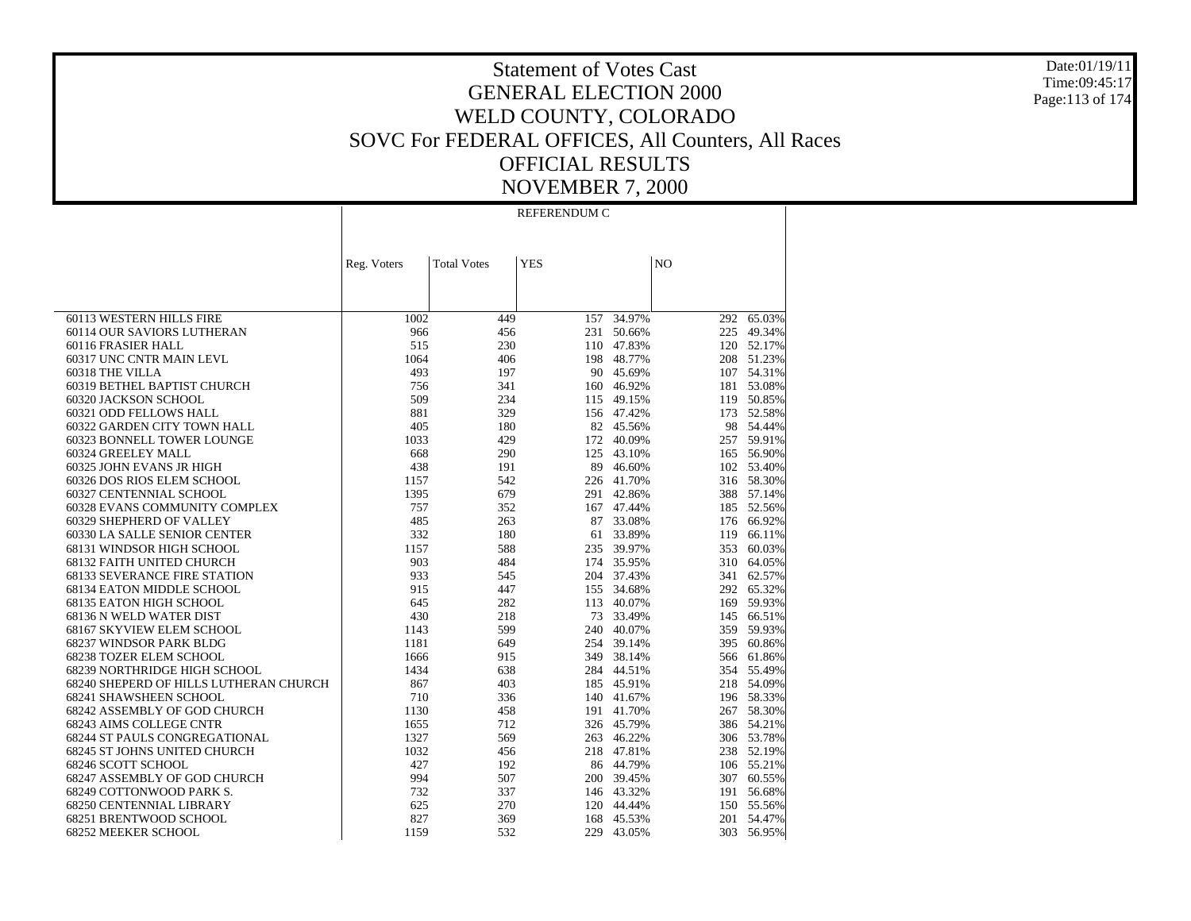# Statement of Votes Cast
# GENERAL ELECTION 2000
# WELD COUNTY, COLORADO
# SOVC For FEDERAL OFFICES, All Counters, All Races
# OFFICIAL RESULTS
# NOVEMBER 7, 2000

| | REFERENDUM C | | | | | |
|---|---|---|---|---|---|---|
| | Reg. Voters | Total Votes | YES | | NO | |
| 60113 WESTERN HILLS FIRE | 1002 | 449 | 157 | 34.97% | 292 | 65.03% |
| 60114 OUR SAVIORS LUTHERAN | 966 | 456 | 231 | 50.66% | 225 | 49.34% |
| 60116 FRASIER HALL | 515 | 230 | 110 | 47.83% | 120 | 52.17% |
| 60317 UNC CNTR MAIN LEVL | 1064 | 406 | 198 | 48.77% | 208 | 51.23% |
| 60318 THE VILLA | 493 | 197 | 90 | 45.69% | 107 | 54.31% |
| 60319 BETHEL BAPTIST CHURCH | 756 | 341 | 160 | 46.92% | 181 | 53.08% |
| 60320 JACKSON SCHOOL | 509 | 234 | 115 | 49.15% | 119 | 50.85% |
| 60321 ODD FELLOWS HALL | 881 | 329 | 156 | 47.42% | 173 | 52.58% |
| 60322 GARDEN CITY TOWN HALL | 405 | 180 | 82 | 45.56% | 98 | 54.44% |
| 60323 BONNELL TOWER LOUNGE | 1033 | 429 | 172 | 40.09% | 257 | 59.91% |
| 60324 GREELEY MALL | 668 | 290 | 125 | 43.10% | 165 | 56.90% |
| 60325 JOHN EVANS JR HIGH | 438 | 191 | 89 | 46.60% | 102 | 53.40% |
| 60326 DOS RIOS ELEM SCHOOL | 1157 | 542 | 226 | 41.70% | 316 | 58.30% |
| 60327 CENTENNIAL SCHOOL | 1395 | 679 | 291 | 42.86% | 388 | 57.14% |
| 60328 EVANS COMMUNITY COMPLEX | 757 | 352 | 167 | 47.44% | 185 | 52.56% |
| 60329 SHEPHERD OF VALLEY | 485 | 263 | 87 | 33.08% | 176 | 66.92% |
| 60330 LA SALLE SENIOR CENTER | 332 | 180 | 61 | 33.89% | 119 | 66.11% |
| 68131 WINDSOR HIGH SCHOOL | 1157 | 588 | 235 | 39.97% | 353 | 60.03% |
| 68132 FAITH UNITED CHURCH | 903 | 484 | 174 | 35.95% | 310 | 64.05% |
| 68133 SEVERANCE FIRE STATION | 933 | 545 | 204 | 37.43% | 341 | 62.57% |
| 68134 EATON MIDDLE SCHOOL | 915 | 447 | 155 | 34.68% | 292 | 65.32% |
| 68135 EATON HIGH SCHOOL | 645 | 282 | 113 | 40.07% | 169 | 59.93% |
| 68136 N WELD WATER DIST | 430 | 218 | 73 | 33.49% | 145 | 66.51% |
| 68167 SKYVIEW ELEM SCHOOL | 1143 | 599 | 240 | 40.07% | 359 | 59.93% |
| 68237 WINDSOR PARK BLDG | 1181 | 649 | 254 | 39.14% | 395 | 60.86% |
| 68238 TOZER ELEM SCHOOL | 1666 | 915 | 349 | 38.14% | 566 | 61.86% |
| 68239 NORTHRIDGE HIGH SCHOOL | 1434 | 638 | 284 | 44.51% | 354 | 55.49% |
| 68240 SHEPERD OF HILLS LUTHERAN CHURCH | 867 | 403 | 185 | 45.91% | 218 | 54.09% |
| 68241 SHAWSHEEN SCHOOL | 710 | 336 | 140 | 41.67% | 196 | 58.33% |
| 68242 ASSEMBLY OF GOD CHURCH | 1130 | 458 | 191 | 41.70% | 267 | 58.30% |
| 68243 AIMS COLLEGE CNTR | 1655 | 712 | 326 | 45.79% | 386 | 54.21% |
| 68244 ST PAULS CONGREGATIONAL | 1327 | 569 | 263 | 46.22% | 306 | 53.78% |
| 68245 ST JOHNS UNITED CHURCH | 1032 | 456 | 218 | 47.81% | 238 | 52.19% |
| 68246 SCOTT SCHOOL | 427 | 192 | 86 | 44.79% | 106 | 55.21% |
| 68247 ASSEMBLY OF GOD CHURCH | 994 | 507 | 200 | 39.45% | 307 | 60.55% |
| 68249 COTTONWOOD PARK S. | 732 | 337 | 146 | 43.32% | 191 | 56.68% |
| 68250 CENTENNIAL LIBRARY | 625 | 270 | 120 | 44.44% | 150 | 55.56% |
| 68251 BRENTWOOD SCHOOL | 827 | 369 | 168 | 45.53% | 201 | 54.47% |
| 68252 MEEKER SCHOOL | 1159 | 532 | 229 | 43.05% | 303 | 56.95% |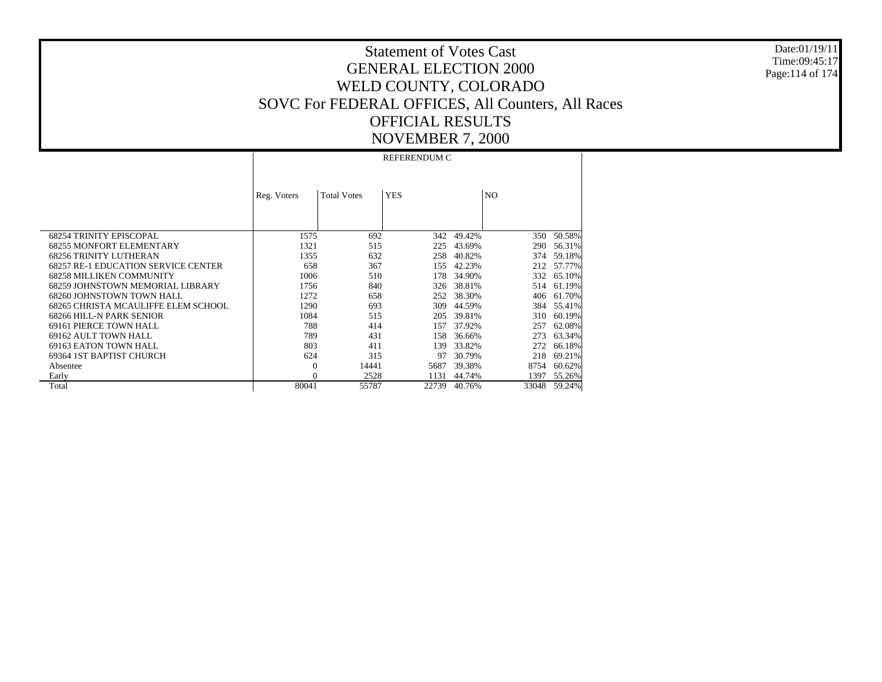# Statement of Votes Cast
# GENERAL ELECTION 2000
# WELD COUNTY, COLORADO
# SOVC For FEDERAL OFFICES, All Counters, All Races
# OFFICIAL RESULTS
# NOVEMBER 7, 2000

Date:01/19/11
Time:09:45:17

| | REFERENDUM C | | | | | |
|---|---|---|---|---|---|---|
| | Reg. Voters | Total Votes | YES | | NO | |
| 68254 TRINITY EPISCOPAL | 1575 | 692 | 342 | 49.42% | 350 | 50.58% |
| 68255 MONFORT ELEMENTARY | 1321 | 515 | 225 | 43.69% | 290 | 56.31% |
| 68256 TRINITY LUTHERAN | 1355 | 632 | 258 | 40.82% | 374 | 59.18% |
| 68257 RE-1 EDUCATION SERVICE CENTER | 658 | 367 | 155 | 42.23% | 212 | 57.77% |
| 68258 MILLIKEN COMMUNITY | 1006 | 510 | 178 | 34.90% | 332 | 65.10% |
| 68259 JOHNSTOWN MEMORIAL LIBRARY | 1756 | 840 | 326 | 38.81% | 514 | 61.19% |
| 68260 JOHNSTOWN TOWN HALL | 1272 | 658 | 252 | 38.30% | 406 | 61.70% |
| 68265 CHRISTA MCAULIFFE ELEM SCHOOL | 1290 | 693 | 309 | 44.59% | 384 | 55.41% |
| 68266 HILL-N PARK SENIOR | 1084 | 515 | 205 | 39.81% | 310 | 60.19% |
| 69161 PIERCE TOWN HALL | 788 | 414 | 157 | 37.92% | 257 | 62.08% |
| 69162 AULT TOWN HALL | 789 | 431 | 158 | 36.66% | 273 | 63.34% |
| 69163 EATON TOWN HALL | 803 | 411 | 139 | 33.82% | 272 | 66.18% |
| 69364 1ST BAPTIST CHURCH | 624 | 315 | 97 | 30.79% | 218 | 69.21% |
| Absentee | 0 | 14441 | 5687 | 39.38% | 8754 | 60.62% |
| Early | 0 | 2528 | 1131 | 44.74% | 1397 | 55.26% |
| Total | 80041 | 55787 | 22739 | 40.76% | 33048 | 59.24% |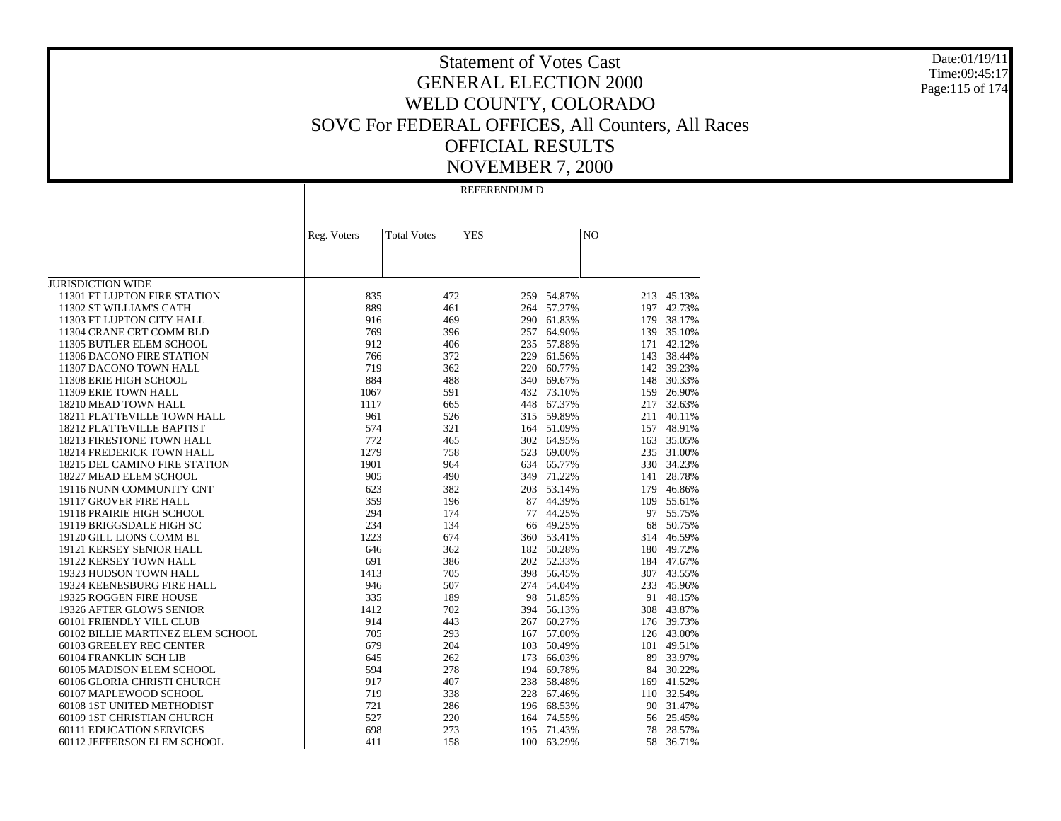# Statement of Votes Cast
## GENERAL ELECTION 2000
## WELD COUNTY, COLORADO
## SOVC For FEDERAL OFFICES, All Counters, All Races
## OFFICIAL RESULTS
## NOVEMBER 7, 2000

Date:01/19/11
Time:09:45:17

| | REFERENDUM D | | | | | |
|---|---|---|---|---|---|---|
| | Reg. Voters | Total Votes | YES | | NO | |
| JURISDICTION WIDE | | | | | | |
| 11301 FT LUPTON FIRE STATION | 835 | 472 | 259 | 54.87% | 213 | 45.13% |
| 11302 ST WILLIAM'S CATH | 889 | 461 | 264 | 57.27% | 197 | 42.73% |
| 11303 FT LUPTON CITY HALL | 916 | 469 | 290 | 61.83% | 179 | 38.17% |
| 11304 CRANE CRT COMM BLD | 769 | 396 | 257 | 64.90% | 139 | 35.10% |
| 11305 BUTLER ELEM SCHOOL | 912 | 406 | 235 | 57.88% | 171 | 42.12% |
| 11306 DACONO FIRE STATION | 766 | 372 | 229 | 61.56% | 143 | 38.44% |
| 11307 DACONO TOWN HALL | 719 | 362 | 220 | 60.77% | 142 | 39.23% |
| 11308 ERIE HIGH SCHOOL | 884 | 488 | 340 | 69.67% | 148 | 30.33% |
| 11309 ERIE TOWN HALL | 1067 | 591 | 432 | 73.10% | 159 | 26.90% |
| 18210 MEAD TOWN HALL | 1117 | 665 | 448 | 67.37% | 217 | 32.63% |
| 18211 PLATTEVILLE TOWN HALL | 961 | 526 | 315 | 59.89% | 211 | 40.11% |
| 18212 PLATTEVILLE BAPTIST | 574 | 321 | 164 | 51.09% | 157 | 48.91% |
| 18213 FIRESTONE TOWN HALL | 772 | 465 | 302 | 64.95% | 163 | 35.05% |
| 18214 FREDERICK TOWN HALL | 1279 | 758 | 523 | 69.00% | 235 | 31.00% |
| 18215 DEL CAMINO FIRE STATION | 1901 | 964 | 634 | 65.77% | 330 | 34.23% |
| 18227 MEAD ELEM SCHOOL | 905 | 490 | 349 | 71.22% | 141 | 28.78% |
| 19116 NUNN COMMUNITY CNT | 623 | 382 | 203 | 53.14% | 179 | 46.86% |
| 19117 GROVER FIRE HALL | 359 | 196 | 87 | 44.39% | 109 | 55.61% |
| 19118 PRAIRIE HIGH SCHOOL | 294 | 174 | 77 | 44.25% | 97 | 55.75% |
| 19119 BRIGGSDALE HIGH SC | 234 | 134 | 66 | 49.25% | 68 | 50.75% |
| 19120 GILL LIONS COMM BL | 1223 | 674 | 360 | 53.41% | 314 | 46.59% |
| 19121 KERSEY SENIOR HALL | 646 | 362 | 182 | 50.28% | 180 | 49.72% |
| 19122 KERSEY TOWN HALL | 691 | 386 | 202 | 52.33% | 184 | 47.67% |
| 19323 HUDSON TOWN HALL | 1413 | 705 | 398 | 56.45% | 307 | 43.55% |
| 19324 KEENESBURG FIRE HALL | 946 | 507 | 274 | 54.04% | 233 | 45.96% |
| 19325 ROGGEN FIRE HOUSE | 335 | 189 | 98 | 51.85% | 91 | 48.15% |
| 19326 AFTER GLOWS SENIOR | 1412 | 702 | 394 | 56.13% | 308 | 43.87% |
| 60101 FRIENDLY VILL CLUB | 914 | 443 | 267 | 60.27% | 176 | 39.73% |
| 60102 BILLIE MARTINEZ ELEM SCHOOL | 705 | 293 | 167 | 57.00% | 126 | 43.00% |
| 60103 GREELEY REC CENTER | 679 | 204 | 103 | 50.49% | 101 | 49.51% |
| 60104 FRANKLIN SCH LIB | 645 | 262 | 173 | 66.03% | 89 | 33.97% |
| 60105 MADISON ELEM SCHOOL | 594 | 278 | 194 | 69.78% | 84 | 30.22% |
| 60106 GLORIA CHRISTI CHURCH | 917 | 407 | 238 | 58.48% | 169 | 41.52% |
| 60107 MAPLEWOOD SCHOOL | 719 | 338 | 228 | 67.46% | 110 | 32.54% |
| 60108 1ST UNITED METHODIST | 721 | 286 | 196 | 68.53% | 90 | 31.47% |
| 60109 1ST CHRISTIAN CHURCH | 527 | 220 | 164 | 74.55% | 56 | 25.45% |
| 60111 EDUCATION SERVICES | 698 | 273 | 195 | 71.43% | 78 | 28.57% |
| 60112 JEFFERSON ELEM SCHOOL | 411 | 158 | 100 | 63.29% | 58 | 36.71% |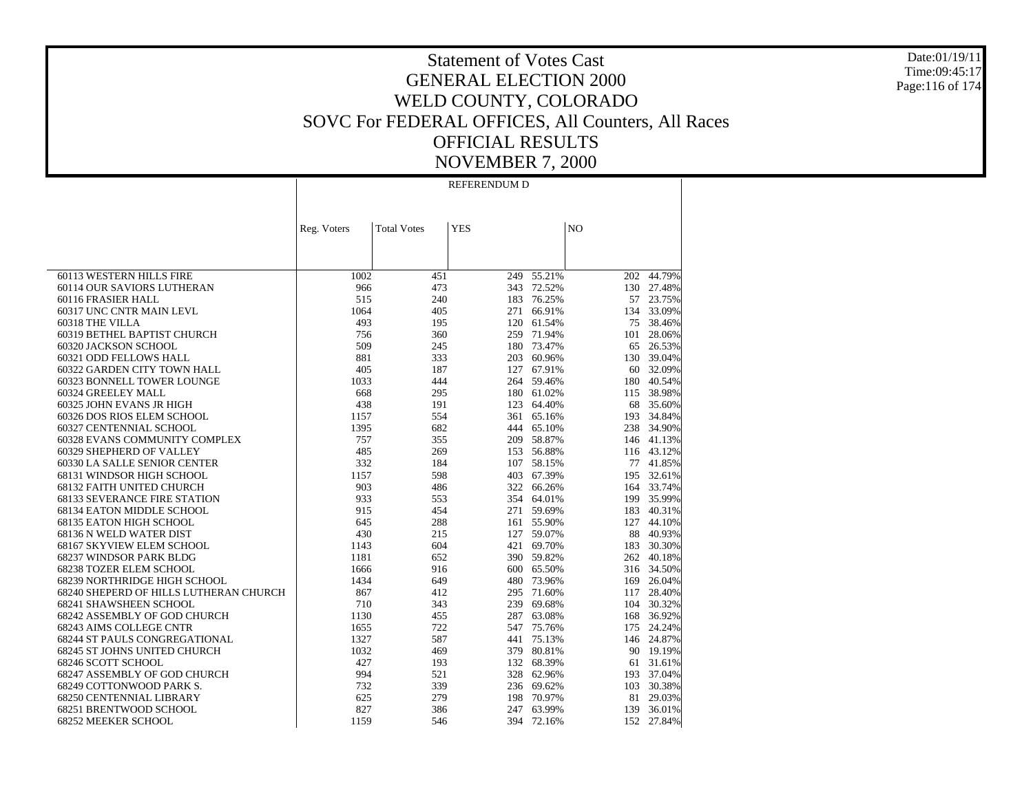# Statement of Votes Cast
## GENERAL ELECTION 2000
## WELD COUNTY, COLORADO
## SOVC For FEDERAL OFFICES, All Counters, All Races
## OFFICIAL RESULTS
## NOVEMBER 7, 2000

Date:01/19/11
Time:09:45:17

| | REFERENDUM D | | | | | |
|---|---|---|---|---|---|---|
| | Reg. Voters | Total Votes | YES | | NO | |
| 60113 WESTERN HILLS FIRE | 1002 | 451 | 249 | 55.21% | 202 | 44.79% |
| 60114 OUR SAVIORS LUTHERAN | 966 | 473 | 343 | 72.52% | 130 | 27.48% |
| 60116 FRASIER HALL | 515 | 240 | 183 | 76.25% | 57 | 23.75% |
| 60317 UNC CNTR MAIN LEVL | 1064 | 405 | 271 | 66.91% | 134 | 33.09% |
| 60318 THE VILLA | 493 | 195 | 120 | 61.54% | 75 | 38.46% |
| 60319 BETHEL BAPTIST CHURCH | 756 | 360 | 259 | 71.94% | 101 | 28.06% |
| 60320 JACKSON SCHOOL | 509 | 245 | 180 | 73.47% | 65 | 26.53% |
| 60321 ODD FELLOWS HALL | 881 | 333 | 203 | 60.96% | 130 | 39.04% |
| 60322 GARDEN CITY TOWN HALL | 405 | 187 | 127 | 67.91% | 60 | 32.09% |
| 60323 BONNELL TOWER LOUNGE | 1033 | 444 | 264 | 59.46% | 180 | 40.54% |
| 60324 GREELEY MALL | 668 | 295 | 180 | 61.02% | 115 | 38.98% |
| 60325 JOHN EVANS JR HIGH | 438 | 191 | 123 | 64.40% | 68 | 35.60% |
| 60326 DOS RIOS ELEM SCHOOL | 1157 | 554 | 361 | 65.16% | 193 | 34.84% |
| 60327 CENTENNIAL SCHOOL | 1395 | 682 | 444 | 65.10% | 238 | 34.90% |
| 60328 EVANS COMMUNITY COMPLEX | 757 | 355 | 209 | 58.87% | 146 | 41.13% |
| 60329 SHEPHERD OF VALLEY | 485 | 269 | 153 | 56.88% | 116 | 43.12% |
| 60330 LA SALLE SENIOR CENTER | 332 | 184 | 107 | 58.15% | 77 | 41.85% |
| 68131 WINDSOR HIGH SCHOOL | 1157 | 598 | 403 | 67.39% | 195 | 32.61% |
| 68132 FAITH UNITED CHURCH | 903 | 486 | 322 | 66.26% | 164 | 33.74% |
| 68133 SEVERANCE FIRE STATION | 933 | 553 | 354 | 64.01% | 199 | 35.99% |
| 68134 EATON MIDDLE SCHOOL | 915 | 454 | 271 | 59.69% | 183 | 40.31% |
| 68135 EATON HIGH SCHOOL | 645 | 288 | 161 | 55.90% | 127 | 44.10% |
| 68136 N WELD WATER DIST | 430 | 215 | 127 | 59.07% | 88 | 40.93% |
| 68167 SKYVIEW ELEM SCHOOL | 1143 | 604 | 421 | 69.70% | 183 | 30.30% |
| 68237 WINDSOR PARK BLDG | 1181 | 652 | 390 | 59.82% | 262 | 40.18% |
| 68238 TOZER ELEM SCHOOL | 1666 | 916 | 600 | 65.50% | 316 | 34.50% |
| 68239 NORTHRIDGE HIGH SCHOOL | 1434 | 649 | 480 | 73.96% | 169 | 26.04% |
| 68240 SHEPERD OF HILLS LUTHERAN CHURCH | 867 | 412 | 295 | 71.60% | 117 | 28.40% |
| 68241 SHAWSHEEN SCHOOL | 710 | 343 | 239 | 69.68% | 104 | 30.32% |
| 68242 ASSEMBLY OF GOD CHURCH | 1130 | 455 | 287 | 63.08% | 168 | 36.92% |
| 68243 AIMS COLLEGE CNTR | 1655 | 722 | 547 | 75.76% | 175 | 24.24% |
| 68244 ST PAULS CONGREGATIONAL | 1327 | 587 | 441 | 75.13% | 146 | 24.87% |
| 68245 ST JOHNS UNITED CHURCH | 1032 | 469 | 379 | 80.81% | 90 | 19.19% |
| 68246 SCOTT SCHOOL | 427 | 193 | 132 | 68.39% | 61 | 31.61% |
| 68247 ASSEMBLY OF GOD CHURCH | 994 | 521 | 328 | 62.96% | 193 | 37.04% |
| 68249 COTTONWOOD PARK S. | 732 | 339 | 236 | 69.62% | 103 | 30.38% |
| 68250 CENTENNIAL LIBRARY | 625 | 279 | 198 | 70.97% | 81 | 29.03% |
| 68251 BRENTWOOD SCHOOL | 827 | 386 | 247 | 63.99% | 139 | 36.01% |
| 68252 MEEKER SCHOOL | 1159 | 546 | 394 | 72.16% | 152 | 27.84% |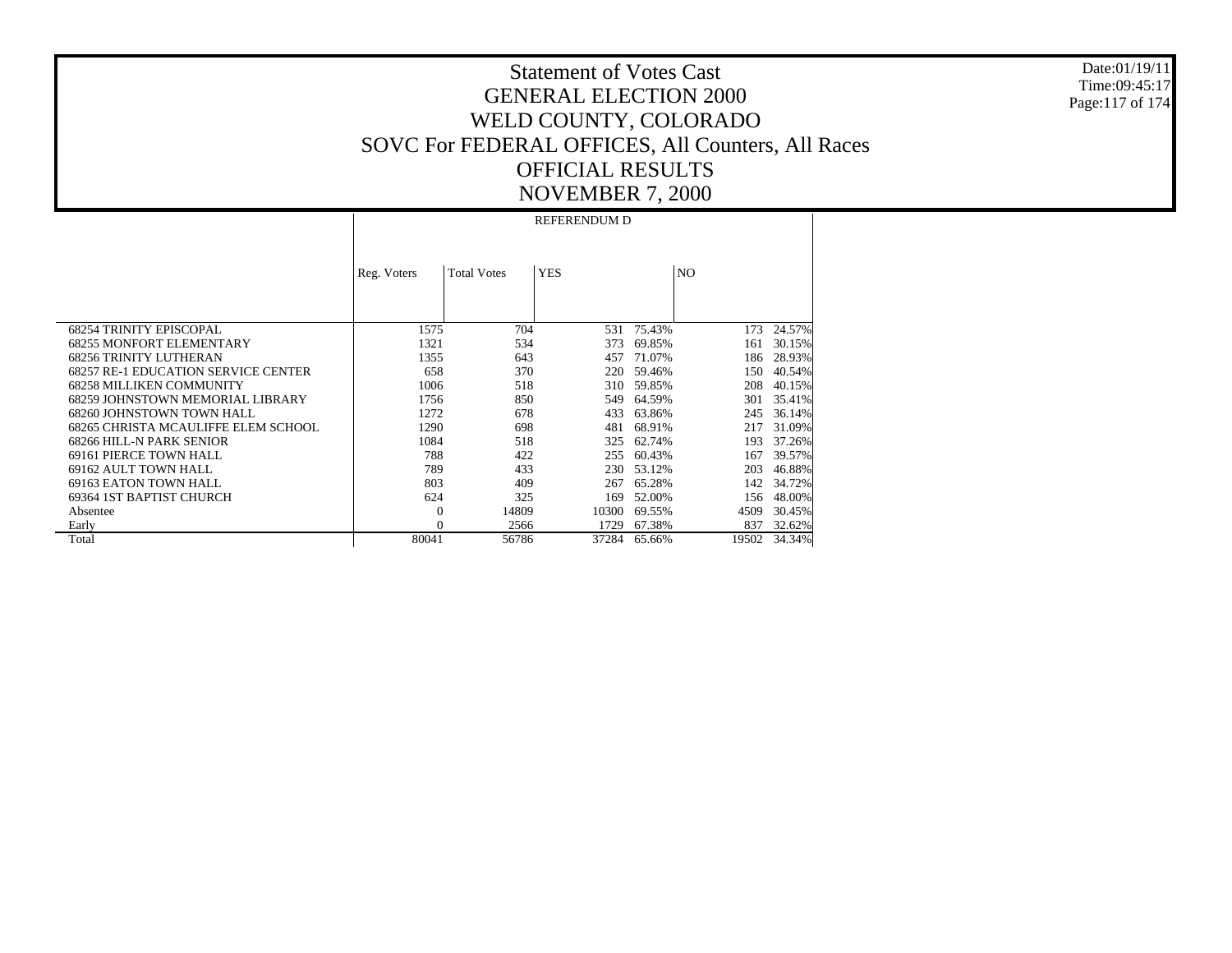# Statement of Votes Cast
# GENERAL ELECTION 2000
# WELD COUNTY, COLORADO
# SOVC For FEDERAL OFFICES, All Counters, All Races
# OFFICIAL RESULTS
# NOVEMBER 7, 2000

| | REFERENDUM D | | | | | |
|---|---|---|---|---|---|---|
| | Reg. Voters | Total Votes | YES | | NO | |
| 68254 TRINITY EPISCOPAL | 1575 | 704 | 531 | 75.43% | 173 | 24.57% |
| 68255 MONFORT ELEMENTARY | 1321 | 534 | 373 | 69.85% | 161 | 30.15% |
| 68256 TRINITY LUTHERAN | 1355 | 643 | 457 | 71.07% | 186 | 28.93% |
| 68257 RE-1 EDUCATION SERVICE CENTER | 658 | 370 | 220 | 59.46% | 150 | 40.54% |
| 68258 MILLIKEN COMMUNITY | 1006 | 518 | 310 | 59.85% | 208 | 40.15% |
| 68259 JOHNSTOWN MEMORIAL LIBRARY | 1756 | 850 | 549 | 64.59% | 301 | 35.41% |
| 68260 JOHNSTOWN TOWN HALL | 1272 | 678 | 433 | 63.86% | 245 | 36.14% |
| 68265 CHRISTA MCAULIFFE ELEM SCHOOL | 1290 | 698 | 481 | 68.91% | 217 | 31.09% |
| 68266 HILL-N PARK SENIOR | 1084 | 518 | 325 | 62.74% | 193 | 37.26% |
| 69161 PIERCE TOWN HALL | 788 | 422 | 255 | 60.43% | 167 | 39.57% |
| 69162 AULT TOWN HALL | 789 | 433 | 230 | 53.12% | 203 | 46.88% |
| 69163 EATON TOWN HALL | 803 | 409 | 267 | 65.28% | 142 | 34.72% |
| 69364 1ST BAPTIST CHURCH | 624 | 325 | 169 | 52.00% | 156 | 48.00% |
| Absentee | 0 | 14809 | 10300 | 69.55% | 4509 | 30.45% |
| Early | 0 | 2566 | 1729 | 67.38% | 837 | 32.62% |
| Total | 80041 | 56786 | 37284 | 65.66% | 19502 | 34.34% |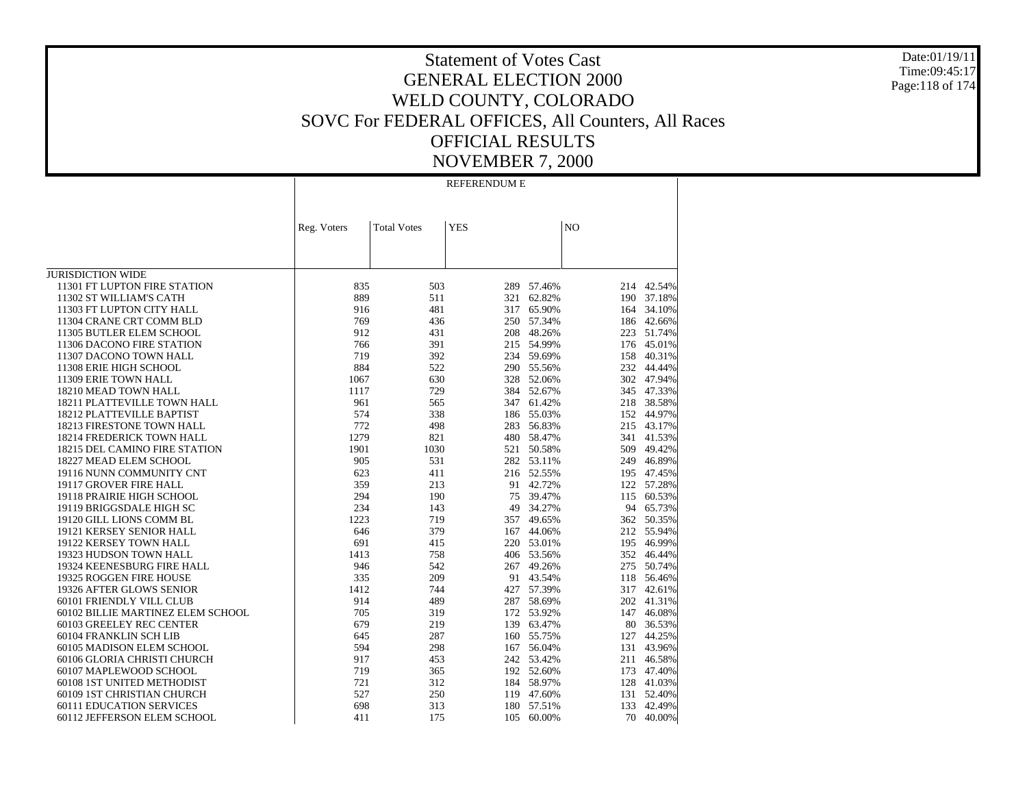# Statement of Votes Cast
## GENERAL ELECTION 2000
## WELD COUNTY, COLORADO
## SOVC For FEDERAL OFFICES, All Counters, All Races
## OFFICIAL RESULTS
## NOVEMBER 7, 2000

Date:01/19/11
Time:09:45:17

| | REFERENDUM E | | | | | |
|---|---|---|---|---|---|---|
| | Reg. Voters | Total Votes | YES | | NO | |
| JURISDICTION WIDE | | | | | | |
| 11301 FT LUPTON FIRE STATION | 835 | 503 | 289 | 57.46% | 214 | 42.54% |
| 11302 ST WILLIAM'S CATH | 889 | 511 | 321 | 62.82% | 190 | 37.18% |
| 11303 FT LUPTON CITY HALL | 916 | 481 | 317 | 65.90% | 164 | 34.10% |
| 11304 CRANE CRT COMM BLD | 769 | 436 | 250 | 57.34% | 186 | 42.66% |
| 11305 BUTLER ELEM SCHOOL | 912 | 431 | 208 | 48.26% | 223 | 51.74% |
| 11306 DACONO FIRE STATION | 766 | 391 | 215 | 54.99% | 176 | 45.01% |
| 11307 DACONO TOWN HALL | 719 | 392 | 234 | 59.69% | 158 | 40.31% |
| 11308 ERIE HIGH SCHOOL | 884 | 522 | 290 | 55.56% | 232 | 44.44% |
| 11309 ERIE TOWN HALL | 1067 | 630 | 328 | 52.06% | 302 | 47.94% |
| 18210 MEAD TOWN HALL | 1117 | 729 | 384 | 52.67% | 345 | 47.33% |
| 18211 PLATTEVILLE TOWN HALL | 961 | 565 | 347 | 61.42% | 218 | 38.58% |
| 18212 PLATTEVILLE BAPTIST | 574 | 338 | 186 | 55.03% | 152 | 44.97% |
| 18213 FIRESTONE TOWN HALL | 772 | 498 | 283 | 56.83% | 215 | 43.17% |
| 18214 FREDERICK TOWN HALL | 1279 | 821 | 480 | 58.47% | 341 | 41.53% |
| 18215 DEL CAMINO FIRE STATION | 1901 | 1030 | 521 | 50.58% | 509 | 49.42% |
| 18227 MEAD ELEM SCHOOL | 905 | 531 | 282 | 53.11% | 249 | 46.89% |
| 19116 NUNN COMMUNITY CNT | 623 | 411 | 216 | 52.55% | 195 | 47.45% |
| 19117 GROVER FIRE HALL | 359 | 213 | 91 | 42.72% | 122 | 57.28% |
| 19118 PRAIRIE HIGH SCHOOL | 294 | 190 | 75 | 39.47% | 115 | 60.53% |
| 19119 BRIGGSDALE HIGH SC | 234 | 143 | 49 | 34.27% | 94 | 65.73% |
| 19120 GILL LIONS COMM BL | 1223 | 719 | 357 | 49.65% | 362 | 50.35% |
| 19121 KERSEY SENIOR HALL | 646 | 379 | 167 | 44.06% | 212 | 55.94% |
| 19122 KERSEY TOWN HALL | 691 | 415 | 220 | 53.01% | 195 | 46.99% |
| 19323 HUDSON TOWN HALL | 1413 | 758 | 406 | 53.56% | 352 | 46.44% |
| 19324 KEENESBURG FIRE HALL | 946 | 542 | 267 | 49.26% | 275 | 50.74% |
| 19325 ROGGEN FIRE HOUSE | 335 | 209 | 91 | 43.54% | 118 | 56.46% |
| 19326 AFTER GLOWS SENIOR | 1412 | 744 | 427 | 57.39% | 317 | 42.61% |
| 60101 FRIENDLY VILL CLUB | 914 | 489 | 287 | 58.69% | 202 | 41.31% |
| 60102 BILLIE MARTINEZ ELEM SCHOOL | 705 | 319 | 172 | 53.92% | 147 | 46.08% |
| 60103 GREELEY REC CENTER | 679 | 219 | 139 | 63.47% | 80 | 36.53% |
| 60104 FRANKLIN SCH LIB | 645 | 287 | 160 | 55.75% | 127 | 44.25% |
| 60105 MADISON ELEM SCHOOL | 594 | 298 | 167 | 56.04% | 131 | 43.96% |
| 60106 GLORIA CHRISTI CHURCH | 917 | 453 | 242 | 53.42% | 211 | 46.58% |
| 60107 MAPLEWOOD SCHOOL | 719 | 365 | 192 | 52.60% | 173 | 47.40% |
| 60108 1ST UNITED METHODIST | 721 | 312 | 184 | 58.97% | 128 | 41.03% |
| 60109 1ST CHRISTIAN CHURCH | 527 | 250 | 119 | 47.60% | 131 | 52.40% |
| 60111 EDUCATION SERVICES | 698 | 313 | 180 | 57.51% | 133 | 42.49% |
| 60112 JEFFERSON ELEM SCHOOL | 411 | 175 | 105 | 60.00% | 70 | 40.00% |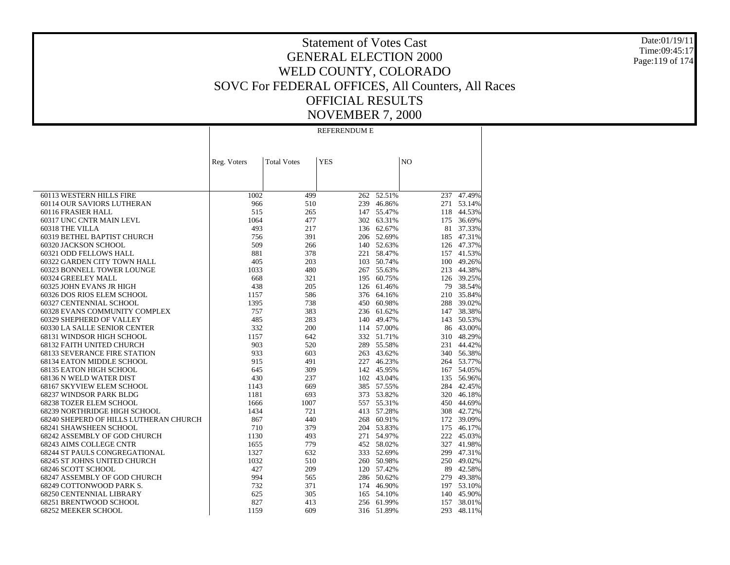# Statement of Votes Cast
## GENERAL ELECTION 2000
## WELD COUNTY, COLORADO
## SOVC For FEDERAL OFFICES, All Counters, All Races
## OFFICIAL RESULTS
## NOVEMBER 7, 2000

Date:01/19/11
Time:09:45:17

| | REFERENDUM E | | | | | |
|---|---|---|---|---|---|---|
| | Reg. Voters | Total Votes | YES | | NO | |
| 60113 WESTERN HILLS FIRE | 1002 | 499 | 262 | 52.51% | 237 | 47.49% |
| 60114 OUR SAVIORS LUTHERAN | 966 | 510 | 239 | 46.86% | 271 | 53.14% |
| 60116 FRASIER HALL | 515 | 265 | 147 | 55.47% | 118 | 44.53% |
| 60317 UNC CNTR MAIN LEVL | 1064 | 477 | 302 | 63.31% | 175 | 36.69% |
| 60318 THE VILLA | 493 | 217 | 136 | 62.67% | 81 | 37.33% |
| 60319 BETHEL BAPTIST CHURCH | 756 | 391 | 206 | 52.69% | 185 | 47.31% |
| 60320 JACKSON SCHOOL | 509 | 266 | 140 | 52.63% | 126 | 47.37% |
| 60321 ODD FELLOWS HALL | 881 | 378 | 221 | 58.47% | 157 | 41.53% |
| 60322 GARDEN CITY TOWN HALL | 405 | 203 | 103 | 50.74% | 100 | 49.26% |
| 60323 BONNELL TOWER LOUNGE | 1033 | 480 | 267 | 55.63% | 213 | 44.38% |
| 60324 GREELEY MALL | 668 | 321 | 195 | 60.75% | 126 | 39.25% |
| 60325 JOHN EVANS JR HIGH | 438 | 205 | 126 | 61.46% | 79 | 38.54% |
| 60326 DOS RIOS ELEM SCHOOL | 1157 | 586 | 376 | 64.16% | 210 | 35.84% |
| 60327 CENTENNIAL SCHOOL | 1395 | 738 | 450 | 60.98% | 288 | 39.02% |
| 60328 EVANS COMMUNITY COMPLEX | 757 | 383 | 236 | 61.62% | 147 | 38.38% |
| 60329 SHEPHERD OF VALLEY | 485 | 283 | 140 | 49.47% | 143 | 50.53% |
| 60330 LA SALLE SENIOR CENTER | 332 | 200 | 114 | 57.00% | 86 | 43.00% |
| 68131 WINDSOR HIGH SCHOOL | 1157 | 642 | 332 | 51.71% | 310 | 48.29% |
| 68132 FAITH UNITED CHURCH | 903 | 520 | 289 | 55.58% | 231 | 44.42% |
| 68133 SEVERANCE FIRE STATION | 933 | 603 | 263 | 43.62% | 340 | 56.38% |
| 68134 EATON MIDDLE SCHOOL | 915 | 491 | 227 | 46.23% | 264 | 53.77% |
| 68135 EATON HIGH SCHOOL | 645 | 309 | 142 | 45.95% | 167 | 54.05% |
| 68136 N WELD WATER DIST | 430 | 237 | 102 | 43.04% | 135 | 56.96% |
| 68167 SKYVIEW ELEM SCHOOL | 1143 | 669 | 385 | 57.55% | 284 | 42.45% |
| 68237 WINDSOR PARK BLDG | 1181 | 693 | 373 | 53.82% | 320 | 46.18% |
| 68238 TOZER ELEM SCHOOL | 1666 | 1007 | 557 | 55.31% | 450 | 44.69% |
| 68239 NORTHRIDGE HIGH SCHOOL | 1434 | 721 | 413 | 57.28% | 308 | 42.72% |
| 68240 SHEPERD OF HILLS LUTHERAN CHURCH | 867 | 440 | 268 | 60.91% | 172 | 39.09% |
| 68241 SHAWSHEEN SCHOOL | 710 | 379 | 204 | 53.83% | 175 | 46.17% |
| 68242 ASSEMBLY OF GOD CHURCH | 1130 | 493 | 271 | 54.97% | 222 | 45.03% |
| 68243 AIMS COLLEGE CNTR | 1655 | 779 | 452 | 58.02% | 327 | 41.98% |
| 68244 ST PAULS CONGREGATIONAL | 1327 | 632 | 333 | 52.69% | 299 | 47.31% |
| 68245 ST JOHNS UNITED CHURCH | 1032 | 510 | 260 | 50.98% | 250 | 49.02% |
| 68246 SCOTT SCHOOL | 427 | 209 | 120 | 57.42% | 89 | 42.58% |
| 68247 ASSEMBLY OF GOD CHURCH | 994 | 565 | 286 | 50.62% | 279 | 49.38% |
| 68249 COTTONWOOD PARK S. | 732 | 371 | 174 | 46.90% | 197 | 53.10% |
| 68250 CENTENNIAL LIBRARY | 625 | 305 | 165 | 54.10% | 140 | 45.90% |
| 68251 BRENTWOOD SCHOOL | 827 | 413 | 256 | 61.99% | 157 | 38.01% |
| 68252 MEEKER SCHOOL | 1159 | 609 | 316 | 51.89% | 293 | 48.11% |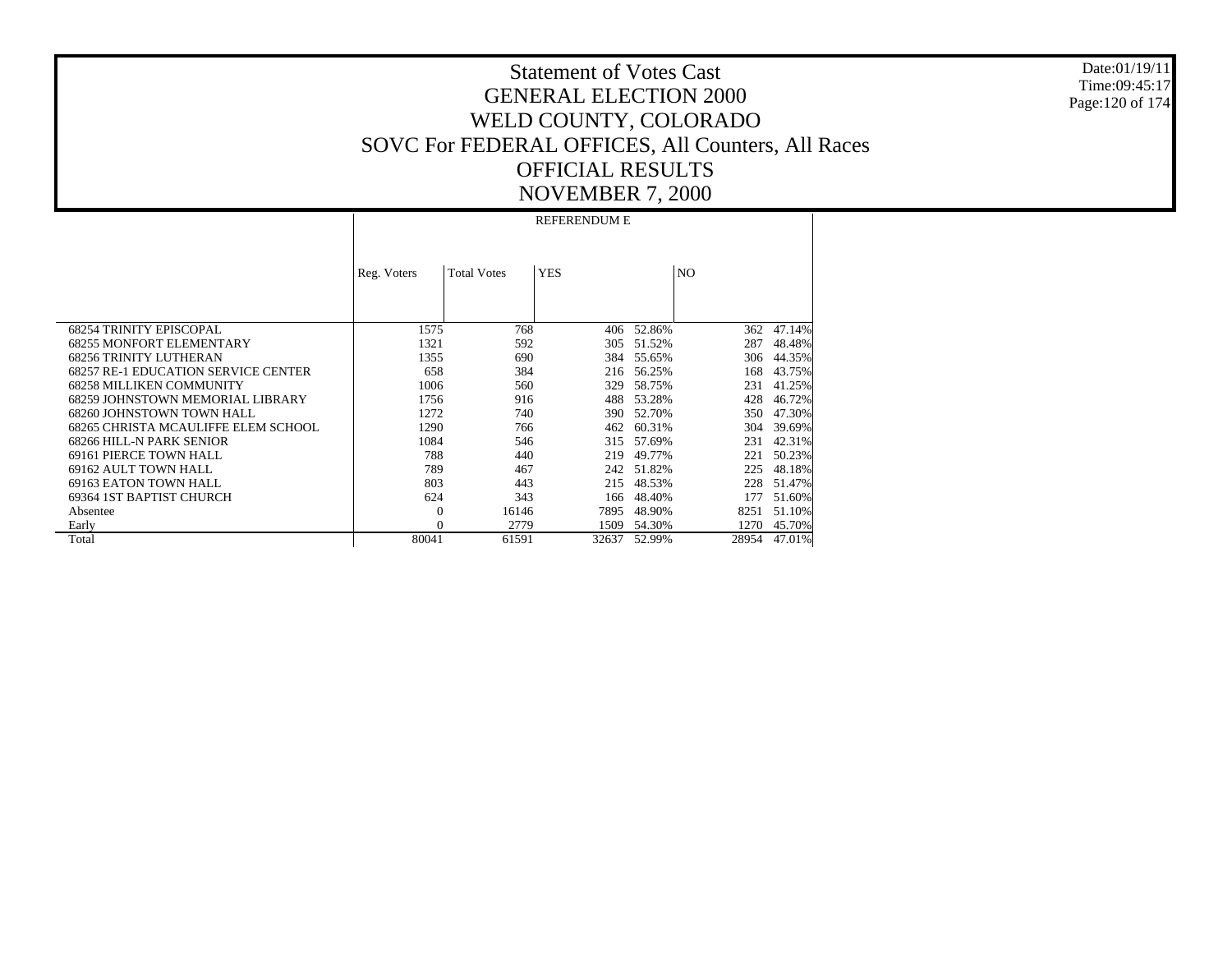# Statement of Votes Cast
# GENERAL ELECTION 2000
# WELD COUNTY, COLORADO
# SOVC For FEDERAL OFFICES, All Counters, All Races
# OFFICIAL RESULTS
# NOVEMBER 7, 2000

| | REFERENDUM E | | | | | |
|---|---|---|---|---|---|---|
| | Reg. Voters | Total Votes | YES | | NO | |
| 68254 TRINITY EPISCOPAL | 1575 | 768 | 406 | 52.86% | 362 | 47.14% |
| 68255 MONFORT ELEMENTARY | 1321 | 592 | 305 | 51.52% | 287 | 48.48% |
| 68256 TRINITY LUTHERAN | 1355 | 690 | 384 | 55.65% | 306 | 44.35% |
| 68257 RE-1 EDUCATION SERVICE CENTER | 658 | 384 | 216 | 56.25% | 168 | 43.75% |
| 68258 MILLIKEN COMMUNITY | 1006 | 560 | 329 | 58.75% | 231 | 41.25% |
| 68259 JOHNSTOWN MEMORIAL LIBRARY | 1756 | 916 | 488 | 53.28% | 428 | 46.72% |
| 68260 JOHNSTOWN TOWN HALL | 1272 | 740 | 390 | 52.70% | 350 | 47.30% |
| 68265 CHRISTA MCAULIFFE ELEM SCHOOL | 1290 | 766 | 462 | 60.31% | 304 | 39.69% |
| 68266 HILL-N PARK SENIOR | 1084 | 546 | 315 | 57.69% | 231 | 42.31% |
| 69161 PIERCE TOWN HALL | 788 | 440 | 219 | 49.77% | 221 | 50.23% |
| 69162 AULT TOWN HALL | 789 | 467 | 242 | 51.82% | 225 | 48.18% |
| 69163 EATON TOWN HALL | 803 | 443 | 215 | 48.53% | 228 | 51.47% |
| 69364 1ST BAPTIST CHURCH | 624 | 343 | 166 | 48.40% | 177 | 51.60% |
| Absentee | 0 | 16146 | 7895 | 48.90% | 8251 | 51.10% |
| Early | 0 | 2779 | 1509 | 54.30% | 1270 | 45.70% |
| Total | 80041 | 61591 | 32637 | 52.99% | 28954 | 47.01% |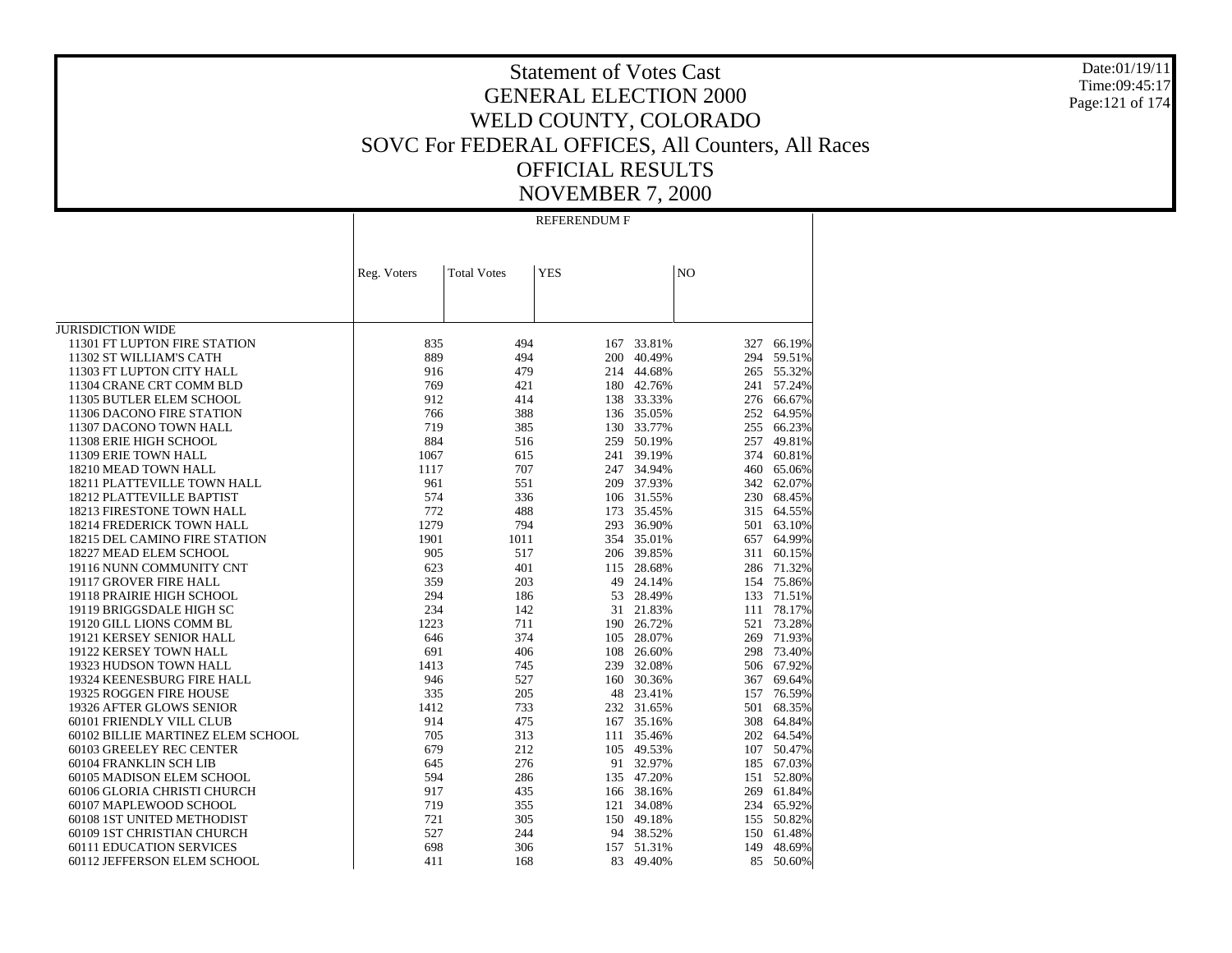# Statement of Votes Cast
## GENERAL ELECTION 2000
## WELD COUNTY, COLORADO
## SOVC For FEDERAL OFFICES, All Counters, All Races
## OFFICIAL RESULTS
## NOVEMBER 7, 2000

Date:01/19/11
Time:09:45:17

| | REFERENDUM F | | | | | |
|---|---|---|---|---|---|---|
| | Reg. Voters | Total Votes | YES | | NO | |
| JURISDICTION WIDE | | | | | | |
| 11301 FT LUPTON FIRE STATION | 835 | 494 | 167 | 33.81% | 327 | 66.19% |
| 11302 ST WILLIAM'S CATH | 889 | 494 | 200 | 40.49% | 294 | 59.51% |
| 11303 FT LUPTON CITY HALL | 916 | 479 | 214 | 44.68% | 265 | 55.32% |
| 11304 CRANE CRT COMM BLD | 769 | 421 | 180 | 42.76% | 241 | 57.24% |
| 11305 BUTLER ELEM SCHOOL | 912 | 414 | 138 | 33.33% | 276 | 66.67% |
| 11306 DACONO FIRE STATION | 766 | 388 | 136 | 35.05% | 252 | 64.95% |
| 11307 DACONO TOWN HALL | 719 | 385 | 130 | 33.77% | 255 | 66.23% |
| 11308 ERIE HIGH SCHOOL | 884 | 516 | 259 | 50.19% | 257 | 49.81% |
| 11309 ERIE TOWN HALL | 1067 | 615 | 241 | 39.19% | 374 | 60.81% |
| 18210 MEAD TOWN HALL | 1117 | 707 | 247 | 34.94% | 460 | 65.06% |
| 18211 PLATTEVILLE TOWN HALL | 961 | 551 | 209 | 37.93% | 342 | 62.07% |
| 18212 PLATTEVILLE BAPTIST | 574 | 336 | 106 | 31.55% | 230 | 68.45% |
| 18213 FIRESTONE TOWN HALL | 772 | 488 | 173 | 35.45% | 315 | 64.55% |
| 18214 FREDERICK TOWN HALL | 1279 | 794 | 293 | 36.90% | 501 | 63.10% |
| 18215 DEL CAMINO FIRE STATION | 1901 | 1011 | 354 | 35.01% | 657 | 64.99% |
| 18227 MEAD ELEM SCHOOL | 905 | 517 | 206 | 39.85% | 311 | 60.15% |
| 19116 NUNN COMMUNITY CNT | 623 | 401 | 115 | 28.68% | 286 | 71.32% |
| 19117 GROVER FIRE HALL | 359 | 203 | 49 | 24.14% | 154 | 75.86% |
| 19118 PRAIRIE HIGH SCHOOL | 294 | 186 | 53 | 28.49% | 133 | 71.51% |
| 19119 BRIGGSDALE HIGH SC | 234 | 142 | 31 | 21.83% | 111 | 78.17% |
| 19120 GILL LIONS COMM BL | 1223 | 711 | 190 | 26.72% | 521 | 73.28% |
| 19121 KERSEY SENIOR HALL | 646 | 374 | 105 | 28.07% | 269 | 71.93% |
| 19122 KERSEY TOWN HALL | 691 | 406 | 108 | 26.60% | 298 | 73.40% |
| 19323 HUDSON TOWN HALL | 1413 | 745 | 239 | 32.08% | 506 | 67.92% |
| 19324 KEENESBURG FIRE HALL | 946 | 527 | 160 | 30.36% | 367 | 69.64% |
| 19325 ROGGEN FIRE HOUSE | 335 | 205 | 48 | 23.41% | 157 | 76.59% |
| 19326 AFTER GLOWS SENIOR | 1412 | 733 | 232 | 31.65% | 501 | 68.35% |
| 60101 FRIENDLY VILL CLUB | 914 | 475 | 167 | 35.16% | 308 | 64.84% |
| 60102 BILLIE MARTINEZ ELEM SCHOOL | 705 | 313 | 111 | 35.46% | 202 | 64.54% |
| 60103 GREELEY REC CENTER | 679 | 212 | 105 | 49.53% | 107 | 50.47% |
| 60104 FRANKLIN SCH LIB | 645 | 276 | 91 | 32.97% | 185 | 67.03% |
| 60105 MADISON ELEM SCHOOL | 594 | 286 | 135 | 47.20% | 151 | 52.80% |
| 60106 GLORIA CHRISTI CHURCH | 917 | 435 | 166 | 38.16% | 269 | 61.84% |
| 60107 MAPLEWOOD SCHOOL | 719 | 355 | 121 | 34.08% | 234 | 65.92% |
| 60108 1ST UNITED METHODIST | 721 | 305 | 150 | 49.18% | 155 | 50.82% |
| 60109 1ST CHRISTIAN CHURCH | 527 | 244 | 94 | 38.52% | 150 | 61.48% |
| 60111 EDUCATION SERVICES | 698 | 306 | 157 | 51.31% | 149 | 48.69% |
| 60112 JEFFERSON ELEM SCHOOL | 411 | 168 | 83 | 49.40% | 85 | 50.60% |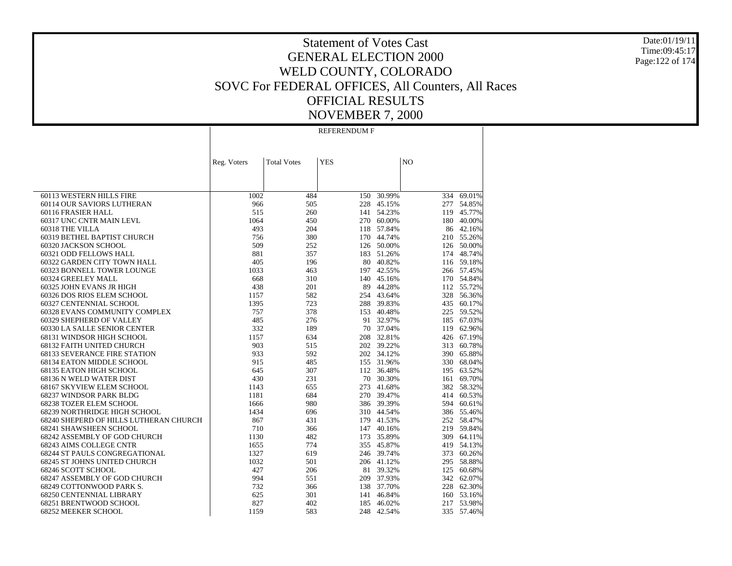# Statement of Votes Cast
# GENERAL ELECTION 2000
# WELD COUNTY, COLORADO
# SOVC For FEDERAL OFFICES, All Counters, All Races
# OFFICIAL RESULTS
# NOVEMBER 7, 2000

Date:01/19/11
Time:09:45:17

| | REFERENDUM F | | | | | |
|---|---|---|---|---|---|---|
| | Reg. Voters | Total Votes | YES | | NO | |
| 60113 WESTERN HILLS FIRE | 1002 | 484 | 150 | 30.99% | 334 | 69.01% |
| 60114 OUR SAVIORS LUTHERAN | 966 | 505 | 228 | 45.15% | 277 | 54.85% |
| 60116 FRASIER HALL | 515 | 260 | 141 | 54.23% | 119 | 45.77% |
| 60317 UNC CNTR MAIN LEVL | 1064 | 450 | 270 | 60.00% | 180 | 40.00% |
| 60318 THE VILLA | 493 | 204 | 118 | 57.84% | 86 | 42.16% |
| 60319 BETHEL BAPTIST CHURCH | 756 | 380 | 170 | 44.74% | 210 | 55.26% |
| 60320 JACKSON SCHOOL | 509 | 252 | 126 | 50.00% | 126 | 50.00% |
| 60321 ODD FELLOWS HALL | 881 | 357 | 183 | 51.26% | 174 | 48.74% |
| 60322 GARDEN CITY TOWN HALL | 405 | 196 | 80 | 40.82% | 116 | 59.18% |
| 60323 BONNELL TOWER LOUNGE | 1033 | 463 | 197 | 42.55% | 266 | 57.45% |
| 60324 GREELEY MALL | 668 | 310 | 140 | 45.16% | 170 | 54.84% |
| 60325 JOHN EVANS JR HIGH | 438 | 201 | 89 | 44.28% | 112 | 55.72% |
| 60326 DOS RIOS ELEM SCHOOL | 1157 | 582 | 254 | 43.64% | 328 | 56.36% |
| 60327 CENTENNIAL SCHOOL | 1395 | 723 | 288 | 39.83% | 435 | 60.17% |
| 60328 EVANS COMMUNITY COMPLEX | 757 | 378 | 153 | 40.48% | 225 | 59.52% |
| 60329 SHEPHERD OF VALLEY | 485 | 276 | 91 | 32.97% | 185 | 67.03% |
| 60330 LA SALLE SENIOR CENTER | 332 | 189 | 70 | 37.04% | 119 | 62.96% |
| 68131 WINDSOR HIGH SCHOOL | 1157 | 634 | 208 | 32.81% | 426 | 67.19% |
| 68132 FAITH UNITED CHURCH | 903 | 515 | 202 | 39.22% | 313 | 60.78% |
| 68133 SEVERANCE FIRE STATION | 933 | 592 | 202 | 34.12% | 390 | 65.88% |
| 68134 EATON MIDDLE SCHOOL | 915 | 485 | 155 | 31.96% | 330 | 68.04% |
| 68135 EATON HIGH SCHOOL | 645 | 307 | 112 | 36.48% | 195 | 63.52% |
| 68136 N WELD WATER DIST | 430 | 231 | 70 | 30.30% | 161 | 69.70% |
| 68167 SKYVIEW ELEM SCHOOL | 1143 | 655 | 273 | 41.68% | 382 | 58.32% |
| 68237 WINDSOR PARK BLDG | 1181 | 684 | 270 | 39.47% | 414 | 60.53% |
| 68238 TOZER ELEM SCHOOL | 1666 | 980 | 386 | 39.39% | 594 | 60.61% |
| 68239 NORTHRIDGE HIGH SCHOOL | 1434 | 696 | 310 | 44.54% | 386 | 55.46% |
| 68240 SHEPERD OF HILLS LUTHERAN CHURCH | 867 | 431 | 179 | 41.53% | 252 | 58.47% |
| 68241 SHAWSHEEN SCHOOL | 710 | 366 | 147 | 40.16% | 219 | 59.84% |
| 68242 ASSEMBLY OF GOD CHURCH | 1130 | 482 | 173 | 35.89% | 309 | 64.11% |
| 68243 AIMS COLLEGE CNTR | 1655 | 774 | 355 | 45.87% | 419 | 54.13% |
| 68244 ST PAULS CONGREGATIONAL | 1327 | 619 | 246 | 39.74% | 373 | 60.26% |
| 68245 ST JOHNS UNITED CHURCH | 1032 | 501 | 206 | 41.12% | 295 | 58.88% |
| 68246 SCOTT SCHOOL | 427 | 206 | 81 | 39.32% | 125 | 60.68% |
| 68247 ASSEMBLY OF GOD CHURCH | 994 | 551 | 209 | 37.93% | 342 | 62.07% |
| 68249 COTTONWOOD PARK S. | 732 | 366 | 138 | 37.70% | 228 | 62.30% |
| 68250 CENTENNIAL LIBRARY | 625 | 301 | 141 | 46.84% | 160 | 53.16% |
| 68251 BRENTWOOD SCHOOL | 827 | 402 | 185 | 46.02% | 217 | 53.98% |
| 68252 MEEKER SCHOOL | 1159 | 583 | 248 | 42.54% | 335 | 57.46% |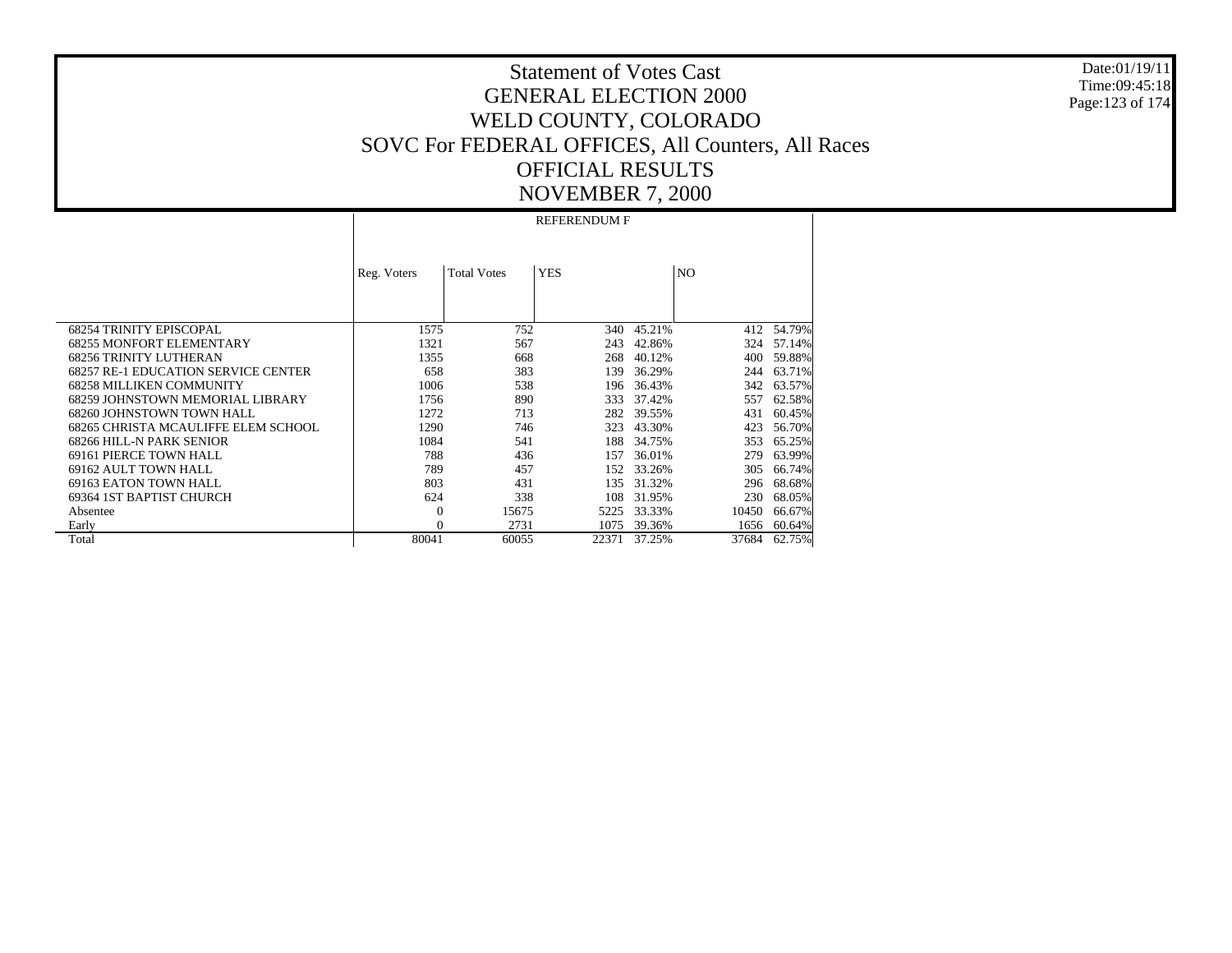# Statement of Votes Cast
## GENERAL ELECTION 2000
## WELD COUNTY, COLORADO
## SOVC For FEDERAL OFFICES, All Counters, All Races
## OFFICIAL RESULTS
## NOVEMBER 7, 2000

| | REFERENDUM F | | | | | |
|---|---|---|---|---|---|---|
| | Reg. Voters | Total Votes | YES | | NO | |
| 68254 TRINITY EPISCOPAL | 1575 | 752 | 340 | 45.21% | 412 | 54.79% |
| 68255 MONFORT ELEMENTARY | 1321 | 567 | 243 | 42.86% | 324 | 57.14% |
| 68256 TRINITY LUTHERAN | 1355 | 668 | 268 | 40.12% | 400 | 59.88% |
| 68257 RE-1 EDUCATION SERVICE CENTER | 658 | 383 | 139 | 36.29% | 244 | 63.71% |
| 68258 MILLIKEN COMMUNITY | 1006 | 538 | 196 | 36.43% | 342 | 63.57% |
| 68259 JOHNSTOWN MEMORIAL LIBRARY | 1756 | 890 | 333 | 37.42% | 557 | 62.58% |
| 68260 JOHNSTOWN TOWN HALL | 1272 | 713 | 282 | 39.55% | 431 | 60.45% |
| 68265 CHRISTA MCAULIFFE ELEM SCHOOL | 1290 | 746 | 323 | 43.30% | 423 | 56.70% |
| 68266 HILL-N PARK SENIOR | 1084 | 541 | 188 | 34.75% | 353 | 65.25% |
| 69161 PIERCE TOWN HALL | 788 | 436 | 157 | 36.01% | 279 | 63.99% |
| 69162 AULT TOWN HALL | 789 | 457 | 152 | 33.26% | 305 | 66.74% |
| 69163 EATON TOWN HALL | 803 | 431 | 135 | 31.32% | 296 | 68.68% |
| 69364 1ST BAPTIST CHURCH | 624 | 338 | 108 | 31.95% | 230 | 68.05% |
| Absentee | 0 | 15675 | 5225 | 33.33% | 10450 | 66.67% |
| Early | 0 | 2731 | 1075 | 39.36% | 1656 | 60.64% |
| Total | 80041 | 60055 | 22371 | 37.25% | 37684 | 62.75% |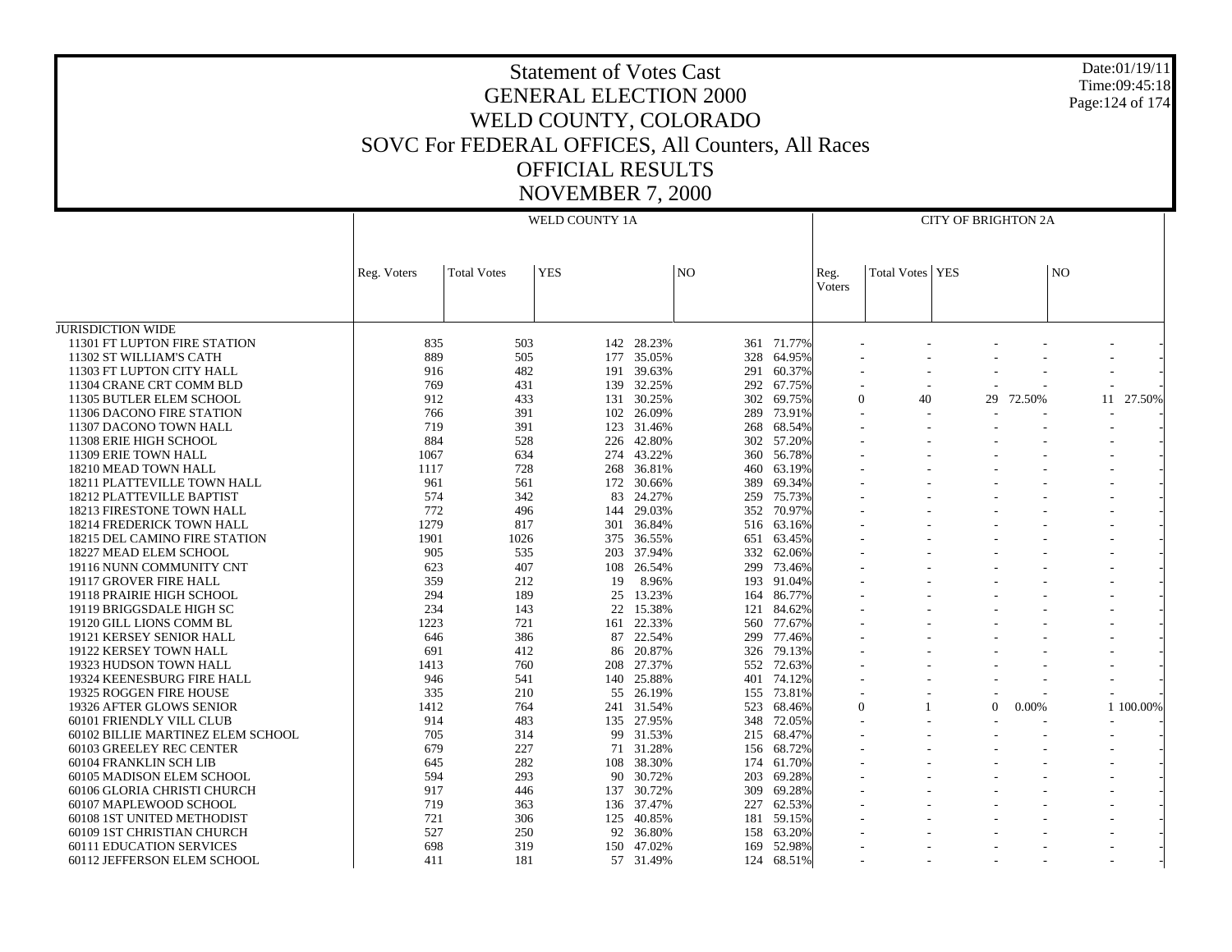# Statement of Votes Cast
## GENERAL ELECTION 2000
## WELD COUNTY, COLORADO
## SOVC For FEDERAL OFFICES, All Counters, All Races
## OFFICIAL RESULTS
## NOVEMBER 7, 2000

Date:01/19/11
Time:09:45:18

| | WELD COUNTY 1A | | | | | | CITY OF BRIGHTON 2A | | | | | |
|---|---|---|---|---|---|---|---|---|---|---|---|---|
| | Reg. Voters | Total Votes | YES | | NO | | Reg. Voters | Total Votes | YES | | NO | |
| JURISDICTION WIDE | | | | | | | | | | | | |
| 11301 FT LUPTON FIRE STATION | 835 | 503 | 142 | 28.23% | 361 | 71.77% | - | - | - | - | - | - |
| 11302 ST WILLIAM'S CATH | 889 | 505 | 177 | 35.05% | 328 | 64.95% | - | - | - | - | - | - |
| 11303 FT LUPTON CITY HALL | 916 | 482 | 191 | 39.63% | 291 | 60.37% | - | - | - | - | - | - |
| 11304 CRANE CRT COMM BLD | 769 | 431 | 139 | 32.25% | 292 | 67.75% | - | - | - | - | - | - |
| 11305 BUTLER ELEM SCHOOL | 912 | 433 | 131 | 30.25% | 302 | 69.75% | 0 | 40 | 29 | 72.50% | 11 | 27.50% |
| 11306 DACONO FIRE STATION | 766 | 391 | 102 | 26.09% | 289 | 73.91% | - | - | - | - | - | - |
| 11307 DACONO TOWN HALL | 719 | 391 | 123 | 31.46% | 268 | 68.54% | - | - | - | - | - | - |
| 11308 ERIE HIGH SCHOOL | 884 | 528 | 226 | 42.80% | 302 | 57.20% | - | - | - | - | - | - |
| 11309 ERIE TOWN HALL | 1067 | 634 | 274 | 43.22% | 360 | 56.78% | - | - | - | - | - | - |
| 18210 MEAD TOWN HALL | 1117 | 728 | 268 | 36.81% | 460 | 63.19% | - | - | - | - | - | - |
| 18211 PLATTEVILLE TOWN HALL | 961 | 561 | 172 | 30.66% | 389 | 69.34% | - | - | - | - | - | - |
| 18212 PLATTEVILLE BAPTIST | 574 | 342 | 83 | 24.27% | 259 | 75.73% | - | - | - | - | - | - |
| 18213 FIRESTONE TOWN HALL | 772 | 496 | 144 | 29.03% | 352 | 70.97% | - | - | - | - | - | - |
| 18214 FREDERICK TOWN HALL | 1279 | 817 | 301 | 36.84% | 516 | 63.16% | - | - | - | - | - | - |
| 18215 DEL CAMINO FIRE STATION | 1901 | 1026 | 375 | 36.55% | 651 | 63.45% | - | - | - | - | - | - |
| 18227 MEAD ELEM SCHOOL | 905 | 535 | 203 | 37.94% | 332 | 62.06% | - | - | - | - | - | - |
| 19116 NUNN COMMUNITY CNT | 623 | 407 | 108 | 26.54% | 299 | 73.46% | - | - | - | - | - | - |
| 19117 GROVER FIRE HALL | 359 | 212 | 19 | 8.96% | 193 | 91.04% | - | - | - | - | - | - |
| 19118 PRAIRIE HIGH SCHOOL | 294 | 189 | 25 | 13.23% | 164 | 86.77% | - | - | - | - | - | - |
| 19119 BRIGGSDALE HIGH SC | 234 | 143 | 22 | 15.38% | 121 | 84.62% | - | - | - | - | - | - |
| 19120 GILL LIONS COMM BL | 1223 | 721 | 161 | 22.33% | 560 | 77.67% | - | - | - | - | - | - |
| 19121 KERSEY SENIOR HALL | 646 | 386 | 87 | 22.54% | 299 | 77.46% | - | - | - | - | - | - |
| 19122 KERSEY TOWN HALL | 691 | 412 | 86 | 20.87% | 326 | 79.13% | - | - | - | - | - | - |
| 19323 HUDSON TOWN HALL | 1413 | 760 | 208 | 27.37% | 552 | 72.63% | - | - | - | - | - | - |
| 19324 KEENESBURG FIRE HALL | 946 | 541 | 140 | 25.88% | 401 | 74.12% | - | - | - | - | - | - |
| 19325 ROGGEN FIRE HOUSE | 335 | 210 | 55 | 26.19% | 155 | 73.81% | - | - | - | - | - | - |
| 19326 AFTER GLOWS SENIOR | 1412 | 764 | 241 | 31.54% | 523 | 68.46% | 0 | 1 | 0 | 0.00% | 1 | 100.00% |
| 60101 FRIENDLY VILL CLUB | 914 | 483 | 135 | 27.95% | 348 | 72.05% | - | - | - | - | - | - |
| 60102 BILLIE MARTINEZ ELEM SCHOOL | 705 | 314 | 99 | 31.53% | 215 | 68.47% | - | - | - | - | - | - |
| 60103 GREELEY REC CENTER | 679 | 227 | 71 | 31.28% | 156 | 68.72% | - | - | - | - | - | - |
| 60104 FRANKLIN SCH LIB | 645 | 282 | 108 | 38.30% | 174 | 61.70% | - | - | - | - | - | - |
| 60105 MADISON ELEM SCHOOL | 594 | 293 | 90 | 30.72% | 203 | 69.28% | - | - | - | - | - | - |
| 60106 GLORIA CHRISTI CHURCH | 917 | 446 | 137 | 30.72% | 309 | 69.28% | - | - | - | - | - | - |
| 60107 MAPLEWOOD SCHOOL | 719 | 363 | 136 | 37.47% | 227 | 62.53% | - | - | - | - | - | - |
| 60108 1ST UNITED METHODIST | 721 | 306 | 125 | 40.85% | 181 | 59.15% | - | - | - | - | - | - |
| 60109 1ST CHRISTIAN CHURCH | 527 | 250 | 92 | 36.80% | 158 | 63.20% | - | - | - | - | - | - |
| 60111 EDUCATION SERVICES | 698 | 319 | 150 | 47.02% | 169 | 52.98% | - | - | - | - | - | - |
| 60112 JEFFERSON ELEM SCHOOL | 411 | 181 | 57 | 31.49% | 124 | 68.51% | - | - | - | - | - | - |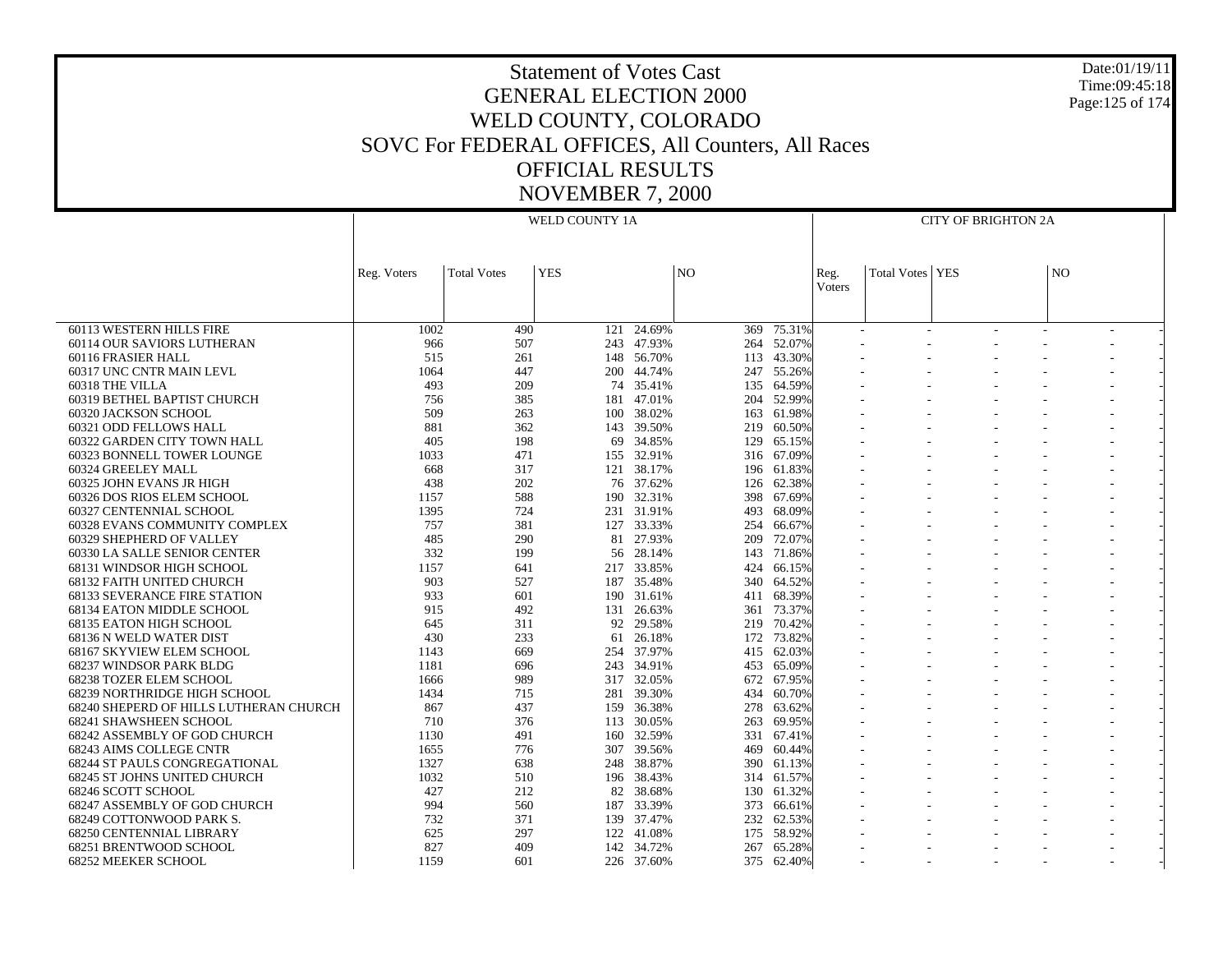# Statement of Votes Cast
## GENERAL ELECTION 2000
## WELD COUNTY, COLORADO
## SOVC For FEDERAL OFFICES, All Counters, All Races
## OFFICIAL RESULTS
## NOVEMBER 7, 2000

Date:01/19/11
Time:09:45:18

| | WELD COUNTY 1A | | | | | | CITY OF BRIGHTON 2A | | | | | |
|---|---|---|---|---|---|---|---|---|---|---|---|---|
| | Reg. Voters | Total Votes | YES | | NO | | Reg. Voters | Total Votes | YES | | NO | |
| 60113 WESTERN HILLS FIRE | 1002 | 490 | 121 | 24.69% | 369 | 75.31% | - | - | - | - | - | - |
| 60114 OUR SAVIORS LUTHERAN | 966 | 507 | 243 | 47.93% | 264 | 52.07% | - | - | - | - | - | - |
| 60116 FRASIER HALL | 515 | 261 | 148 | 56.70% | 113 | 43.30% | - | - | - | - | - | - |
| 60317 UNC CNTR MAIN LEVL | 1064 | 447 | 200 | 44.74% | 247 | 55.26% | - | - | - | - | - | - |
| 60318 THE VILLA | 493 | 209 | 74 | 35.41% | 135 | 64.59% | - | - | - | - | - | - |
| 60319 BETHEL BAPTIST CHURCH | 756 | 385 | 181 | 47.01% | 204 | 52.99% | - | - | - | - | - | - |
| 60320 JACKSON SCHOOL | 509 | 263 | 100 | 38.02% | 163 | 61.98% | - | - | - | - | - | - |
| 60321 ODD FELLOWS HALL | 881 | 362 | 143 | 39.50% | 219 | 60.50% | - | - | - | - | - | - |
| 60322 GARDEN CITY TOWN HALL | 405 | 198 | 69 | 34.85% | 129 | 65.15% | - | - | - | - | - | - |
| 60323 BONNELL TOWER LOUNGE | 1033 | 471 | 155 | 32.91% | 316 | 67.09% | - | - | - | - | - | - |
| 60324 GREELEY MALL | 668 | 317 | 121 | 38.17% | 196 | 61.83% | - | - | - | - | - | - |
| 60325 JOHN EVANS JR HIGH | 438 | 202 | 76 | 37.62% | 126 | 62.38% | - | - | - | - | - | - |
| 60326 DOS RIOS ELEM SCHOOL | 1157 | 588 | 190 | 32.31% | 398 | 67.69% | - | - | - | - | - | - |
| 60327 CENTENNIAL SCHOOL | 1395 | 724 | 231 | 31.91% | 493 | 68.09% | - | - | - | - | - | - |
| 60328 EVANS COMMUNITY COMPLEX | 757 | 381 | 127 | 33.33% | 254 | 66.67% | - | - | - | - | - | - |
| 60329 SHEPHERD OF VALLEY | 485 | 290 | 81 | 27.93% | 209 | 72.07% | - | - | - | - | - | - |
| 60330 LA SALLE SENIOR CENTER | 332 | 199 | 56 | 28.14% | 143 | 71.86% | - | - | - | - | - | - |
| 68131 WINDSOR HIGH SCHOOL | 1157 | 641 | 217 | 33.85% | 424 | 66.15% | - | - | - | - | - | - |
| 68132 FAITH UNITED CHURCH | 903 | 527 | 187 | 35.48% | 340 | 64.52% | - | - | - | - | - | - |
| 68133 SEVERANCE FIRE STATION | 933 | 601 | 190 | 31.61% | 411 | 68.39% | - | - | - | - | - | - |
| 68134 EATON MIDDLE SCHOOL | 915 | 492 | 131 | 26.63% | 361 | 73.37% | - | - | - | - | - | - |
| 68135 EATON HIGH SCHOOL | 645 | 311 | 92 | 29.58% | 219 | 70.42% | - | - | - | - | - | - |
| 68136 N WELD WATER DIST | 430 | 233 | 61 | 26.18% | 172 | 73.82% | - | - | - | - | - | - |
| 68167 SKYVIEW ELEM SCHOOL | 1143 | 669 | 254 | 37.97% | 415 | 62.03% | - | - | - | - | - | - |
| 68237 WINDSOR PARK BLDG | 1181 | 696 | 243 | 34.91% | 453 | 65.09% | - | - | - | - | - | - |
| 68238 TOZER ELEM SCHOOL | 1666 | 989 | 317 | 32.05% | 672 | 67.95% | - | - | - | - | - | - |
| 68239 NORTHRIDGE HIGH SCHOOL | 1434 | 715 | 281 | 39.30% | 434 | 60.70% | - | - | - | - | - | - |
| 68240 SHEPERD OF HILLS LUTHERAN CHURCH | 867 | 437 | 159 | 36.38% | 278 | 63.62% | - | - | - | - | - | - |
| 68241 SHAWSHEEN SCHOOL | 710 | 376 | 113 | 30.05% | 263 | 69.95% | - | - | - | - | - | - |
| 68242 ASSEMBLY OF GOD CHURCH | 1130 | 491 | 160 | 32.59% | 331 | 67.41% | - | - | - | - | - | - |
| 68243 AIMS COLLEGE CNTR | 1655 | 776 | 307 | 39.56% | 469 | 60.44% | - | - | - | - | - | - |
| 68244 ST PAULS CONGREGATIONAL | 1327 | 638 | 248 | 38.87% | 390 | 61.13% | - | - | - | - | - | - |
| 68245 ST JOHNS UNITED CHURCH | 1032 | 510 | 196 | 38.43% | 314 | 61.57% | - | - | - | - | - | - |
| 68246 SCOTT SCHOOL | 427 | 212 | 82 | 38.68% | 130 | 61.32% | - | - | - | - | - | - |
| 68247 ASSEMBLY OF GOD CHURCH | 994 | 560 | 187 | 33.39% | 373 | 66.61% | - | - | - | - | - | - |
| 68249 COTTONWOOD PARK S. | 732 | 371 | 139 | 37.47% | 232 | 62.53% | - | - | - | - | - | - |
| 68250 CENTENNIAL LIBRARY | 625 | 297 | 122 | 41.08% | 175 | 58.92% | - | - | - | - | - | - |
| 68251 BRENTWOOD SCHOOL | 827 | 409 | 142 | 34.72% | 267 | 65.28% | - | - | - | - | - | - |
| 68252 MEEKER SCHOOL | 1159 | 601 | 226 | 37.60% | 375 | 62.40% | - | - | - | - | - | - |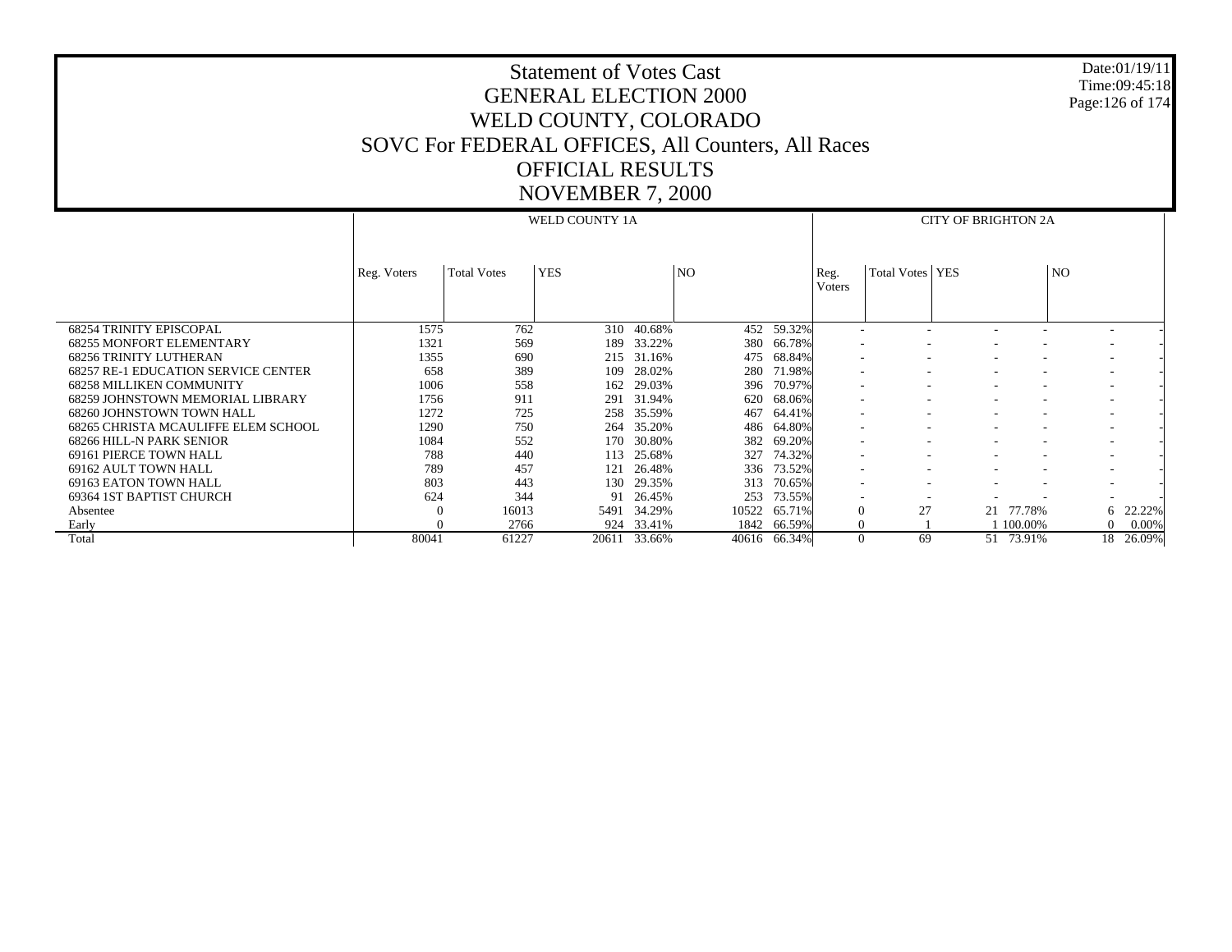# Statement of Votes Cast
## GENERAL ELECTION 2000
## WELD COUNTY, COLORADO
## SOVC For FEDERAL OFFICES, All Counters, All Races
## OFFICIAL RESULTS
## NOVEMBER 7, 2000

Date:01/19/11
Time:09:45:18

| | WELD COUNTY 1A | | | | | | CITY OF BRIGHTON 2A | | | | | |
|---|---|---|---|---|---|---|---|---|---|---|---|---|
| | Reg. Voters | Total Votes | YES | | NO | | Reg. Voters | Total Votes | YES | | NO | |
| 68254 TRINITY EPISCOPAL | 1575 | 762 | 310 | 40.68% | 452 | 59.32% | - | - | - | - | - | - |
| 68255 MONFORT ELEMENTARY | 1321 | 569 | 189 | 33.22% | 380 | 66.78% | - | - | - | - | - | - |
| 68256 TRINITY LUTHERAN | 1355 | 690 | 215 | 31.16% | 475 | 68.84% | - | - | - | - | - | - |
| 68257 RE-1 EDUCATION SERVICE CENTER | 658 | 389 | 109 | 28.02% | 280 | 71.98% | - | - | - | - | - | - |
| 68258 MILLIKEN COMMUNITY | 1006 | 558 | 162 | 29.03% | 396 | 70.97% | - | - | - | - | - | - |
| 68259 JOHNSTOWN MEMORIAL LIBRARY | 1756 | 911 | 291 | 31.94% | 620 | 68.06% | - | - | - | - | - | - |
| 68260 JOHNSTOWN TOWN HALL | 1272 | 725 | 258 | 35.59% | 467 | 64.41% | - | - | - | - | - | - |
| 68265 CHRISTA MCAULIFFE ELEM SCHOOL | 1290 | 750 | 264 | 35.20% | 486 | 64.80% | - | - | - | - | - | - |
| 68266 HILL-N PARK SENIOR | 1084 | 552 | 170 | 30.80% | 382 | 69.20% | - | - | - | - | - | - |
| 69161 PIERCE TOWN HALL | 788 | 440 | 113 | 25.68% | 327 | 74.32% | - | - | - | - | - | - |
| 69162 AULT TOWN HALL | 789 | 457 | 121 | 26.48% | 336 | 73.52% | - | - | - | - | - | - |
| 69163 EATON TOWN HALL | 803 | 443 | 130 | 29.35% | 313 | 70.65% | - | - | - | - | - | - |
| 69364 1ST BAPTIST CHURCH | 624 | 344 | 91 | 26.45% | 253 | 73.55% | - | - | - | - | - | - |
| Absentee | 0 | 16013 | 5491 | 34.29% | 10522 | 65.71% | 0 | 27 | 21 | 77.78% | 6 | 22.22% |
| Early | 0 | 2766 | 924 | 33.41% | 1842 | 66.59% | 0 | 1 | 1 | 100.00% | 0 | 0.00% |
| Total | 80041 | 61227 | 20611 | 33.66% | 40616 | 66.34% | 0 | 69 | 51 | 73.91% | 18 | 26.09% |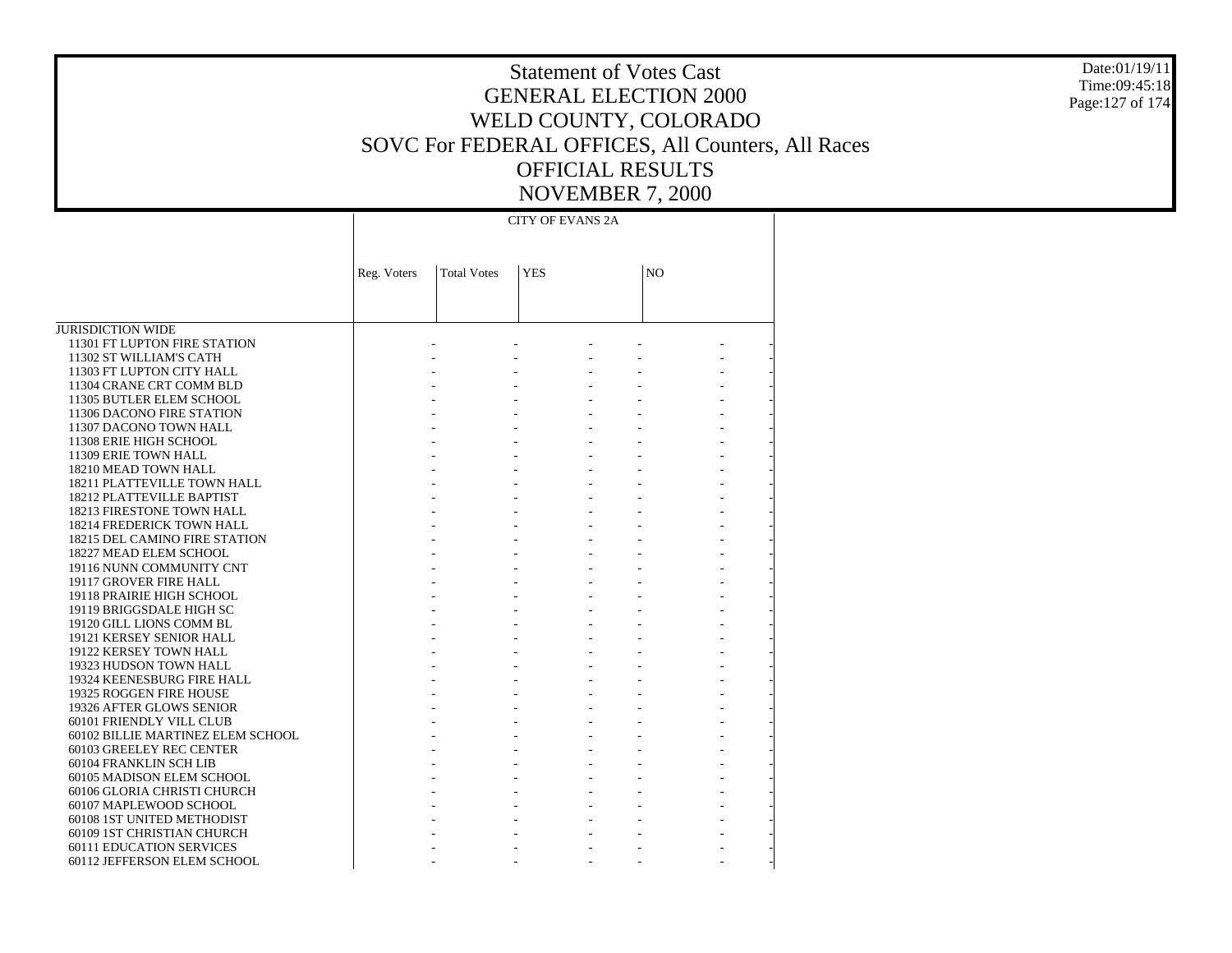# Statement of Votes Cast
# GENERAL ELECTION 2000
# WELD COUNTY, COLORADO
# SOVC For FEDERAL OFFICES, All Counters, All Races
# OFFICIAL RESULTS
# NOVEMBER 7, 2000

Date:01/19/11
Time:09:45:18

| | CITY OF EVANS 2A | | | | | |
|---|---|---|---|---|---|---|
| | Reg. Voters | Total Votes | YES | | NO | |
| JURISDICTION WIDE | | | | | | |
| 11301 FT LUPTON FIRE STATION | - | - | - | - | - | - |
| 11302 ST WILLIAM'S CATH | - | - | - | - | - | - |
| 11303 FT LUPTON CITY HALL | - | - | - | - | - | - |
| 11304 CRANE CRT COMM BLD | - | - | - | - | - | - |
| 11305 BUTLER ELEM SCHOOL | - | - | - | - | - | - |
| 11306 DACONO FIRE STATION | - | - | - | - | - | - |
| 11307 DACONO TOWN HALL | - | - | - | - | - | - |
| 11308 ERIE HIGH SCHOOL | - | - | - | - | - | - |
| 11309 ERIE TOWN HALL | - | - | - | - | - | - |
| 18210 MEAD TOWN HALL | - | - | - | - | - | - |
| 18211 PLATTEVILLE TOWN HALL | - | - | - | - | - | - |
| 18212 PLATTEVILLE BAPTIST | - | - | - | - | - | - |
| 18213 FIRESTONE TOWN HALL | - | - | - | - | - | - |
| 18214 FREDERICK TOWN HALL | - | - | - | - | - | - |
| 18215 DEL CAMINO FIRE STATION | - | - | - | - | - | - |
| 18227 MEAD ELEM SCHOOL | - | - | - | - | - | - |
| 19116 NUNN COMMUNITY CNT | - | - | - | - | - | - |
| 19117 GROVER FIRE HALL | - | - | - | - | - | - |
| 19118 PRAIRIE HIGH SCHOOL | - | - | - | - | - | - |
| 19119 BRIGGSDALE HIGH SC | - | - | - | - | - | - |
| 19120 GILL LIONS COMM BL | - | - | - | - | - | - |
| 19121 KERSEY SENIOR HALL | - | - | - | - | - | - |
| 19122 KERSEY TOWN HALL | - | - | - | - | - | - |
| 19323 HUDSON TOWN HALL | - | - | - | - | - | - |
| 19324 KEENESBURG FIRE HALL | - | - | - | - | - | - |
| 19325 ROGGEN FIRE HOUSE | - | - | - | - | - | - |
| 19326 AFTER GLOWS SENIOR | - | - | - | - | - | - |
| 60101 FRIENDLY VILL CLUB | - | - | - | - | - | - |
| 60102 BILLIE MARTINEZ ELEM SCHOOL | - | - | - | - | - | - |
| 60103 GREELEY REC CENTER | - | - | - | - | - | - |
| 60104 FRANKLIN SCH LIB | - | - | - | - | - | - |
| 60105 MADISON ELEM SCHOOL | - | - | - | - | - | - |
| 60106 GLORIA CHRISTI CHURCH | - | - | - | - | - | - |
| 60107 MAPLEWOOD SCHOOL | - | - | - | - | - | - |
| 60108 1ST UNITED METHODIST | - | - | - | - | - | - |
| 60109 1ST CHRISTIAN CHURCH | - | - | - | - | - | - |
| 60111 EDUCATION SERVICES | - | - | - | - | - | - |
| 60112 JEFFERSON ELEM SCHOOL | - | - | - | - | - | - |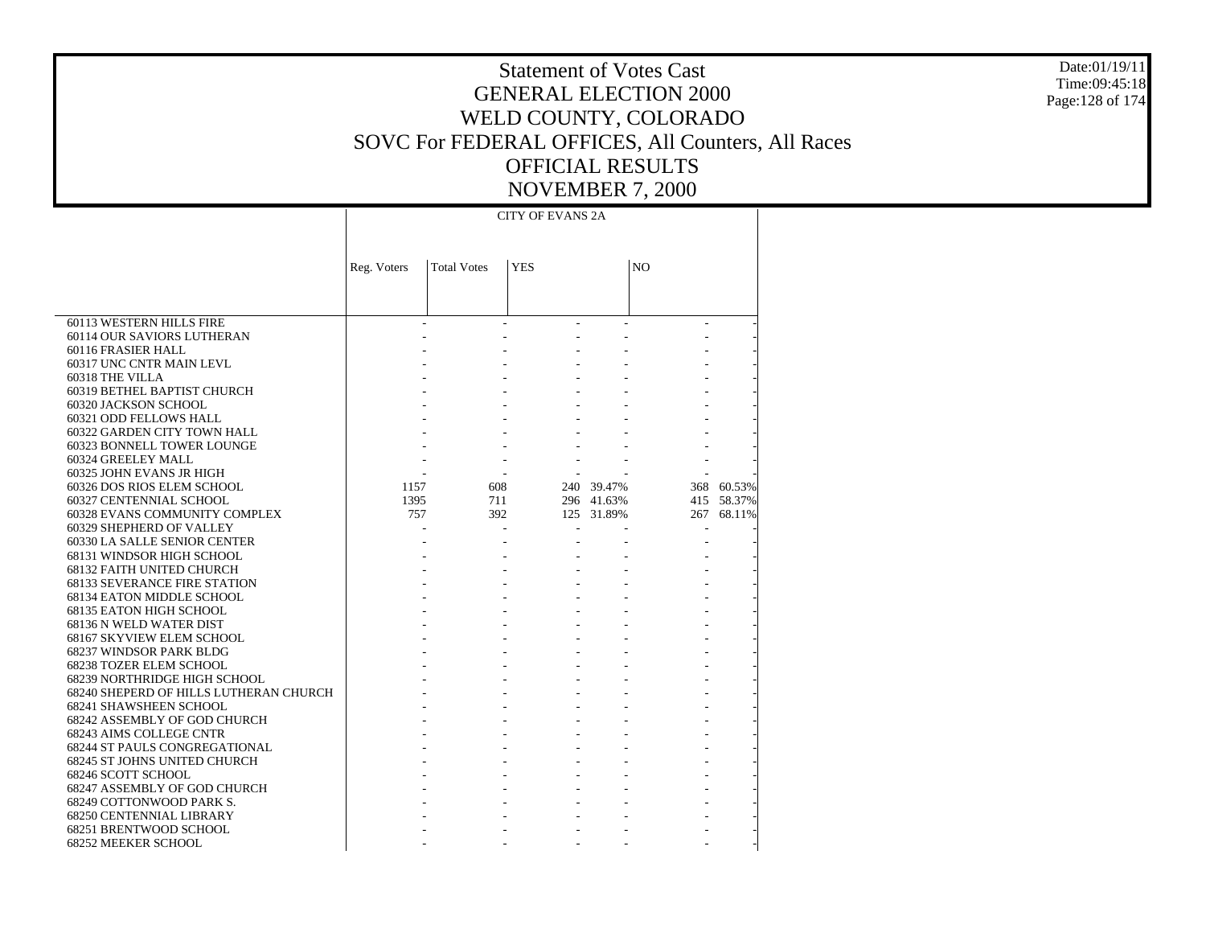# Statement of Votes Cast
# GENERAL ELECTION 2000
# WELD COUNTY, COLORADO
# SOVC For FEDERAL OFFICES, All Counters, All Races
# OFFICIAL RESULTS
# NOVEMBER 7, 2000

| | CITY OF EVANS 2A | | | | | |
|---|---|---|---|---|---|---|
| | Reg. Voters | Total Votes | YES | | NO | |
| 60113 WESTERN HILLS FIRE | - | - | - | - | - | - |
| 60114 OUR SAVIORS LUTHERAN | - | - | - | - | - | - |
| 60116 FRASIER HALL | - | - | - | - | - | - |
| 60317 UNC CNTR MAIN LEVL | - | - | - | - | - | - |
| 60318 THE VILLA | - | - | - | - | - | - |
| 60319 BETHEL BAPTIST CHURCH | - | - | - | - | - | - |
| 60320 JACKSON SCHOOL | - | - | - | - | - | - |
| 60321 ODD FELLOWS HALL | - | - | - | - | - | - |
| 60322 GARDEN CITY TOWN HALL | - | - | - | - | - | - |
| 60323 BONNELL TOWER LOUNGE | - | - | - | - | - | - |
| 60324 GREELEY MALL | - | - | - | - | - | - |
| 60325 JOHN EVANS JR HIGH | - | - | - | - | - | - |
| 60326 DOS RIOS ELEM SCHOOL | 1157 | 608 | 240 | 39.47% | 368 | 60.53% |
| 60327 CENTENNIAL SCHOOL | 1395 | 711 | 296 | 41.63% | 415 | 58.37% |
| 60328 EVANS COMMUNITY COMPLEX | 757 | 392 | 125 | 31.89% | 267 | 68.11% |
| 60329 SHEPHERD OF VALLEY | - | - | - | - | - | - |
| 60330 LA SALLE SENIOR CENTER | - | - | - | - | - | - |
| 68131 WINDSOR HIGH SCHOOL | - | - | - | - | - | - |
| 68132 FAITH UNITED CHURCH | - | - | - | - | - | - |
| 68133 SEVERANCE FIRE STATION | - | - | - | - | - | - |
| 68134 EATON MIDDLE SCHOOL | - | - | - | - | - | - |
| 68135 EATON HIGH SCHOOL | - | - | - | - | - | - |
| 68136 N WELD WATER DIST | - | - | - | - | - | - |
| 68167 SKYVIEW ELEM SCHOOL | - | - | - | - | - | - |
| 68237 WINDSOR PARK BLDG | - | - | - | - | - | - |
| 68238 TOZER ELEM SCHOOL | - | - | - | - | - | - |
| 68239 NORTHRIDGE HIGH SCHOOL | - | - | - | - | - | - |
| 68240 SHEPERD OF HILLS LUTHERAN CHURCH | - | - | - | - | - | - |
| 68241 SHAWSHEEN SCHOOL | - | - | - | - | - | - |
| 68242 ASSEMBLY OF GOD CHURCH | - | - | - | - | - | - |
| 68243 AIMS COLLEGE CNTR | - | - | - | - | - | - |
| 68244 ST PAULS CONGREGATIONAL | - | - | - | - | - | - |
| 68245 ST JOHNS UNITED CHURCH | - | - | - | - | - | - |
| 68246 SCOTT SCHOOL | - | - | - | - | - | - |
| 68247 ASSEMBLY OF GOD CHURCH | - | - | - | - | - | - |
| 68249 COTTONWOOD PARK S. | - | - | - | - | - | - |
| 68250 CENTENNIAL LIBRARY | - | - | - | - | - | - |
| 68251 BRENTWOOD SCHOOL | - | - | - | - | - | - |
| 68252 MEEKER SCHOOL | - | - | - | - | - | - |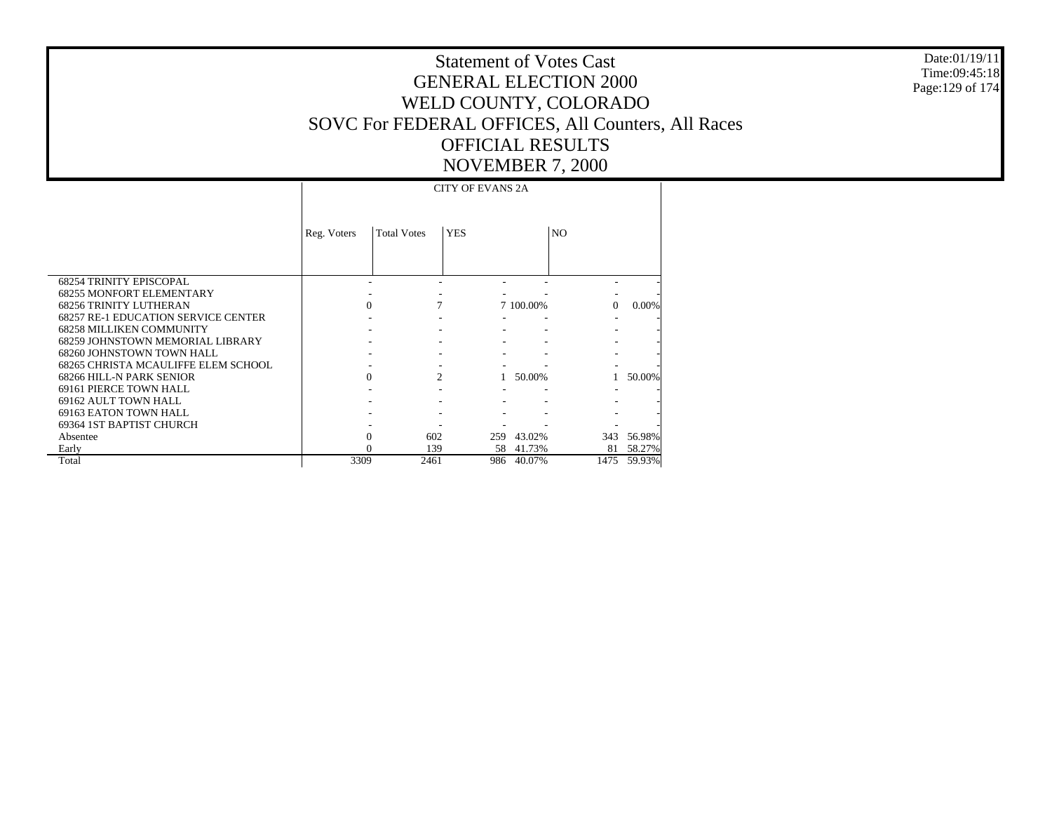# Statement of Votes Cast
# GENERAL ELECTION 2000
# WELD COUNTY, COLORADO
# SOVC For FEDERAL OFFICES, All Counters, All Races
# OFFICIAL RESULTS
# NOVEMBER 7, 2000

Date:01/19/11
Time:09:45:18

| | CITY OF EVANS 2A | | | | | |
|---|---|---|---|---|---|---|
| | Reg. Voters | Total Votes | YES | | NO | |
| 68254 TRINITY EPISCOPAL | - | - | - | - | - | - |
| 68255 MONFORT ELEMENTARY | - | - | - | - | - | - |
| 68256 TRINITY LUTHERAN | 0 | 7 | 7 | 100.00% | 0 | 0.00% |
| 68257 RE-1 EDUCATION SERVICE CENTER | - | - | - | - | - | - |
| 68258 MILLIKEN COMMUNITY | - | - | - | - | - | - |
| 68259 JOHNSTOWN MEMORIAL LIBRARY | - | - | - | - | - | - |
| 68260 JOHNSTOWN TOWN HALL | - | - | - | - | - | - |
| 68265 CHRISTA MCAULIFFE ELEM SCHOOL | - | - | - | - | - | - |
| 68266 HILL-N PARK SENIOR | 0 | 2 | 1 | 50.00% | 1 | 50.00% |
| 69161 PIERCE TOWN HALL | - | - | - | - | - | - |
| 69162 AULT TOWN HALL | - | - | - | - | - | - |
| 69163 EATON TOWN HALL | - | - | - | - | - | - |
| 69364 1ST BAPTIST CHURCH | - | - | - | - | - | - |
| Absentee | 0 | 602 | 259 | 43.02% | 343 | 56.98% |
| Early | 0 | 139 | 58 | 41.73% | 81 | 58.27% |
| Total | 3309 | 2461 | 986 | 40.07% | 1475 | 59.93% |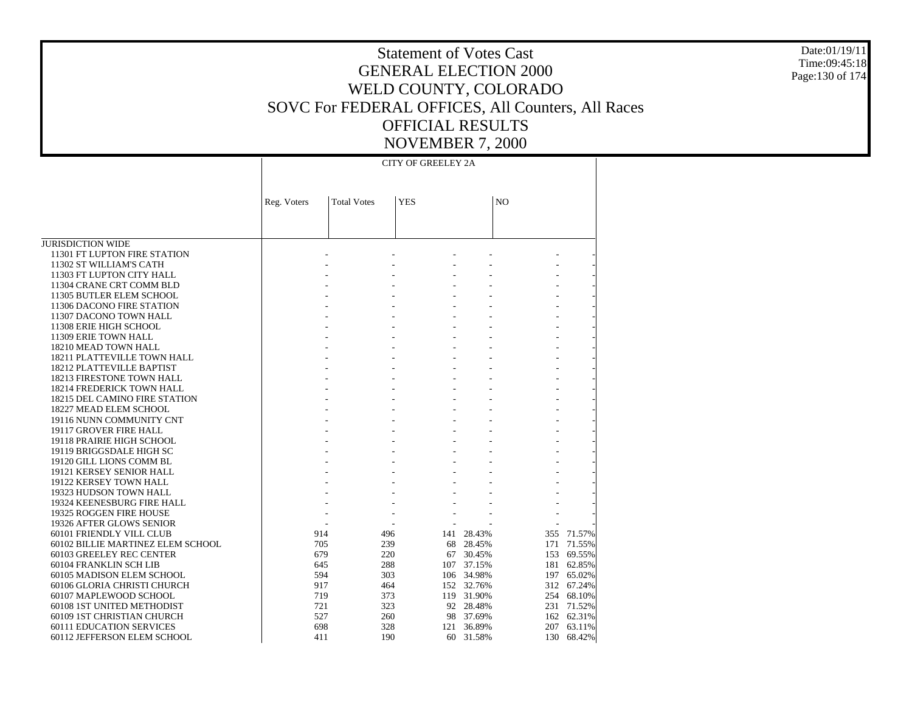# Statement of Votes Cast
# GENERAL ELECTION 2000
# WELD COUNTY, COLORADO
# SOVC For FEDERAL OFFICES, All Counters, All Races
# OFFICIAL RESULTS
# NOVEMBER 7, 2000

Date:01/19/11
Time:09:45:18

| | CITY OF GREELEY 2A | | | | | |
|---|---|---|---|---|---|---|
| | Reg. Voters | Total Votes | YES | | NO | |
| JURISDICTION WIDE | | | | | | |
| 11301 FT LUPTON FIRE STATION | - | - | - | - | - | - |
| 11302 ST WILLIAM'S CATH | - | - | - | - | - | - |
| 11303 FT LUPTON CITY HALL | - | - | - | - | - | - |
| 11304 CRANE CRT COMM BLD | - | - | - | - | - | - |
| 11305 BUTLER ELEM SCHOOL | - | - | - | - | - | - |
| 11306 DACONO FIRE STATION | - | - | - | - | - | - |
| 11307 DACONO TOWN HALL | - | - | - | - | - | - |
| 11308 ERIE HIGH SCHOOL | - | - | - | - | - | - |
| 11309 ERIE TOWN HALL | - | - | - | - | - | - |
| 18210 MEAD TOWN HALL | - | - | - | - | - | - |
| 18211 PLATTEVILLE TOWN HALL | - | - | - | - | - | - |
| 18212 PLATTEVILLE BAPTIST | - | - | - | - | - | - |
| 18213 FIRESTONE TOWN HALL | - | - | - | - | - | - |
| 18214 FREDERICK TOWN HALL | - | - | - | - | - | - |
| 18215 DEL CAMINO FIRE STATION | - | - | - | - | - | - |
| 18227 MEAD ELEM SCHOOL | - | - | - | - | - | - |
| 19116 NUNN COMMUNITY CNT | - | - | - | - | - | - |
| 19117 GROVER FIRE HALL | - | - | - | - | - | - |
| 19118 PRAIRIE HIGH SCHOOL | - | - | - | - | - | - |
| 19119 BRIGGSDALE HIGH SC | - | - | - | - | - | - |
| 19120 GILL LIONS COMM BL | - | - | - | - | - | - |
| 19121 KERSEY SENIOR HALL | - | - | - | - | - | - |
| 19122 KERSEY TOWN HALL | - | - | - | - | - | - |
| 19323 HUDSON TOWN HALL | - | - | - | - | - | - |
| 19324 KEENESBURG FIRE HALL | - | - | - | - | - | - |
| 19325 ROGGEN FIRE HOUSE | - | - | - | - | - | - |
| 19326 AFTER GLOWS SENIOR | - | - | - | - | - | - |
| 60101 FRIENDLY VILL CLUB | 914 | 496 | 141 | 28.43% | 355 | 71.57% |
| 60102 BILLIE MARTINEZ ELEM SCHOOL | 705 | 239 | 68 | 28.45% | 171 | 71.55% |
| 60103 GREELEY REC CENTER | 679 | 220 | 67 | 30.45% | 153 | 69.55% |
| 60104 FRANKLIN SCH LIB | 645 | 288 | 107 | 37.15% | 181 | 62.85% |
| 60105 MADISON ELEM SCHOOL | 594 | 303 | 106 | 34.98% | 197 | 65.02% |
| 60106 GLORIA CHRISTI CHURCH | 917 | 464 | 152 | 32.76% | 312 | 67.24% |
| 60107 MAPLEWOOD SCHOOL | 719 | 373 | 119 | 31.90% | 254 | 68.10% |
| 60108 1ST UNITED METHODIST | 721 | 323 | 92 | 28.48% | 231 | 71.52% |
| 60109 1ST CHRISTIAN CHURCH | 527 | 260 | 98 | 37.69% | 162 | 62.31% |
| 60111 EDUCATION SERVICES | 698 | 328 | 121 | 36.89% | 207 | 63.11% |
| 60112 JEFFERSON ELEM SCHOOL | 411 | 190 | 60 | 31.58% | 130 | 68.42% |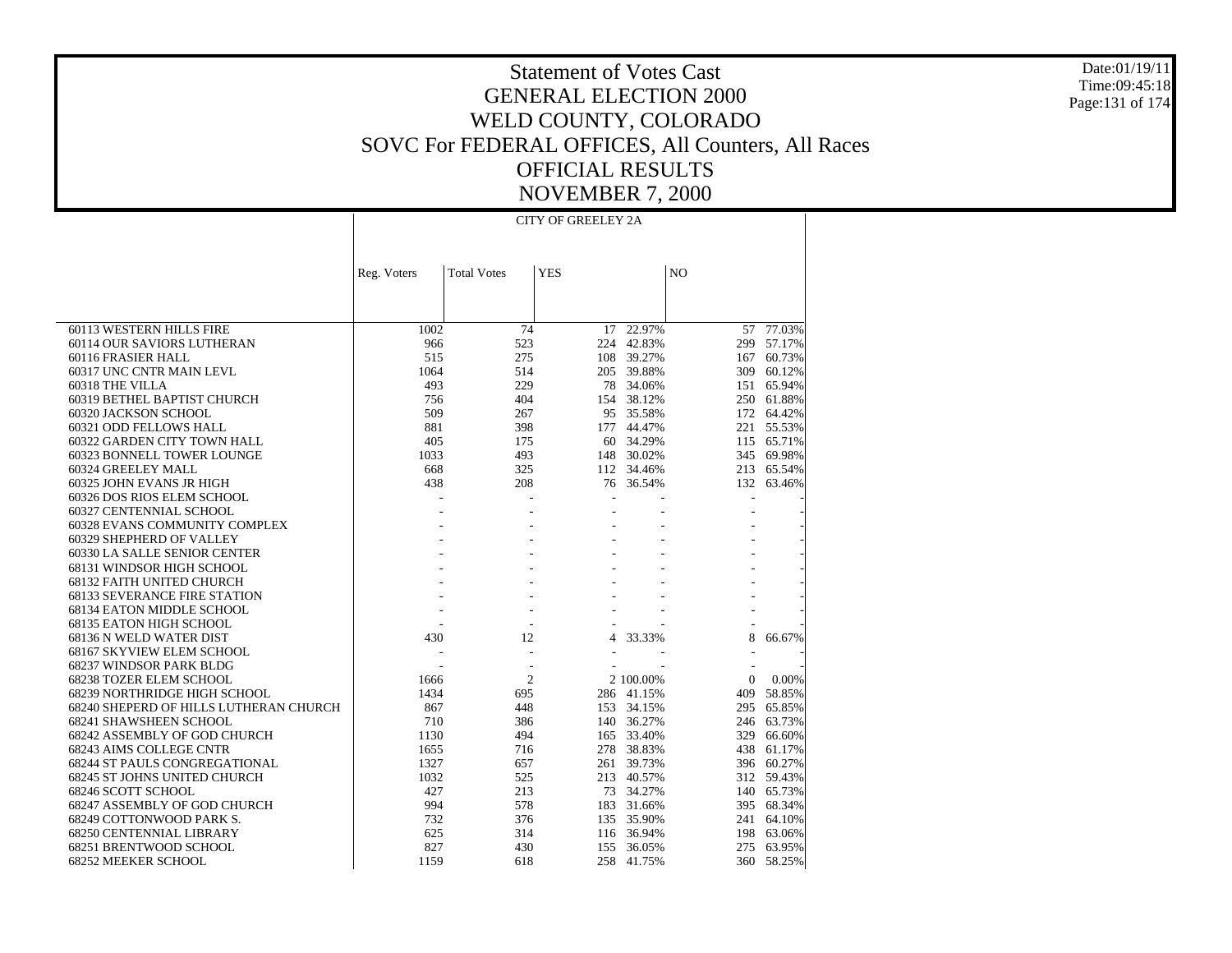# Statement of Votes Cast
# GENERAL ELECTION 2000
# WELD COUNTY, COLORADO
# SOVC For FEDERAL OFFICES, All Counters, All Races
# OFFICIAL RESULTS
# NOVEMBER 7, 2000

Date:01/19/11
Time:09:45:18

| | CITY OF GREELEY 2A | | | | | |
|---|---|---|---|---|---|---|
| | Reg. Voters | Total Votes | YES | | NO | |
| 60113 WESTERN HILLS FIRE | 1002 | 74 | 17 | 22.97% | 57 | 77.03% |
| 60114 OUR SAVIORS LUTHERAN | 966 | 523 | 224 | 42.83% | 299 | 57.17% |
| 60116 FRASIER HALL | 515 | 275 | 108 | 39.27% | 167 | 60.73% |
| 60317 UNC CNTR MAIN LEVL | 1064 | 514 | 205 | 39.88% | 309 | 60.12% |
| 60318 THE VILLA | 493 | 229 | 78 | 34.06% | 151 | 65.94% |
| 60319 BETHEL BAPTIST CHURCH | 756 | 404 | 154 | 38.12% | 250 | 61.88% |
| 60320 JACKSON SCHOOL | 509 | 267 | 95 | 35.58% | 172 | 64.42% |
| 60321 ODD FELLOWS HALL | 881 | 398 | 177 | 44.47% | 221 | 55.53% |
| 60322 GARDEN CITY TOWN HALL | 405 | 175 | 60 | 34.29% | 115 | 65.71% |
| 60323 BONNELL TOWER LOUNGE | 1033 | 493 | 148 | 30.02% | 345 | 69.98% |
| 60324 GREELEY MALL | 668 | 325 | 112 | 34.46% | 213 | 65.54% |
| 60325 JOHN EVANS JR HIGH | 438 | 208 | 76 | 36.54% | 132 | 63.46% |
| 60326 DOS RIOS ELEM SCHOOL | - | - | - | - | - | - |
| 60327 CENTENNIAL SCHOOL | - | - | - | - | - | - |
| 60328 EVANS COMMUNITY COMPLEX | - | - | - | - | - | - |
| 60329 SHEPHERD OF VALLEY | - | - | - | - | - | - |
| 60330 LA SALLE SENIOR CENTER | - | - | - | - | - | - |
| 68131 WINDSOR HIGH SCHOOL | - | - | - | - | - | - |
| 68132 FAITH UNITED CHURCH | - | - | - | - | - | - |
| 68133 SEVERANCE FIRE STATION | - | - | - | - | - | - |
| 68134 EATON MIDDLE SCHOOL | - | - | - | - | - | - |
| 68135 EATON HIGH SCHOOL | - | - | - | - | - | - |
| 68136 N WELD WATER DIST | 430 | 12 | 4 | 33.33% | 8 | 66.67% |
| 68167 SKYVIEW ELEM SCHOOL | - | - | - | - | - | - |
| 68237 WINDSOR PARK BLDG | - | - | - | - | - | - |
| 68238 TOZER ELEM SCHOOL | 1666 | 2 | 2 | 100.00% | 0 | 0.00% |
| 68239 NORTHRIDGE HIGH SCHOOL | 1434 | 695 | 286 | 41.15% | 409 | 58.85% |
| 68240 SHEPERD OF HILLS LUTHERAN CHURCH | 867 | 448 | 153 | 34.15% | 295 | 65.85% |
| 68241 SHAWSHEEN SCHOOL | 710 | 386 | 140 | 36.27% | 246 | 63.73% |
| 68242 ASSEMBLY OF GOD CHURCH | 1130 | 494 | 165 | 33.40% | 329 | 66.60% |
| 68243 AIMS COLLEGE CNTR | 1655 | 716 | 278 | 38.83% | 438 | 61.17% |
| 68244 ST PAULS CONGREGATIONAL | 1327 | 657 | 261 | 39.73% | 396 | 60.27% |
| 68245 ST JOHNS UNITED CHURCH | 1032 | 525 | 213 | 40.57% | 312 | 59.43% |
| 68246 SCOTT SCHOOL | 427 | 213 | 73 | 34.27% | 140 | 65.73% |
| 68247 ASSEMBLY OF GOD CHURCH | 994 | 578 | 183 | 31.66% | 395 | 68.34% |
| 68249 COTTONWOOD PARK S. | 732 | 376 | 135 | 35.90% | 241 | 64.10% |
| 68250 CENTENNIAL LIBRARY | 625 | 314 | 116 | 36.94% | 198 | 63.06% |
| 68251 BRENTWOOD SCHOOL | 827 | 430 | 155 | 36.05% | 275 | 63.95% |
| 68252 MEEKER SCHOOL | 1159 | 618 | 258 | 41.75% | 360 | 58.25% |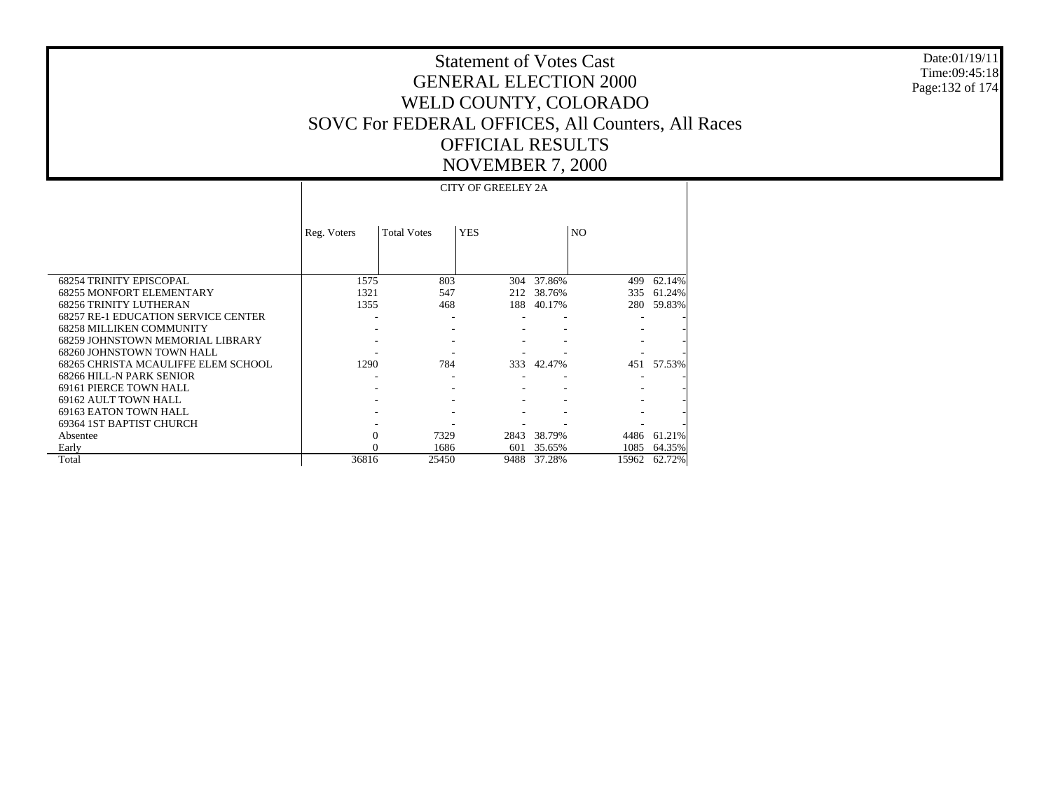# Statement of Votes Cast
# GENERAL ELECTION 2000
# WELD COUNTY, COLORADO
# SOVC For FEDERAL OFFICES, All Counters, All Races
# OFFICIAL RESULTS
# NOVEMBER 7, 2000

Date:01/19/11
Time:09:45:18

| | CITY OF GREELEY 2A | | | | | |
|---|---|---|---|---|---|---|
| | Reg. Voters | Total Votes | YES | | NO | |
| 68254 TRINITY EPISCOPAL | 1575 | 803 | 304 | 37.86% | 499 | 62.14% |
| 68255 MONFORT ELEMENTARY | 1321 | 547 | 212 | 38.76% | 335 | 61.24% |
| 68256 TRINITY LUTHERAN | 1355 | 468 | 188 | 40.17% | 280 | 59.83% |
| 68257 RE-1 EDUCATION SERVICE CENTER | - | - | - | - | - | - |
| 68258 MILLIKEN COMMUNITY | - | - | - | - | - | - |
| 68259 JOHNSTOWN MEMORIAL LIBRARY | - | - | - | - | - | - |
| 68260 JOHNSTOWN TOWN HALL | - | - | - | - | - | - |
| 68265 CHRISTA MCAULIFFE ELEM SCHOOL | 1290 | 784 | 333 | 42.47% | 451 | 57.53% |
| 68266 HILL-N PARK SENIOR | - | - | - | - | - | - |
| 69161 PIERCE TOWN HALL | - | - | - | - | - | - |
| 69162 AULT TOWN HALL | - | - | - | - | - | - |
| 69163 EATON TOWN HALL | - | - | - | - | - | - |
| 69364 1ST BAPTIST CHURCH | - | - | - | - | - | - |
| Absentee | 0 | 7329 | 2843 | 38.79% | 4486 | 61.21% |
| Early | 0 | 1686 | 601 | 35.65% | 1085 | 64.35% |
| Total | 36816 | 25450 | 9488 | 37.28% | 15962 | 62.72% |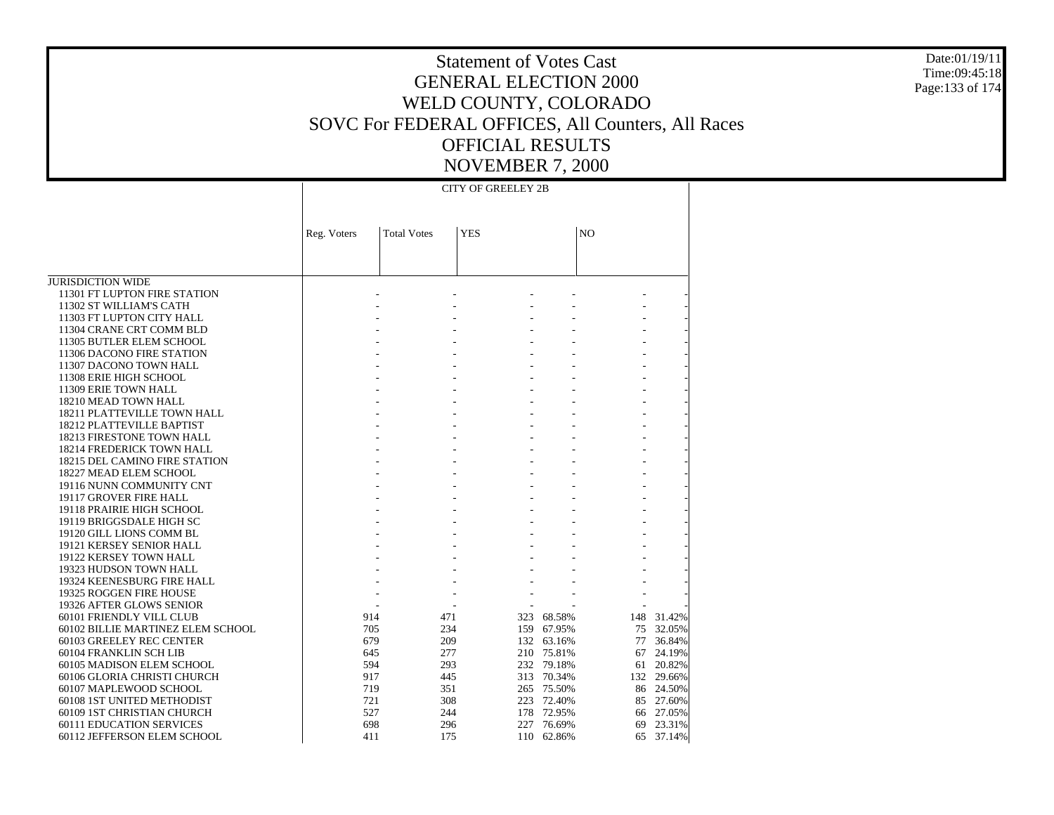# Statement of Votes Cast
## GENERAL ELECTION 2000
## WELD COUNTY, COLORADO
## SOVC For FEDERAL OFFICES, All Counters, All Races
## OFFICIAL RESULTS
## NOVEMBER 7, 2000

| | CITY OF GREELEY 2B | | | | | |
|---|---|---|---|---|---|---|
| | Reg. Voters | Total Votes | YES | | NO | |
| JURISDICTION WIDE | | | | | | |
| 11301 FT LUPTON FIRE STATION | - | - | - | - | - | - |
| 11302 ST WILLIAM'S CATH | - | - | - | - | - | - |
| 11303 FT LUPTON CITY HALL | - | - | - | - | - | - |
| 11304 CRANE CRT COMM BLD | - | - | - | - | - | - |
| 11305 BUTLER ELEM SCHOOL | - | - | - | - | - | - |
| 11306 DACONO FIRE STATION | - | - | - | - | - | - |
| 11307 DACONO TOWN HALL | - | - | - | - | - | - |
| 11308 ERIE HIGH SCHOOL | - | - | - | - | - | - |
| 11309 ERIE TOWN HALL | - | - | - | - | - | - |
| 18210 MEAD TOWN HALL | - | - | - | - | - | - |
| 18211 PLATTEVILLE TOWN HALL | - | - | - | - | - | - |
| 18212 PLATTEVILLE BAPTIST | - | - | - | - | - | - |
| 18213 FIRESTONE TOWN HALL | - | - | - | - | - | - |
| 18214 FREDERICK TOWN HALL | - | - | - | - | - | - |
| 18215 DEL CAMINO FIRE STATION | - | - | - | - | - | - |
| 18227 MEAD ELEM SCHOOL | - | - | - | - | - | - |
| 19116 NUNN COMMUNITY CNT | - | - | - | - | - | - |
| 19117 GROVER FIRE HALL | - | - | - | - | - | - |
| 19118 PRAIRIE HIGH SCHOOL | - | - | - | - | - | - |
| 19119 BRIGGSDALE HIGH SC | - | - | - | - | - | - |
| 19120 GILL LIONS COMM BL | - | - | - | - | - | - |
| 19121 KERSEY SENIOR HALL | - | - | - | - | - | - |
| 19122 KERSEY TOWN HALL | - | - | - | - | - | - |
| 19323 HUDSON TOWN HALL | - | - | - | - | - | - |
| 19324 KEENESBURG FIRE HALL | - | - | - | - | - | - |
| 19325 ROGGEN FIRE HOUSE | - | - | - | - | - | - |
| 19326 AFTER GLOWS SENIOR | - | - | - | - | - | - |
| 60101 FRIENDLY VILL CLUB | 914 | 471 | 323 | 68.58% | 148 | 31.42% |
| 60102 BILLIE MARTINEZ ELEM SCHOOL | 705 | 234 | 159 | 67.95% | 75 | 32.05% |
| 60103 GREELEY REC CENTER | 679 | 209 | 132 | 63.16% | 77 | 36.84% |
| 60104 FRANKLIN SCH LIB | 645 | 277 | 210 | 75.81% | 67 | 24.19% |
| 60105 MADISON ELEM SCHOOL | 594 | 293 | 232 | 79.18% | 61 | 20.82% |
| 60106 GLORIA CHRISTI CHURCH | 917 | 445 | 313 | 70.34% | 132 | 29.66% |
| 60107 MAPLEWOOD SCHOOL | 719 | 351 | 265 | 75.50% | 86 | 24.50% |
| 60108 1ST UNITED METHODIST | 721 | 308 | 223 | 72.40% | 85 | 27.60% |
| 60109 1ST CHRISTIAN CHURCH | 527 | 244 | 178 | 72.95% | 66 | 27.05% |
| 60111 EDUCATION SERVICES | 698 | 296 | 227 | 76.69% | 69 | 23.31% |
| 60112 JEFFERSON ELEM SCHOOL | 411 | 175 | 110 | 62.86% | 65 | 37.14% |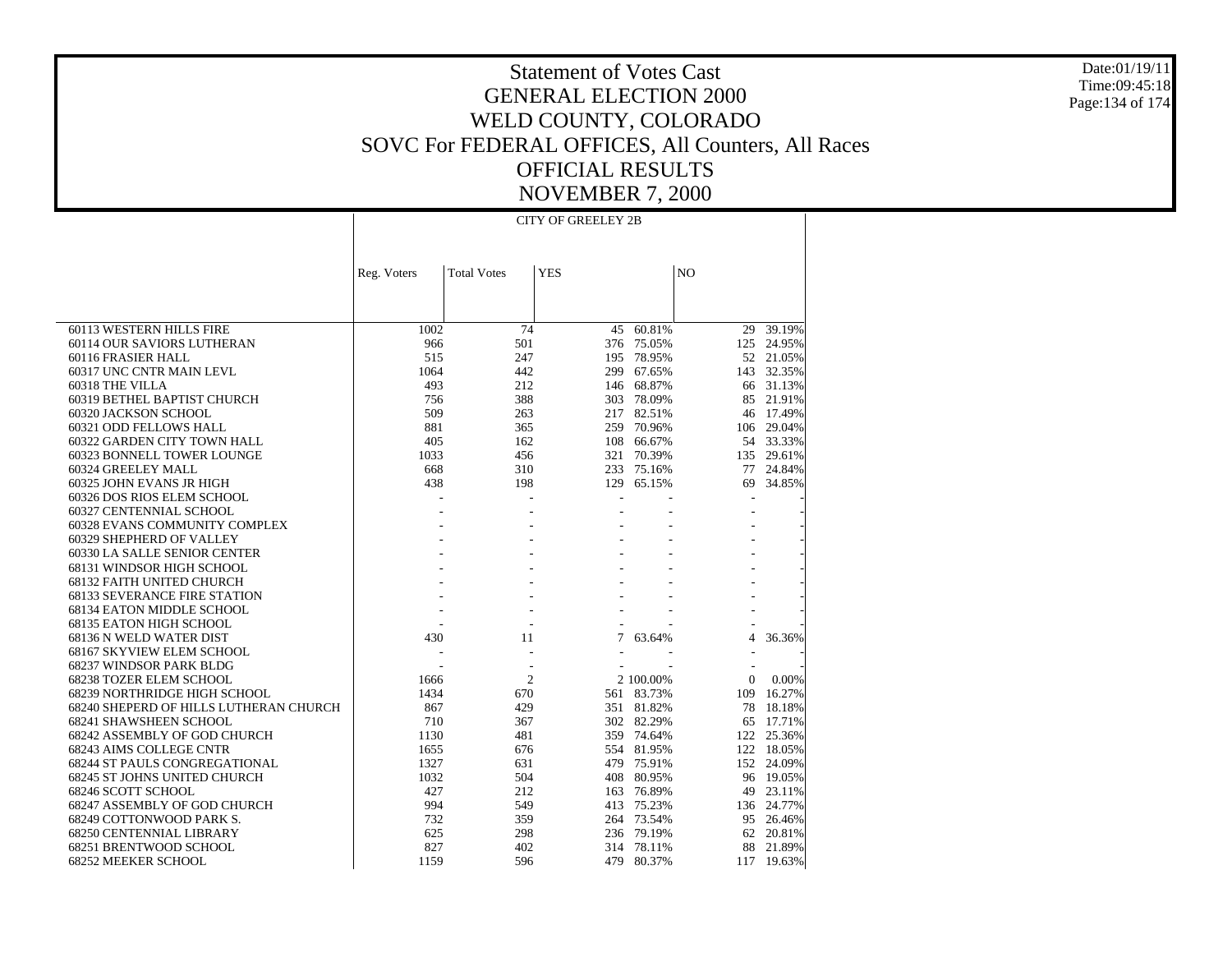# Statement of Votes Cast
# GENERAL ELECTION 2000
# WELD COUNTY, COLORADO
# SOVC For FEDERAL OFFICES, All Counters, All Races
# OFFICIAL RESULTS
# NOVEMBER 7, 2000

Date:01/19/11
Time:09:45:18

| | CITY OF GREELEY 2B | | | | | |
|---|---|---|---|---|---|---|
| | Reg. Voters | Total Votes | YES | | NO | |
| 60113 WESTERN HILLS FIRE | 1002 | 74 | 45 | 60.81% | 29 | 39.19% |
| 60114 OUR SAVIORS LUTHERAN | 966 | 501 | 376 | 75.05% | 125 | 24.95% |
| 60116 FRASIER HALL | 515 | 247 | 195 | 78.95% | 52 | 21.05% |
| 60317 UNC CNTR MAIN LEVL | 1064 | 442 | 299 | 67.65% | 143 | 32.35% |
| 60318 THE VILLA | 493 | 212 | 146 | 68.87% | 66 | 31.13% |
| 60319 BETHEL BAPTIST CHURCH | 756 | 388 | 303 | 78.09% | 85 | 21.91% |
| 60320 JACKSON SCHOOL | 509 | 263 | 217 | 82.51% | 46 | 17.49% |
| 60321 ODD FELLOWS HALL | 881 | 365 | 259 | 70.96% | 106 | 29.04% |
| 60322 GARDEN CITY TOWN HALL | 405 | 162 | 108 | 66.67% | 54 | 33.33% |
| 60323 BONNELL TOWER LOUNGE | 1033 | 456 | 321 | 70.39% | 135 | 29.61% |
| 60324 GREELEY MALL | 668 | 310 | 233 | 75.16% | 77 | 24.84% |
| 60325 JOHN EVANS JR HIGH | 438 | 198 | 129 | 65.15% | 69 | 34.85% |
| 60326 DOS RIOS ELEM SCHOOL | - | - | - | - | - | - |
| 60327 CENTENNIAL SCHOOL | - | - | - | - | - | - |
| 60328 EVANS COMMUNITY COMPLEX | - | - | - | - | - | - |
| 60329 SHEPHERD OF VALLEY | - | - | - | - | - | - |
| 60330 LA SALLE SENIOR CENTER | - | - | - | - | - | - |
| 68131 WINDSOR HIGH SCHOOL | - | - | - | - | - | - |
| 68132 FAITH UNITED CHURCH | - | - | - | - | - | - |
| 68133 SEVERANCE FIRE STATION | - | - | - | - | - | - |
| 68134 EATON MIDDLE SCHOOL | - | - | - | - | - | - |
| 68135 EATON HIGH SCHOOL | - | - | - | - | - | - |
| 68136 N WELD WATER DIST | 430 | 11 | 7 | 63.64% | 4 | 36.36% |
| 68167 SKYVIEW ELEM SCHOOL | - | - | - | - | - | - |
| 68237 WINDSOR PARK BLDG | - | - | - | - | - | - |
| 68238 TOZER ELEM SCHOOL | 1666 | 2 | 2 | 100.00% | 0 | 0.00% |
| 68239 NORTHRIDGE HIGH SCHOOL | 1434 | 670 | 561 | 83.73% | 109 | 16.27% |
| 68240 SHEPERD OF HILLS LUTHERAN CHURCH | 867 | 429 | 351 | 81.82% | 78 | 18.18% |
| 68241 SHAWSHEEN SCHOOL | 710 | 367 | 302 | 82.29% | 65 | 17.71% |
| 68242 ASSEMBLY OF GOD CHURCH | 1130 | 481 | 359 | 74.64% | 122 | 25.36% |
| 68243 AIMS COLLEGE CNTR | 1655 | 676 | 554 | 81.95% | 122 | 18.05% |
| 68244 ST PAULS CONGREGATIONAL | 1327 | 631 | 479 | 75.91% | 152 | 24.09% |
| 68245 ST JOHNS UNITED CHURCH | 1032 | 504 | 408 | 80.95% | 96 | 19.05% |
| 68246 SCOTT SCHOOL | 427 | 212 | 163 | 76.89% | 49 | 23.11% |
| 68247 ASSEMBLY OF GOD CHURCH | 994 | 549 | 413 | 75.23% | 136 | 24.77% |
| 68249 COTTONWOOD PARK S. | 732 | 359 | 264 | 73.54% | 95 | 26.46% |
| 68250 CENTENNIAL LIBRARY | 625 | 298 | 236 | 79.19% | 62 | 20.81% |
| 68251 BRENTWOOD SCHOOL | 827 | 402 | 314 | 78.11% | 88 | 21.89% |
| 68252 MEEKER SCHOOL | 1159 | 596 | 479 | 80.37% | 117 | 19.63% |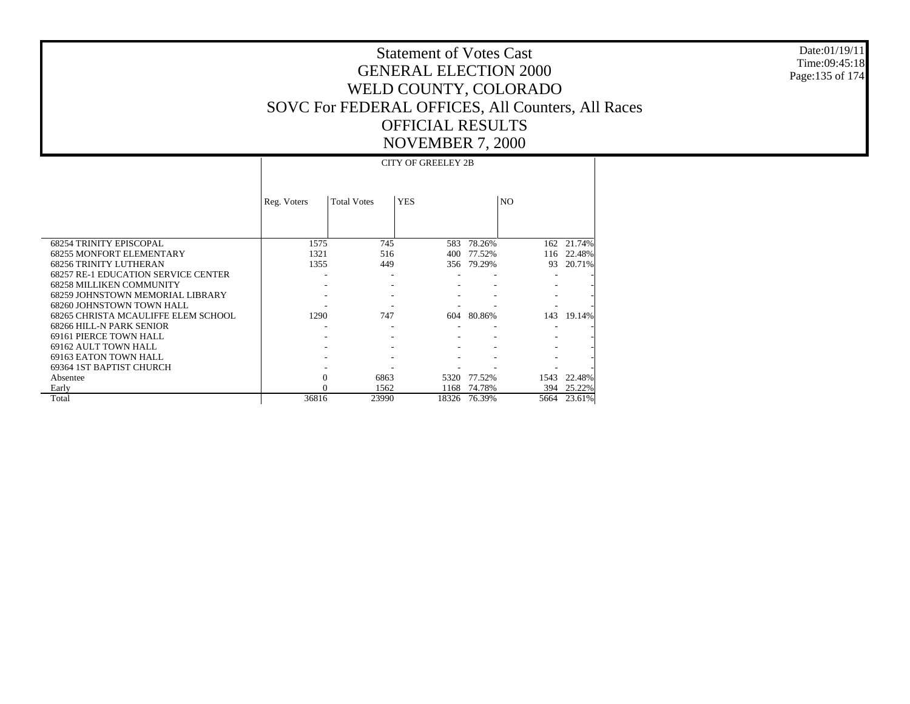# Statement of Votes Cast
# GENERAL ELECTION 2000
# WELD COUNTY, COLORADO
# SOVC For FEDERAL OFFICES, All Counters, All Races
# OFFICIAL RESULTS
# NOVEMBER 7, 2000

Date:01/19/11
Time:09:45:18

| | CITY OF GREELEY 2B | | | | | |
|---|---|---|---|---|---|---|
| | Reg. Voters | Total Votes | YES | | NO | |
| 68254 TRINITY EPISCOPAL | 1575 | 745 | 583 | 78.26% | 162 | 21.74% |
| 68255 MONFORT ELEMENTARY | 1321 | 516 | 400 | 77.52% | 116 | 22.48% |
| 68256 TRINITY LUTHERAN | 1355 | 449 | 356 | 79.29% | 93 | 20.71% |
| 68257 RE-1 EDUCATION SERVICE CENTER | - | - | - | - | - | - |
| 68258 MILLIKEN COMMUNITY | - | - | - | - | - | - |
| 68259 JOHNSTOWN MEMORIAL LIBRARY | - | - | - | - | - | - |
| 68260 JOHNSTOWN TOWN HALL | - | - | - | - | - | - |
| 68265 CHRISTA MCAULIFFE ELEM SCHOOL | 1290 | 747 | 604 | 80.86% | 143 | 19.14% |
| 68266 HILL-N PARK SENIOR | - | - | - | - | - | - |
| 69161 PIERCE TOWN HALL | - | - | - | - | - | - |
| 69162 AULT TOWN HALL | - | - | - | - | - | - |
| 69163 EATON TOWN HALL | - | - | - | - | - | - |
| 69364 1ST BAPTIST CHURCH | - | - | - | - | - | - |
| Absentee | 0 | 6863 | 5320 | 77.52% | 1543 | 22.48% |
| Early | 0 | 1562 | 1168 | 74.78% | 394 | 25.22% |
| Total | 36816 | 23990 | 18326 | 76.39% | 5664 | 23.61% |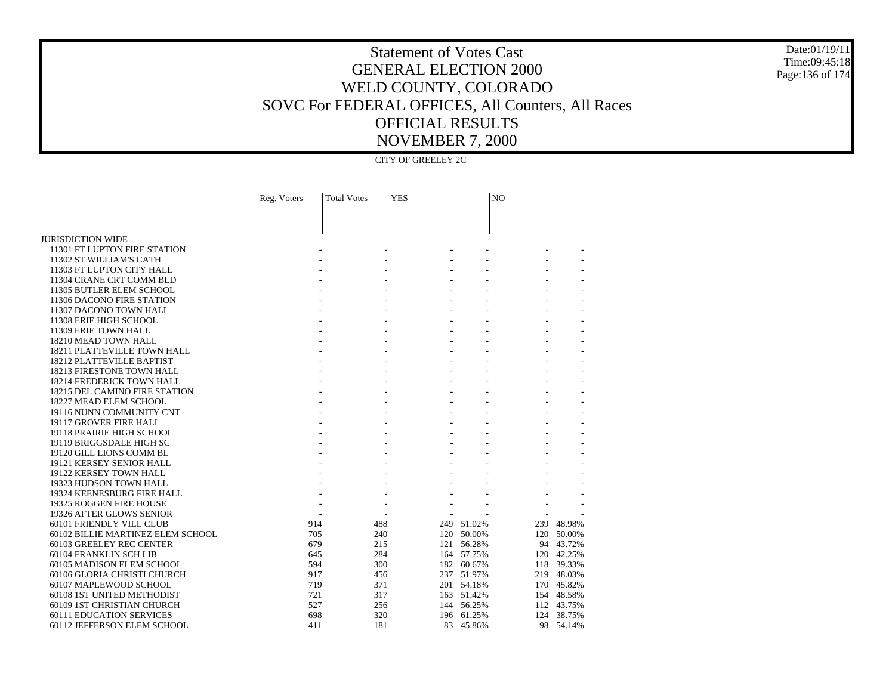# Statement of Votes Cast
# GENERAL ELECTION 2000
# WELD COUNTY, COLORADO
# SOVC For FEDERAL OFFICES, All Counters, All Races
# OFFICIAL RESULTS
# NOVEMBER 7, 2000

| | CITY OF GREELEY 2C | | | | | |
|---|---|---|---|---|---|---|
| | Reg. Voters | Total Votes | YES | | NO | |
| JURISDICTION WIDE | | | | | | |
| 11301 FT LUPTON FIRE STATION | - | - | - | - | - | - |
| 11302 ST WILLIAM'S CATH | - | - | - | - | - | - |
| 11303 FT LUPTON CITY HALL | - | - | - | - | - | - |
| 11304 CRANE CRT COMM BLD | - | - | - | - | - | - |
| 11305 BUTLER ELEM SCHOOL | - | - | - | - | - | - |
| 11306 DACONO FIRE STATION | - | - | - | - | - | - |
| 11307 DACONO TOWN HALL | - | - | - | - | - | - |
| 11308 ERIE HIGH SCHOOL | - | - | - | - | - | - |
| 11309 ERIE TOWN HALL | - | - | - | - | - | - |
| 18210 MEAD TOWN HALL | - | - | - | - | - | - |
| 18211 PLATTEVILLE TOWN HALL | - | - | - | - | - | - |
| 18212 PLATTEVILLE BAPTIST | - | - | - | - | - | - |
| 18213 FIRESTONE TOWN HALL | - | - | - | - | - | - |
| 18214 FREDERICK TOWN HALL | - | - | - | - | - | - |
| 18215 DEL CAMINO FIRE STATION | - | - | - | - | - | - |
| 18227 MEAD ELEM SCHOOL | - | - | - | - | - | - |
| 19116 NUNN COMMUNITY CNT | - | - | - | - | - | - |
| 19117 GROVER FIRE HALL | - | - | - | - | - | - |
| 19118 PRAIRIE HIGH SCHOOL | - | - | - | - | - | - |
| 19119 BRIGGSDALE HIGH SC | - | - | - | - | - | - |
| 19120 GILL LIONS COMM BL | - | - | - | - | - | - |
| 19121 KERSEY SENIOR HALL | - | - | - | - | - | - |
| 19122 KERSEY TOWN HALL | - | - | - | - | - | - |
| 19323 HUDSON TOWN HALL | - | - | - | - | - | - |
| 19324 KEENESBURG FIRE HALL | - | - | - | - | - | - |
| 19325 ROGGEN FIRE HOUSE | - | - | - | - | - | - |
| 19326 AFTER GLOWS SENIOR | - | - | - | - | - | - |
| 60101 FRIENDLY VILL CLUB | 914 | 488 | 249 | 51.02% | 239 | 48.98% |
| 60102 BILLIE MARTINEZ ELEM SCHOOL | 705 | 240 | 120 | 50.00% | 120 | 50.00% |
| 60103 GREELEY REC CENTER | 679 | 215 | 121 | 56.28% | 94 | 43.72% |
| 60104 FRANKLIN SCH LIB | 645 | 284 | 164 | 57.75% | 120 | 42.25% |
| 60105 MADISON ELEM SCHOOL | 594 | 300 | 182 | 60.67% | 118 | 39.33% |
| 60106 GLORIA CHRISTI CHURCH | 917 | 456 | 237 | 51.97% | 219 | 48.03% |
| 60107 MAPLEWOOD SCHOOL | 719 | 371 | 201 | 54.18% | 170 | 45.82% |
| 60108 1ST UNITED METHODIST | 721 | 317 | 163 | 51.42% | 154 | 48.58% |
| 60109 1ST CHRISTIAN CHURCH | 527 | 256 | 144 | 56.25% | 112 | 43.75% |
| 60111 EDUCATION SERVICES | 698 | 320 | 196 | 61.25% | 124 | 38.75% |
| 60112 JEFFERSON ELEM SCHOOL | 411 | 181 | 83 | 45.86% | 98 | 54.14% |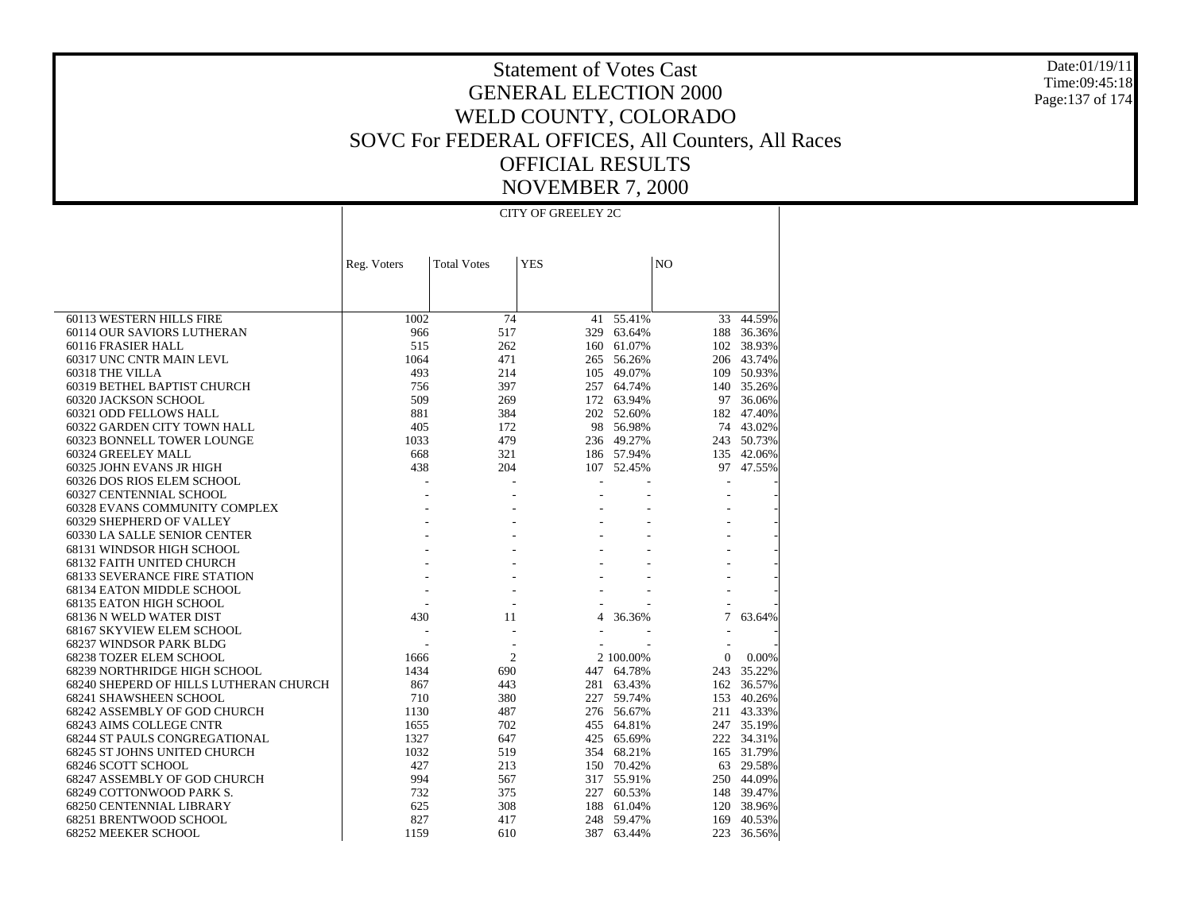# Statement of Votes Cast
# GENERAL ELECTION 2000
# WELD COUNTY, COLORADO
# SOVC For FEDERAL OFFICES, All Counters, All Races
# OFFICIAL RESULTS
# NOVEMBER 7, 2000

Date:01/19/11
Time:09:45:18

| | CITY OF GREELEY 2C | | | | | |
|---|---|---|---|---|---|---|
| | Reg. Voters | Total Votes | YES | | NO | |
| 60113 WESTERN HILLS FIRE | 1002 | 74 | 41 | 55.41% | 33 | 44.59% |
| 60114 OUR SAVIORS LUTHERAN | 966 | 517 | 329 | 63.64% | 188 | 36.36% |
| 60116 FRASIER HALL | 515 | 262 | 160 | 61.07% | 102 | 38.93% |
| 60317 UNC CNTR MAIN LEVL | 1064 | 471 | 265 | 56.26% | 206 | 43.74% |
| 60318 THE VILLA | 493 | 214 | 105 | 49.07% | 109 | 50.93% |
| 60319 BETHEL BAPTIST CHURCH | 756 | 397 | 257 | 64.74% | 140 | 35.26% |
| 60320 JACKSON SCHOOL | 509 | 269 | 172 | 63.94% | 97 | 36.06% |
| 60321 ODD FELLOWS HALL | 881 | 384 | 202 | 52.60% | 182 | 47.40% |
| 60322 GARDEN CITY TOWN HALL | 405 | 172 | 98 | 56.98% | 74 | 43.02% |
| 60323 BONNELL TOWER LOUNGE | 1033 | 479 | 236 | 49.27% | 243 | 50.73% |
| 60324 GREELEY MALL | 668 | 321 | 186 | 57.94% | 135 | 42.06% |
| 60325 JOHN EVANS JR HIGH | 438 | 204 | 107 | 52.45% | 97 | 47.55% |
| 60326 DOS RIOS ELEM SCHOOL | - | - | - | - | - | - |
| 60327 CENTENNIAL SCHOOL | - | - | - | - | - | - |
| 60328 EVANS COMMUNITY COMPLEX | - | - | - | - | - | - |
| 60329 SHEPHERD OF VALLEY | - | - | - | - | - | - |
| 60330 LA SALLE SENIOR CENTER | - | - | - | - | - | - |
| 68131 WINDSOR HIGH SCHOOL | - | - | - | - | - | - |
| 68132 FAITH UNITED CHURCH | - | - | - | - | - | - |
| 68133 SEVERANCE FIRE STATION | - | - | - | - | - | - |
| 68134 EATON MIDDLE SCHOOL | - | - | - | - | - | - |
| 68135 EATON HIGH SCHOOL | - | - | - | - | - | - |
| 68136 N WELD WATER DIST | 430 | 11 | 4 | 36.36% | 7 | 63.64% |
| 68167 SKYVIEW ELEM SCHOOL | - | - | - | - | - | - |
| 68237 WINDSOR PARK BLDG | - | - | - | - | - | - |
| 68238 TOZER ELEM SCHOOL | 1666 | 2 | 2 | 100.00% | 0 | 0.00% |
| 68239 NORTHRIDGE HIGH SCHOOL | 1434 | 690 | 447 | 64.78% | 243 | 35.22% |
| 68240 SHEPERD OF HILLS LUTHERAN CHURCH | 867 | 443 | 281 | 63.43% | 162 | 36.57% |
| 68241 SHAWSHEEN SCHOOL | 710 | 380 | 227 | 59.74% | 153 | 40.26% |
| 68242 ASSEMBLY OF GOD CHURCH | 1130 | 487 | 276 | 56.67% | 211 | 43.33% |
| 68243 AIMS COLLEGE CNTR | 1655 | 702 | 455 | 64.81% | 247 | 35.19% |
| 68244 ST PAULS CONGREGATIONAL | 1327 | 647 | 425 | 65.69% | 222 | 34.31% |
| 68245 ST JOHNS UNITED CHURCH | 1032 | 519 | 354 | 68.21% | 165 | 31.79% |
| 68246 SCOTT SCHOOL | 427 | 213 | 150 | 70.42% | 63 | 29.58% |
| 68247 ASSEMBLY OF GOD CHURCH | 994 | 567 | 317 | 55.91% | 250 | 44.09% |
| 68249 COTTONWOOD PARK S. | 732 | 375 | 227 | 60.53% | 148 | 39.47% |
| 68250 CENTENNIAL LIBRARY | 625 | 308 | 188 | 61.04% | 120 | 38.96% |
| 68251 BRENTWOOD SCHOOL | 827 | 417 | 248 | 59.47% | 169 | 40.53% |
| 68252 MEEKER SCHOOL | 1159 | 610 | 387 | 63.44% | 223 | 36.56% |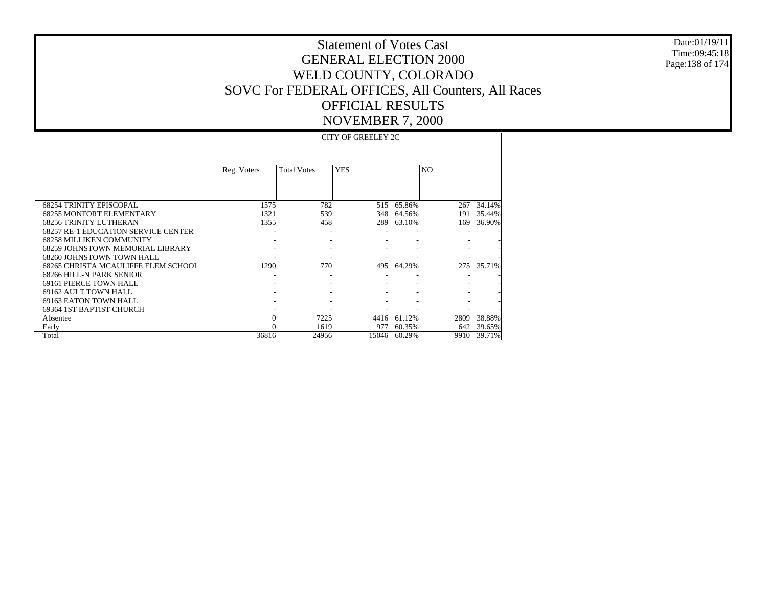# Statement of Votes Cast
# GENERAL ELECTION 2000
# WELD COUNTY, COLORADO
# SOVC For FEDERAL OFFICES, All Counters, All Races
# OFFICIAL RESULTS
# NOVEMBER 7, 2000

Date:01/19/11
Time:09:45:18

| | CITY OF GREELEY 2C | | | | | |
|---|---|---|---|---|---|---|
| | Reg. Voters | Total Votes | YES | | NO | |
| 68254 TRINITY EPISCOPAL | 1575 | 782 | 515 | 65.86% | 267 | 34.14% |
| 68255 MONFORT ELEMENTARY | 1321 | 539 | 348 | 64.56% | 191 | 35.44% |
| 68256 TRINITY LUTHERAN | 1355 | 458 | 289 | 63.10% | 169 | 36.90% |
| 68257 RE-1 EDUCATION SERVICE CENTER | - | - | - | - | - | - |
| 68258 MILLIKEN COMMUNITY | - | - | - | - | - | - |
| 68259 JOHNSTOWN MEMORIAL LIBRARY | - | - | - | - | - | - |
| 68260 JOHNSTOWN TOWN HALL | - | - | - | - | - | - |
| 68265 CHRISTA MCAULIFFE ELEM SCHOOL | 1290 | 770 | 495 | 64.29% | 275 | 35.71% |
| 68266 HILL-N PARK SENIOR | - | - | - | - | - | - |
| 69161 PIERCE TOWN HALL | - | - | - | - | - | - |
| 69162 AULT TOWN HALL | - | - | - | - | - | - |
| 69163 EATON TOWN HALL | - | - | - | - | - | - |
| 69364 1ST BAPTIST CHURCH | - | - | - | - | - | - |
| Absentee | 0 | 7225 | 4416 | 61.12% | 2809 | 38.88% |
| Early | 0 | 1619 | 977 | 60.35% | 642 | 39.65% |
| Total | 36816 | 24956 | 15046 | 60.29% | 9910 | 39.71% |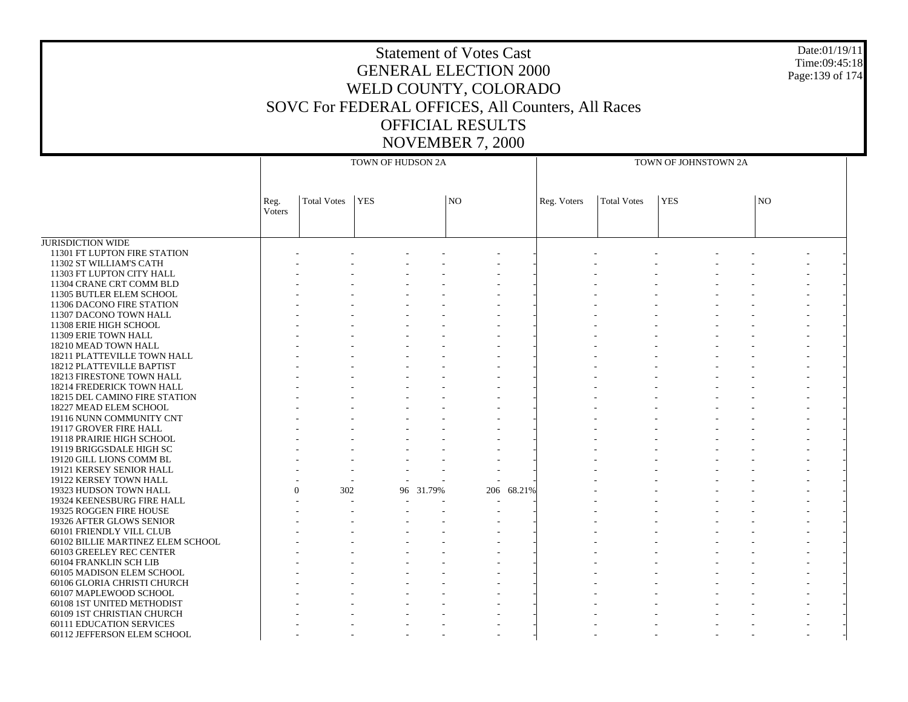# Statement of Votes Cast
## GENERAL ELECTION 2000
## WELD COUNTY, COLORADO
## SOVC For FEDERAL OFFICES, All Counters, All Races
## OFFICIAL RESULTS
## NOVEMBER 7, 2000

Date:01/19/11
Time:09:45:18

| | TOWN OF HUDSON 2A | | | | | | TOWN OF JOHNSTOWN 2A | | | | | |
|---|---|---|---|---|---|---|---|---|---|---|---|---|
| | Reg. Voters | Total Votes | YES | | NO | | Reg. Voters | Total Votes | YES | | NO | |
| JURISDICTION WIDE | | | | | | | | | | | | |
| 11301 FT LUPTON FIRE STATION | - | - | - | - | - | - | - | - | - | - | - | - |
| 11302 ST WILLIAM'S CATH | - | - | - | - | - | - | - | - | - | - | - | - |
| 11303 FT LUPTON CITY HALL | - | - | - | - | - | - | - | - | - | - | - | - |
| 11304 CRANE CRT COMM BLD | - | - | - | - | - | - | - | - | - | - | - | - |
| 11305 BUTLER ELEM SCHOOL | - | - | - | - | - | - | - | - | - | - | - | - |
| 11306 DACONO FIRE STATION | - | - | - | - | - | - | - | - | - | - | - | - |
| 11307 DACONO TOWN HALL | - | - | - | - | - | - | - | - | - | - | - | - |
| 11308 ERIE HIGH SCHOOL | - | - | - | - | - | - | - | - | - | - | - | - |
| 11309 ERIE TOWN HALL | - | - | - | - | - | - | - | - | - | - | - | - |
| 18210 MEAD TOWN HALL | - | - | - | - | - | - | - | - | - | - | - | - |
| 18211 PLATTEVILLE TOWN HALL | - | - | - | - | - | - | - | - | - | - | - | - |
| 18212 PLATTEVILLE BAPTIST | - | - | - | - | - | - | - | - | - | - | - | - |
| 18213 FIRESTONE TOWN HALL | - | - | - | - | - | - | - | - | - | - | - | - |
| 18214 FREDERICK TOWN HALL | - | - | - | - | - | - | - | - | - | - | - | - |
| 18215 DEL CAMINO FIRE STATION | - | - | - | - | - | - | - | - | - | - | - | - |
| 18227 MEAD ELEM SCHOOL | - | - | - | - | - | - | - | - | - | - | - | - |
| 19116 NUNN COMMUNITY CNT | - | - | - | - | - | - | - | - | - | - | - | - |
| 19117 GROVER FIRE HALL | - | - | - | - | - | - | - | - | - | - | - | - |
| 19118 PRAIRIE HIGH SCHOOL | - | - | - | - | - | - | - | - | - | - | - | - |
| 19119 BRIGGSDALE HIGH SC | - | - | - | - | - | - | - | - | - | - | - | - |
| 19120 GILL LIONS COMM BL | - | - | - | - | - | - | - | - | - | - | - | - |
| 19121 KERSEY SENIOR HALL | - | - | - | - | - | - | - | - | - | - | - | - |
| 19122 KERSEY TOWN HALL | - | - | - | - | - | - | - | - | - | - | - | - |
| 19323 HUDSON TOWN HALL | 0 | 302 | 96 | 31.79% | 206 | 68.21% | - | - | - | - | - | - |
| 19324 KEENESBURG FIRE HALL | - | - | - | - | - | - | - | - | - | - | - | - |
| 19325 ROGGEN FIRE HOUSE | - | - | - | - | - | - | - | - | - | - | - | - |
| 19326 AFTER GLOWS SENIOR | - | - | - | - | - | - | - | - | - | - | - | - |
| 60101 FRIENDLY VILL CLUB | - | - | - | - | - | - | - | - | - | - | - | - |
| 60102 BILLIE MARTINEZ ELEM SCHOOL | - | - | - | - | - | - | - | - | - | - | - | - |
| 60103 GREELEY REC CENTER | - | - | - | - | - | - | - | - | - | - | - | - |
| 60104 FRANKLIN SCH LIB | - | - | - | - | - | - | - | - | - | - | - | - |
| 60105 MADISON ELEM SCHOOL | - | - | - | - | - | - | - | - | - | - | - | - |
| 60106 GLORIA CHRISTI CHURCH | - | - | - | - | - | - | - | - | - | - | - | - |
| 60107 MAPLEWOOD SCHOOL | - | - | - | - | - | - | - | - | - | - | - | - |
| 60108 1ST UNITED METHODIST | - | - | - | - | - | - | - | - | - | - | - | - |
| 60109 1ST CHRISTIAN CHURCH | - | - | - | - | - | - | - | - | - | - | - | - |
| 60111 EDUCATION SERVICES | - | - | - | - | - | - | - | - | - | - | - | - |
| 60112 JEFFERSON ELEM SCHOOL | - | - | - | - | - | - | - | - | - | - | - | - |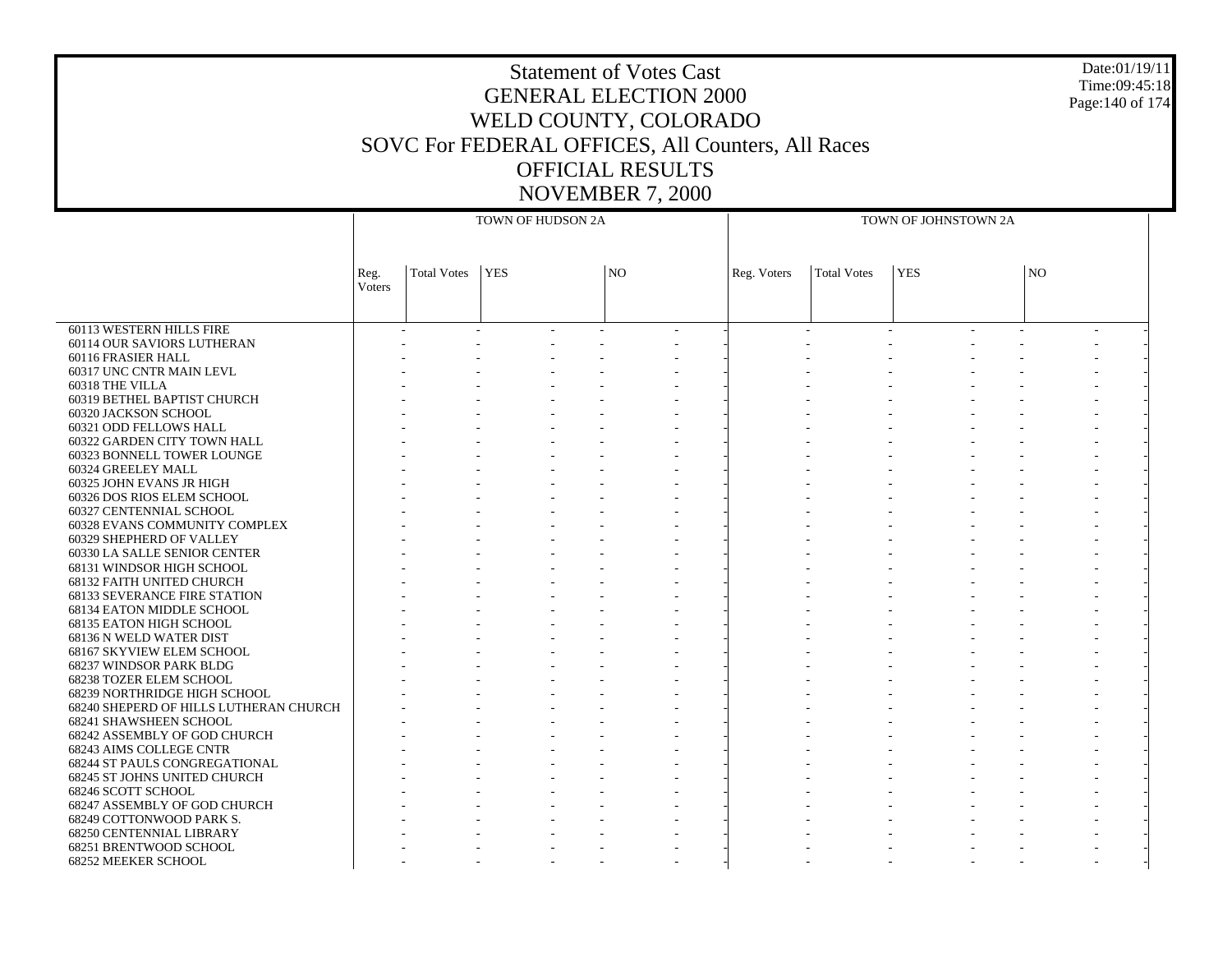# Statement of Votes Cast
# GENERAL ELECTION 2000
# WELD COUNTY, COLORADO
# SOVC For FEDERAL OFFICES, All Counters, All Races
# OFFICIAL RESULTS
# NOVEMBER 7, 2000

| | TOWN OF HUDSON 2A | | | | | | TOWN OF JOHNSTOWN 2A | | | | | |
|---|---|---|---|---|---|---|---|---|---|---|---|---|
| | Reg. Voters | Total Votes | YES | | NO | | Reg. Voters | Total Votes | YES | | NO | |
| 60113 WESTERN HILLS FIRE | - | - | - | - | - | - | - | - | - | - | - | - |
| 60114 OUR SAVIORS LUTHERAN | - | - | - | - | - | - | - | - | - | - | - | - |
| 60116 FRASIER HALL | - | - | - | - | - | - | - | - | - | - | - | - |
| 60317 UNC CNTR MAIN LEVL | - | - | - | - | - | - | - | - | - | - | - | - |
| 60318 THE VILLA | - | - | - | - | - | - | - | - | - | - | - | - |
| 60319 BETHEL BAPTIST CHURCH | - | - | - | - | - | - | - | - | - | - | - | - |
| 60320 JACKSON SCHOOL | - | - | - | - | - | - | - | - | - | - | - | - |
| 60321 ODD FELLOWS HALL | - | - | - | - | - | - | - | - | - | - | - | - |
| 60322 GARDEN CITY TOWN HALL | - | - | - | - | - | - | - | - | - | - | - | - |
| 60323 BONNELL TOWER LOUNGE | - | - | - | - | - | - | - | - | - | - | - | - |
| 60324 GREELEY MALL | - | - | - | - | - | - | - | - | - | - | - | - |
| 60325 JOHN EVANS JR HIGH | - | - | - | - | - | - | - | - | - | - | - | - |
| 60326 DOS RIOS ELEM SCHOOL | - | - | - | - | - | - | - | - | - | - | - | - |
| 60327 CENTENNIAL SCHOOL | - | - | - | - | - | - | - | - | - | - | - | - |
| 60328 EVANS COMMUNITY COMPLEX | - | - | - | - | - | - | - | - | - | - | - | - |
| 60329 SHEPHERD OF VALLEY | - | - | - | - | - | - | - | - | - | - | - | - |
| 60330 LA SALLE SENIOR CENTER | - | - | - | - | - | - | - | - | - | - | - | - |
| 68131 WINDSOR HIGH SCHOOL | - | - | - | - | - | - | - | - | - | - | - | - |
| 68132 FAITH UNITED CHURCH | - | - | - | - | - | - | - | - | - | - | - | - |
| 68133 SEVERANCE FIRE STATION | - | - | - | - | - | - | - | - | - | - | - | - |
| 68134 EATON MIDDLE SCHOOL | - | - | - | - | - | - | - | - | - | - | - | - |
| 68135 EATON HIGH SCHOOL | - | - | - | - | - | - | - | - | - | - | - | - |
| 68136 N WELD WATER DIST | - | - | - | - | - | - | - | - | - | - | - | - |
| 68167 SKYVIEW ELEM SCHOOL | - | - | - | - | - | - | - | - | - | - | - | - |
| 68237 WINDSOR PARK BLDG | - | - | - | - | - | - | - | - | - | - | - | - |
| 68238 TOZER ELEM SCHOOL | - | - | - | - | - | - | - | - | - | - | - | - |
| 68239 NORTHRIDGE HIGH SCHOOL | - | - | - | - | - | - | - | - | - | - | - | - |
| 68240 SHEPERD OF HILLS LUTHERAN CHURCH | - | - | - | - | - | - | - | - | - | - | - | - |
| 68241 SHAWSHEEN SCHOOL | - | - | - | - | - | - | - | - | - | - | - | - |
| 68242 ASSEMBLY OF GOD CHURCH | - | - | - | - | - | - | - | - | - | - | - | - |
| 68243 AIMS COLLEGE CNTR | - | - | - | - | - | - | - | - | - | - | - | - |
| 68244 ST PAULS CONGREGATIONAL | - | - | - | - | - | - | - | - | - | - | - | - |
| 68245 ST JOHNS UNITED CHURCH | - | - | - | - | - | - | - | - | - | - | - | - |
| 68246 SCOTT SCHOOL | - | - | - | - | - | - | - | - | - | - | - | - |
| 68247 ASSEMBLY OF GOD CHURCH | - | - | - | - | - | - | - | - | - | - | - | - |
| 68249 COTTONWOOD PARK S. | - | - | - | - | - | - | - | - | - | - | - | - |
| 68250 CENTENNIAL LIBRARY | - | - | - | - | - | - | - | - | - | - | - | - |
| 68251 BRENTWOOD SCHOOL | - | - | - | - | - | - | - | - | - | - | - | - |
| 68252 MEEKER SCHOOL | - | - | - | - | - | - | - | - | - | - | - | - |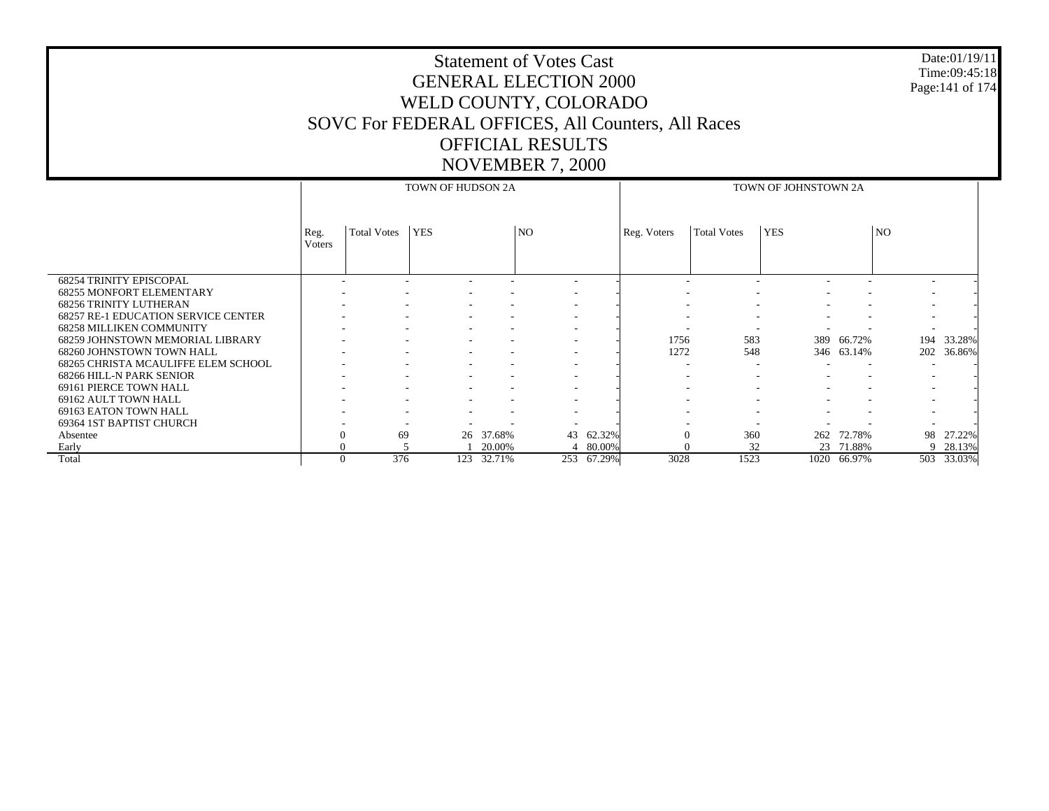# Statement of Votes Cast
# GENERAL ELECTION 2000
# WELD COUNTY, COLORADO
# SOVC For FEDERAL OFFICES, All Counters, All Races
# OFFICIAL RESULTS
# NOVEMBER 7, 2000

Date:01/19/11
Time:09:45:18

| | TOWN OF HUDSON 2A | | | | | | TOWN OF JOHNSTOWN 2A | | | | | |
|---|---|---|---|---|---|---|---|---|---|---|---|---|
| | Reg. Voters | Total Votes | YES | | NO | | Reg. Voters | Total Votes | YES | | NO | |
| 68254 TRINITY EPISCOPAL | - | - | - | - | - | - | - | - | - | - | - | - |
| 68255 MONFORT ELEMENTARY | - | - | - | - | - | - | - | - | - | - | - | - |
| 68256 TRINITY LUTHERAN | - | - | - | - | - | - | - | - | - | - | - | - |
| 68257 RE-1 EDUCATION SERVICE CENTER | - | - | - | - | - | - | - | - | - | - | - | - |
| 68258 MILLIKEN COMMUNITY | - | - | - | - | - | - | - | - | - | - | - | - |
| 68259 JOHNSTOWN MEMORIAL LIBRARY | - | - | - | - | - | - | 1756 | 583 | 389 | 66.72% | 194 | 33.28% |
| 68260 JOHNSTOWN TOWN HALL | - | - | - | - | - | - | 1272 | 548 | 346 | 63.14% | 202 | 36.86% |
| 68265 CHRISTA MCAULIFFE ELEM SCHOOL | - | - | - | - | - | - | - | - | - | - | - | - |
| 68266 HILL-N PARK SENIOR | - | - | - | - | - | - | - | - | - | - | - | - |
| 69161 PIERCE TOWN HALL | - | - | - | - | - | - | - | - | - | - | - | - |
| 69162 AULT TOWN HALL | - | - | - | - | - | - | - | - | - | - | - | - |
| 69163 EATON TOWN HALL | - | - | - | - | - | - | - | - | - | - | - | - |
| 69364 1ST BAPTIST CHURCH | - | - | - | - | - | - | - | - | - | - | - | - |
| Absentee | 0 | 69 | 26 | 37.68% | 43 | 62.32% | 0 | 360 | 262 | 72.78% | 98 | 27.22% |
| Early | 0 | 5 | 1 | 20.00% | 4 | 80.00% | 0 | 32 | 23 | 71.88% | 9 | 28.13% |
| Total | 0 | 376 | 123 | 32.71% | 253 | 67.29% | 3028 | 1523 | 1020 | 66.97% | 503 | 33.03% |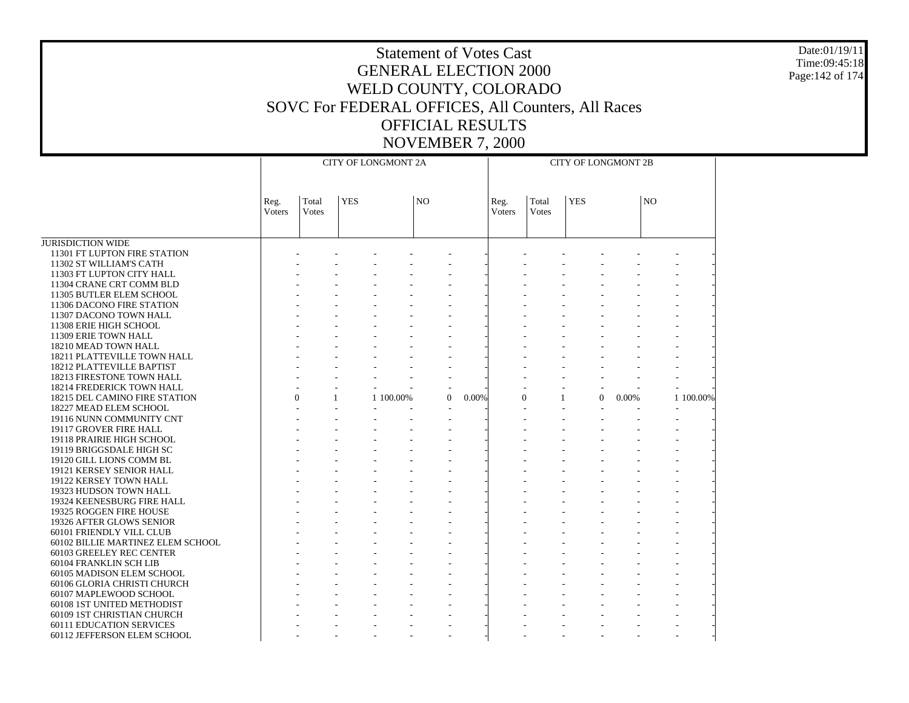# Statement of Votes Cast
# GENERAL ELECTION 2000
# WELD COUNTY, COLORADO
# SOVC For FEDERAL OFFICES, All Counters, All Races
# OFFICIAL RESULTS
# NOVEMBER 7, 2000

Date:01/19/11
Time:09:45:18

| | CITY OF LONGMONT 2A | | | | | | CITY OF LONGMONT 2B | | | | | |
|---|---|---|---|---|---|---|---|---|---|---|---|---|
| | Reg. Voters | Total Votes | YES | | NO | | Reg. Voters | Total Votes | YES | | NO | |
| JURISDICTION WIDE | | | | | | | | | | | | |
| 11301 FT LUPTON FIRE STATION | - | - | - | - | - | - | - | - | - | - | - | - |
| 11302 ST WILLIAM'S CATH | - | - | - | - | - | - | - | - | - | - | - | - |
| 11303 FT LUPTON CITY HALL | - | - | - | - | - | - | - | - | - | - | - | - |
| 11304 CRANE CRT COMM BLD | - | - | - | - | - | - | - | - | - | - | - | - |
| 11305 BUTLER ELEM SCHOOL | - | - | - | - | - | - | - | - | - | - | - | - |
| 11306 DACONO FIRE STATION | - | - | - | - | - | - | - | - | - | - | - | - |
| 11307 DACONO TOWN HALL | - | - | - | - | - | - | - | - | - | - | - | - |
| 11308 ERIE HIGH SCHOOL | - | - | - | - | - | - | - | - | - | - | - | - |
| 11309 ERIE TOWN HALL | - | - | - | - | - | - | - | - | - | - | - | - |
| 18210 MEAD TOWN HALL | - | - | - | - | - | - | - | - | - | - | - | - |
| 18211 PLATTEVILLE TOWN HALL | - | - | - | - | - | - | - | - | - | - | - | - |
| 18212 PLATTEVILLE BAPTIST | - | - | - | - | - | - | - | - | - | - | - | - |
| 18213 FIRESTONE TOWN HALL | - | - | - | - | - | - | - | - | - | - | - | - |
| 18214 FREDERICK TOWN HALL | - | - | - | - | - | - | - | - | - | - | - | - |
| 18215 DEL CAMINO FIRE STATION | 0 | 1 | 1 | 100.00% | 0 | 0.00% | 0 | 1 | 0 | 0.00% | 1 | 100.00% |
| 18227 MEAD ELEM SCHOOL | - | - | - | - | - | - | - | - | - | - | - | - |
| 19116 NUNN COMMUNITY CNT | - | - | - | - | - | - | - | - | - | - | - | - |
| 19117 GROVER FIRE HALL | - | - | - | - | - | - | - | - | - | - | - | - |
| 19118 PRAIRIE HIGH SCHOOL | - | - | - | - | - | - | - | - | - | - | - | - |
| 19119 BRIGGSDALE HIGH SC | - | - | - | - | - | - | - | - | - | - | - | - |
| 19120 GILL LIONS COMM BL | - | - | - | - | - | - | - | - | - | - | - | - |
| 19121 KERSEY SENIOR HALL | - | - | - | - | - | - | - | - | - | - | - | - |
| 19122 KERSEY TOWN HALL | - | - | - | - | - | - | - | - | - | - | - | - |
| 19323 HUDSON TOWN HALL | - | - | - | - | - | - | - | - | - | - | - | - |
| 19324 KEENESBURG FIRE HALL | - | - | - | - | - | - | - | - | - | - | - | - |
| 19325 ROGGEN FIRE HOUSE | - | - | - | - | - | - | - | - | - | - | - | - |
| 19326 AFTER GLOWS SENIOR | - | - | - | - | - | - | - | - | - | - | - | - |
| 60101 FRIENDLY VILL CLUB | - | - | - | - | - | - | - | - | - | - | - | - |
| 60102 BILLIE MARTINEZ ELEM SCHOOL | - | - | - | - | - | - | - | - | - | - | - | - |
| 60103 GREELEY REC CENTER | - | - | - | - | - | - | - | - | - | - | - | - |
| 60104 FRANKLIN SCH LIB | - | - | - | - | - | - | - | - | - | - | - | - |
| 60105 MADISON ELEM SCHOOL | - | - | - | - | - | - | - | - | - | - | - | - |
| 60106 GLORIA CHRISTI CHURCH | - | - | - | - | - | - | - | - | - | - | - | - |
| 60107 MAPLEWOOD SCHOOL | - | - | - | - | - | - | - | - | - | - | - | - |
| 60108 1ST UNITED METHODIST | - | - | - | - | - | - | - | - | - | - | - | - |
| 60109 1ST CHRISTIAN CHURCH | - | - | - | - | - | - | - | - | - | - | - | - |
| 60111 EDUCATION SERVICES | - | - | - | - | - | - | - | - | - | - | - | - |
| 60112 JEFFERSON ELEM SCHOOL | - | - | - | - | - | - | - | - | - | - | - | - |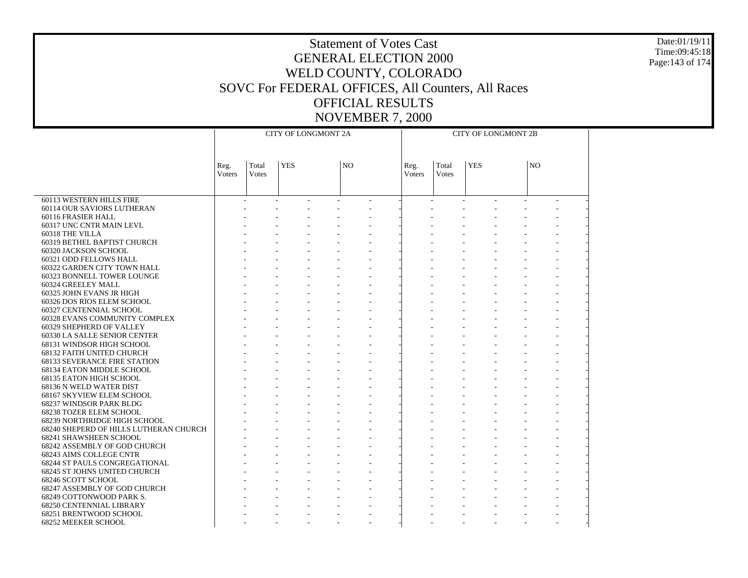# Statement of Votes Cast
# GENERAL ELECTION 2000
# WELD COUNTY, COLORADO
# SOVC For FEDERAL OFFICES, All Counters, All Races
# OFFICIAL RESULTS
# NOVEMBER 7, 2000

Date:01/19/11
Time:09:45:18

| | CITY OF LONGMONT 2A | | | | | | CITY OF LONGMONT 2B | | | | | |
|---|---|---|---|---|---|---|---|---|---|---|---|---|
| | Reg. Voters | Total Votes | YES | | NO | | Reg. Voters | Total Votes | YES | | NO | |
| 60113 WESTERN HILLS FIRE | - | - | - | - | - | - | - | - | - | - | - | - |
| 60114 OUR SAVIORS LUTHERAN | - | - | - | - | - | - | - | - | - | - | - | - |
| 60116 FRASIER HALL | - | - | - | - | - | - | - | - | - | - | - | - |
| 60317 UNC CNTR MAIN LEVL | - | - | - | - | - | - | - | - | - | - | - | - |
| 60318 THE VILLA | - | - | - | - | - | - | - | - | - | - | - | - |
| 60319 BETHEL BAPTIST CHURCH | - | - | - | - | - | - | - | - | - | - | - | - |
| 60320 JACKSON SCHOOL | - | - | - | - | - | - | - | - | - | - | - | - |
| 60321 ODD FELLOWS HALL | - | - | - | - | - | - | - | - | - | - | - | - |
| 60322 GARDEN CITY TOWN HALL | - | - | - | - | - | - | - | - | - | - | - | - |
| 60323 BONNELL TOWER LOUNGE | - | - | - | - | - | - | - | - | - | - | - | - |
| 60324 GREELEY MALL | - | - | - | - | - | - | - | - | - | - | - | - |
| 60325 JOHN EVANS JR HIGH | - | - | - | - | - | - | - | - | - | - | - | - |
| 60326 DOS RIOS ELEM SCHOOL | - | - | - | - | - | - | - | - | - | - | - | - |
| 60327 CENTENNIAL SCHOOL | - | - | - | - | - | - | - | - | - | - | - | - |
| 60328 EVANS COMMUNITY COMPLEX | - | - | - | - | - | - | - | - | - | - | - | - |
| 60329 SHEPHERD OF VALLEY | - | - | - | - | - | - | - | - | - | - | - | - |
| 60330 LA SALLE SENIOR CENTER | - | - | - | - | - | - | - | - | - | - | - | - |
| 68131 WINDSOR HIGH SCHOOL | - | - | - | - | - | - | - | - | - | - | - | - |
| 68132 FAITH UNITED CHURCH | - | - | - | - | - | - | - | - | - | - | - | - |
| 68133 SEVERANCE FIRE STATION | - | - | - | - | - | - | - | - | - | - | - | - |
| 68134 EATON MIDDLE SCHOOL | - | - | - | - | - | - | - | - | - | - | - | - |
| 68135 EATON HIGH SCHOOL | - | - | - | - | - | - | - | - | - | - | - | - |
| 68136 N WELD WATER DIST | - | - | - | - | - | - | - | - | - | - | - | - |
| 68167 SKYVIEW ELEM SCHOOL | - | - | - | - | - | - | - | - | - | - | - | - |
| 68237 WINDSOR PARK BLDG | - | - | - | - | - | - | - | - | - | - | - | - |
| 68238 TOZER ELEM SCHOOL | - | - | - | - | - | - | - | - | - | - | - | - |
| 68239 NORTHRIDGE HIGH SCHOOL | - | - | - | - | - | - | - | - | - | - | - | - |
| 68240 SHEPERD OF HILLS LUTHERAN CHURCH | - | - | - | - | - | - | - | - | - | - | - | - |
| 68241 SHAWSHEEN SCHOOL | - | - | - | - | - | - | - | - | - | - | - | - |
| 68242 ASSEMBLY OF GOD CHURCH | - | - | - | - | - | - | - | - | - | - | - | - |
| 68243 AIMS COLLEGE CNTR | - | - | - | - | - | - | - | - | - | - | - | - |
| 68244 ST PAULS CONGREGATIONAL | - | - | - | - | - | - | - | - | - | - | - | - |
| 68245 ST JOHNS UNITED CHURCH | - | - | - | - | - | - | - | - | - | - | - | - |
| 68246 SCOTT SCHOOL | - | - | - | - | - | - | - | - | - | - | - | - |
| 68247 ASSEMBLY OF GOD CHURCH | - | - | - | - | - | - | - | - | - | - | - | - |
| 68249 COTTONWOOD PARK S. | - | - | - | - | - | - | - | - | - | - | - | - |
| 68250 CENTENNIAL LIBRARY | - | - | - | - | - | - | - | - | - | - | - | - |
| 68251 BRENTWOOD SCHOOL | - | - | - | - | - | - | - | - | - | - | - | - |
| 68252 MEEKER SCHOOL | - | - | - | - | - | - | - | - | - | - | - | - |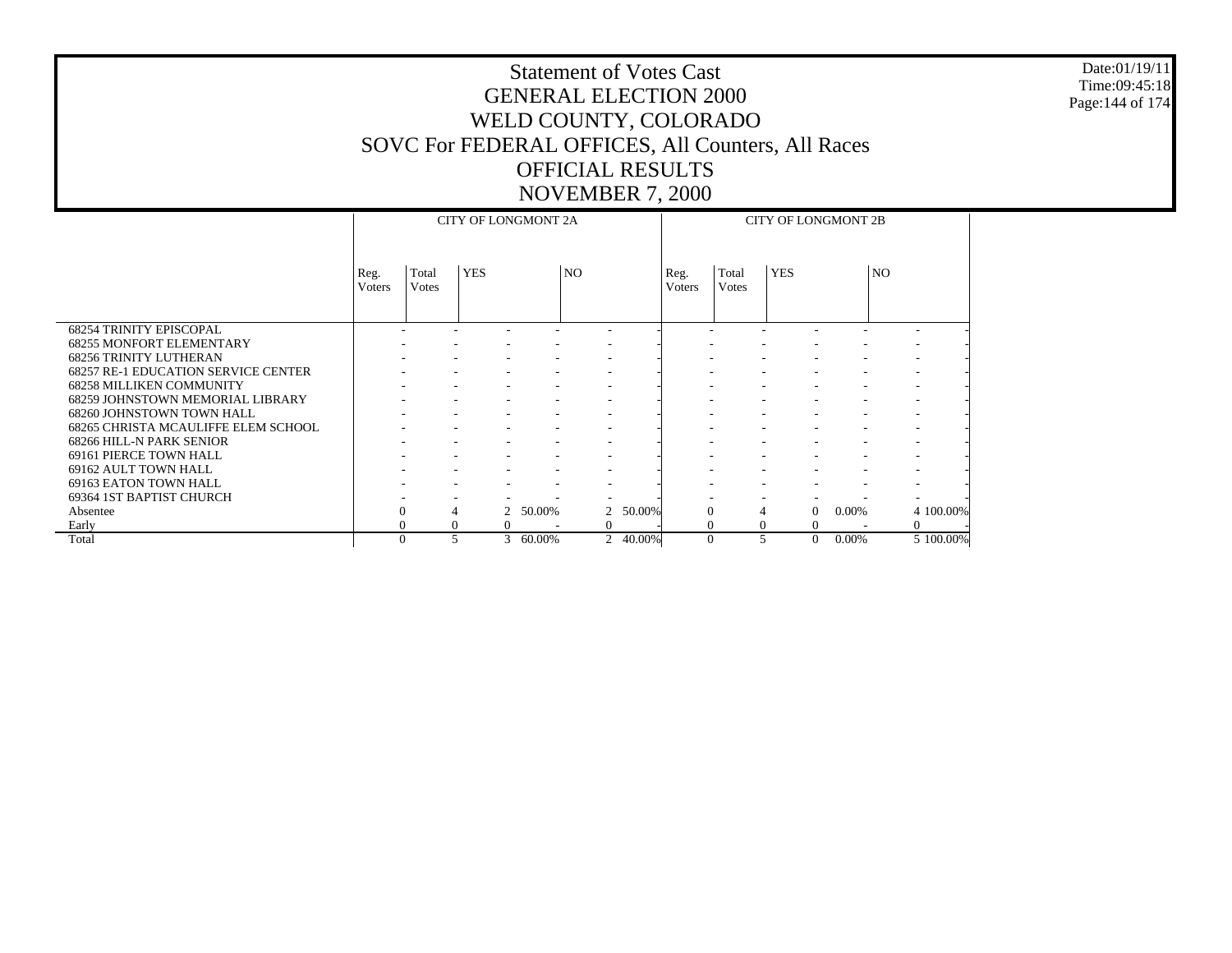# Statement of Votes Cast
## GENERAL ELECTION 2000
## WELD COUNTY, COLORADO
## SOVC For FEDERAL OFFICES, All Counters, All Races
## OFFICIAL RESULTS
## NOVEMBER 7, 2000

Date:01/19/11
Time:09:45:18

| | CITY OF LONGMONT 2A | | | | | | CITY OF LONGMONT 2B | | | | | |
|---|---|---|---|---|---|---|---|---|---|---|---|---|
| | Reg. Voters | Total Votes | YES | | NO | | Reg. Voters | Total Votes | YES | | NO | |
| 68254 TRINITY EPISCOPAL | - | - | - | - | - | - | - | - | - | - | - | - |
| 68255 MONFORT ELEMENTARY | - | - | - | - | - | - | - | - | - | - | - | - |
| 68256 TRINITY LUTHERAN | - | - | - | - | - | - | - | - | - | - | - | - |
| 68257 RE-1 EDUCATION SERVICE CENTER | - | - | - | - | - | - | - | - | - | - | - | - |
| 68258 MILLIKEN COMMUNITY | - | - | - | - | - | - | - | - | - | - | - | - |
| 68259 JOHNSTOWN MEMORIAL LIBRARY | - | - | - | - | - | - | - | - | - | - | - | - |
| 68260 JOHNSTOWN TOWN HALL | - | - | - | - | - | - | - | - | - | - | - | - |
| 68265 CHRISTA MCAULIFFE ELEM SCHOOL | - | - | - | - | - | - | - | - | - | - | - | - |
| 68266 HILL-N PARK SENIOR | - | - | - | - | - | - | - | - | - | - | - | - |
| 69161 PIERCE TOWN HALL | - | - | - | - | - | - | - | - | - | - | - | - |
| 69162 AULT TOWN HALL | - | - | - | - | - | - | - | - | - | - | - | - |
| 69163 EATON TOWN HALL | - | - | - | - | - | - | - | - | - | - | - | - |
| 69364 1ST BAPTIST CHURCH | - | - | - | - | - | - | - | - | - | - | - | - |
| Absentee | 0 | 4 | 2 | 50.00% | 2 | 50.00% | 0 | 4 | 0 | 0.00% | 4 | 100.00% |
| Early | 0 | 0 | 0 | - | 0 | - | 0 | 0 | 0 | - | 0 | - |
| Total | 0 | 5 | 3 | 60.00% | 2 | 40.00% | 0 | 5 | 0 | 0.00% | 5 | 100.00% |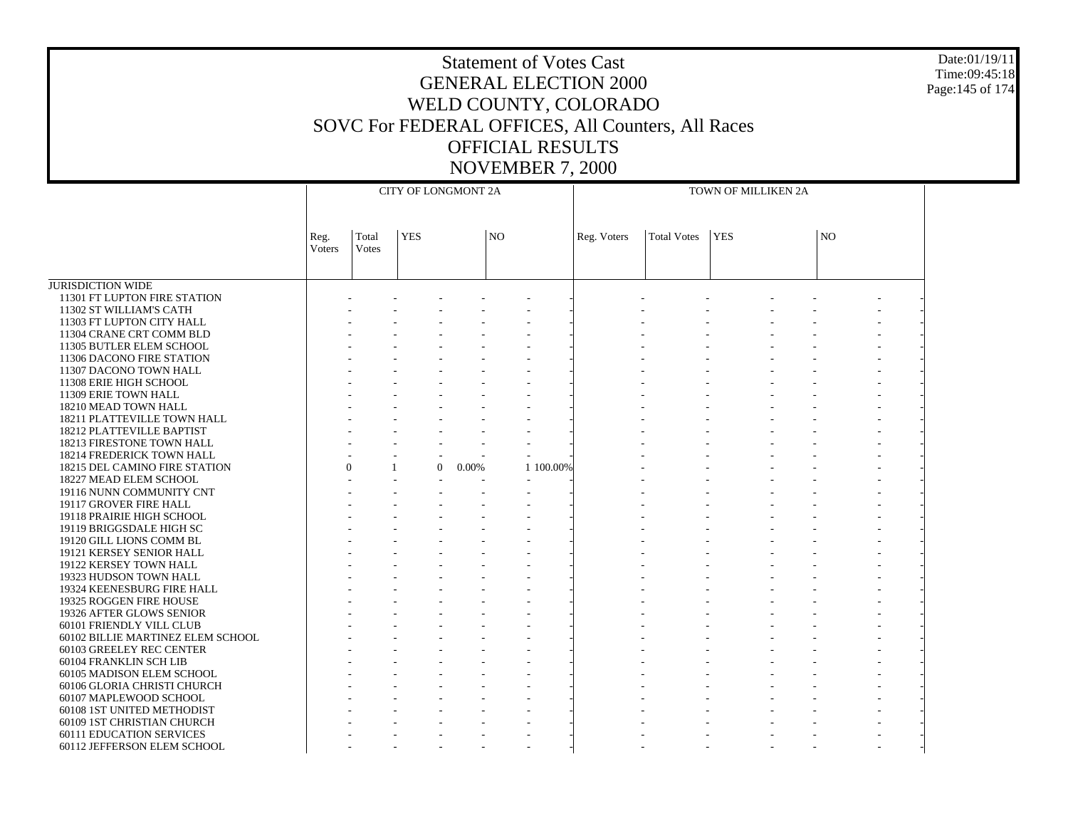# Statement of Votes Cast
## GENERAL ELECTION 2000
## WELD COUNTY, COLORADO
## SOVC For FEDERAL OFFICES, All Counters, All Races
## OFFICIAL RESULTS
## NOVEMBER 7, 2000

Date:01/19/11
Time:09:45:18

| | CITY OF LONGMONT 2A | | | | | | TOWN OF MILLIKEN 2A | | | | | |
|---|---|---|---|---|---|---|---|---|---|---|---|---|
| | Reg. Voters | Total Votes | YES | | NO | | Reg. Voters | Total Votes | YES | | NO | |
| JURISDICTION WIDE | | | | | | | | | | | | |
| 11301 FT LUPTON FIRE STATION | - | - | - | - | - | - | - | - | - | - | - | - |
| 11302 ST WILLIAM'S CATH | - | - | - | - | - | - | - | - | - | - | - | - |
| 11303 FT LUPTON CITY HALL | - | - | - | - | - | - | - | - | - | - | - | - |
| 11304 CRANE CRT COMM BLD | - | - | - | - | - | - | - | - | - | - | - | - |
| 11305 BUTLER ELEM SCHOOL | - | - | - | - | - | - | - | - | - | - | - | - |
| 11306 DACONO FIRE STATION | - | - | - | - | - | - | - | - | - | - | - | - |
| 11307 DACONO TOWN HALL | - | - | - | - | - | - | - | - | - | - | - | - |
| 11308 ERIE HIGH SCHOOL | - | - | - | - | - | - | - | - | - | - | - | - |
| 11309 ERIE TOWN HALL | - | - | - | - | - | - | - | - | - | - | - | - |
| 18210 MEAD TOWN HALL | - | - | - | - | - | - | - | - | - | - | - | - |
| 18211 PLATTEVILLE TOWN HALL | - | - | - | - | - | - | - | - | - | - | - | - |
| 18212 PLATTEVILLE BAPTIST | - | - | - | - | - | - | - | - | - | - | - | - |
| 18213 FIRESTONE TOWN HALL | - | - | - | - | - | - | - | - | - | - | - | - |
| 18214 FREDERICK TOWN HALL | - | - | - | - | - | - | - | - | - | - | - | - |
| 18215 DEL CAMINO FIRE STATION | 0 | 1 | 0 | 0.00% | 1 | 100.00% | - | - | - | - | - | - |
| 18227 MEAD ELEM SCHOOL | - | - | - | - | - | - | - | - | - | - | - | - |
| 19116 NUNN COMMUNITY CNT | - | - | - | - | - | - | - | - | - | - | - | - |
| 19117 GROVER FIRE HALL | - | - | - | - | - | - | - | - | - | - | - | - |
| 19118 PRAIRIE HIGH SCHOOL | - | - | - | - | - | - | - | - | - | - | - | - |
| 19119 BRIGGSDALE HIGH SC | - | - | - | - | - | - | - | - | - | - | - | - |
| 19120 GILL LIONS COMM BL | - | - | - | - | - | - | - | - | - | - | - | - |
| 19121 KERSEY SENIOR HALL | - | - | - | - | - | - | - | - | - | - | - | - |
| 19122 KERSEY TOWN HALL | - | - | - | - | - | - | - | - | - | - | - | - |
| 19323 HUDSON TOWN HALL | - | - | - | - | - | - | - | - | - | - | - | - |
| 19324 KEENESBURG FIRE HALL | - | - | - | - | - | - | - | - | - | - | - | - |
| 19325 ROGGEN FIRE HOUSE | - | - | - | - | - | - | - | - | - | - | - | - |
| 19326 AFTER GLOWS SENIOR | - | - | - | - | - | - | - | - | - | - | - | - |
| 60101 FRIENDLY VILL CLUB | - | - | - | - | - | - | - | - | - | - | - | - |
| 60102 BILLIE MARTINEZ ELEM SCHOOL | - | - | - | - | - | - | - | - | - | - | - | - |
| 60103 GREELEY REC CENTER | - | - | - | - | - | - | - | - | - | - | - | - |
| 60104 FRANKLIN SCH LIB | - | - | - | - | - | - | - | - | - | - | - | - |
| 60105 MADISON ELEM SCHOOL | - | - | - | - | - | - | - | - | - | - | - | - |
| 60106 GLORIA CHRISTI CHURCH | - | - | - | - | - | - | - | - | - | - | - | - |
| 60107 MAPLEWOOD SCHOOL | - | - | - | - | - | - | - | - | - | - | - | - |
| 60108 1ST UNITED METHODIST | - | - | - | - | - | - | - | - | - | - | - | - |
| 60109 1ST CHRISTIAN CHURCH | - | - | - | - | - | - | - | - | - | - | - | - |
| 60111 EDUCATION SERVICES | - | - | - | - | - | - | - | - | - | - | - | - |
| 60112 JEFFERSON ELEM SCHOOL | - | - | - | - | - | - | - | - | - | - | - | - |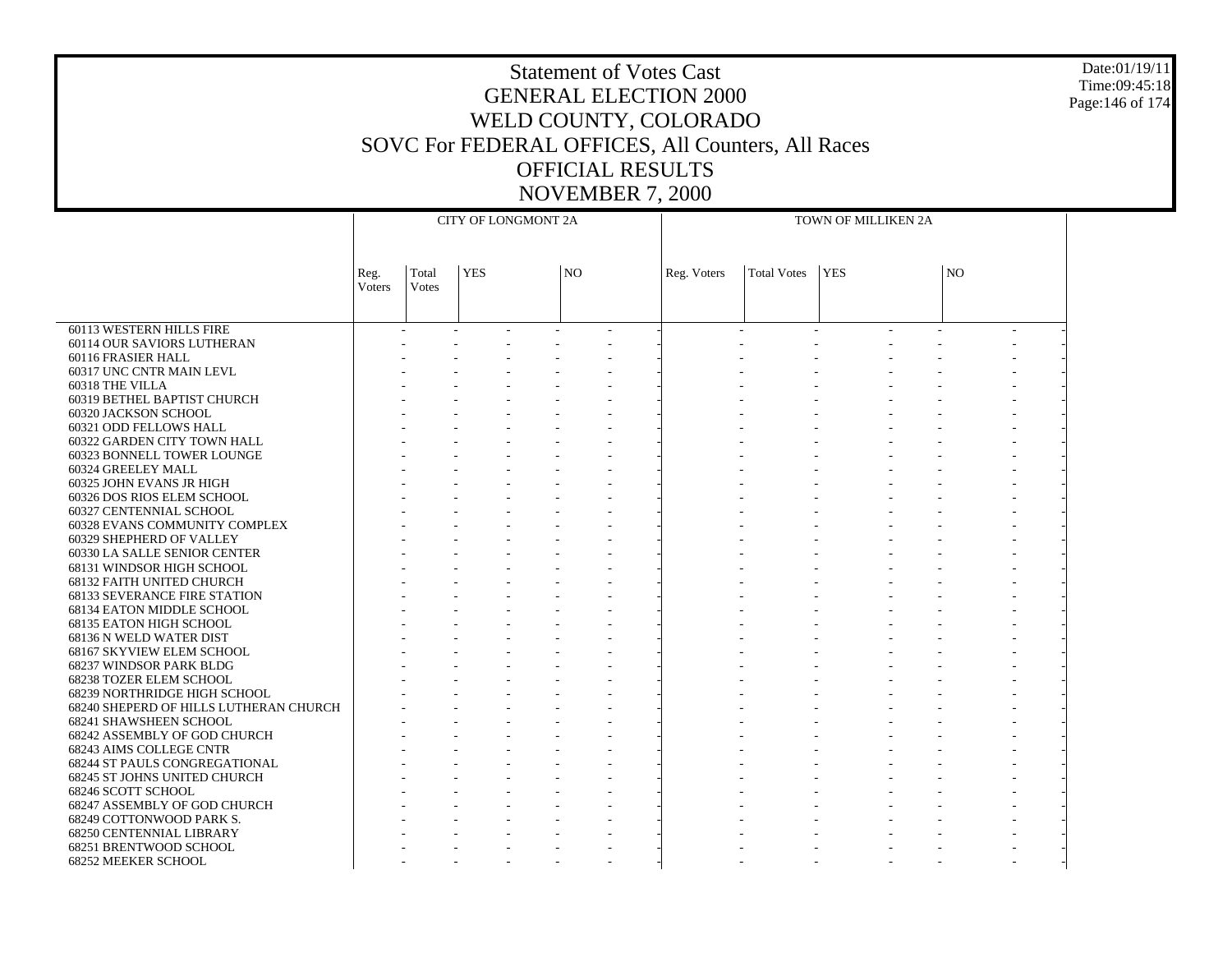# Statement of Votes Cast
# GENERAL ELECTION 2000
# WELD COUNTY, COLORADO
# SOVC For FEDERAL OFFICES, All Counters, All Races
# OFFICIAL RESULTS
# NOVEMBER 7, 2000

Date:01/19/11
Time:09:45:18

| | CITY OF LONGMONT 2A | | | | | | TOWN OF MILLIKEN 2A | | | | | |
|---|---|---|---|---|---|---|---|---|---|---|---|---|
| | Reg. Voters | Total Votes | YES | | NO | | Reg. Voters | Total Votes | YES | | NO | |
| 60113 WESTERN HILLS FIRE | - | - | - | - | - | - | - | - | - | - | - | - |
| 60114 OUR SAVIORS LUTHERAN | - | - | - | - | - | - | - | - | - | - | - | - |
| 60116 FRASIER HALL | - | - | - | - | - | - | - | - | - | - | - | - |
| 60317 UNC CNTR MAIN LEVL | - | - | - | - | - | - | - | - | - | - | - | - |
| 60318 THE VILLA | - | - | - | - | - | - | - | - | - | - | - | - |
| 60319 BETHEL BAPTIST CHURCH | - | - | - | - | - | - | - | - | - | - | - | - |
| 60320 JACKSON SCHOOL | - | - | - | - | - | - | - | - | - | - | - | - |
| 60321 ODD FELLOWS HALL | - | - | - | - | - | - | - | - | - | - | - | - |
| 60322 GARDEN CITY TOWN HALL | - | - | - | - | - | - | - | - | - | - | - | - |
| 60323 BONNELL TOWER LOUNGE | - | - | - | - | - | - | - | - | - | - | - | - |
| 60324 GREELEY MALL | - | - | - | - | - | - | - | - | - | - | - | - |
| 60325 JOHN EVANS JR HIGH | - | - | - | - | - | - | - | - | - | - | - | - |
| 60326 DOS RIOS ELEM SCHOOL | - | - | - | - | - | - | - | - | - | - | - | - |
| 60327 CENTENNIAL SCHOOL | - | - | - | - | - | - | - | - | - | - | - | - |
| 60328 EVANS COMMUNITY COMPLEX | - | - | - | - | - | - | - | - | - | - | - | - |
| 60329 SHEPHERD OF VALLEY | - | - | - | - | - | - | - | - | - | - | - | - |
| 60330 LA SALLE SENIOR CENTER | - | - | - | - | - | - | - | - | - | - | - | - |
| 68131 WINDSOR HIGH SCHOOL | - | - | - | - | - | - | - | - | - | - | - | - |
| 68132 FAITH UNITED CHURCH | - | - | - | - | - | - | - | - | - | - | - | - |
| 68133 SEVERANCE FIRE STATION | - | - | - | - | - | - | - | - | - | - | - | - |
| 68134 EATON MIDDLE SCHOOL | - | - | - | - | - | - | - | - | - | - | - | - |
| 68135 EATON HIGH SCHOOL | - | - | - | - | - | - | - | - | - | - | - | - |
| 68136 N WELD WATER DIST | - | - | - | - | - | - | - | - | - | - | - | - |
| 68167 SKYVIEW ELEM SCHOOL | - | - | - | - | - | - | - | - | - | - | - | - |
| 68237 WINDSOR PARK BLDG | - | - | - | - | - | - | - | - | - | - | - | - |
| 68238 TOZER ELEM SCHOOL | - | - | - | - | - | - | - | - | - | - | - | - |
| 68239 NORTHRIDGE HIGH SCHOOL | - | - | - | - | - | - | - | - | - | - | - | - |
| 68240 SHEPERD OF HILLS LUTHERAN CHURCH | - | - | - | - | - | - | - | - | - | - | - | - |
| 68241 SHAWSHEEN SCHOOL | - | - | - | - | - | - | - | - | - | - | - | - |
| 68242 ASSEMBLY OF GOD CHURCH | - | - | - | - | - | - | - | - | - | - | - | - |
| 68243 AIMS COLLEGE CNTR | - | - | - | - | - | - | - | - | - | - | - | - |
| 68244 ST PAULS CONGREGATIONAL | - | - | - | - | - | - | - | - | - | - | - | - |
| 68245 ST JOHNS UNITED CHURCH | - | - | - | - | - | - | - | - | - | - | - | - |
| 68246 SCOTT SCHOOL | - | - | - | - | - | - | - | - | - | - | - | - |
| 68247 ASSEMBLY OF GOD CHURCH | - | - | - | - | - | - | - | - | - | - | - | - |
| 68249 COTTONWOOD PARK S. | - | - | - | - | - | - | - | - | - | - | - | - |
| 68250 CENTENNIAL LIBRARY | - | - | - | - | - | - | - | - | - | - | - | - |
| 68251 BRENTWOOD SCHOOL | - | - | - | - | - | - | - | - | - | - | - | - |
| 68252 MEEKER SCHOOL | - | - | - | - | - | - | - | - | - | - | - | - |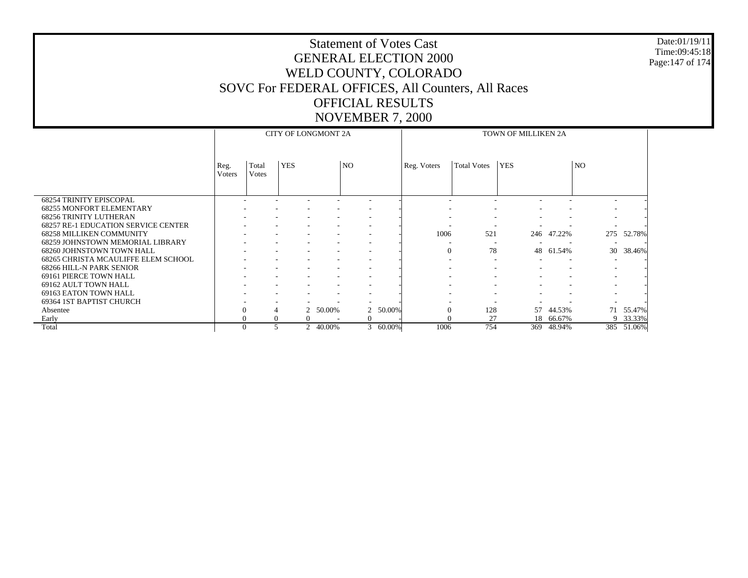# Statement of Votes Cast
# GENERAL ELECTION 2000
# WELD COUNTY, COLORADO
# SOVC For FEDERAL OFFICES, All Counters, All Races
# OFFICIAL RESULTS
# NOVEMBER 7, 2000

Date:01/19/11
Time:09:45:18

| | CITY OF LONGMONT 2A | | | | | | TOWN OF MILLIKEN 2A | | | | | |
|---|---|---|---|---|---|---|---|---|---|---|---|---|
| | Reg. Voters | Total Votes | YES | | NO | | Reg. Voters | Total Votes | YES | | NO | |
| 68254 TRINITY EPISCOPAL | - | - | - | - | - | - | - | - | - | - | - | - |
| 68255 MONFORT ELEMENTARY | - | - | - | - | - | - | - | - | - | - | - | - |
| 68256 TRINITY LUTHERAN | - | - | - | - | - | - | - | - | - | - | - | - |
| 68257 RE-1 EDUCATION SERVICE CENTER | - | - | - | - | - | - | - | - | - | - | - | - |
| 68258 MILLIKEN COMMUNITY | - | - | - | - | - | - | 1006 | 521 | 246 | 47.22% | 275 | 52.78% |
| 68259 JOHNSTOWN MEMORIAL LIBRARY | - | - | - | - | - | - | - | - | - | - | - | - |
| 68260 JOHNSTOWN TOWN HALL | - | - | - | - | - | - | 0 | 78 | 48 | 61.54% | 30 | 38.46% |
| 68265 CHRISTA MCAULIFFE ELEM SCHOOL | - | - | - | - | - | - | - | - | - | - | - | - |
| 68266 HILL-N PARK SENIOR | - | - | - | - | - | - | - | - | - | - | - | - |
| 69161 PIERCE TOWN HALL | - | - | - | - | - | - | - | - | - | - | - | - |
| 69162 AULT TOWN HALL | - | - | - | - | - | - | - | - | - | - | - | - |
| 69163 EATON TOWN HALL | - | - | - | - | - | - | - | - | - | - | - | - |
| 69364 1ST BAPTIST CHURCH | - | - | - | - | - | - | - | - | - | - | - | - |
| Absentee | 0 | 4 | 2 | 50.00% | 2 | 50.00% | 0 | 128 | 57 | 44.53% | 71 | 55.47% |
| Early | 0 | 0 | 0 | - | 0 | - | 0 | 27 | 18 | 66.67% | 9 | 33.33% |
| Total | 0 | 5 | 2 | 40.00% | 3 | 60.00% | 1006 | 754 | 369 | 48.94% | 385 | 51.06% |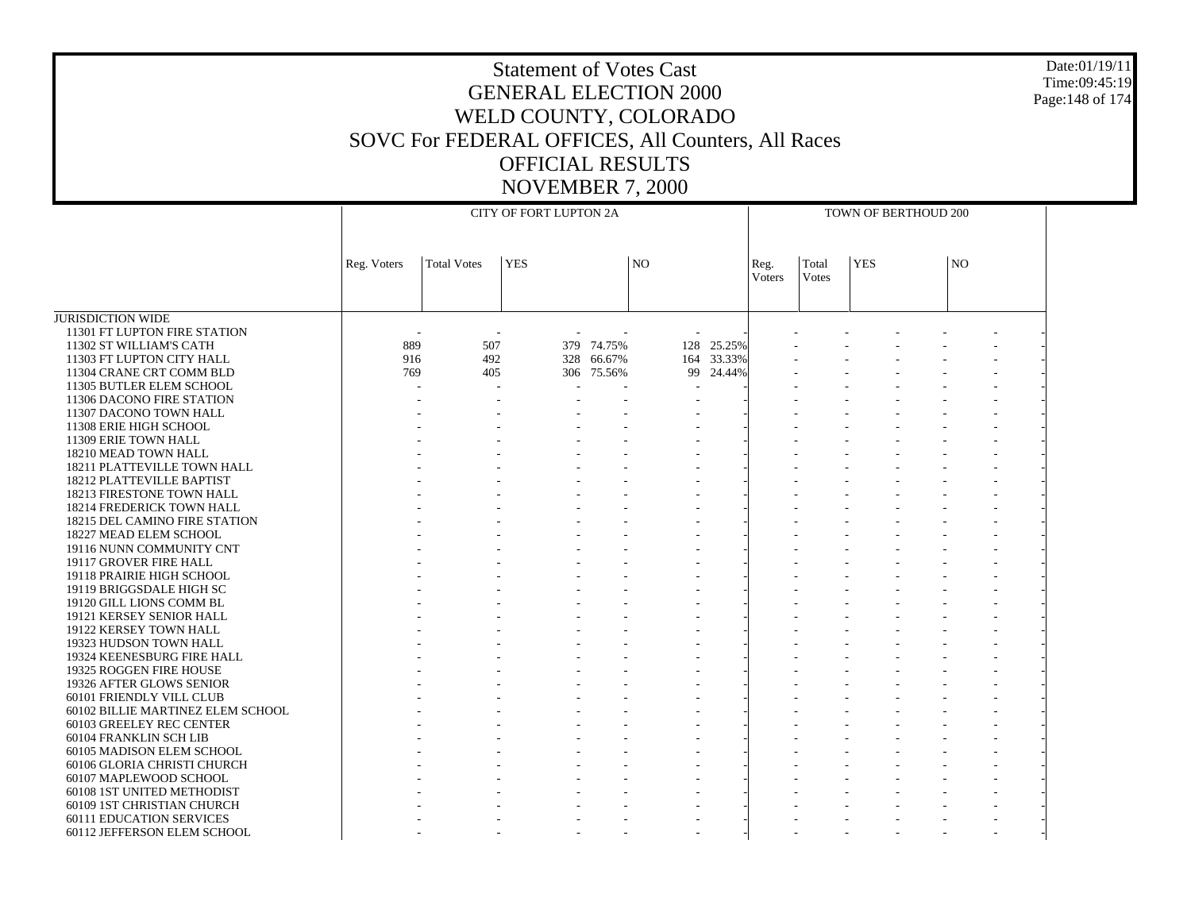# Statement of Votes Cast
## GENERAL ELECTION 2000
## WELD COUNTY, COLORADO
## SOVC For FEDERAL OFFICES, All Counters, All Races
## OFFICIAL RESULTS
## NOVEMBER 7, 2000

Date:01/19/11
Time:09:45:19

| | CITY OF FORT LUPTON 2A | | | | | | TOWN OF BERTHOUD 200 | | | | | |
|---|---|---|---|---|---|---|---|---|---|---|---|---|
| | Reg. Voters | Total Votes | YES | | NO | | Reg. Voters | Total Votes | YES | | NO | |
| JURISDICTION WIDE | | | | | | | | | | | | |
| 11301 FT LUPTON FIRE STATION | - | - | - | - | - | - | - | - | - | - | - | - |
| 11302 ST WILLIAM'S CATH | 889 | 507 | 379 | 74.75% | 128 | 25.25% | - | - | - | - | - | - |
| 11303 FT LUPTON CITY HALL | 916 | 492 | 328 | 66.67% | 164 | 33.33% | - | - | - | - | - | - |
| 11304 CRANE CRT COMM BLD | 769 | 405 | 306 | 75.56% | 99 | 24.44% | - | - | - | - | - | - |
| 11305 BUTLER ELEM SCHOOL | - | - | - | - | - | - | - | - | - | - | - | - |
| 11306 DACONO FIRE STATION | - | - | - | - | - | - | - | - | - | - | - | - |
| 11307 DACONO TOWN HALL | - | - | - | - | - | - | - | - | - | - | - | - |
| 11308 ERIE HIGH SCHOOL | - | - | - | - | - | - | - | - | - | - | - | - |
| 11309 ERIE TOWN HALL | - | - | - | - | - | - | - | - | - | - | - | - |
| 18210 MEAD TOWN HALL | - | - | - | - | - | - | - | - | - | - | - | - |
| 18211 PLATTEVILLE TOWN HALL | - | - | - | - | - | - | - | - | - | - | - | - |
| 18212 PLATTEVILLE BAPTIST | - | - | - | - | - | - | - | - | - | - | - | - |
| 18213 FIRESTONE TOWN HALL | - | - | - | - | - | - | - | - | - | - | - | - |
| 18214 FREDERICK TOWN HALL | - | - | - | - | - | - | - | - | - | - | - | - |
| 18215 DEL CAMINO FIRE STATION | - | - | - | - | - | - | - | - | - | - | - | - |
| 18227 MEAD ELEM SCHOOL | - | - | - | - | - | - | - | - | - | - | - | - |
| 19116 NUNN COMMUNITY CNT | - | - | - | - | - | - | - | - | - | - | - | - |
| 19117 GROVER FIRE HALL | - | - | - | - | - | - | - | - | - | - | - | - |
| 19118 PRAIRIE HIGH SCHOOL | - | - | - | - | - | - | - | - | - | - | - | - |
| 19119 BRIGGSDALE HIGH SC | - | - | - | - | - | - | - | - | - | - | - | - |
| 19120 GILL LIONS COMM BL | - | - | - | - | - | - | - | - | - | - | - | - |
| 19121 KERSEY SENIOR HALL | - | - | - | - | - | - | - | - | - | - | - | - |
| 19122 KERSEY TOWN HALL | - | - | - | - | - | - | - | - | - | - | - | - |
| 19323 HUDSON TOWN HALL | - | - | - | - | - | - | - | - | - | - | - | - |
| 19324 KEENESBURG FIRE HALL | - | - | - | - | - | - | - | - | - | - | - | - |
| 19325 ROGGEN FIRE HOUSE | - | - | - | - | - | - | - | - | - | - | - | - |
| 19326 AFTER GLOWS SENIOR | - | - | - | - | - | - | - | - | - | - | - | - |
| 60101 FRIENDLY VILL CLUB | - | - | - | - | - | - | - | - | - | - | - | - |
| 60102 BILLIE MARTINEZ ELEM SCHOOL | - | - | - | - | - | - | - | - | - | - | - | - |
| 60103 GREELEY REC CENTER | - | - | - | - | - | - | - | - | - | - | - | - |
| 60104 FRANKLIN SCH LIB | - | - | - | - | - | - | - | - | - | - | - | - |
| 60105 MADISON ELEM SCHOOL | - | - | - | - | - | - | - | - | - | - | - | - |
| 60106 GLORIA CHRISTI CHURCH | - | - | - | - | - | - | - | - | - | - | - | - |
| 60107 MAPLEWOOD SCHOOL | - | - | - | - | - | - | - | - | - | - | - | - |
| 60108 1ST UNITED METHODIST | - | - | - | - | - | - | - | - | - | - | - | - |
| 60109 1ST CHRISTIAN CHURCH | - | - | - | - | - | - | - | - | - | - | - | - |
| 60111 EDUCATION SERVICES | - | - | - | - | - | - | - | - | - | - | - | - |
| 60112 JEFFERSON ELEM SCHOOL | - | - | - | - | - | - | - | - | - | - | - | - |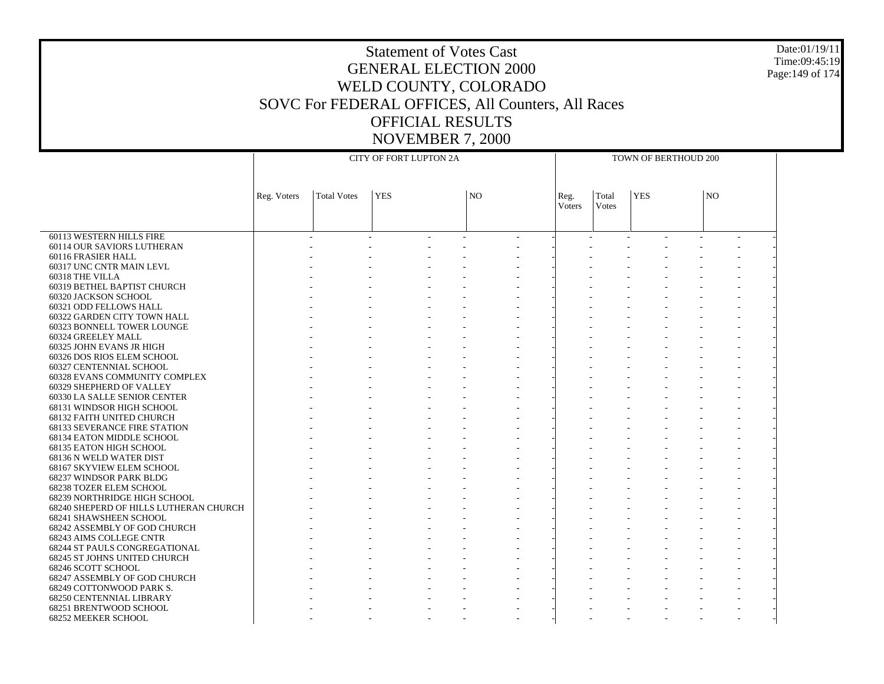# Statement of Votes Cast
## GENERAL ELECTION 2000
## WELD COUNTY, COLORADO
## SOVC For FEDERAL OFFICES, All Counters, All Races
## OFFICIAL RESULTS
## NOVEMBER 7, 2000

| | CITY OF FORT LUPTON 2A | | | | | | TOWN OF BERTHOUD 200 | | | | | |
|---|---|---|---|---|---|---|---|---|---|---|---|---|
| | Reg. Voters | Total Votes | YES | | NO | | Reg. Voters | Total Votes | YES | | NO | |
| 60113 WESTERN HILLS FIRE | - | - | - | - | - | - | - | - | - | - | - | - |
| 60114 OUR SAVIORS LUTHERAN | - | - | - | - | - | - | - | - | - | - | - | - |
| 60116 FRASIER HALL | - | - | - | - | - | - | - | - | - | - | - | - |
| 60317 UNC CNTR MAIN LEVL | - | - | - | - | - | - | - | - | - | - | - | - |
| 60318 THE VILLA | - | - | - | - | - | - | - | - | - | - | - | - |
| 60319 BETHEL BAPTIST CHURCH | - | - | - | - | - | - | - | - | - | - | - | - |
| 60320 JACKSON SCHOOL | - | - | - | - | - | - | - | - | - | - | - | - |
| 60321 ODD FELLOWS HALL | - | - | - | - | - | - | - | - | - | - | - | - |
| 60322 GARDEN CITY TOWN HALL | - | - | - | - | - | - | - | - | - | - | - | - |
| 60323 BONNELL TOWER LOUNGE | - | - | - | - | - | - | - | - | - | - | - | - |
| 60324 GREELEY MALL | - | - | - | - | - | - | - | - | - | - | - | - |
| 60325 JOHN EVANS JR HIGH | - | - | - | - | - | - | - | - | - | - | - | - |
| 60326 DOS RIOS ELEM SCHOOL | - | - | - | - | - | - | - | - | - | - | - | - |
| 60327 CENTENNIAL SCHOOL | - | - | - | - | - | - | - | - | - | - | - | - |
| 60328 EVANS COMMUNITY COMPLEX | - | - | - | - | - | - | - | - | - | - | - | - |
| 60329 SHEPHERD OF VALLEY | - | - | - | - | - | - | - | - | - | - | - | - |
| 60330 LA SALLE SENIOR CENTER | - | - | - | - | - | - | - | - | - | - | - | - |
| 68131 WINDSOR HIGH SCHOOL | - | - | - | - | - | - | - | - | - | - | - | - |
| 68132 FAITH UNITED CHURCH | - | - | - | - | - | - | - | - | - | - | - | - |
| 68133 SEVERANCE FIRE STATION | - | - | - | - | - | - | - | - | - | - | - | - |
| 68134 EATON MIDDLE SCHOOL | - | - | - | - | - | - | - | - | - | - | - | - |
| 68135 EATON HIGH SCHOOL | - | - | - | - | - | - | - | - | - | - | - | - |
| 68136 N WELD WATER DIST | - | - | - | - | - | - | - | - | - | - | - | - |
| 68167 SKYVIEW ELEM SCHOOL | - | - | - | - | - | - | - | - | - | - | - | - |
| 68237 WINDSOR PARK BLDG | - | - | - | - | - | - | - | - | - | - | - | - |
| 68238 TOZER ELEM SCHOOL | - | - | - | - | - | - | - | - | - | - | - | - |
| 68239 NORTHRIDGE HIGH SCHOOL | - | - | - | - | - | - | - | - | - | - | - | - |
| 68240 SHEPERD OF HILLS LUTHERAN CHURCH | - | - | - | - | - | - | - | - | - | - | - | - |
| 68241 SHAWSHEEN SCHOOL | - | - | - | - | - | - | - | - | - | - | - | - |
| 68242 ASSEMBLY OF GOD CHURCH | - | - | - | - | - | - | - | - | - | - | - | - |
| 68243 AIMS COLLEGE CNTR | - | - | - | - | - | - | - | - | - | - | - | - |
| 68244 ST PAULS CONGREGATIONAL | - | - | - | - | - | - | - | - | - | - | - | - |
| 68245 ST JOHNS UNITED CHURCH | - | - | - | - | - | - | - | - | - | - | - | - |
| 68246 SCOTT SCHOOL | - | - | - | - | - | - | - | - | - | - | - | - |
| 68247 ASSEMBLY OF GOD CHURCH | - | - | - | - | - | - | - | - | - | - | - | - |
| 68249 COTTONWOOD PARK S. | - | - | - | - | - | - | - | - | - | - | - | - |
| 68250 CENTENNIAL LIBRARY | - | - | - | - | - | - | - | - | - | - | - | - |
| 68251 BRENTWOOD SCHOOL | - | - | - | - | - | - | - | - | - | - | - | - |
| 68252 MEEKER SCHOOL | - | - | - | - | - | - | - | - | - | - | - | - |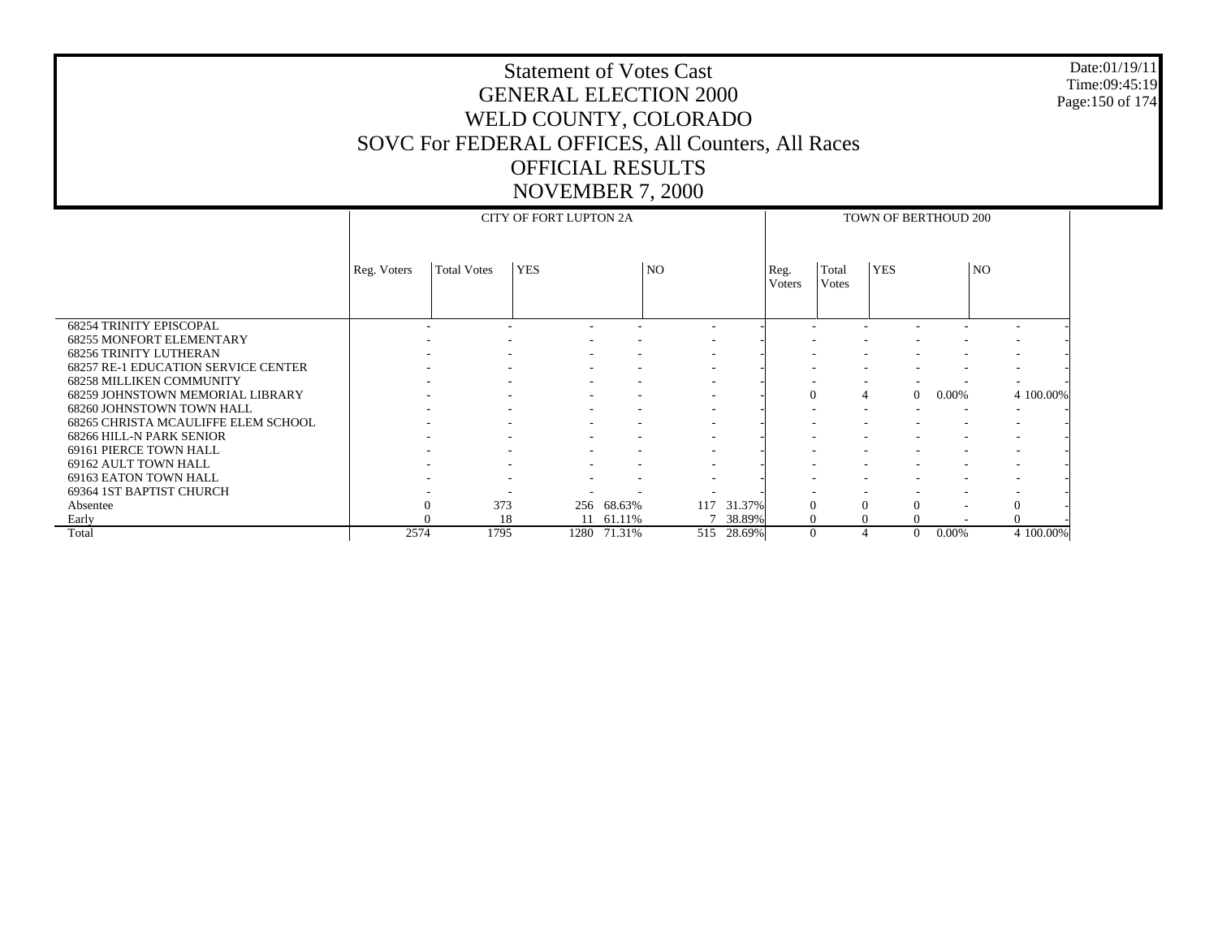# Statement of Votes Cast
# GENERAL ELECTION 2000
# WELD COUNTY, COLORADO
# SOVC For FEDERAL OFFICES, All Counters, All Races
# OFFICIAL RESULTS
# NOVEMBER 7, 2000

Date:01/19/11
Time:09:45:19

| | CITY OF FORT LUPTON 2A | | | | | | TOWN OF BERTHOUD 200 | | | | | |
|---|---|---|---|---|---|---|---|---|---|---|---|---|
| | Reg. Voters | Total Votes | YES | | NO | | Reg. Voters | Total Votes | YES | | NO | |
| 68254 TRINITY EPISCOPAL | - | - | - | - | - | - | - | - | - | - | - | - |
| 68255 MONFORT ELEMENTARY | - | - | - | - | - | - | - | - | - | - | - | - |
| 68256 TRINITY LUTHERAN | - | - | - | - | - | - | - | - | - | - | - | - |
| 68257 RE-1 EDUCATION SERVICE CENTER | - | - | - | - | - | - | - | - | - | - | - | - |
| 68258 MILLIKEN COMMUNITY | - | - | - | - | - | - | - | - | - | - | - | - |
| 68259 JOHNSTOWN MEMORIAL LIBRARY | - | - | - | - | - | - | 0 | 4 | 0 | 0.00% | 4 | 100.00% |
| 68260 JOHNSTOWN TOWN HALL | - | - | - | - | - | - | - | - | - | - | - | - |
| 68265 CHRISTA MCAULIFFE ELEM SCHOOL | - | - | - | - | - | - | - | - | - | - | - | - |
| 68266 HILL-N PARK SENIOR | - | - | - | - | - | - | - | - | - | - | - | - |
| 69161 PIERCE TOWN HALL | - | - | - | - | - | - | - | - | - | - | - | - |
| 69162 AULT TOWN HALL | - | - | - | - | - | - | - | - | - | - | - | - |
| 69163 EATON TOWN HALL | - | - | - | - | - | - | - | - | - | - | - | - |
| 69364 1ST BAPTIST CHURCH | - | - | - | - | - | - | - | - | - | - | - | - |
| Absentee | 0 | 373 | 256 | 68.63% | 117 | 31.37% | 0 | 0 | 0 | - | 0 | - |
| Early | 0 | 18 | 11 | 61.11% | 7 | 38.89% | 0 | 0 | 0 | - | 0 | - |
| Total | 2574 | 1795 | 1280 | 71.31% | 515 | 28.69% | 0 | 4 | 0 | 0.00% | 4 | 100.00% |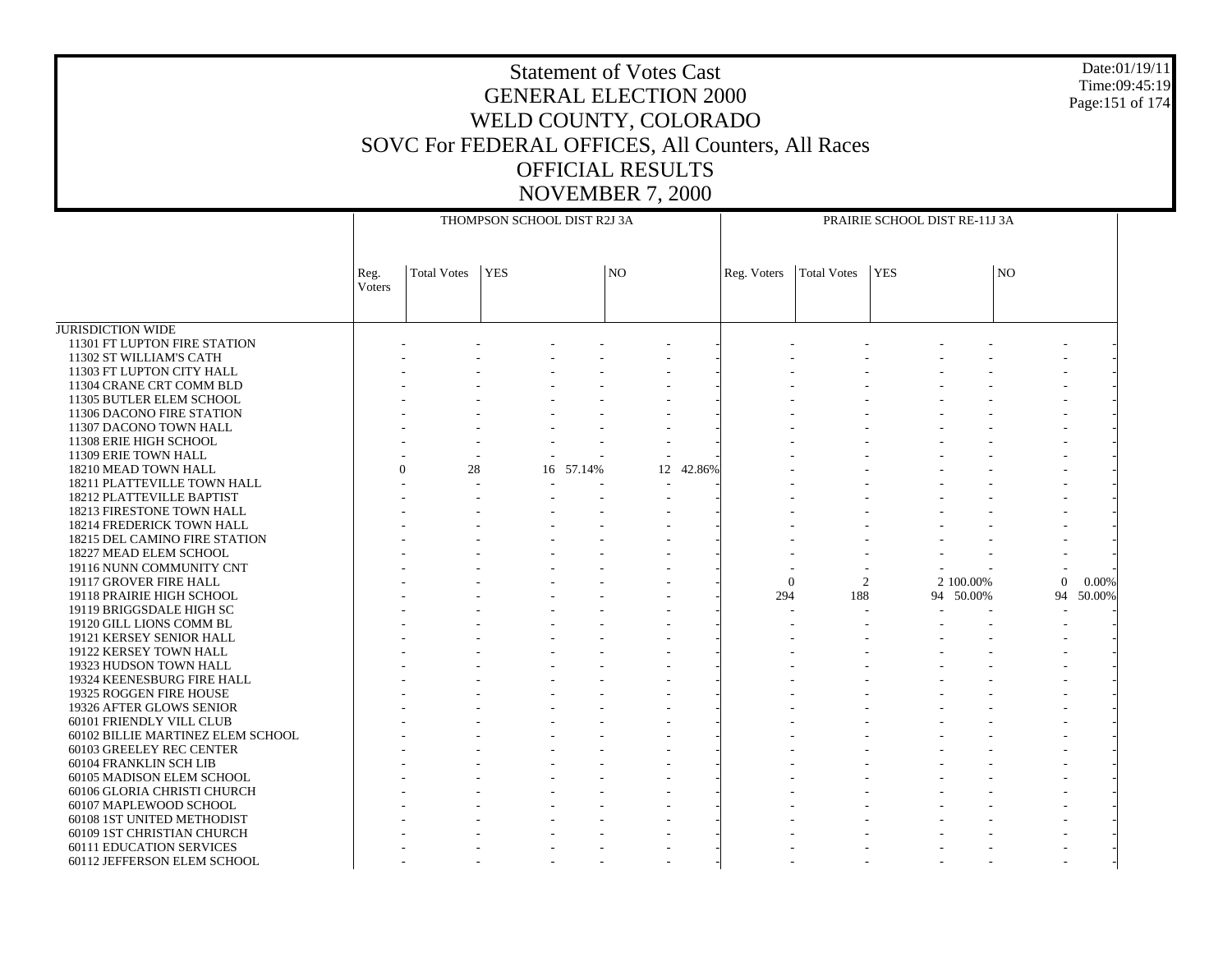# Statement of Votes Cast
## GENERAL ELECTION 2000
## WELD COUNTY, COLORADO
## SOVC For FEDERAL OFFICES, All Counters, All Races
## OFFICIAL RESULTS
## NOVEMBER 7, 2000

Date:01/19/11
Time:09:45:19

| | THOMPSON SCHOOL DIST R2J 3A | | | | | | PRAIRIE SCHOOL DIST RE-11J 3A | | | | | |
|---|---|---|---|---|---|---|---|---|---|---|---|---|
| | Reg. Voters | Total Votes | YES | | NO | | Reg. Voters | Total Votes | YES | | NO | |
| JURISDICTION WIDE | | | | | | | | | | | | |
| 11301 FT LUPTON FIRE STATION | - | - | - | - | - | - | - | - | - | - | - | - |
| 11302 ST WILLIAM'S CATH | - | - | - | - | - | - | - | - | - | - | - | - |
| 11303 FT LUPTON CITY HALL | - | - | - | - | - | - | - | - | - | - | - | - |
| 11304 CRANE CRT COMM BLD | - | - | - | - | - | - | - | - | - | - | - | - |
| 11305 BUTLER ELEM SCHOOL | - | - | - | - | - | - | - | - | - | - | - | - |
| 11306 DACONO FIRE STATION | - | - | - | - | - | - | - | - | - | - | - | - |
| 11307 DACONO TOWN HALL | - | - | - | - | - | - | - | - | - | - | - | - |
| 11308 ERIE HIGH SCHOOL | - | - | - | - | - | - | - | - | - | - | - | - |
| 11309 ERIE TOWN HALL | - | - | - | - | - | - | - | - | - | - | - | - |
| 18210 MEAD TOWN HALL | 0 | 28 | 16 | 57.14% | 12 | 42.86% | - | - | - | - | - | - |
| 18211 PLATTEVILLE TOWN HALL | - | - | - | - | - | - | - | - | - | - | - | - |
| 18212 PLATTEVILLE BAPTIST | - | - | - | - | - | - | - | - | - | - | - | - |
| 18213 FIRESTONE TOWN HALL | - | - | - | - | - | - | - | - | - | - | - | - |
| 18214 FREDERICK TOWN HALL | - | - | - | - | - | - | - | - | - | - | - | - |
| 18215 DEL CAMINO FIRE STATION | - | - | - | - | - | - | - | - | - | - | - | - |
| 18227 MEAD ELEM SCHOOL | - | - | - | - | - | - | - | - | - | - | - | - |
| 19116 NUNN COMMUNITY CNT | - | - | - | - | - | - | - | - | - | - | - | - |
| 19117 GROVER FIRE HALL | - | - | - | - | - | - | 0 | 2 | 2 | 100.00% | 0 | 0.00% |
| 19118 PRAIRIE HIGH SCHOOL | - | - | - | - | - | - | 294 | 188 | 94 | 50.00% | 94 | 50.00% |
| 19119 BRIGGSDALE HIGH SC | - | - | - | - | - | - | - | - | - | - | - | - |
| 19120 GILL LIONS COMM BL | - | - | - | - | - | - | - | - | - | - | - | - |
| 19121 KERSEY SENIOR HALL | - | - | - | - | - | - | - | - | - | - | - | - |
| 19122 KERSEY TOWN HALL | - | - | - | - | - | - | - | - | - | - | - | - |
| 19323 HUDSON TOWN HALL | - | - | - | - | - | - | - | - | - | - | - | - |
| 19324 KEENESBURG FIRE HALL | - | - | - | - | - | - | - | - | - | - | - | - |
| 19325 ROGGEN FIRE HOUSE | - | - | - | - | - | - | - | - | - | - | - | - |
| 19326 AFTER GLOWS SENIOR | - | - | - | - | - | - | - | - | - | - | - | - |
| 60101 FRIENDLY VILL CLUB | - | - | - | - | - | - | - | - | - | - | - | - |
| 60102 BILLIE MARTINEZ ELEM SCHOOL | - | - | - | - | - | - | - | - | - | - | - | - |
| 60103 GREELEY REC CENTER | - | - | - | - | - | - | - | - | - | - | - | - |
| 60104 FRANKLIN SCH LIB | - | - | - | - | - | - | - | - | - | - | - | - |
| 60105 MADISON ELEM SCHOOL | - | - | - | - | - | - | - | - | - | - | - | - |
| 60106 GLORIA CHRISTI CHURCH | - | - | - | - | - | - | - | - | - | - | - | - |
| 60107 MAPLEWOOD SCHOOL | - | - | - | - | - | - | - | - | - | - | - | - |
| 60108 1ST UNITED METHODIST | - | - | - | - | - | - | - | - | - | - | - | - |
| 60109 1ST CHRISTIAN CHURCH | - | - | - | - | - | - | - | - | - | - | - | - |
| 60111 EDUCATION SERVICES | - | - | - | - | - | - | - | - | - | - | - | - |
| 60112 JEFFERSON ELEM SCHOOL | - | - | - | - | - | - | - | - | - | - | - | - |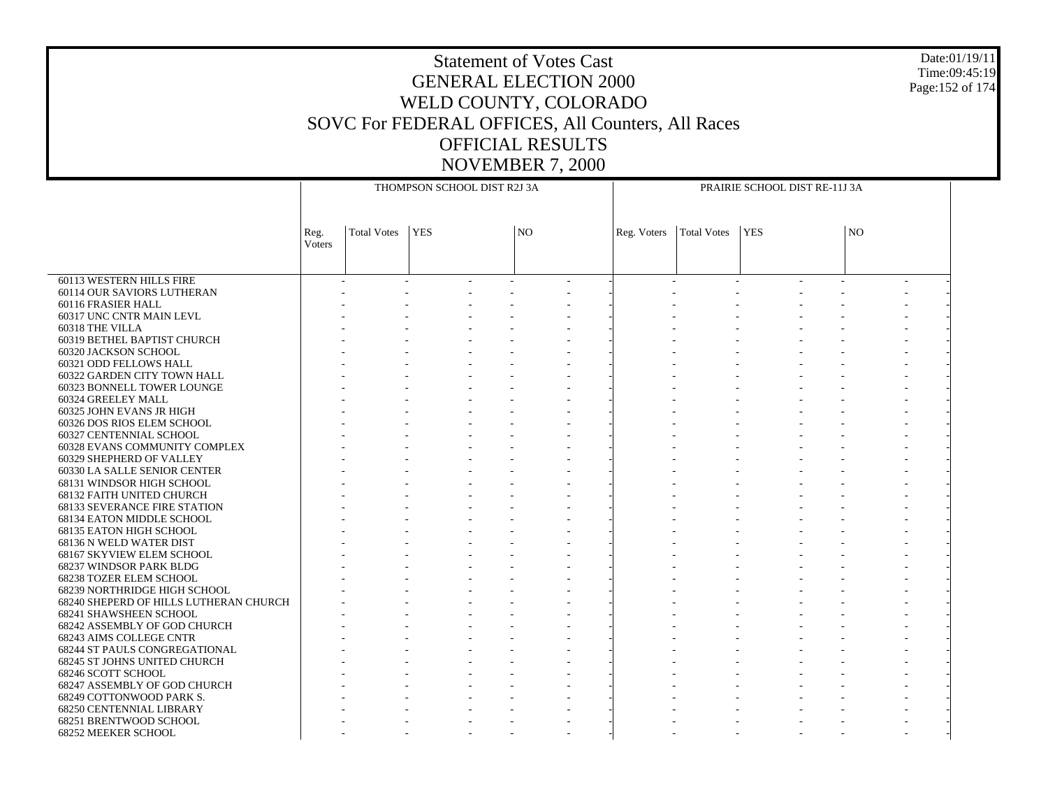# Statement of Votes Cast
# GENERAL ELECTION 2000
# WELD COUNTY, COLORADO
# SOVC For FEDERAL OFFICES, All Counters, All Races
# OFFICIAL RESULTS
# NOVEMBER 7, 2000

| | THOMPSON SCHOOL DIST R2J 3A | | | | | | PRAIRIE SCHOOL DIST RE-11J 3A | | | | | |
|---|---|---|---|---|---|---|---|---|---|---|---|---|
| | Reg. Voters | Total Votes | YES | | NO | | Reg. Voters | Total Votes | YES | | NO | |
| 60113 WESTERN HILLS FIRE | - | - | - | - | - | - | - | - | - | - | - | - |
| 60114 OUR SAVIORS LUTHERAN | - | - | - | - | - | - | - | - | - | - | - | - |
| 60116 FRASIER HALL | - | - | - | - | - | - | - | - | - | - | - | - |
| 60317 UNC CNTR MAIN LEVL | - | - | - | - | - | - | - | - | - | - | - | - |
| 60318 THE VILLA | - | - | - | - | - | - | - | - | - | - | - | - |
| 60319 BETHEL BAPTIST CHURCH | - | - | - | - | - | - | - | - | - | - | - | - |
| 60320 JACKSON SCHOOL | - | - | - | - | - | - | - | - | - | - | - | - |
| 60321 ODD FELLOWS HALL | - | - | - | - | - | - | - | - | - | - | - | - |
| 60322 GARDEN CITY TOWN HALL | - | - | - | - | - | - | - | - | - | - | - | - |
| 60323 BONNELL TOWER LOUNGE | - | - | - | - | - | - | - | - | - | - | - | - |
| 60324 GREELEY MALL | - | - | - | - | - | - | - | - | - | - | - | - |
| 60325 JOHN EVANS JR HIGH | - | - | - | - | - | - | - | - | - | - | - | - |
| 60326 DOS RIOS ELEM SCHOOL | - | - | - | - | - | - | - | - | - | - | - | - |
| 60327 CENTENNIAL SCHOOL | - | - | - | - | - | - | - | - | - | - | - | - |
| 60328 EVANS COMMUNITY COMPLEX | - | - | - | - | - | - | - | - | - | - | - | - |
| 60329 SHEPHERD OF VALLEY | - | - | - | - | - | - | - | - | - | - | - | - |
| 60330 LA SALLE SENIOR CENTER | - | - | - | - | - | - | - | - | - | - | - | - |
| 68131 WINDSOR HIGH SCHOOL | - | - | - | - | - | - | - | - | - | - | - | - |
| 68132 FAITH UNITED CHURCH | - | - | - | - | - | - | - | - | - | - | - | - |
| 68133 SEVERANCE FIRE STATION | - | - | - | - | - | - | - | - | - | - | - | - |
| 68134 EATON MIDDLE SCHOOL | - | - | - | - | - | - | - | - | - | - | - | - |
| 68135 EATON HIGH SCHOOL | - | - | - | - | - | - | - | - | - | - | - | - |
| 68136 N WELD WATER DIST | - | - | - | - | - | - | - | - | - | - | - | - |
| 68167 SKYVIEW ELEM SCHOOL | - | - | - | - | - | - | - | - | - | - | - | - |
| 68237 WINDSOR PARK BLDG | - | - | - | - | - | - | - | - | - | - | - | - |
| 68238 TOZER ELEM SCHOOL | - | - | - | - | - | - | - | - | - | - | - | - |
| 68239 NORTHRIDGE HIGH SCHOOL | - | - | - | - | - | - | - | - | - | - | - | - |
| 68240 SHEPERD OF HILLS LUTHERAN CHURCH | - | - | - | - | - | - | - | - | - | - | - | - |
| 68241 SHAWSHEEN SCHOOL | - | - | - | - | - | - | - | - | - | - | - | - |
| 68242 ASSEMBLY OF GOD CHURCH | - | - | - | - | - | - | - | - | - | - | - | - |
| 68243 AIMS COLLEGE CNTR | - | - | - | - | - | - | - | - | - | - | - | - |
| 68244 ST PAULS CONGREGATIONAL | - | - | - | - | - | - | - | - | - | - | - | - |
| 68245 ST JOHNS UNITED CHURCH | - | - | - | - | - | - | - | - | - | - | - | - |
| 68246 SCOTT SCHOOL | - | - | - | - | - | - | - | - | - | - | - | - |
| 68247 ASSEMBLY OF GOD CHURCH | - | - | - | - | - | - | - | - | - | - | - | - |
| 68249 COTTONWOOD PARK S. | - | - | - | - | - | - | - | - | - | - | - | - |
| 68250 CENTENNIAL LIBRARY | - | - | - | - | - | - | - | - | - | - | - | - |
| 68251 BRENTWOOD SCHOOL | - | - | - | - | - | - | - | - | - | - | - | - |
| 68252 MEEKER SCHOOL | - | - | - | - | - | - | - | - | - | - | - | - |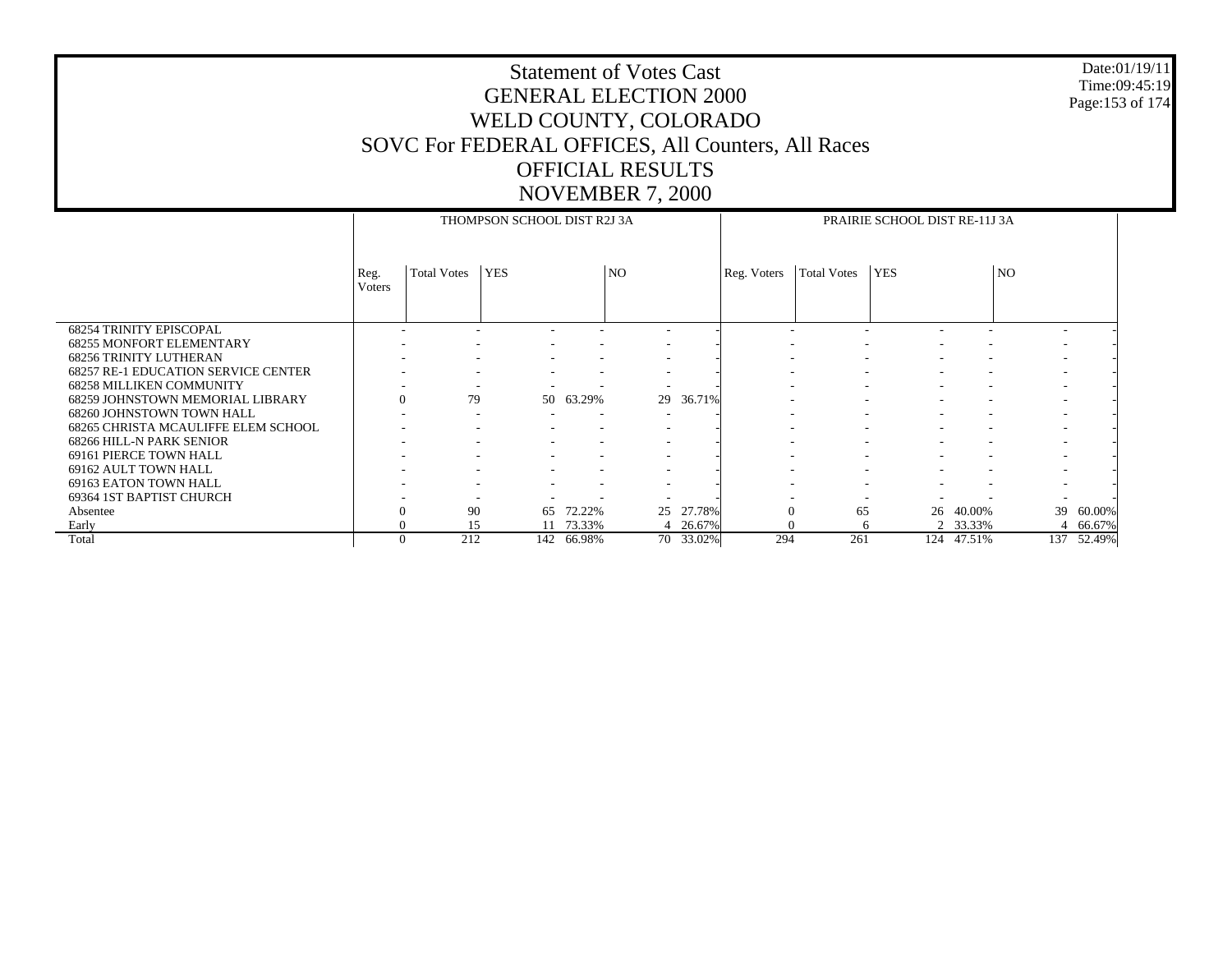# Statement of Votes Cast
# GENERAL ELECTION 2000
# WELD COUNTY, COLORADO
# SOVC For FEDERAL OFFICES, All Counters, All Races
# OFFICIAL RESULTS
# NOVEMBER 7, 2000

Date:01/19/11
Time:09:45:19

| | THOMPSON SCHOOL DIST R2J 3A | | | | | | PRAIRIE SCHOOL DIST RE-11J 3A | | | | | |
|---|---|---|---|---|---|---|---|---|---|---|---|---|
| | Reg. Voters | Total Votes | YES | | NO | | Reg. Voters | Total Votes | YES | | NO | |
| 68254 TRINITY EPISCOPAL | - | - | - | - | - | - | - | - | - | - | - | - |
| 68255 MONFORT ELEMENTARY | - | - | - | - | - | - | - | - | - | - | - | - |
| 68256 TRINITY LUTHERAN | - | - | - | - | - | - | - | - | - | - | - | - |
| 68257 RE-1 EDUCATION SERVICE CENTER | - | - | - | - | - | - | - | - | - | - | - | - |
| 68258 MILLIKEN COMMUNITY | - | - | - | - | - | - | - | - | - | - | - | - |
| 68259 JOHNSTOWN MEMORIAL LIBRARY | 0 | 79 | 50 | 63.29% | 29 | 36.71% | - | - | - | - | - | - |
| 68260 JOHNSTOWN TOWN HALL | - | - | - | - | - | - | - | - | - | - | - | - |
| 68265 CHRISTA MCAULIFFE ELEM SCHOOL | - | - | - | - | - | - | - | - | - | - | - | - |
| 68266 HILL-N PARK SENIOR | - | - | - | - | - | - | - | - | - | - | - | - |
| 69161 PIERCE TOWN HALL | - | - | - | - | - | - | - | - | - | - | - | - |
| 69162 AULT TOWN HALL | - | - | - | - | - | - | - | - | - | - | - | - |
| 69163 EATON TOWN HALL | - | - | - | - | - | - | - | - | - | - | - | - |
| 69364 1ST BAPTIST CHURCH | - | - | - | - | - | - | - | - | - | - | - | - |
| Absentee | 0 | 90 | 65 | 72.22% | 25 | 27.78% | 0 | 65 | 26 | 40.00% | 39 | 60.00% |
| Early | 0 | 15 | 11 | 73.33% | 4 | 26.67% | 0 | 6 | 2 | 33.33% | 4 | 66.67% |
| Total | 0 | 212 | 142 | 66.98% | 70 | 33.02% | 294 | 261 | 124 | 47.51% | 137 | 52.49% |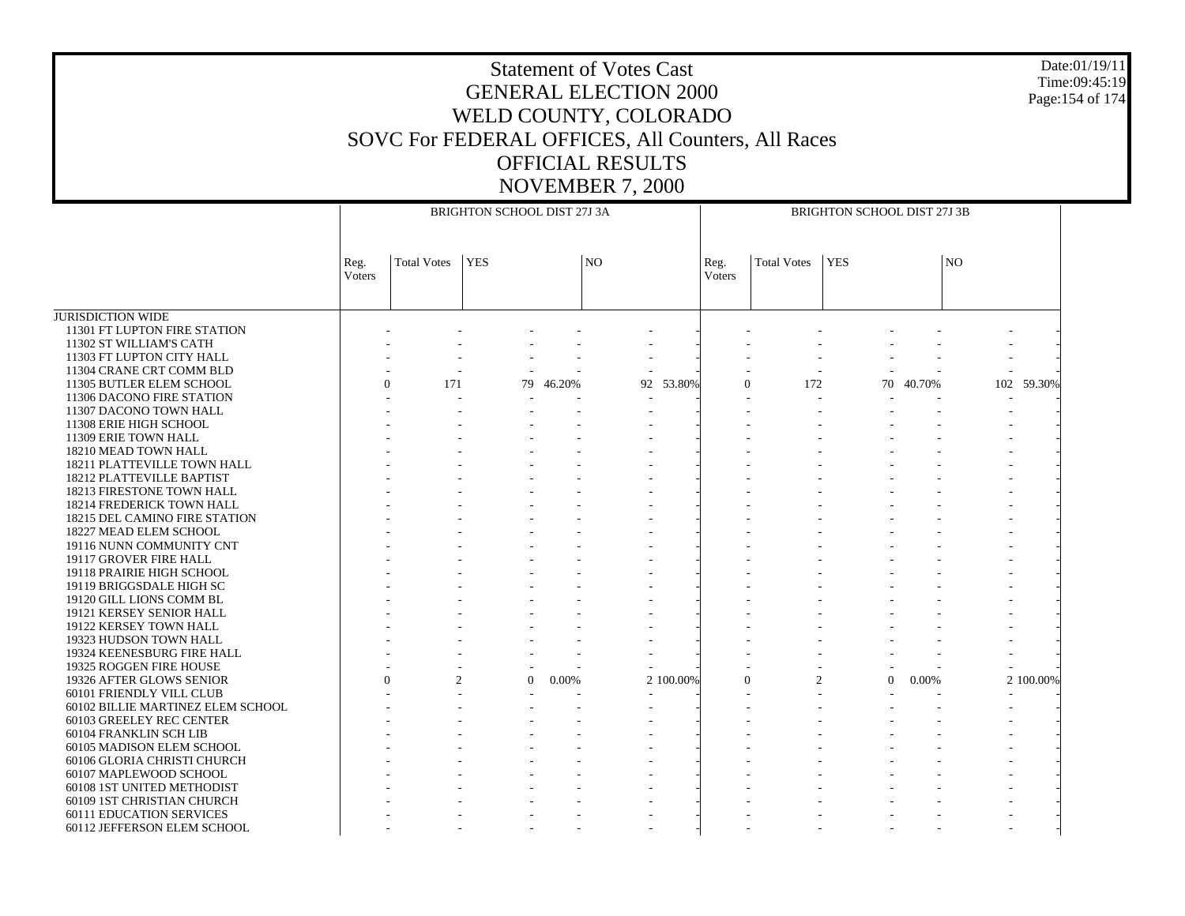# Statement of Votes Cast
## GENERAL ELECTION 2000
## WELD COUNTY, COLORADO
## SOVC For FEDERAL OFFICES, All Counters, All Races
## OFFICIAL RESULTS
## NOVEMBER 7, 2000

Date:01/19/11
Time:09:45:19

| | BRIGHTON SCHOOL DIST 27J 3A | | | | | | BRIGHTON SCHOOL DIST 27J 3B | | | | | |
|---|---|---|---|---|---|---|---|---|---|---|---|---|
| | Reg. Voters | Total Votes | YES | | NO | | Reg. Voters | Total Votes | YES | | NO | |
| JURISDICTION WIDE | | | | | | | | | | | | |
| 11301 FT LUPTON FIRE STATION | - | - | - | - | - | - | - | - | - | - | - | - |
| 11302 ST WILLIAM'S CATH | - | - | - | - | - | - | - | - | - | - | - | - |
| 11303 FT LUPTON CITY HALL | - | - | - | - | - | - | - | - | - | - | - | - |
| 11304 CRANE CRT COMM BLD | - | - | - | - | - | - | - | - | - | - | - | - |
| 11305 BUTLER ELEM SCHOOL | 0 | 171 | 79 | 46.20% | 92 | 53.80% | 0 | 172 | 70 | 40.70% | 102 | 59.30% |
| 11306 DACONO FIRE STATION | - | - | - | - | - | - | - | - | - | - | - | - |
| 11307 DACONO TOWN HALL | - | - | - | - | - | - | - | - | - | - | - | - |
| 11308 ERIE HIGH SCHOOL | - | - | - | - | - | - | - | - | - | - | - | - |
| 11309 ERIE TOWN HALL | - | - | - | - | - | - | - | - | - | - | - | - |
| 18210 MEAD TOWN HALL | - | - | - | - | - | - | - | - | - | - | - | - |
| 18211 PLATTEVILLE TOWN HALL | - | - | - | - | - | - | - | - | - | - | - | - |
| 18212 PLATTEVILLE BAPTIST | - | - | - | - | - | - | - | - | - | - | - | - |
| 18213 FIRESTONE TOWN HALL | - | - | - | - | - | - | - | - | - | - | - | - |
| 18214 FREDERICK TOWN HALL | - | - | - | - | - | - | - | - | - | - | - | - |
| 18215 DEL CAMINO FIRE STATION | - | - | - | - | - | - | - | - | - | - | - | - |
| 18227 MEAD ELEM SCHOOL | - | - | - | - | - | - | - | - | - | - | - | - |
| 19116 NUNN COMMUNITY CNT | - | - | - | - | - | - | - | - | - | - | - | - |
| 19117 GROVER FIRE HALL | - | - | - | - | - | - | - | - | - | - | - | - |
| 19118 PRAIRIE HIGH SCHOOL | - | - | - | - | - | - | - | - | - | - | - | - |
| 19119 BRIGGSDALE HIGH SC | - | - | - | - | - | - | - | - | - | - | - | - |
| 19120 GILL LIONS COMM BL | - | - | - | - | - | - | - | - | - | - | - | - |
| 19121 KERSEY SENIOR HALL | - | - | - | - | - | - | - | - | - | - | - | - |
| 19122 KERSEY TOWN HALL | - | - | - | - | - | - | - | - | - | - | - | - |
| 19323 HUDSON TOWN HALL | - | - | - | - | - | - | - | - | - | - | - | - |
| 19324 KEENESBURG FIRE HALL | - | - | - | - | - | - | - | - | - | - | - | - |
| 19325 ROGGEN FIRE HOUSE | - | - | - | - | - | - | - | - | - | - | - | - |
| 19326 AFTER GLOWS SENIOR | 0 | 2 | 0 | 0.00% | 2 | 100.00% | 0 | 2 | 0 | 0.00% | 2 | 100.00% |
| 60101 FRIENDLY VILL CLUB | - | - | - | - | - | - | - | - | - | - | - | - |
| 60102 BILLIE MARTINEZ ELEM SCHOOL | - | - | - | - | - | - | - | - | - | - | - | - |
| 60103 GREELEY REC CENTER | - | - | - | - | - | - | - | - | - | - | - | - |
| 60104 FRANKLIN SCH LIB | - | - | - | - | - | - | - | - | - | - | - | - |
| 60105 MADISON ELEM SCHOOL | - | - | - | - | - | - | - | - | - | - | - | - |
| 60106 GLORIA CHRISTI CHURCH | - | - | - | - | - | - | - | - | - | - | - | - |
| 60107 MAPLEWOOD SCHOOL | - | - | - | - | - | - | - | - | - | - | - | - |
| 60108 1ST UNITED METHODIST | - | - | - | - | - | - | - | - | - | - | - | - |
| 60109 1ST CHRISTIAN CHURCH | - | - | - | - | - | - | - | - | - | - | - | - |
| 60111 EDUCATION SERVICES | - | - | - | - | - | - | - | - | - | - | - | - |
| 60112 JEFFERSON ELEM SCHOOL | - | - | - | - | - | - | - | - | - | - | - | - |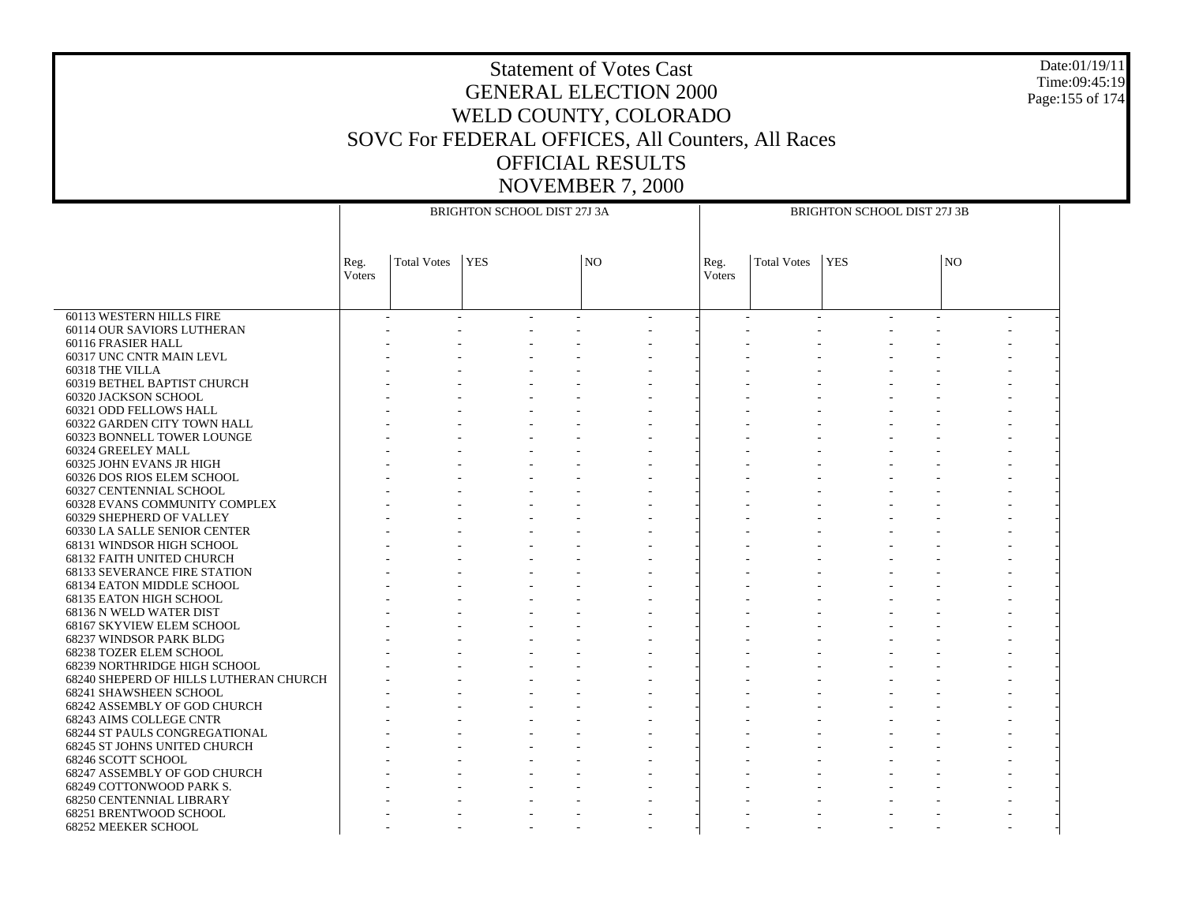# Statement of Votes Cast
## GENERAL ELECTION 2000
## WELD COUNTY, COLORADO
## SOVC For FEDERAL OFFICES, All Counters, All Races
## OFFICIAL RESULTS
## NOVEMBER 7, 2000

| | BRIGHTON SCHOOL DIST 27J 3A | | | | | | BRIGHTON SCHOOL DIST 27J 3B | | | | | |
|---|---|---|---|---|---|---|---|---|---|---|---|---|
| | Reg. Voters | Total Votes | YES | | NO | | Reg. Voters | Total Votes | YES | | NO | |
| 60113 WESTERN HILLS FIRE | - | - | - | - | - | - | - | - | - | - | - | - |
| 60114 OUR SAVIORS LUTHERAN | - | - | - | - | - | - | - | - | - | - | - | - |
| 60116 FRASIER HALL | - | - | - | - | - | - | - | - | - | - | - | - |
| 60317 UNC CNTR MAIN LEVL | - | - | - | - | - | - | - | - | - | - | - | - |
| 60318 THE VILLA | - | - | - | - | - | - | - | - | - | - | - | - |
| 60319 BETHEL BAPTIST CHURCH | - | - | - | - | - | - | - | - | - | - | - | - |
| 60320 JACKSON SCHOOL | - | - | - | - | - | - | - | - | - | - | - | - |
| 60321 ODD FELLOWS HALL | - | - | - | - | - | - | - | - | - | - | - | - |
| 60322 GARDEN CITY TOWN HALL | - | - | - | - | - | - | - | - | - | - | - | - |
| 60323 BONNELL TOWER LOUNGE | - | - | - | - | - | - | - | - | - | - | - | - |
| 60324 GREELEY MALL | - | - | - | - | - | - | - | - | - | - | - | - |
| 60325 JOHN EVANS JR HIGH | - | - | - | - | - | - | - | - | - | - | - | - |
| 60326 DOS RIOS ELEM SCHOOL | - | - | - | - | - | - | - | - | - | - | - | - |
| 60327 CENTENNIAL SCHOOL | - | - | - | - | - | - | - | - | - | - | - | - |
| 60328 EVANS COMMUNITY COMPLEX | - | - | - | - | - | - | - | - | - | - | - | - |
| 60329 SHEPHERD OF VALLEY | - | - | - | - | - | - | - | - | - | - | - | - |
| 60330 LA SALLE SENIOR CENTER | - | - | - | - | - | - | - | - | - | - | - | - |
| 68131 WINDSOR HIGH SCHOOL | - | - | - | - | - | - | - | - | - | - | - | - |
| 68132 FAITH UNITED CHURCH | - | - | - | - | - | - | - | - | - | - | - | - |
| 68133 SEVERANCE FIRE STATION | - | - | - | - | - | - | - | - | - | - | - | - |
| 68134 EATON MIDDLE SCHOOL | - | - | - | - | - | - | - | - | - | - | - | - |
| 68135 EATON HIGH SCHOOL | - | - | - | - | - | - | - | - | - | - | - | - |
| 68136 N WELD WATER DIST | - | - | - | - | - | - | - | - | - | - | - | - |
| 68167 SKYVIEW ELEM SCHOOL | - | - | - | - | - | - | - | - | - | - | - | - |
| 68237 WINDSOR PARK BLDG | - | - | - | - | - | - | - | - | - | - | - | - |
| 68238 TOZER ELEM SCHOOL | - | - | - | - | - | - | - | - | - | - | - | - |
| 68239 NORTHRIDGE HIGH SCHOOL | - | - | - | - | - | - | - | - | - | - | - | - |
| 68240 SHEPERD OF HILLS LUTHERAN CHURCH | - | - | - | - | - | - | - | - | - | - | - | - |
| 68241 SHAWSHEEN SCHOOL | - | - | - | - | - | - | - | - | - | - | - | - |
| 68242 ASSEMBLY OF GOD CHURCH | - | - | - | - | - | - | - | - | - | - | - | - |
| 68243 AIMS COLLEGE CNTR | - | - | - | - | - | - | - | - | - | - | - | - |
| 68244 ST PAULS CONGREGATIONAL | - | - | - | - | - | - | - | - | - | - | - | - |
| 68245 ST JOHNS UNITED CHURCH | - | - | - | - | - | - | - | - | - | - | - | - |
| 68246 SCOTT SCHOOL | - | - | - | - | - | - | - | - | - | - | - | - |
| 68247 ASSEMBLY OF GOD CHURCH | - | - | - | - | - | - | - | - | - | - | - | - |
| 68249 COTTONWOOD PARK S. | - | - | - | - | - | - | - | - | - | - | - | - |
| 68250 CENTENNIAL LIBRARY | - | - | - | - | - | - | - | - | - | - | - | - |
| 68251 BRENTWOOD SCHOOL | - | - | - | - | - | - | - | - | - | - | - | - |
| 68252 MEEKER SCHOOL | - | - | - | - | - | - | - | - | - | - | - | - |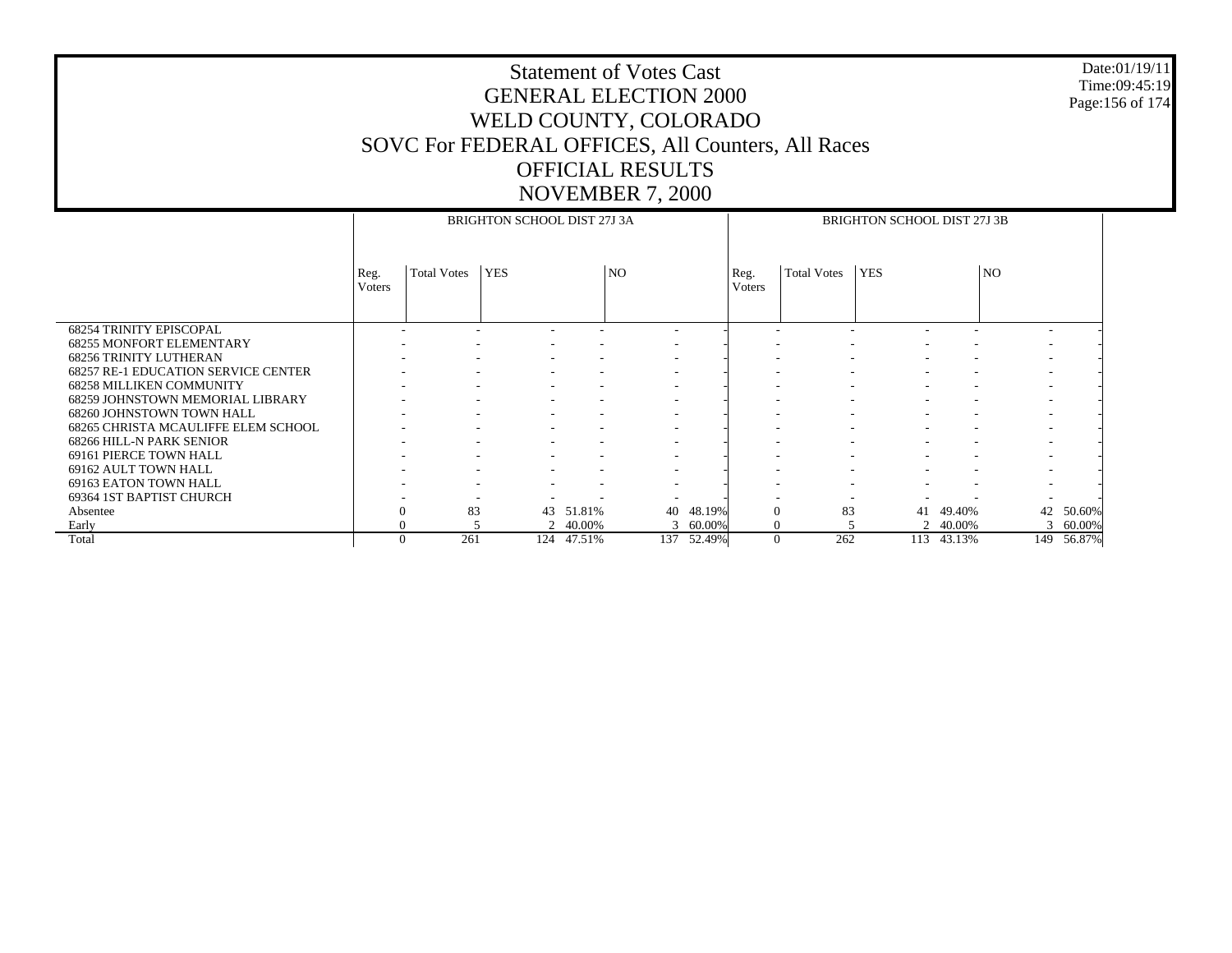# Statement of Votes Cast
## GENERAL ELECTION 2000
## WELD COUNTY, COLORADO
## SOVC For FEDERAL OFFICES, All Counters, All Races
## OFFICIAL RESULTS
## NOVEMBER 7, 2000

Date:01/19/11
Time:09:45:19

| | BRIGHTON SCHOOL DIST 27J 3A | | | | | | BRIGHTON SCHOOL DIST 27J 3B | | | | | |
|---|---|---|---|---|---|---|---|---|---|---|---|---|
| | Reg. Voters | Total Votes | YES | | NO | | Reg. Voters | Total Votes | YES | | NO | |
| 68254 TRINITY EPISCOPAL | - | - | - | - | - | - | - | - | - | - | - | - |
| 68255 MONFORT ELEMENTARY | - | - | - | - | - | - | - | - | - | - | - | - |
| 68256 TRINITY LUTHERAN | - | - | - | - | - | - | - | - | - | - | - | - |
| 68257 RE-1 EDUCATION SERVICE CENTER | - | - | - | - | - | - | - | - | - | - | - | - |
| 68258 MILLIKEN COMMUNITY | - | - | - | - | - | - | - | - | - | - | - | - |
| 68259 JOHNSTOWN MEMORIAL LIBRARY | - | - | - | - | - | - | - | - | - | - | - | - |
| 68260 JOHNSTOWN TOWN HALL | - | - | - | - | - | - | - | - | - | - | - | - |
| 68265 CHRISTA MCAULIFFE ELEM SCHOOL | - | - | - | - | - | - | - | - | - | - | - | - |
| 68266 HILL-N PARK SENIOR | - | - | - | - | - | - | - | - | - | - | - | - |
| 69161 PIERCE TOWN HALL | - | - | - | - | - | - | - | - | - | - | - | - |
| 69162 AULT TOWN HALL | - | - | - | - | - | - | - | - | - | - | - | - |
| 69163 EATON TOWN HALL | - | - | - | - | - | - | - | - | - | - | - | - |
| 69364 1ST BAPTIST CHURCH | - | - | - | - | - | - | - | - | - | - | - | - |
| Absentee | 0 | 83 | 43 | 51.81% | 40 | 48.19% | 0 | 83 | 41 | 49.40% | 42 | 50.60% |
| Early | 0 | 5 | 2 | 40.00% | 3 | 60.00% | 0 | 5 | 2 | 40.00% | 3 | 60.00% |
| Total | 0 | 261 | 124 | 47.51% | 137 | 52.49% | 0 | 262 | 113 | 43.13% | 149 | 56.87% |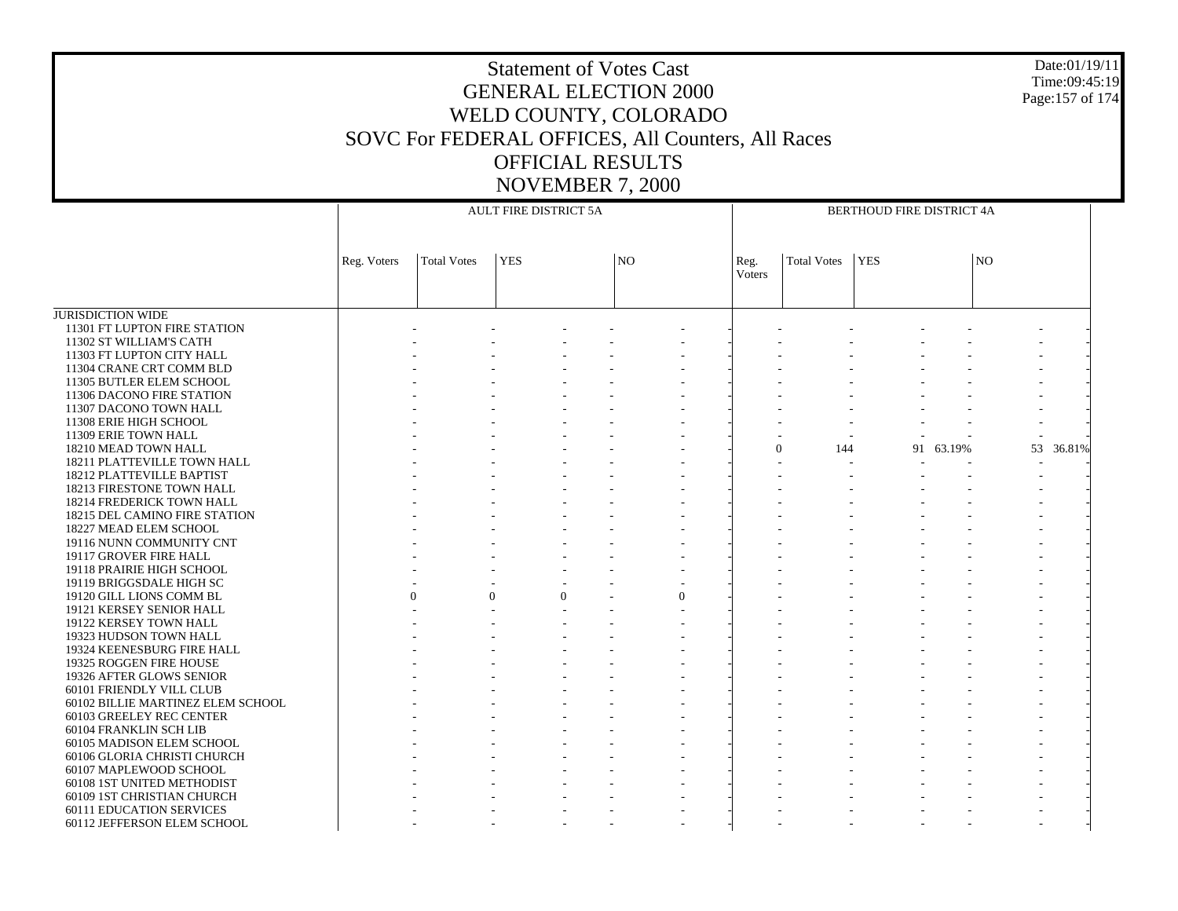# Statement of Votes Cast
## GENERAL ELECTION 2000
## WELD COUNTY, COLORADO
## SOVC For FEDERAL OFFICES, All Counters, All Races
## OFFICIAL RESULTS
## NOVEMBER 7, 2000

Date:01/19/11
Time:09:45:19

| | AULT FIRE DISTRICT 5A | | | | | | BERTHOUD FIRE DISTRICT 4A | | | | | |
|---|---|---|---|---|---|---|---|---|---|---|---|---|
| | Reg. Voters | Total Votes | YES | | NO | | Reg. Voters | Total Votes | YES | | NO | |
| JURISDICTION WIDE | | | | | | | | | | | | |
| 11301 FT LUPTON FIRE STATION | - | - | - | - | - | - | - | - | - | - | - | - |
| 11302 ST WILLIAM'S CATH | - | - | - | - | - | - | - | - | - | - | - | - |
| 11303 FT LUPTON CITY HALL | - | - | - | - | - | - | - | - | - | - | - | - |
| 11304 CRANE CRT COMM BLD | - | - | - | - | - | - | - | - | - | - | - | - |
| 11305 BUTLER ELEM SCHOOL | - | - | - | - | - | - | - | - | - | - | - | - |
| 11306 DACONO FIRE STATION | - | - | - | - | - | - | - | - | - | - | - | - |
| 11307 DACONO TOWN HALL | - | - | - | - | - | - | - | - | - | - | - | - |
| 11308 ERIE HIGH SCHOOL | - | - | - | - | - | - | - | - | - | - | - | - |
| 11309 ERIE TOWN HALL | - | - | - | - | - | - | - | - | - | - | - | - |
| 18210 MEAD TOWN HALL | - | - | - | - | - | - | 0 | 144 | 91 | 63.19% | 53 | 36.81% |
| 18211 PLATTEVILLE TOWN HALL | - | - | - | - | - | - | - | - | - | - | - | - |
| 18212 PLATTEVILLE BAPTIST | - | - | - | - | - | - | - | - | - | - | - | - |
| 18213 FIRESTONE TOWN HALL | - | - | - | - | - | - | - | - | - | - | - | - |
| 18214 FREDERICK TOWN HALL | - | - | - | - | - | - | - | - | - | - | - | - |
| 18215 DEL CAMINO FIRE STATION | - | - | - | - | - | - | - | - | - | - | - | - |
| 18227 MEAD ELEM SCHOOL | - | - | - | - | - | - | - | - | - | - | - | - |
| 19116 NUNN COMMUNITY CNT | - | - | - | - | - | - | - | - | - | - | - | - |
| 19117 GROVER FIRE HALL | - | - | - | - | - | - | - | - | - | - | - | - |
| 19118 PRAIRIE HIGH SCHOOL | - | - | - | - | - | - | - | - | - | - | - | - |
| 19119 BRIGGSDALE HIGH SC | - | - | - | - | - | - | - | - | - | - | - | - |
| 19120 GILL LIONS COMM BL | 0 | 0 | 0 | - | 0 | - | - | - | - | - | - | - |
| 19121 KERSEY SENIOR HALL | - | - | - | - | - | - | - | - | - | - | - | - |
| 19122 KERSEY TOWN HALL | - | - | - | - | - | - | - | - | - | - | - | - |
| 19323 HUDSON TOWN HALL | - | - | - | - | - | - | - | - | - | - | - | - |
| 19324 KEENESBURG FIRE HALL | - | - | - | - | - | - | - | - | - | - | - | - |
| 19325 ROGGEN FIRE HOUSE | - | - | - | - | - | - | - | - | - | - | - | - |
| 19326 AFTER GLOWS SENIOR | - | - | - | - | - | - | - | - | - | - | - | - |
| 60101 FRIENDLY VILL CLUB | - | - | - | - | - | - | - | - | - | - | - | - |
| 60102 BILLIE MARTINEZ ELEM SCHOOL | - | - | - | - | - | - | - | - | - | - | - | - |
| 60103 GREELEY REC CENTER | - | - | - | - | - | - | - | - | - | - | - | - |
| 60104 FRANKLIN SCH LIB | - | - | - | - | - | - | - | - | - | - | - | - |
| 60105 MADISON ELEM SCHOOL | - | - | - | - | - | - | - | - | - | - | - | - |
| 60106 GLORIA CHRISTI CHURCH | - | - | - | - | - | - | - | - | - | - | - | - |
| 60107 MAPLEWOOD SCHOOL | - | - | - | - | - | - | - | - | - | - | - | - |
| 60108 1ST UNITED METHODIST | - | - | - | - | - | - | - | - | - | - | - | - |
| 60109 1ST CHRISTIAN CHURCH | - | - | - | - | - | - | - | - | - | - | - | - |
| 60111 EDUCATION SERVICES | - | - | - | - | - | - | - | - | - | - | - | - |
| 60112 JEFFERSON ELEM SCHOOL | - | - | - | - | - | - | - | - | - | - | - | - |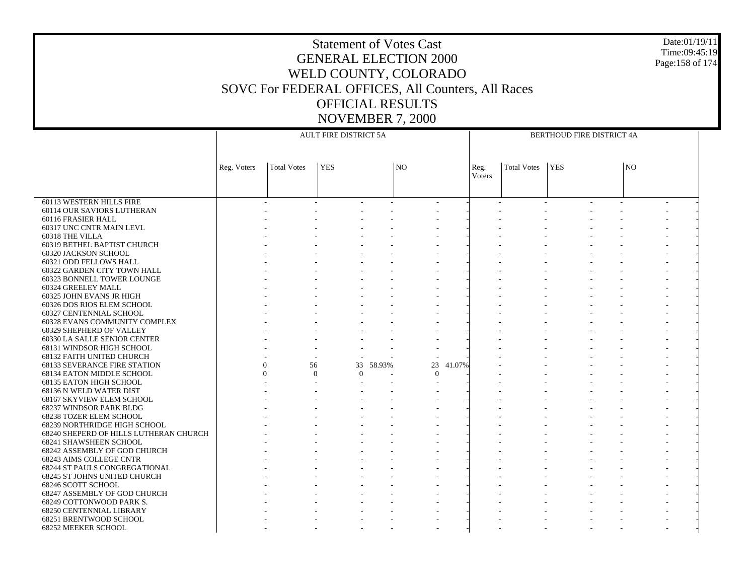# Statement of Votes Cast
# GENERAL ELECTION 2000
# WELD COUNTY, COLORADO
# SOVC For FEDERAL OFFICES, All Counters, All Races
# OFFICIAL RESULTS
# NOVEMBER 7, 2000

Date:01/19/11
Time:09:45:19

| | AULT FIRE DISTRICT 5A | | | | | | BERTHOUD FIRE DISTRICT 4A | | | | | |
|---|---|---|---|---|---|---|---|---|---|---|---|---|
| | Reg. Voters | Total Votes | YES | | NO | | Reg. Voters | Total Votes | YES | | NO | |
| 60113 WESTERN HILLS FIRE | - | - | - | - | - | - | - | - | - | - | - | - |
| 60114 OUR SAVIORS LUTHERAN | - | - | - | - | - | - | - | - | - | - | - | - |
| 60116 FRASIER HALL | - | - | - | - | - | - | - | - | - | - | - | - |
| 60317 UNC CNTR MAIN LEVL | - | - | - | - | - | - | - | - | - | - | - | - |
| 60318 THE VILLA | - | - | - | - | - | - | - | - | - | - | - | - |
| 60319 BETHEL BAPTIST CHURCH | - | - | - | - | - | - | - | - | - | - | - | - |
| 60320 JACKSON SCHOOL | - | - | - | - | - | - | - | - | - | - | - | - |
| 60321 ODD FELLOWS HALL | - | - | - | - | - | - | - | - | - | - | - | - |
| 60322 GARDEN CITY TOWN HALL | - | - | - | - | - | - | - | - | - | - | - | - |
| 60323 BONNELL TOWER LOUNGE | - | - | - | - | - | - | - | - | - | - | - | - |
| 60324 GREELEY MALL | - | - | - | - | - | - | - | - | - | - | - | - |
| 60325 JOHN EVANS JR HIGH | - | - | - | - | - | - | - | - | - | - | - | - |
| 60326 DOS RIOS ELEM SCHOOL | - | - | - | - | - | - | - | - | - | - | - | - |
| 60327 CENTENNIAL SCHOOL | - | - | - | - | - | - | - | - | - | - | - | - |
| 60328 EVANS COMMUNITY COMPLEX | - | - | - | - | - | - | - | - | - | - | - | - |
| 60329 SHEPHERD OF VALLEY | - | - | - | - | - | - | - | - | - | - | - | - |
| 60330 LA SALLE SENIOR CENTER | - | - | - | - | - | - | - | - | - | - | - | - |
| 68131 WINDSOR HIGH SCHOOL | - | - | - | - | - | - | - | - | - | - | - | - |
| 68132 FAITH UNITED CHURCH | - | - | - | - | - | - | - | - | - | - | - | - |
| 68133 SEVERANCE FIRE STATION | 0 | 56 | 33 | 58.93% | 23 | 41.07% | - | - | - | - | - | - |
| 68134 EATON MIDDLE SCHOOL | 0 | 0 | 0 | - | 0 | - | - | - | - | - | - | - |
| 68135 EATON HIGH SCHOOL | - | - | - | - | - | - | - | - | - | - | - | - |
| 68136 N WELD WATER DIST | - | - | - | - | - | - | - | - | - | - | - | - |
| 68167 SKYVIEW ELEM SCHOOL | - | - | - | - | - | - | - | - | - | - | - | - |
| 68237 WINDSOR PARK BLDG | - | - | - | - | - | - | - | - | - | - | - | - |
| 68238 TOZER ELEM SCHOOL | - | - | - | - | - | - | - | - | - | - | - | - |
| 68239 NORTHRIDGE HIGH SCHOOL | - | - | - | - | - | - | - | - | - | - | - | - |
| 68240 SHEPERD OF HILLS LUTHERAN CHURCH | - | - | - | - | - | - | - | - | - | - | - | - |
| 68241 SHAWSHEEN SCHOOL | - | - | - | - | - | - | - | - | - | - | - | - |
| 68242 ASSEMBLY OF GOD CHURCH | - | - | - | - | - | - | - | - | - | - | - | - |
| 68243 AIMS COLLEGE CNTR | - | - | - | - | - | - | - | - | - | - | - | - |
| 68244 ST PAULS CONGREGATIONAL | - | - | - | - | - | - | - | - | - | - | - | - |
| 68245 ST JOHNS UNITED CHURCH | - | - | - | - | - | - | - | - | - | - | - | - |
| 68246 SCOTT SCHOOL | - | - | - | - | - | - | - | - | - | - | - | - |
| 68247 ASSEMBLY OF GOD CHURCH | - | - | - | - | - | - | - | - | - | - | - | - |
| 68249 COTTONWOOD PARK S. | - | - | - | - | - | - | - | - | - | - | - | - |
| 68250 CENTENNIAL LIBRARY | - | - | - | - | - | - | - | - | - | - | - | - |
| 68251 BRENTWOOD SCHOOL | - | - | - | - | - | - | - | - | - | - | - | - |
| 68252 MEEKER SCHOOL | - | - | - | - | - | - | - | - | - | - | - | - |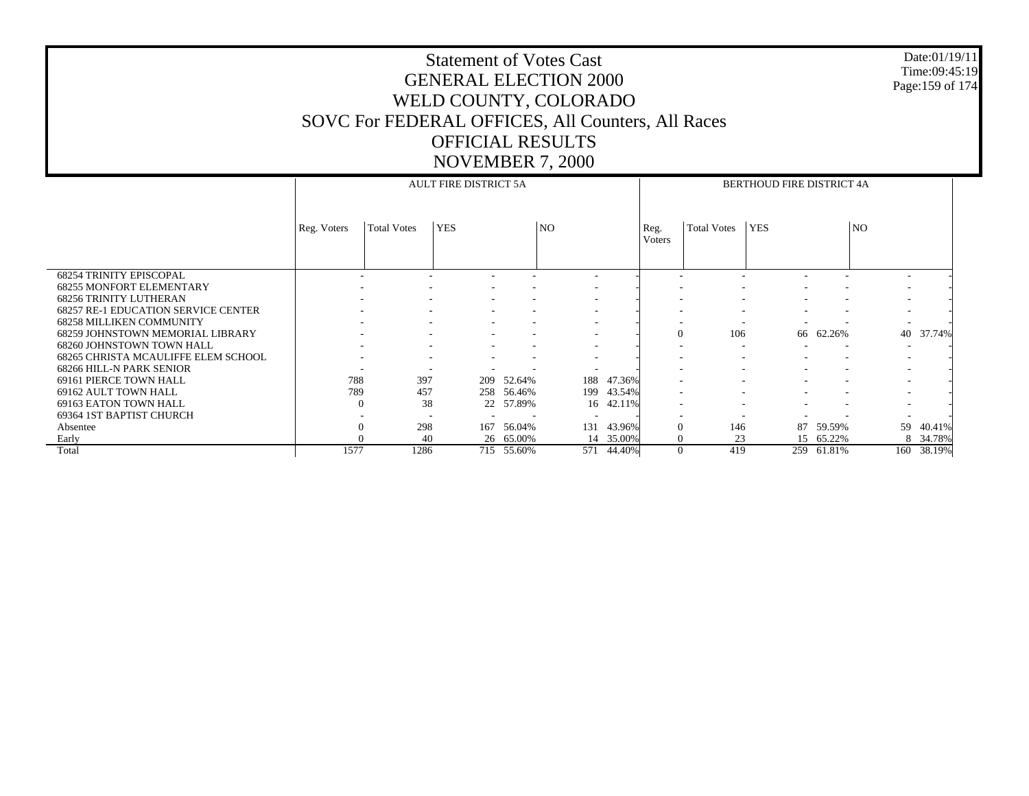# Statement of Votes Cast
## GENERAL ELECTION 2000
## WELD COUNTY, COLORADO
## SOVC For FEDERAL OFFICES, All Counters, All Races
## OFFICIAL RESULTS
## NOVEMBER 7, 2000

Date:01/19/11
Time:09:45:19

| | AULT FIRE DISTRICT 5A | | | | | | BERTHOUD FIRE DISTRICT 4A | | | | | |
|---|---|---|---|---|---|---|---|---|---|---|---|---|
| | Reg. Voters | Total Votes | YES | | NO | | Reg. Voters | Total Votes | YES | | NO | |
| 68254 TRINITY EPISCOPAL | - | - | - | - | - | - | - | - | - | - | - | - |
| 68255 MONFORT ELEMENTARY | - | - | - | - | - | - | - | - | - | - | - | - |
| 68256 TRINITY LUTHERAN | - | - | - | - | - | - | - | - | - | - | - | - |
| 68257 RE-1 EDUCATION SERVICE CENTER | - | - | - | - | - | - | - | - | - | - | - | - |
| 68258 MILLIKEN COMMUNITY | - | - | - | - | - | - | - | - | - | - | - | - |
| 68259 JOHNSTOWN MEMORIAL LIBRARY | - | - | - | - | - | - | 0 | 106 | 66 | 62.26% | 40 | 37.74% |
| 68260 JOHNSTOWN TOWN HALL | - | - | - | - | - | - | - | - | - | - | - | - |
| 68265 CHRISTA MCAULIFFE ELEM SCHOOL | - | - | - | - | - | - | - | - | - | - | - | - |
| 68266 HILL-N PARK SENIOR | - | - | - | - | - | - | - | - | - | - | - | - |
| 69161 PIERCE TOWN HALL | 788 | 397 | 209 | 52.64% | 188 | 47.36% | - | - | - | - | - | - |
| 69162 AULT TOWN HALL | 789 | 457 | 258 | 56.46% | 199 | 43.54% | - | - | - | - | - | - |
| 69163 EATON TOWN HALL | 0 | 38 | 22 | 57.89% | 16 | 42.11% | - | - | - | - | - | - |
| 69364 1ST BAPTIST CHURCH | - | - | - | - | - | - | - | - | - | - | - | - |
| Absentee | 0 | 298 | 167 | 56.04% | 131 | 43.96% | 0 | 146 | 87 | 59.59% | 59 | 40.41% |
| Early | 0 | 40 | 26 | 65.00% | 14 | 35.00% | 0 | 23 | 15 | 65.22% | 8 | 34.78% |
| Total | 1577 | 1286 | 715 | 55.60% | 571 | 44.40% | 0 | 419 | 259 | 61.81% | 160 | 38.19% |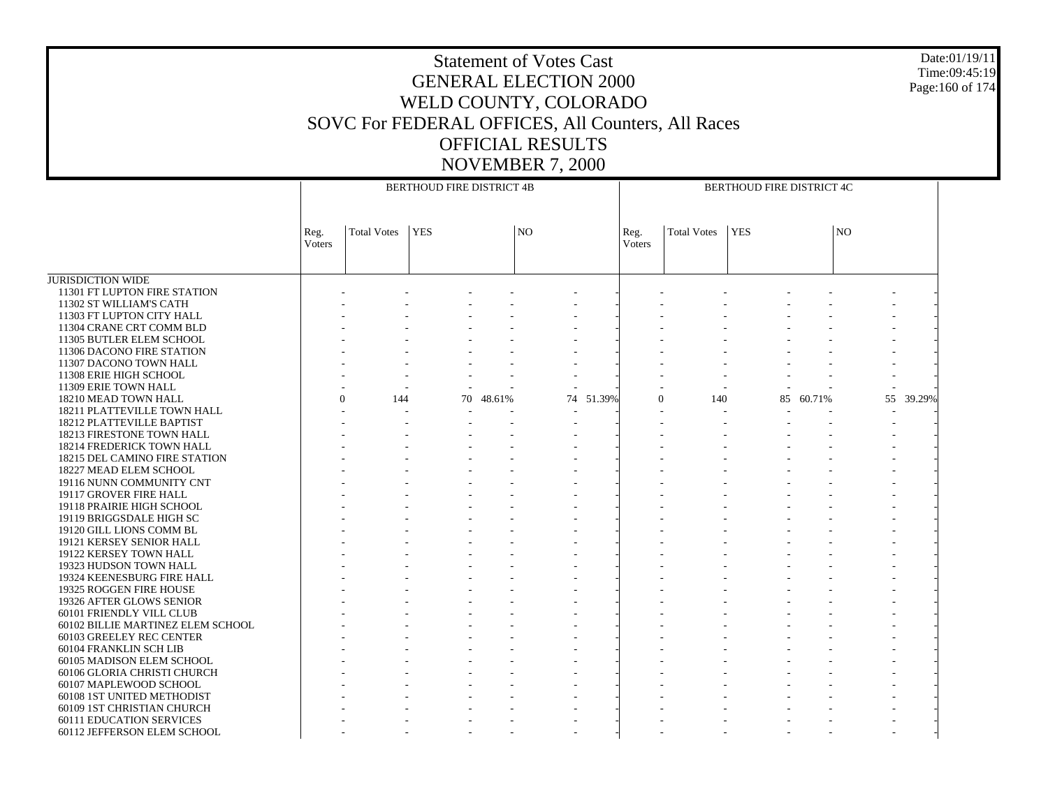# Statement of Votes Cast
# GENERAL ELECTION 2000
# WELD COUNTY, COLORADO
# SOVC For FEDERAL OFFICES, All Counters, All Races
# OFFICIAL RESULTS
# NOVEMBER 7, 2000

Date:01/19/11
Time:09:45:19

| | BERTHOUD FIRE DISTRICT 4B | | | | | | BERTHOUD FIRE DISTRICT 4C | | | | | |
|---|---|---|---|---|---|---|---|---|---|---|---|---|
| | Reg. Voters | Total Votes | YES | | NO | | Reg. Voters | Total Votes | YES | | NO | |
| JURISDICTION WIDE | | | | | | | | | | | | |
| 11301 FT LUPTON FIRE STATION | - | - | - | - | - | - | - | - | - | - | - | - |
| 11302 ST WILLIAM'S CATH | - | - | - | - | - | - | - | - | - | - | - | - |
| 11303 FT LUPTON CITY HALL | - | - | - | - | - | - | - | - | - | - | - | - |
| 11304 CRANE CRT COMM BLD | - | - | - | - | - | - | - | - | - | - | - | - |
| 11305 BUTLER ELEM SCHOOL | - | - | - | - | - | - | - | - | - | - | - | - |
| 11306 DACONO FIRE STATION | - | - | - | - | - | - | - | - | - | - | - | - |
| 11307 DACONO TOWN HALL | - | - | - | - | - | - | - | - | - | - | - | - |
| 11308 ERIE HIGH SCHOOL | - | - | - | - | - | - | - | - | - | - | - | - |
| 11309 ERIE TOWN HALL | - | - | - | - | - | - | - | - | - | - | - | - |
| 18210 MEAD TOWN HALL | 0 | 144 | 70 | 48.61% | 74 | 51.39% | 0 | 140 | 85 | 60.71% | 55 | 39.29% |
| 18211 PLATTEVILLE TOWN HALL | - | - | - | - | - | - | - | - | - | - | - | - |
| 18212 PLATTEVILLE BAPTIST | - | - | - | - | - | - | - | - | - | - | - | - |
| 18213 FIRESTONE TOWN HALL | - | - | - | - | - | - | - | - | - | - | - | - |
| 18214 FREDERICK TOWN HALL | - | - | - | - | - | - | - | - | - | - | - | - |
| 18215 DEL CAMINO FIRE STATION | - | - | - | - | - | - | - | - | - | - | - | - |
| 18227 MEAD ELEM SCHOOL | - | - | - | - | - | - | - | - | - | - | - | - |
| 19116 NUNN COMMUNITY CNT | - | - | - | - | - | - | - | - | - | - | - | - |
| 19117 GROVER FIRE HALL | - | - | - | - | - | - | - | - | - | - | - | - |
| 19118 PRAIRIE HIGH SCHOOL | - | - | - | - | - | - | - | - | - | - | - | - |
| 19119 BRIGGSDALE HIGH SC | - | - | - | - | - | - | - | - | - | - | - | - |
| 19120 GILL LIONS COMM BL | - | - | - | - | - | - | - | - | - | - | - | - |
| 19121 KERSEY SENIOR HALL | - | - | - | - | - | - | - | - | - | - | - | - |
| 19122 KERSEY TOWN HALL | - | - | - | - | - | - | - | - | - | - | - | - |
| 19323 HUDSON TOWN HALL | - | - | - | - | - | - | - | - | - | - | - | - |
| 19324 KEENESBURG FIRE HALL | - | - | - | - | - | - | - | - | - | - | - | - |
| 19325 ROGGEN FIRE HOUSE | - | - | - | - | - | - | - | - | - | - | - | - |
| 19326 AFTER GLOWS SENIOR | - | - | - | - | - | - | - | - | - | - | - | - |
| 60101 FRIENDLY VILL CLUB | - | - | - | - | - | - | - | - | - | - | - | - |
| 60102 BILLIE MARTINEZ ELEM SCHOOL | - | - | - | - | - | - | - | - | - | - | - | - |
| 60103 GREELEY REC CENTER | - | - | - | - | - | - | - | - | - | - | - | - |
| 60104 FRANKLIN SCH LIB | - | - | - | - | - | - | - | - | - | - | - | - |
| 60105 MADISON ELEM SCHOOL | - | - | - | - | - | - | - | - | - | - | - | - |
| 60106 GLORIA CHRISTI CHURCH | - | - | - | - | - | - | - | - | - | - | - | - |
| 60107 MAPLEWOOD SCHOOL | - | - | - | - | - | - | - | - | - | - | - | - |
| 60108 1ST UNITED METHODIST | - | - | - | - | - | - | - | - | - | - | - | - |
| 60109 1ST CHRISTIAN CHURCH | - | - | - | - | - | - | - | - | - | - | - | - |
| 60111 EDUCATION SERVICES | - | - | - | - | - | - | - | - | - | - | - | - |
| 60112 JEFFERSON ELEM SCHOOL | - | - | - | - | - | - | - | - | - | - | - | - |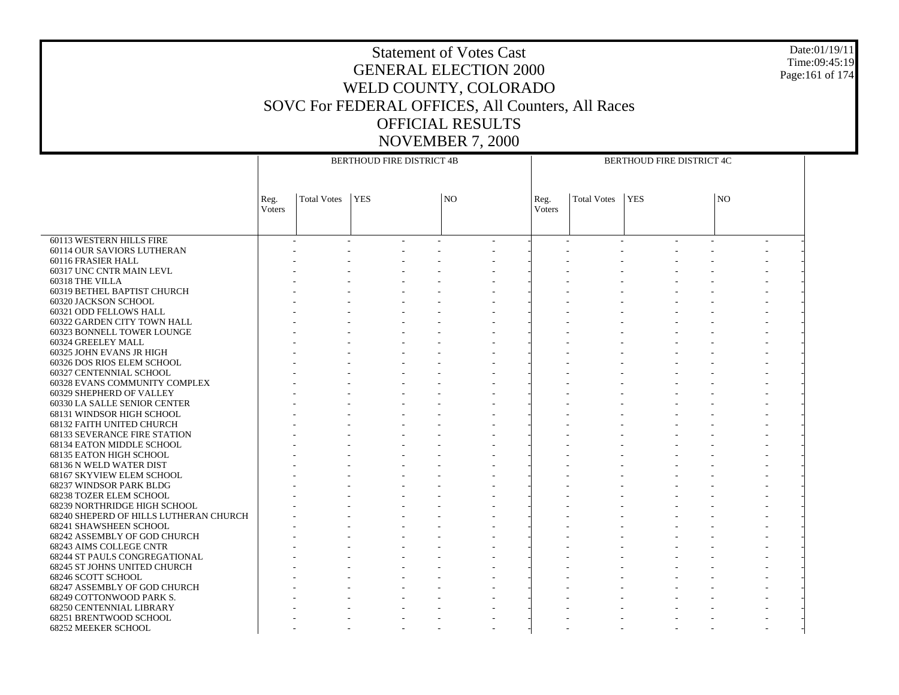# Statement of Votes Cast
## GENERAL ELECTION 2000
## WELD COUNTY, COLORADO
## SOVC For FEDERAL OFFICES, All Counters, All Races
## OFFICIAL RESULTS
## NOVEMBER 7, 2000

| | BERTHOUD FIRE DISTRICT 4B | | | | | | BERTHOUD FIRE DISTRICT 4C | | | | | |
|---|---|---|---|---|---|---|---|---|---|---|---|---|
| | Reg. Voters | Total Votes | YES | | NO | | Reg. Voters | Total Votes | YES | | NO | |
| 60113 WESTERN HILLS FIRE | - | - | - | - | - | - | - | - | - | - | - | - |
| 60114 OUR SAVIORS LUTHERAN | - | - | - | - | - | - | - | - | - | - | - | - |
| 60116 FRASIER HALL | - | - | - | - | - | - | - | - | - | - | - | - |
| 60317 UNC CNTR MAIN LEVL | - | - | - | - | - | - | - | - | - | - | - | - |
| 60318 THE VILLA | - | - | - | - | - | - | - | - | - | - | - | - |
| 60319 BETHEL BAPTIST CHURCH | - | - | - | - | - | - | - | - | - | - | - | - |
| 60320 JACKSON SCHOOL | - | - | - | - | - | - | - | - | - | - | - | - |
| 60321 ODD FELLOWS HALL | - | - | - | - | - | - | - | - | - | - | - | - |
| 60322 GARDEN CITY TOWN HALL | - | - | - | - | - | - | - | - | - | - | - | - |
| 60323 BONNELL TOWER LOUNGE | - | - | - | - | - | - | - | - | - | - | - | - |
| 60324 GREELEY MALL | - | - | - | - | - | - | - | - | - | - | - | - |
| 60325 JOHN EVANS JR HIGH | - | - | - | - | - | - | - | - | - | - | - | - |
| 60326 DOS RIOS ELEM SCHOOL | - | - | - | - | - | - | - | - | - | - | - | - |
| 60327 CENTENNIAL SCHOOL | - | - | - | - | - | - | - | - | - | - | - | - |
| 60328 EVANS COMMUNITY COMPLEX | - | - | - | - | - | - | - | - | - | - | - | - |
| 60329 SHEPHERD OF VALLEY | - | - | - | - | - | - | - | - | - | - | - | - |
| 60330 LA SALLE SENIOR CENTER | - | - | - | - | - | - | - | - | - | - | - | - |
| 68131 WINDSOR HIGH SCHOOL | - | - | - | - | - | - | - | - | - | - | - | - |
| 68132 FAITH UNITED CHURCH | - | - | - | - | - | - | - | - | - | - | - | - |
| 68133 SEVERANCE FIRE STATION | - | - | - | - | - | - | - | - | - | - | - | - |
| 68134 EATON MIDDLE SCHOOL | - | - | - | - | - | - | - | - | - | - | - | - |
| 68135 EATON HIGH SCHOOL | - | - | - | - | - | - | - | - | - | - | - | - |
| 68136 N WELD WATER DIST | - | - | - | - | - | - | - | - | - | - | - | - |
| 68167 SKYVIEW ELEM SCHOOL | - | - | - | - | - | - | - | - | - | - | - | - |
| 68237 WINDSOR PARK BLDG | - | - | - | - | - | - | - | - | - | - | - | - |
| 68238 TOZER ELEM SCHOOL | - | - | - | - | - | - | - | - | - | - | - | - |
| 68239 NORTHRIDGE HIGH SCHOOL | - | - | - | - | - | - | - | - | - | - | - | - |
| 68240 SHEPERD OF HILLS LUTHERAN CHURCH | - | - | - | - | - | - | - | - | - | - | - | - |
| 68241 SHAWSHEEN SCHOOL | - | - | - | - | - | - | - | - | - | - | - | - |
| 68242 ASSEMBLY OF GOD CHURCH | - | - | - | - | - | - | - | - | - | - | - | - |
| 68243 AIMS COLLEGE CNTR | - | - | - | - | - | - | - | - | - | - | - | - |
| 68244 ST PAULS CONGREGATIONAL | - | - | - | - | - | - | - | - | - | - | - | - |
| 68245 ST JOHNS UNITED CHURCH | - | - | - | - | - | - | - | - | - | - | - | - |
| 68246 SCOTT SCHOOL | - | - | - | - | - | - | - | - | - | - | - | - |
| 68247 ASSEMBLY OF GOD CHURCH | - | - | - | - | - | - | - | - | - | - | - | - |
| 68249 COTTONWOOD PARK S. | - | - | - | - | - | - | - | - | - | - | - | - |
| 68250 CENTENNIAL LIBRARY | - | - | - | - | - | - | - | - | - | - | - | - |
| 68251 BRENTWOOD SCHOOL | - | - | - | - | - | - | - | - | - | - | - | - |
| 68252 MEEKER SCHOOL | - | - | - | - | - | - | - | - | - | - | - | - |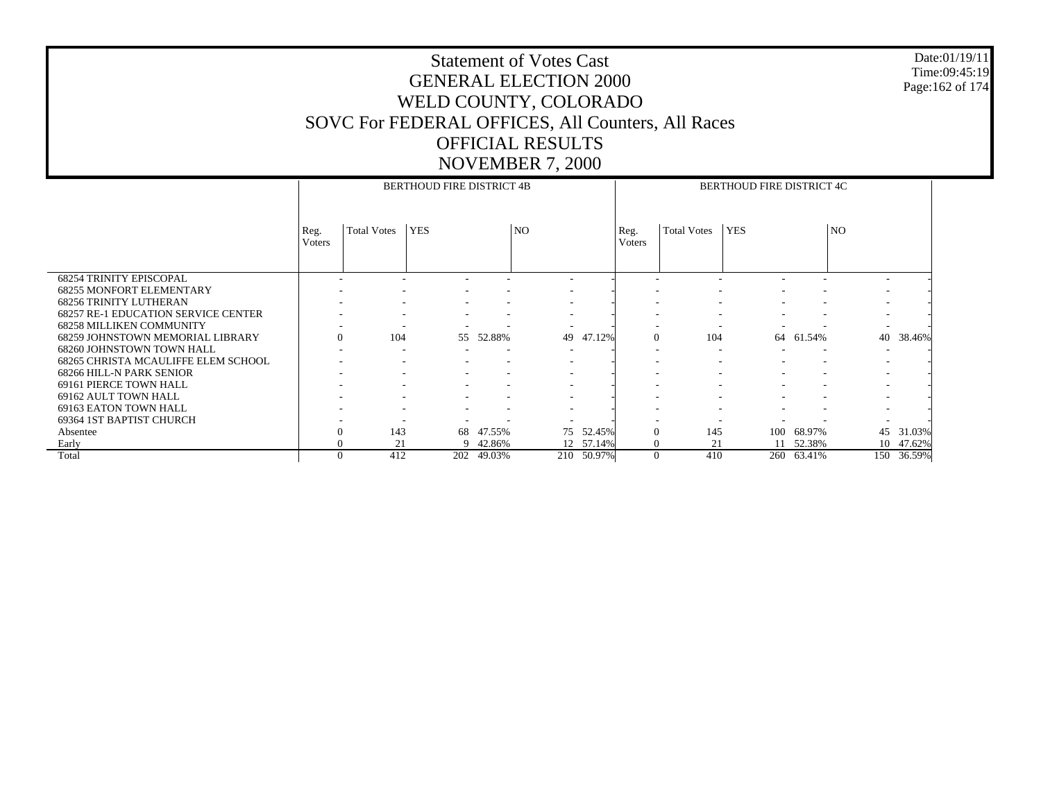# Statement of Votes Cast
# GENERAL ELECTION 2000
# WELD COUNTY, COLORADO
# SOVC For FEDERAL OFFICES, All Counters, All Races
# OFFICIAL RESULTS
# NOVEMBER 7, 2000

Date:01/19/11
Time:09:45:19

| | BERTHOUD FIRE DISTRICT 4B | | | | | | BERTHOUD FIRE DISTRICT 4C | | | | | |
|---|---|---|---|---|---|---|---|---|---|---|---|---|
| | Reg. Voters | Total Votes | YES | | NO | | Reg. Voters | Total Votes | YES | | NO | |
| 68254 TRINITY EPISCOPAL | - | - | - | - | - | - | - | - | - | - | - | - |
| 68255 MONFORT ELEMENTARY | - | - | - | - | - | - | - | - | - | - | - | - |
| 68256 TRINITY LUTHERAN | - | - | - | - | - | - | - | - | - | - | - | - |
| 68257 RE-1 EDUCATION SERVICE CENTER | - | - | - | - | - | - | - | - | - | - | - | - |
| 68258 MILLIKEN COMMUNITY | - | - | - | - | - | - | - | - | - | - | - | - |
| 68259 JOHNSTOWN MEMORIAL LIBRARY | 0 | 104 | 55 | 52.88% | 49 | 47.12% | 0 | 104 | 64 | 61.54% | 40 | 38.46% |
| 68260 JOHNSTOWN TOWN HALL | - | - | - | - | - | - | - | - | - | - | - | - |
| 68265 CHRISTA MCAULIFFE ELEM SCHOOL | - | - | - | - | - | - | - | - | - | - | - | - |
| 68266 HILL-N PARK SENIOR | - | - | - | - | - | - | - | - | - | - | - | - |
| 69161 PIERCE TOWN HALL | - | - | - | - | - | - | - | - | - | - | - | - |
| 69162 AULT TOWN HALL | - | - | - | - | - | - | - | - | - | - | - | - |
| 69163 EATON TOWN HALL | - | - | - | - | - | - | - | - | - | - | - | - |
| 69364 1ST BAPTIST CHURCH | - | - | - | - | - | - | - | - | - | - | - | - |
| Absentee | 0 | 143 | 68 | 47.55% | 75 | 52.45% | 0 | 145 | 100 | 68.97% | 45 | 31.03% |
| Early | 0 | 21 | 9 | 42.86% | 12 | 57.14% | 0 | 21 | 11 | 52.38% | 10 | 47.62% |
| Total | 0 | 412 | 202 | 49.03% | 210 | 50.97% | 0 | 410 | 260 | 63.41% | 150 | 36.59% |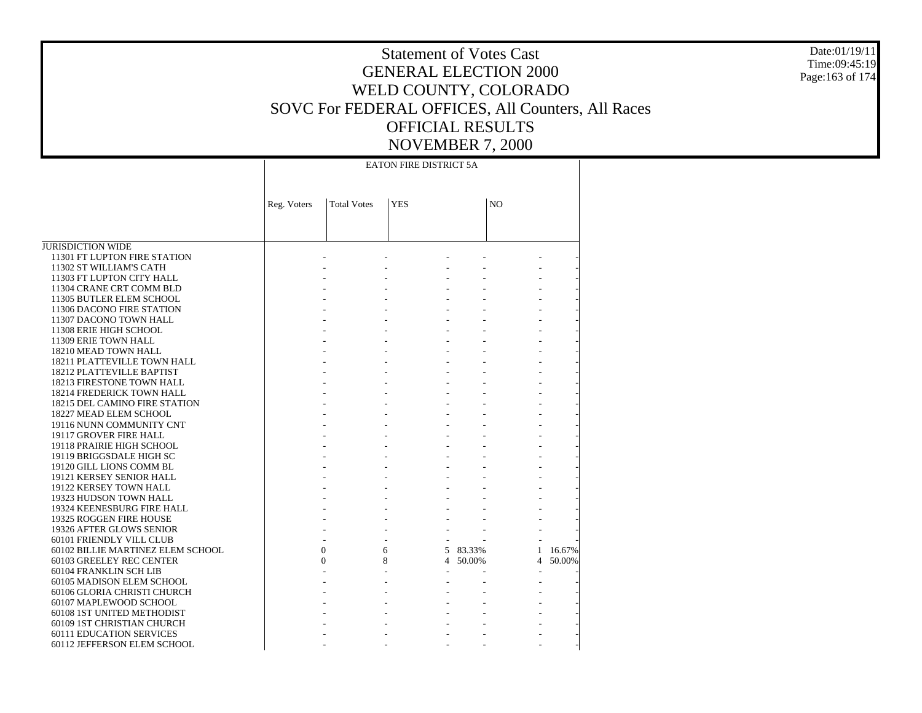# Statement of Votes Cast
# GENERAL ELECTION 2000
# WELD COUNTY, COLORADO
# SOVC For FEDERAL OFFICES, All Counters, All Races
# OFFICIAL RESULTS
# NOVEMBER 7, 2000

Date:01/19/11
Time:09:45:19

| | EATON FIRE DISTRICT 5A | | | | | |
|---|---|---|---|---|---|---|
| | Reg. Voters | Total Votes | YES | | NO | |
| JURISDICTION WIDE | | | | | | |
| 11301 FT LUPTON FIRE STATION | - | - | - | - | - | - |
| 11302 ST WILLIAM'S CATH | - | - | - | - | - | - |
| 11303 FT LUPTON CITY HALL | - | - | - | - | - | - |
| 11304 CRANE CRT COMM BLD | - | - | - | - | - | - |
| 11305 BUTLER ELEM SCHOOL | - | - | - | - | - | - |
| 11306 DACONO FIRE STATION | - | - | - | - | - | - |
| 11307 DACONO TOWN HALL | - | - | - | - | - | - |
| 11308 ERIE HIGH SCHOOL | - | - | - | - | - | - |
| 11309 ERIE TOWN HALL | - | - | - | - | - | - |
| 18210 MEAD TOWN HALL | - | - | - | - | - | - |
| 18211 PLATTEVILLE TOWN HALL | - | - | - | - | - | - |
| 18212 PLATTEVILLE BAPTIST | - | - | - | - | - | - |
| 18213 FIRESTONE TOWN HALL | - | - | - | - | - | - |
| 18214 FREDERICK TOWN HALL | - | - | - | - | - | - |
| 18215 DEL CAMINO FIRE STATION | - | - | - | - | - | - |
| 18227 MEAD ELEM SCHOOL | - | - | - | - | - | - |
| 19116 NUNN COMMUNITY CNT | - | - | - | - | - | - |
| 19117 GROVER FIRE HALL | - | - | - | - | - | - |
| 19118 PRAIRIE HIGH SCHOOL | - | - | - | - | - | - |
| 19119 BRIGGSDALE HIGH SC | - | - | - | - | - | - |
| 19120 GILL LIONS COMM BL | - | - | - | - | - | - |
| 19121 KERSEY SENIOR HALL | - | - | - | - | - | - |
| 19122 KERSEY TOWN HALL | - | - | - | - | - | - |
| 19323 HUDSON TOWN HALL | - | - | - | - | - | - |
| 19324 KEENESBURG FIRE HALL | - | - | - | - | - | - |
| 19325 ROGGEN FIRE HOUSE | - | - | - | - | - | - |
| 19326 AFTER GLOWS SENIOR | - | - | - | - | - | - |
| 60101 FRIENDLY VILL CLUB | - | - | - | - | - | - |
| 60102 BILLIE MARTINEZ ELEM SCHOOL | 0 | 6 | 5 | 83.33% | 1 | 16.67% |
| 60103 GREELEY REC CENTER | 0 | 8 | 4 | 50.00% | 4 | 50.00% |
| 60104 FRANKLIN SCH LIB | - | - | - | - | - | - |
| 60105 MADISON ELEM SCHOOL | - | - | - | - | - | - |
| 60106 GLORIA CHRISTI CHURCH | - | - | - | - | - | - |
| 60107 MAPLEWOOD SCHOOL | - | - | - | - | - | - |
| 60108 1ST UNITED METHODIST | - | - | - | - | - | - |
| 60109 1ST CHRISTIAN CHURCH | - | - | - | - | - | - |
| 60111 EDUCATION SERVICES | - | - | - | - | - | - |
| 60112 JEFFERSON ELEM SCHOOL | - | - | - | - | - | - |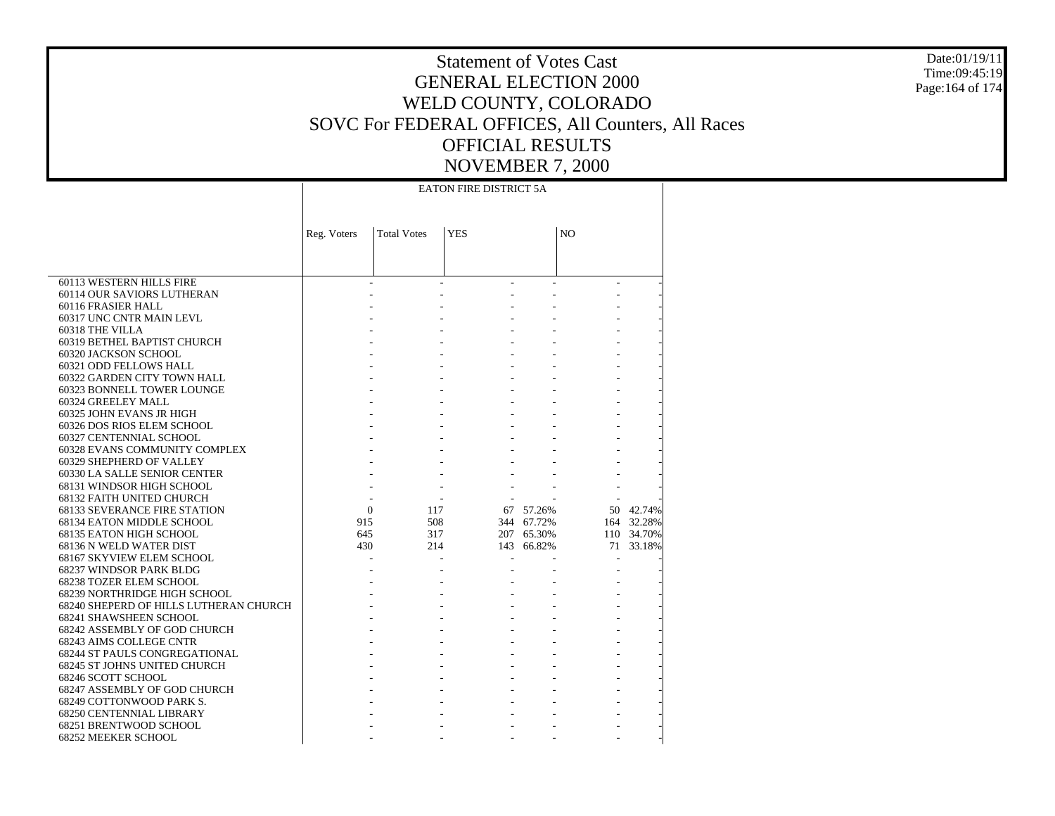# Statement of Votes Cast
## GENERAL ELECTION 2000
## WELD COUNTY, COLORADO
## SOVC For FEDERAL OFFICES, All Counters, All Races
## OFFICIAL RESULTS
## NOVEMBER 7, 2000

Date:01/19/11
Time:09:45:19

| | EATON FIRE DISTRICT 5A | | | | | |
|---|---|---|---|---|---|---|
| | Reg. Voters | Total Votes | YES | | NO | |
| 60113 WESTERN HILLS FIRE | - | - | - | - | - | - |
| 60114 OUR SAVIORS LUTHERAN | - | - | - | - | - | - |
| 60116 FRASIER HALL | - | - | - | - | - | - |
| 60317 UNC CNTR MAIN LEVL | - | - | - | - | - | - |
| 60318 THE VILLA | - | - | - | - | - | - |
| 60319 BETHEL BAPTIST CHURCH | - | - | - | - | - | - |
| 60320 JACKSON SCHOOL | - | - | - | - | - | - |
| 60321 ODD FELLOWS HALL | - | - | - | - | - | - |
| 60322 GARDEN CITY TOWN HALL | - | - | - | - | - | - |
| 60323 BONNELL TOWER LOUNGE | - | - | - | - | - | - |
| 60324 GREELEY MALL | - | - | - | - | - | - |
| 60325 JOHN EVANS JR HIGH | - | - | - | - | - | - |
| 60326 DOS RIOS ELEM SCHOOL | - | - | - | - | - | - |
| 60327 CENTENNIAL SCHOOL | - | - | - | - | - | - |
| 60328 EVANS COMMUNITY COMPLEX | - | - | - | - | - | - |
| 60329 SHEPHERD OF VALLEY | - | - | - | - | - | - |
| 60330 LA SALLE SENIOR CENTER | - | - | - | - | - | - |
| 68131 WINDSOR HIGH SCHOOL | - | - | - | - | - | - |
| 68132 FAITH UNITED CHURCH | - | - | - | - | - | - |
| 68133 SEVERANCE FIRE STATION | 0 | 117 | 67 | 57.26% | 50 | 42.74% |
| 68134 EATON MIDDLE SCHOOL | 915 | 508 | 344 | 67.72% | 164 | 32.28% |
| 68135 EATON HIGH SCHOOL | 645 | 317 | 207 | 65.30% | 110 | 34.70% |
| 68136 N WELD WATER DIST | 430 | 214 | 143 | 66.82% | 71 | 33.18% |
| 68167 SKYVIEW ELEM SCHOOL | - | - | - | - | - | - |
| 68237 WINDSOR PARK BLDG | - | - | - | - | - | - |
| 68238 TOZER ELEM SCHOOL | - | - | - | - | - | - |
| 68239 NORTHRIDGE HIGH SCHOOL | - | - | - | - | - | - |
| 68240 SHEPERD OF HILLS LUTHERAN CHURCH | - | - | - | - | - | - |
| 68241 SHAWSHEEN SCHOOL | - | - | - | - | - | - |
| 68242 ASSEMBLY OF GOD CHURCH | - | - | - | - | - | - |
| 68243 AIMS COLLEGE CNTR | - | - | - | - | - | - |
| 68244 ST PAULS CONGREGATIONAL | - | - | - | - | - | - |
| 68245 ST JOHNS UNITED CHURCH | - | - | - | - | - | - |
| 68246 SCOTT SCHOOL | - | - | - | - | - | - |
| 68247 ASSEMBLY OF GOD CHURCH | - | - | - | - | - | - |
| 68249 COTTONWOOD PARK S. | - | - | - | - | - | - |
| 68250 CENTENNIAL LIBRARY | - | - | - | - | - | - |
| 68251 BRENTWOOD SCHOOL | - | - | - | - | - | - |
| 68252 MEEKER SCHOOL | - | - | - | - | - | - |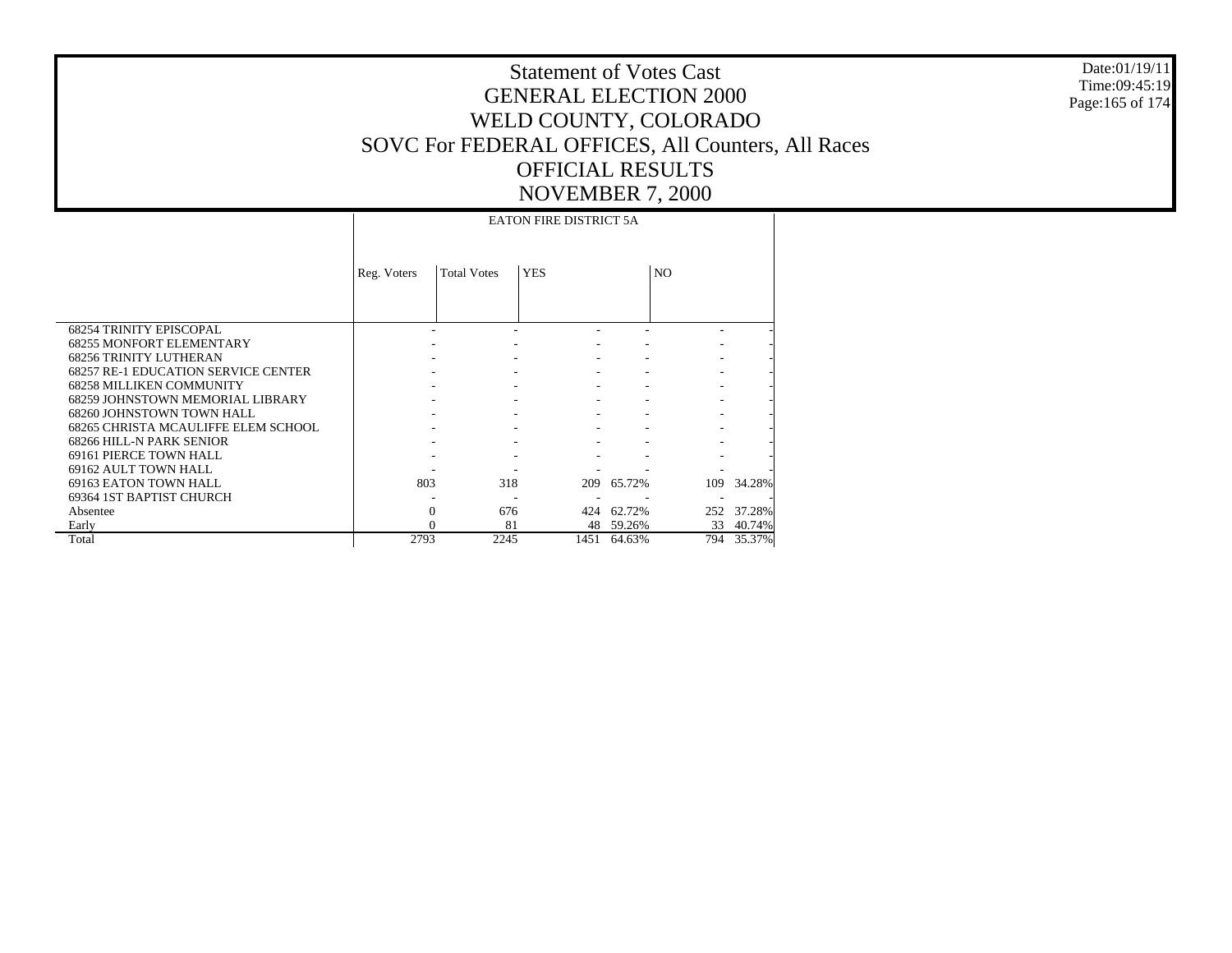# Statement of Votes Cast
## GENERAL ELECTION 2000
## WELD COUNTY, COLORADO
## SOVC For FEDERAL OFFICES, All Counters, All Races
## OFFICIAL RESULTS
## NOVEMBER 7, 2000

Date:01/19/11
Time:09:45:19

| | EATON FIRE DISTRICT 5A | | | | | |
|---|---|---|---|---|---|---|
| | Reg. Voters | Total Votes | YES | | NO | |
| 68254 TRINITY EPISCOPAL | - | - | - | - | - | - |
| 68255 MONFORT ELEMENTARY | - | - | - | - | - | - |
| 68256 TRINITY LUTHERAN | - | - | - | - | - | - |
| 68257 RE-1 EDUCATION SERVICE CENTER | - | - | - | - | - | - |
| 68258 MILLIKEN COMMUNITY | - | - | - | - | - | - |
| 68259 JOHNSTOWN MEMORIAL LIBRARY | - | - | - | - | - | - |
| 68260 JOHNSTOWN TOWN HALL | - | - | - | - | - | - |
| 68265 CHRISTA MCAULIFFE ELEM SCHOOL | - | - | - | - | - | - |
| 68266 HILL-N PARK SENIOR | - | - | - | - | - | - |
| 69161 PIERCE TOWN HALL | - | - | - | - | - | - |
| 69162 AULT TOWN HALL | - | - | - | - | - | - |
| 69163 EATON TOWN HALL | 803 | 318 | 209 | 65.72% | 109 | 34.28% |
| 69364 1ST BAPTIST CHURCH | - | - | - | - | - | - |
| Absentee | 0 | 676 | 424 | 62.72% | 252 | 37.28% |
| Early | 0 | 81 | 48 | 59.26% | 33 | 40.74% |
| Total | 2793 | 2245 | 1451 | 64.63% | 794 | 35.37% |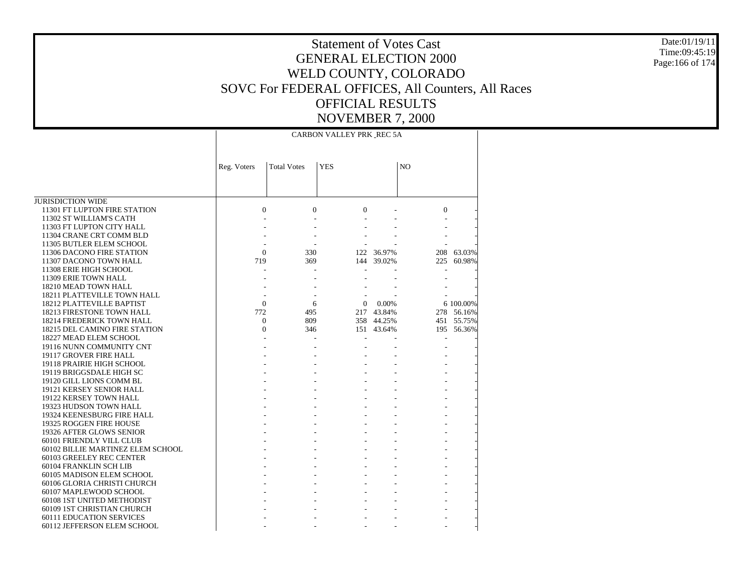# Statement of Votes Cast
## GENERAL ELECTION 2000
## WELD COUNTY, COLORADO
## SOVC For FEDERAL OFFICES, All Counters, All Races
## OFFICIAL RESULTS
## NOVEMBER 7, 2000

Date:01/19/11
Time:09:45:19

| | CARBON VALLEY PRK REC 5A | | | | | |
|---|---|---|---|---|---|---|
| | Reg. Voters | Total Votes | YES | | NO | |
| JURISDICTION WIDE | | | | | | |
| 11301 FT LUPTON FIRE STATION | 0 | 0 | 0 | - | 0 | - |
| 11302 ST WILLIAM'S CATH | - | - | - | - | - | - |
| 11303 FT LUPTON CITY HALL | - | - | - | - | - | - |
| 11304 CRANE CRT COMM BLD | - | - | - | - | - | - |
| 11305 BUTLER ELEM SCHOOL | - | - | - | - | - | - |
| 11306 DACONO FIRE STATION | 0 | 330 | 122 | 36.97% | 208 | 63.03% |
| 11307 DACONO TOWN HALL | 719 | 369 | 144 | 39.02% | 225 | 60.98% |
| 11308 ERIE HIGH SCHOOL | - | - | - | - | - | - |
| 11309 ERIE TOWN HALL | - | - | - | - | - | - |
| 18210 MEAD TOWN HALL | - | - | - | - | - | - |
| 18211 PLATTEVILLE TOWN HALL | - | - | - | - | - | - |
| 18212 PLATTEVILLE BAPTIST | 0 | 6 | 0 | 0.00% | 6 | 100.00% |
| 18213 FIRESTONE TOWN HALL | 772 | 495 | 217 | 43.84% | 278 | 56.16% |
| 18214 FREDERICK TOWN HALL | 0 | 809 | 358 | 44.25% | 451 | 55.75% |
| 18215 DEL CAMINO FIRE STATION | 0 | 346 | 151 | 43.64% | 195 | 56.36% |
| 18227 MEAD ELEM SCHOOL | - | - | - | - | - | - |
| 19116 NUNN COMMUNITY CNT | - | - | - | - | - | - |
| 19117 GROVER FIRE HALL | - | - | - | - | - | - |
| 19118 PRAIRIE HIGH SCHOOL | - | - | - | - | - | - |
| 19119 BRIGGSDALE HIGH SC | - | - | - | - | - | - |
| 19120 GILL LIONS COMM BL | - | - | - | - | - | - |
| 19121 KERSEY SENIOR HALL | - | - | - | - | - | - |
| 19122 KERSEY TOWN HALL | - | - | - | - | - | - |
| 19323 HUDSON TOWN HALL | - | - | - | - | - | - |
| 19324 KEENESBURG FIRE HALL | - | - | - | - | - | - |
| 19325 ROGGEN FIRE HOUSE | - | - | - | - | - | - |
| 19326 AFTER GLOWS SENIOR | - | - | - | - | - | - |
| 60101 FRIENDLY VILL CLUB | - | - | - | - | - | - |
| 60102 BILLIE MARTINEZ ELEM SCHOOL | - | - | - | - | - | - |
| 60103 GREELEY REC CENTER | - | - | - | - | - | - |
| 60104 FRANKLIN SCH LIB | - | - | - | - | - | - |
| 60105 MADISON ELEM SCHOOL | - | - | - | - | - | - |
| 60106 GLORIA CHRISTI CHURCH | - | - | - | - | - | - |
| 60107 MAPLEWOOD SCHOOL | - | - | - | - | - | - |
| 60108 1ST UNITED METHODIST | - | - | - | - | - | - |
| 60109 1ST CHRISTIAN CHURCH | - | - | - | - | - | - |
| 60111 EDUCATION SERVICES | - | - | - | - | - | - |
| 60112 JEFFERSON ELEM SCHOOL | - | - | - | - | - | - |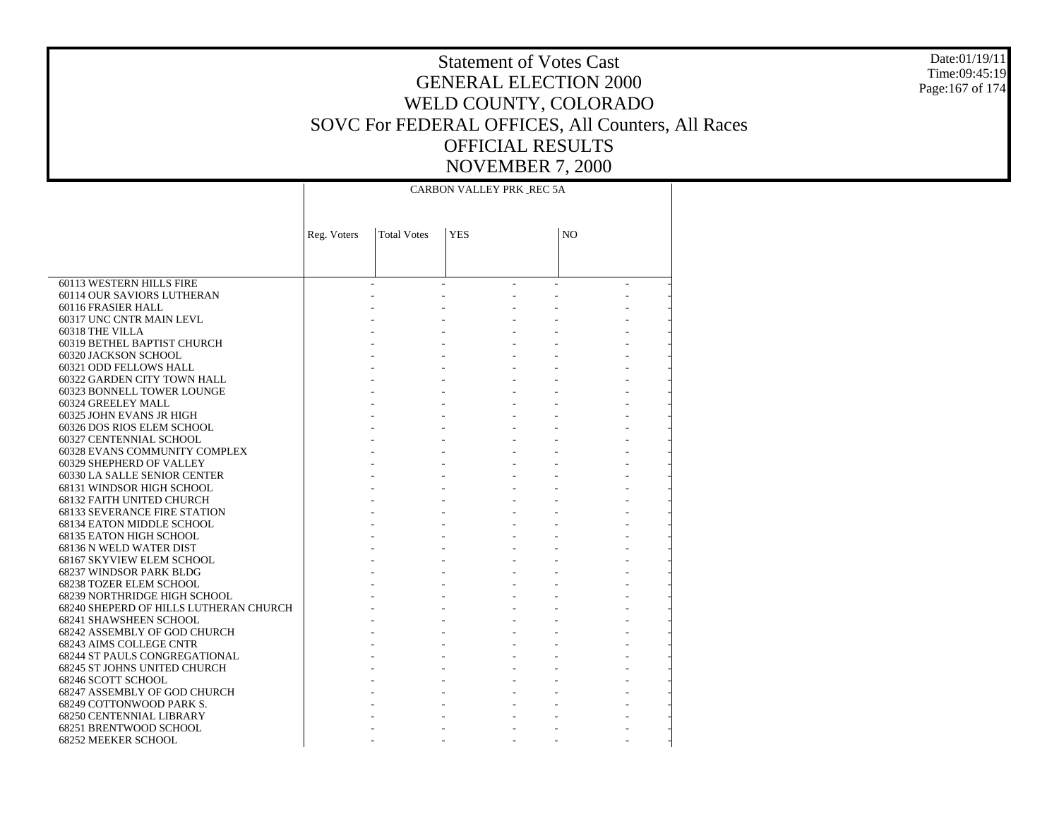# Statement of Votes Cast
## GENERAL ELECTION 2000
## WELD COUNTY, COLORADO
## SOVC For FEDERAL OFFICES, All Counters, All Races
## OFFICIAL RESULTS
## NOVEMBER 7, 2000

| | CARBON VALLEY PRK _REC 5A | | | | | |
|---|---|---|---|---|---|---|
| | Reg. Voters | Total Votes | YES | | NO | |
| 60113 WESTERN HILLS FIRE | - | - | - | - | - | - |
| 60114 OUR SAVIORS LUTHERAN | - | - | - | - | - | - |
| 60116 FRASIER HALL | - | - | - | - | - | - |
| 60317 UNC CNTR MAIN LEVL | - | - | - | - | - | - |
| 60318 THE VILLA | - | - | - | - | - | - |
| 60319 BETHEL BAPTIST CHURCH | - | - | - | - | - | - |
| 60320 JACKSON SCHOOL | - | - | - | - | - | - |
| 60321 ODD FELLOWS HALL | - | - | - | - | - | - |
| 60322 GARDEN CITY TOWN HALL | - | - | - | - | - | - |
| 60323 BONNELL TOWER LOUNGE | - | - | - | - | - | - |
| 60324 GREELEY MALL | - | - | - | - | - | - |
| 60325 JOHN EVANS JR HIGH | - | - | - | - | - | - |
| 60326 DOS RIOS ELEM SCHOOL | - | - | - | - | - | - |
| 60327 CENTENNIAL SCHOOL | - | - | - | - | - | - |
| 60328 EVANS COMMUNITY COMPLEX | - | - | - | - | - | - |
| 60329 SHEPHERD OF VALLEY | - | - | - | - | - | - |
| 60330 LA SALLE SENIOR CENTER | - | - | - | - | - | - |
| 68131 WINDSOR HIGH SCHOOL | - | - | - | - | - | - |
| 68132 FAITH UNITED CHURCH | - | - | - | - | - | - |
| 68133 SEVERANCE FIRE STATION | - | - | - | - | - | - |
| 68134 EATON MIDDLE SCHOOL | - | - | - | - | - | - |
| 68135 EATON HIGH SCHOOL | - | - | - | - | - | - |
| 68136 N WELD WATER DIST | - | - | - | - | - | - |
| 68167 SKYVIEW ELEM SCHOOL | - | - | - | - | - | - |
| 68237 WINDSOR PARK BLDG | - | - | - | - | - | - |
| 68238 TOZER ELEM SCHOOL | - | - | - | - | - | - |
| 68239 NORTHRIDGE HIGH SCHOOL | - | - | - | - | - | - |
| 68240 SHEPERD OF HILLS LUTHERAN CHURCH | - | - | - | - | - | - |
| 68241 SHAWSHEEN SCHOOL | - | - | - | - | - | - |
| 68242 ASSEMBLY OF GOD CHURCH | - | - | - | - | - | - |
| 68243 AIMS COLLEGE CNTR | - | - | - | - | - | - |
| 68244 ST PAULS CONGREGATIONAL | - | - | - | - | - | - |
| 68245 ST JOHNS UNITED CHURCH | - | - | - | - | - | - |
| 68246 SCOTT SCHOOL | - | - | - | - | - | - |
| 68247 ASSEMBLY OF GOD CHURCH | - | - | - | - | - | - |
| 68249 COTTONWOOD PARK S. | - | - | - | - | - | - |
| 68250 CENTENNIAL LIBRARY | - | - | - | - | - | - |
| 68251 BRENTWOOD SCHOOL | - | - | - | - | - | - |
| 68252 MEEKER SCHOOL | - | - | - | - | - | - |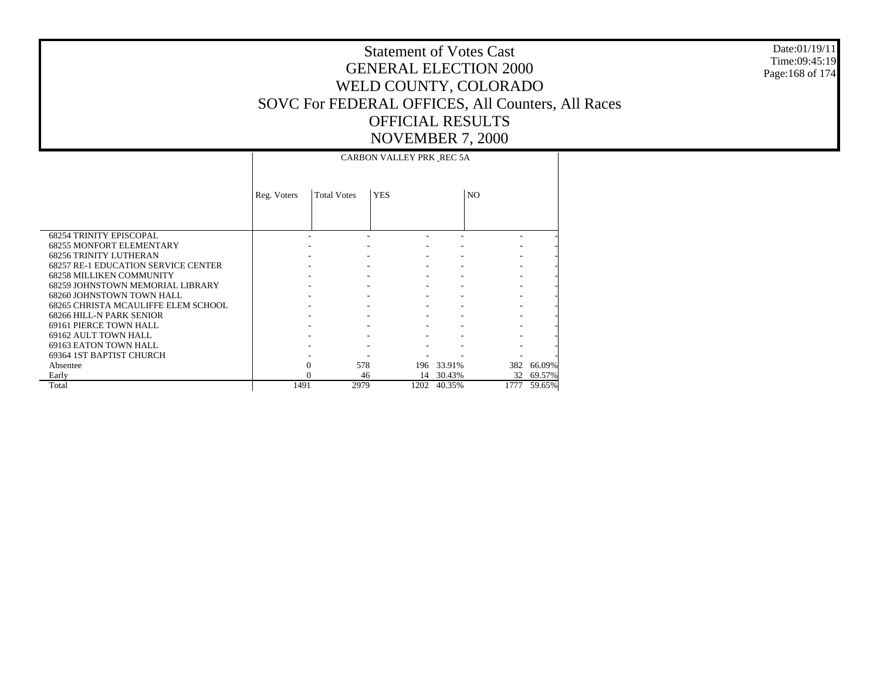# Statement of Votes Cast
# GENERAL ELECTION 2000
# WELD COUNTY, COLORADO
# SOVC For FEDERAL OFFICES, All Counters, All Races
# OFFICIAL RESULTS
# NOVEMBER 7, 2000

Date:01/19/11
Time:09:45:19

| | CARBON VALLEY PRK_REC 5A | | | | | |
|---|---|---|---|---|---|---|
| | Reg. Voters | Total Votes | YES | | NO | |
| 68254 TRINITY EPISCOPAL | - | - | - | - | - | - |
| 68255 MONFORT ELEMENTARY | - | - | - | - | - | - |
| 68256 TRINITY LUTHERAN | - | - | - | - | - | - |
| 68257 RE-1 EDUCATION SERVICE CENTER | - | - | - | - | - | - |
| 68258 MILLIKEN COMMUNITY | - | - | - | - | - | - |
| 68259 JOHNSTOWN MEMORIAL LIBRARY | - | - | - | - | - | - |
| 68260 JOHNSTOWN TOWN HALL | - | - | - | - | - | - |
| 68265 CHRISTA MCAULIFFE ELEM SCHOOL | - | - | - | - | - | - |
| 68266 HILL-N PARK SENIOR | - | - | - | - | - | - |
| 69161 PIERCE TOWN HALL | - | - | - | - | - | - |
| 69162 AULT TOWN HALL | - | - | - | - | - | - |
| 69163 EATON TOWN HALL | - | - | - | - | - | - |
| 69364 1ST BAPTIST CHURCH | - | - | - | - | - | - |
| Absentee | 0 | 578 | 196 | 33.91% | 382 | 66.09% |
| Early | 0 | 46 | 14 | 30.43% | 32 | 69.57% |
| Total | 1491 | 2979 | 1202 | 40.35% | 1777 | 59.65% |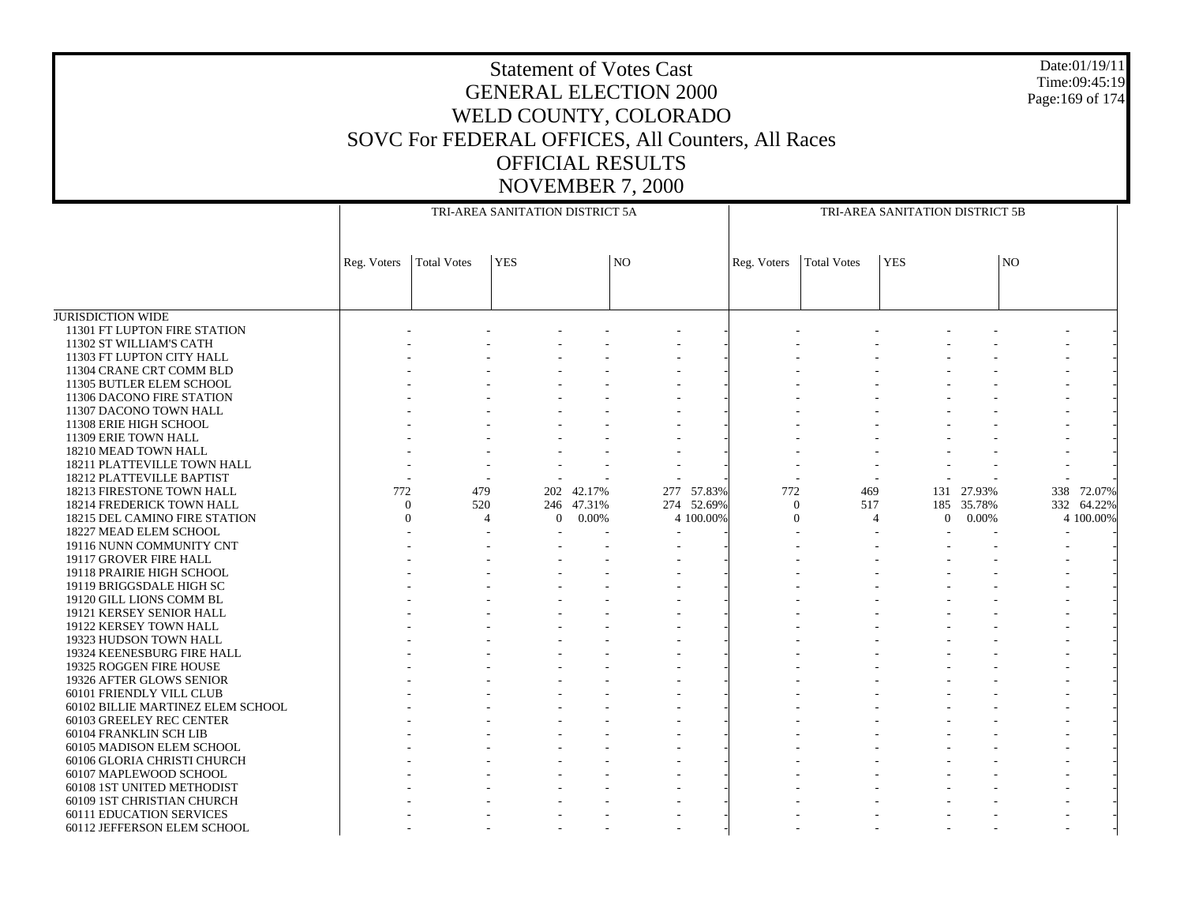# Statement of Votes Cast
## GENERAL ELECTION 2000
## WELD COUNTY, COLORADO
## SOVC For FEDERAL OFFICES, All Counters, All Races
## OFFICIAL RESULTS
## NOVEMBER 7, 2000

Date:01/19/11
Time:09:45:19

| | TRI-AREA SANITATION DISTRICT 5A | | | | | | TRI-AREA SANITATION DISTRICT 5B | | | | | |
|---|---|---|---|---|---|---|---|---|---|---|---|---|
| | Reg. Voters | Total Votes | YES | | NO | | Reg. Voters | Total Votes | YES | | NO | |
| JURISDICTION WIDE | | | | | | | | | | | | |
| 11301 FT LUPTON FIRE STATION | - | - | - | - | - | - | - | - | - | - | - | - |
| 11302 ST WILLIAM'S CATH | - | - | - | - | - | - | - | - | - | - | - | - |
| 11303 FT LUPTON CITY HALL | - | - | - | - | - | - | - | - | - | - | - | - |
| 11304 CRANE CRT COMM BLD | - | - | - | - | - | - | - | - | - | - | - | - |
| 11305 BUTLER ELEM SCHOOL | - | - | - | - | - | - | - | - | - | - | - | - |
| 11306 DACONO FIRE STATION | - | - | - | - | - | - | - | - | - | - | - | - |
| 11307 DACONO TOWN HALL | - | - | - | - | - | - | - | - | - | - | - | - |
| 11308 ERIE HIGH SCHOOL | - | - | - | - | - | - | - | - | - | - | - | - |
| 11309 ERIE TOWN HALL | - | - | - | - | - | - | - | - | - | - | - | - |
| 18210 MEAD TOWN HALL | - | - | - | - | - | - | - | - | - | - | - | - |
| 18211 PLATTEVILLE TOWN HALL | - | - | - | - | - | - | - | - | - | - | - | - |
| 18212 PLATTEVILLE BAPTIST | - | - | - | - | - | - | - | - | - | - | - | - |
| 18213 FIRESTONE TOWN HALL | 772 | 479 | 202 | 42.17% | 277 | 57.83% | 772 | 469 | 131 | 27.93% | 338 | 72.07% |
| 18214 FREDERICK TOWN HALL | 0 | 520 | 246 | 47.31% | 274 | 52.69% | 0 | 517 | 185 | 35.78% | 332 | 64.22% |
| 18215 DEL CAMINO FIRE STATION | 0 | 4 | 0 | 0.00% | 4 | 100.00% | 0 | 4 | 0 | 0.00% | 4 | 100.00% |
| 18227 MEAD ELEM SCHOOL | - | - | - | - | - | - | - | - | - | - | - | - |
| 19116 NUNN COMMUNITY CNT | - | - | - | - | - | - | - | - | - | - | - | - |
| 19117 GROVER FIRE HALL | - | - | - | - | - | - | - | - | - | - | - | - |
| 19118 PRAIRIE HIGH SCHOOL | - | - | - | - | - | - | - | - | - | - | - | - |
| 19119 BRIGGSDALE HIGH SC | - | - | - | - | - | - | - | - | - | - | - | - |
| 19120 GILL LIONS COMM BL | - | - | - | - | - | - | - | - | - | - | - | - |
| 19121 KERSEY SENIOR HALL | - | - | - | - | - | - | - | - | - | - | - | - |
| 19122 KERSEY TOWN HALL | - | - | - | - | - | - | - | - | - | - | - | - |
| 19323 HUDSON TOWN HALL | - | - | - | - | - | - | - | - | - | - | - | - |
| 19324 KEENESBURG FIRE HALL | - | - | - | - | - | - | - | - | - | - | - | - |
| 19325 ROGGEN FIRE HOUSE | - | - | - | - | - | - | - | - | - | - | - | - |
| 19326 AFTER GLOWS SENIOR | - | - | - | - | - | - | - | - | - | - | - | - |
| 60101 FRIENDLY VILL CLUB | - | - | - | - | - | - | - | - | - | - | - | - |
| 60102 BILLIE MARTINEZ ELEM SCHOOL | - | - | - | - | - | - | - | - | - | - | - | - |
| 60103 GREELEY REC CENTER | - | - | - | - | - | - | - | - | - | - | - | - |
| 60104 FRANKLIN SCH LIB | - | - | - | - | - | - | - | - | - | - | - | - |
| 60105 MADISON ELEM SCHOOL | - | - | - | - | - | - | - | - | - | - | - | - |
| 60106 GLORIA CHRISTI CHURCH | - | - | - | - | - | - | - | - | - | - | - | - |
| 60107 MAPLEWOOD SCHOOL | - | - | - | - | - | - | - | - | - | - | - | - |
| 60108 1ST UNITED METHODIST | - | - | - | - | - | - | - | - | - | - | - | - |
| 60109 1ST CHRISTIAN CHURCH | - | - | - | - | - | - | - | - | - | - | - | - |
| 60111 EDUCATION SERVICES | - | - | - | - | - | - | - | - | - | - | - | - |
| 60112 JEFFERSON ELEM SCHOOL | - | - | - | - | - | - | - | - | - | - | - | - |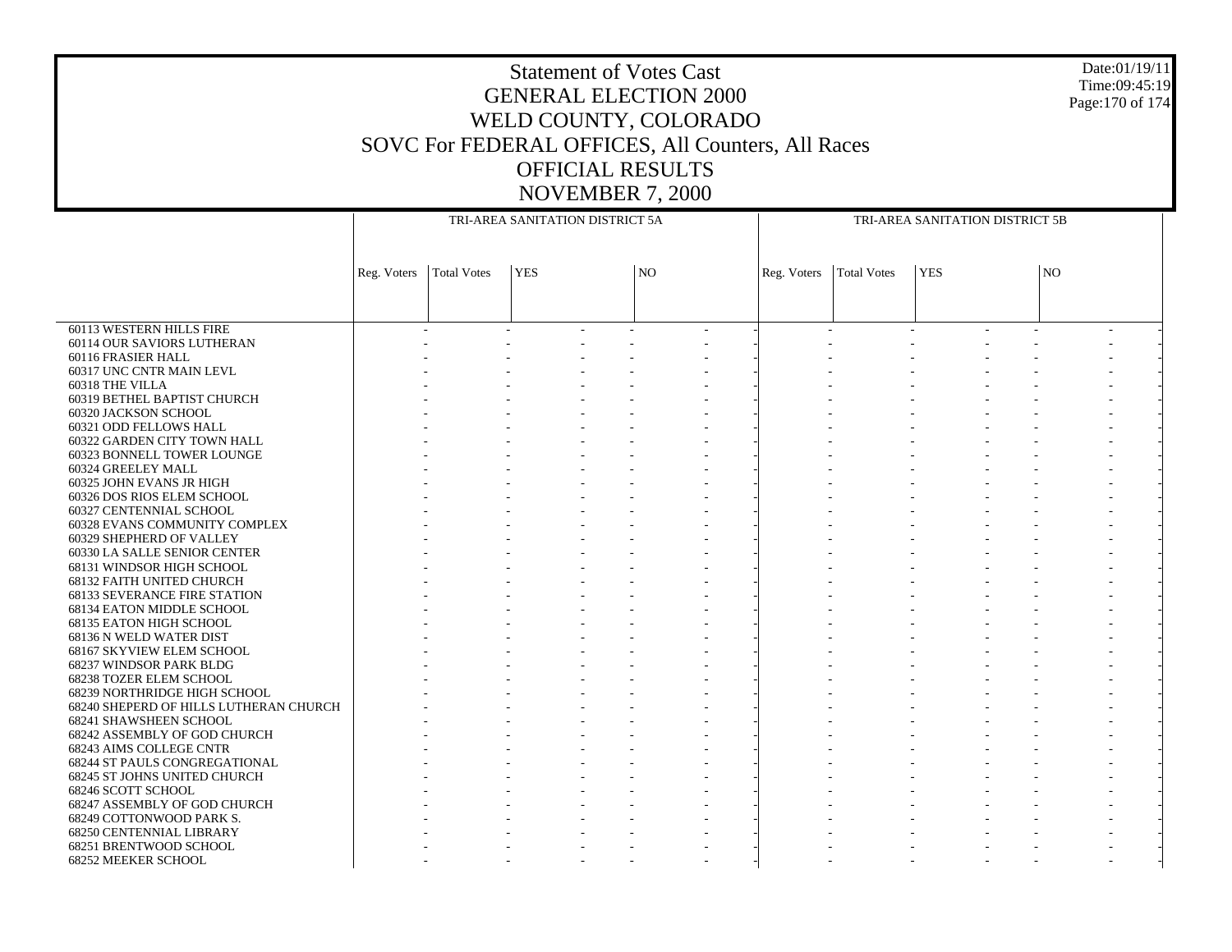# Statement of Votes Cast
## GENERAL ELECTION 2000
## WELD COUNTY, COLORADO
## SOVC For FEDERAL OFFICES, All Counters, All Races
## OFFICIAL RESULTS
## NOVEMBER 7, 2000

Date:01/19/11
Time:09:45:19

| | TRI-AREA SANITATION DISTRICT 5A | | | | | | TRI-AREA SANITATION DISTRICT 5B | | | | | |
|---|---|---|---|---|---|---|---|---|---|---|---|---|
| | Reg. Voters | Total Votes | YES | | NO | | Reg. Voters | Total Votes | YES | | NO | |
| 60113 WESTERN HILLS FIRE | - | - | - | - | - | - | - | - | - | - | - | - |
| 60114 OUR SAVIORS LUTHERAN | - | - | - | - | - | - | - | - | - | - | - | - |
| 60116 FRASIER HALL | - | - | - | - | - | - | - | - | - | - | - | - |
| 60317 UNC CNTR MAIN LEVL | - | - | - | - | - | - | - | - | - | - | - | - |
| 60318 THE VILLA | - | - | - | - | - | - | - | - | - | - | - | - |
| 60319 BETHEL BAPTIST CHURCH | - | - | - | - | - | - | - | - | - | - | - | - |
| 60320 JACKSON SCHOOL | - | - | - | - | - | - | - | - | - | - | - | - |
| 60321 ODD FELLOWS HALL | - | - | - | - | - | - | - | - | - | - | - | - |
| 60322 GARDEN CITY TOWN HALL | - | - | - | - | - | - | - | - | - | - | - | - |
| 60323 BONNELL TOWER LOUNGE | - | - | - | - | - | - | - | - | - | - | - | - |
| 60324 GREELEY MALL | - | - | - | - | - | - | - | - | - | - | - | - |
| 60325 JOHN EVANS JR HIGH | - | - | - | - | - | - | - | - | - | - | - | - |
| 60326 DOS RIOS ELEM SCHOOL | - | - | - | - | - | - | - | - | - | - | - | - |
| 60327 CENTENNIAL SCHOOL | - | - | - | - | - | - | - | - | - | - | - | - |
| 60328 EVANS COMMUNITY COMPLEX | - | - | - | - | - | - | - | - | - | - | - | - |
| 60329 SHEPHERD OF VALLEY | - | - | - | - | - | - | - | - | - | - | - | - |
| 60330 LA SALLE SENIOR CENTER | - | - | - | - | - | - | - | - | - | - | - | - |
| 68131 WINDSOR HIGH SCHOOL | - | - | - | - | - | - | - | - | - | - | - | - |
| 68132 FAITH UNITED CHURCH | - | - | - | - | - | - | - | - | - | - | - | - |
| 68133 SEVERANCE FIRE STATION | - | - | - | - | - | - | - | - | - | - | - | - |
| 68134 EATON MIDDLE SCHOOL | - | - | - | - | - | - | - | - | - | - | - | - |
| 68135 EATON HIGH SCHOOL | - | - | - | - | - | - | - | - | - | - | - | - |
| 68136 N WELD WATER DIST | - | - | - | - | - | - | - | - | - | - | - | - |
| 68167 SKYVIEW ELEM SCHOOL | - | - | - | - | - | - | - | - | - | - | - | - |
| 68237 WINDSOR PARK BLDG | - | - | - | - | - | - | - | - | - | - | - | - |
| 68238 TOZER ELEM SCHOOL | - | - | - | - | - | - | - | - | - | - | - | - |
| 68239 NORTHRIDGE HIGH SCHOOL | - | - | - | - | - | - | - | - | - | - | - | - |
| 68240 SHEPERD OF HILLS LUTHERAN CHURCH | - | - | - | - | - | - | - | - | - | - | - | - |
| 68241 SHAWSHEEN SCHOOL | - | - | - | - | - | - | - | - | - | - | - | - |
| 68242 ASSEMBLY OF GOD CHURCH | - | - | - | - | - | - | - | - | - | - | - | - |
| 68243 AIMS COLLEGE CNTR | - | - | - | - | - | - | - | - | - | - | - | - |
| 68244 ST PAULS CONGREGATIONAL | - | - | - | - | - | - | - | - | - | - | - | - |
| 68245 ST JOHNS UNITED CHURCH | - | - | - | - | - | - | - | - | - | - | - | - |
| 68246 SCOTT SCHOOL | - | - | - | - | - | - | - | - | - | - | - | - |
| 68247 ASSEMBLY OF GOD CHURCH | - | - | - | - | - | - | - | - | - | - | - | - |
| 68249 COTTONWOOD PARK S. | - | - | - | - | - | - | - | - | - | - | - | - |
| 68250 CENTENNIAL LIBRARY | - | - | - | - | - | - | - | - | - | - | - | - |
| 68251 BRENTWOOD SCHOOL | - | - | - | - | - | - | - | - | - | - | - | - |
| 68252 MEEKER SCHOOL | - | - | - | - | - | - | - | - | - | - | - | - |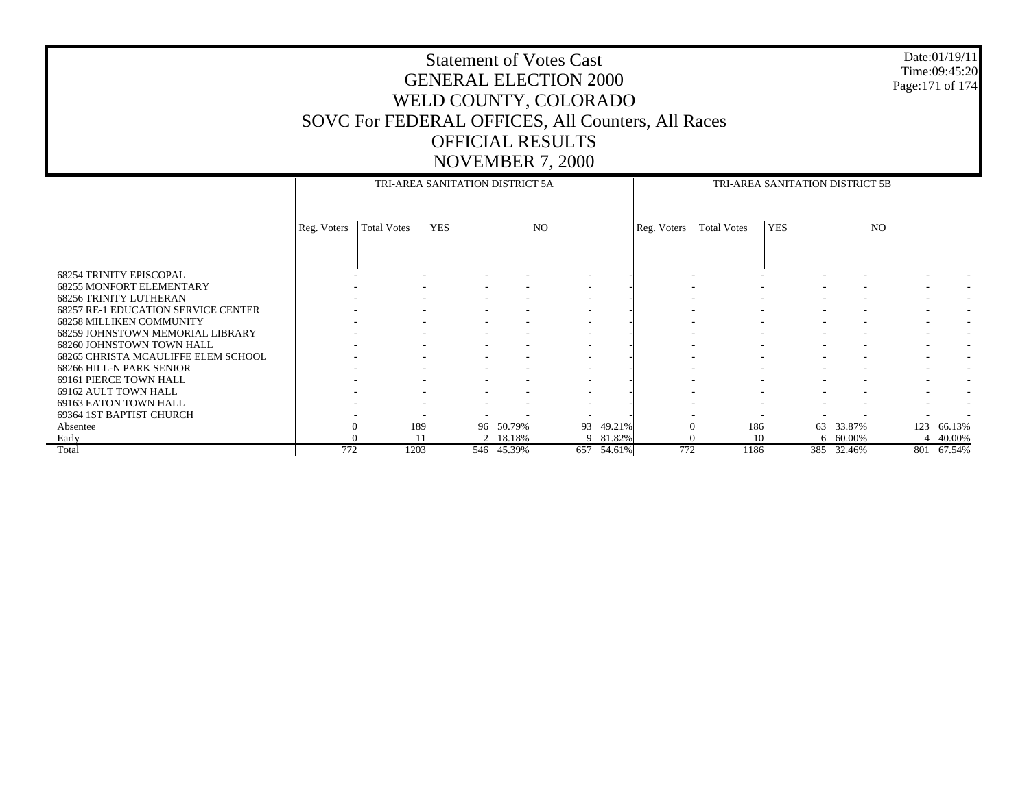# Statement of Votes Cast
## GENERAL ELECTION 2000
## WELD COUNTY, COLORADO
## SOVC For FEDERAL OFFICES, All Counters, All Races
## OFFICIAL RESULTS
## NOVEMBER 7, 2000

Date:01/19/11
Time:09:45:20

| | TRI-AREA SANITATION DISTRICT 5A | | | | | | TRI-AREA SANITATION DISTRICT 5B | | | | | |
|---|---|---|---|---|---|---|---|---|---|---|---|---|
| | Reg. Voters | Total Votes | YES | | NO | | Reg. Voters | Total Votes | YES | | NO | |
| 68254 TRINITY EPISCOPAL | - | - | - | - | - | - | - | - | - | - | - | - |
| 68255 MONFORT ELEMENTARY | - | - | - | - | - | - | - | - | - | - | - | - |
| 68256 TRINITY LUTHERAN | - | - | - | - | - | - | - | - | - | - | - | - |
| 68257 RE-1 EDUCATION SERVICE CENTER | - | - | - | - | - | - | - | - | - | - | - | - |
| 68258 MILLIKEN COMMUNITY | - | - | - | - | - | - | - | - | - | - | - | - |
| 68259 JOHNSTOWN MEMORIAL LIBRARY | - | - | - | - | - | - | - | - | - | - | - | - |
| 68260 JOHNSTOWN TOWN HALL | - | - | - | - | - | - | - | - | - | - | - | - |
| 68265 CHRISTA MCAULIFFE ELEM SCHOOL | - | - | - | - | - | - | - | - | - | - | - | - |
| 68266 HILL-N PARK SENIOR | - | - | - | - | - | - | - | - | - | - | - | - |
| 69161 PIERCE TOWN HALL | - | - | - | - | - | - | - | - | - | - | - | - |
| 69162 AULT TOWN HALL | - | - | - | - | - | - | - | - | - | - | - | - |
| 69163 EATON TOWN HALL | - | - | - | - | - | - | - | - | - | - | - | - |
| 69364 1ST BAPTIST CHURCH | - | - | - | - | - | - | - | - | - | - | - | - |
| Absentee | 0 | 189 | 96 | 50.79% | 93 | 49.21% | 0 | 186 | 63 | 33.87% | 123 | 66.13% |
| Early | 0 | 11 | 2 | 18.18% | 9 | 81.82% | 0 | 10 | 6 | 60.00% | 4 | 40.00% |
| Total | 772 | 1203 | 546 | 45.39% | 657 | 54.61% | 772 | 1186 | 385 | 32.46% | 801 | 67.54% |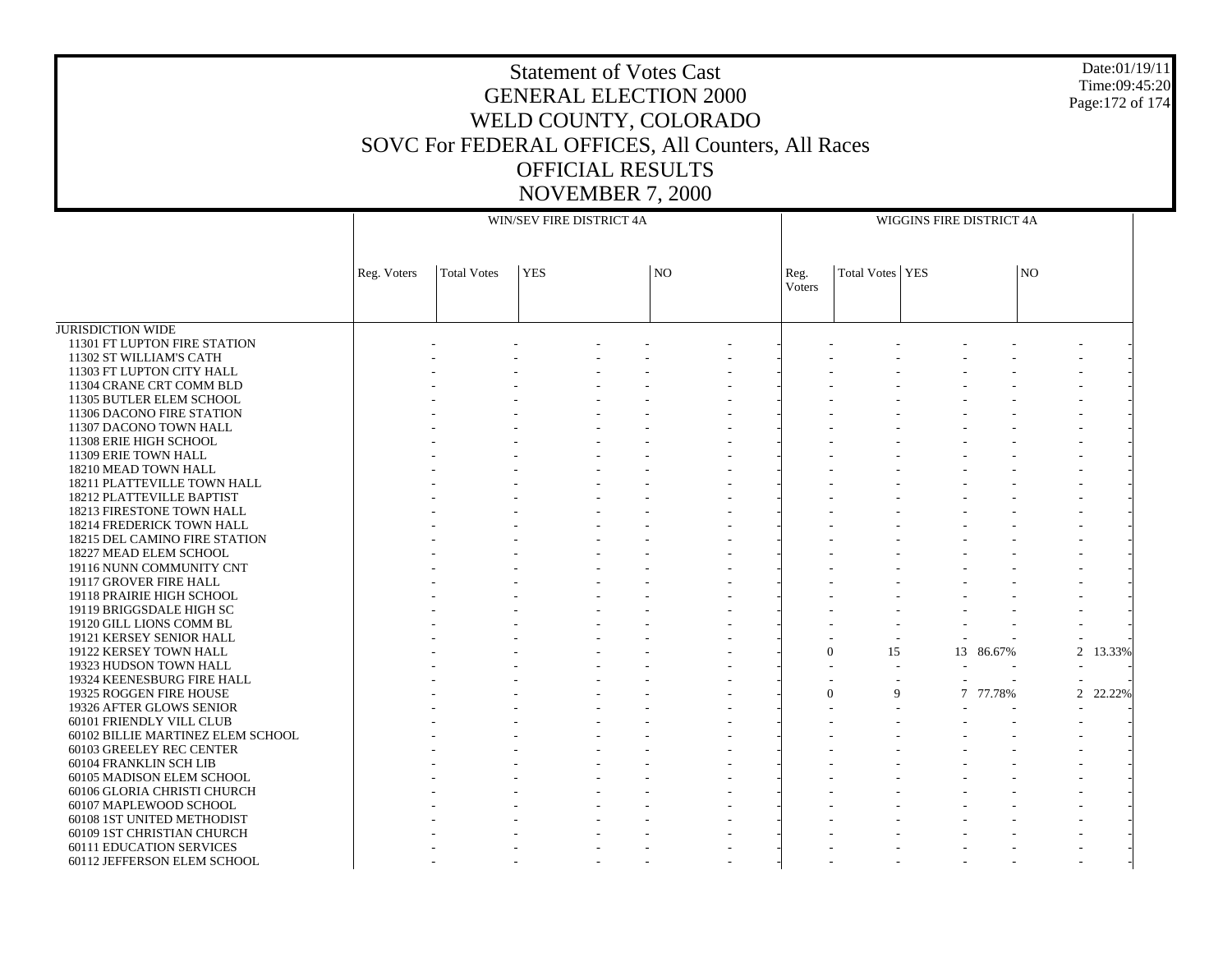# Statement of Votes Cast
# GENERAL ELECTION 2000
# WELD COUNTY, COLORADO
# SOVC For FEDERAL OFFICES, All Counters, All Races
# OFFICIAL RESULTS
# NOVEMBER 7, 2000

Date:01/19/11
Time:09:45:20

| | WIN/SEV FIRE DISTRICT 4A | | | | | | WIGGINS FIRE DISTRICT 4A | | | | | |
|---|---|---|---|---|---|---|---|---|---|---|---|---|
| | Reg. Voters | Total Votes | YES | | NO | | Reg. Voters | Total Votes | YES | | NO | |
| JURISDICTION WIDE | | | | | | | | | | | | |
| 11301 FT LUPTON FIRE STATION | - | - | - | - | - | - | - | - | - | - | - | - |
| 11302 ST WILLIAM'S CATH | - | - | - | - | - | - | - | - | - | - | - | - |
| 11303 FT LUPTON CITY HALL | - | - | - | - | - | - | - | - | - | - | - | - |
| 11304 CRANE CRT COMM BLD | - | - | - | - | - | - | - | - | - | - | - | - |
| 11305 BUTLER ELEM SCHOOL | - | - | - | - | - | - | - | - | - | - | - | - |
| 11306 DACONO FIRE STATION | - | - | - | - | - | - | - | - | - | - | - | - |
| 11307 DACONO TOWN HALL | - | - | - | - | - | - | - | - | - | - | - | - |
| 11308 ERIE HIGH SCHOOL | - | - | - | - | - | - | - | - | - | - | - | - |
| 11309 ERIE TOWN HALL | - | - | - | - | - | - | - | - | - | - | - | - |
| 18210 MEAD TOWN HALL | - | - | - | - | - | - | - | - | - | - | - | - |
| 18211 PLATTEVILLE TOWN HALL | - | - | - | - | - | - | - | - | - | - | - | - |
| 18212 PLATTEVILLE BAPTIST | - | - | - | - | - | - | - | - | - | - | - | - |
| 18213 FIRESTONE TOWN HALL | - | - | - | - | - | - | - | - | - | - | - | - |
| 18214 FREDERICK TOWN HALL | - | - | - | - | - | - | - | - | - | - | - | - |
| 18215 DEL CAMINO FIRE STATION | - | - | - | - | - | - | - | - | - | - | - | - |
| 18227 MEAD ELEM SCHOOL | - | - | - | - | - | - | - | - | - | - | - | - |
| 19116 NUNN COMMUNITY CNT | - | - | - | - | - | - | - | - | - | - | - | - |
| 19117 GROVER FIRE HALL | - | - | - | - | - | - | - | - | - | - | - | - |
| 19118 PRAIRIE HIGH SCHOOL | - | - | - | - | - | - | - | - | - | - | - | - |
| 19119 BRIGGSDALE HIGH SC | - | - | - | - | - | - | - | - | - | - | - | - |
| 19120 GILL LIONS COMM BL | - | - | - | - | - | - | - | - | - | - | - | - |
| 19121 KERSEY SENIOR HALL | - | - | - | - | - | - | - | - | - | - | - | - |
| 19122 KERSEY TOWN HALL | - | - | - | - | - | - | 0 | 15 | 13 | 86.67% | 2 | 13.33% |
| 19323 HUDSON TOWN HALL | - | - | - | - | - | - | - | - | - | - | - | - |
| 19324 KEENESBURG FIRE HALL | - | - | - | - | - | - | - | - | - | - | - | - |
| 19325 ROGGEN FIRE HOUSE | - | - | - | - | - | - | 0 | 9 | 7 | 77.78% | 2 | 22.22% |
| 19326 AFTER GLOWS SENIOR | - | - | - | - | - | - | - | - | - | - | - | - |
| 60101 FRIENDLY VILL CLUB | - | - | - | - | - | - | - | - | - | - | - | - |
| 60102 BILLIE MARTINEZ ELEM SCHOOL | - | - | - | - | - | - | - | - | - | - | - | - |
| 60103 GREELEY REC CENTER | - | - | - | - | - | - | - | - | - | - | - | - |
| 60104 FRANKLIN SCH LIB | - | - | - | - | - | - | - | - | - | - | - | - |
| 60105 MADISON ELEM SCHOOL | - | - | - | - | - | - | - | - | - | - | - | - |
| 60106 GLORIA CHRISTI CHURCH | - | - | - | - | - | - | - | - | - | - | - | - |
| 60107 MAPLEWOOD SCHOOL | - | - | - | - | - | - | - | - | - | - | - | - |
| 60108 1ST UNITED METHODIST | - | - | - | - | - | - | - | - | - | - | - | - |
| 60109 1ST CHRISTIAN CHURCH | - | - | - | - | - | - | - | - | - | - | - | - |
| 60111 EDUCATION SERVICES | - | - | - | - | - | - | - | - | - | - | - | - |
| 60112 JEFFERSON ELEM SCHOOL | - | - | - | - | - | - | - | - | - | - | - | - |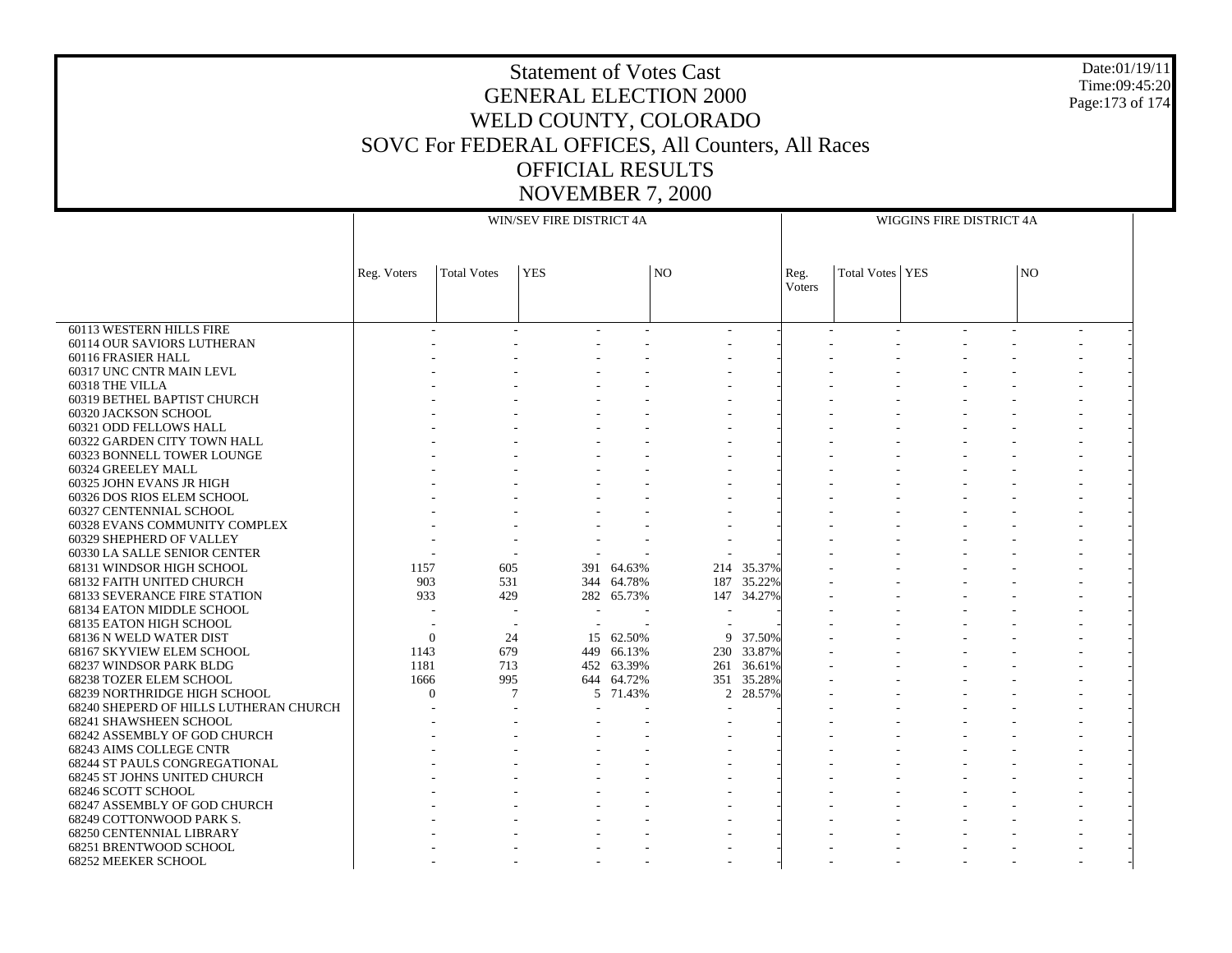# Statement of Votes Cast
# GENERAL ELECTION 2000
# WELD COUNTY, COLORADO
# SOVC For FEDERAL OFFICES, All Counters, All Races
# OFFICIAL RESULTS
# NOVEMBER 7, 2000

Date:01/19/11
Time:09:45:20

| | WIN/SEV FIRE DISTRICT 4A | | | | | | WIGGINS FIRE DISTRICT 4A | | | | | |
|---|---|---|---|---|---|---|---|---|---|---|---|---|
| | Reg. Voters | Total Votes | YES | | NO | | Reg. Voters | Total Votes | YES | | NO | |
| 60113 WESTERN HILLS FIRE | - | - | - | - | - | - | - | - | - | - | - | - |
| 60114 OUR SAVIORS LUTHERAN | - | - | - | - | - | - | - | - | - | - | - | - |
| 60116 FRASIER HALL | - | - | - | - | - | - | - | - | - | - | - | - |
| 60317 UNC CNTR MAIN LEVL | - | - | - | - | - | - | - | - | - | - | - | - |
| 60318 THE VILLA | - | - | - | - | - | - | - | - | - | - | - | - |
| 60319 BETHEL BAPTIST CHURCH | - | - | - | - | - | - | - | - | - | - | - | - |
| 60320 JACKSON SCHOOL | - | - | - | - | - | - | - | - | - | - | - | - |
| 60321 ODD FELLOWS HALL | - | - | - | - | - | - | - | - | - | - | - | - |
| 60322 GARDEN CITY TOWN HALL | - | - | - | - | - | - | - | - | - | - | - | - |
| 60323 BONNELL TOWER LOUNGE | - | - | - | - | - | - | - | - | - | - | - | - |
| 60324 GREELEY MALL | - | - | - | - | - | - | - | - | - | - | - | - |
| 60325 JOHN EVANS JR HIGH | - | - | - | - | - | - | - | - | - | - | - | - |
| 60326 DOS RIOS ELEM SCHOOL | - | - | - | - | - | - | - | - | - | - | - | - |
| 60327 CENTENNIAL SCHOOL | - | - | - | - | - | - | - | - | - | - | - | - |
| 60328 EVANS COMMUNITY COMPLEX | - | - | - | - | - | - | - | - | - | - | - | - |
| 60329 SHEPHERD OF VALLEY | - | - | - | - | - | - | - | - | - | - | - | - |
| 60330 LA SALLE SENIOR CENTER | - | - | - | - | - | - | - | - | - | - | - | - |
| 68131 WINDSOR HIGH SCHOOL | 1157 | 605 | 391 | 64.63% | 214 | 35.37% | - | - | - | - | - | - |
| 68132 FAITH UNITED CHURCH | 903 | 531 | 344 | 64.78% | 187 | 35.22% | - | - | - | - | - | - |
| 68133 SEVERANCE FIRE STATION | 933 | 429 | 282 | 65.73% | 147 | 34.27% | - | - | - | - | - | - |
| 68134 EATON MIDDLE SCHOOL | - | - | - | - | - | - | - | - | - | - | - | - |
| 68135 EATON HIGH SCHOOL | - | - | - | - | - | - | - | - | - | - | - | - |
| 68136 N WELD WATER DIST | 0 | 24 | 15 | 62.50% | 9 | 37.50% | - | - | - | - | - | - |
| 68167 SKYVIEW ELEM SCHOOL | 1143 | 679 | 449 | 66.13% | 230 | 33.87% | - | - | - | - | - | - |
| 68237 WINDSOR PARK BLDG | 1181 | 713 | 452 | 63.39% | 261 | 36.61% | - | - | - | - | - | - |
| 68238 TOZER ELEM SCHOOL | 1666 | 995 | 644 | 64.72% | 351 | 35.28% | - | - | - | - | - | - |
| 68239 NORTHRIDGE HIGH SCHOOL | 0 | 7 | 5 | 71.43% | 2 | 28.57% | - | - | - | - | - | - |
| 68240 SHEPERD OF HILLS LUTHERAN CHURCH | - | - | - | - | - | - | - | - | - | - | - | - |
| 68241 SHAWSHEEN SCHOOL | - | - | - | - | - | - | - | - | - | - | - | - |
| 68242 ASSEMBLY OF GOD CHURCH | - | - | - | - | - | - | - | - | - | - | - | - |
| 68243 AIMS COLLEGE CNTR | - | - | - | - | - | - | - | - | - | - | - | - |
| 68244 ST PAULS CONGREGATIONAL | - | - | - | - | - | - | - | - | - | - | - | - |
| 68245 ST JOHNS UNITED CHURCH | - | - | - | - | - | - | - | - | - | - | - | - |
| 68246 SCOTT SCHOOL | - | - | - | - | - | - | - | - | - | - | - | - |
| 68247 ASSEMBLY OF GOD CHURCH | - | - | - | - | - | - | - | - | - | - | - | - |
| 68249 COTTONWOOD PARK S. | - | - | - | - | - | - | - | - | - | - | - | - |
| 68250 CENTENNIAL LIBRARY | - | - | - | - | - | - | - | - | - | - | - | - |
| 68251 BRENTWOOD SCHOOL | - | - | - | - | - | - | - | - | - | - | - | - |
| 68252 MEEKER SCHOOL | - | - | - | - | - | - | - | - | - | - | - | - |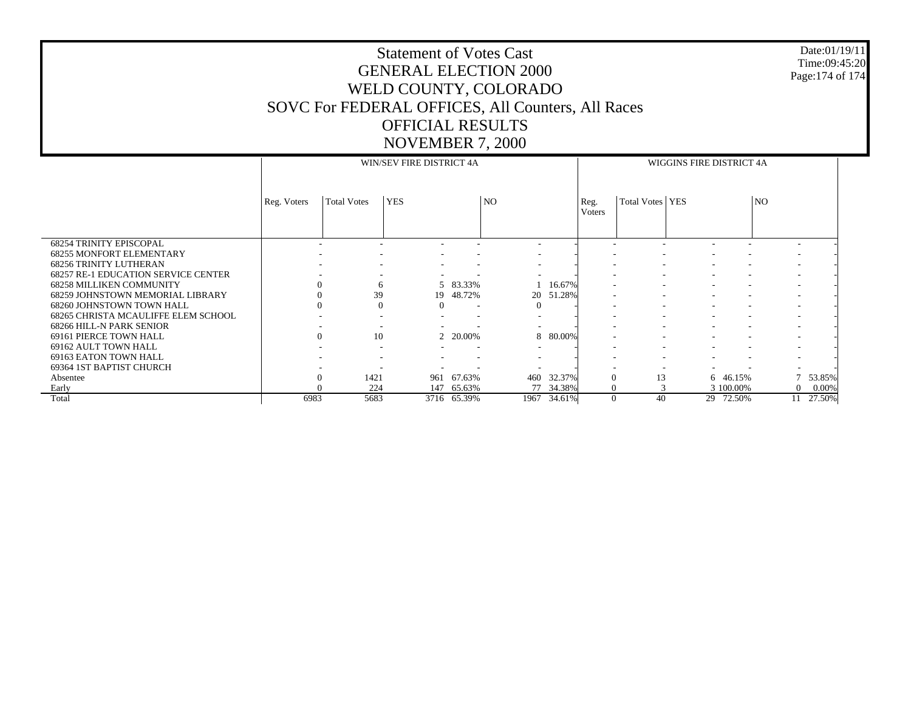# Statement of Votes Cast
## GENERAL ELECTION 2000
## WELD COUNTY, COLORADO
## SOVC For FEDERAL OFFICES, All Counters, All Races
## OFFICIAL RESULTS
## NOVEMBER 7, 2000

Date:01/19/11
Time:09:45:20

| | WIN/SEV FIRE DISTRICT 4A | | | | | | WIGGINS FIRE DISTRICT 4A | | | | | |
|---|---|---|---|---|---|---|---|---|---|---|---|---|
| | Reg. Voters | Total Votes | YES | | NO | | Reg. Voters | Total Votes | YES | | NO | |
| 68254 TRINITY EPISCOPAL | - | - | - | - | - | - | - | - | - | - | - | - |
| 68255 MONFORT ELEMENTARY | - | - | - | - | - | - | - | - | - | - | - | - |
| 68256 TRINITY LUTHERAN | - | - | - | - | - | - | - | - | - | - | - | - |
| 68257 RE-1 EDUCATION SERVICE CENTER | - | - | - | - | - | - | - | - | - | - | - | - |
| 68258 MILLIKEN COMMUNITY | 0 | 6 | 5 | 83.33% | 1 | 16.67% | - | - | - | - | - | - |
| 68259 JOHNSTOWN MEMORIAL LIBRARY | 0 | 39 | 19 | 48.72% | 20 | 51.28% | - | - | - | - | - | - |
| 68260 JOHNSTOWN TOWN HALL | 0 | 0 | 0 | - | 0 | - | - | - | - | - | - | - |
| 68265 CHRISTA MCAULIFFE ELEM SCHOOL | - | - | - | - | - | - | - | - | - | - | - | - |
| 68266 HILL-N PARK SENIOR | - | - | - | - | - | - | - | - | - | - | - | - |
| 69161 PIERCE TOWN HALL | 0 | 10 | 2 | 20.00% | 8 | 80.00% | - | - | - | - | - | - |
| 69162 AULT TOWN HALL | - | - | - | - | - | - | - | - | - | - | - | - |
| 69163 EATON TOWN HALL | - | - | - | - | - | - | - | - | - | - | - | - |
| 69364 1ST BAPTIST CHURCH | - | - | - | - | - | - | - | - | - | - | - | - |
| Absentee | 0 | 1421 | 961 | 67.63% | 460 | 32.37% | 0 | 13 | 6 | 46.15% | 7 | 53.85% |
| Early | 0 | 224 | 147 | 65.63% | 77 | 34.38% | 0 | 3 | 3 | 100.00% | 0 | 0.00% |
| Total | 6983 | 5683 | 3716 | 65.39% | 1967 | 34.61% | 0 | 40 | 29 | 72.50% | 11 | 27.50% |